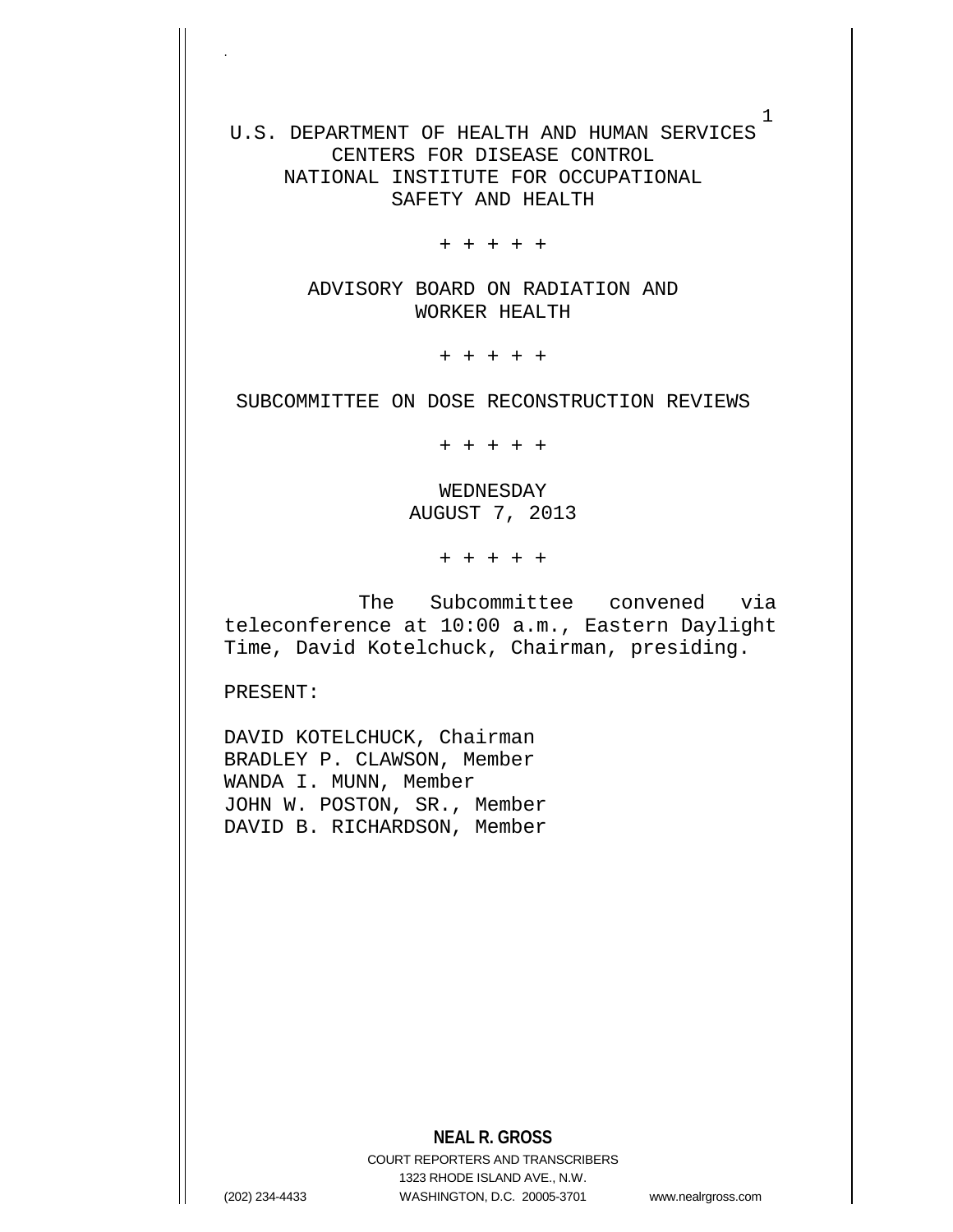U.S. DEPARTMENT OF HEALTH AND HUMAN SERVICES
CENTERS FOR DISEASE CONTROL
NATIONAL INSTITUTE FOR OCCUPATIONAL
SAFETY AND HEALTH

\+ + + + +

ADVISORY BOARD ON RADIATION AND
WORKER HEALTH

\+ + + + +

SUBCOMMITTEE ON DOSE RECONSTRUCTION REVIEWS

\+ + + + +

WEDNESDAY
AUGUST 7, 2013

\+ + + + +

The Subcommittee convened via teleconference at 10:00 a.m., Eastern Daylight Time, David Kotelchuck, Chairman, presiding.

PRESENT:

DAVID KOTELCHUCK, Chairman
BRADLEY P. CLAWSON, Member
WANDA I. MUNN, Member
JOHN W. POSTON, SR., Member
DAVID B. RICHARDSON, Member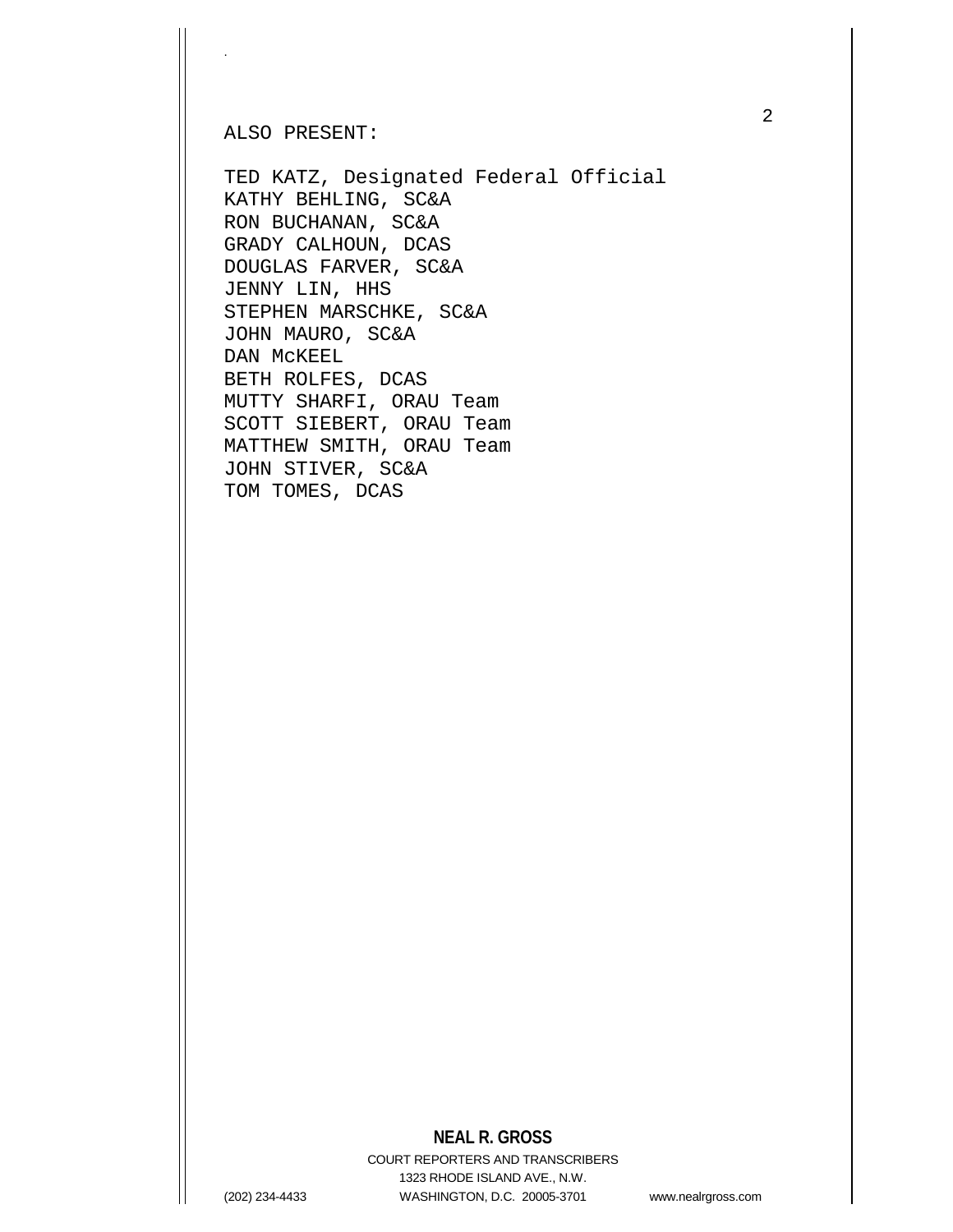ALSO PRESENT:

TED KATZ, Designated Federal Official
KATHY BEHLING, SC&A
RON BUCHANAN, SC&A
GRADY CALHOUN, DCAS
DOUGLAS FARVER, SC&A
JENNY LIN, HHS
STEPHEN MARSCHKE, SC&A
JOHN MAURO, SC&A
DAN McKEEL
BETH ROLFES, DCAS
MUTTY SHARFI, ORAU Team
SCOTT SIEBERT, ORAU Team
MATTHEW SMITH, ORAU Team
JOHN STIVER, SC&A
TOM TOMES, DCAS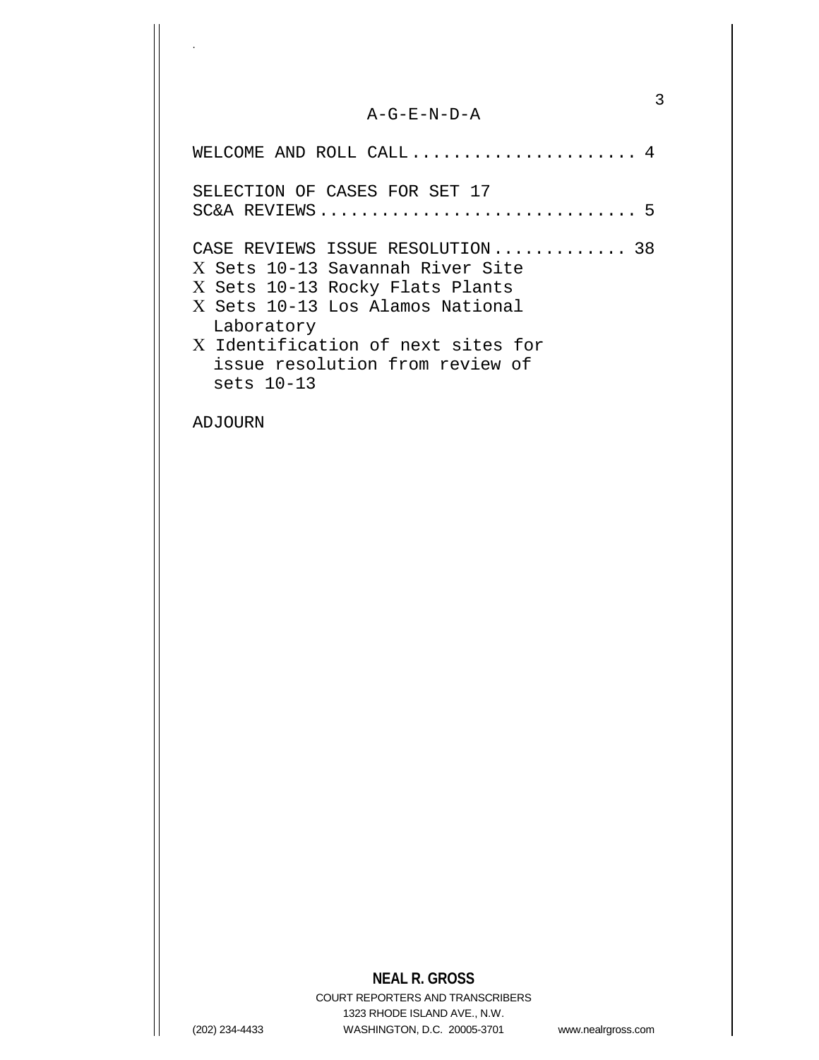# A-G-E-N-D-A

WELCOME AND ROLL CALL ..................... 4

SELECTION OF CASES FOR SET 17 SC&A REVIEWS .............................. 5

CASE REVIEWS ISSUE RESOLUTION ............. 38

- Sets 10-13 Savannah River Site
- Sets 10-13 Rocky Flats Plants
- Sets 10-13 Los Alamos National Laboratory
- Identification of next sites for issue resolution from review of sets 10-13

ADJOURN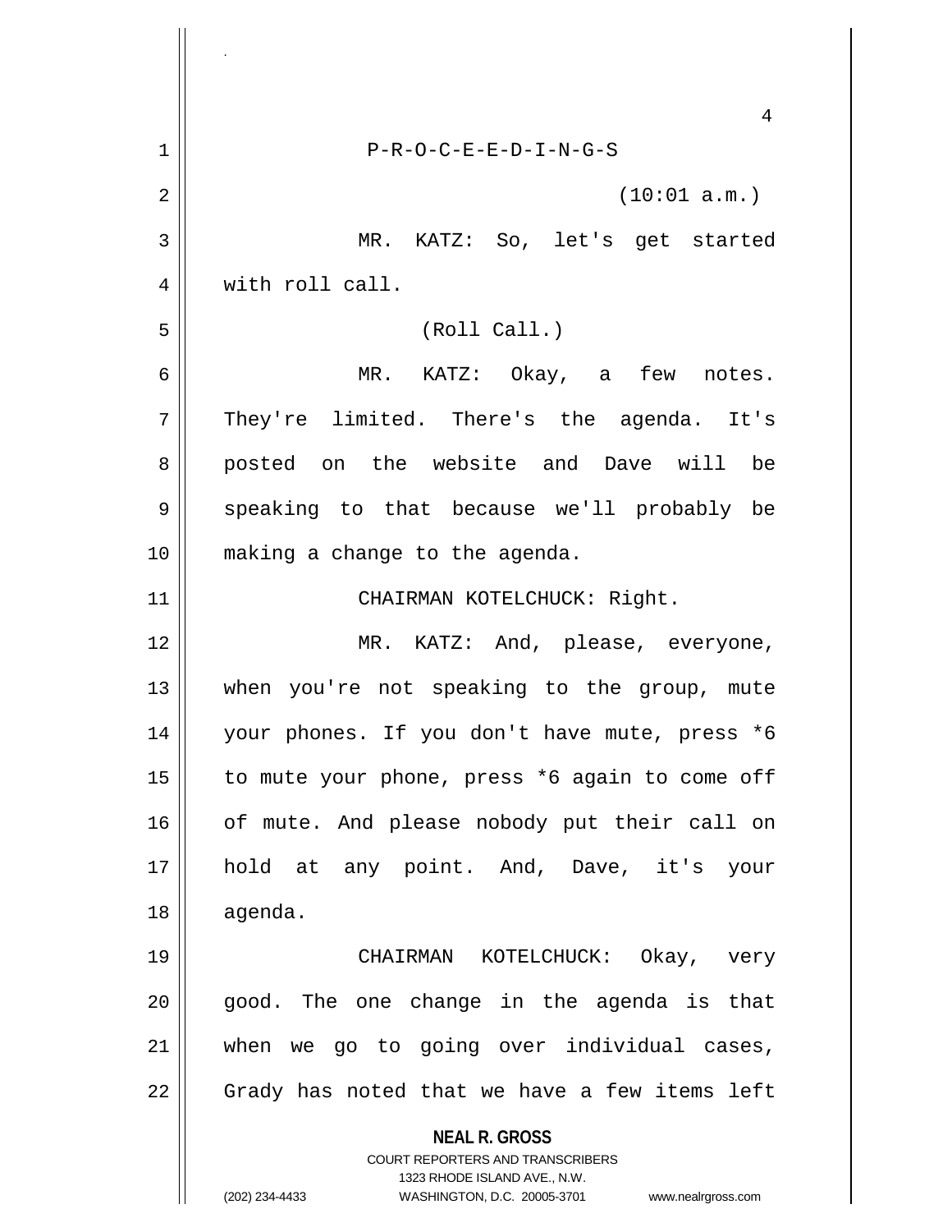P-R-O-C-E-E-D-I-N-G-S

(10:01 a.m.)

MR. KATZ: So, let's get started with roll call.

(Roll Call.)

MR. KATZ: Okay, a few notes. They're limited. There's the agenda. It's posted on the website and Dave will be speaking to that because we'll probably be making a change to the agenda.

CHAIRMAN KOTELCHUCK: Right.

MR. KATZ: And, please, everyone, when you're not speaking to the group, mute your phones. If you don't have mute, press *6 to mute your phone, press *6 again to come off of mute. And please nobody put their call on hold at any point. And, Dave, it's your agenda.

CHAIRMAN KOTELCHUCK: Okay, very good. The one change in the agenda is that when we go to going over individual cases, Grady has noted that we have a few items left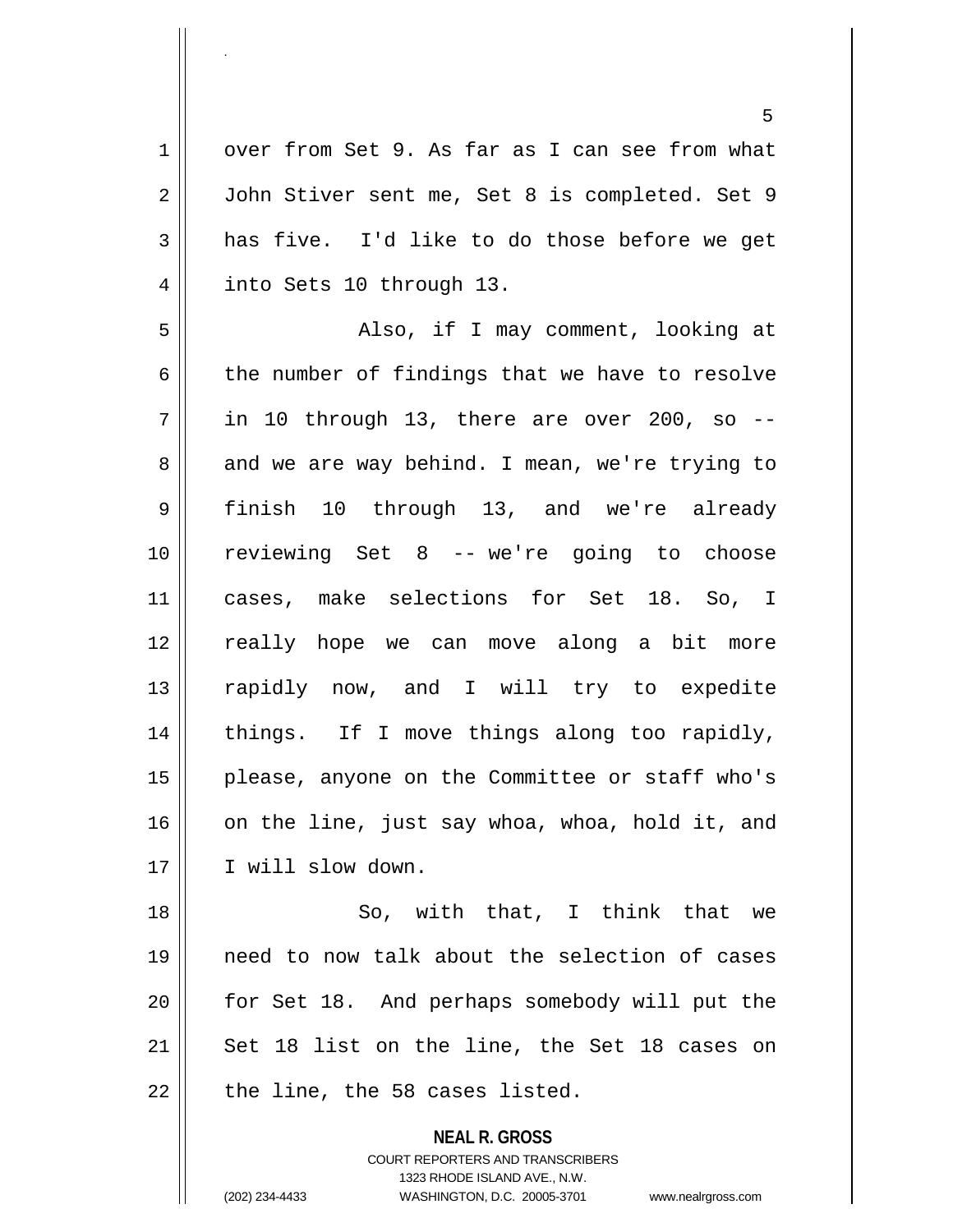over from Set 9. As far as I can see from what John Stiver sent me, Set 8 is completed. Set 9 has five. I'd like to do those before we get into Sets 10 through 13.

Also, if I may comment, looking at the number of findings that we have to resolve in 10 through 13, there are over 200, so -- and we are way behind. I mean, we're trying to finish 10 through 13, and we're already reviewing Set 8 -- we're going to choose cases, make selections for Set 18. So, I really hope we can move along a bit more rapidly now, and I will try to expedite things. If I move things along too rapidly, please, anyone on the Committee or staff who's on the line, just say whoa, whoa, hold it, and I will slow down.

So, with that, I think that we need to now talk about the selection of cases for Set 18. And perhaps somebody will put the Set 18 list on the line, the Set 18 cases on the line, the 58 cases listed.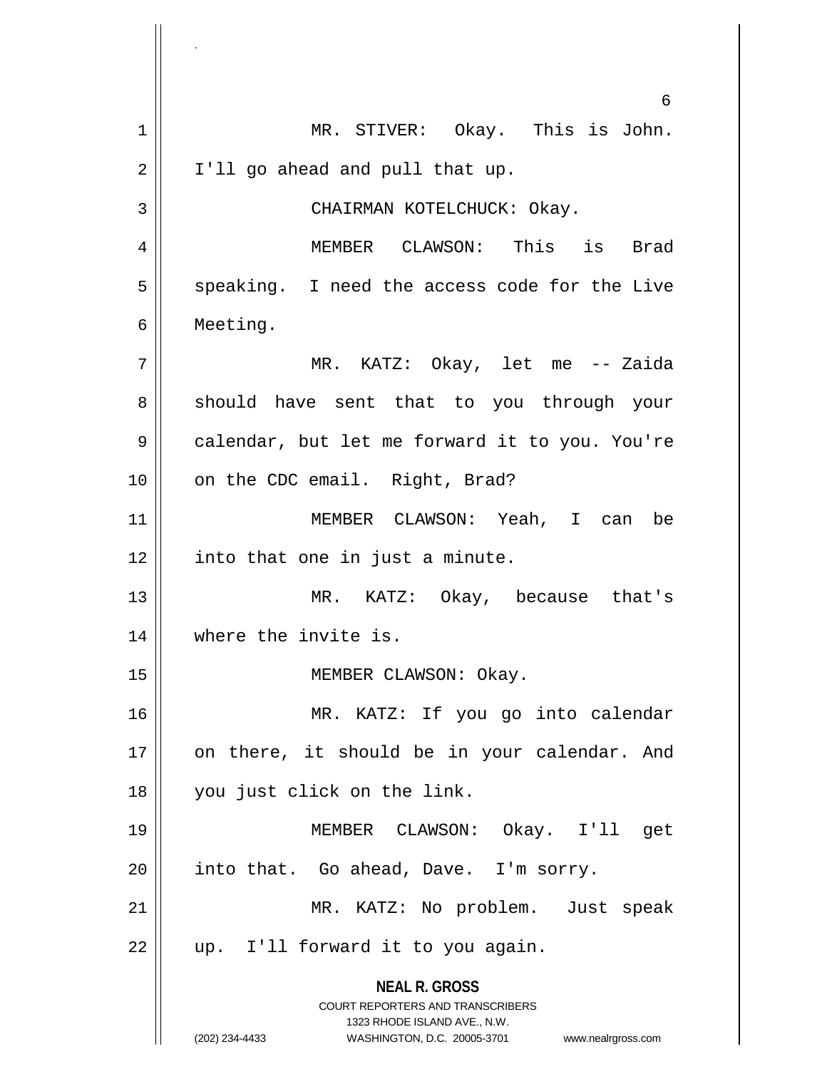MR. STIVER: Okay. This is John. I'll go ahead and pull that up.

CHAIRMAN KOTELCHUCK: Okay.

MEMBER CLAWSON: This is Brad speaking. I need the access code for the Live Meeting.

MR. KATZ: Okay, let me -- Zaida should have sent that to you through your calendar, but let me forward it to you. You're on the CDC email. Right, Brad?

MEMBER CLAWSON: Yeah, I can be into that one in just a minute.

MR. KATZ: Okay, because that's where the invite is.

MEMBER CLAWSON: Okay.

MR. KATZ: If you go into calendar on there, it should be in your calendar. And you just click on the link.

MEMBER CLAWSON: Okay. I'll get into that. Go ahead, Dave. I'm sorry.

MR. KATZ: No problem. Just speak up. I'll forward it to you again.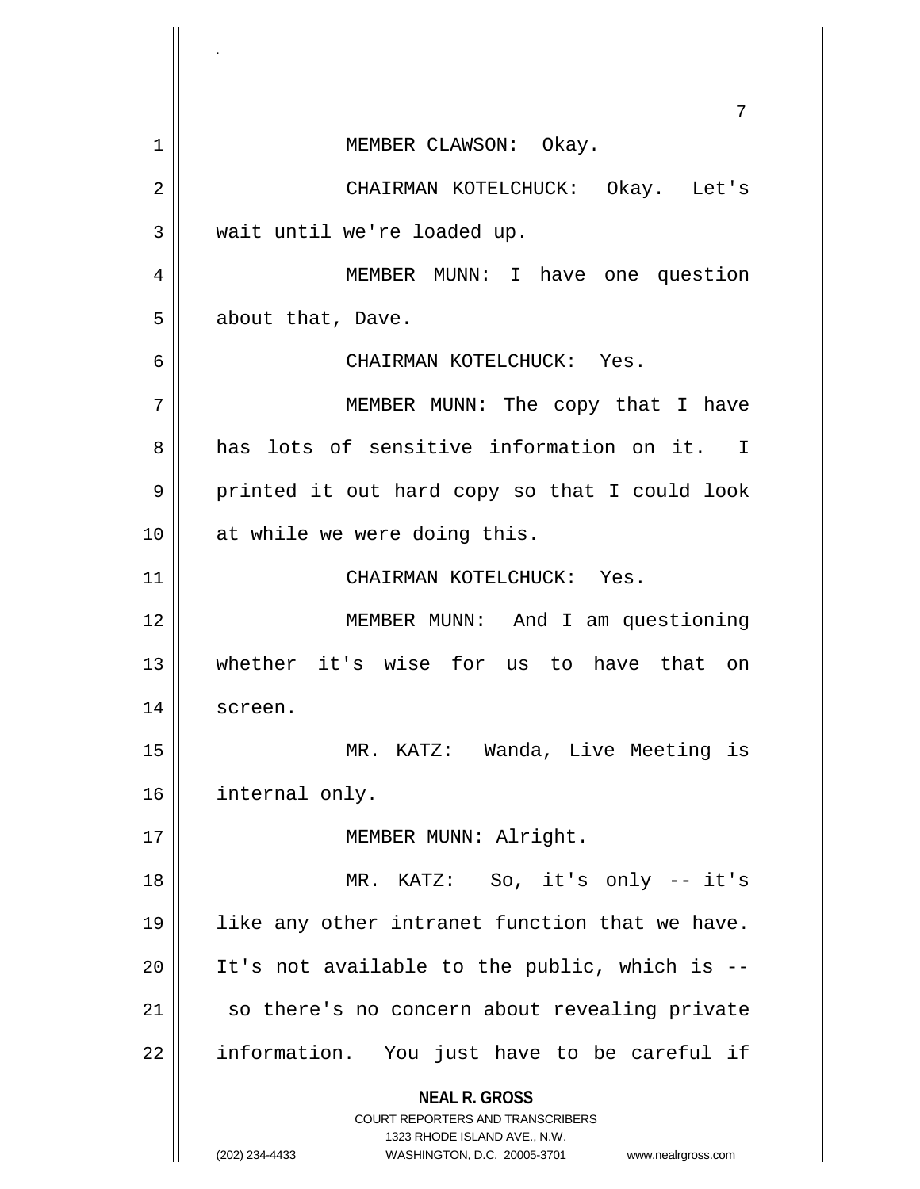MEMBER CLAWSON: Okay.

CHAIRMAN KOTELCHUCK: Okay. Let's wait until we're loaded up.

MEMBER MUNN: I have one question about that, Dave.

CHAIRMAN KOTELCHUCK: Yes.

MEMBER MUNN: The copy that I have has lots of sensitive information on it. I printed it out hard copy so that I could look at while we were doing this.

CHAIRMAN KOTELCHUCK: Yes.

MEMBER MUNN: And I am questioning whether it's wise for us to have that on screen.

MR. KATZ: Wanda, Live Meeting is internal only.

MEMBER MUNN: Alright.

MR. KATZ: So, it's only -- it's like any other intranet function that we have. It's not available to the public, which is -- so there's no concern about revealing private information. You just have to be careful if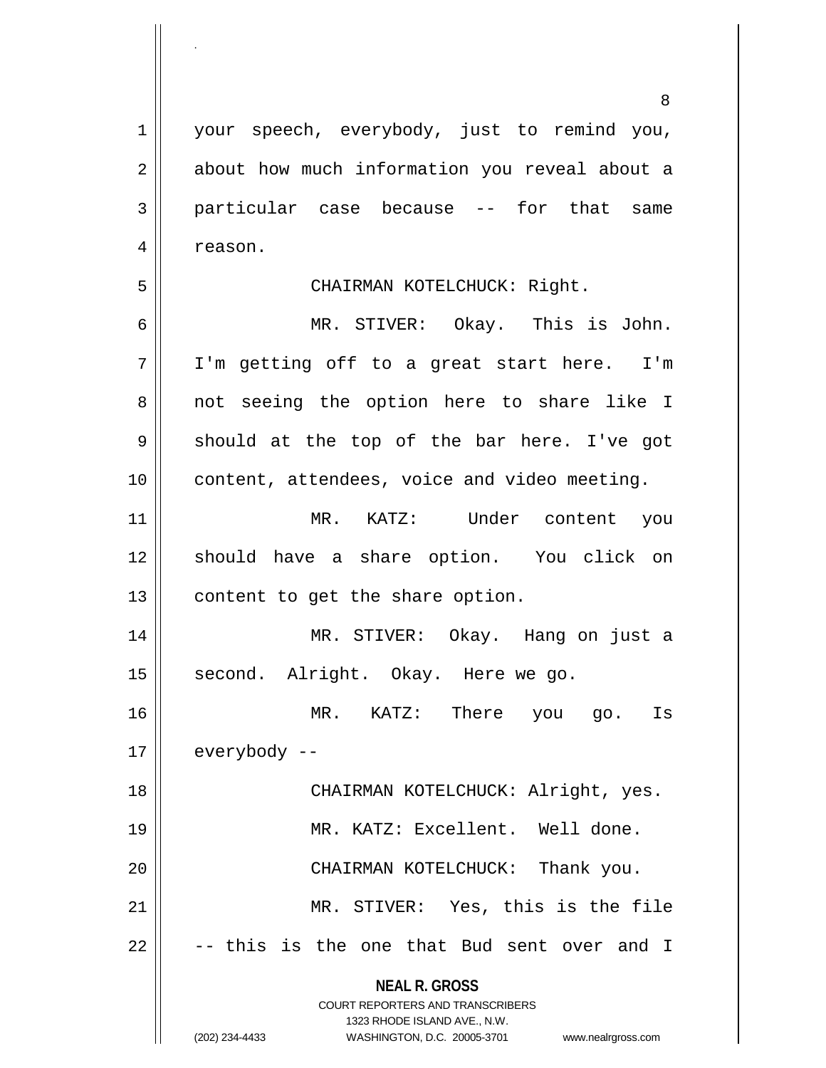your speech, everybody, just to remind you, about how much information you reveal about a particular case because -- for that same reason.

CHAIRMAN KOTELCHUCK: Right.

MR. STIVER: Okay. This is John. I'm getting off to a great start here. I'm not seeing the option here to share like I should at the top of the bar here. I've got content, attendees, voice and video meeting.

MR. KATZ: Under content you should have a share option. You click on content to get the share option.

MR. STIVER: Okay. Hang on just a second. Alright. Okay. Here we go.

MR. KATZ: There you go. Is everybody --

CHAIRMAN KOTELCHUCK: Alright, yes.

MR. KATZ: Excellent. Well done.

CHAIRMAN KOTELCHUCK: Thank you.

MR. STIVER: Yes, this is the file -- this is the one that Bud sent over and I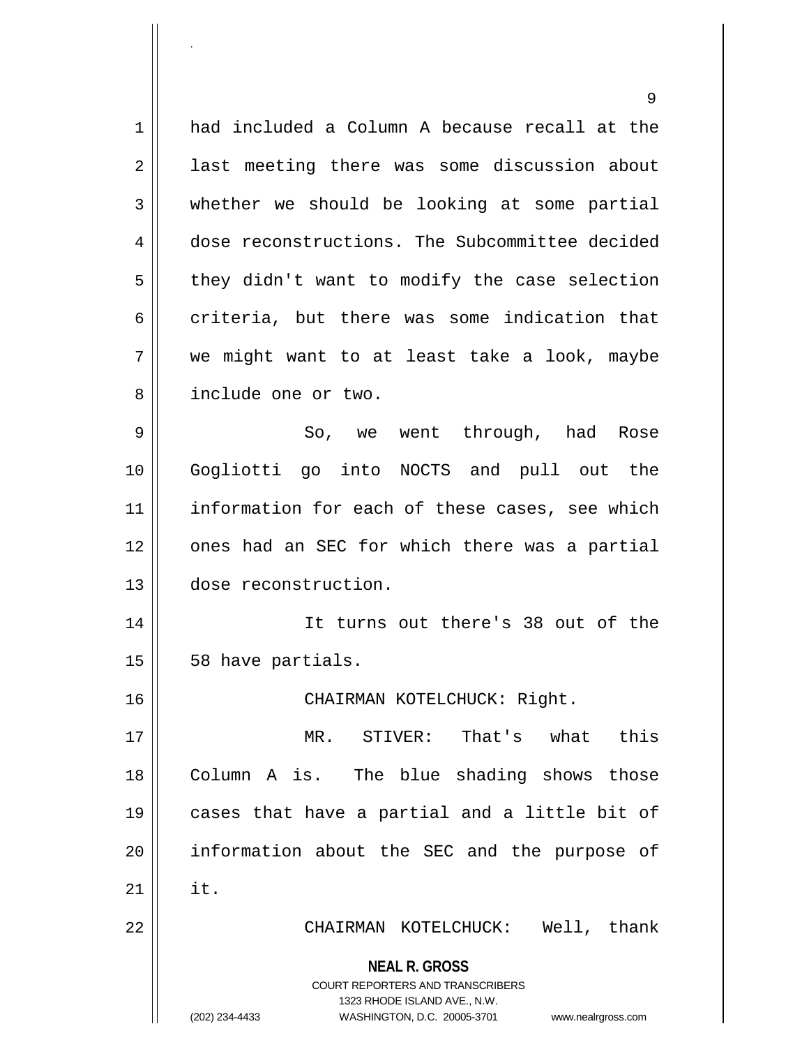had included a Column A because recall at the last meeting there was some discussion about whether we should be looking at some partial dose reconstructions. The Subcommittee decided they didn't want to modify the case selection criteria, but there was some indication that we might want to at least take a look, maybe include one or two.

So, we went through, had Rose Gogliotti go into NOCTS and pull out the information for each of these cases, see which ones had an SEC for which there was a partial dose reconstruction.

It turns out there's 38 out of the 58 have partials.

CHAIRMAN KOTELCHUCK: Right.

MR. STIVER: That's what this Column A is. The blue shading shows those cases that have a partial and a little bit of information about the SEC and the purpose of it.

CHAIRMAN KOTELCHUCK: Well, thank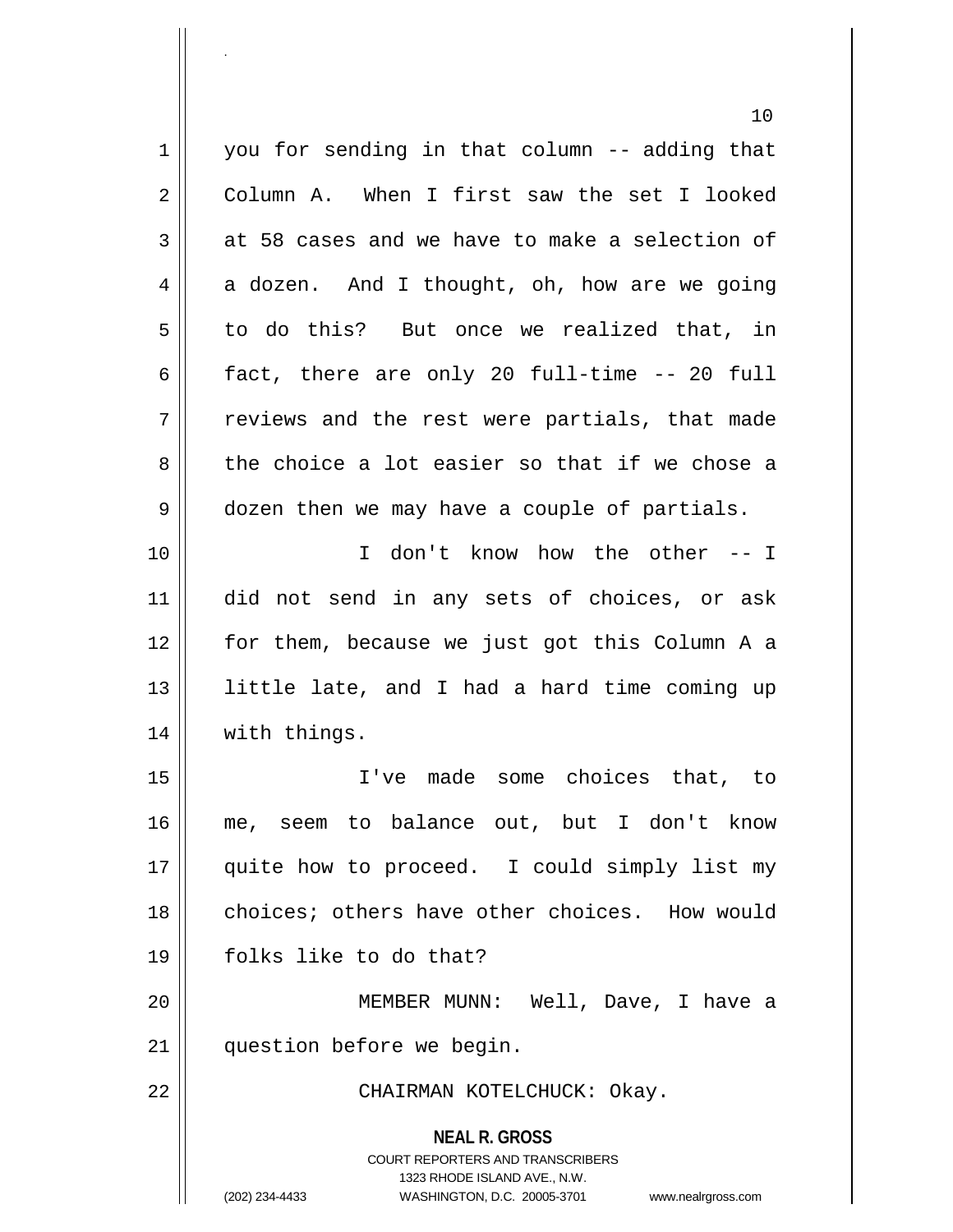you for sending in that column -- adding that Column A. When I first saw the set I looked at 58 cases and we have to make a selection of a dozen. And I thought, oh, how are we going to do this? But once we realized that, in fact, there are only 20 full-time -- 20 full reviews and the rest were partials, that made the choice a lot easier so that if we chose a dozen then we may have a couple of partials.

I don't know how the other -- I did not send in any sets of choices, or ask for them, because we just got this Column A a little late, and I had a hard time coming up with things.

I've made some choices that, to me, seem to balance out, but I don't know quite how to proceed. I could simply list my choices; others have other choices. How would folks like to do that?

MEMBER MUNN: Well, Dave, I have a question before we begin.

CHAIRMAN KOTELCHUCK: Okay.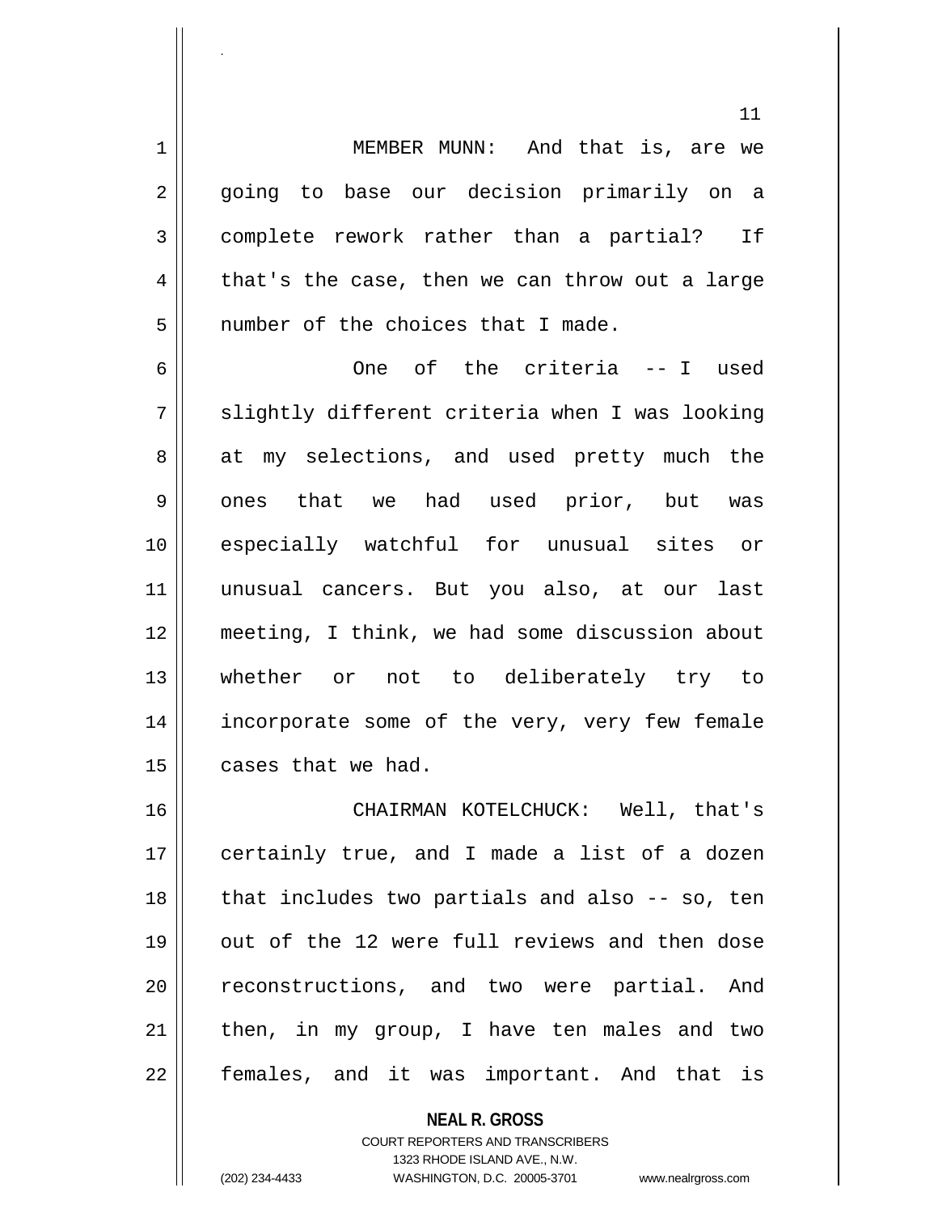MEMBER MUNN: And that is, are we going to base our decision primarily on a complete rework rather than a partial? If that's the case, then we can throw out a large number of the choices that I made.

One of the criteria -- I used slightly different criteria when I was looking at my selections, and used pretty much the ones that we had used prior, but was especially watchful for unusual sites or unusual cancers. But you also, at our last meeting, I think, we had some discussion about whether or not to deliberately try to incorporate some of the very, very few female cases that we had.

CHAIRMAN KOTELCHUCK: Well, that's certainly true, and I made a list of a dozen that includes two partials and also -- so, ten out of the 12 were full reviews and then dose reconstructions, and two were partial. And then, in my group, I have ten males and two females, and it was important. And that is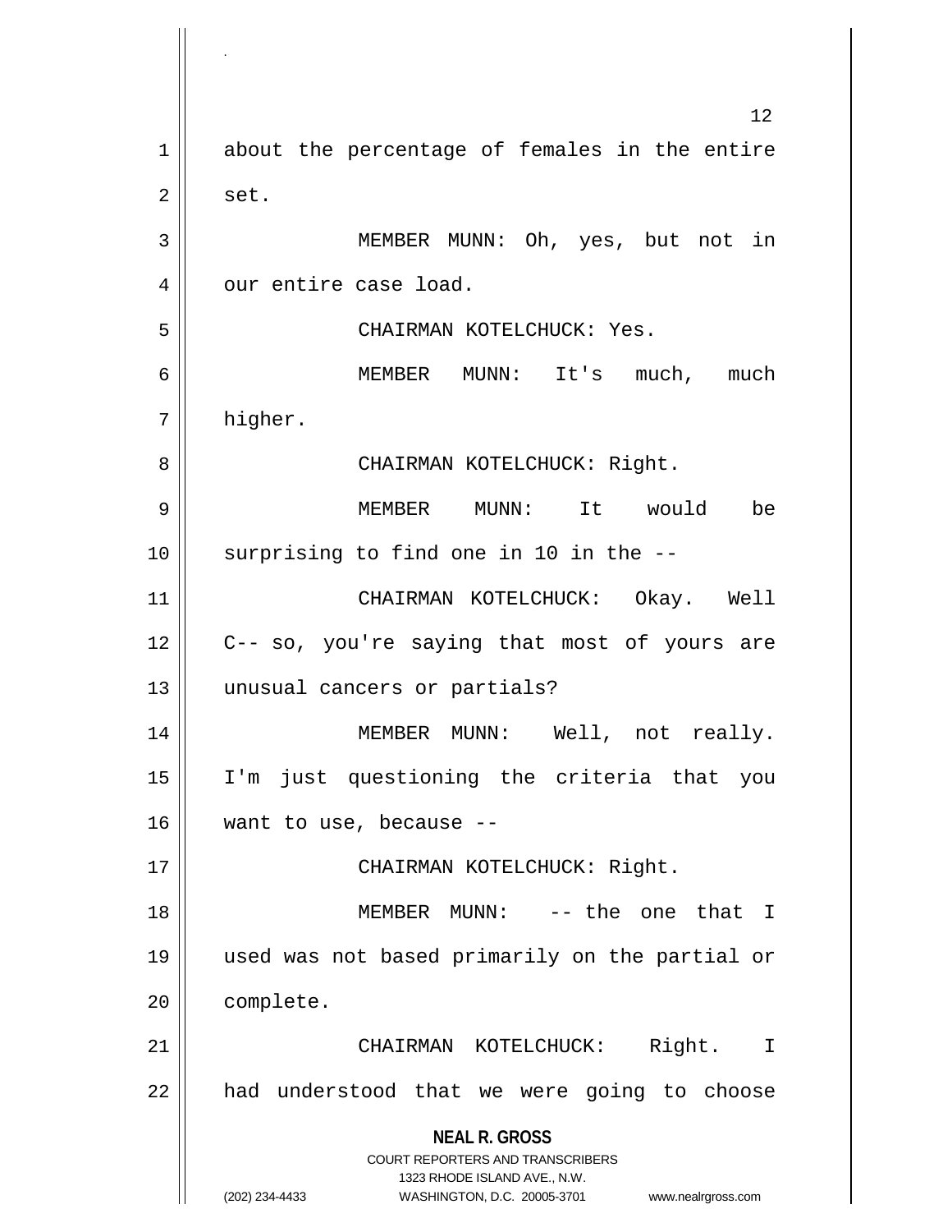about the percentage of females in the entire set.

MEMBER MUNN: Oh, yes, but not in our entire case load.

CHAIRMAN KOTELCHUCK: Yes.

MEMBER MUNN: It's much, much higher.

CHAIRMAN KOTELCHUCK: Right.

MEMBER MUNN: It would be surprising to find one in 10 in the --

CHAIRMAN KOTELCHUCK: Okay. Well C-- so, you're saying that most of yours are unusual cancers or partials?

MEMBER MUNN: Well, not really. I'm just questioning the criteria that you want to use, because --

CHAIRMAN KOTELCHUCK: Right.

MEMBER MUNN: -- the one that I used was not based primarily on the partial or complete.

CHAIRMAN KOTELCHUCK: Right. I had understood that we were going to choose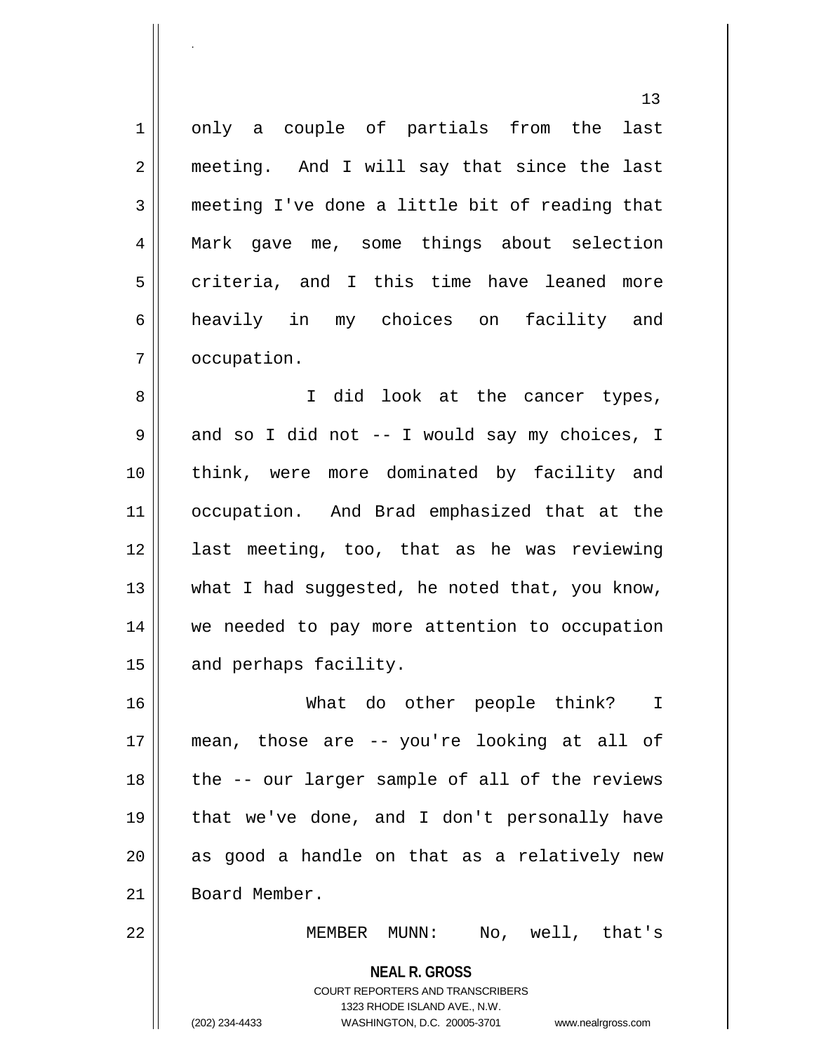only a couple of partials from the last meeting. And I will say that since the last meeting I've done a little bit of reading that Mark gave me, some things about selection criteria, and I this time have leaned more heavily in my choices on facility and occupation.

I did look at the cancer types, and so I did not -- I would say my choices, I think, were more dominated by facility and occupation. And Brad emphasized that at the last meeting, too, that as he was reviewing what I had suggested, he noted that, you know, we needed to pay more attention to occupation and perhaps facility.

What do other people think? I mean, those are -- you're looking at all of the -- our larger sample of all of the reviews that we've done, and I don't personally have as good a handle on that as a relatively new Board Member.

MEMBER MUNN: No, well, that's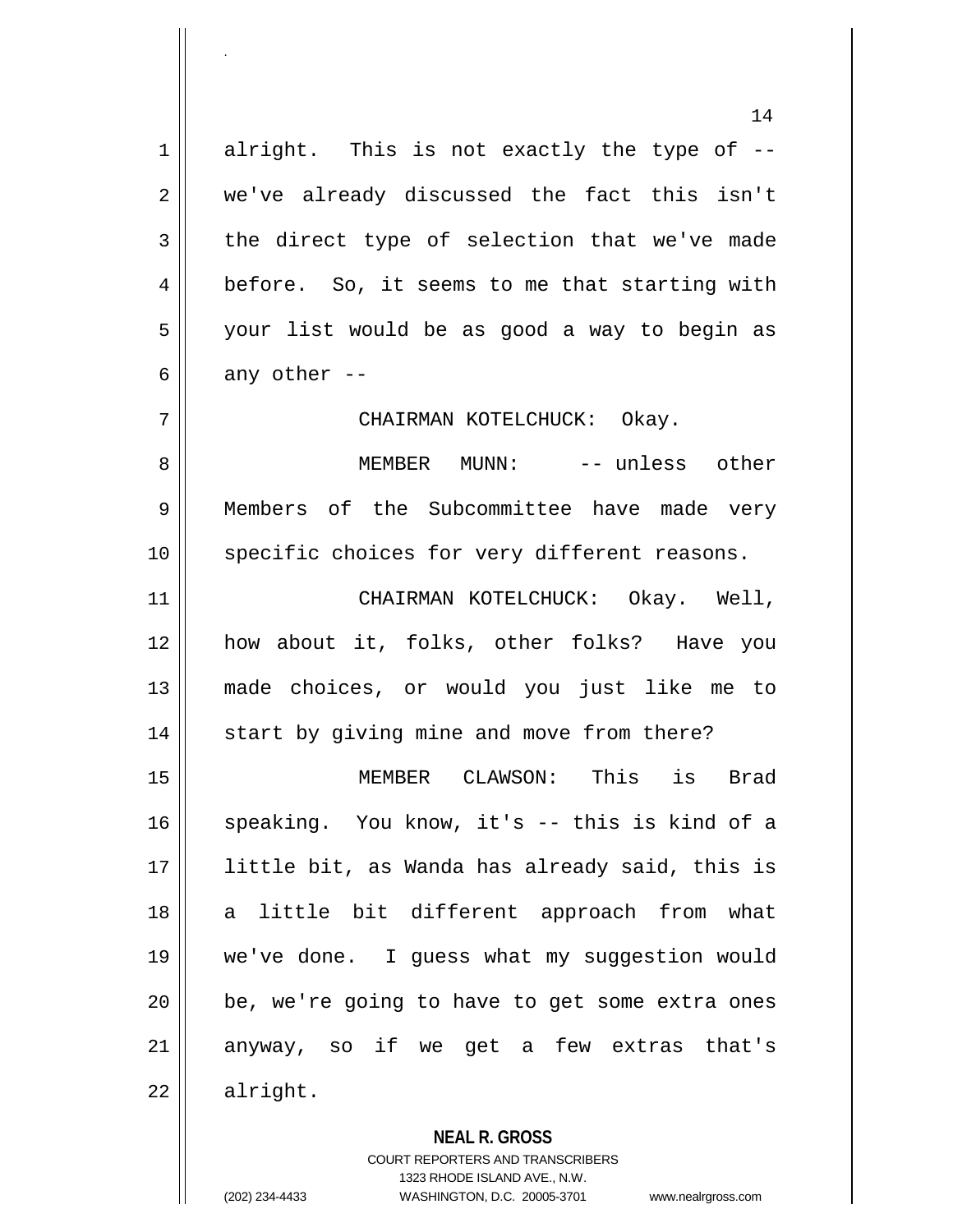alright. This is not exactly the type of -- we've already discussed the fact this isn't the direct type of selection that we've made before. So, it seems to me that starting with your list would be as good a way to begin as any other --

CHAIRMAN KOTELCHUCK: Okay.

MEMBER MUNN: -- unless other Members of the Subcommittee have made very specific choices for very different reasons.

CHAIRMAN KOTELCHUCK: Okay. Well, how about it, folks, other folks? Have you made choices, or would you just like me to start by giving mine and move from there?

MEMBER CLAWSON: This is Brad speaking. You know, it's -- this is kind of a little bit, as Wanda has already said, this is a little bit different approach from what we've done. I guess what my suggestion would be, we're going to have to get some extra ones anyway, so if we get a few extras that's alright.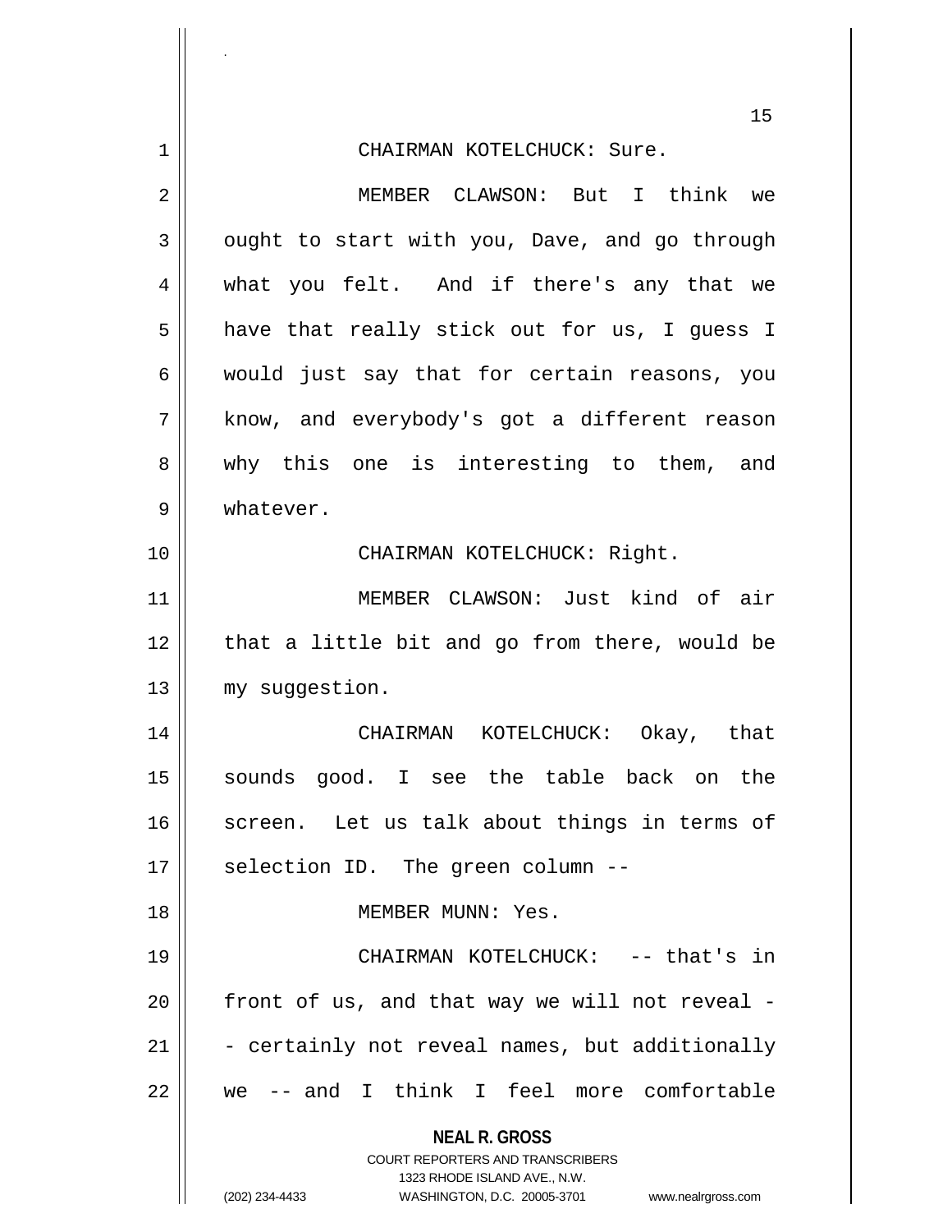CHAIRMAN KOTELCHUCK: Sure.

MEMBER CLAWSON: But I think we ought to start with you, Dave, and go through what you felt. And if there's any that we have that really stick out for us, I guess I would just say that for certain reasons, you know, and everybody's got a different reason why this one is interesting to them, and whatever.

CHAIRMAN KOTELCHUCK: Right.

MEMBER CLAWSON: Just kind of air that a little bit and go from there, would be my suggestion.

CHAIRMAN KOTELCHUCK: Okay, that sounds good. I see the table back on the screen. Let us talk about things in terms of selection ID. The green column --

MEMBER MUNN: Yes.

CHAIRMAN KOTELCHUCK: -- that's in front of us, and that way we will not reveal -- certainly not reveal names, but additionally we -- and I think I feel more comfortable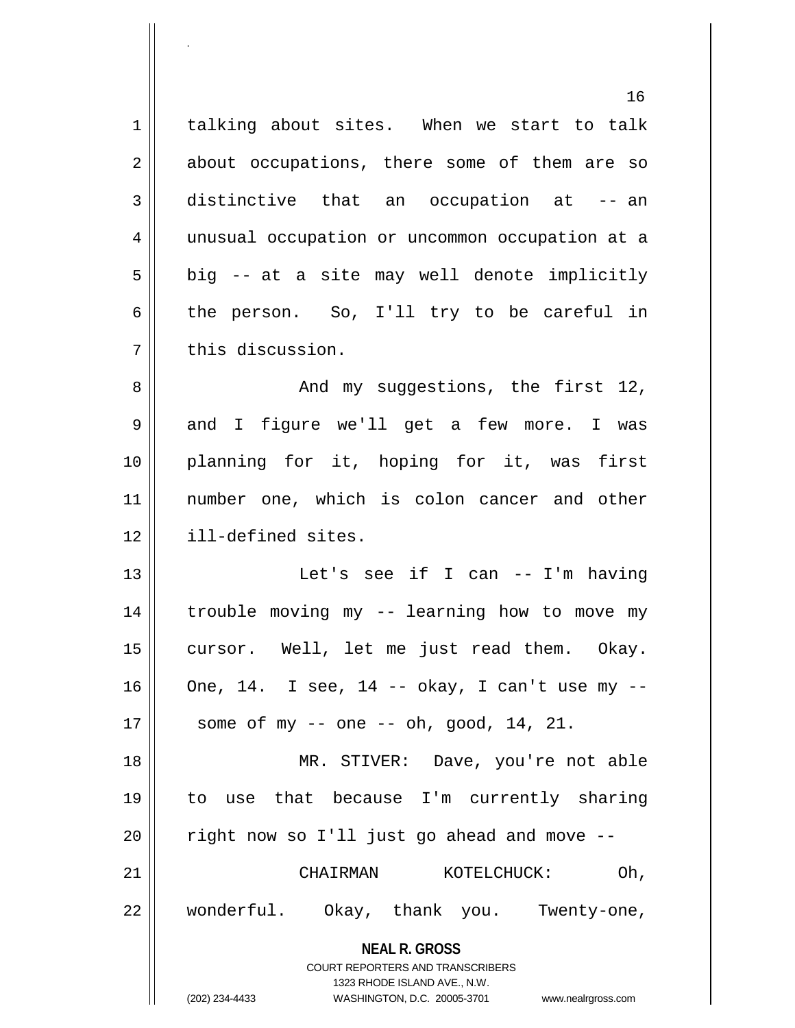talking about sites. When we start to talk about occupations, there some of them are so distinctive that an occupation at -- an unusual occupation or uncommon occupation at a big -- at a site may well denote implicitly the person. So, I'll try to be careful in this discussion.

And my suggestions, the first 12, and I figure we'll get a few more. I was planning for it, hoping for it, was first number one, which is colon cancer and other ill-defined sites.

Let's see if I can -- I'm having trouble moving my -- learning how to move my cursor. Well, let me just read them. Okay. One, 14. I see, 14 -- okay, I can't use my -- some of my -- one -- oh, good, 14, 21.

MR. STIVER: Dave, you're not able to use that because I'm currently sharing right now so I'll just go ahead and move --

CHAIRMAN KOTELCHUCK: Oh, wonderful. Okay, thank you. Twenty-one,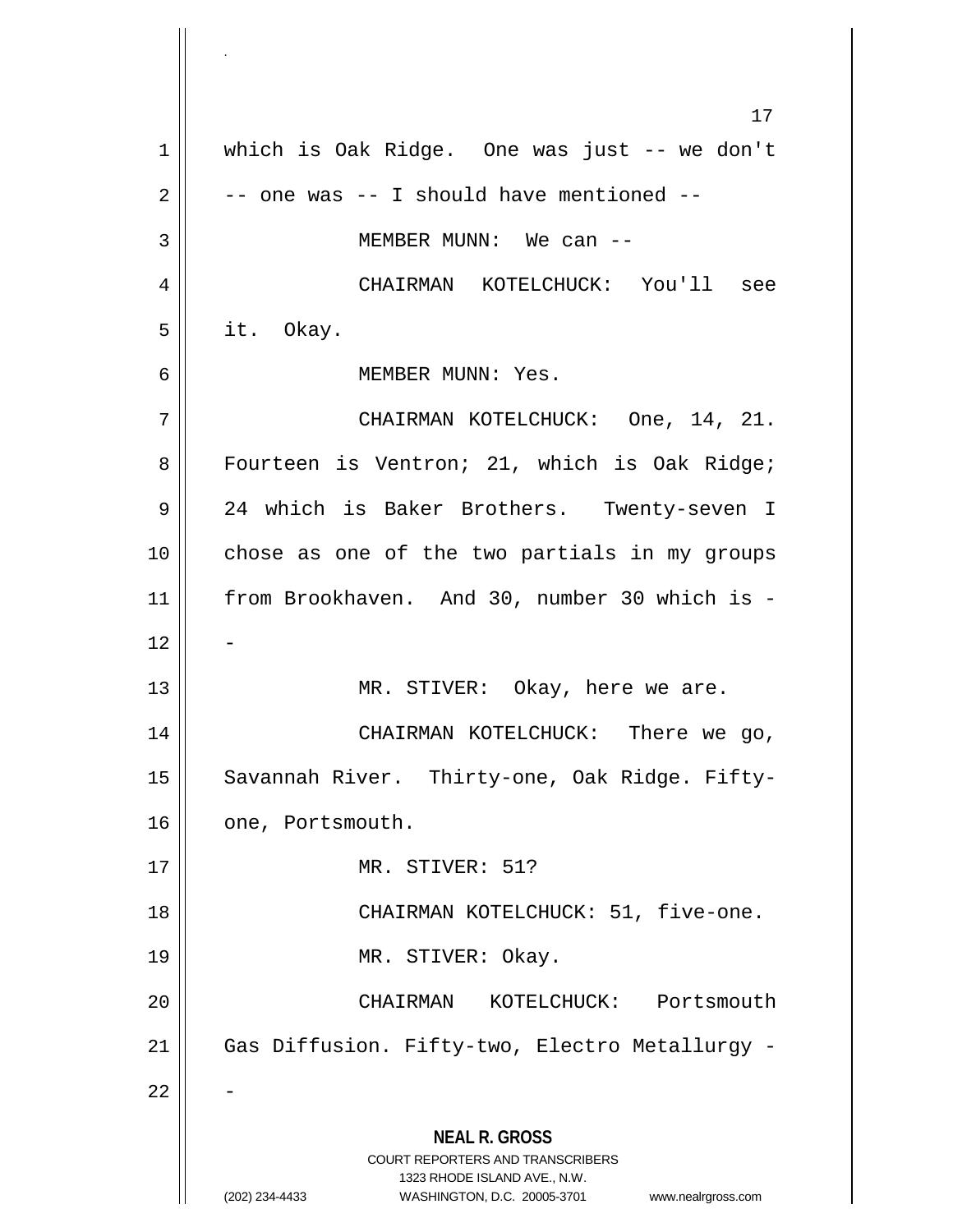which is Oak Ridge. One was just -- we don't -- one was -- I should have mentioned --

MEMBER MUNN: We can --

CHAIRMAN KOTELCHUCK: You'll see it. Okay.

MEMBER MUNN: Yes.

CHAIRMAN KOTELCHUCK: One, 14, 21. Fourteen is Ventron; 21, which is Oak Ridge; 24 which is Baker Brothers. Twenty-seven I chose as one of the two partials in my groups from Brookhaven. And 30, number 30 which is --

MR. STIVER: Okay, here we are.

CHAIRMAN KOTELCHUCK: There we go, Savannah River. Thirty-one, Oak Ridge. Fifty-one, Portsmouth.

MR. STIVER: 51?

CHAIRMAN KOTELCHUCK: 51, five-one.

MR. STIVER: Okay.

CHAIRMAN KOTELCHUCK: Portsmouth Gas Diffusion. Fifty-two, Electro Metallurgy --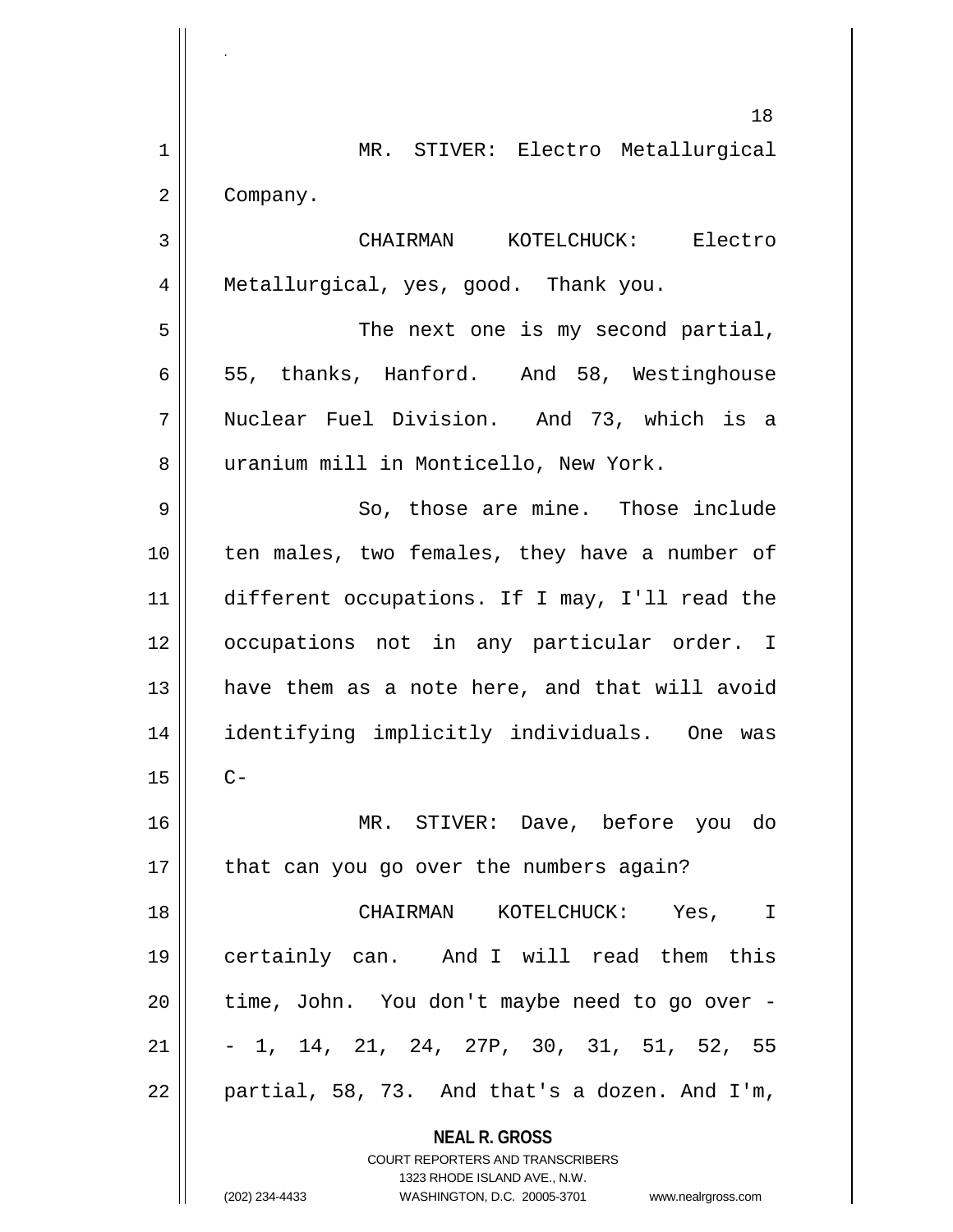MR. STIVER: Electro Metallurgical Company.

CHAIRMAN KOTELCHUCK: Electro Metallurgical, yes, good. Thank you.

The next one is my second partial, 55, thanks, Hanford. And 58, Westinghouse Nuclear Fuel Division. And 73, which is a uranium mill in Monticello, New York.

So, those are mine. Those include ten males, two females, they have a number of different occupations. If I may, I'll read the occupations not in any particular order. I have them as a note here, and that will avoid identifying implicitly individuals. One was C-

MR. STIVER: Dave, before you do that can you go over the numbers again?

CHAIRMAN KOTELCHUCK: Yes, I certainly can. And I will read them this time, John. You don't maybe need to go over -- 1, 14, 21, 24, 27P, 30, 31, 51, 52, 55 partial, 58, 73. And that's a dozen. And I'm,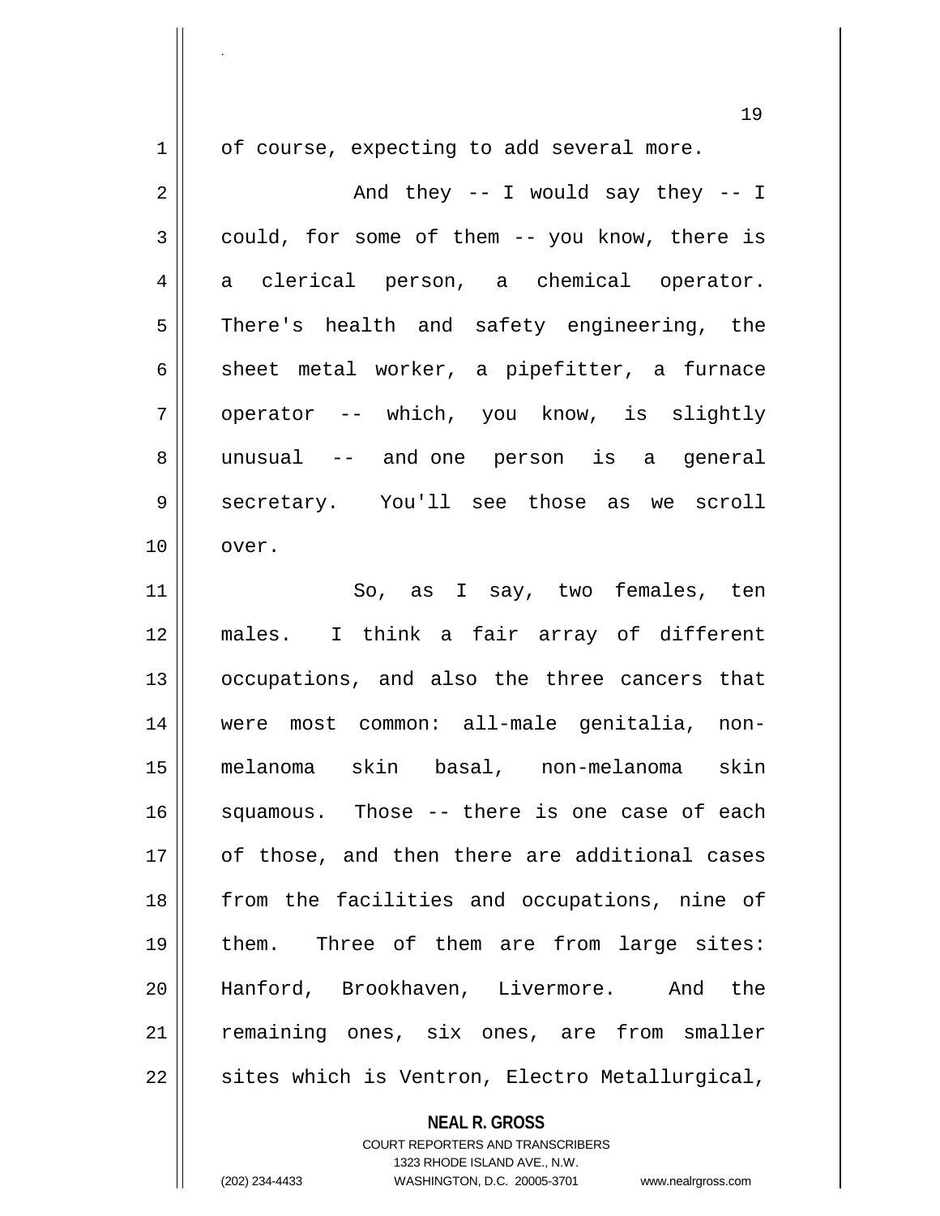of course, expecting to add several more.

And they -- I would say they -- I could, for some of them -- you know, there is a clerical person, a chemical operator. There's health and safety engineering, the sheet metal worker, a pipefitter, a furnace operator -- which, you know, is slightly unusual -- and one person is a general secretary. You'll see those as we scroll over.

So, as I say, two females, ten males. I think a fair array of different occupations, and also the three cancers that were most common: all-male genitalia, non-melanoma skin basal, non-melanoma skin squamous. Those -- there is one case of each of those, and then there are additional cases from the facilities and occupations, nine of them. Three of them are from large sites: Hanford, Brookhaven, Livermore. And the remaining ones, six ones, are from smaller sites which is Ventron, Electro Metallurgical,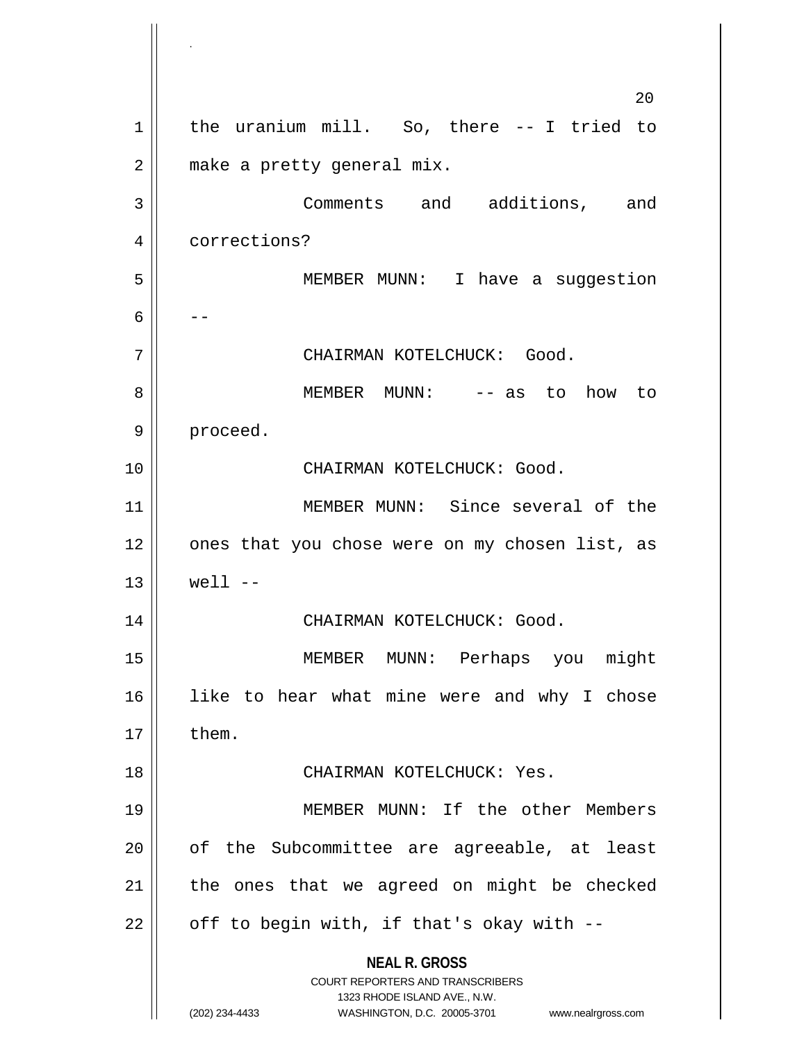the uranium mill. So, there -- I tried to make a pretty general mix.

Comments and additions, and corrections?

MEMBER MUNN: I have a suggestion --

CHAIRMAN KOTELCHUCK: Good.

MEMBER MUNN: -- as to how to proceed.

CHAIRMAN KOTELCHUCK: Good.

MEMBER MUNN: Since several of the ones that you chose were on my chosen list, as well --

CHAIRMAN KOTELCHUCK: Good.

MEMBER MUNN: Perhaps you might like to hear what mine were and why I chose them.

CHAIRMAN KOTELCHUCK: Yes.

MEMBER MUNN: If the other Members of the Subcommittee are agreeable, at least the ones that we agreed on might be checked off to begin with, if that's okay with --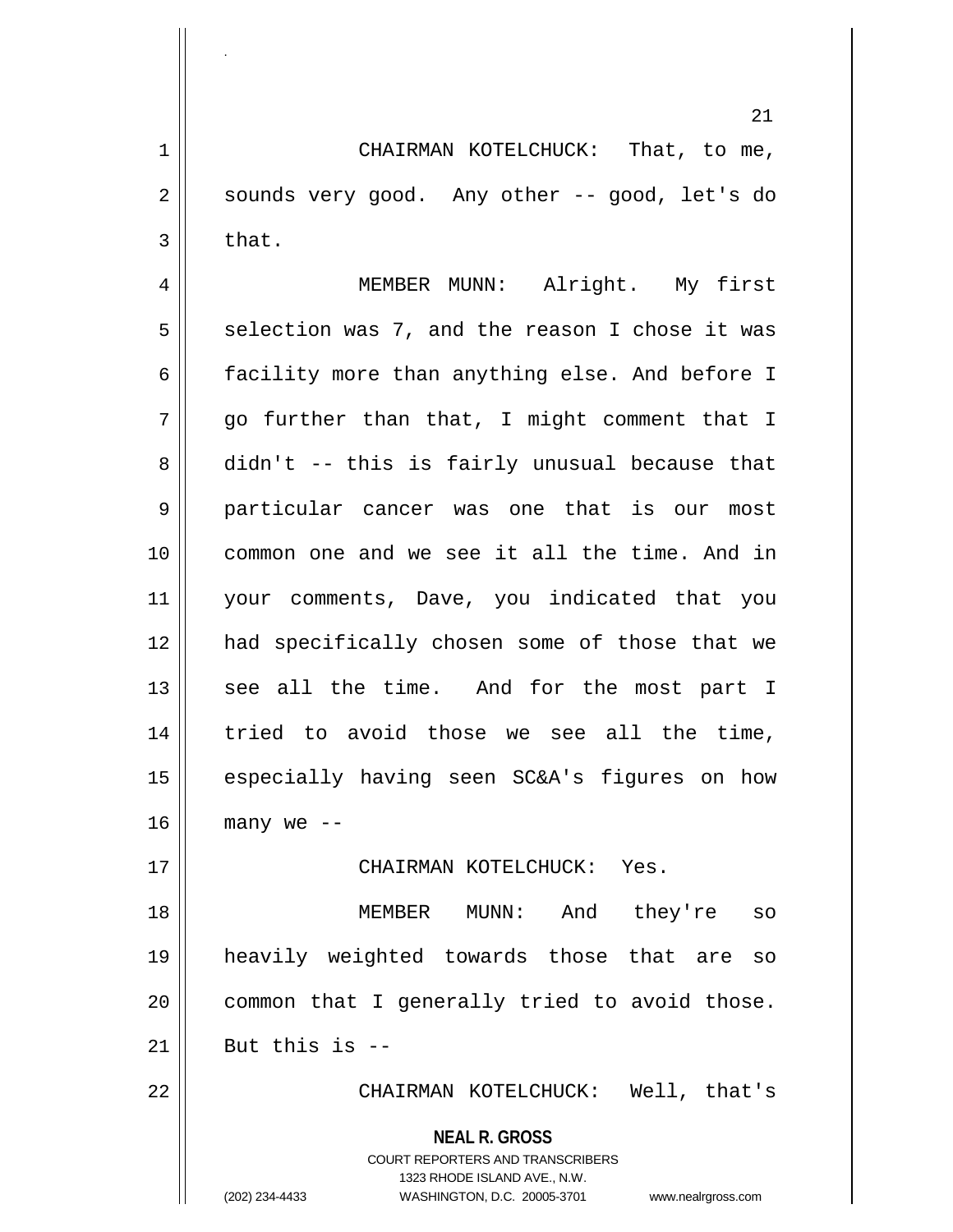CHAIRMAN KOTELCHUCK: That, to me, sounds very good. Any other -- good, let's do that.

MEMBER MUNN: Alright. My first selection was 7, and the reason I chose it was facility more than anything else. And before I go further than that, I might comment that I didn't -- this is fairly unusual because that particular cancer was one that is our most common one and we see it all the time. And in your comments, Dave, you indicated that you had specifically chosen some of those that we see all the time. And for the most part I tried to avoid those we see all the time, especially having seen SC&A's figures on how many we --

CHAIRMAN KOTELCHUCK: Yes.

MEMBER MUNN: And they're so heavily weighted towards those that are so common that I generally tried to avoid those. But this is --

CHAIRMAN KOTELCHUCK: Well, that's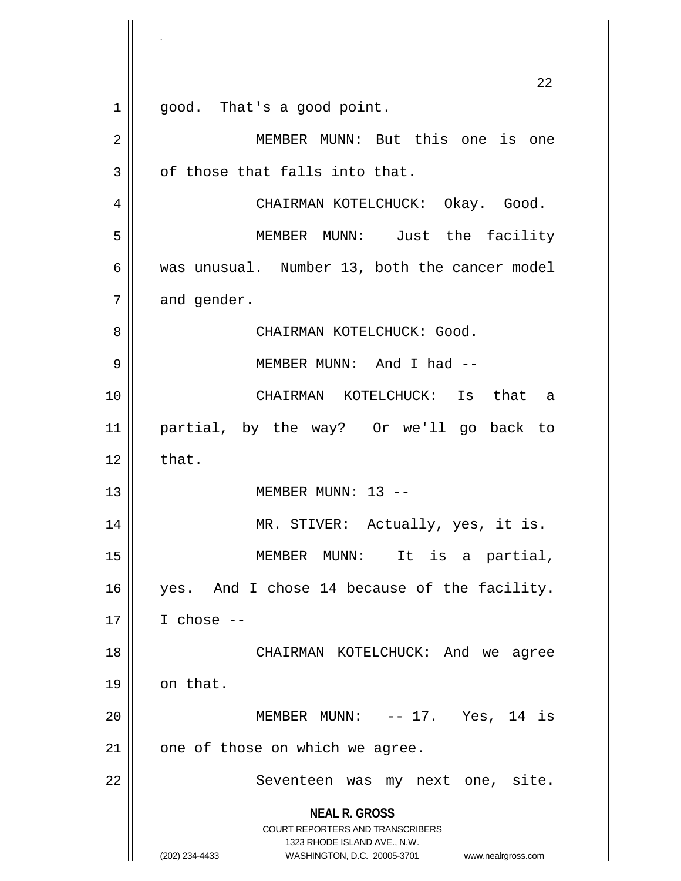good. That's a good point.

MEMBER MUNN: But this one is one of those that falls into that.

CHAIRMAN KOTELCHUCK: Okay. Good.

MEMBER MUNN: Just the facility was unusual. Number 13, both the cancer model and gender.

CHAIRMAN KOTELCHUCK: Good.

MEMBER MUNN: And I had --

CHAIRMAN KOTELCHUCK: Is that a partial, by the way? Or we'll go back to that.

MEMBER MUNN: 13 --

MR. STIVER: Actually, yes, it is.

MEMBER MUNN: It is a partial, yes. And I chose 14 because of the facility. I chose --

CHAIRMAN KOTELCHUCK: And we agree on that.

MEMBER MUNN: -- 17. Yes, 14 is one of those on which we agree.

Seventeen was my next one, site.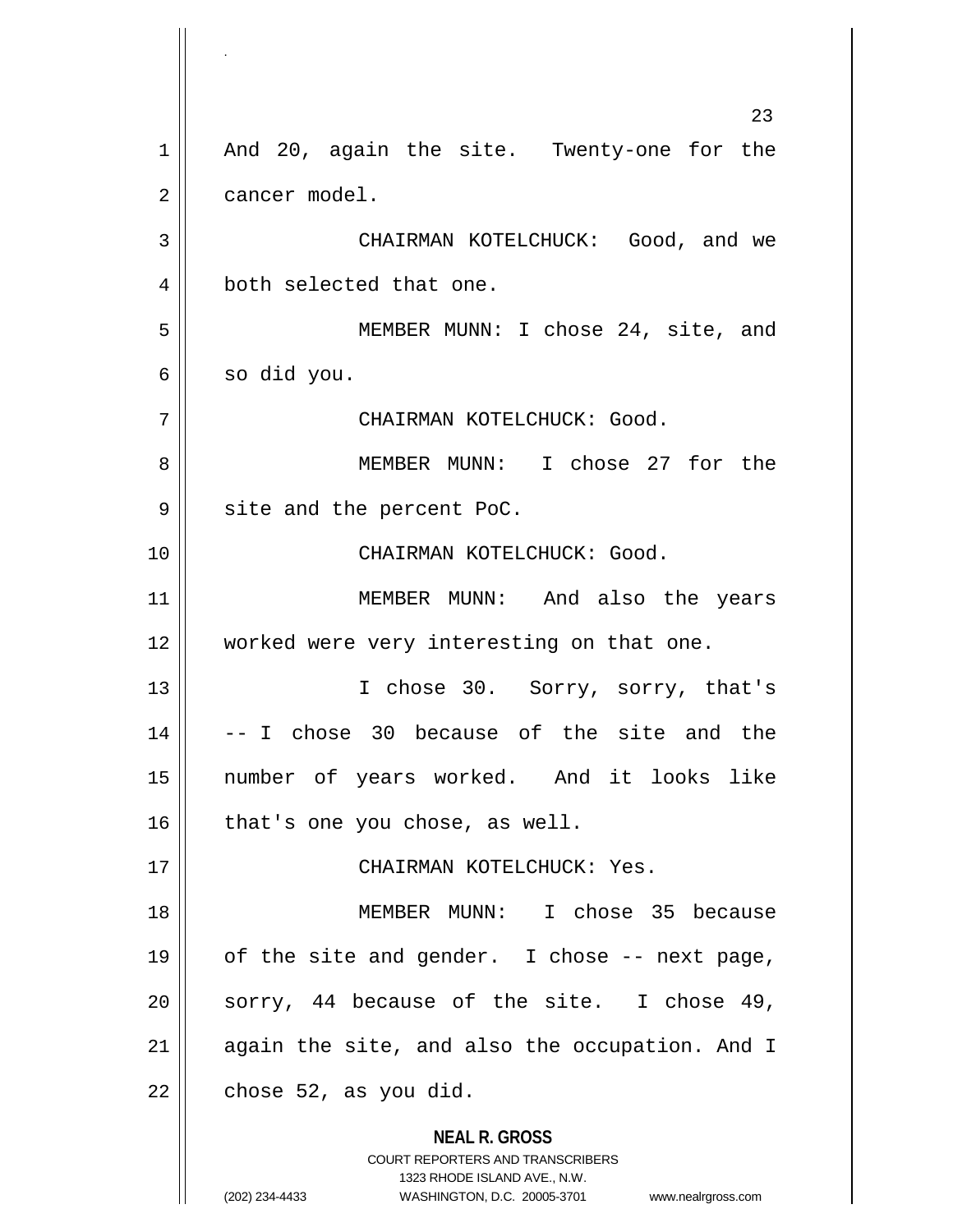And 20, again the site. Twenty-one for the cancer model.

CHAIRMAN KOTELCHUCK: Good, and we both selected that one.

MEMBER MUNN: I chose 24, site, and so did you.

CHAIRMAN KOTELCHUCK: Good.

MEMBER MUNN: I chose 27 for the site and the percent PoC.

CHAIRMAN KOTELCHUCK: Good.

MEMBER MUNN: And also the years worked were very interesting on that one.

I chose 30. Sorry, sorry, that's -- I chose 30 because of the site and the number of years worked. And it looks like that's one you chose, as well.

CHAIRMAN KOTELCHUCK: Yes.

MEMBER MUNN: I chose 35 because of the site and gender. I chose -- next page, sorry, 44 because of the site. I chose 49, again the site, and also the occupation. And I chose 52, as you did.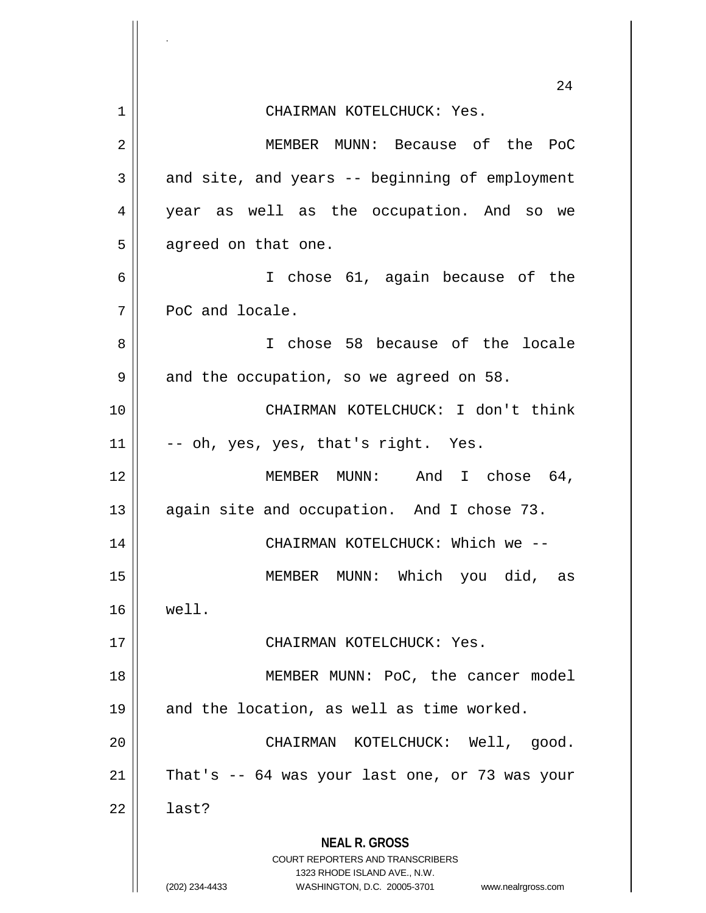CHAIRMAN KOTELCHUCK: Yes.

MEMBER MUNN: Because of the PoC and site, and years -- beginning of employment year as well as the occupation. And so we agreed on that one.

I chose 61, again because of the PoC and locale.

I chose 58 because of the locale and the occupation, so we agreed on 58.

CHAIRMAN KOTELCHUCK: I don't think -- oh, yes, yes, that's right. Yes.

MEMBER MUNN: And I chose 64, again site and occupation. And I chose 73.

CHAIRMAN KOTELCHUCK: Which we --

MEMBER MUNN: Which you did, as well.

CHAIRMAN KOTELCHUCK: Yes.

MEMBER MUNN: PoC, the cancer model and the location, as well as time worked.

CHAIRMAN KOTELCHUCK: Well, good. That's -- 64 was your last one, or 73 was your last?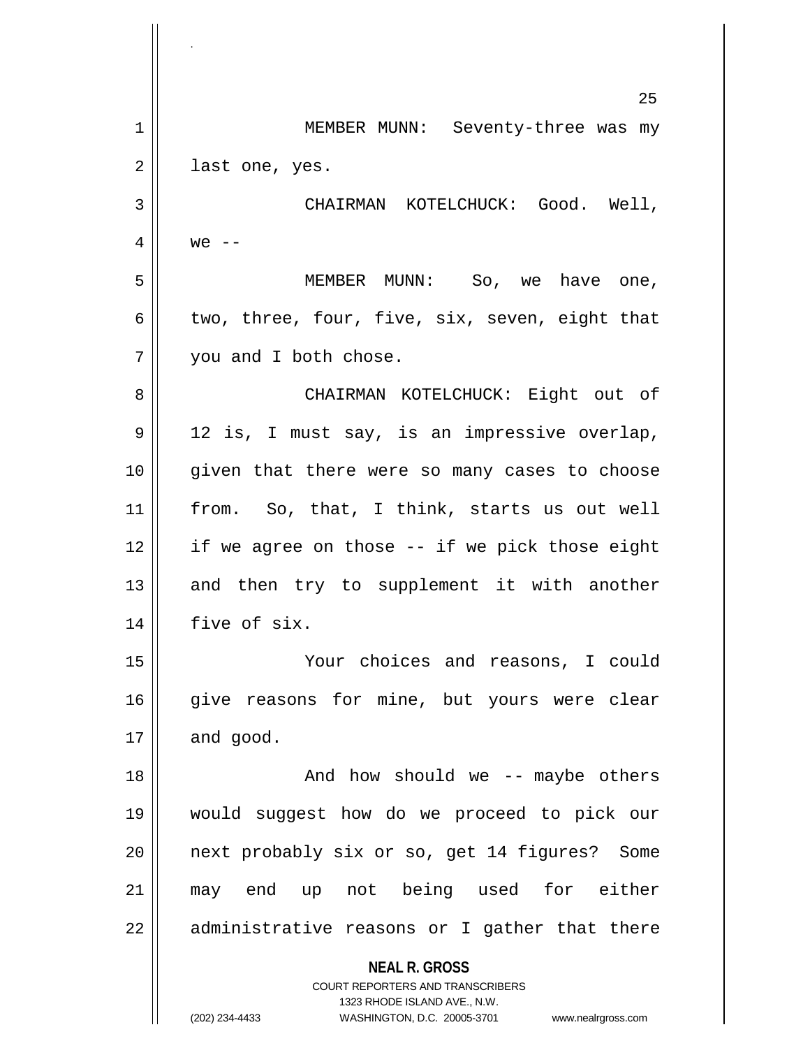MEMBER MUNN: Seventy-three was my last one, yes.

CHAIRMAN KOTELCHUCK: Good. Well, we --

MEMBER MUNN: So, we have one, two, three, four, five, six, seven, eight that you and I both chose.

CHAIRMAN KOTELCHUCK: Eight out of 12 is, I must say, is an impressive overlap, given that there were so many cases to choose from. So, that, I think, starts us out well if we agree on those -- if we pick those eight and then try to supplement it with another five of six.

Your choices and reasons, I could give reasons for mine, but yours were clear and good.

And how should we -- maybe others would suggest how do we proceed to pick our next probably six or so, get 14 figures? Some may end up not being used for either administrative reasons or I gather that there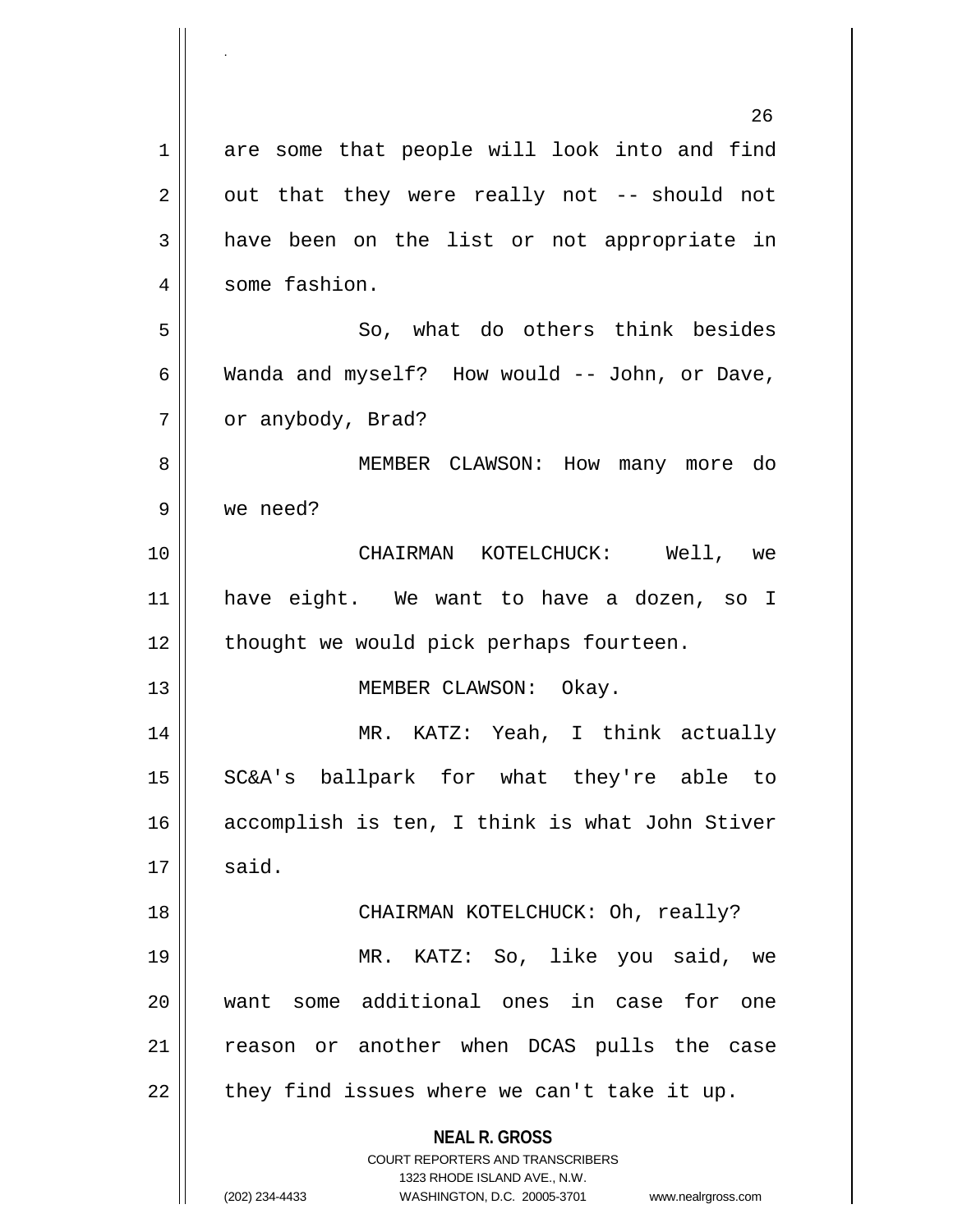are some that people will look into and find out that they were really not -- should not have been on the list or not appropriate in some fashion.

So, what do others think besides Wanda and myself? How would -- John, or Dave, or anybody, Brad?

MEMBER CLAWSON: How many more do we need?

CHAIRMAN KOTELCHUCK: Well, we have eight. We want to have a dozen, so I thought we would pick perhaps fourteen.

MEMBER CLAWSON: Okay.

MR. KATZ: Yeah, I think actually SC&A's ballpark for what they're able to accomplish is ten, I think is what John Stiver said.

CHAIRMAN KOTELCHUCK: Oh, really?

MR. KATZ: So, like you said, we want some additional ones in case for one reason or another when DCAS pulls the case they find issues where we can't take it up.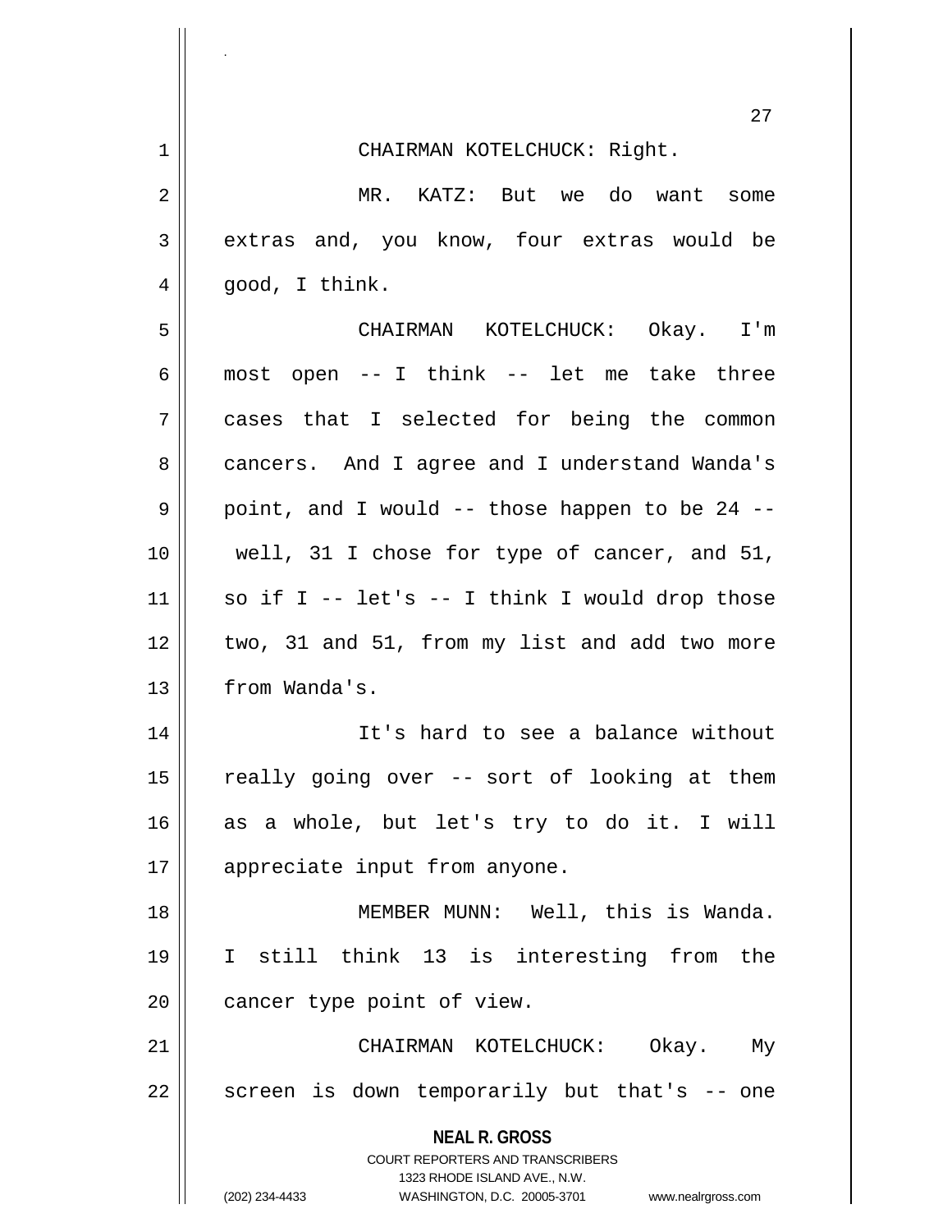CHAIRMAN KOTELCHUCK: Right.

MR. KATZ: But we do want some extras and, you know, four extras would be good, I think.

CHAIRMAN KOTELCHUCK: Okay. I'm most open -- I think -- let me take three cases that I selected for being the common cancers. And I agree and I understand Wanda's point, and I would -- those happen to be 24 -- well, 31 I chose for type of cancer, and 51, so if I -- let's -- I think I would drop those two, 31 and 51, from my list and add two more from Wanda's.

It's hard to see a balance without really going over -- sort of looking at them as a whole, but let's try to do it. I will appreciate input from anyone.

MEMBER MUNN: Well, this is Wanda. I still think 13 is interesting from the cancer type point of view.

CHAIRMAN KOTELCHUCK: Okay. My screen is down temporarily but that's -- one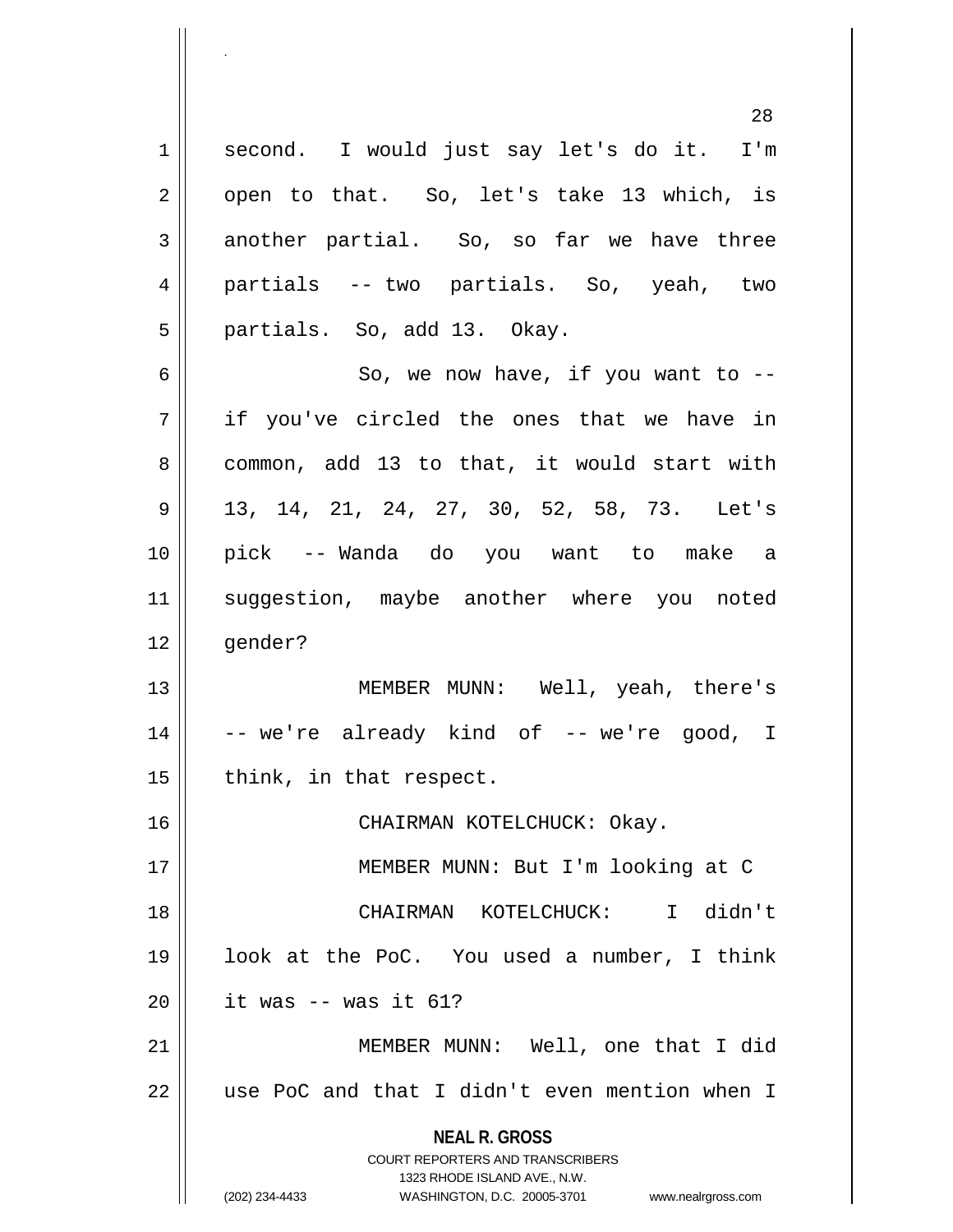second. I would just say let's do it. I'm open to that. So, let's take 13 which, is another partial. So, so far we have three partials -- two partials. So, yeah, two partials. So, add 13. Okay.

So, we now have, if you want to -- if you've circled the ones that we have in common, add 13 to that, it would start with 13, 14, 21, 24, 27, 30, 52, 58, 73. Let's pick -- Wanda do you want to make a suggestion, maybe another where you noted gender?

MEMBER MUNN: Well, yeah, there's -- we're already kind of -- we're good, I think, in that respect.

CHAIRMAN KOTELCHUCK: Okay.

MEMBER MUNN: But I'm looking at C

CHAIRMAN KOTELCHUCK: I didn't look at the PoC. You used a number, I think it was -- was it 61?

MEMBER MUNN: Well, one that I did use PoC and that I didn't even mention when I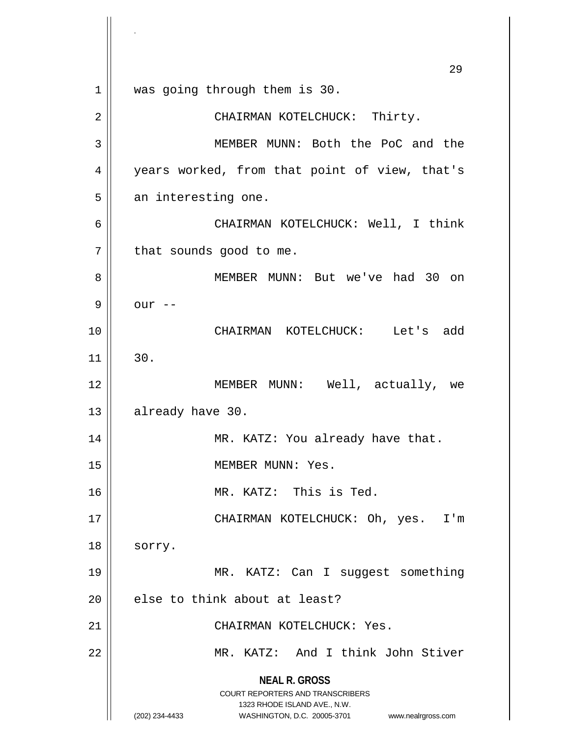was going through them is 30.

CHAIRMAN KOTELCHUCK: Thirty.

MEMBER MUNN: Both the PoC and the years worked, from that point of view, that's an interesting one.

CHAIRMAN KOTELCHUCK: Well, I think that sounds good to me.

MEMBER MUNN: But we've had 30 on our --

CHAIRMAN KOTELCHUCK: Let's add 30.

MEMBER MUNN: Well, actually, we already have 30.

MR. KATZ: You already have that.

MEMBER MUNN: Yes.

MR. KATZ: This is Ted.

CHAIRMAN KOTELCHUCK: Oh, yes. I'm sorry.

MR. KATZ: Can I suggest something else to think about at least?

CHAIRMAN KOTELCHUCK: Yes.

MR. KATZ: And I think John Stiver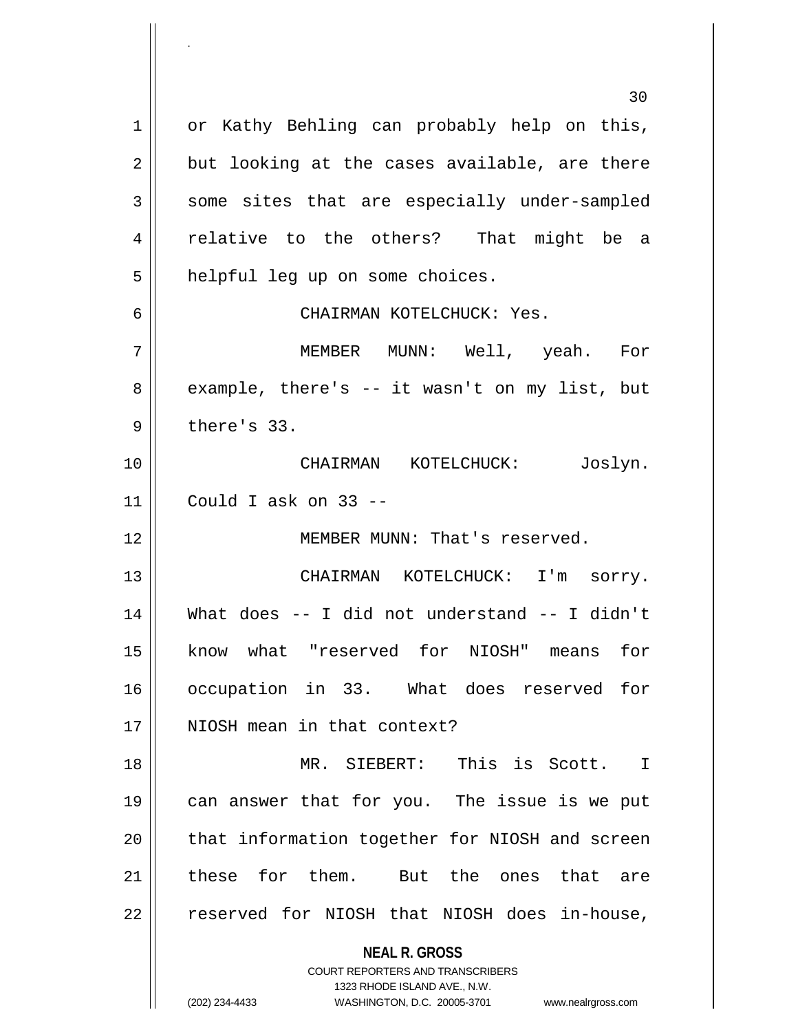or Kathy Behling can probably help on this, but looking at the cases available, are there some sites that are especially under-sampled relative to the others? That might be a helpful leg up on some choices.

CHAIRMAN KOTELCHUCK: Yes.

MEMBER MUNN: Well, yeah. For example, there's -- it wasn't on my list, but there's 33.

CHAIRMAN KOTELCHUCK: Joslyn. Could I ask on 33 --

MEMBER MUNN: That's reserved.

CHAIRMAN KOTELCHUCK: I'm sorry. What does -- I did not understand -- I didn't know what "reserved for NIOSH" means for occupation in 33. What does reserved for NIOSH mean in that context?

MR. SIEBERT: This is Scott. I can answer that for you. The issue is we put that information together for NIOSH and screen these for them. But the ones that are reserved for NIOSH that NIOSH does in-house,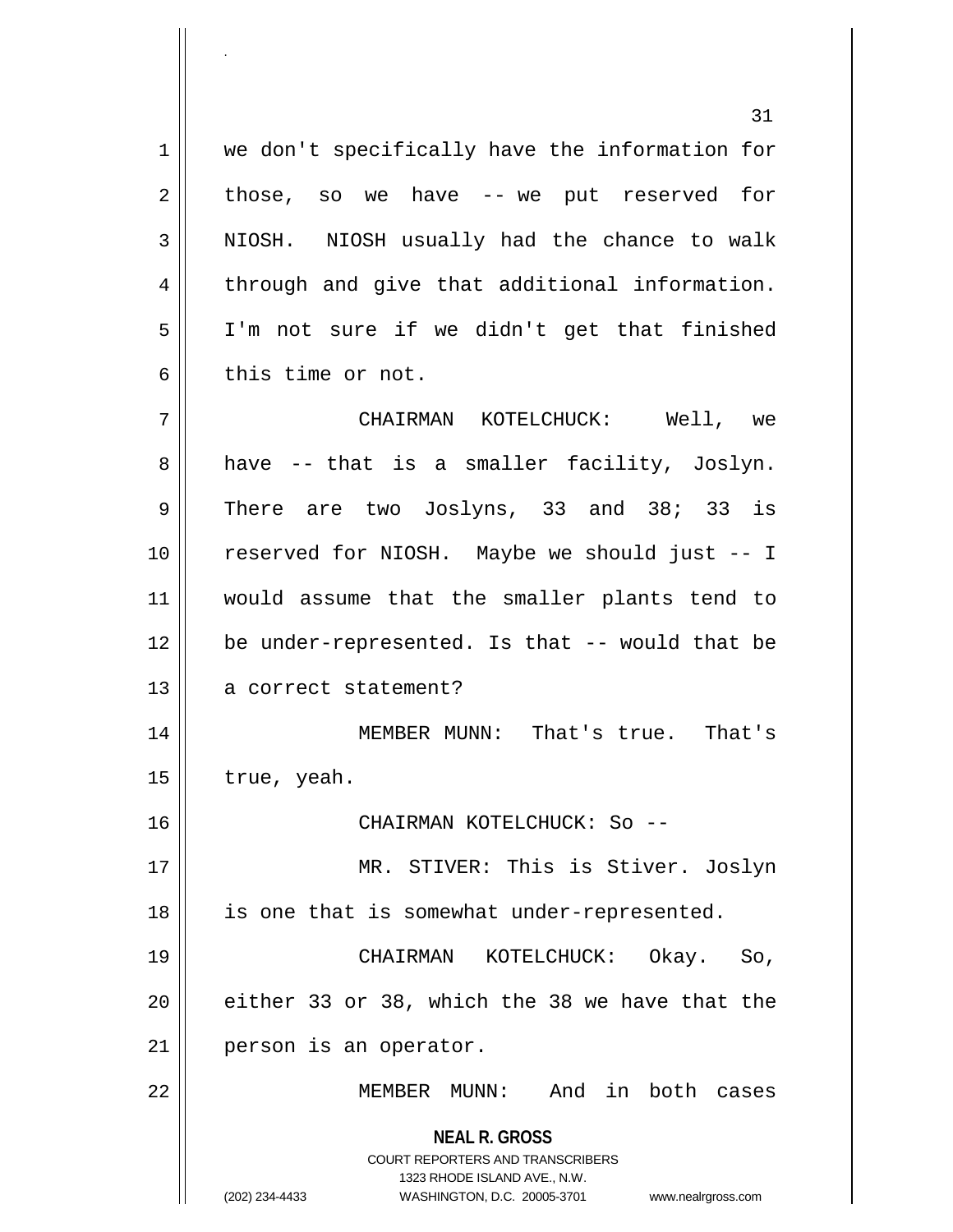we don't specifically have the information for those, so we have -- we put reserved for NIOSH. NIOSH usually had the chance to walk through and give that additional information. I'm not sure if we didn't get that finished this time or not.

CHAIRMAN KOTELCHUCK: Well, we have -- that is a smaller facility, Joslyn. There are two Joslyns, 33 and 38; 33 is reserved for NIOSH. Maybe we should just -- I would assume that the smaller plants tend to be under-represented. Is that -- would that be a correct statement?

MEMBER MUNN: That's true. That's true, yeah.

CHAIRMAN KOTELCHUCK: So --

MR. STIVER: This is Stiver. Joslyn is one that is somewhat under-represented.

CHAIRMAN KOTELCHUCK: Okay. So, either 33 or 38, which the 38 we have that the person is an operator.

MEMBER MUNN: And in both cases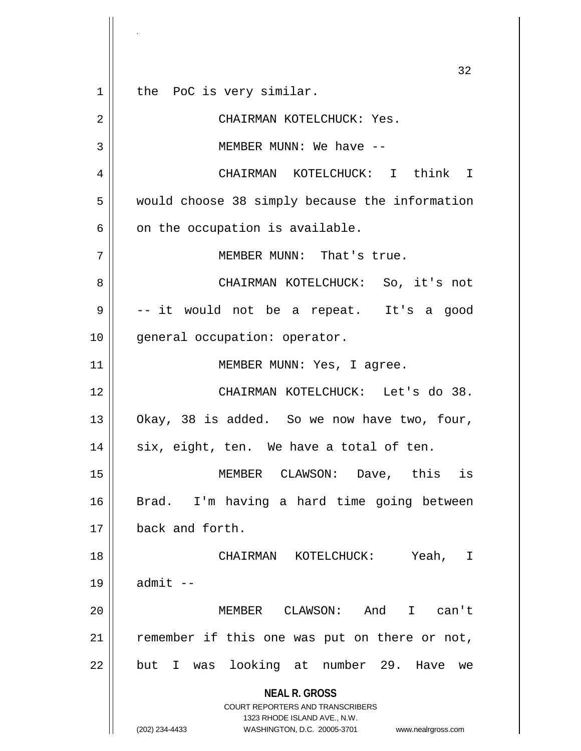the PoC is very similar.

CHAIRMAN KOTELCHUCK: Yes.

MEMBER MUNN: We have --

CHAIRMAN KOTELCHUCK: I think I would choose 38 simply because the information on the occupation is available.

MEMBER MUNN: That's true.

CHAIRMAN KOTELCHUCK: So, it's not -- it would not be a repeat. It's a good general occupation: operator.

MEMBER MUNN: Yes, I agree.

CHAIRMAN KOTELCHUCK: Let's do 38. Okay, 38 is added. So we now have two, four, six, eight, ten. We have a total of ten.

MEMBER CLAWSON: Dave, this is Brad. I'm having a hard time going between back and forth.

CHAIRMAN KOTELCHUCK: Yeah, I admit --

MEMBER CLAWSON: And I can't remember if this one was put on there or not, but I was looking at number 29. Have we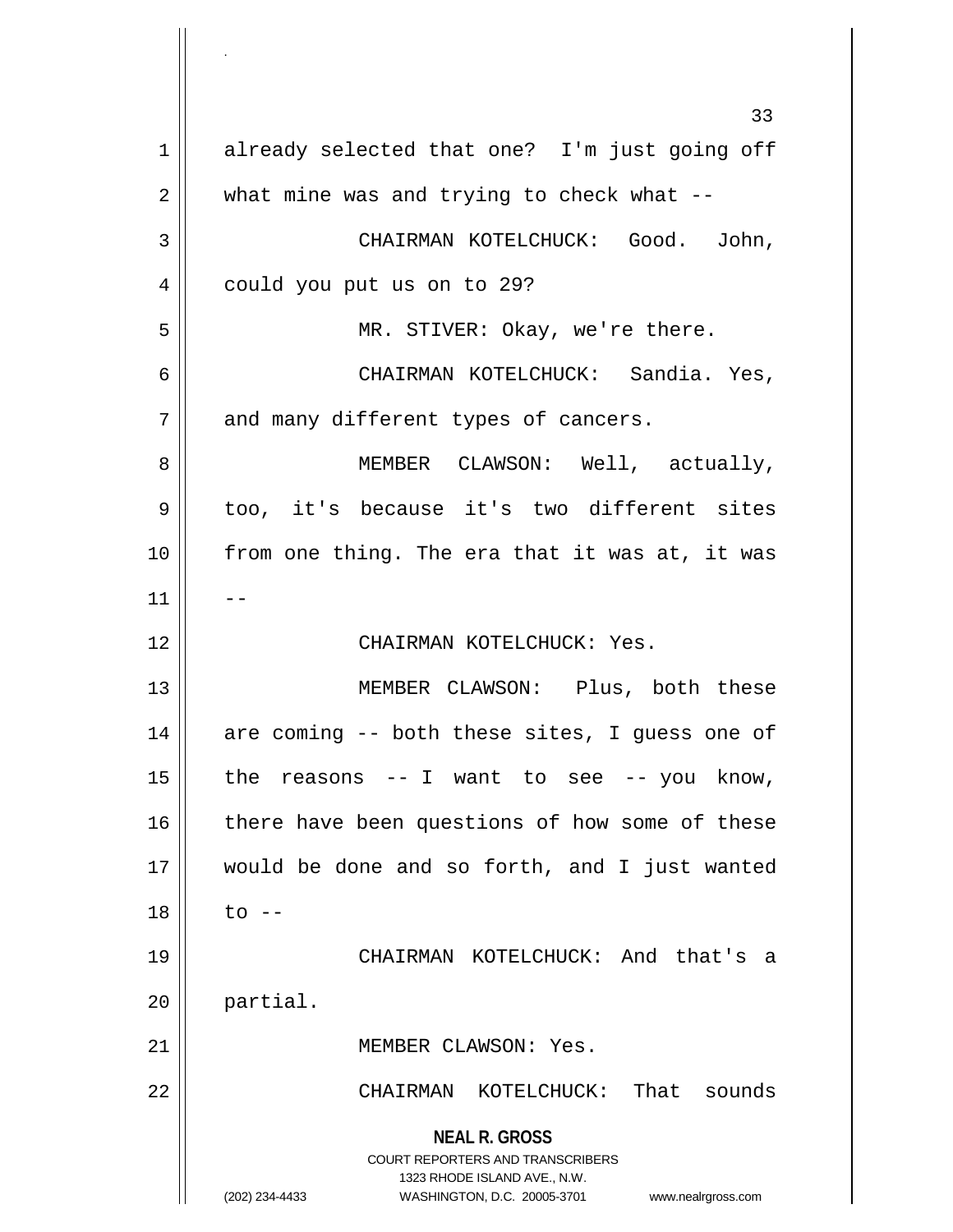already selected that one? I'm just going off what mine was and trying to check what --

CHAIRMAN KOTELCHUCK: Good. John, could you put us on to 29?

MR. STIVER: Okay, we're there.

CHAIRMAN KOTELCHUCK: Sandia. Yes, and many different types of cancers.

MEMBER CLAWSON: Well, actually, too, it's because it's two different sites from one thing. The era that it was at, it was --

CHAIRMAN KOTELCHUCK: Yes.

MEMBER CLAWSON: Plus, both these are coming -- both these sites, I guess one of the reasons -- I want to see -- you know, there have been questions of how some of these would be done and so forth, and I just wanted to --

CHAIRMAN KOTELCHUCK: And that's a partial.

MEMBER CLAWSON: Yes.

CHAIRMAN KOTELCHUCK: That sounds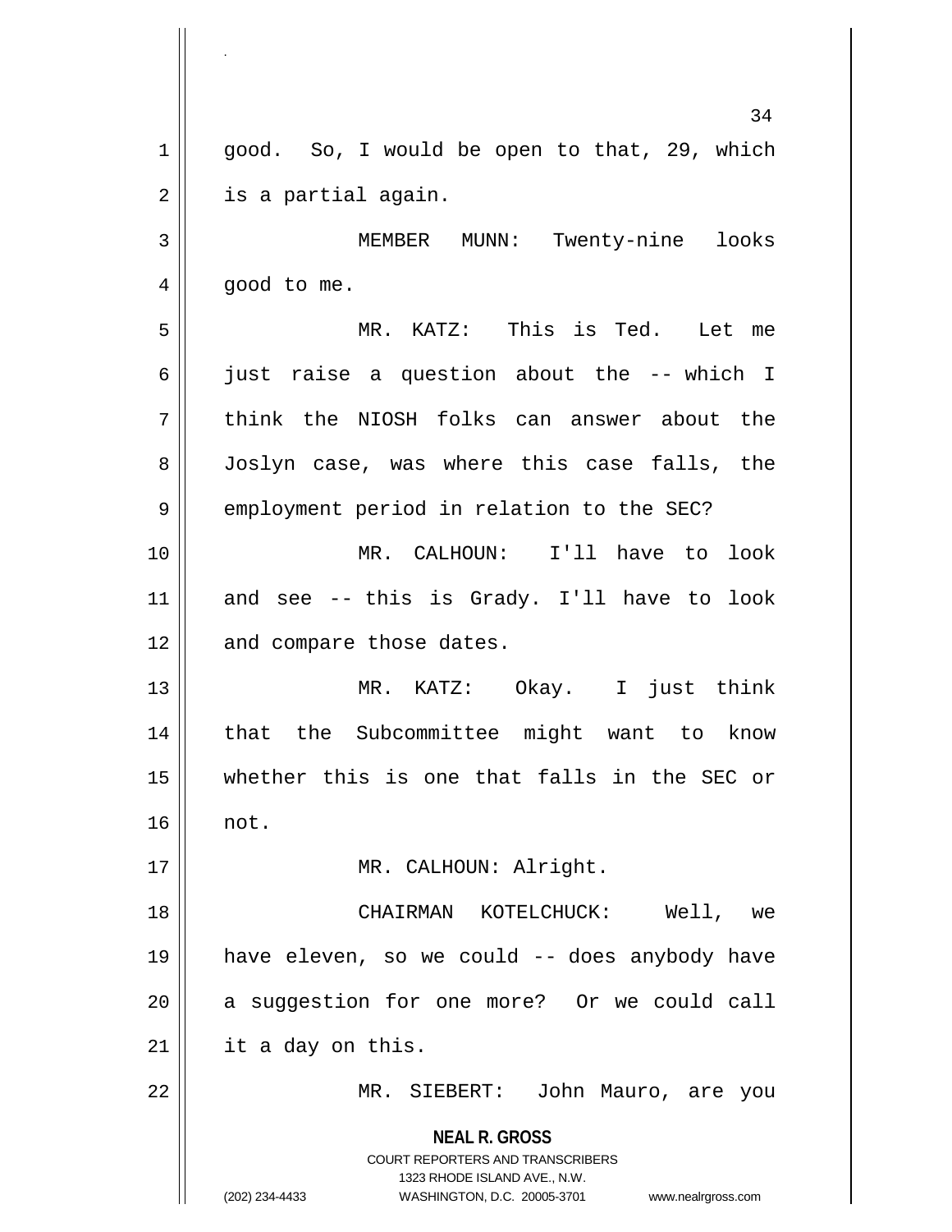good. So, I would be open to that, 29, which is a partial again.

MEMBER MUNN: Twenty-nine looks good to me.

MR. KATZ: This is Ted. Let me just raise a question about the -- which I think the NIOSH folks can answer about the Joslyn case, was where this case falls, the employment period in relation to the SEC?

MR. CALHOUN: I'll have to look and see -- this is Grady. I'll have to look and compare those dates.

MR. KATZ: Okay. I just think that the Subcommittee might want to know whether this is one that falls in the SEC or not.

MR. CALHOUN: Alright.

CHAIRMAN KOTELCHUCK: Well, we have eleven, so we could -- does anybody have a suggestion for one more? Or we could call it a day on this.

MR. SIEBERT: John Mauro, are you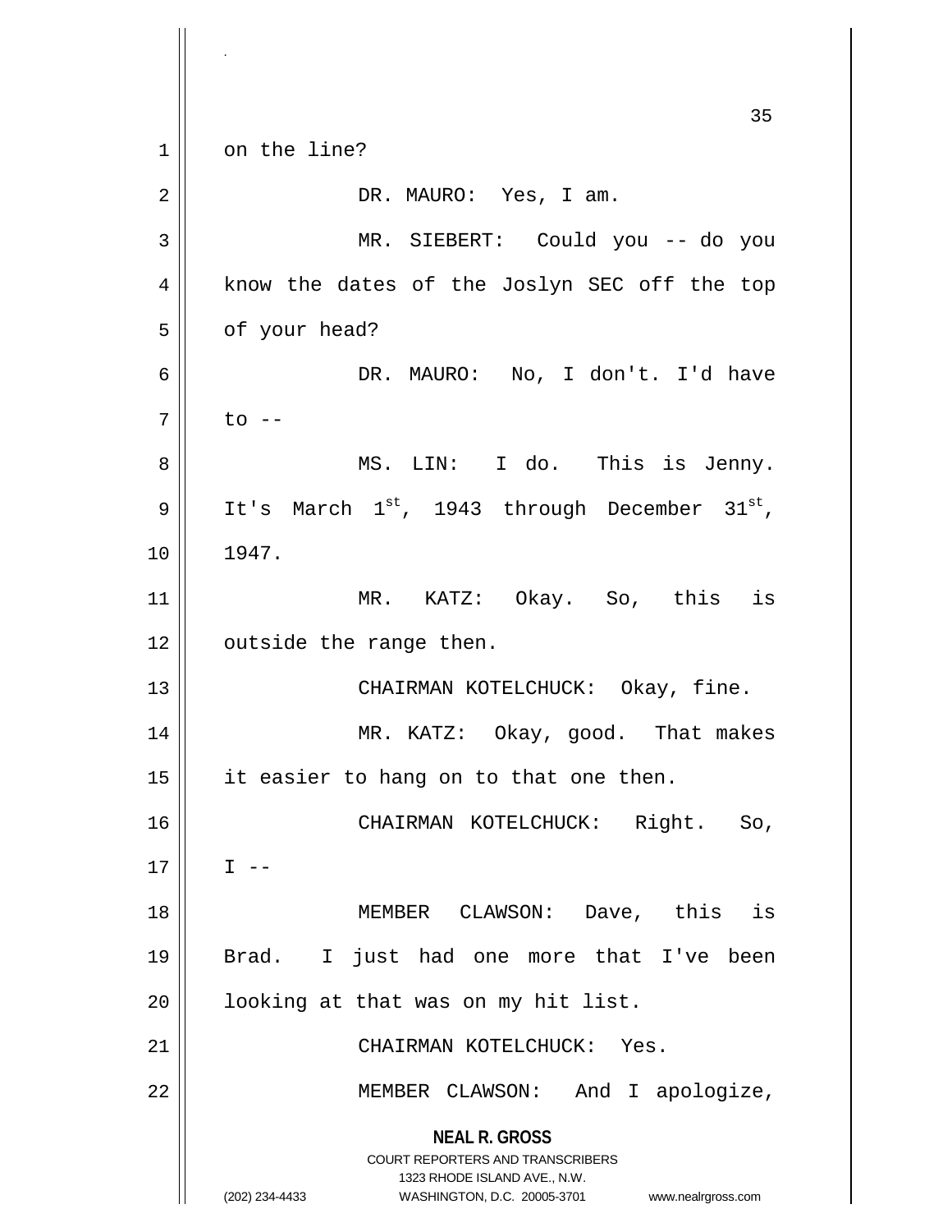on the line?

DR. MAURO: Yes, I am.

MR. SIEBERT: Could you -- do you know the dates of the Joslyn SEC off the top of your head?

DR. MAURO: No, I don't. I'd have to --

MS. LIN: I do. This is Jenny. It's March 1st, 1943 through December 31st, 1947.

MR. KATZ: Okay. So, this is outside the range then.

CHAIRMAN KOTELCHUCK: Okay, fine.

MR. KATZ: Okay, good. That makes it easier to hang on to that one then.

CHAIRMAN KOTELCHUCK: Right. So, I --

MEMBER CLAWSON: Dave, this is Brad. I just had one more that I've been looking at that was on my hit list.

CHAIRMAN KOTELCHUCK: Yes.

MEMBER CLAWSON: And I apologize,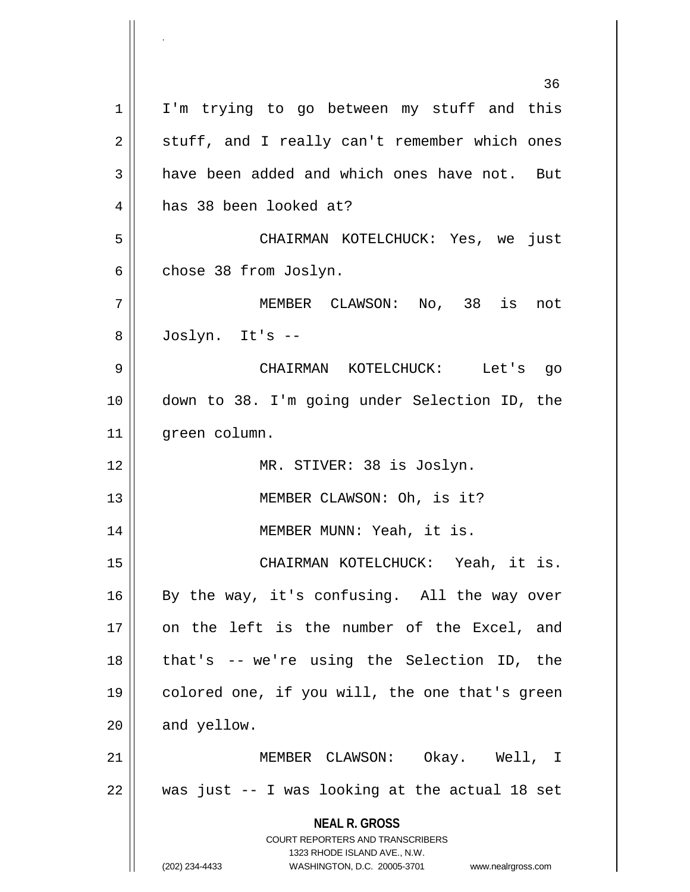I'm trying to go between my stuff and this stuff, and I really can't remember which ones have been added and which ones have not. But has 38 been looked at?

CHAIRMAN KOTELCHUCK: Yes, we just chose 38 from Joslyn.

MEMBER CLAWSON: No, 38 is not Joslyn. It's --

CHAIRMAN KOTELCHUCK: Let's go down to 38. I'm going under Selection ID, the green column.

MR. STIVER: 38 is Joslyn.

MEMBER CLAWSON: Oh, is it?

MEMBER MUNN: Yeah, it is.

CHAIRMAN KOTELCHUCK: Yeah, it is. By the way, it's confusing. All the way over on the left is the number of the Excel, and that's -- we're using the Selection ID, the colored one, if you will, the one that's green and yellow.

MEMBER CLAWSON: Okay. Well, I was just -- I was looking at the actual 18 set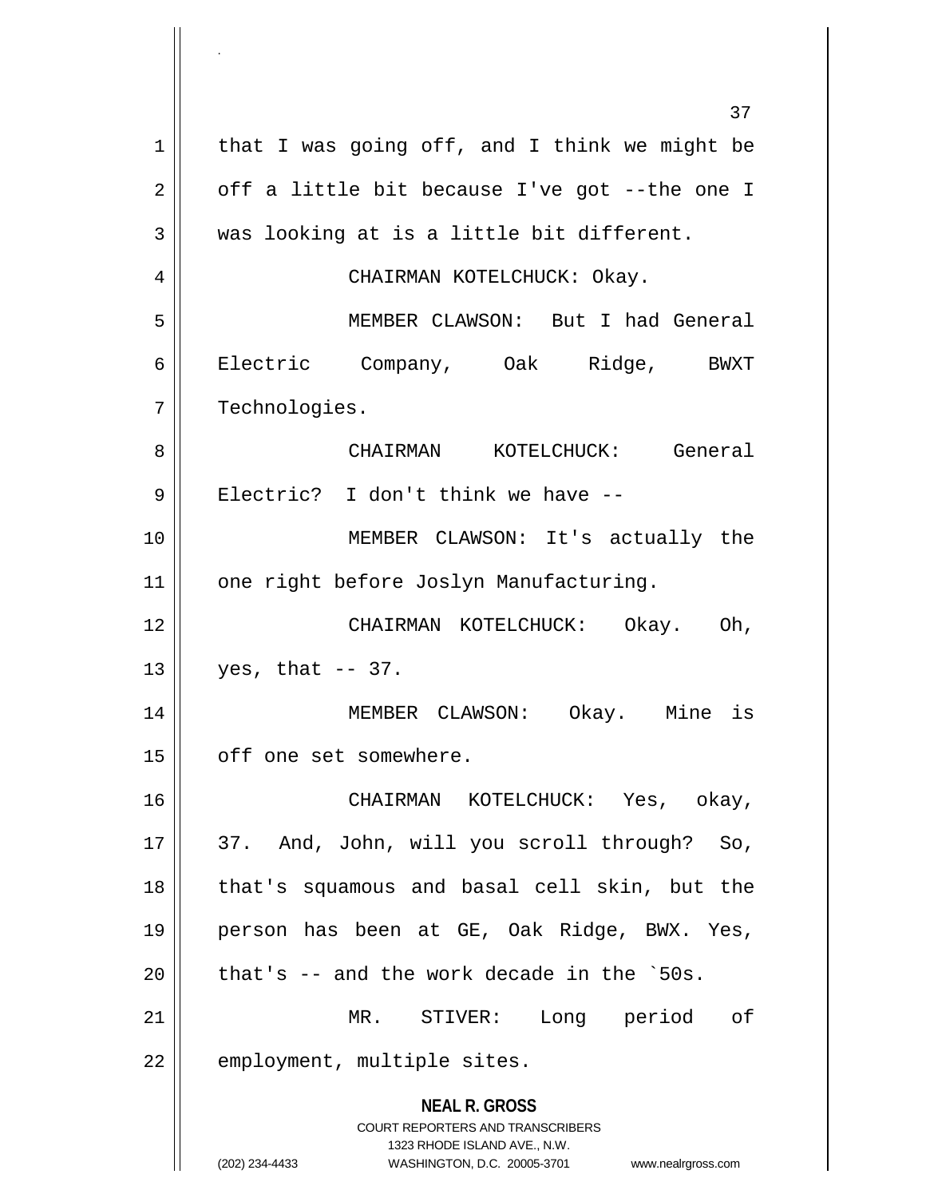that I was going off, and I think we might be off a little bit because I've got --the one I was looking at is a little bit different.

CHAIRMAN KOTELCHUCK: Okay.

MEMBER CLAWSON: But I had General Electric Company, Oak Ridge, BWXT Technologies.

CHAIRMAN KOTELCHUCK: General Electric? I don't think we have --

MEMBER CLAWSON: It's actually the one right before Joslyn Manufacturing.

CHAIRMAN KOTELCHUCK: Okay. Oh, yes, that -- 37.

MEMBER CLAWSON: Okay. Mine is off one set somewhere.

CHAIRMAN KOTELCHUCK: Yes, okay, 37. And, John, will you scroll through? So, that's squamous and basal cell skin, but the person has been at GE, Oak Ridge, BWX. Yes, that's -- and the work decade in the `50s.

MR. STIVER: Long period of employment, multiple sites.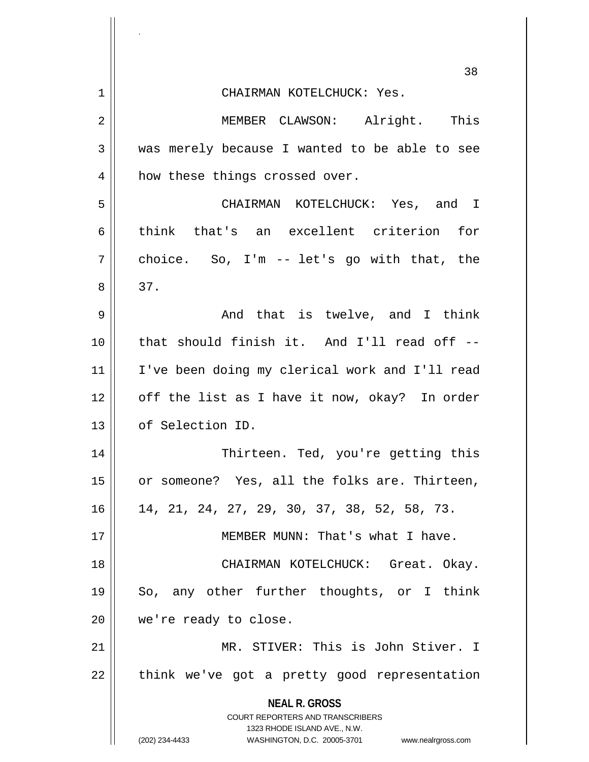CHAIRMAN KOTELCHUCK: Yes.

MEMBER CLAWSON: Alright. This was merely because I wanted to be able to see how these things crossed over.

CHAIRMAN KOTELCHUCK: Yes, and I think that's an excellent criterion for choice. So, I'm -- let's go with that, the 37.

And that is twelve, and I think that should finish it. And I'll read off -- I've been doing my clerical work and I'll read off the list as I have it now, okay? In order of Selection ID.

Thirteen. Ted, you're getting this or someone? Yes, all the folks are. Thirteen, 14, 21, 24, 27, 29, 30, 37, 38, 52, 58, 73.

MEMBER MUNN: That's what I have.

CHAIRMAN KOTELCHUCK: Great. Okay. So, any other further thoughts, or I think we're ready to close.

MR. STIVER: This is John Stiver. I think we've got a pretty good representation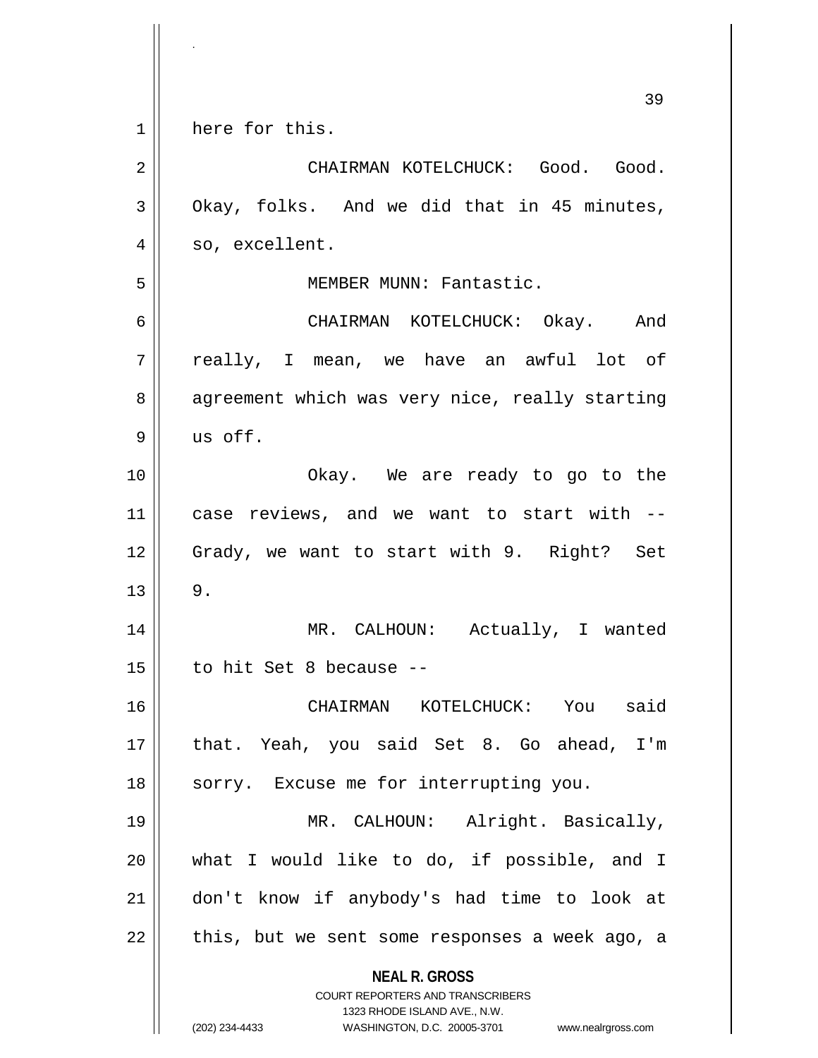here for this.

CHAIRMAN KOTELCHUCK: Good. Good. Okay, folks. And we did that in 45 minutes, so, excellent.

MEMBER MUNN: Fantastic.

CHAIRMAN KOTELCHUCK: Okay. And really, I mean, we have an awful lot of agreement which was very nice, really starting us off.

Okay. We are ready to go to the case reviews, and we want to start with -- Grady, we want to start with 9. Right? Set 9.

MR. CALHOUN: Actually, I wanted to hit Set 8 because --

CHAIRMAN KOTELCHUCK: You said that. Yeah, you said Set 8. Go ahead, I'm sorry. Excuse me for interrupting you.

MR. CALHOUN: Alright. Basically, what I would like to do, if possible, and I don't know if anybody's had time to look at this, but we sent some responses a week ago, a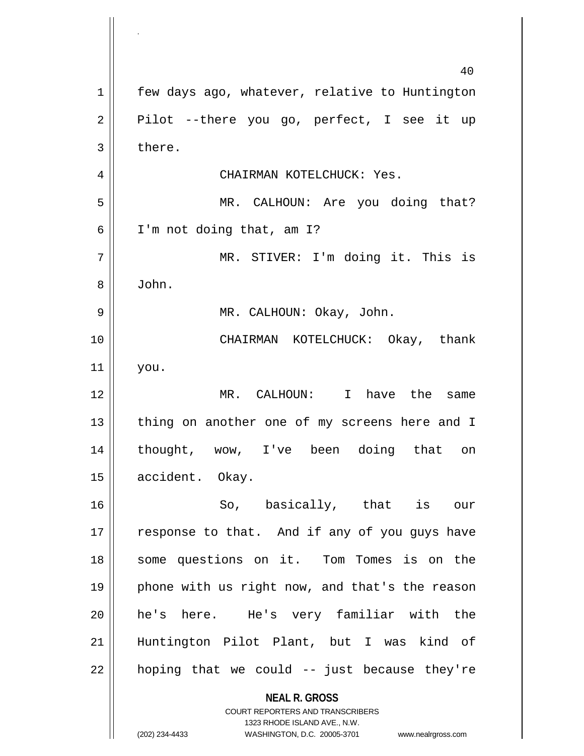few days ago, whatever, relative to Huntington Pilot --there you go, perfect, I see it up there.

CHAIRMAN KOTELCHUCK: Yes.

MR. CALHOUN: Are you doing that? I'm not doing that, am I?

MR. STIVER: I'm doing it. This is John.

MR. CALHOUN: Okay, John.

CHAIRMAN KOTELCHUCK: Okay, thank you.

MR. CALHOUN: I have the same thing on another one of my screens here and I thought, wow, I've been doing that on accident. Okay.

So, basically, that is our response to that. And if any of you guys have some questions on it. Tom Tomes is on the phone with us right now, and that's the reason he's here. He's very familiar with the Huntington Pilot Plant, but I was kind of hoping that we could -- just because they're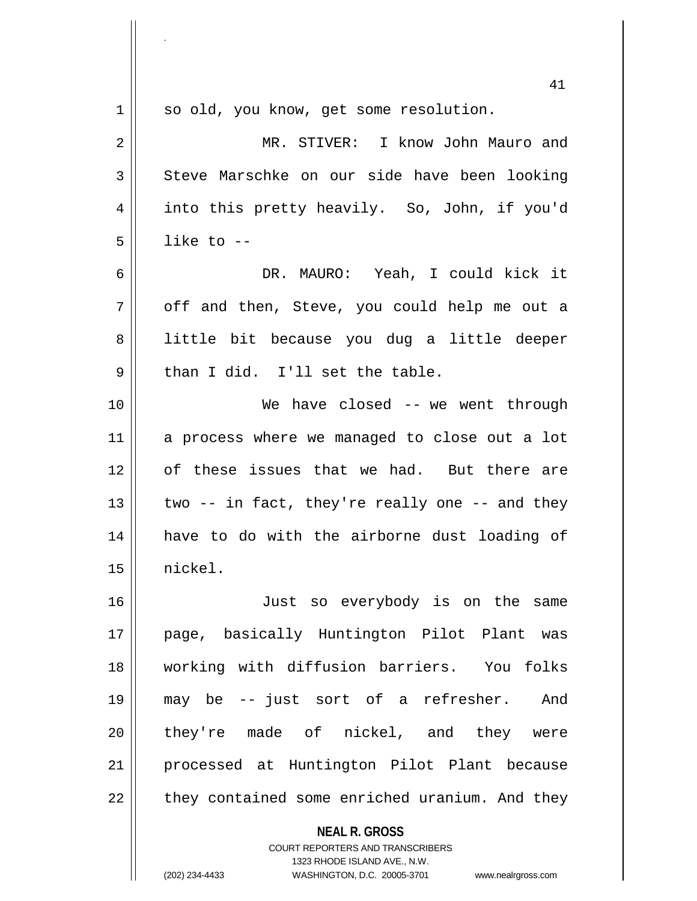so old, you know, get some resolution.

MR. STIVER: I know John Mauro and Steve Marschke on our side have been looking into this pretty heavily. So, John, if you'd like to --

DR. MAURO: Yeah, I could kick it off and then, Steve, you could help me out a little bit because you dug a little deeper than I did. I'll set the table.

We have closed -- we went through a process where we managed to close out a lot of these issues that we had. But there are two -- in fact, they're really one -- and they have to do with the airborne dust loading of nickel.

Just so everybody is on the same page, basically Huntington Pilot Plant was working with diffusion barriers. You folks may be -- just sort of a refresher. And they're made of nickel, and they were processed at Huntington Pilot Plant because they contained some enriched uranium. And they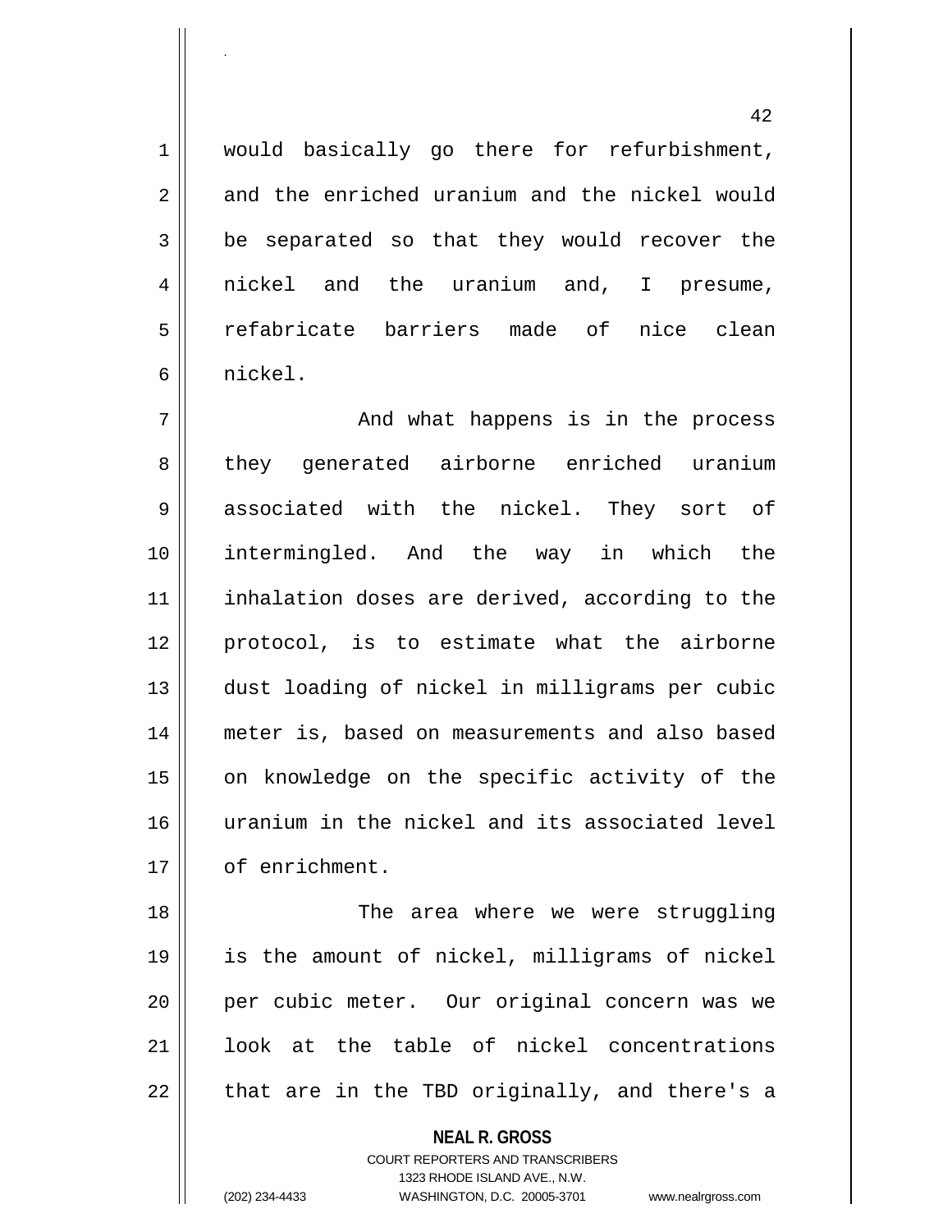would basically go there for refurbishment, and the enriched uranium and the nickel would be separated so that they would recover the nickel and the uranium and, I presume, refabricate barriers made of nice clean nickel.

And what happens is in the process they generated airborne enriched uranium associated with the nickel. They sort of intermingled. And the way in which the inhalation doses are derived, according to the protocol, is to estimate what the airborne dust loading of nickel in milligrams per cubic meter is, based on measurements and also based on knowledge on the specific activity of the uranium in the nickel and its associated level of enrichment.

The area where we were struggling is the amount of nickel, milligrams of nickel per cubic meter. Our original concern was we look at the table of nickel concentrations that are in the TBD originally, and there's a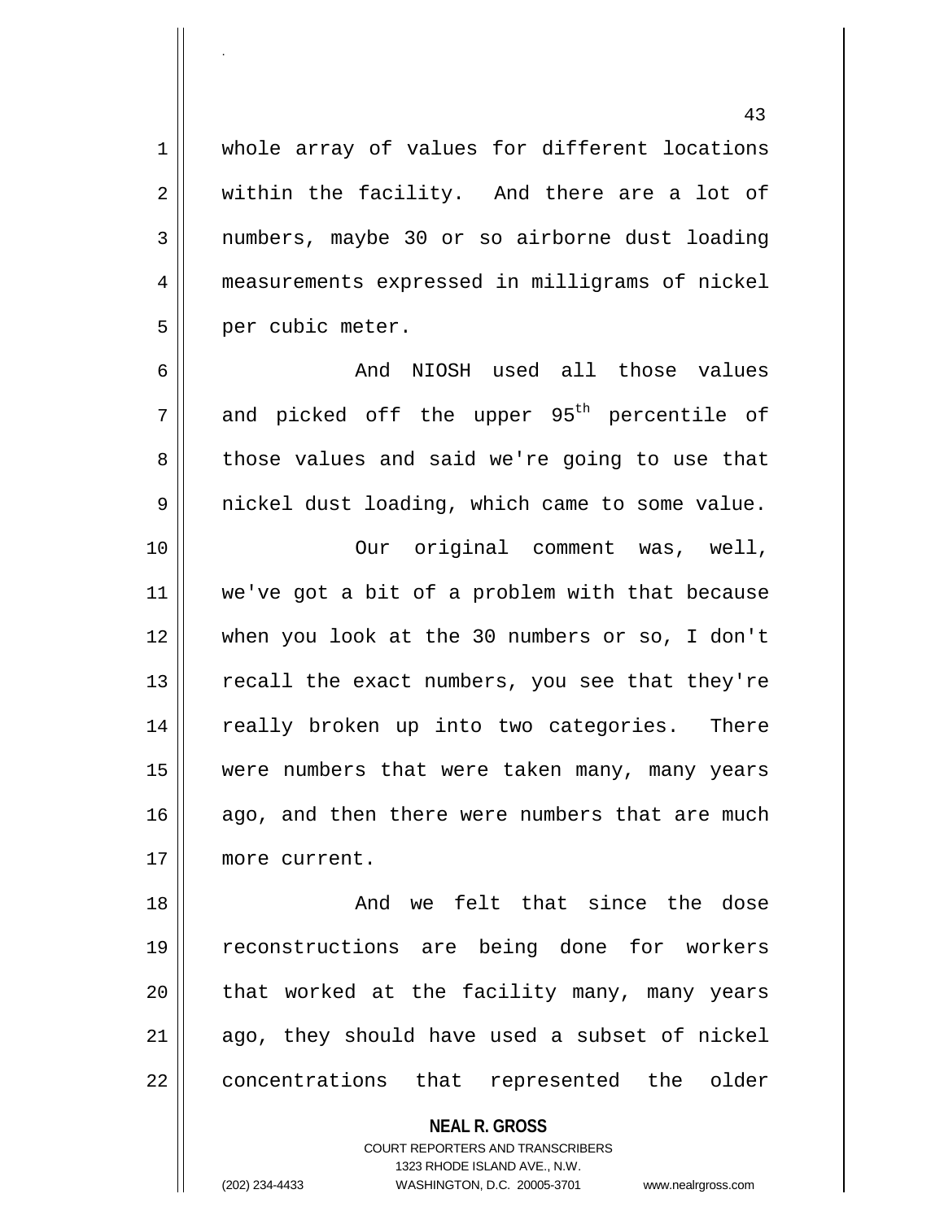whole array of values for different locations within the facility. And there are a lot of numbers, maybe 30 or so airborne dust loading measurements expressed in milligrams of nickel per cubic meter.

And NIOSH used all those values and picked off the upper 95th percentile of those values and said we're going to use that nickel dust loading, which came to some value.

Our original comment was, well, we've got a bit of a problem with that because when you look at the 30 numbers or so, I don't recall the exact numbers, you see that they're really broken up into two categories. There were numbers that were taken many, many years ago, and then there were numbers that are much more current.

And we felt that since the dose reconstructions are being done for workers that worked at the facility many, many years ago, they should have used a subset of nickel concentrations that represented the older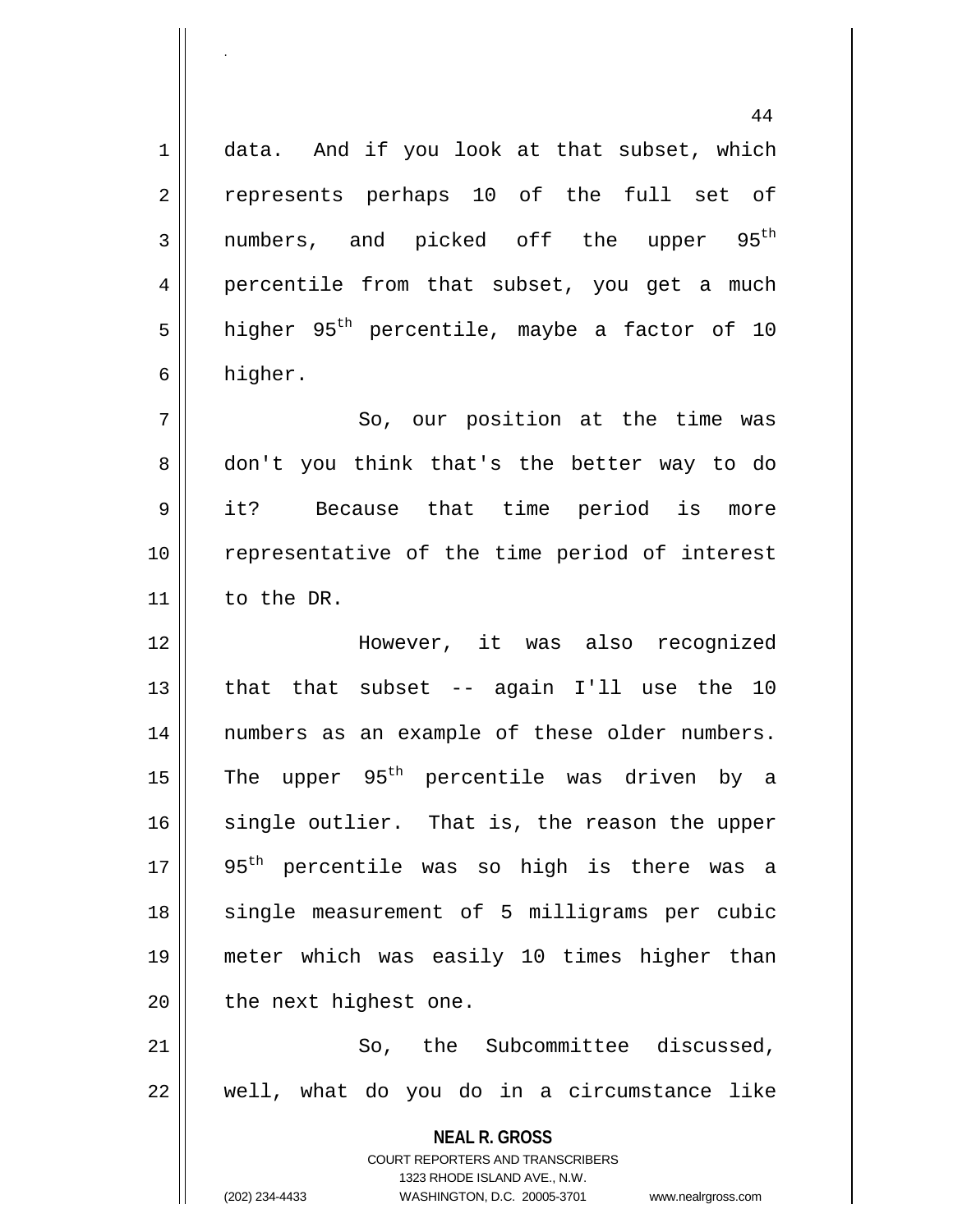data. And if you look at that subset, which represents perhaps 10 of the full set of numbers, and picked off the upper $95^{th}$ percentile from that subset, you get a much higher $95^{th}$ percentile, maybe a factor of 10 higher.

So, our position at the time was don't you think that's the better way to do it? Because that time period is more representative of the time period of interest to the DR.

However, it was also recognized that that subset -- again I'll use the 10 numbers as an example of these older numbers. The upper $95^{th}$ percentile was driven by a single outlier. That is, the reason the upper $95^{th}$ percentile was so high is there was a single measurement of 5 milligrams per cubic meter which was easily 10 times higher than the next highest one.

So, the Subcommittee discussed, well, what do you do in a circumstance like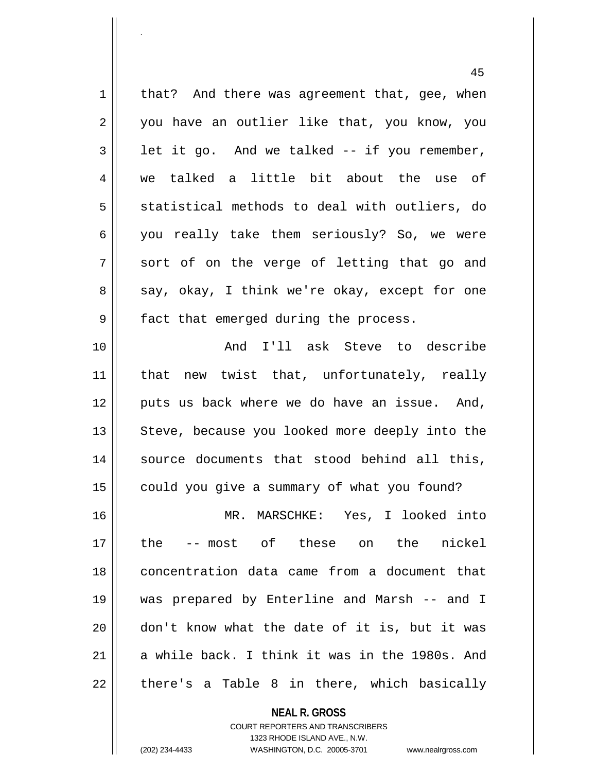that? And there was agreement that, gee, when you have an outlier like that, you know, you let it go. And we talked -- if you remember, we talked a little bit about the use of statistical methods to deal with outliers, do you really take them seriously? So, we were sort of on the verge of letting that go and say, okay, I think we're okay, except for one fact that emerged during the process.

And I'll ask Steve to describe that new twist that, unfortunately, really puts us back where we do have an issue. And, Steve, because you looked more deeply into the source documents that stood behind all this, could you give a summary of what you found?

MR. MARSCHKE: Yes, I looked into the -- most of these on the nickel concentration data came from a document that was prepared by Enterline and Marsh -- and I don't know what the date of it is, but it was a while back. I think it was in the 1980s. And there's a Table 8 in there, which basically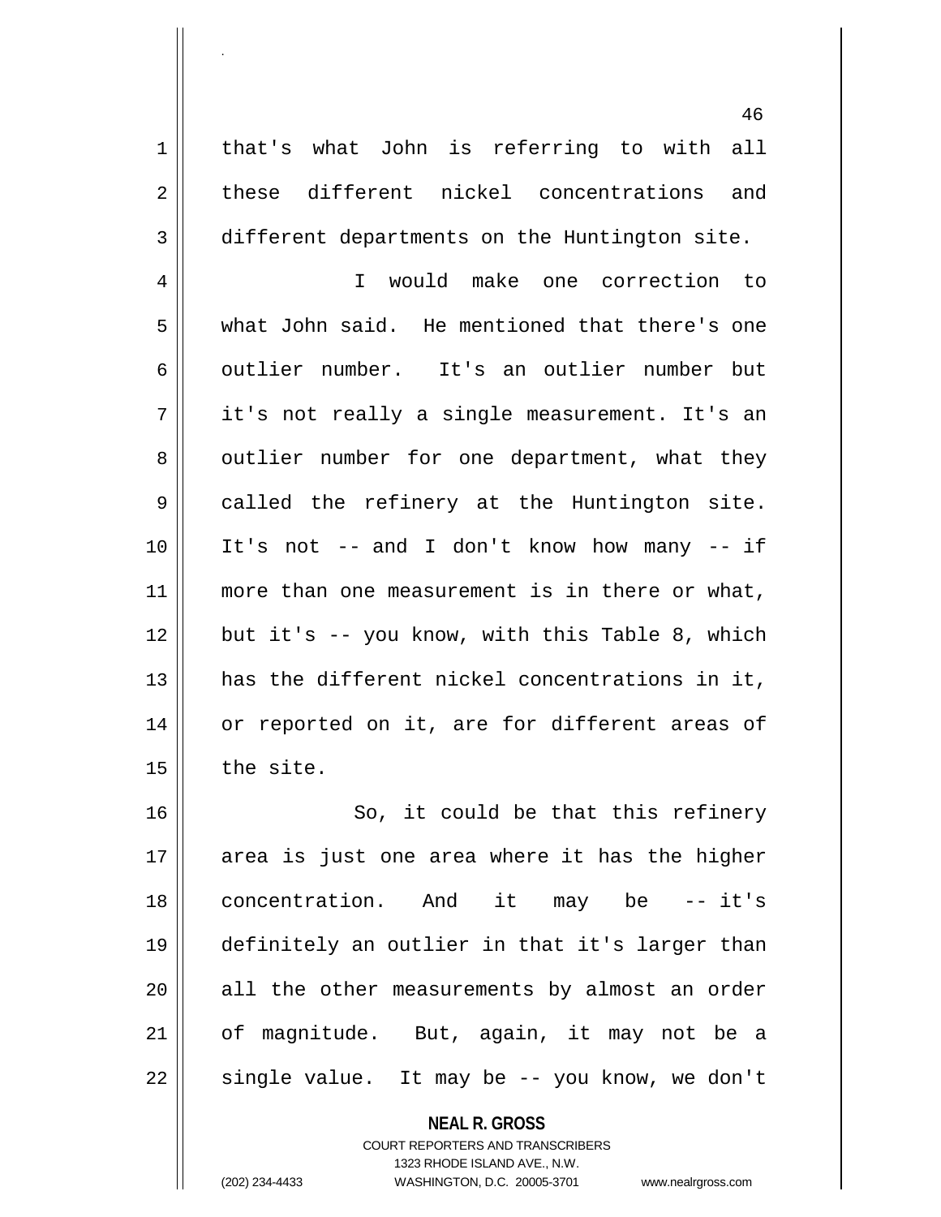that's what John is referring to with all these different nickel concentrations and different departments on the Huntington site.

I would make one correction to what John said. He mentioned that there's one outlier number. It's an outlier number but it's not really a single measurement. It's an outlier number for one department, what they called the refinery at the Huntington site. It's not -- and I don't know how many -- if more than one measurement is in there or what, but it's -- you know, with this Table 8, which has the different nickel concentrations in it, or reported on it, are for different areas of the site.

So, it could be that this refinery area is just one area where it has the higher concentration. And it may be -- it's definitely an outlier in that it's larger than all the other measurements by almost an order of magnitude. But, again, it may not be a single value. It may be -- you know, we don't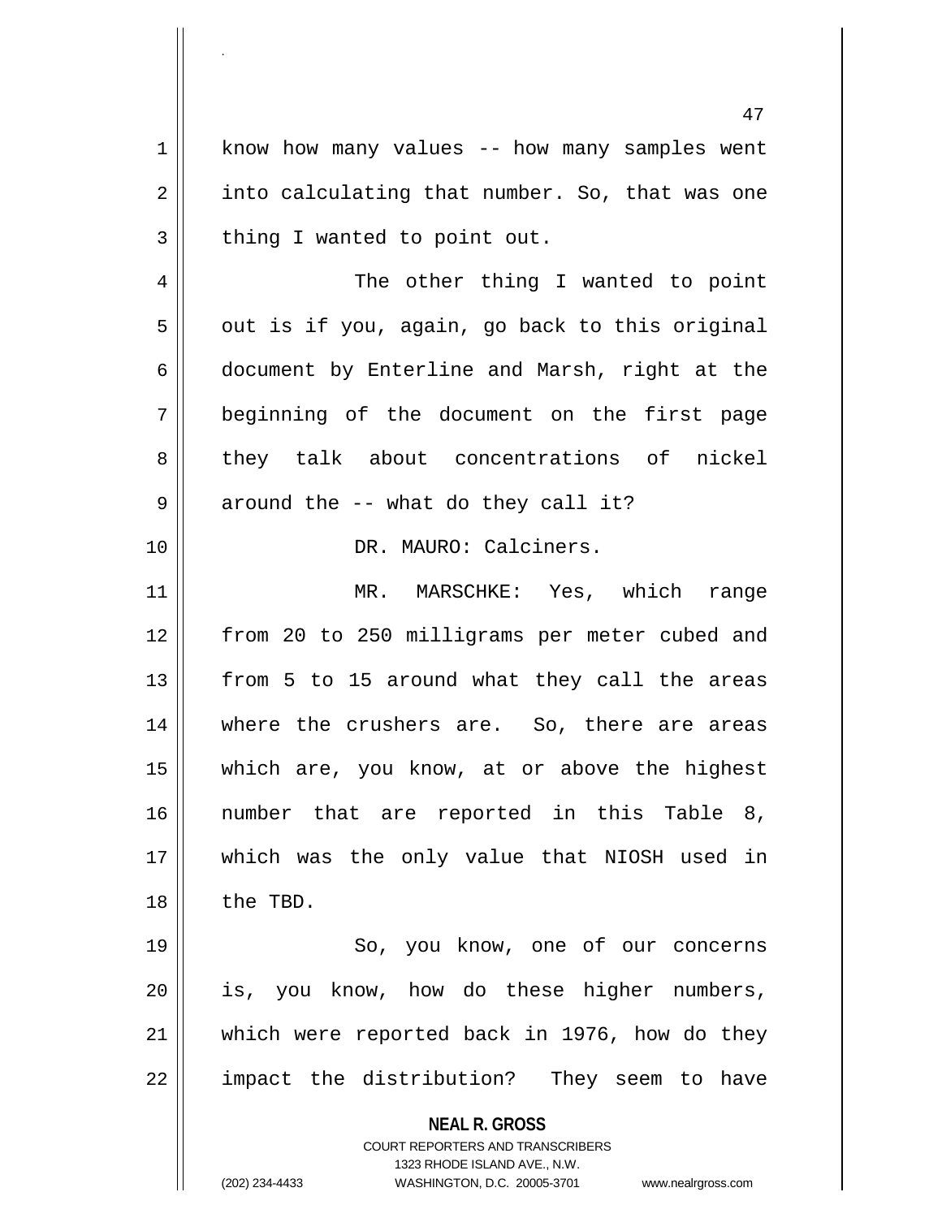know how many values -- how many samples went into calculating that number. So, that was one thing I wanted to point out.

The other thing I wanted to point out is if you, again, go back to this original document by Enterline and Marsh, right at the beginning of the document on the first page they talk about concentrations of nickel around the -- what do they call it?

DR. MAURO: Calciners.

MR. MARSCHKE: Yes, which range from 20 to 250 milligrams per meter cubed and from 5 to 15 around what they call the areas where the crushers are. So, there are areas which are, you know, at or above the highest number that are reported in this Table 8, which was the only value that NIOSH used in the TBD.

So, you know, one of our concerns is, you know, how do these higher numbers, which were reported back in 1976, how do they impact the distribution? They seem to have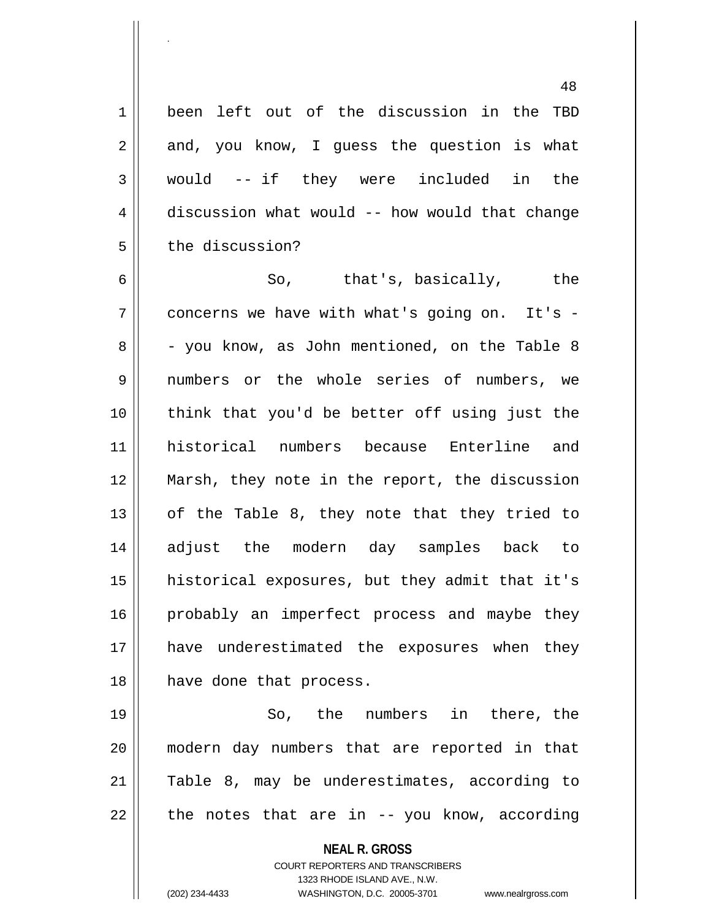been left out of the discussion in the TBD and, you know, I guess the question is what would -- if they were included in the discussion what would -- how would that change the discussion?

So, that's, basically, the concerns we have with what's going on. It's -- you know, as John mentioned, on the Table 8 numbers or the whole series of numbers, we think that you'd be better off using just the historical numbers because Enterline and Marsh, they note in the report, the discussion of the Table 8, they note that they tried to adjust the modern day samples back to historical exposures, but they admit that it's probably an imperfect process and maybe they have underestimated the exposures when they have done that process.

So, the numbers in there, the modern day numbers that are reported in that Table 8, may be underestimates, according to the notes that are in -- you know, according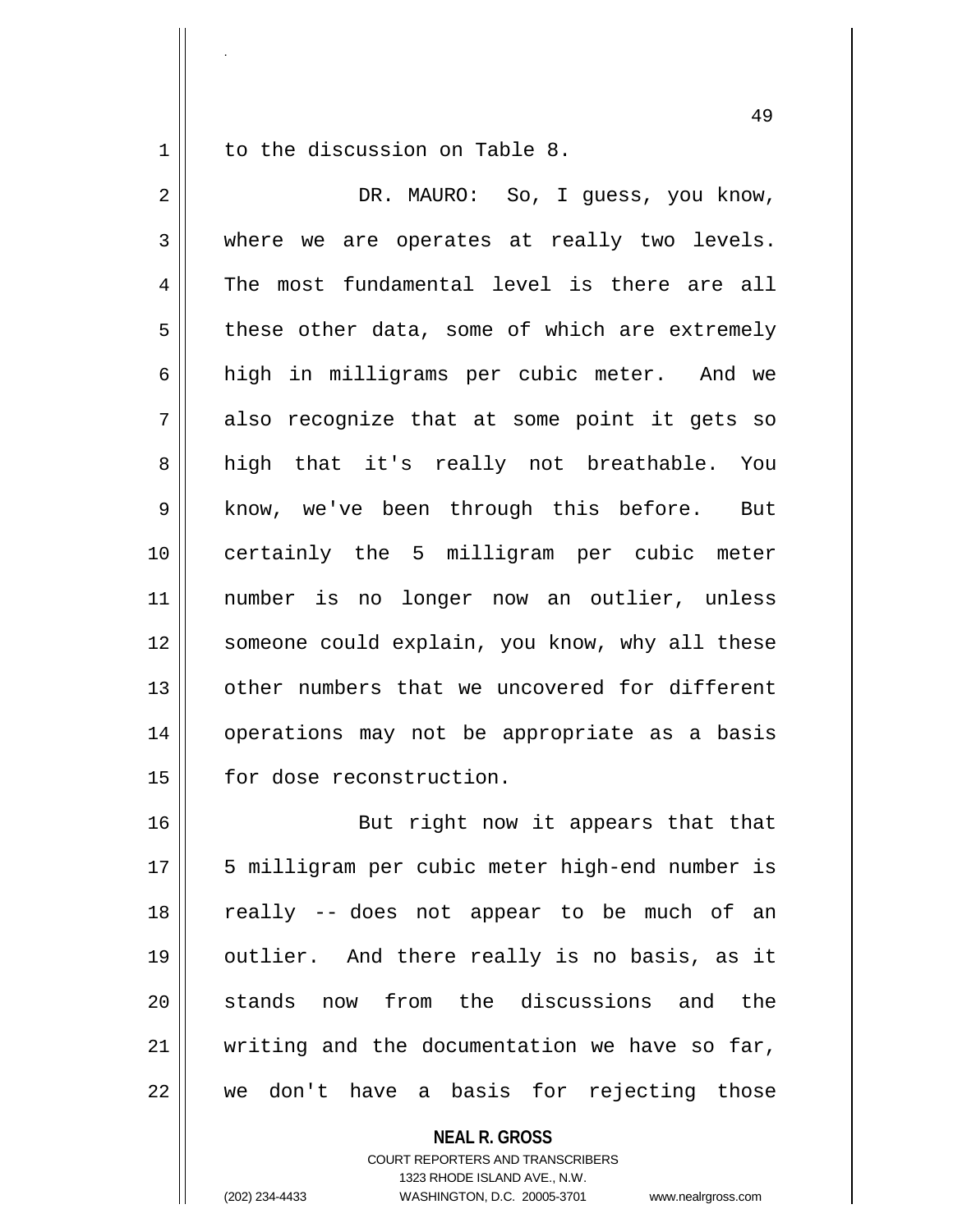to the discussion on Table 8.

DR. MAURO: So, I guess, you know, where we are operates at really two levels. The most fundamental level is there are all these other data, some of which are extremely high in milligrams per cubic meter. And we also recognize that at some point it gets so high that it's really not breathable. You know, we've been through this before. But certainly the 5 milligram per cubic meter number is no longer now an outlier, unless someone could explain, you know, why all these other numbers that we uncovered for different operations may not be appropriate as a basis for dose reconstruction.

But right now it appears that that 5 milligram per cubic meter high-end number is really -- does not appear to be much of an outlier. And there really is no basis, as it stands now from the discussions and the writing and the documentation we have so far, we don't have a basis for rejecting those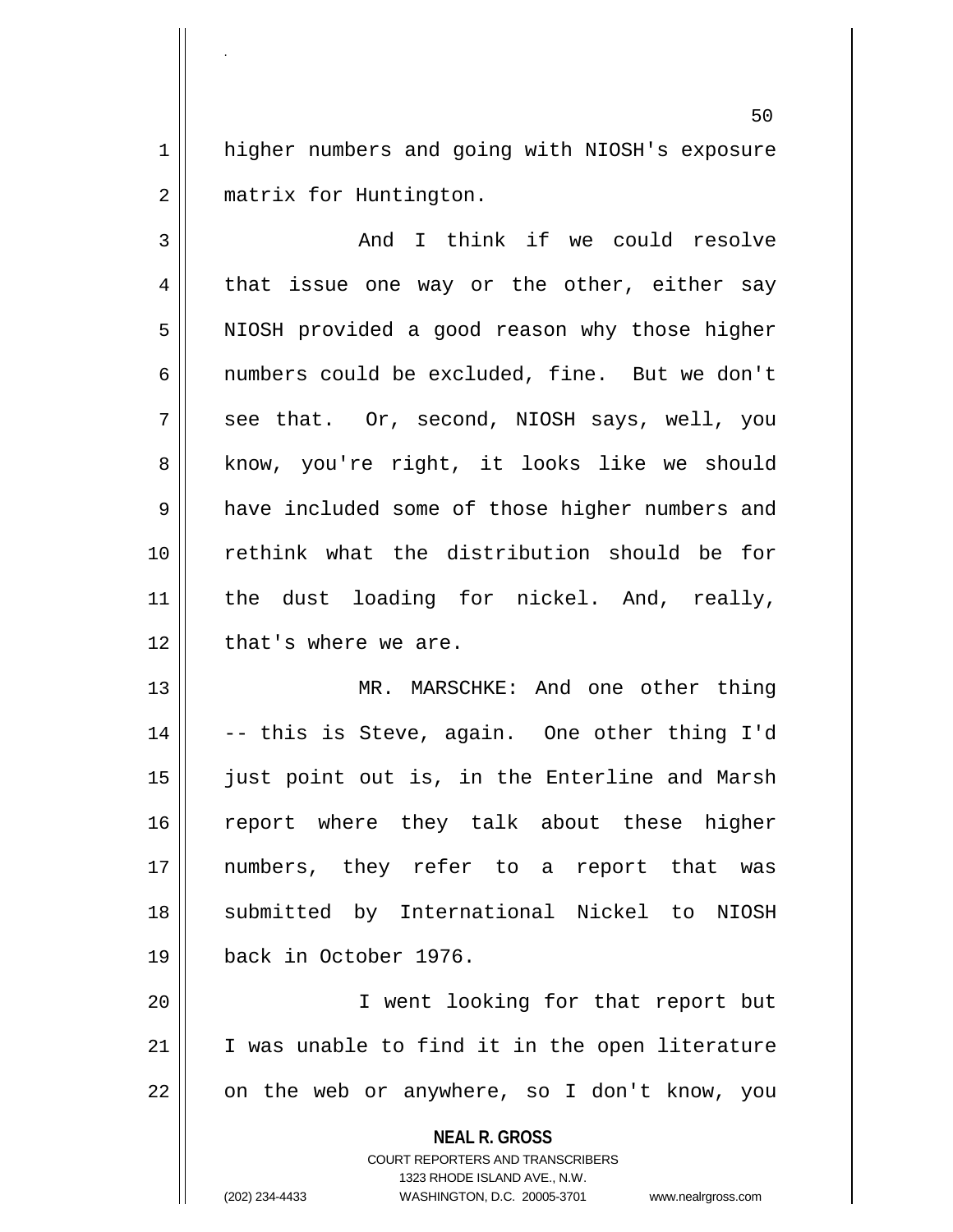higher numbers and going with NIOSH's exposure matrix for Huntington.

And I think if we could resolve that issue one way or the other, either say NIOSH provided a good reason why those higher numbers could be excluded, fine. But we don't see that. Or, second, NIOSH says, well, you know, you're right, it looks like we should have included some of those higher numbers and rethink what the distribution should be for the dust loading for nickel. And, really, that's where we are.

MR. MARSCHKE: And one other thing -- this is Steve, again. One other thing I'd just point out is, in the Enterline and Marsh report where they talk about these higher numbers, they refer to a report that was submitted by International Nickel to NIOSH back in October 1976.

I went looking for that report but I was unable to find it in the open literature on the web or anywhere, so I don't know, you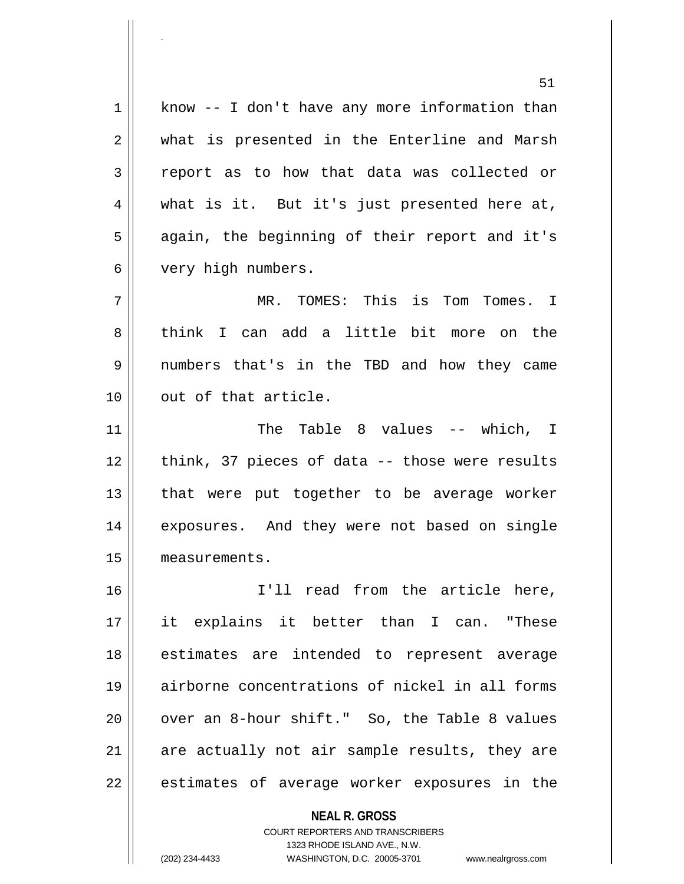know -- I don't have any more information than what is presented in the Enterline and Marsh report as to how that data was collected or what is it. But it's just presented here at, again, the beginning of their report and it's very high numbers.

MR. TOMES: This is Tom Tomes. I think I can add a little bit more on the numbers that's in the TBD and how they came out of that article.

The Table 8 values -- which, I think, 37 pieces of data -- those were results that were put together to be average worker exposures. And they were not based on single measurements.

I'll read from the article here, it explains it better than I can. "These estimates are intended to represent average airborne concentrations of nickel in all forms over an 8-hour shift." So, the Table 8 values are actually not air sample results, they are estimates of average worker exposures in the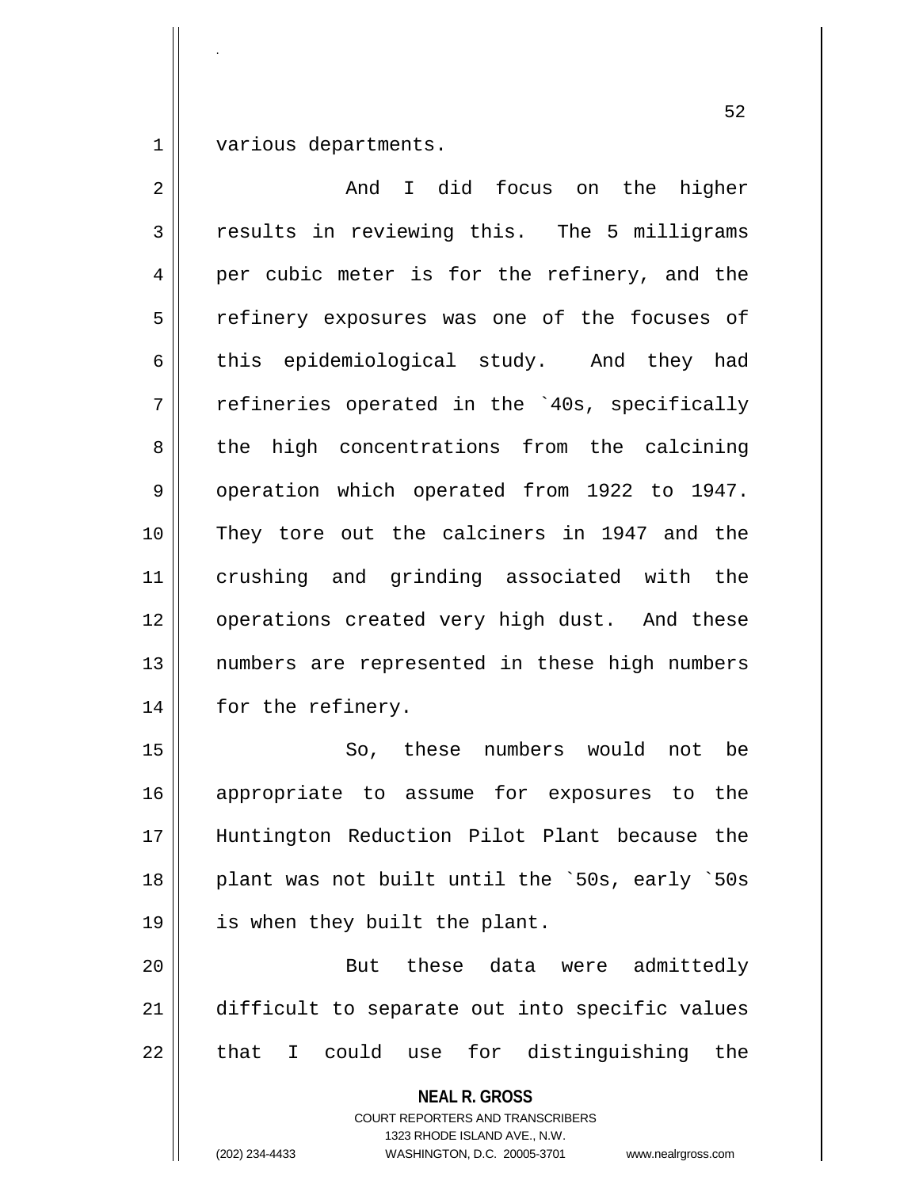various departments.

And I did focus on the higher results in reviewing this. The 5 milligrams per cubic meter is for the refinery, and the refinery exposures was one of the focuses of this epidemiological study. And they had refineries operated in the `40s, specifically the high concentrations from the calcining operation which operated from 1922 to 1947. They tore out the calciners in 1947 and the crushing and grinding associated with the operations created very high dust. And these numbers are represented in these high numbers for the refinery.

So, these numbers would not be appropriate to assume for exposures to the Huntington Reduction Pilot Plant because the plant was not built until the `50s, early `50s is when they built the plant.

But these data were admittedly difficult to separate out into specific values that I could use for distinguishing the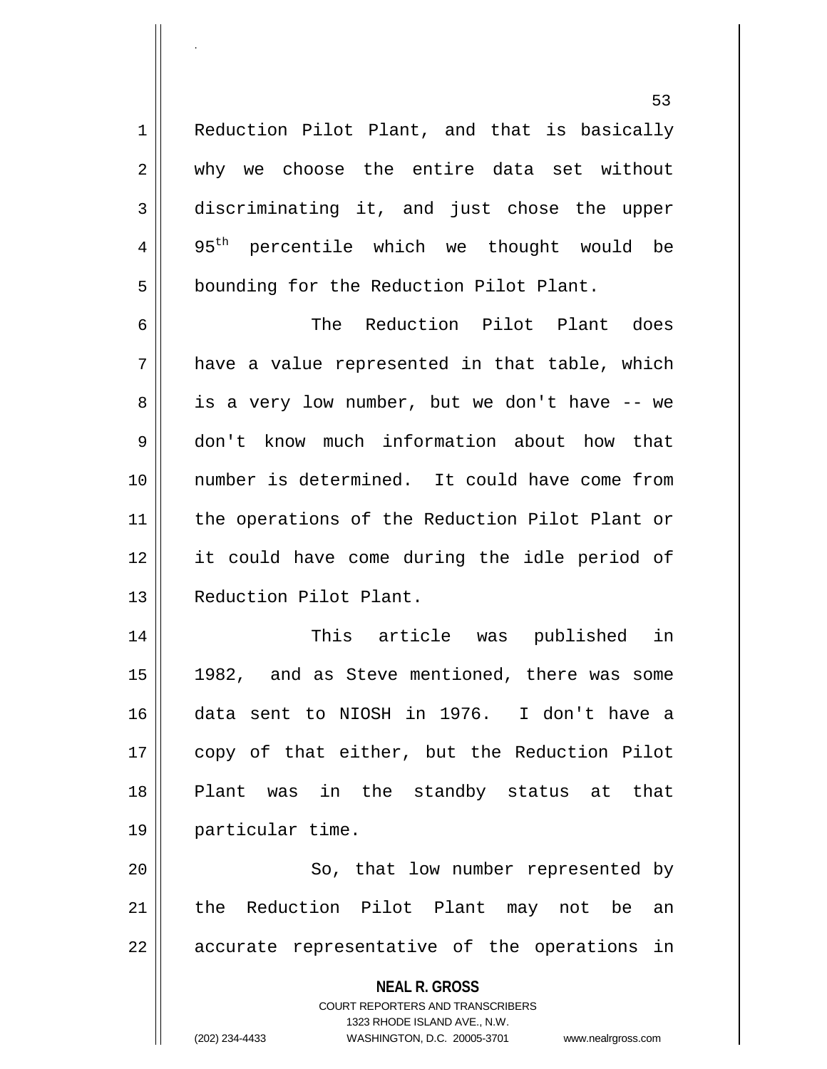Reduction Pilot Plant, and that is basically why we choose the entire data set without discriminating it, and just chose the upper 95th percentile which we thought would be bounding for the Reduction Pilot Plant.

The Reduction Pilot Plant does have a value represented in that table, which is a very low number, but we don't have -- we don't know much information about how that number is determined. It could have come from the operations of the Reduction Pilot Plant or it could have come during the idle period of Reduction Pilot Plant.

This article was published in 1982, and as Steve mentioned, there was some data sent to NIOSH in 1976. I don't have a copy of that either, but the Reduction Pilot Plant was in the standby status at that particular time.

So, that low number represented by the Reduction Pilot Plant may not be an accurate representative of the operations in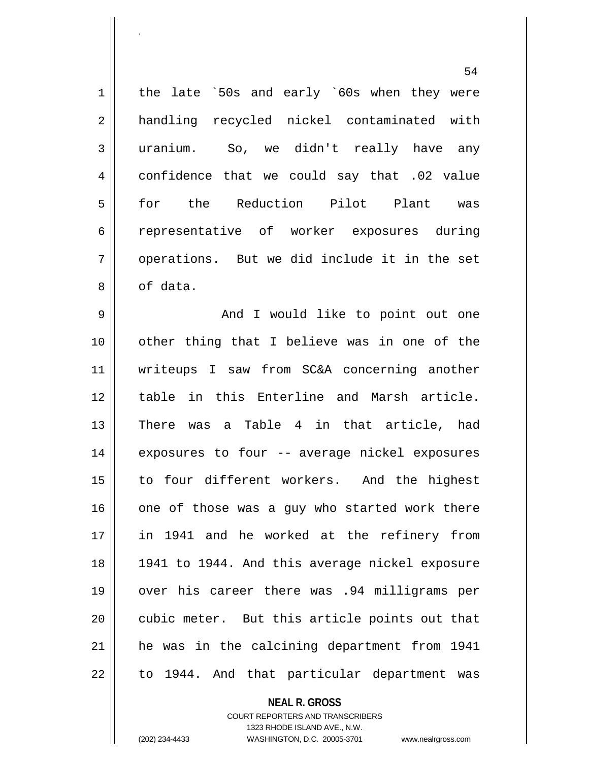the late `50s and early `60s when they were handling recycled nickel contaminated with uranium. So, we didn't really have any confidence that we could say that .02 value for the Reduction Pilot Plant was representative of worker exposures during operations. But we did include it in the set of data.

And I would like to point out one other thing that I believe was in one of the writeups I saw from SC&A concerning another table in this Enterline and Marsh article. There was a Table 4 in that article, had exposures to four -- average nickel exposures to four different workers. And the highest one of those was a guy who started work there in 1941 and he worked at the refinery from 1941 to 1944. And this average nickel exposure over his career there was .94 milligrams per cubic meter. But this article points out that he was in the calcining department from 1941 to 1944. And that particular department was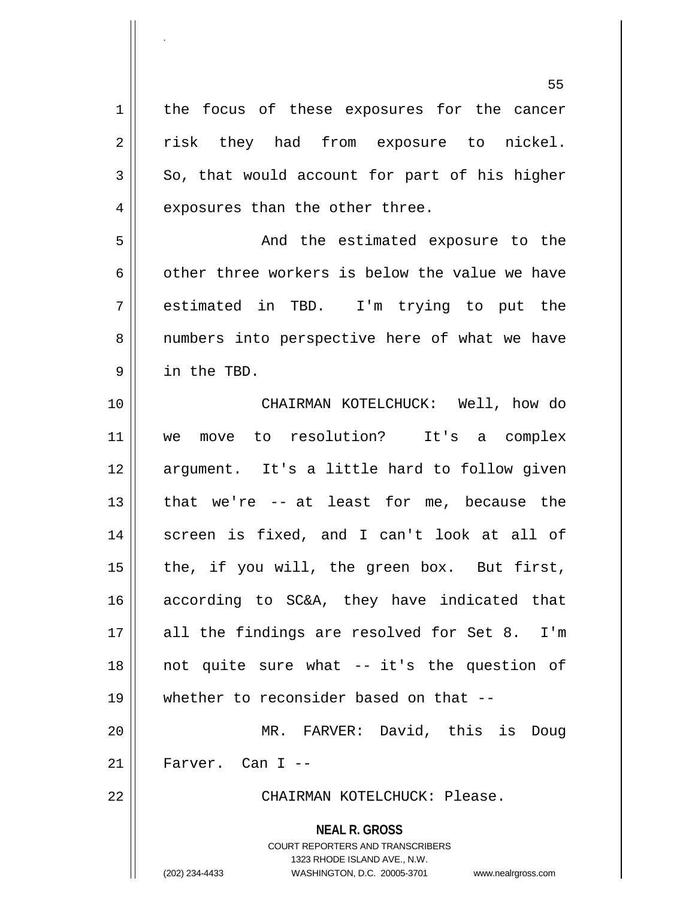the focus of these exposures for the cancer risk they had from exposure to nickel. So, that would account for part of his higher exposures than the other three.

And the estimated exposure to the other three workers is below the value we have estimated in TBD. I'm trying to put the numbers into perspective here of what we have in the TBD.

CHAIRMAN KOTELCHUCK: Well, how do we move to resolution? It's a complex argument. It's a little hard to follow given that we're -- at least for me, because the screen is fixed, and I can't look at all of the, if you will, the green box. But first, according to SC&A, they have indicated that all the findings are resolved for Set 8. I'm not quite sure what -- it's the question of whether to reconsider based on that --

MR. FARVER: David, this is Doug Farver. Can I --

CHAIRMAN KOTELCHUCK: Please.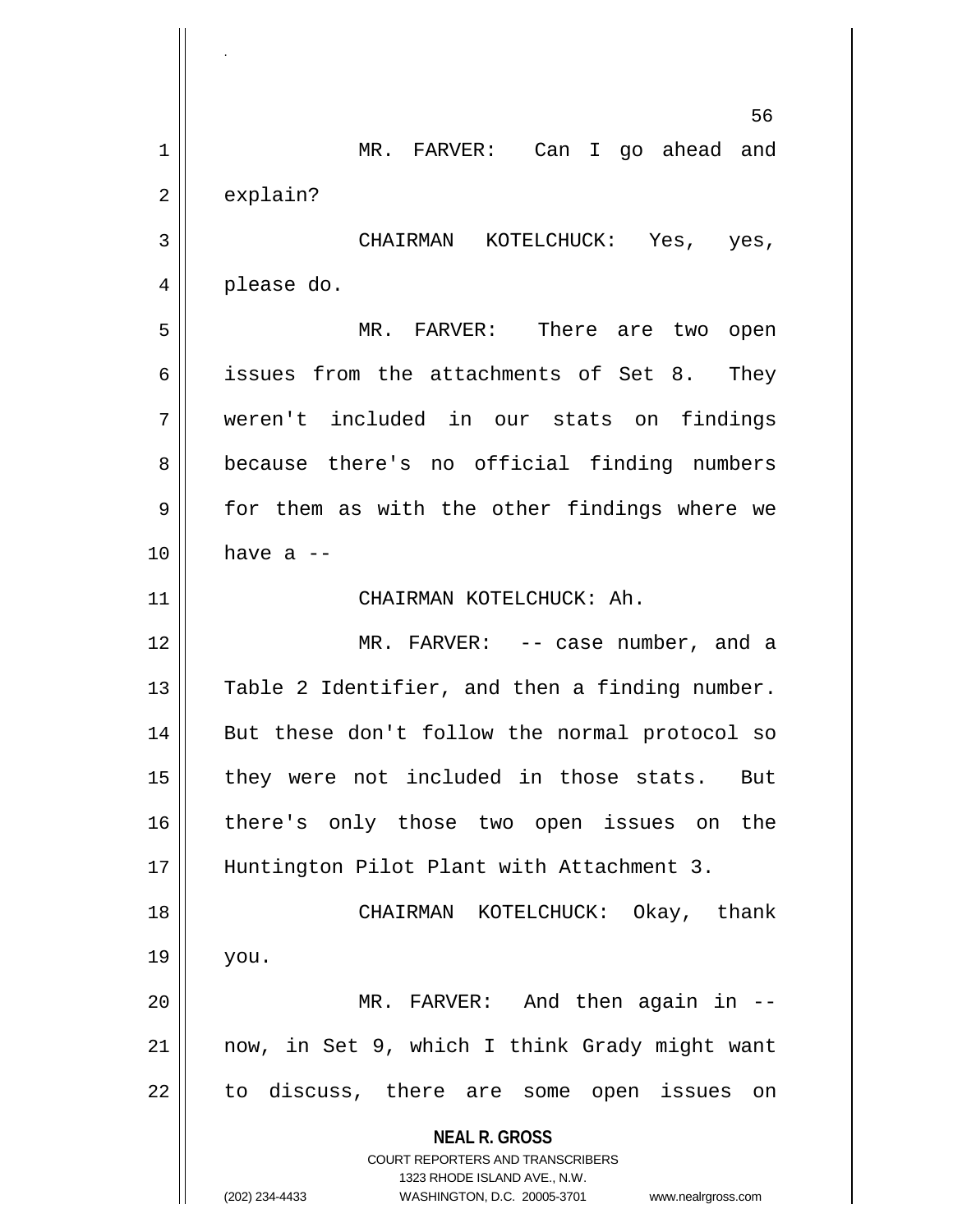MR. FARVER: Can I go ahead and explain?

CHAIRMAN KOTELCHUCK: Yes, yes, please do.

MR. FARVER: There are two open issues from the attachments of Set 8. They weren't included in our stats on findings because there's no official finding numbers for them as with the other findings where we have a --

CHAIRMAN KOTELCHUCK: Ah.

MR. FARVER: -- case number, and a Table 2 Identifier, and then a finding number. But these don't follow the normal protocol so they were not included in those stats. But there's only those two open issues on the Huntington Pilot Plant with Attachment 3.

CHAIRMAN KOTELCHUCK: Okay, thank you.

MR. FARVER: And then again in -- now, in Set 9, which I think Grady might want to discuss, there are some open issues on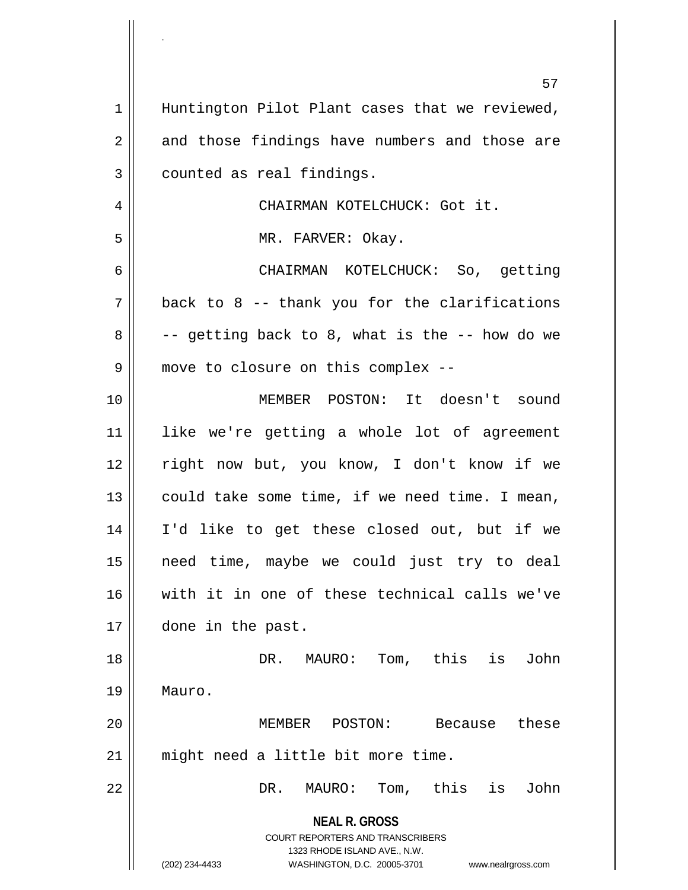Huntington Pilot Plant cases that we reviewed, and those findings have numbers and those are counted as real findings.

CHAIRMAN KOTELCHUCK: Got it.

MR. FARVER: Okay.

CHAIRMAN KOTELCHUCK: So, getting back to 8 -- thank you for the clarifications -- getting back to 8, what is the -- how do we move to closure on this complex --

MEMBER POSTON: It doesn't sound like we're getting a whole lot of agreement right now but, you know, I don't know if we could take some time, if we need time. I mean, I'd like to get these closed out, but if we need time, maybe we could just try to deal with it in one of these technical calls we've done in the past.

DR. MAURO: Tom, this is John Mauro.

MEMBER POSTON: Because these might need a little bit more time.

DR. MAURO: Tom, this is John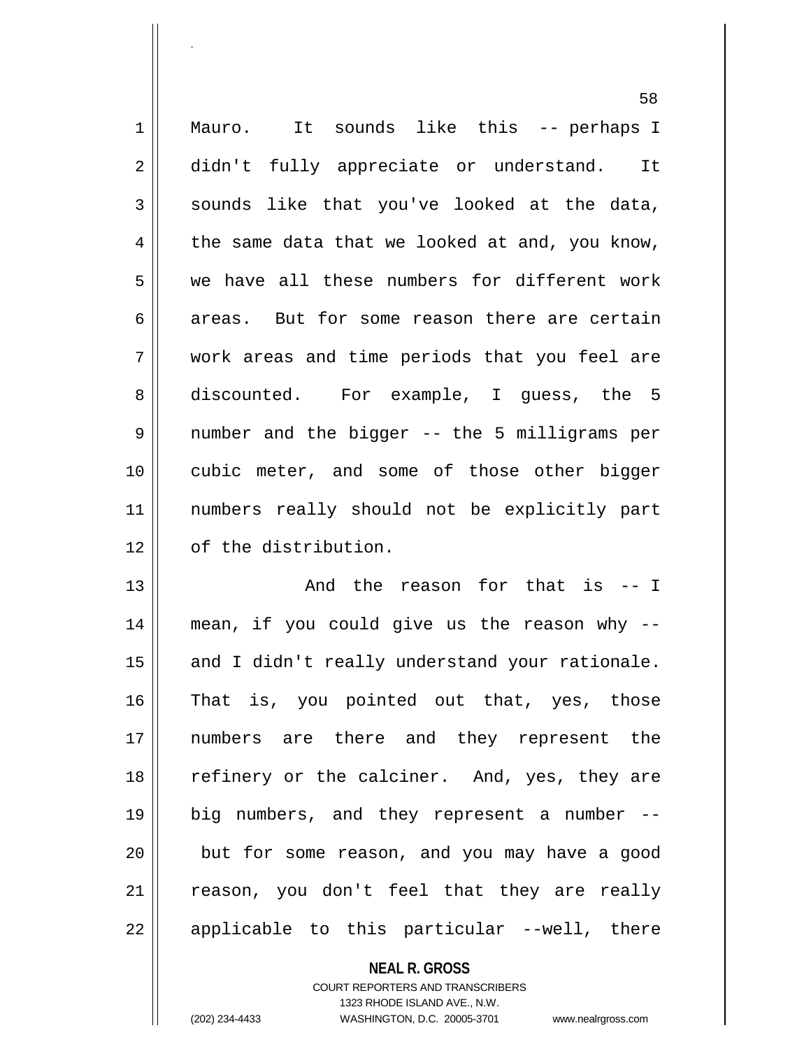Mauro. It sounds like this -- perhaps I didn't fully appreciate or understand. It sounds like that you've looked at the data, the same data that we looked at and, you know, we have all these numbers for different work areas. But for some reason there are certain work areas and time periods that you feel are discounted. For example, I guess, the 5 number and the bigger -- the 5 milligrams per cubic meter, and some of those other bigger numbers really should not be explicitly part of the distribution.

And the reason for that is -- I mean, if you could give us the reason why -- and I didn't really understand your rationale. That is, you pointed out that, yes, those numbers are there and they represent the refinery or the calciner. And, yes, they are big numbers, and they represent a number -- but for some reason, and you may have a good reason, you don't feel that they are really applicable to this particular --well, there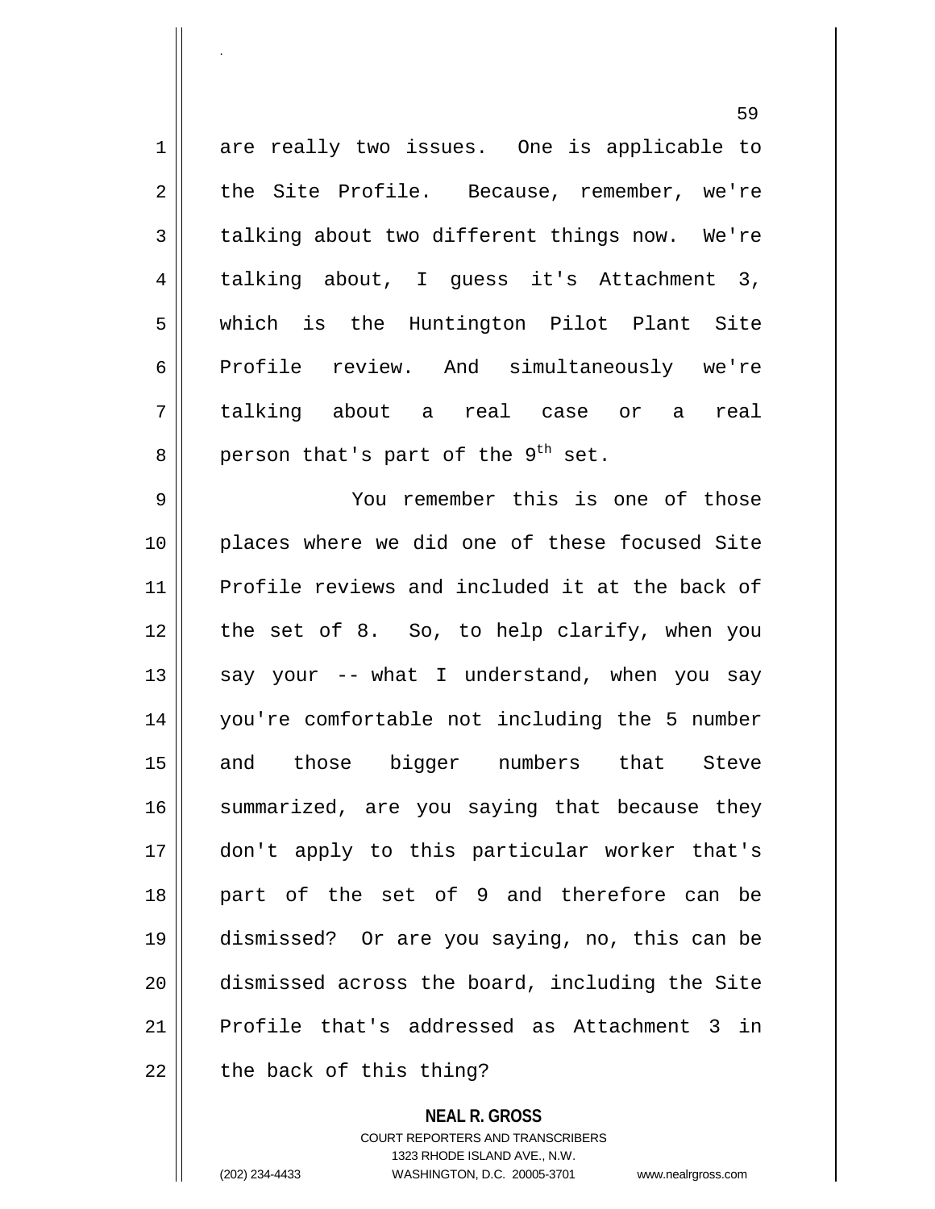are really two issues. One is applicable to the Site Profile. Because, remember, we're talking about two different things now. We're talking about, I guess it's Attachment 3, which is the Huntington Pilot Plant Site Profile review. And simultaneously we're talking about a real case or a real person that's part of the 9th set.

You remember this is one of those places where we did one of these focused Site Profile reviews and included it at the back of the set of 8. So, to help clarify, when you say your -- what I understand, when you say you're comfortable not including the 5 number and those bigger numbers that Steve summarized, are you saying that because they don't apply to this particular worker that's part of the set of 9 and therefore can be dismissed? Or are you saying, no, this can be dismissed across the board, including the Site Profile that's addressed as Attachment 3 in the back of this thing?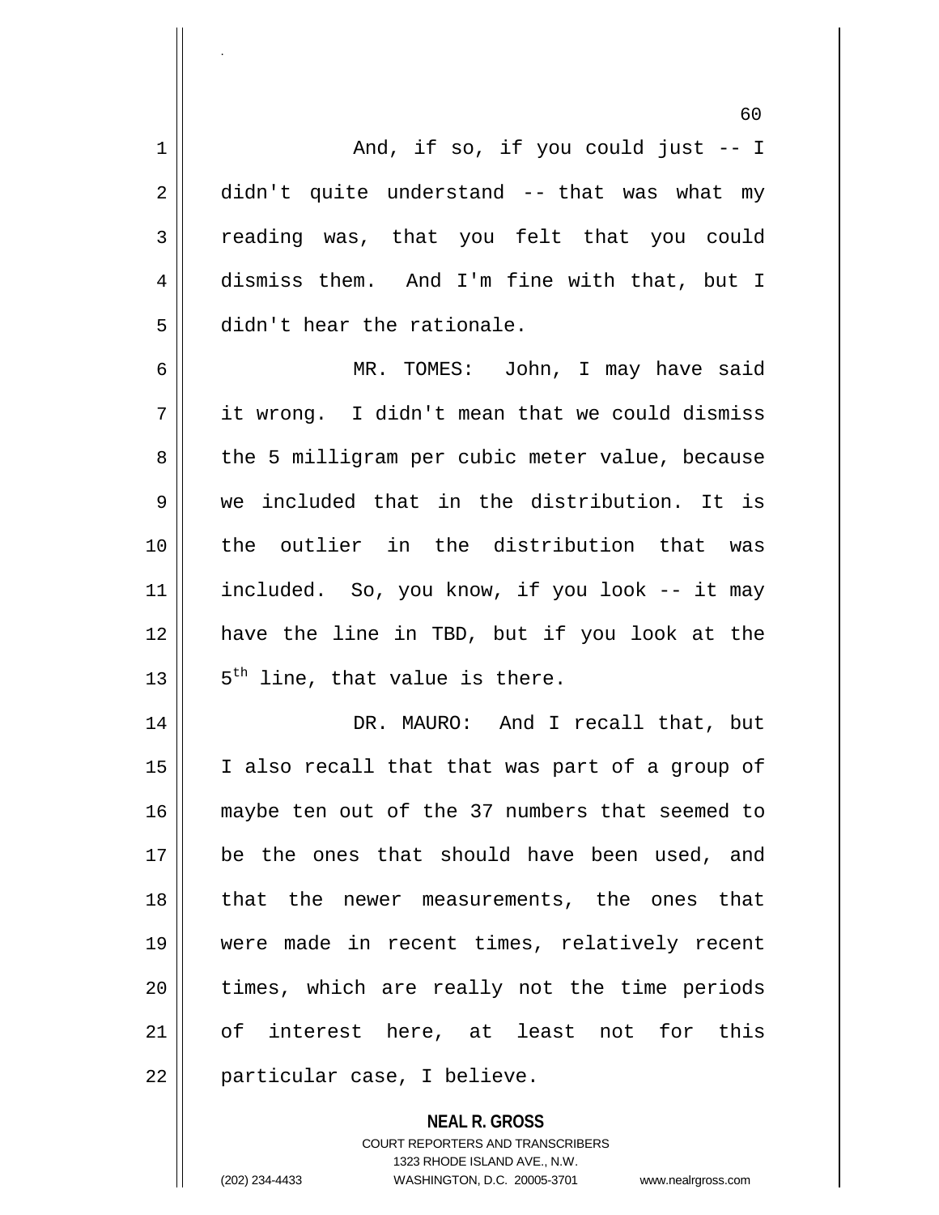And, if so, if you could just -- I didn't quite understand -- that was what my reading was, that you felt that you could dismiss them. And I'm fine with that, but I didn't hear the rationale.

MR. TOMES: John, I may have said it wrong. I didn't mean that we could dismiss the 5 milligram per cubic meter value, because we included that in the distribution. It is the outlier in the distribution that was included. So, you know, if you look -- it may have the line in TBD, but if you look at the $5^{th}$ line, that value is there.

DR. MAURO: And I recall that, but I also recall that that was part of a group of maybe ten out of the 37 numbers that seemed to be the ones that should have been used, and that the newer measurements, the ones that were made in recent times, relatively recent times, which are really not the time periods of interest here, at least not for this particular case, I believe.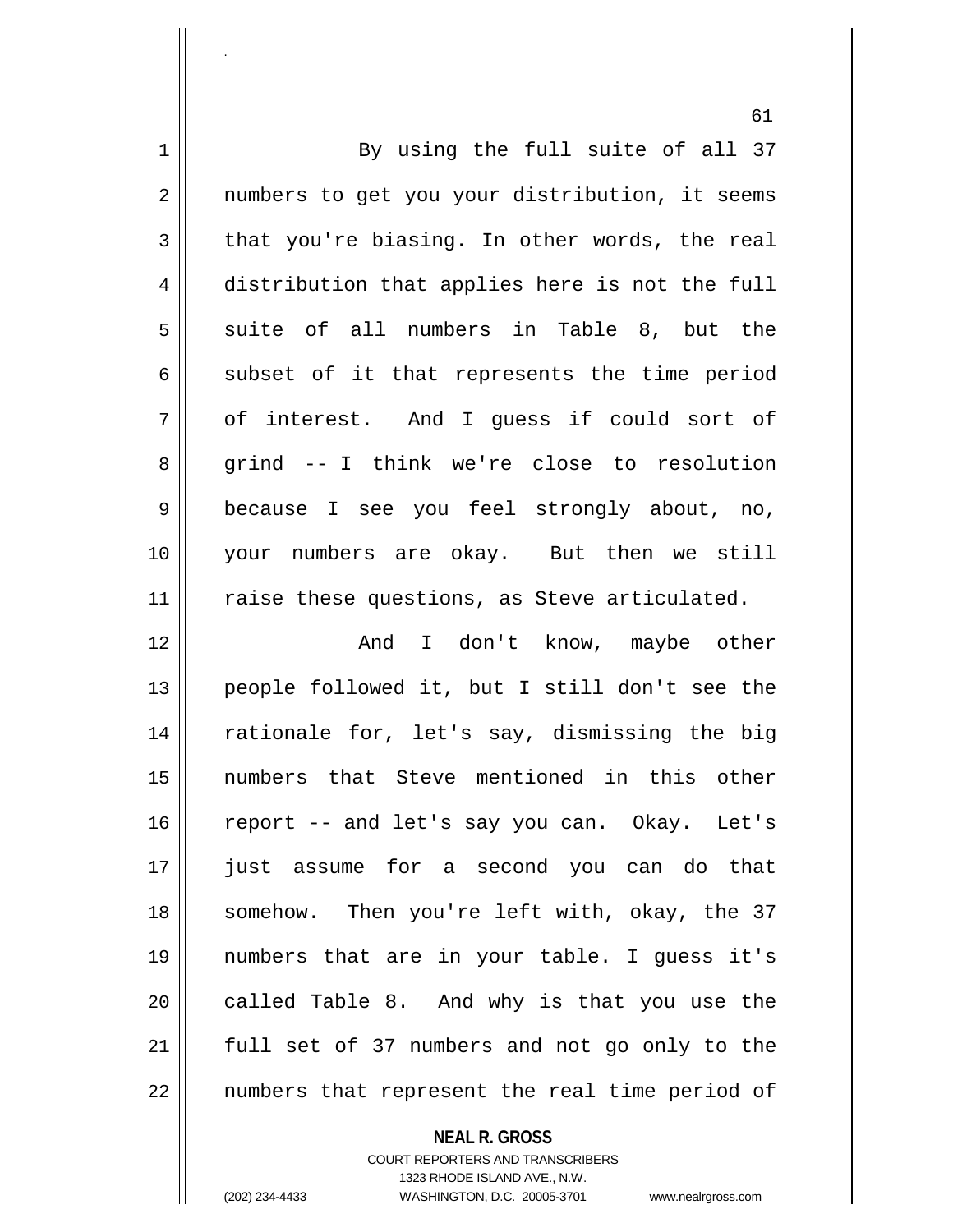By using the full suite of all 37 numbers to get you your distribution, it seems that you're biasing. In other words, the real distribution that applies here is not the full suite of all numbers in Table 8, but the subset of it that represents the time period of interest. And I guess if could sort of grind -- I think we're close to resolution because I see you feel strongly about, no, your numbers are okay. But then we still raise these questions, as Steve articulated.

And I don't know, maybe other people followed it, but I still don't see the rationale for, let's say, dismissing the big numbers that Steve mentioned in this other report -- and let's say you can. Okay. Let's just assume for a second you can do that somehow. Then you're left with, okay, the 37 numbers that are in your table. I guess it's called Table 8. And why is that you use the full set of 37 numbers and not go only to the numbers that represent the real time period of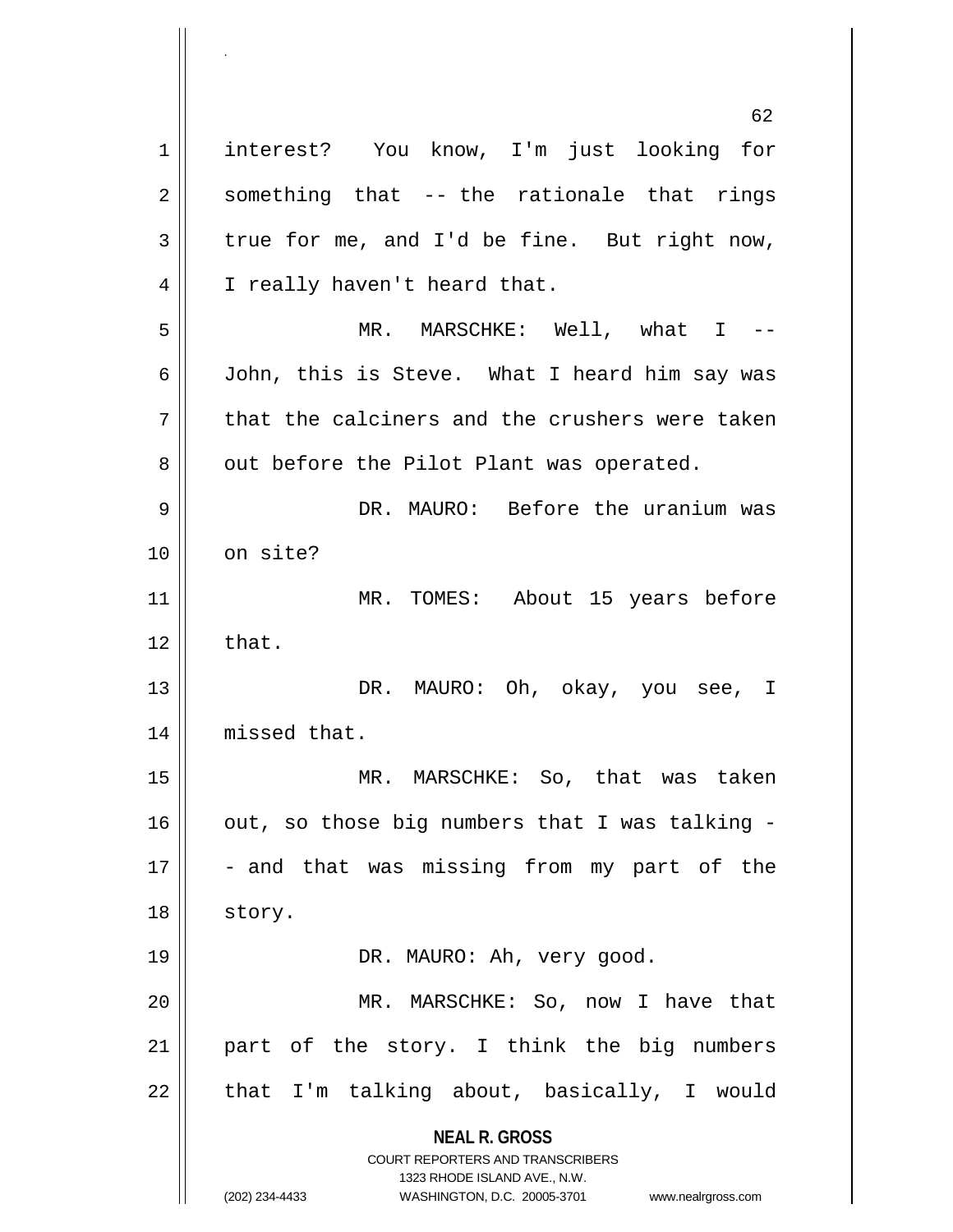interest? You know, I'm just looking for something that -- the rationale that rings true for me, and I'd be fine. But right now, I really haven't heard that.

MR. MARSCHKE: Well, what I -- John, this is Steve. What I heard him say was that the calciners and the crushers were taken out before the Pilot Plant was operated.

DR. MAURO: Before the uranium was on site?

MR. TOMES: About 15 years before that.

DR. MAURO: Oh, okay, you see, I missed that.

MR. MARSCHKE: So, that was taken out, so those big numbers that I was talking -- and that was missing from my part of the story.

DR. MAURO: Ah, very good.

MR. MARSCHKE: So, now I have that part of the story. I think the big numbers that I'm talking about, basically, I would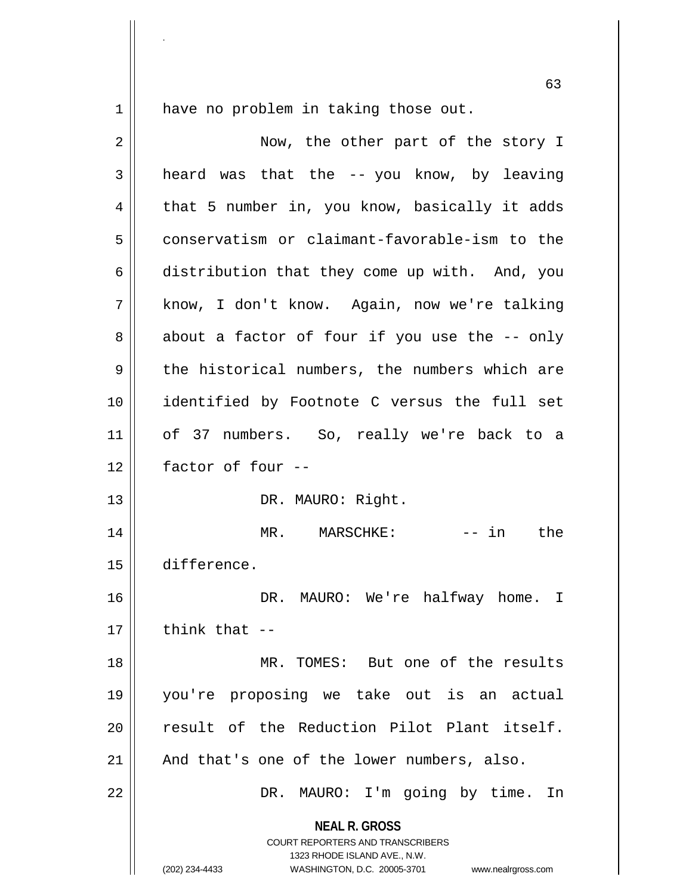have no problem in taking those out.

Now, the other part of the story I heard was that the -- you know, by leaving that 5 number in, you know, basically it adds conservatism or claimant-favorable-ism to the distribution that they come up with. And, you know, I don't know. Again, now we're talking about a factor of four if you use the -- only the historical numbers, the numbers which are identified by Footnote C versus the full set of 37 numbers. So, really we're back to a factor of four --

DR. MAURO: Right.

MR. MARSCHKE: -- in the difference.

DR. MAURO: We're halfway home. I think that --

MR. TOMES: But one of the results you're proposing we take out is an actual result of the Reduction Pilot Plant itself. And that's one of the lower numbers, also.

DR. MAURO: I'm going by time. In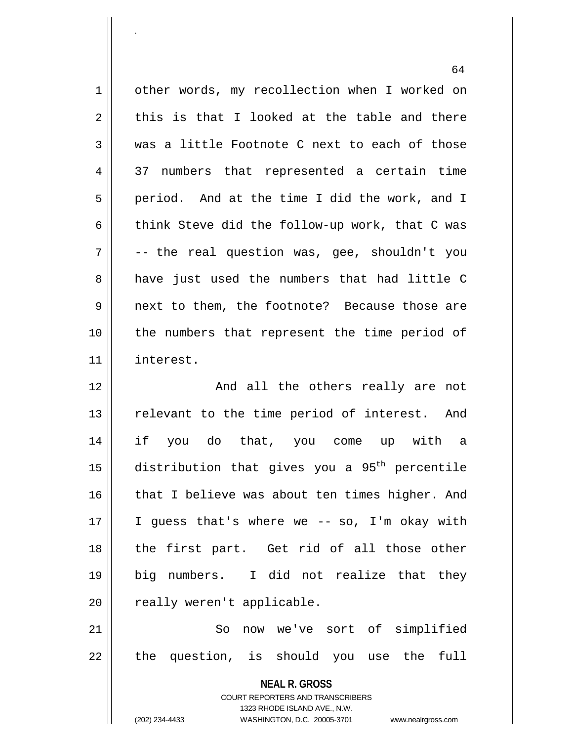other words, my recollection when I worked on this is that I looked at the table and there was a little Footnote C next to each of those 37 numbers that represented a certain time period. And at the time I did the work, and I think Steve did the follow-up work, that C was -- the real question was, gee, shouldn't you have just used the numbers that had little C next to them, the footnote? Because those are the numbers that represent the time period of interest.

And all the others really are not relevant to the time period of interest. And if you do that, you come up with a distribution that gives you a 95$^{th}$ percentile that I believe was about ten times higher. And I guess that's where we -- so, I'm okay with the first part. Get rid of all those other big numbers. I did not realize that they really weren't applicable.

So now we've sort of simplified the question, is should you use the full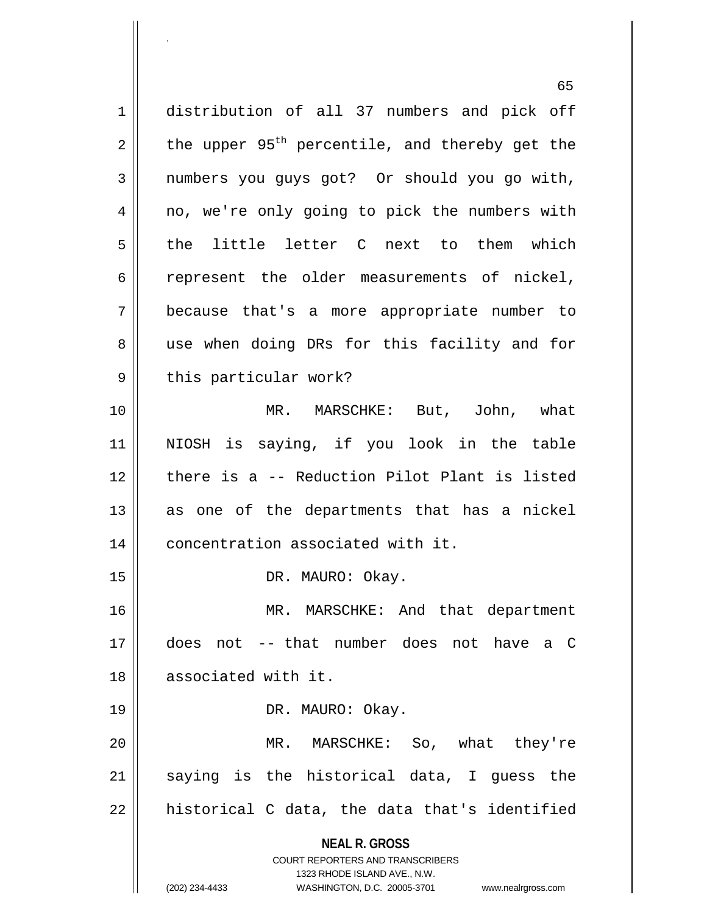distribution of all 37 numbers and pick off the upper 95$^{th}$ percentile, and thereby get the numbers you guys got? Or should you go with, no, we're only going to pick the numbers with the little letter C next to them which represent the older measurements of nickel, because that's a more appropriate number to use when doing DRs for this facility and for this particular work?

MR. MARSCHKE: But, John, what NIOSH is saying, if you look in the table there is a -- Reduction Pilot Plant is listed as one of the departments that has a nickel concentration associated with it.

DR. MAURO: Okay.

MR. MARSCHKE: And that department does not -- that number does not have a C associated with it.

DR. MAURO: Okay.

MR. MARSCHKE: So, what they're saying is the historical data, I guess the historical C data, the data that's identified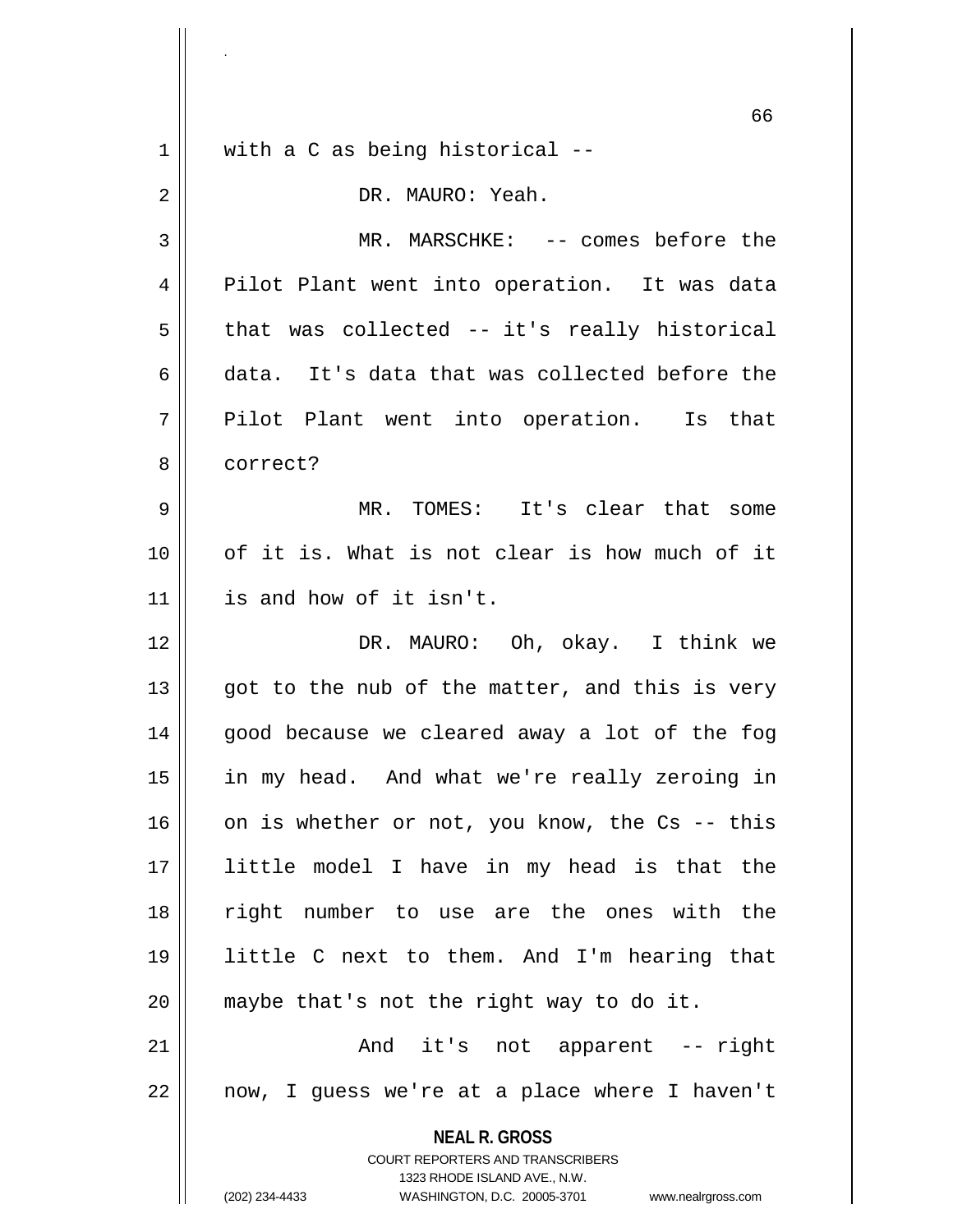with a C as being historical --

DR. MAURO: Yeah.

MR. MARSCHKE: -- comes before the Pilot Plant went into operation. It was data that was collected -- it's really historical data. It's data that was collected before the Pilot Plant went into operation. Is that correct?

MR. TOMES: It's clear that some of it is. What is not clear is how much of it is and how of it isn't.

DR. MAURO: Oh, okay. I think we got to the nub of the matter, and this is very good because we cleared away a lot of the fog in my head. And what we're really zeroing in on is whether or not, you know, the Cs -- this little model I have in my head is that the right number to use are the ones with the little C next to them. And I'm hearing that maybe that's not the right way to do it.

And it's not apparent -- right now, I guess we're at a place where I haven't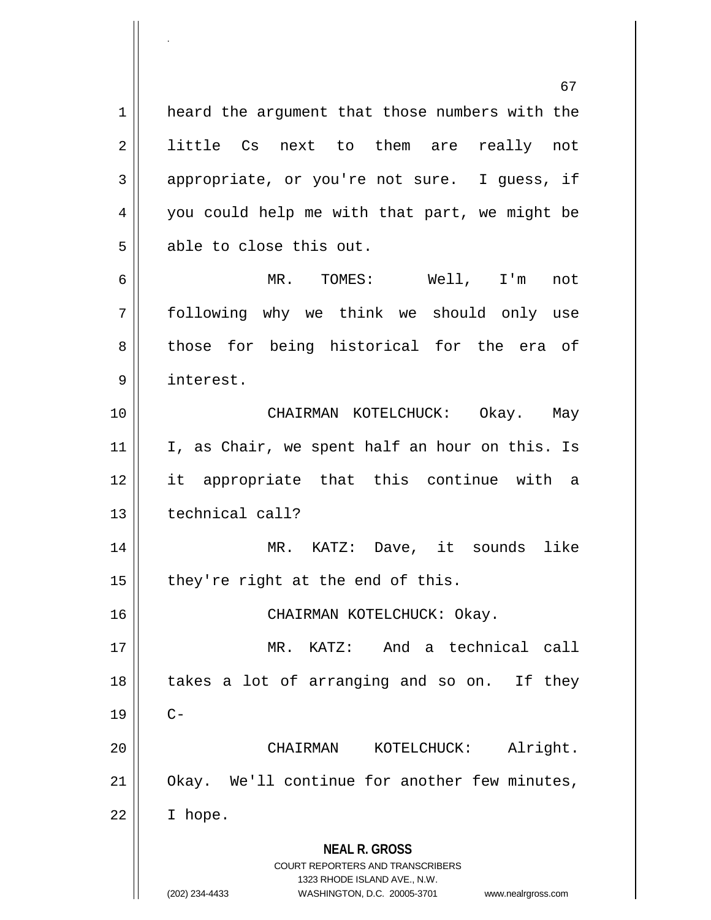heard the argument that those numbers with the little Cs next to them are really not appropriate, or you're not sure. I guess, if you could help me with that part, we might be able to close this out.

MR. TOMES: Well, I'm not following why we think we should only use those for being historical for the era of interest.

CHAIRMAN KOTELCHUCK: Okay. May I, as Chair, we spent half an hour on this. Is it appropriate that this continue with a technical call?

MR. KATZ: Dave, it sounds like they're right at the end of this.

CHAIRMAN KOTELCHUCK: Okay.

MR. KATZ: And a technical call takes a lot of arranging and so on. If they C-

CHAIRMAN KOTELCHUCK: Alright. Okay. We'll continue for another few minutes, I hope.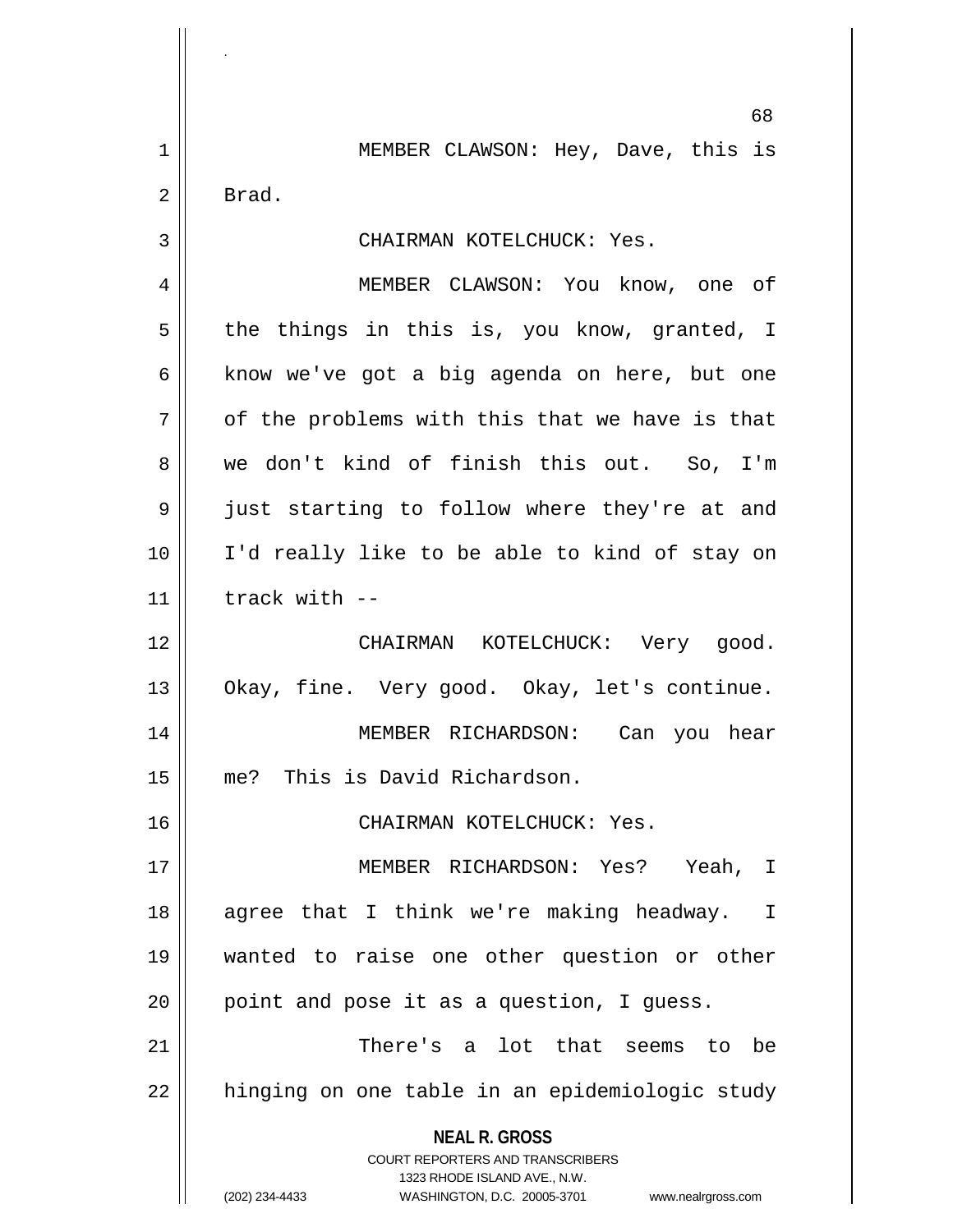MEMBER CLAWSON: Hey, Dave, this is Brad.

CHAIRMAN KOTELCHUCK: Yes.

MEMBER CLAWSON: You know, one of the things in this is, you know, granted, I know we've got a big agenda on here, but one of the problems with this that we have is that we don't kind of finish this out. So, I'm just starting to follow where they're at and I'd really like to be able to kind of stay on track with --

CHAIRMAN KOTELCHUCK: Very good. Okay, fine. Very good. Okay, let's continue.

MEMBER RICHARDSON: Can you hear me? This is David Richardson.

CHAIRMAN KOTELCHUCK: Yes.

MEMBER RICHARDSON: Yes? Yeah, I agree that I think we're making headway. I wanted to raise one other question or other point and pose it as a question, I guess.

There's a lot that seems to be hinging on one table in an epidemiologic study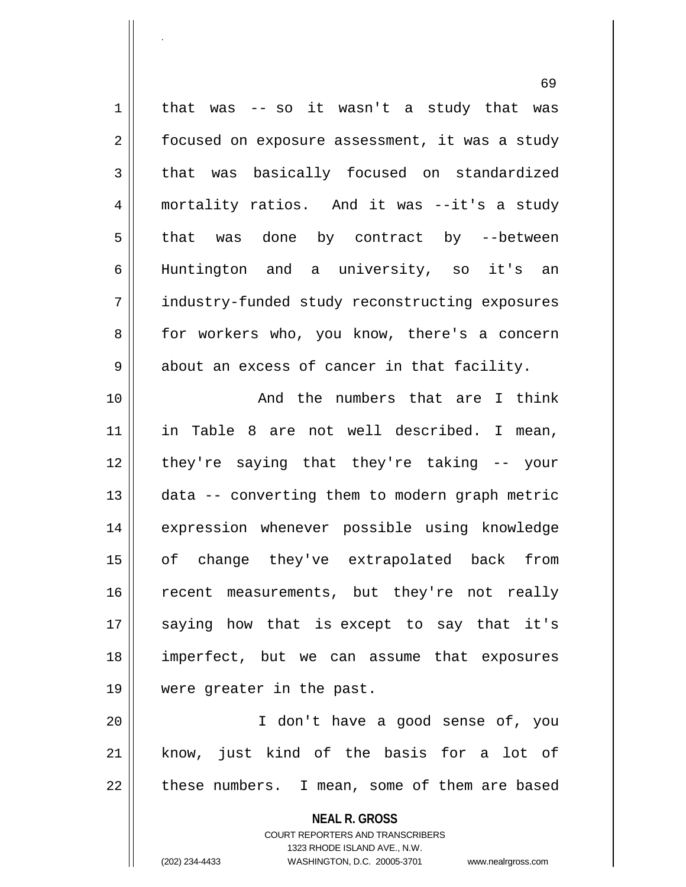that was -- so it wasn't a study that was focused on exposure assessment, it was a study that was basically focused on standardized mortality ratios. And it was --it's a study that was done by contract by --between Huntington and a university, so it's an industry-funded study reconstructing exposures for workers who, you know, there's a concern about an excess of cancer in that facility.

And the numbers that are I think in Table 8 are not well described. I mean, they're saying that they're taking -- your data -- converting them to modern graph metric expression whenever possible using knowledge of change they've extrapolated back from recent measurements, but they're not really saying how that is except to say that it's imperfect, but we can assume that exposures were greater in the past.

I don't have a good sense of, you know, just kind of the basis for a lot of these numbers. I mean, some of them are based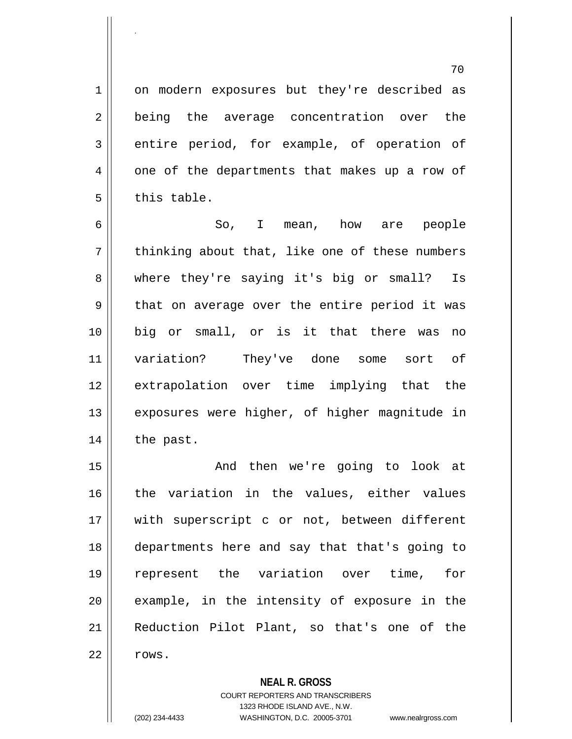on modern exposures but they're described as being the average concentration over the entire period, for example, of operation of one of the departments that makes up a row of this table.

So, I mean, how are people thinking about that, like one of these numbers where they're saying it's big or small? Is that on average over the entire period it was big or small, or is it that there was no variation? They've done some sort of extrapolation over time implying that the exposures were higher, of higher magnitude in the past.

And then we're going to look at the variation in the values, either values with superscript c or not, between different departments here and say that that's going to represent the variation over time, for example, in the intensity of exposure in the Reduction Pilot Plant, so that's one of the rows.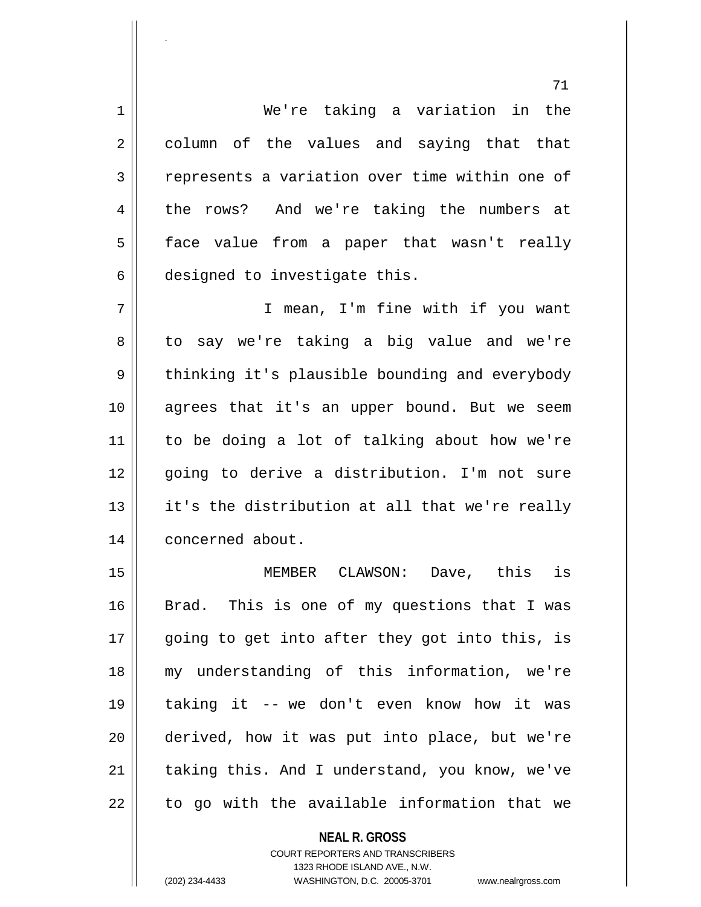We're taking a variation in the column of the values and saying that that represents a variation over time within one of the rows? And we're taking the numbers at face value from a paper that wasn't really designed to investigate this.

I mean, I'm fine with if you want to say we're taking a big value and we're thinking it's plausible bounding and everybody agrees that it's an upper bound. But we seem to be doing a lot of talking about how we're going to derive a distribution. I'm not sure it's the distribution at all that we're really concerned about.

MEMBER CLAWSON: Dave, this is Brad. This is one of my questions that I was going to get into after they got into this, is my understanding of this information, we're taking it -- we don't even know how it was derived, how it was put into place, but we're taking this. And I understand, you know, we've to go with the available information that we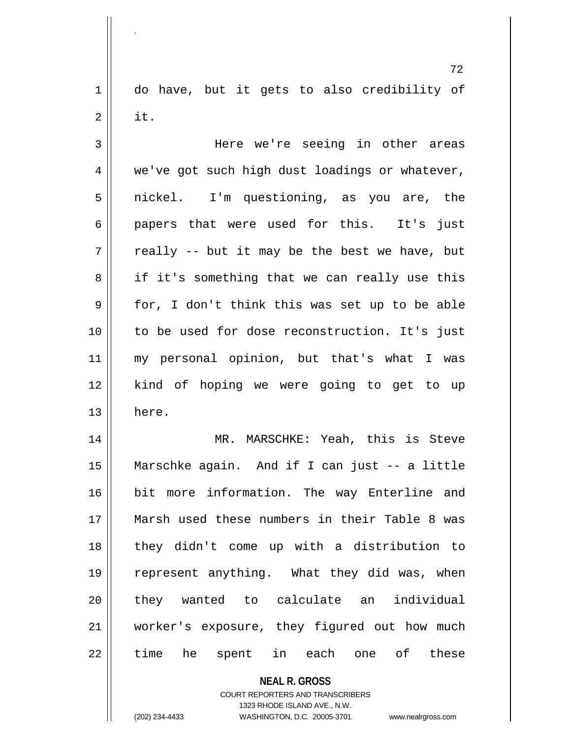do have, but it gets to also credibility of it.

Here we're seeing in other areas we've got such high dust loadings or whatever, nickel. I'm questioning, as you are, the papers that were used for this. It's just really -- but it may be the best we have, but if it's something that we can really use this for, I don't think this was set up to be able to be used for dose reconstruction. It's just my personal opinion, but that's what I was kind of hoping we were going to get to up here.

MR. MARSCHKE: Yeah, this is Steve Marschke again. And if I can just -- a little bit more information. The way Enterline and Marsh used these numbers in their Table 8 was they didn't come up with a distribution to represent anything. What they did was, when they wanted to calculate an individual worker's exposure, they figured out how much time he spent in each one of these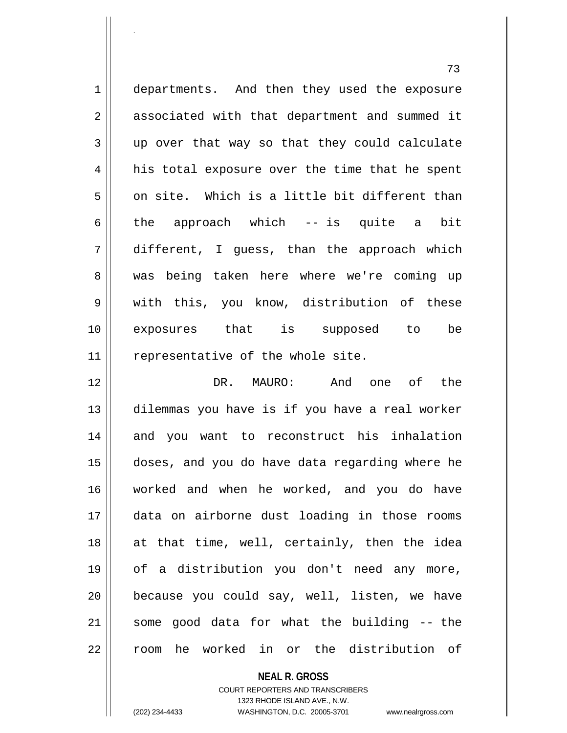departments. And then they used the exposure associated with that department and summed it up over that way so that they could calculate his total exposure over the time that he spent on site. Which is a little bit different than the approach which -- is quite a bit different, I guess, than the approach which was being taken here where we're coming up with this, you know, distribution of these exposures that is supposed to be representative of the whole site.

DR. MAURO: And one of the dilemmas you have is if you have a real worker and you want to reconstruct his inhalation doses, and you do have data regarding where he worked and when he worked, and you do have data on airborne dust loading in those rooms at that time, well, certainly, then the idea of a distribution you don't need any more, because you could say, well, listen, we have some good data for what the building -- the room he worked in or the distribution of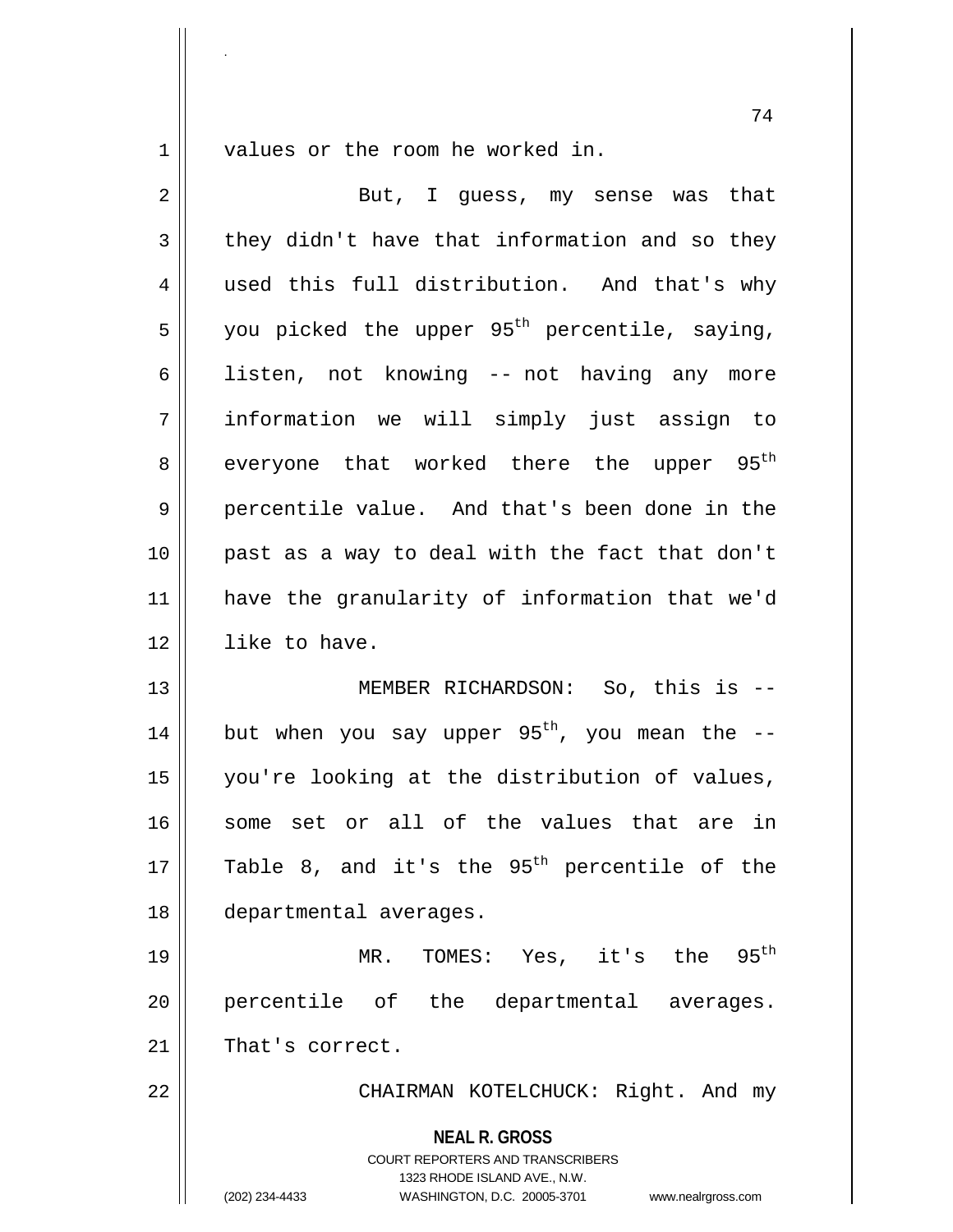values or the room he worked in.

But, I guess, my sense was that they didn't have that information and so they used this full distribution. And that's why you picked the upper 95$^{th}$ percentile, saying, listen, not knowing -- not having any more information we will simply just assign to everyone that worked there the upper 95$^{th}$ percentile value. And that's been done in the past as a way to deal with the fact that don't have the granularity of information that we'd like to have.

MEMBER RICHARDSON: So, this is -- but when you say upper 95$^{th}$, you mean the -- you're looking at the distribution of values, some set or all of the values that are in Table 8, and it's the 95$^{th}$ percentile of the departmental averages.

MR. TOMES: Yes, it's the 95$^{th}$ percentile of the departmental averages. That's correct.

CHAIRMAN KOTELCHUCK: Right. And my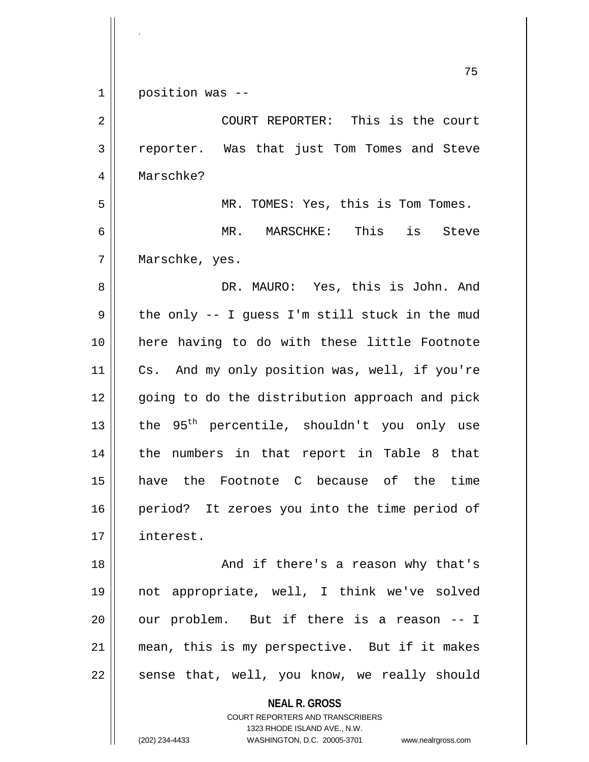position was --

COURT REPORTER: This is the court reporter. Was that just Tom Tomes and Steve Marschke?

MR. TOMES: Yes, this is Tom Tomes.

MR. MARSCHKE: This is Steve Marschke, yes.

DR. MAURO: Yes, this is John. And the only -- I guess I'm still stuck in the mud here having to do with these little Footnote Cs. And my only position was, well, if you're going to do the distribution approach and pick the 95$^{th}$ percentile, shouldn't you only use the numbers in that report in Table 8 that have the Footnote C because of the time period? It zeroes you into the time period of interest.

And if there's a reason why that's not appropriate, well, I think we've solved our problem. But if there is a reason -- I mean, this is my perspective. But if it makes sense that, well, you know, we really should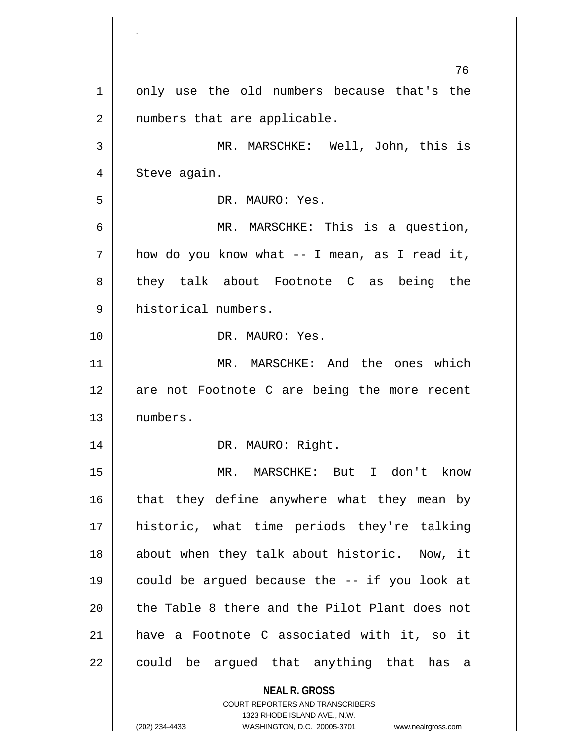only use the old numbers because that's the numbers that are applicable.

MR. MARSCHKE: Well, John, this is Steve again.

DR. MAURO: Yes.

MR. MARSCHKE: This is a question, how do you know what -- I mean, as I read it, they talk about Footnote C as being the historical numbers.

DR. MAURO: Yes.

MR. MARSCHKE: And the ones which are not Footnote C are being the more recent numbers.

DR. MAURO: Right.

MR. MARSCHKE: But I don't know that they define anywhere what they mean by historic, what time periods they're talking about when they talk about historic. Now, it could be argued because the -- if you look at the Table 8 there and the Pilot Plant does not have a Footnote C associated with it, so it could be argued that anything that has a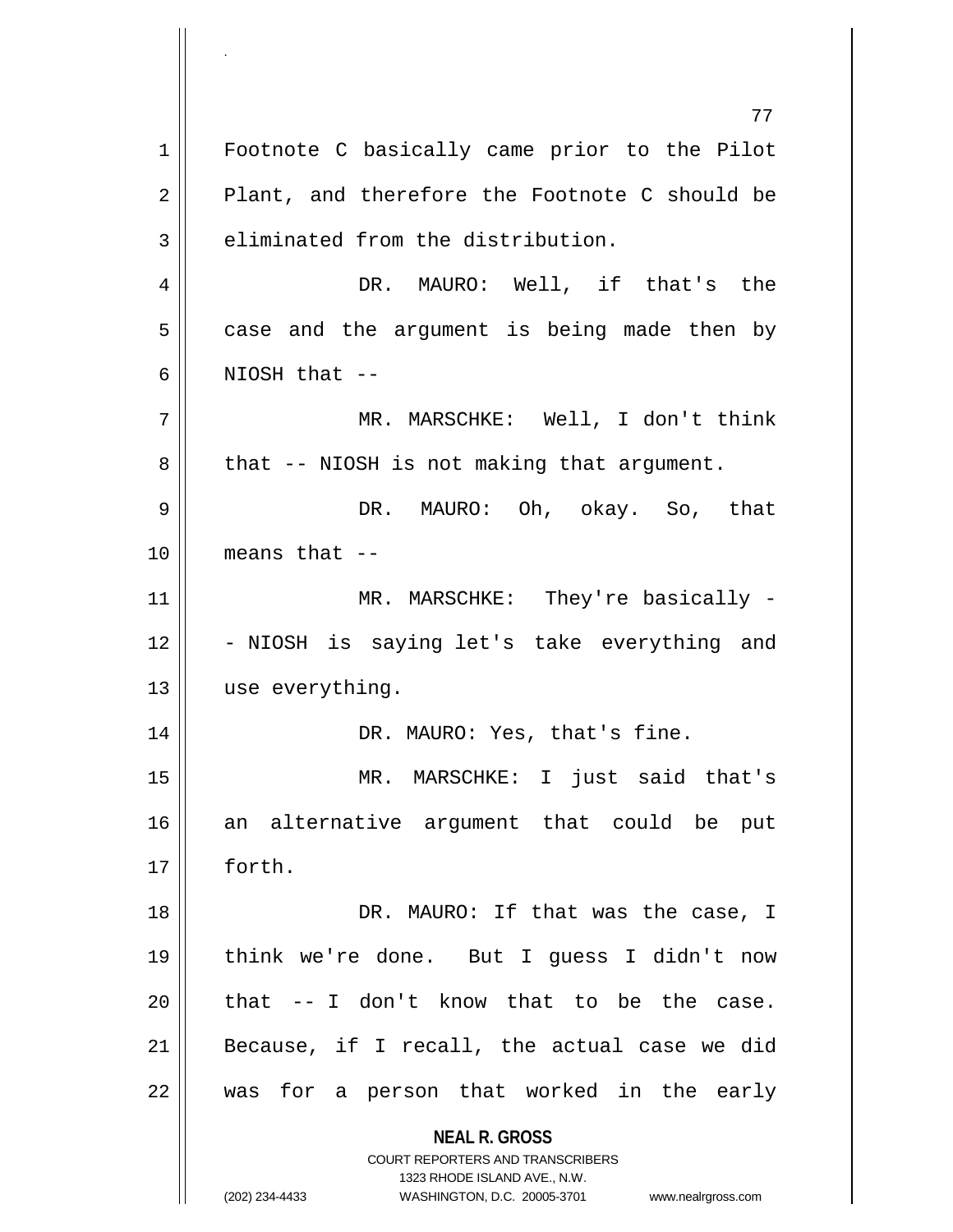Footnote C basically came prior to the Pilot Plant, and therefore the Footnote C should be eliminated from the distribution.

DR. MAURO: Well, if that's the case and the argument is being made then by NIOSH that --

MR. MARSCHKE: Well, I don't think that -- NIOSH is not making that argument.

DR. MAURO: Oh, okay. So, that means that --

MR. MARSCHKE: They're basically -- NIOSH is saying let's take everything and use everything.

DR. MAURO: Yes, that's fine.

MR. MARSCHKE: I just said that's an alternative argument that could be put forth.

DR. MAURO: If that was the case, I think we're done. But I guess I didn't now that -- I don't know that to be the case. Because, if I recall, the actual case we did was for a person that worked in the early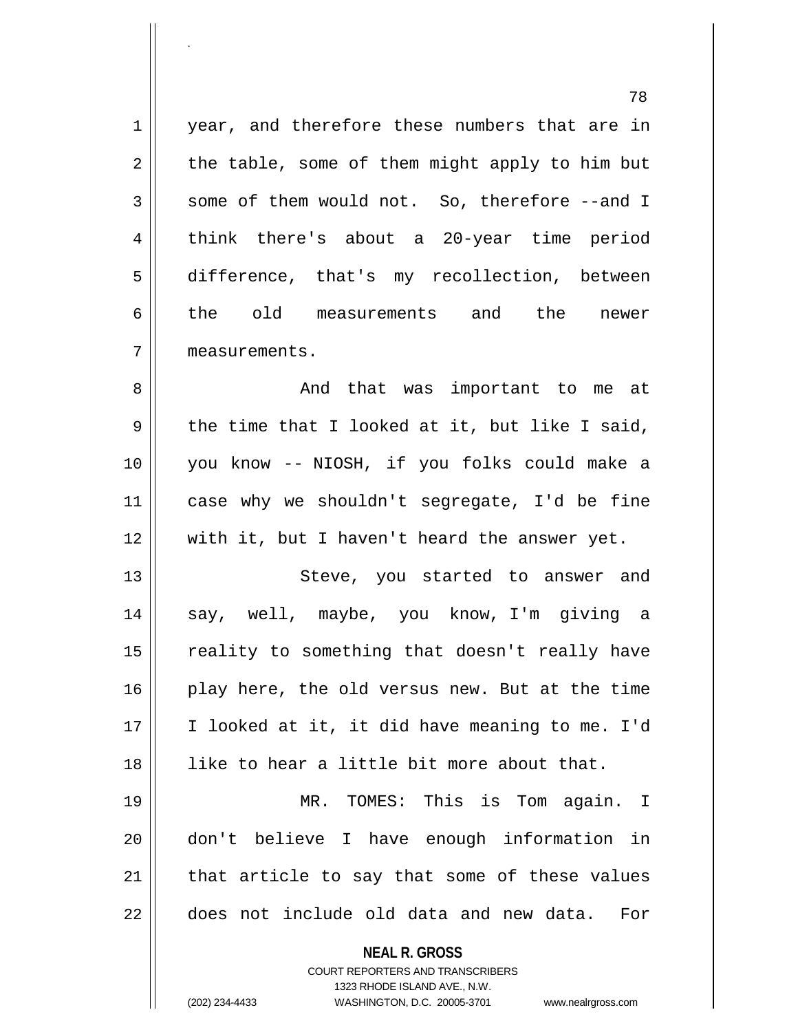year, and therefore these numbers that are in the table, some of them might apply to him but some of them would not. So, therefore --and I think there's about a 20-year time period difference, that's my recollection, between the old measurements and the newer measurements.

And that was important to me at the time that I looked at it, but like I said, you know -- NIOSH, if you folks could make a case why we shouldn't segregate, I'd be fine with it, but I haven't heard the answer yet.

Steve, you started to answer and say, well, maybe, you know, I'm giving a reality to something that doesn't really have play here, the old versus new. But at the time I looked at it, it did have meaning to me. I'd like to hear a little bit more about that.

MR. TOMES: This is Tom again. I don't believe I have enough information in that article to say that some of these values does not include old data and new data. For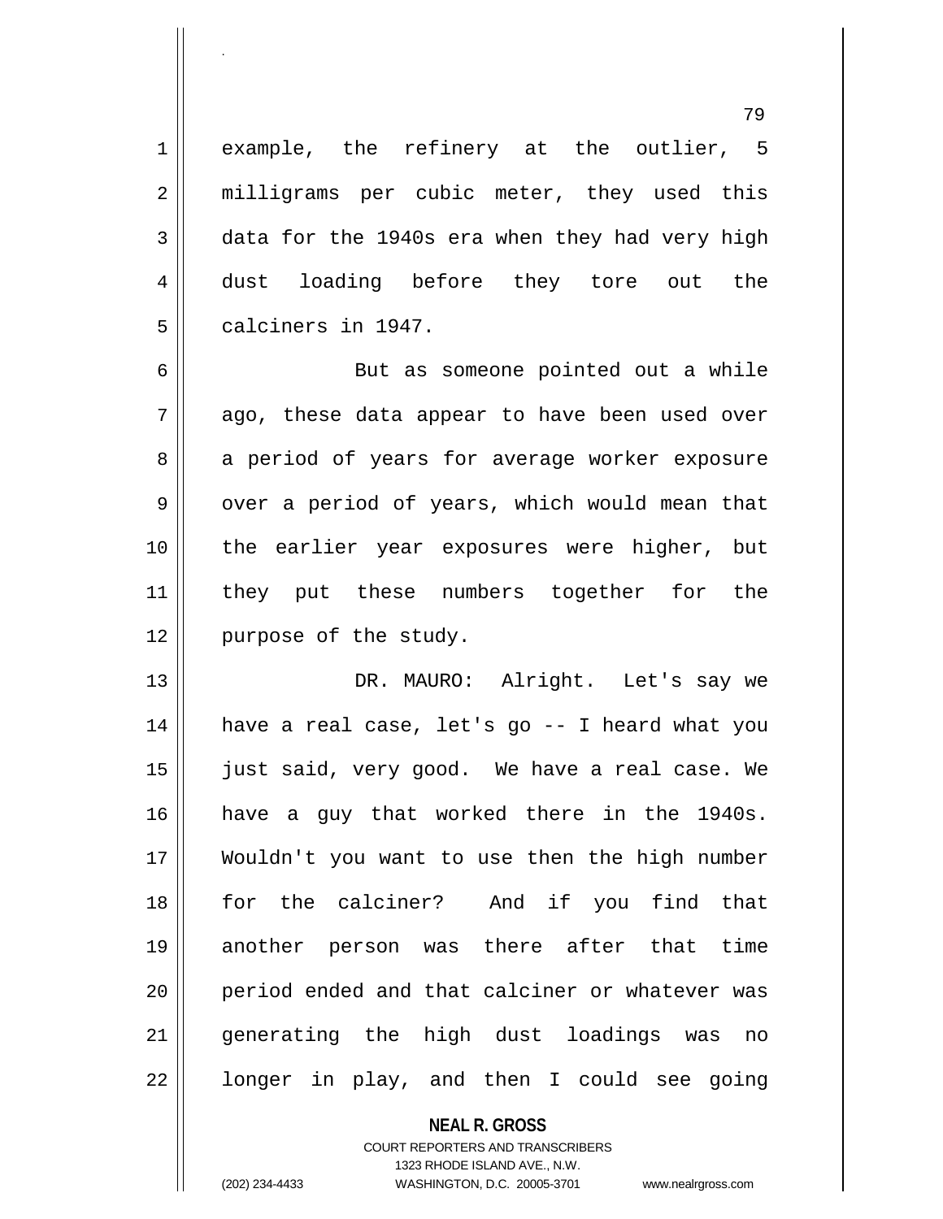example, the refinery at the outlier, 5 milligrams per cubic meter, they used this data for the 1940s era when they had very high dust loading before they tore out the calciners in 1947.

But as someone pointed out a while ago, these data appear to have been used over a period of years for average worker exposure over a period of years, which would mean that the earlier year exposures were higher, but they put these numbers together for the purpose of the study.

DR. MAURO: Alright. Let's say we have a real case, let's go -- I heard what you just said, very good. We have a real case. We have a guy that worked there in the 1940s. Wouldn't you want to use then the high number for the calciner? And if you find that another person was there after that time period ended and that calciner or whatever was generating the high dust loadings was no longer in play, and then I could see going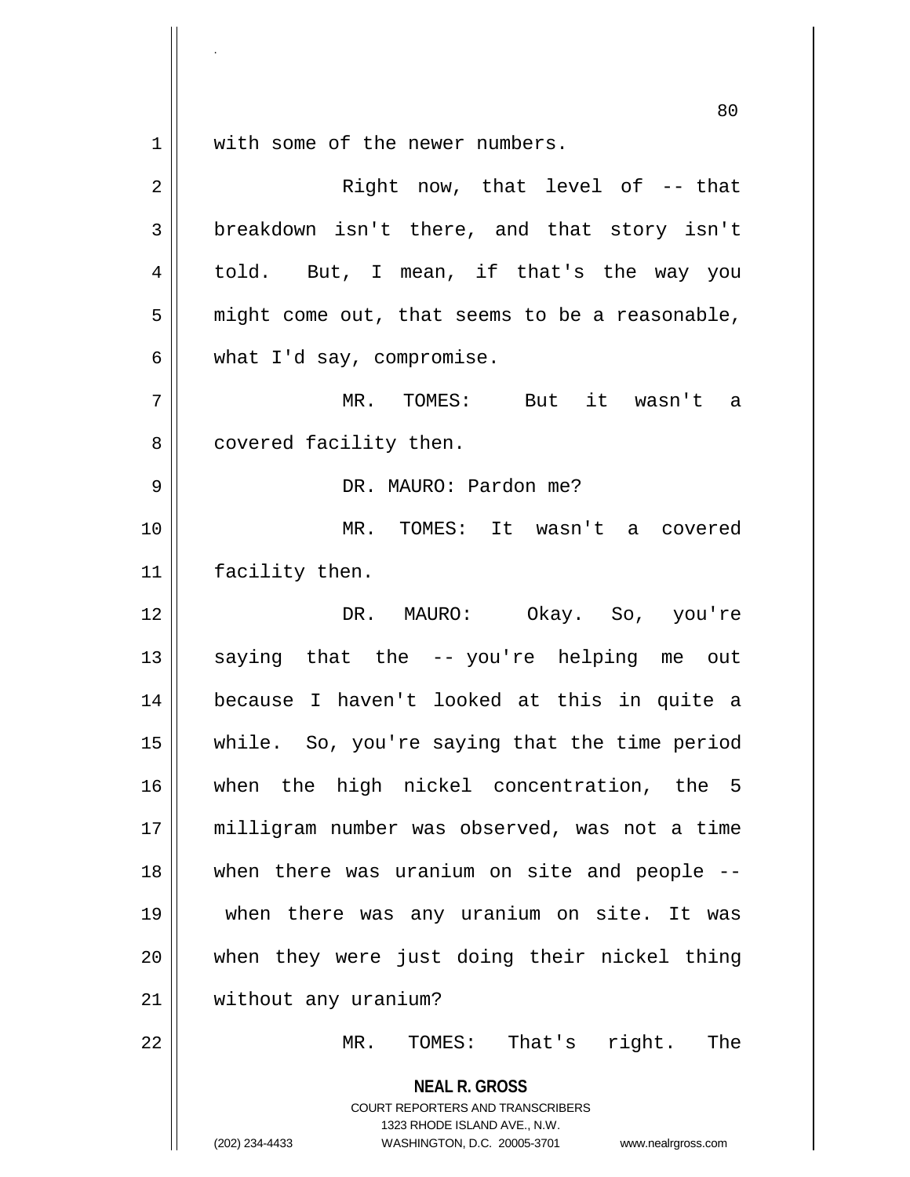with some of the newer numbers.

Right now, that level of -- that breakdown isn't there, and that story isn't told. But, I mean, if that's the way you might come out, that seems to be a reasonable, what I'd say, compromise.

MR. TOMES: But it wasn't a covered facility then.

DR. MAURO: Pardon me?

MR. TOMES: It wasn't a covered facility then.

DR. MAURO: Okay. So, you're saying that the -- you're helping me out because I haven't looked at this in quite a while. So, you're saying that the time period when the high nickel concentration, the 5 milligram number was observed, was not a time when there was uranium on site and people -- when there was any uranium on site. It was when they were just doing their nickel thing without any uranium?

MR. TOMES: That's right. The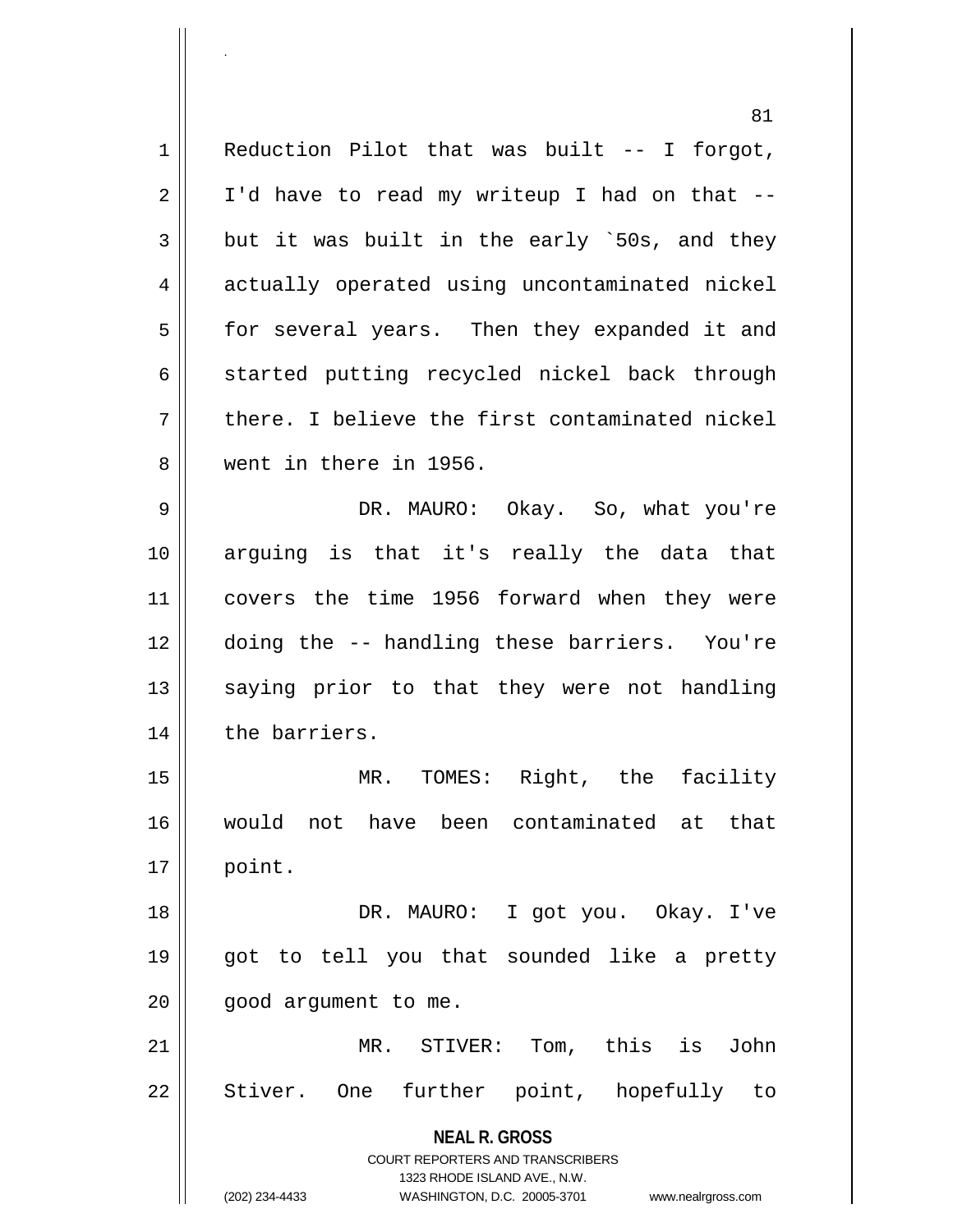Reduction Pilot that was built -- I forgot, I'd have to read my writeup I had on that -- but it was built in the early `50s, and they actually operated using uncontaminated nickel for several years. Then they expanded it and started putting recycled nickel back through there. I believe the first contaminated nickel went in there in 1956.

DR. MAURO: Okay. So, what you're arguing is that it's really the data that covers the time 1956 forward when they were doing the -- handling these barriers. You're saying prior to that they were not handling the barriers.

MR. TOMES: Right, the facility would not have been contaminated at that point.

DR. MAURO: I got you. Okay. I've got to tell you that sounded like a pretty good argument to me.

MR. STIVER: Tom, this is John Stiver. One further point, hopefully to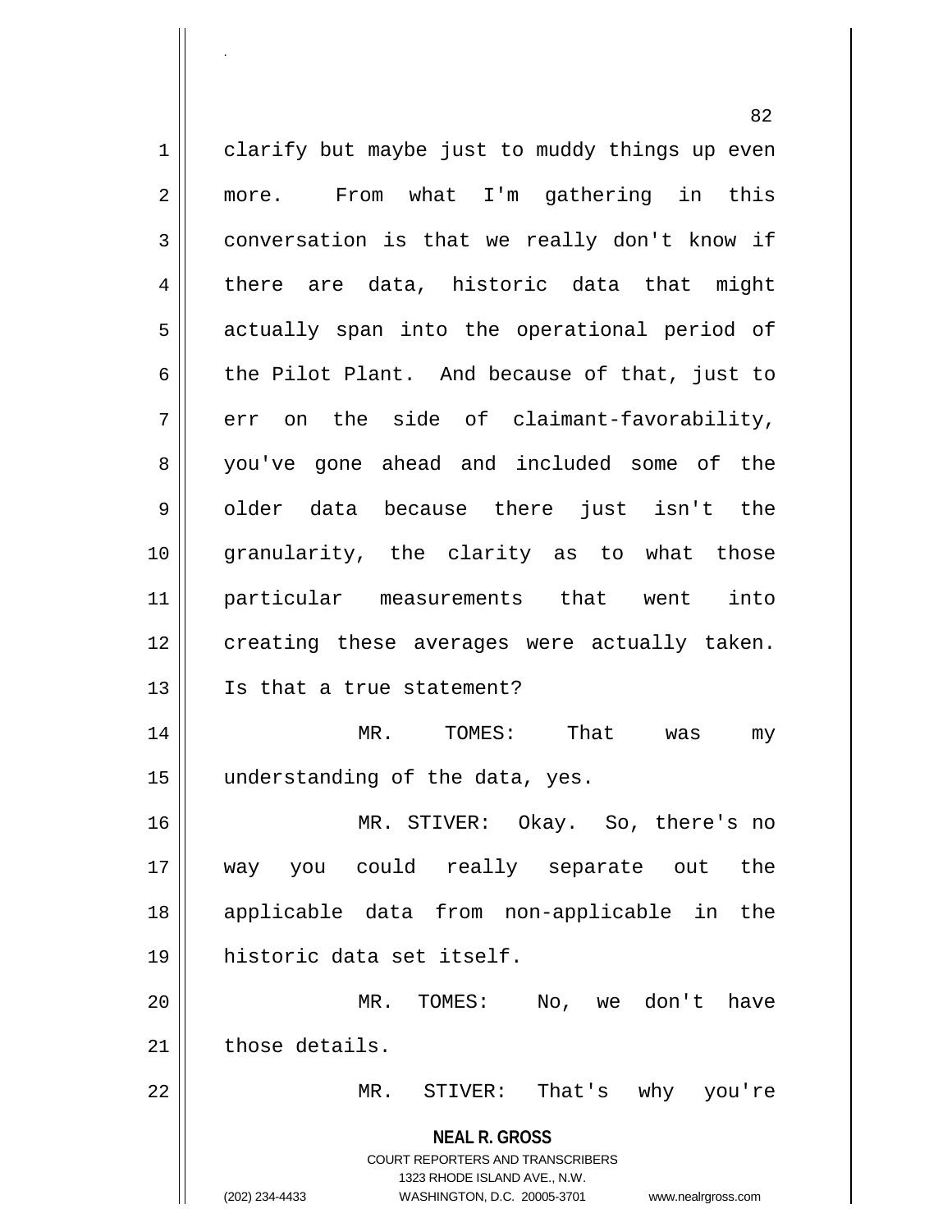clarify but maybe just to muddy things up even more. From what I'm gathering in this conversation is that we really don't know if there are data, historic data that might actually span into the operational period of the Pilot Plant. And because of that, just to err on the side of claimant-favorability, you've gone ahead and included some of the older data because there just isn't the granularity, the clarity as to what those particular measurements that went into creating these averages were actually taken. Is that a true statement?

MR. TOMES: That was my understanding of the data, yes.

MR. STIVER: Okay. So, there's no way you could really separate out the applicable data from non-applicable in the historic data set itself.

MR. TOMES: No, we don't have those details.

MR. STIVER: That's why you're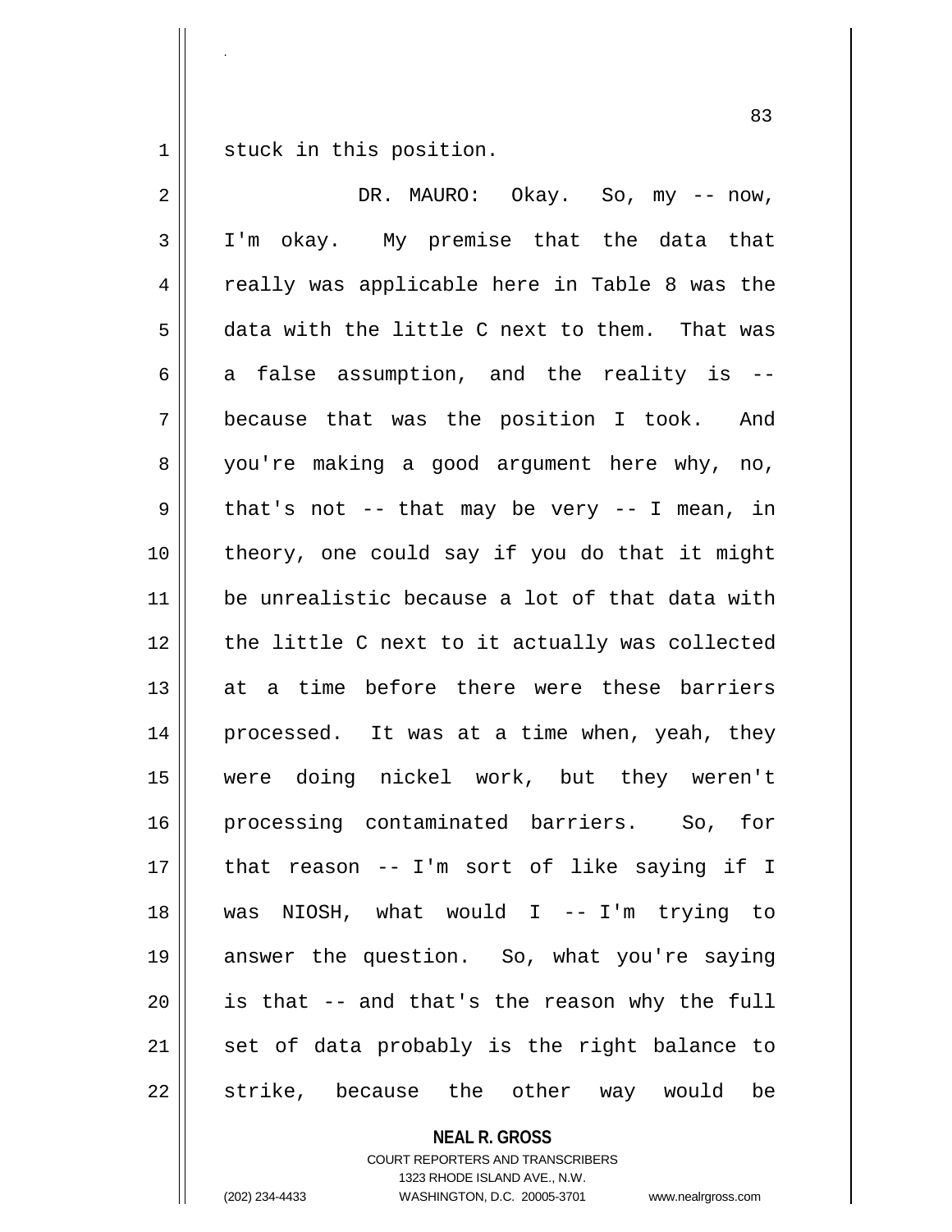stuck in this position.

DR. MAURO: Okay. So, my -- now, I'm okay. My premise that the data that really was applicable here in Table 8 was the data with the little C next to them. That was a false assumption, and the reality is -- because that was the position I took. And you're making a good argument here why, no, that's not -- that may be very -- I mean, in theory, one could say if you do that it might be unrealistic because a lot of that data with the little C next to it actually was collected at a time before there were these barriers processed. It was at a time when, yeah, they were doing nickel work, but they weren't processing contaminated barriers. So, for that reason -- I'm sort of like saying if I was NIOSH, what would I -- I'm trying to answer the question. So, what you're saying is that -- and that's the reason why the full set of data probably is the right balance to strike, because the other way would be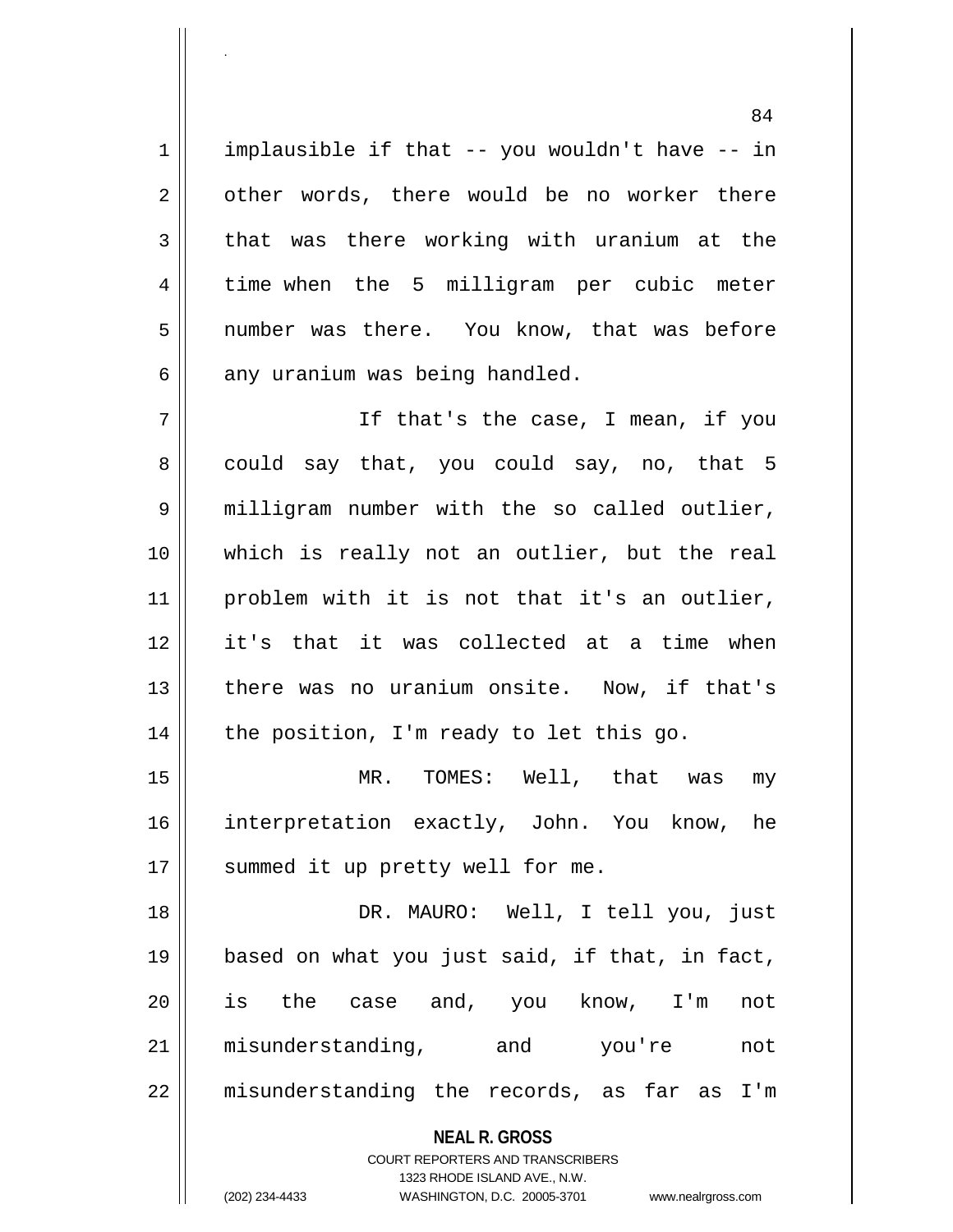implausible if that -- you wouldn't have -- in other words, there would be no worker there that was there working with uranium at the time when the 5 milligram per cubic meter number was there. You know, that was before any uranium was being handled.

If that's the case, I mean, if you could say that, you could say, no, that 5 milligram number with the so called outlier, which is really not an outlier, but the real problem with it is not that it's an outlier, it's that it was collected at a time when there was no uranium onsite. Now, if that's the position, I'm ready to let this go.

MR. TOMES: Well, that was my interpretation exactly, John. You know, he summed it up pretty well for me.

DR. MAURO: Well, I tell you, just based on what you just said, if that, in fact, is the case and, you know, I'm not misunderstanding, and you're not misunderstanding the records, as far as I'm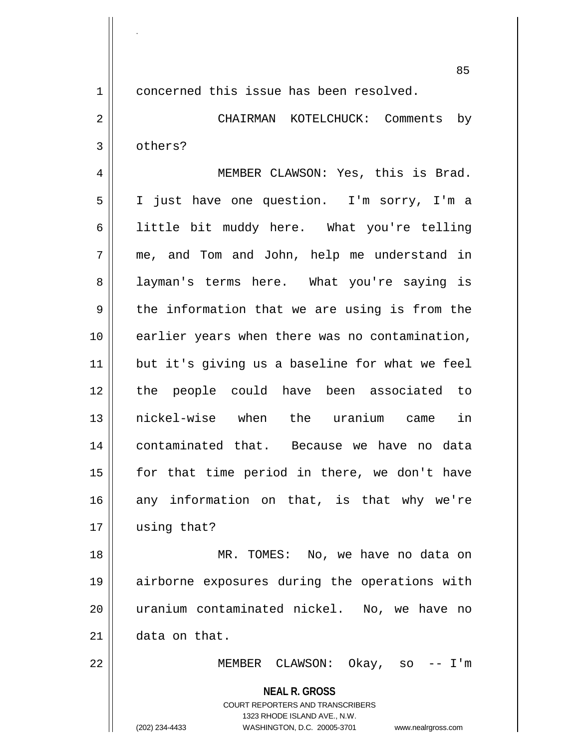concerned this issue has been resolved.

CHAIRMAN KOTELCHUCK: Comments by others?

MEMBER CLAWSON: Yes, this is Brad. I just have one question. I'm sorry, I'm a little bit muddy here. What you're telling me, and Tom and John, help me understand in layman's terms here. What you're saying is the information that we are using is from the earlier years when there was no contamination, but it's giving us a baseline for what we feel the people could have been associated to nickel-wise when the uranium came in contaminated that. Because we have no data for that time period in there, we don't have any information on that, is that why we're using that?

MR. TOMES: No, we have no data on airborne exposures during the operations with uranium contaminated nickel. No, we have no data on that.

MEMBER CLAWSON: Okay, so -- I'm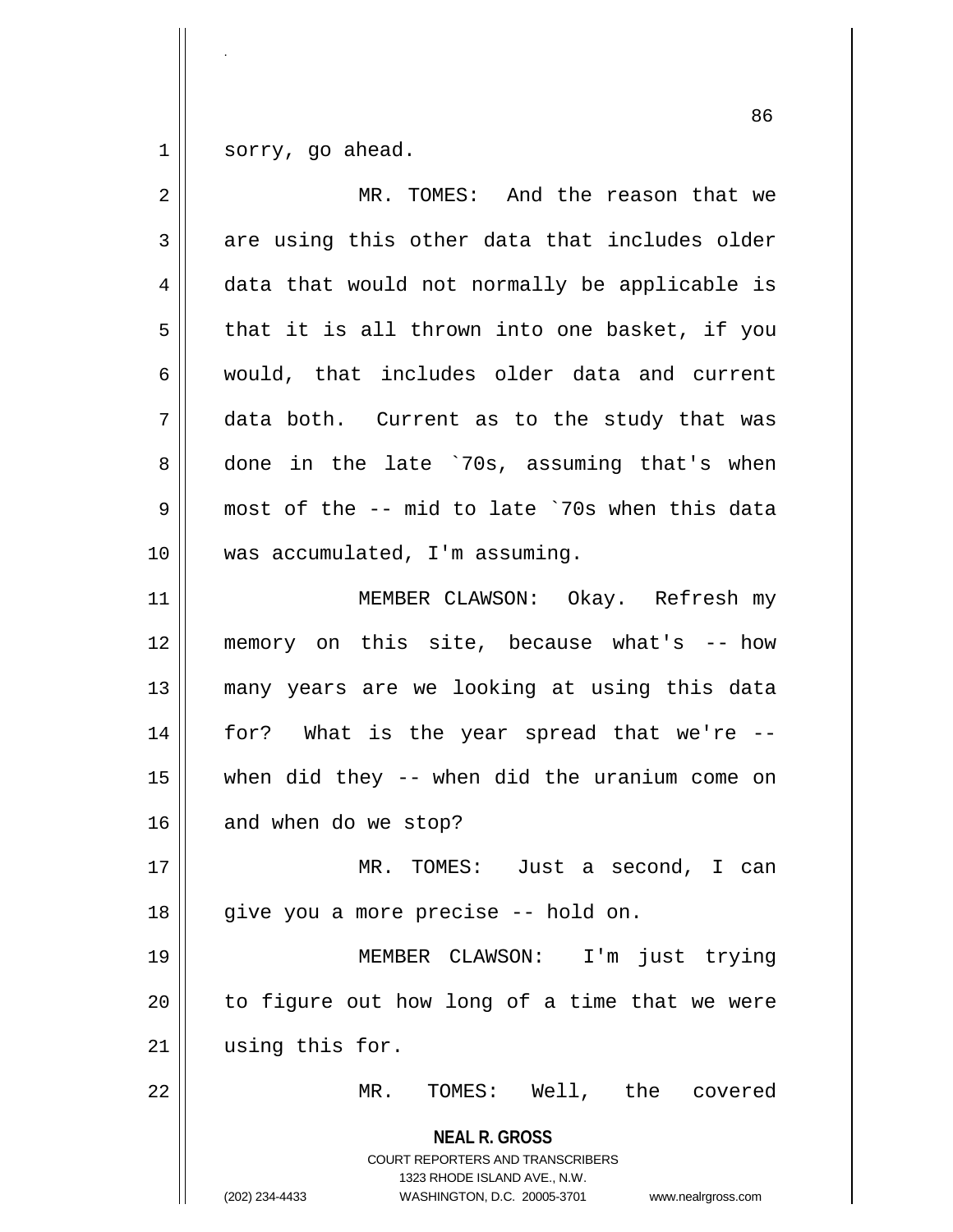sorry, go ahead.

MR. TOMES: And the reason that we are using this other data that includes older data that would not normally be applicable is that it is all thrown into one basket, if you would, that includes older data and current data both. Current as to the study that was done in the late `70s, assuming that's when most of the -- mid to late `70s when this data was accumulated, I'm assuming.

MEMBER CLAWSON: Okay. Refresh my memory on this site, because what's -- how many years are we looking at using this data for? What is the year spread that we're -- when did they -- when did the uranium come on and when do we stop?

MR. TOMES: Just a second, I can give you a more precise -- hold on.

MEMBER CLAWSON: I'm just trying to figure out how long of a time that we were using this for.

MR. TOMES: Well, the covered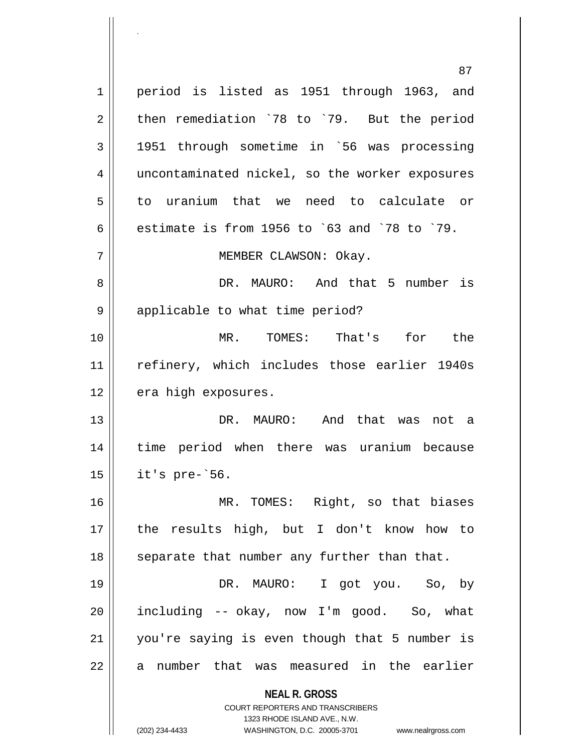period is listed as 1951 through 1963, and then remediation `78 to `79. But the period 1951 through sometime in `56 was processing uncontaminated nickel, so the worker exposures to uranium that we need to calculate or estimate is from 1956 to `63 and `78 to `79.

MEMBER CLAWSON: Okay.

DR. MAURO: And that 5 number is applicable to what time period?

MR. TOMES: That's for the refinery, which includes those earlier 1940s era high exposures.

DR. MAURO: And that was not a time period when there was uranium because it's pre-`56.

MR. TOMES: Right, so that biases the results high, but I don't know how to separate that number any further than that.

DR. MAURO: I got you. So, by including -- okay, now I'm good. So, what you're saying is even though that 5 number is a number that was measured in the earlier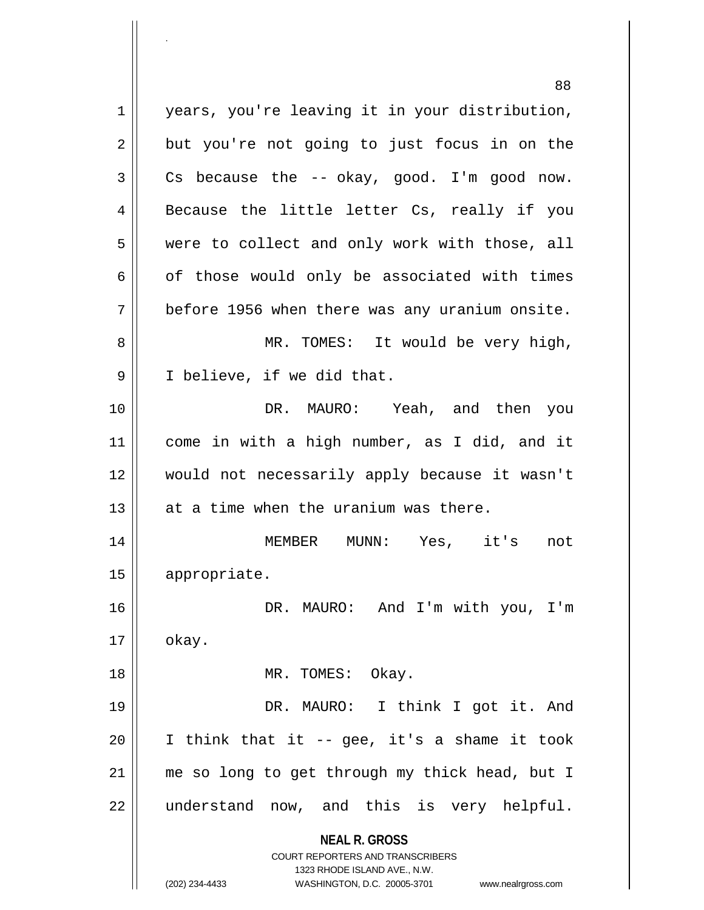years, you're leaving it in your distribution, but you're not going to just focus in on the Cs because the -- okay, good. I'm good now. Because the little letter Cs, really if you were to collect and only work with those, all of those would only be associated with times before 1956 when there was any uranium onsite.

MR. TOMES: It would be very high, I believe, if we did that.

DR. MAURO: Yeah, and then you come in with a high number, as I did, and it would not necessarily apply because it wasn't at a time when the uranium was there.

MEMBER MUNN: Yes, it's not appropriate.

DR. MAURO: And I'm with you, I'm okay.

MR. TOMES: Okay.

DR. MAURO: I think I got it. And I think that it -- gee, it's a shame it took me so long to get through my thick head, but I understand now, and this is very helpful.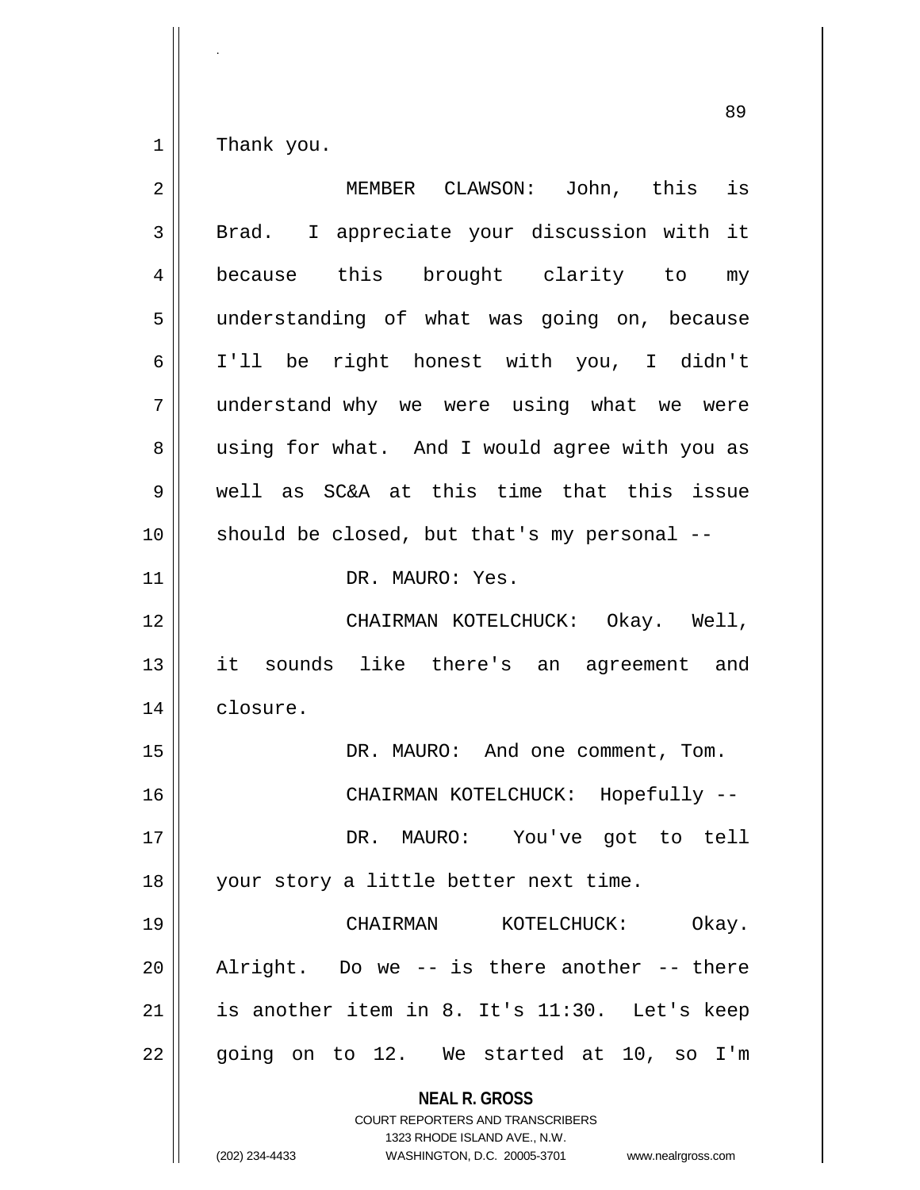Thank you.

MEMBER CLAWSON: John, this is Brad. I appreciate your discussion with it because this brought clarity to my understanding of what was going on, because I'll be right honest with you, I didn't understand why we were using what we were using for what. And I would agree with you as well as SC&A at this time that this issue should be closed, but that's my personal --

DR. MAURO: Yes.

CHAIRMAN KOTELCHUCK: Okay. Well, it sounds like there's an agreement and closure.

DR. MAURO: And one comment, Tom.

CHAIRMAN KOTELCHUCK: Hopefully --

DR. MAURO: You've got to tell your story a little better next time.

CHAIRMAN KOTELCHUCK: Okay. Alright. Do we -- is there another -- there is another item in 8. It's 11:30. Let's keep going on to 12. We started at 10, so I'm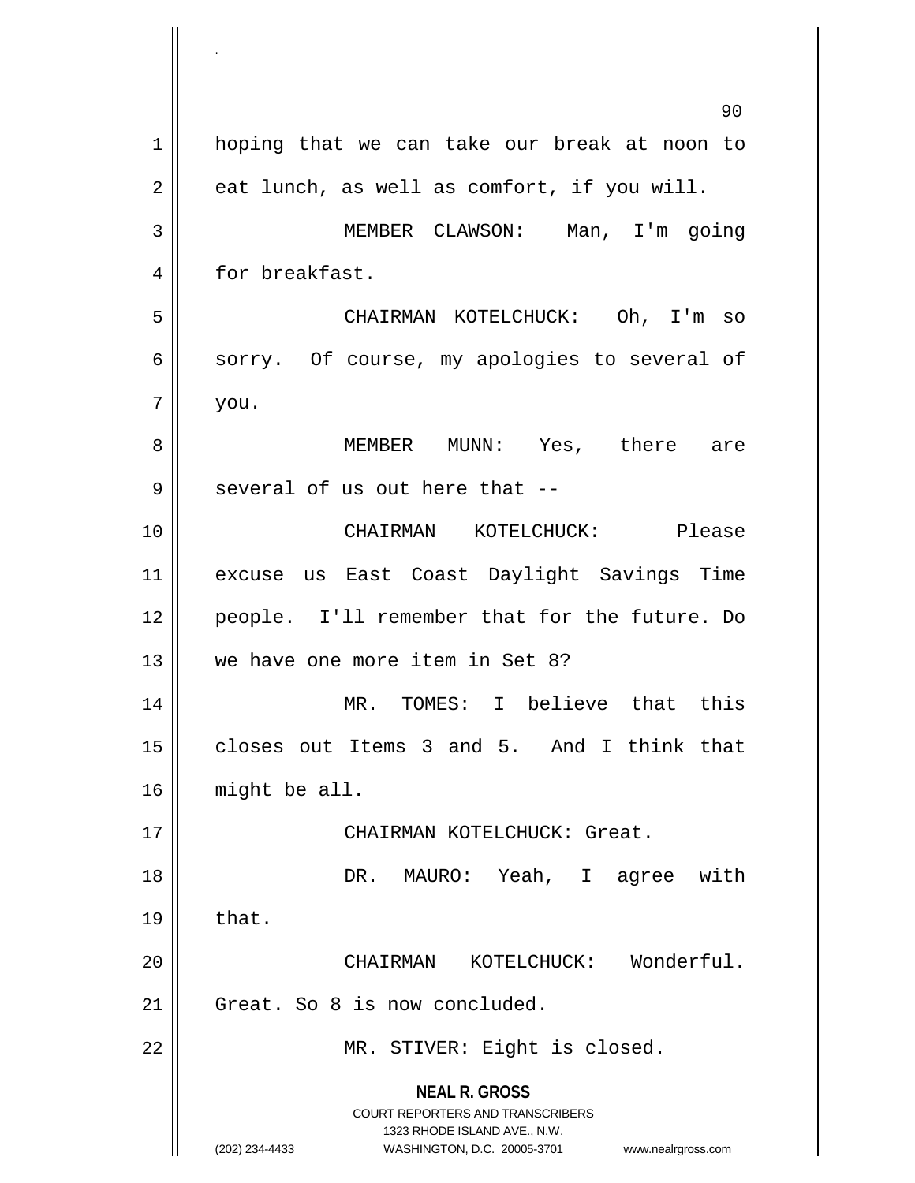hoping that we can take our break at noon to eat lunch, as well as comfort, if you will.

MEMBER CLAWSON: Man, I'm going for breakfast.

CHAIRMAN KOTELCHUCK: Oh, I'm so sorry. Of course, my apologies to several of you.

MEMBER MUNN: Yes, there are several of us out here that --

CHAIRMAN KOTELCHUCK: Please excuse us East Coast Daylight Savings Time people. I'll remember that for the future. Do we have one more item in Set 8?

MR. TOMES: I believe that this closes out Items 3 and 5. And I think that might be all.

CHAIRMAN KOTELCHUCK: Great.

DR. MAURO: Yeah, I agree with that.

CHAIRMAN KOTELCHUCK: Wonderful. Great. So 8 is now concluded.

MR. STIVER: Eight is closed.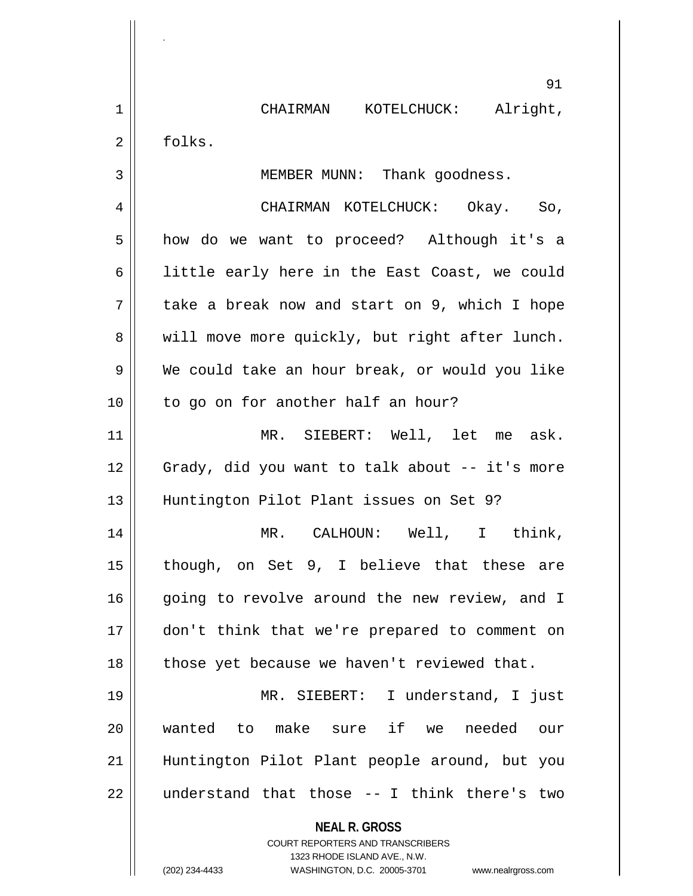CHAIRMAN KOTELCHUCK: Alright, folks.

MEMBER MUNN: Thank goodness.

CHAIRMAN KOTELCHUCK: Okay. So, how do we want to proceed? Although it's a little early here in the East Coast, we could take a break now and start on 9, which I hope will move more quickly, but right after lunch. We could take an hour break, or would you like to go on for another half an hour?

MR. SIEBERT: Well, let me ask. Grady, did you want to talk about -- it's more Huntington Pilot Plant issues on Set 9?

MR. CALHOUN: Well, I think, though, on Set 9, I believe that these are going to revolve around the new review, and I don't think that we're prepared to comment on those yet because we haven't reviewed that.

MR. SIEBERT: I understand, I just wanted to make sure if we needed our Huntington Pilot Plant people around, but you understand that those -- I think there's two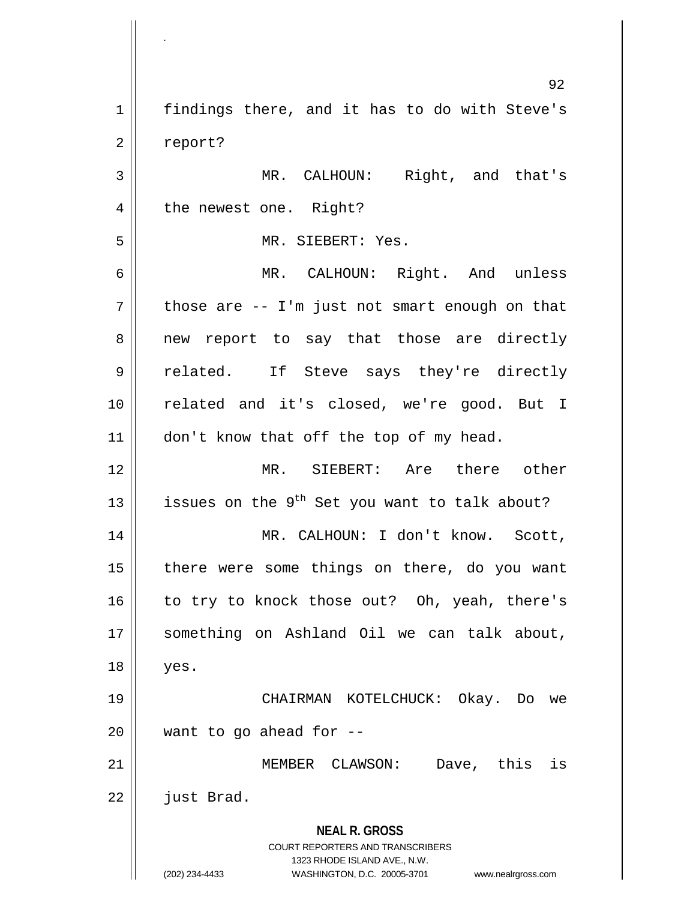findings there, and it has to do with Steve's report?

MR. CALHOUN: Right, and that's the newest one. Right?

MR. SIEBERT: Yes.

MR. CALHOUN: Right. And unless those are -- I'm just not smart enough on that new report to say that those are directly related. If Steve says they're directly related and it's closed, we're good. But I don't know that off the top of my head.

MR. SIEBERT: Are there other issues on the 9th Set you want to talk about?

MR. CALHOUN: I don't know. Scott, there were some things on there, do you want to try to knock those out? Oh, yeah, there's something on Ashland Oil we can talk about, yes.

CHAIRMAN KOTELCHUCK: Okay. Do we want to go ahead for --

MEMBER CLAWSON: Dave, this is just Brad.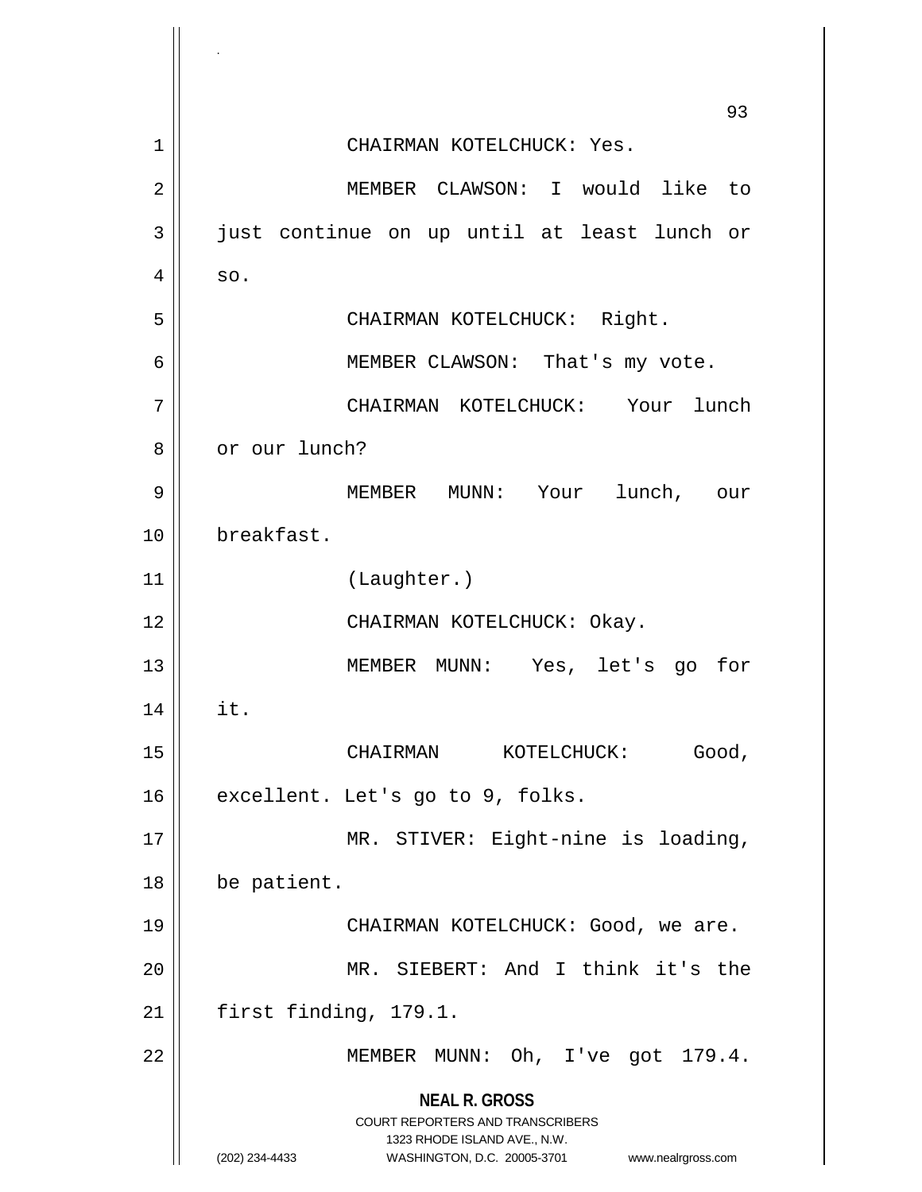CHAIRMAN KOTELCHUCK: Yes.

MEMBER CLAWSON: I would like to just continue on up until at least lunch or so.

CHAIRMAN KOTELCHUCK: Right.

MEMBER CLAWSON: That's my vote.

CHAIRMAN KOTELCHUCK: Your lunch or our lunch?

MEMBER MUNN: Your lunch, our breakfast.

(Laughter.)

CHAIRMAN KOTELCHUCK: Okay.

MEMBER MUNN: Yes, let's go for it.

CHAIRMAN KOTELCHUCK: Good, excellent. Let's go to 9, folks.

MR. STIVER: Eight-nine is loading, be patient.

CHAIRMAN KOTELCHUCK: Good, we are.

MR. SIEBERT: And I think it's the first finding, 179.1.

MEMBER MUNN: Oh, I've got 179.4.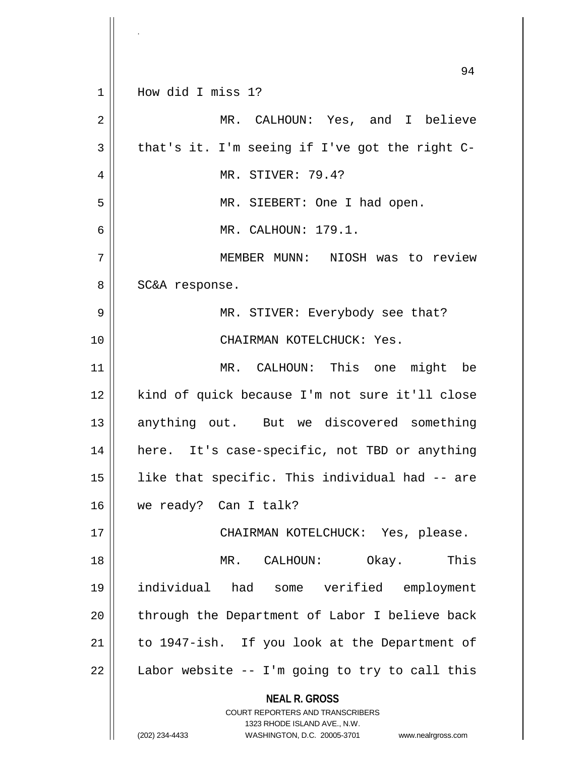How did I miss 1?

MR. CALHOUN: Yes, and I believe that's it. I'm seeing if I've got the right C-

MR. STIVER: 79.4?

MR. SIEBERT: One I had open.

MR. CALHOUN: 179.1.

MEMBER MUNN: NIOSH was to review SC&A response.

MR. STIVER: Everybody see that?

CHAIRMAN KOTELCHUCK: Yes.

MR. CALHOUN: This one might be kind of quick because I'm not sure it'll close anything out. But we discovered something here. It's case-specific, not TBD or anything like that specific. This individual had -- are we ready? Can I talk?

CHAIRMAN KOTELCHUCK: Yes, please.

MR. CALHOUN: Okay. This individual had some verified employment through the Department of Labor I believe back to 1947-ish. If you look at the Department of Labor website -- I'm going to try to call this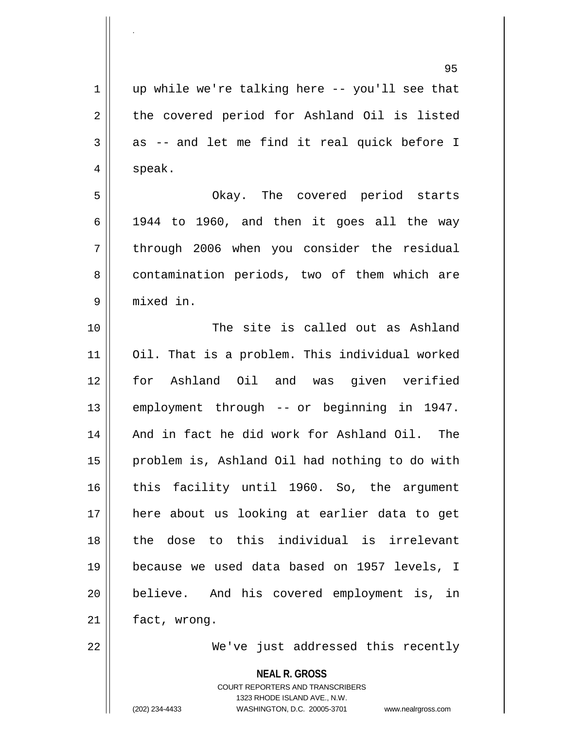up while we're talking here -- you'll see that the covered period for Ashland Oil is listed as -- and let me find it real quick before I speak.

Okay. The covered period starts 1944 to 1960, and then it goes all the way through 2006 when you consider the residual contamination periods, two of them which are mixed in.

The site is called out as Ashland Oil. That is a problem. This individual worked for Ashland Oil and was given verified employment through -- or beginning in 1947. And in fact he did work for Ashland Oil. The problem is, Ashland Oil had nothing to do with this facility until 1960. So, the argument here about us looking at earlier data to get the dose to this individual is irrelevant because we used data based on 1957 levels, I believe. And his covered employment is, in fact, wrong.

We've just addressed this recently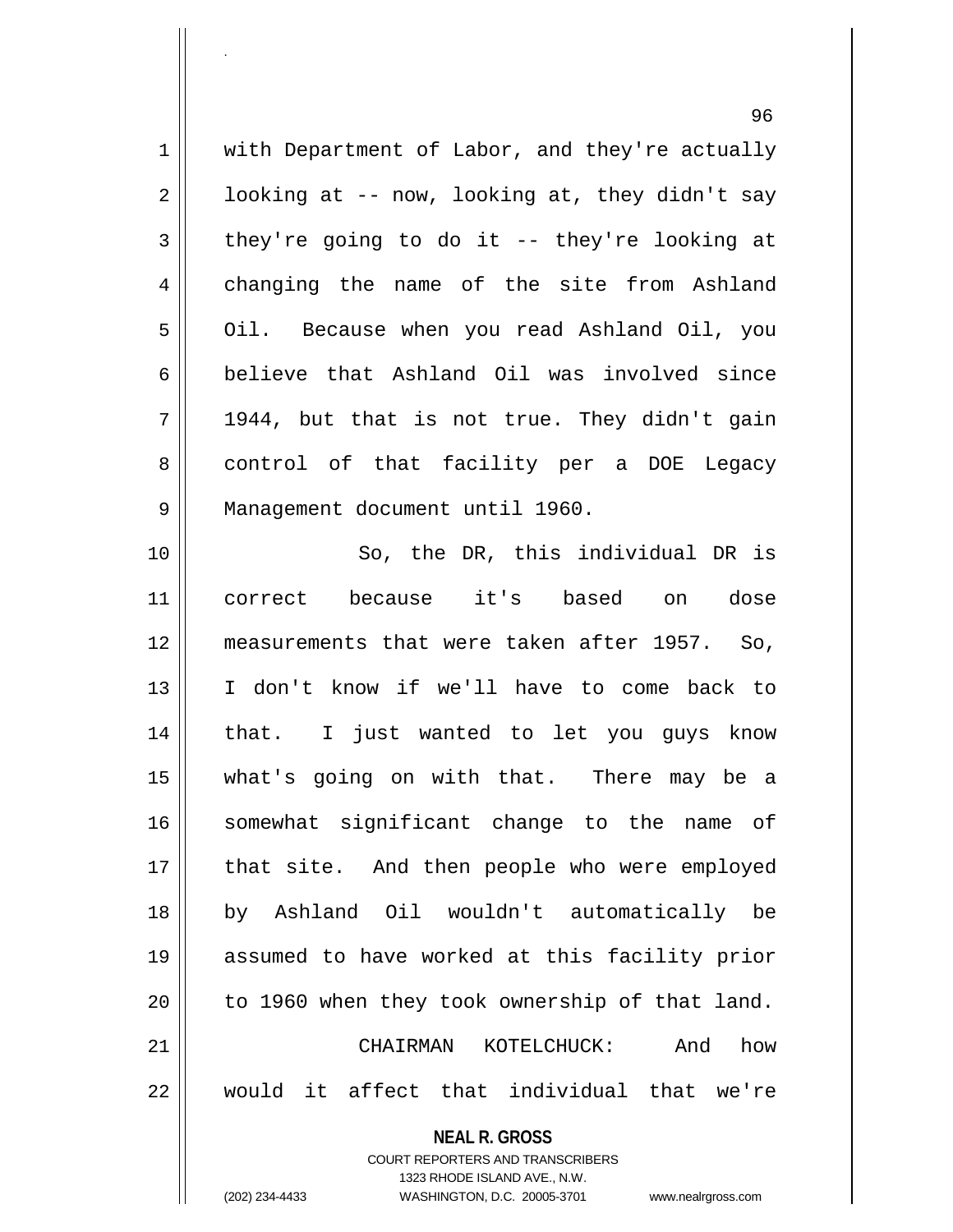with Department of Labor, and they're actually looking at -- now, looking at, they didn't say they're going to do it -- they're looking at changing the name of the site from Ashland Oil. Because when you read Ashland Oil, you believe that Ashland Oil was involved since 1944, but that is not true. They didn't gain control of that facility per a DOE Legacy Management document until 1960.

So, the DR, this individual DR is correct because it's based on dose measurements that were taken after 1957. So, I don't know if we'll have to come back to that. I just wanted to let you guys know what's going on with that. There may be a somewhat significant change to the name of that site. And then people who were employed by Ashland Oil wouldn't automatically be assumed to have worked at this facility prior to 1960 when they took ownership of that land.

CHAIRMAN KOTELCHUCK: And how would it affect that individual that we're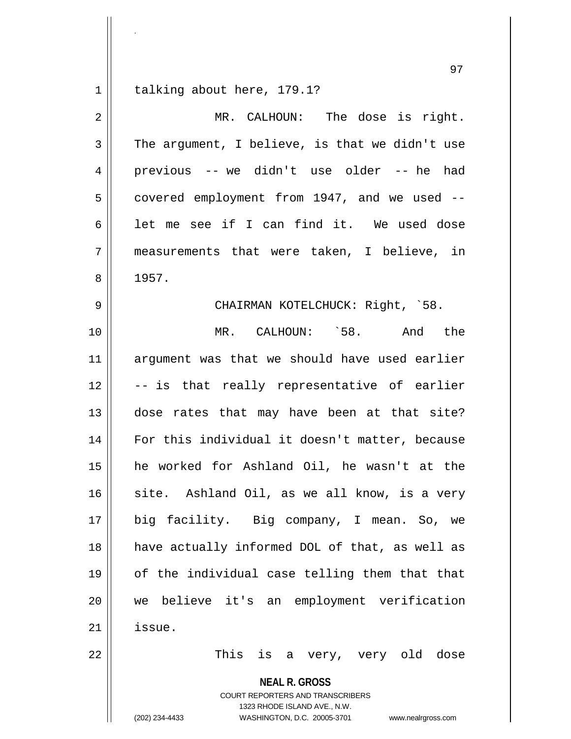talking about here, 179.1?

MR. CALHOUN: The dose is right. The argument, I believe, is that we didn't use previous -- we didn't use older -- he had covered employment from 1947, and we used -- let me see if I can find it. We used dose measurements that were taken, I believe, in 1957.

CHAIRMAN KOTELCHUCK: Right, `58.

MR. CALHOUN: `58. And the argument was that we should have used earlier -- is that really representative of earlier dose rates that may have been at that site? For this individual it doesn't matter, because he worked for Ashland Oil, he wasn't at the site. Ashland Oil, as we all know, is a very big facility. Big company, I mean. So, we have actually informed DOL of that, as well as of the individual case telling them that that we believe it's an employment verification issue.

This is a very, very old dose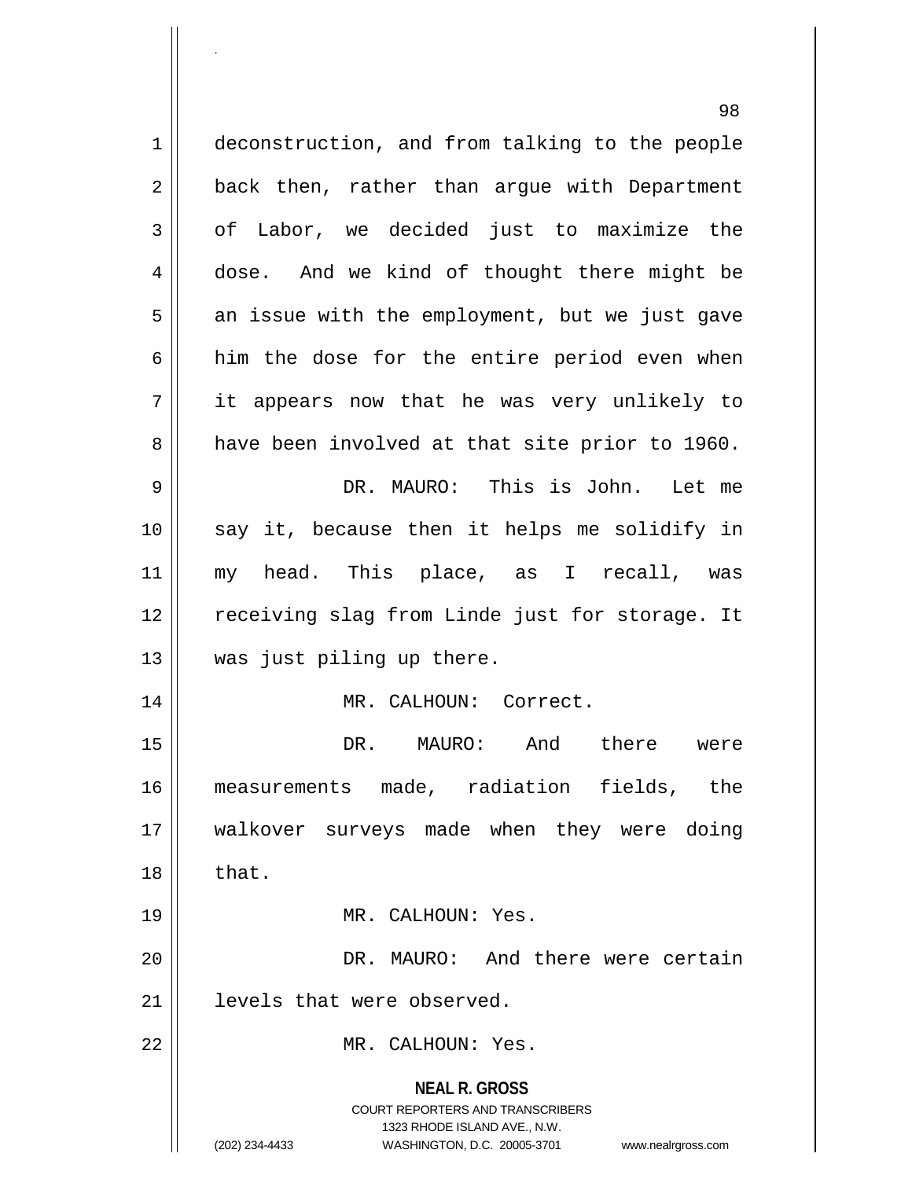deconstruction, and from talking to the people back then, rather than argue with Department of Labor, we decided just to maximize the dose. And we kind of thought there might be an issue with the employment, but we just gave him the dose for the entire period even when it appears now that he was very unlikely to have been involved at that site prior to 1960.

DR. MAURO: This is John. Let me say it, because then it helps me solidify in my head. This place, as I recall, was receiving slag from Linde just for storage. It was just piling up there.

MR. CALHOUN: Correct.

DR. MAURO: And there were measurements made, radiation fields, the walkover surveys made when they were doing that.

MR. CALHOUN: Yes.

DR. MAURO: And there were certain levels that were observed.

MR. CALHOUN: Yes.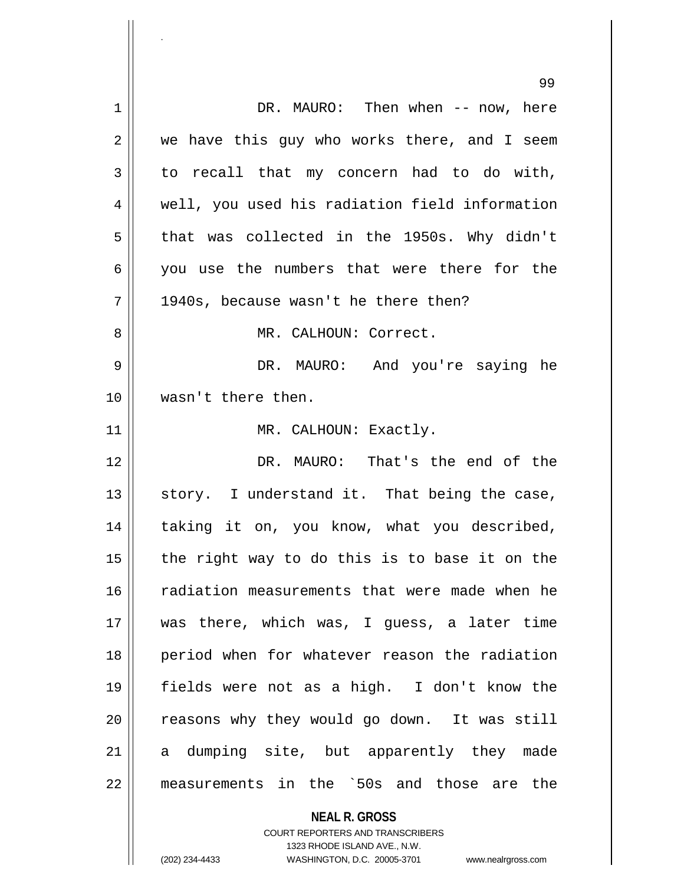DR. MAURO: Then when -- now, here we have this guy who works there, and I seem to recall that my concern had to do with, well, you used his radiation field information that was collected in the 1950s. Why didn't you use the numbers that were there for the 1940s, because wasn't he there then?

MR. CALHOUN: Correct.

DR. MAURO: And you're saying he wasn't there then.

MR. CALHOUN: Exactly.

DR. MAURO: That's the end of the story. I understand it. That being the case, taking it on, you know, what you described, the right way to do this is to base it on the radiation measurements that were made when he was there, which was, I guess, a later time period when for whatever reason the radiation fields were not as a high. I don't know the reasons why they would go down. It was still a dumping site, but apparently they made measurements in the `50s and those are the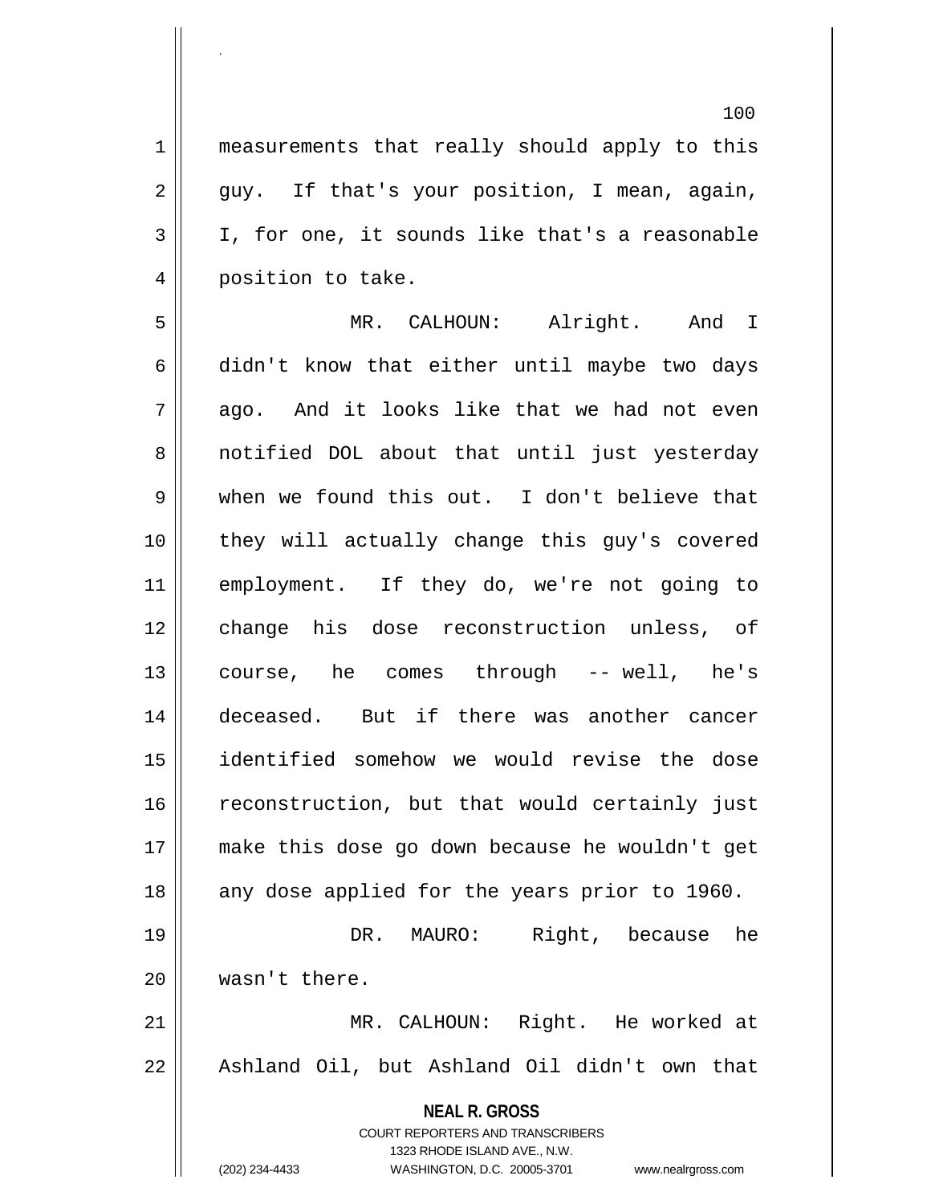measurements that really should apply to this guy. If that's your position, I mean, again, I, for one, it sounds like that's a reasonable position to take.

MR. CALHOUN: Alright. And I didn't know that either until maybe two days ago. And it looks like that we had not even notified DOL about that until just yesterday when we found this out. I don't believe that they will actually change this guy's covered employment. If they do, we're not going to change his dose reconstruction unless, of course, he comes through -- well, he's deceased. But if there was another cancer identified somehow we would revise the dose reconstruction, but that would certainly just make this dose go down because he wouldn't get any dose applied for the years prior to 1960.

DR. MAURO: Right, because he wasn't there.

MR. CALHOUN: Right. He worked at Ashland Oil, but Ashland Oil didn't own that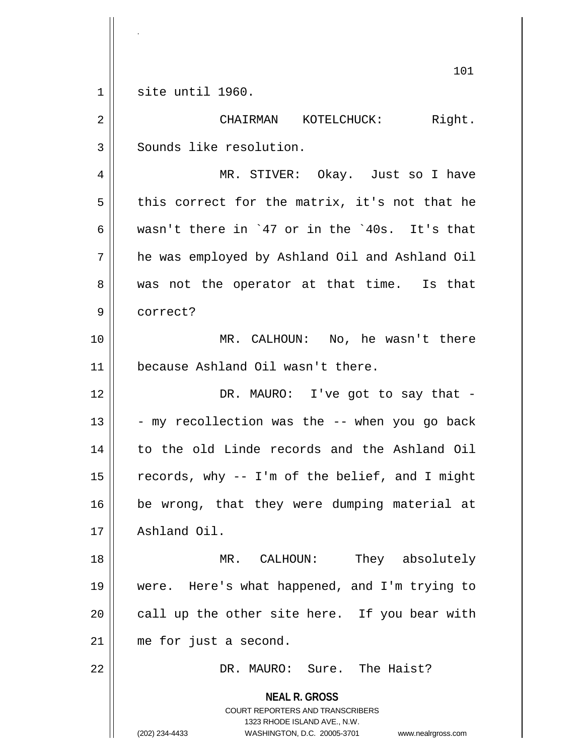site until 1960.

CHAIRMAN KOTELCHUCK: Right. Sounds like resolution.

MR. STIVER: Okay. Just so I have this correct for the matrix, it's not that he wasn't there in `47 or in the `40s. It's that he was employed by Ashland Oil and Ashland Oil was not the operator at that time. Is that correct?

MR. CALHOUN: No, he wasn't there because Ashland Oil wasn't there.

DR. MAURO: I've got to say that -- my recollection was the -- when you go back to the old Linde records and the Ashland Oil records, why -- I'm of the belief, and I might be wrong, that they were dumping material at Ashland Oil.

MR. CALHOUN: They absolutely were. Here's what happened, and I'm trying to call up the other site here. If you bear with me for just a second.

DR. MAURO: Sure. The Haist?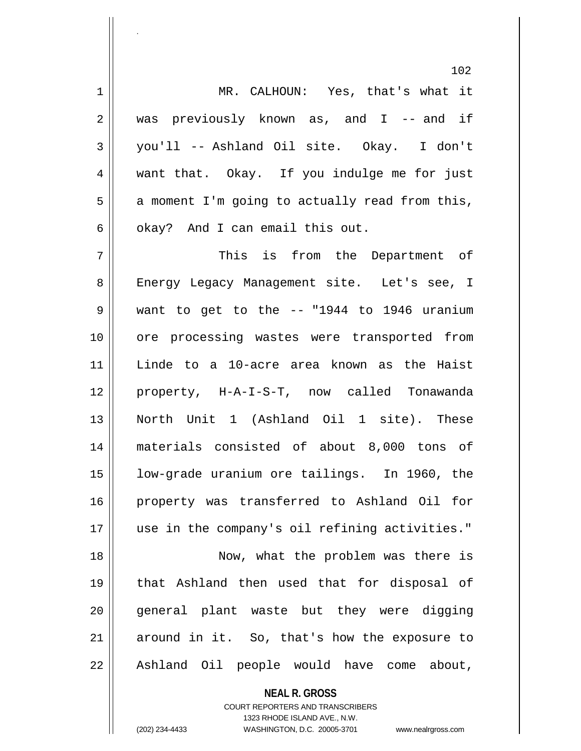MR. CALHOUN: Yes, that's what it was previously known as, and I -- and if you'll -- Ashland Oil site. Okay. I don't want that. Okay. If you indulge me for just a moment I'm going to actually read from this, okay? And I can email this out.

This is from the Department of Energy Legacy Management site. Let's see, I want to get to the -- "1944 to 1946 uranium ore processing wastes were transported from Linde to a 10-acre area known as the Haist property, H-A-I-S-T, now called Tonawanda North Unit 1 (Ashland Oil 1 site). These materials consisted of about 8,000 tons of low-grade uranium ore tailings. In 1960, the property was transferred to Ashland Oil for use in the company's oil refining activities."

Now, what the problem was there is that Ashland then used that for disposal of general plant waste but they were digging around in it. So, that's how the exposure to Ashland Oil people would have come about,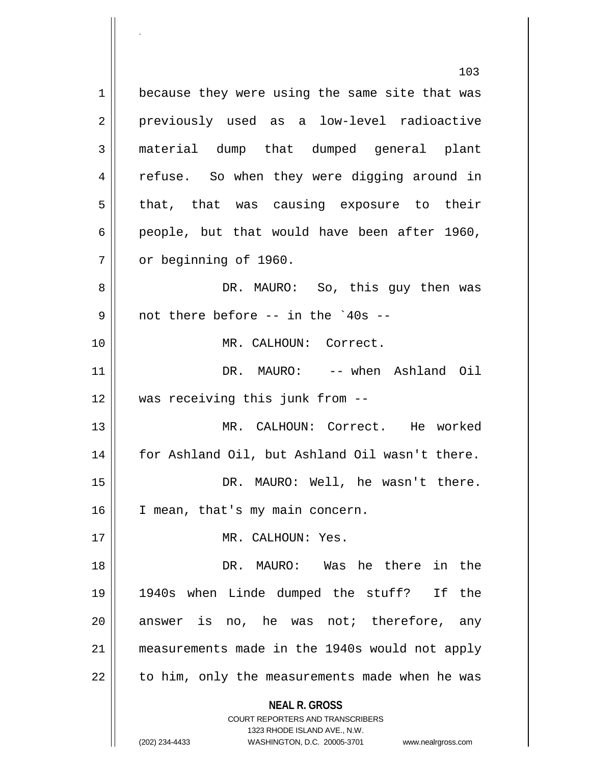because they were using the same site that was previously used as a low-level radioactive material dump that dumped general plant refuse. So when they were digging around in that, that was causing exposure to their people, but that would have been after 1960, or beginning of 1960.

DR. MAURO: So, this guy then was not there before -- in the `40s --

MR. CALHOUN: Correct.

DR. MAURO: -- when Ashland Oil was receiving this junk from --

MR. CALHOUN: Correct. He worked for Ashland Oil, but Ashland Oil wasn't there.

DR. MAURO: Well, he wasn't there. I mean, that's my main concern.

MR. CALHOUN: Yes.

DR. MAURO: Was he there in the 1940s when Linde dumped the stuff? If the answer is no, he was not; therefore, any measurements made in the 1940s would not apply to him, only the measurements made when he was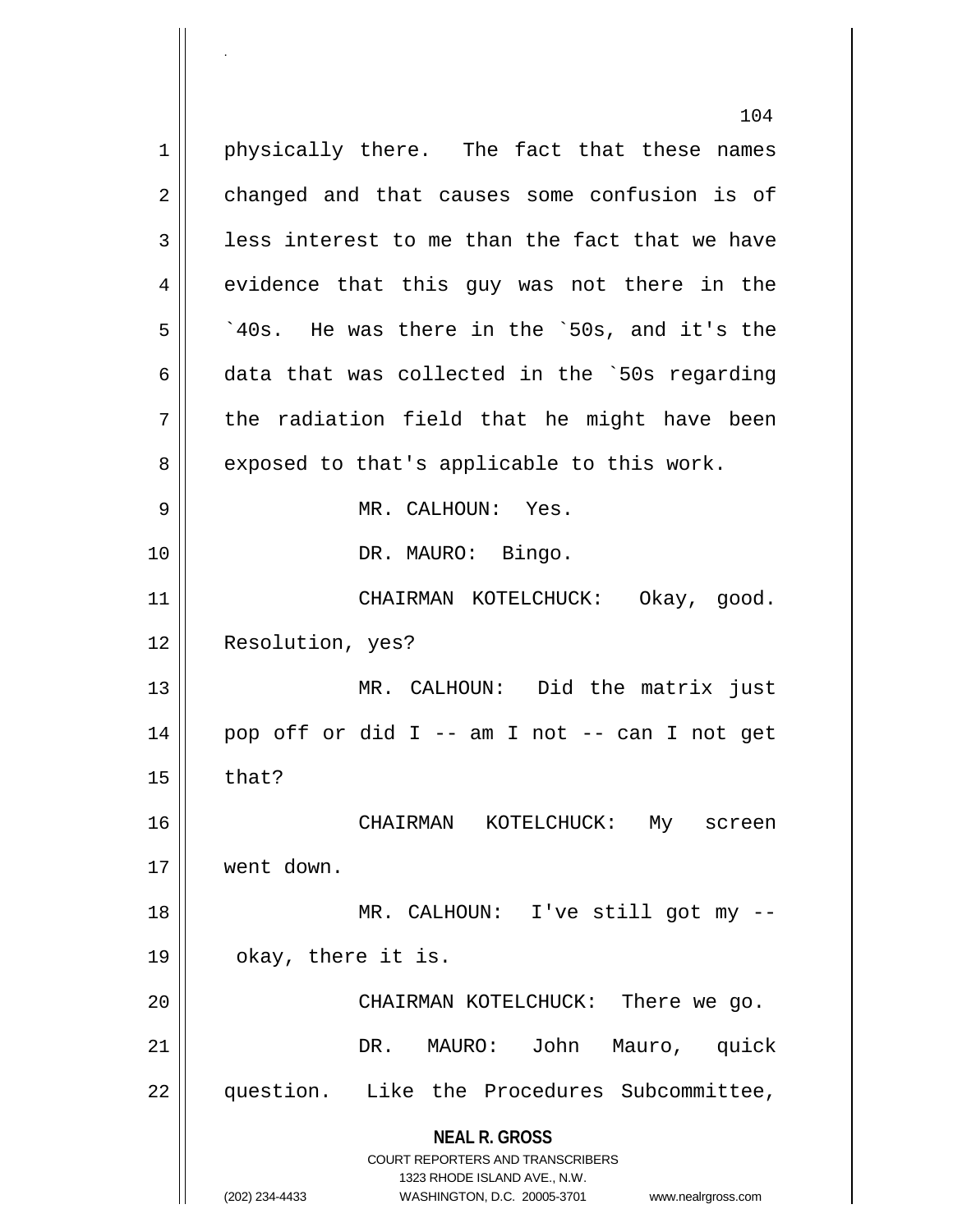physically there. The fact that these names changed and that causes some confusion is of less interest to me than the fact that we have evidence that this guy was not there in the `40s. He was there in the `50s, and it's the data that was collected in the `50s regarding the radiation field that he might have been exposed to that's applicable to this work.

MR. CALHOUN: Yes.

DR. MAURO: Bingo.

CHAIRMAN KOTELCHUCK: Okay, good. Resolution, yes?

MR. CALHOUN: Did the matrix just pop off or did I -- am I not -- can I not get that?

CHAIRMAN KOTELCHUCK: My screen went down.

MR. CALHOUN: I've still got my -- okay, there it is.

CHAIRMAN KOTELCHUCK: There we go.

DR. MAURO: John Mauro, quick question. Like the Procedures Subcommittee,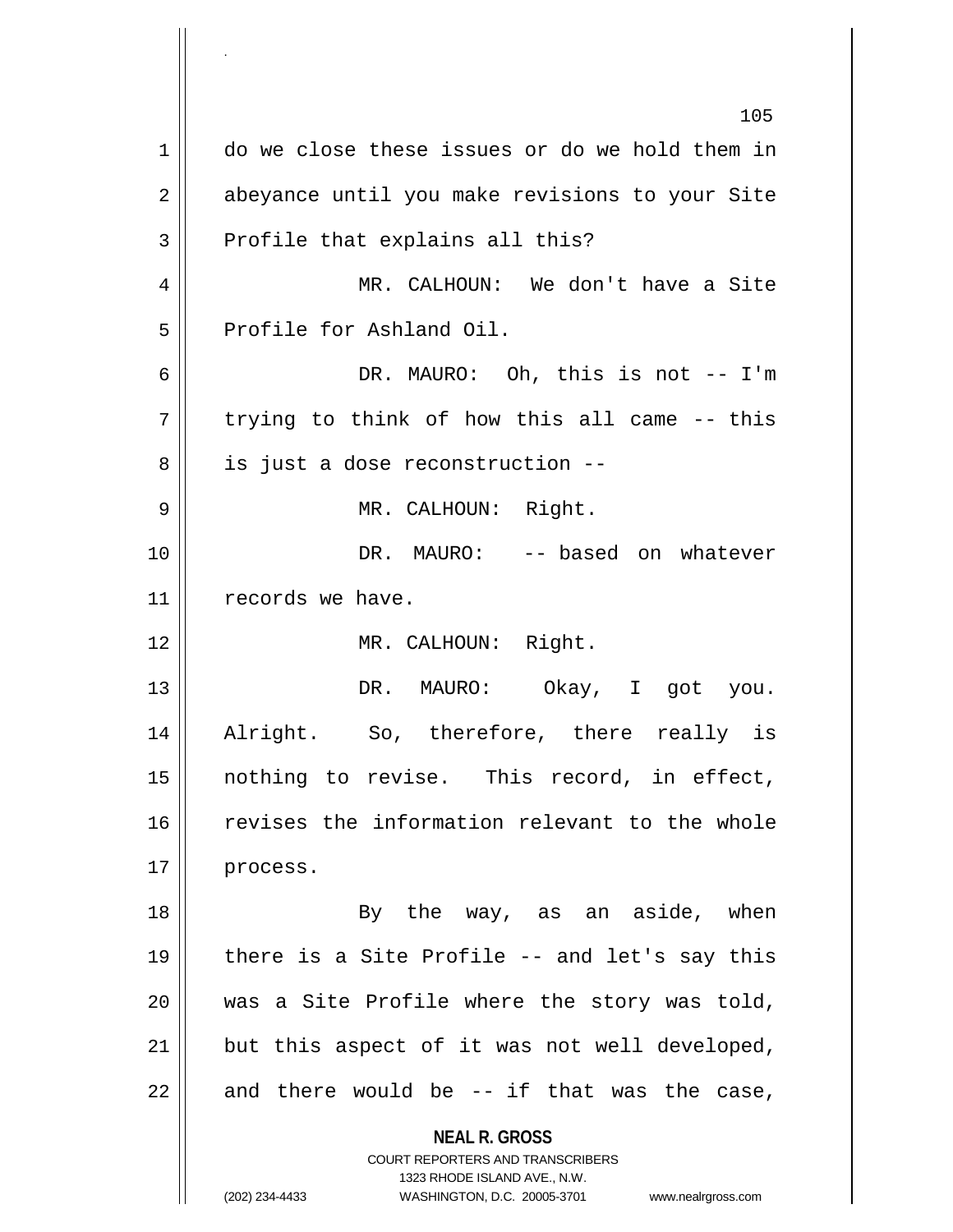do we close these issues or do we hold them in abeyance until you make revisions to your Site Profile that explains all this?

MR. CALHOUN: We don't have a Site Profile for Ashland Oil.

DR. MAURO: Oh, this is not -- I'm trying to think of how this all came -- this is just a dose reconstruction --

MR. CALHOUN: Right.

DR. MAURO: -- based on whatever records we have.

MR. CALHOUN: Right.

DR. MAURO: Okay, I got you. Alright. So, therefore, there really is nothing to revise. This record, in effect, revises the information relevant to the whole process.

By the way, as an aside, when there is a Site Profile -- and let's say this was a Site Profile where the story was told, but this aspect of it was not well developed, and there would be -- if that was the case,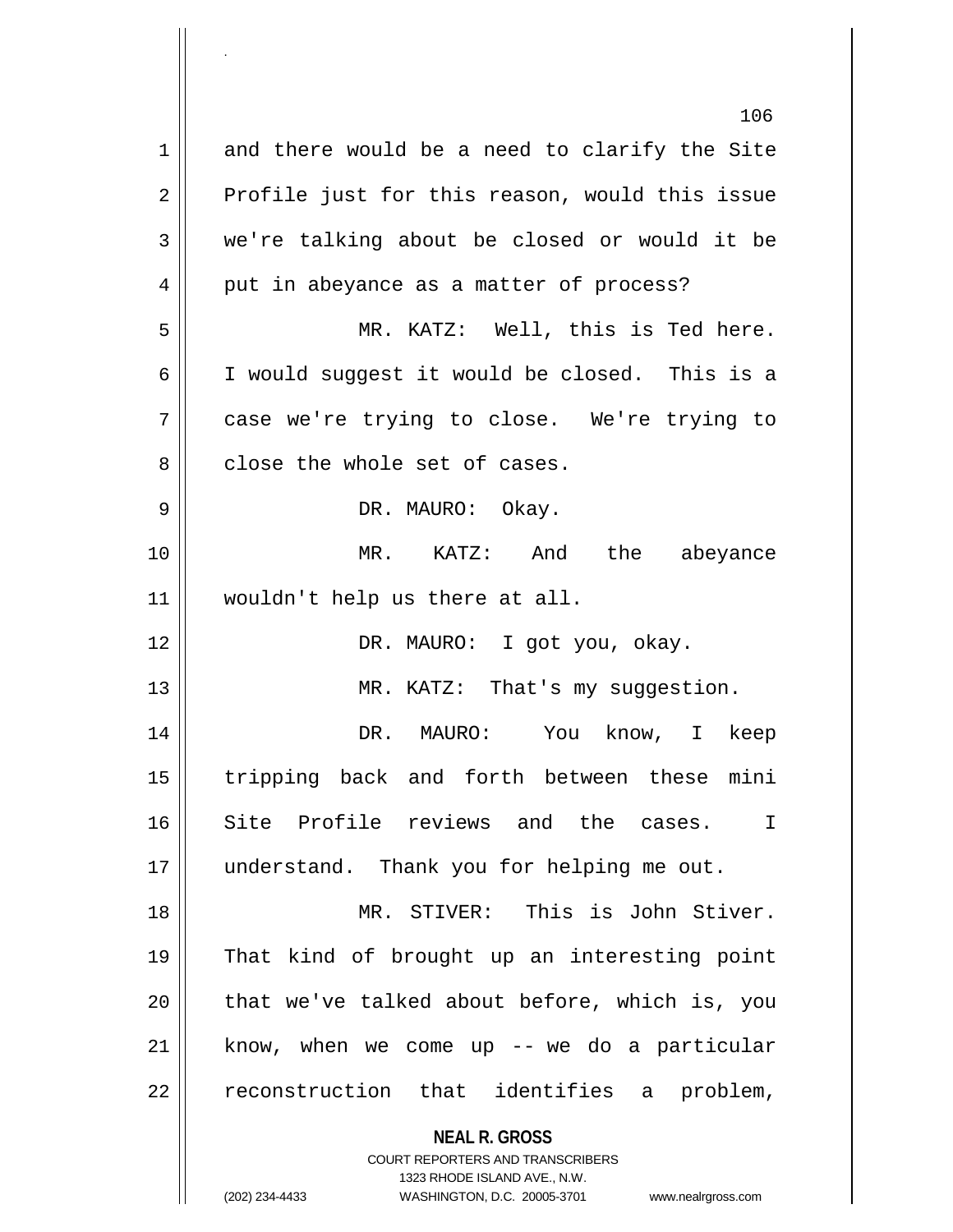and there would be a need to clarify the Site Profile just for this reason, would this issue we're talking about be closed or would it be put in abeyance as a matter of process?

MR. KATZ: Well, this is Ted here. I would suggest it would be closed. This is a case we're trying to close. We're trying to close the whole set of cases.

DR. MAURO: Okay.

MR. KATZ: And the abeyance wouldn't help us there at all.

DR. MAURO: I got you, okay.

MR. KATZ: That's my suggestion.

DR. MAURO: You know, I keep tripping back and forth between these mini Site Profile reviews and the cases. I understand. Thank you for helping me out.

MR. STIVER: This is John Stiver. That kind of brought up an interesting point that we've talked about before, which is, you know, when we come up -- we do a particular reconstruction that identifies a problem,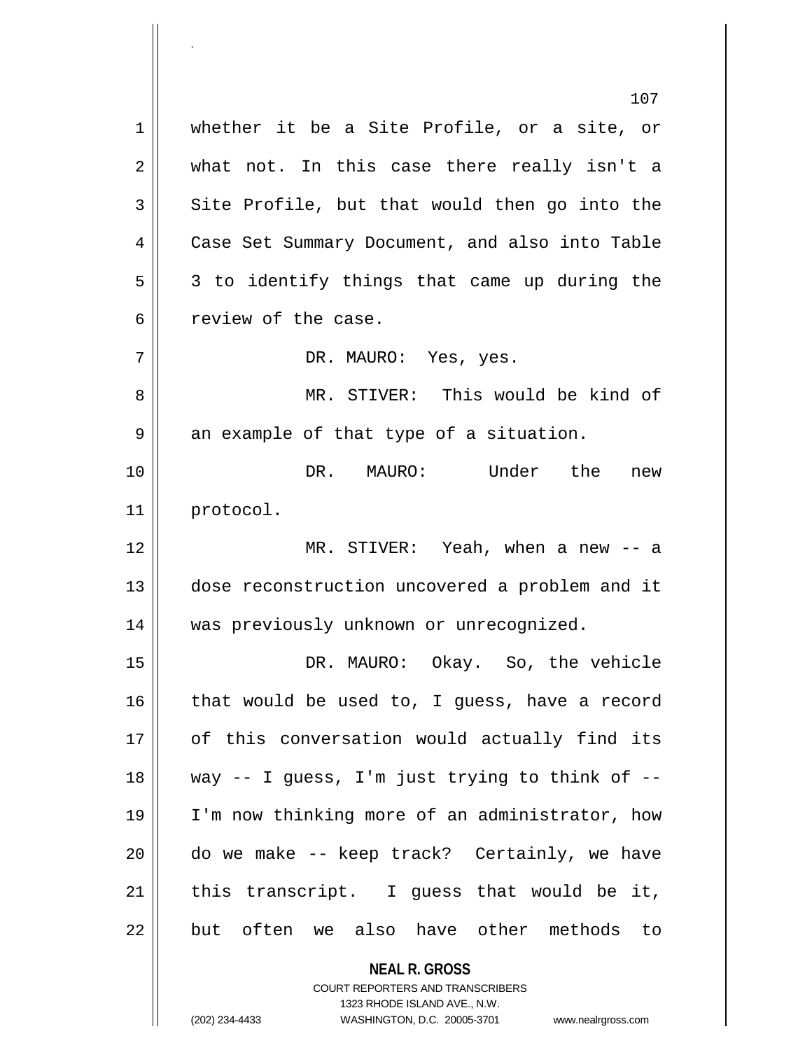whether it be a Site Profile, or a site, or what not. In this case there really isn't a Site Profile, but that would then go into the Case Set Summary Document, and also into Table 3 to identify things that came up during the review of the case.

DR. MAURO: Yes, yes.

MR. STIVER: This would be kind of an example of that type of a situation.

DR. MAURO: Under the new protocol.

MR. STIVER: Yeah, when a new -- a dose reconstruction uncovered a problem and it was previously unknown or unrecognized.

DR. MAURO: Okay. So, the vehicle that would be used to, I guess, have a record of this conversation would actually find its way -- I guess, I'm just trying to think of -- I'm now thinking more of an administrator, how do we make -- keep track? Certainly, we have this transcript. I guess that would be it, but often we also have other methods to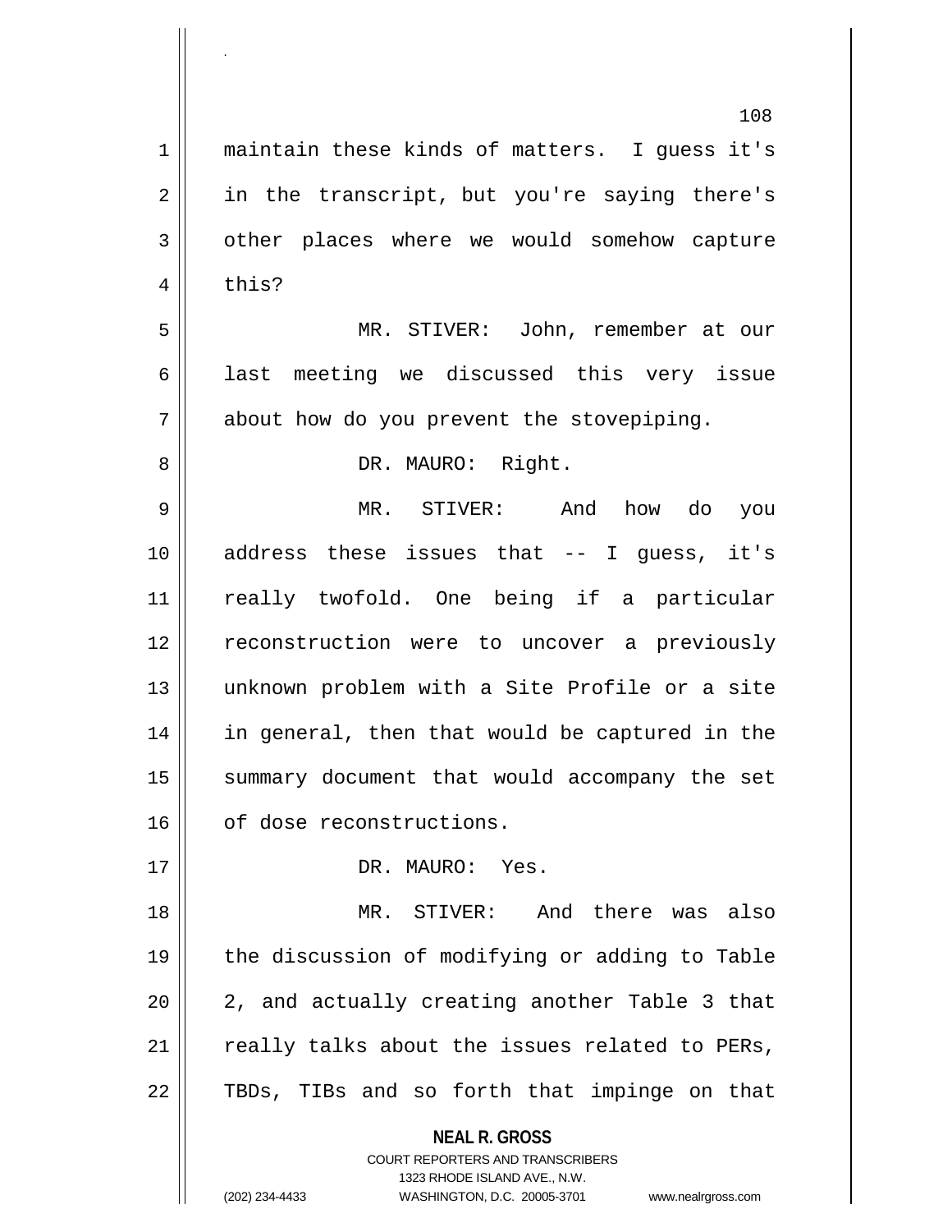maintain these kinds of matters. I guess it's in the transcript, but you're saying there's other places where we would somehow capture this?

MR. STIVER: John, remember at our last meeting we discussed this very issue about how do you prevent the stovepiping.

DR. MAURO: Right.

MR. STIVER: And how do you address these issues that -- I guess, it's really twofold. One being if a particular reconstruction were to uncover a previously unknown problem with a Site Profile or a site in general, then that would be captured in the summary document that would accompany the set of dose reconstructions.

DR. MAURO: Yes.

MR. STIVER: And there was also the discussion of modifying or adding to Table 2, and actually creating another Table 3 that really talks about the issues related to PERs, TBDs, TIBs and so forth that impinge on that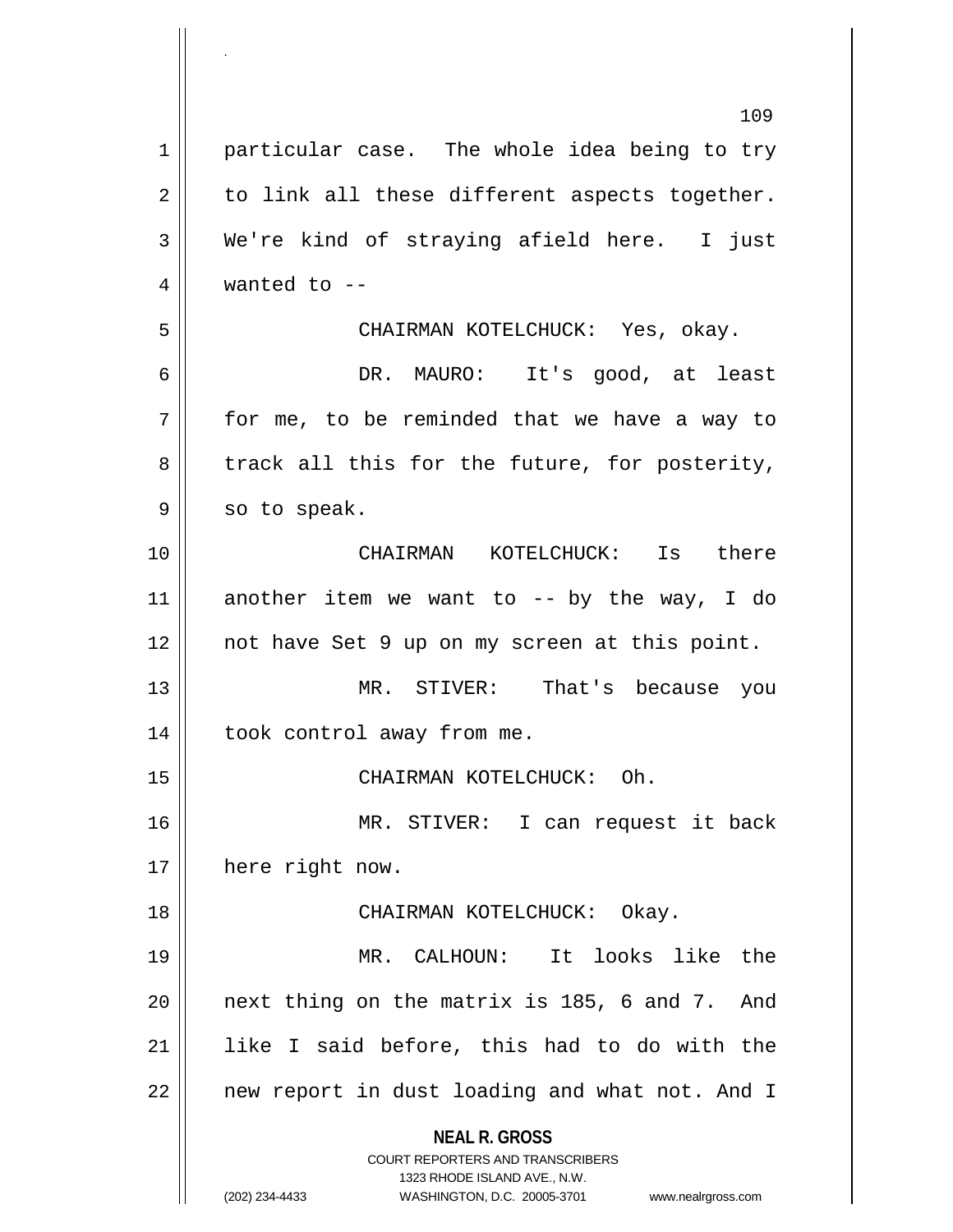particular case. The whole idea being to try to link all these different aspects together. We're kind of straying afield here. I just wanted to --

CHAIRMAN KOTELCHUCK: Yes, okay.

DR. MAURO: It's good, at least for me, to be reminded that we have a way to track all this for the future, for posterity, so to speak.

CHAIRMAN KOTELCHUCK: Is there another item we want to -- by the way, I do not have Set 9 up on my screen at this point.

MR. STIVER: That's because you took control away from me.

CHAIRMAN KOTELCHUCK: Oh.

MR. STIVER: I can request it back here right now.

CHAIRMAN KOTELCHUCK: Okay.

MR. CALHOUN: It looks like the next thing on the matrix is 185, 6 and 7. And like I said before, this had to do with the new report in dust loading and what not. And I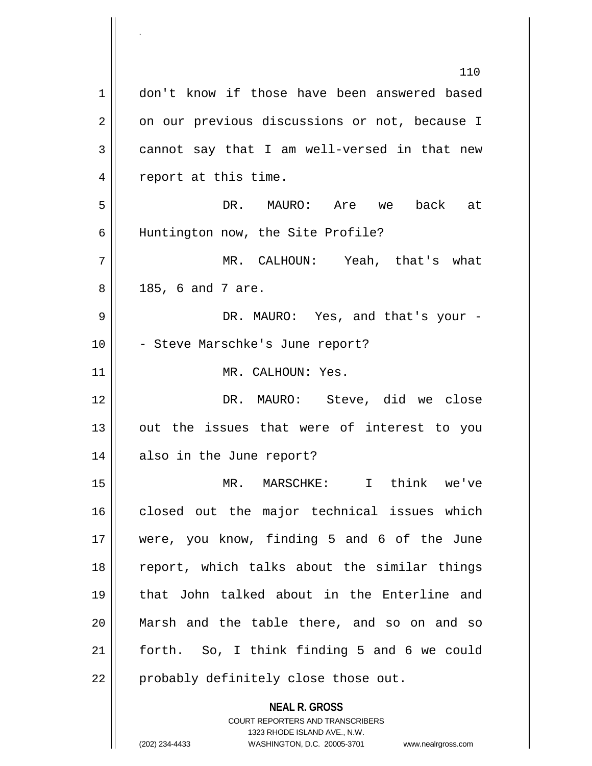don't know if those have been answered based on our previous discussions or not, because I cannot say that I am well-versed in that new report at this time.

DR. MAURO: Are we back at Huntington now, the Site Profile?

MR. CALHOUN: Yeah, that's what 185, 6 and 7 are.

DR. MAURO: Yes, and that's your -- Steve Marschke's June report?

MR. CALHOUN: Yes.

DR. MAURO: Steve, did we close out the issues that were of interest to you also in the June report?

MR. MARSCHKE: I think we've closed out the major technical issues which were, you know, finding 5 and 6 of the June report, which talks about the similar things that John talked about in the Enterline and Marsh and the table there, and so on and so forth. So, I think finding 5 and 6 we could probably definitely close those out.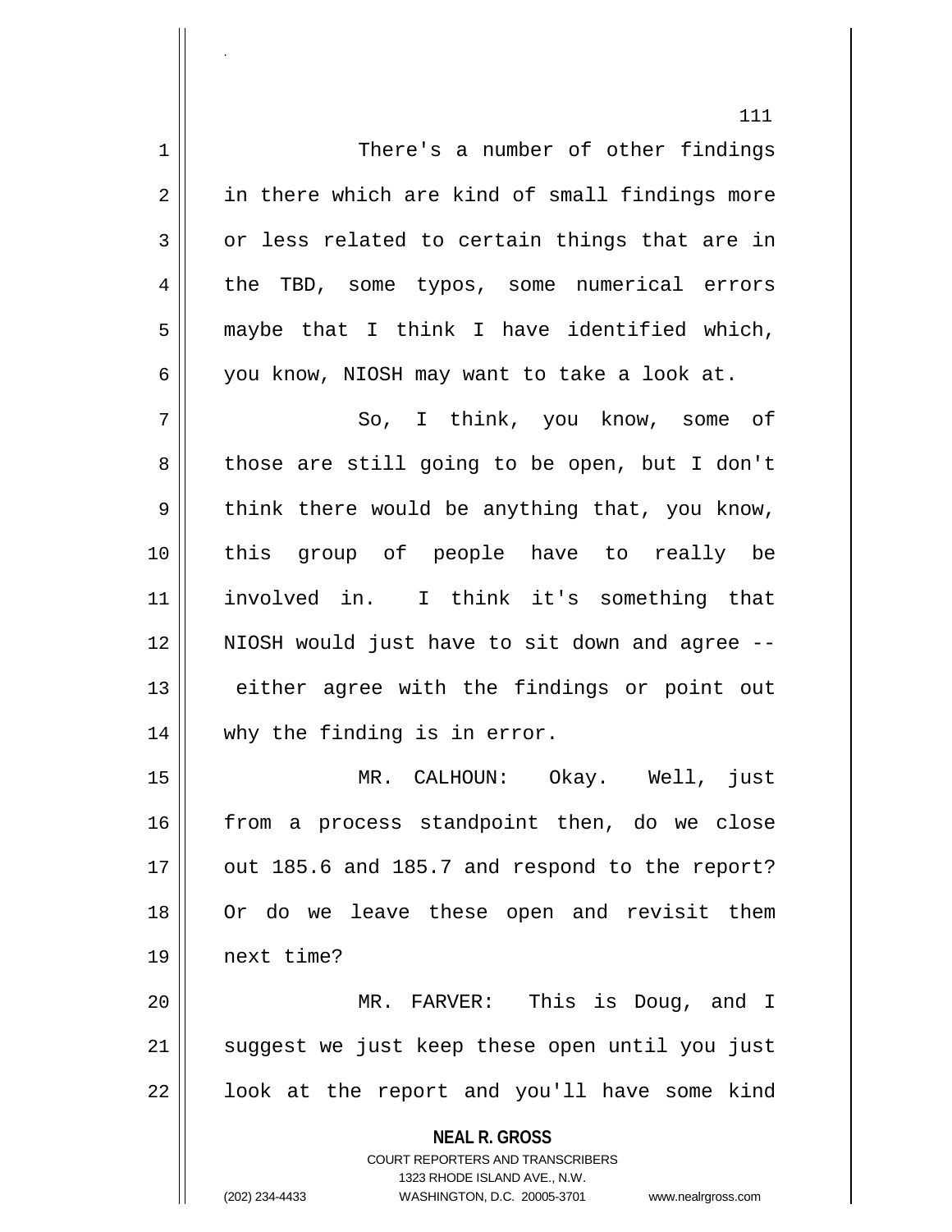There's a number of other findings in there which are kind of small findings more or less related to certain things that are in the TBD, some typos, some numerical errors maybe that I think I have identified which, you know, NIOSH may want to take a look at.

So, I think, you know, some of those are still going to be open, but I don't think there would be anything that, you know, this group of people have to really be involved in. I think it's something that NIOSH would just have to sit down and agree -- either agree with the findings or point out why the finding is in error.

MR. CALHOUN: Okay. Well, just from a process standpoint then, do we close out 185.6 and 185.7 and respond to the report? Or do we leave these open and revisit them next time?

MR. FARVER: This is Doug, and I suggest we just keep these open until you just look at the report and you'll have some kind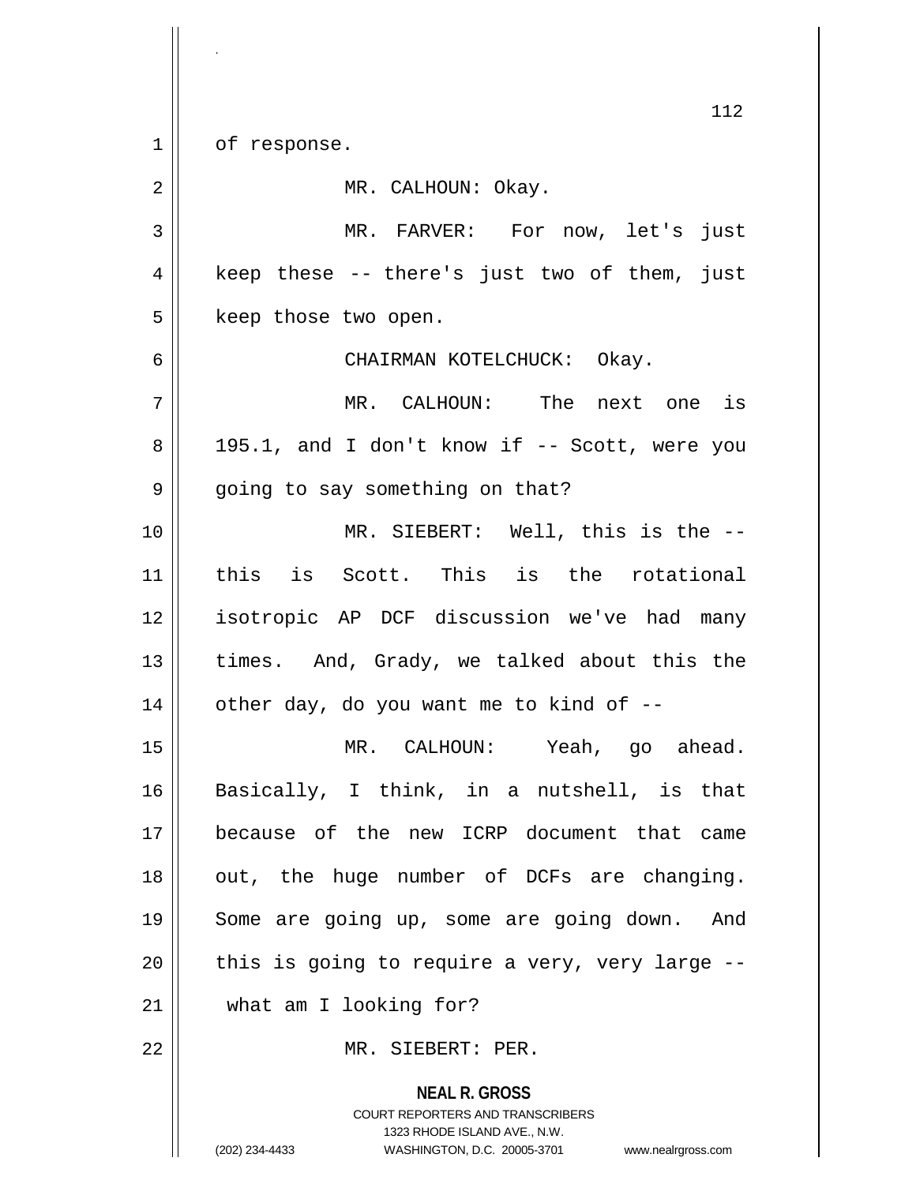of response.

MR. CALHOUN: Okay.

MR. FARVER: For now, let's just keep these -- there's just two of them, just keep those two open.

CHAIRMAN KOTELCHUCK: Okay.

MR. CALHOUN: The next one is 195.1, and I don't know if -- Scott, were you going to say something on that?

MR. SIEBERT: Well, this is the -- this is Scott. This is the rotational isotropic AP DCF discussion we've had many times. And, Grady, we talked about this the other day, do you want me to kind of --

MR. CALHOUN: Yeah, go ahead. Basically, I think, in a nutshell, is that because of the new ICRP document that came out, the huge number of DCFs are changing. Some are going up, some are going down. And this is going to require a very, very large -- what am I looking for?

MR. SIEBERT: PER.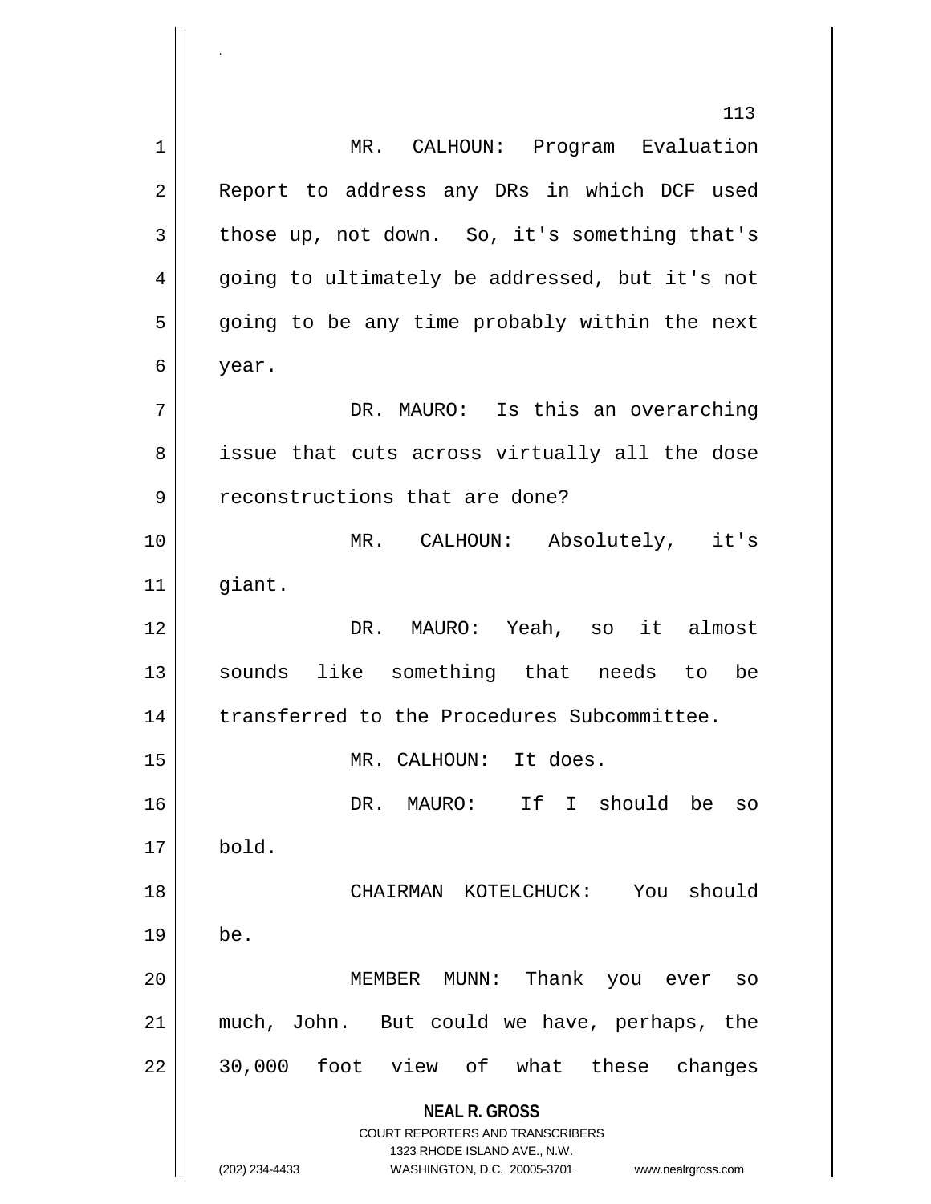MR. CALHOUN: Program Evaluation Report to address any DRs in which DCF used those up, not down. So, it's something that's going to ultimately be addressed, but it's not going to be any time probably within the next year.

DR. MAURO: Is this an overarching issue that cuts across virtually all the dose reconstructions that are done?

MR. CALHOUN: Absolutely, it's giant.

DR. MAURO: Yeah, so it almost sounds like something that needs to be transferred to the Procedures Subcommittee.

MR. CALHOUN: It does.

DR. MAURO: If I should be so bold.

CHAIRMAN KOTELCHUCK: You should be.

MEMBER MUNN: Thank you ever so much, John. But could we have, perhaps, the 30,000 foot view of what these changes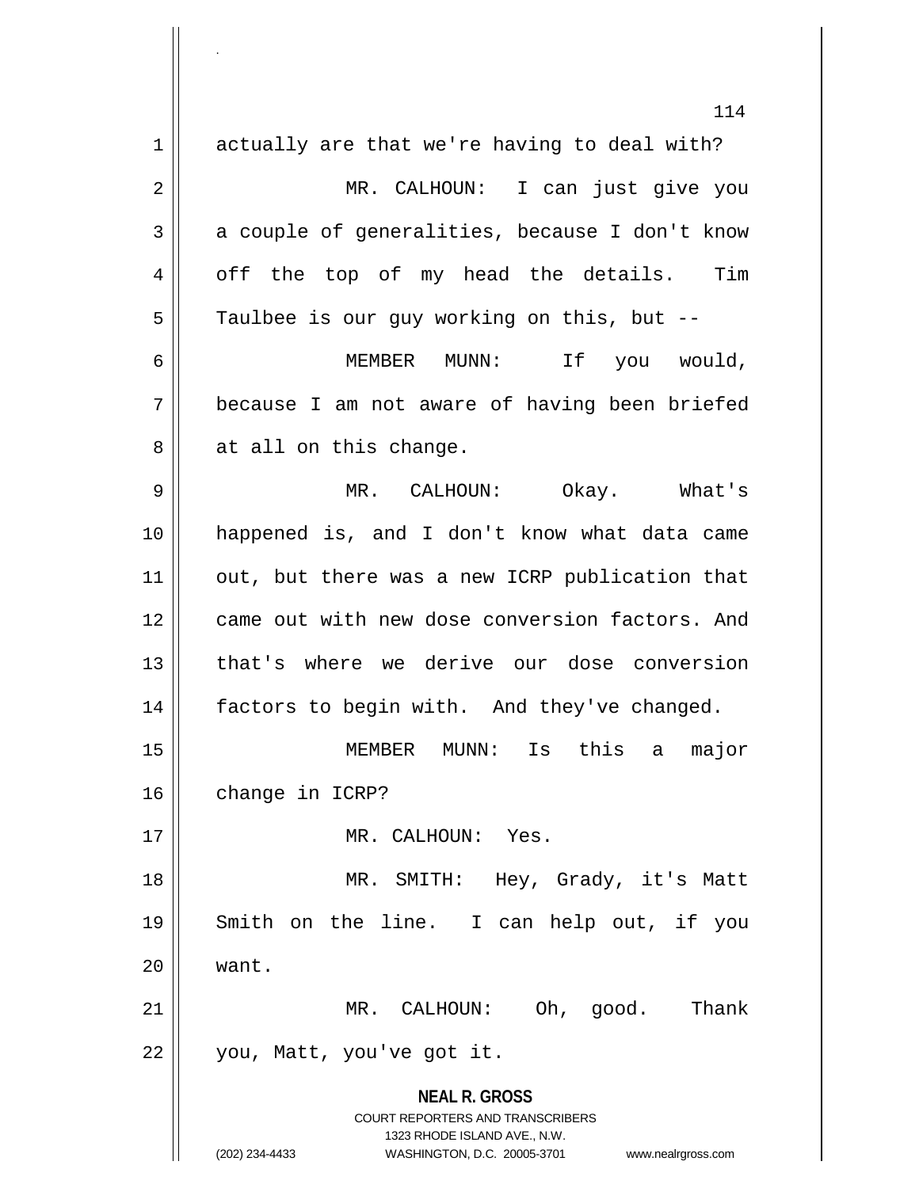actually are that we're having to deal with?

MR. CALHOUN: I can just give you a couple of generalities, because I don't know off the top of my head the details. Tim Taulbee is our guy working on this, but --

MEMBER MUNN: If you would, because I am not aware of having been briefed at all on this change.

MR. CALHOUN: Okay. What's happened is, and I don't know what data came out, but there was a new ICRP publication that came out with new dose conversion factors. And that's where we derive our dose conversion factors to begin with. And they've changed.

MEMBER MUNN: Is this a major change in ICRP?

MR. CALHOUN: Yes.

MR. SMITH: Hey, Grady, it's Matt Smith on the line. I can help out, if you want.

MR. CALHOUN: Oh, good. Thank you, Matt, you've got it.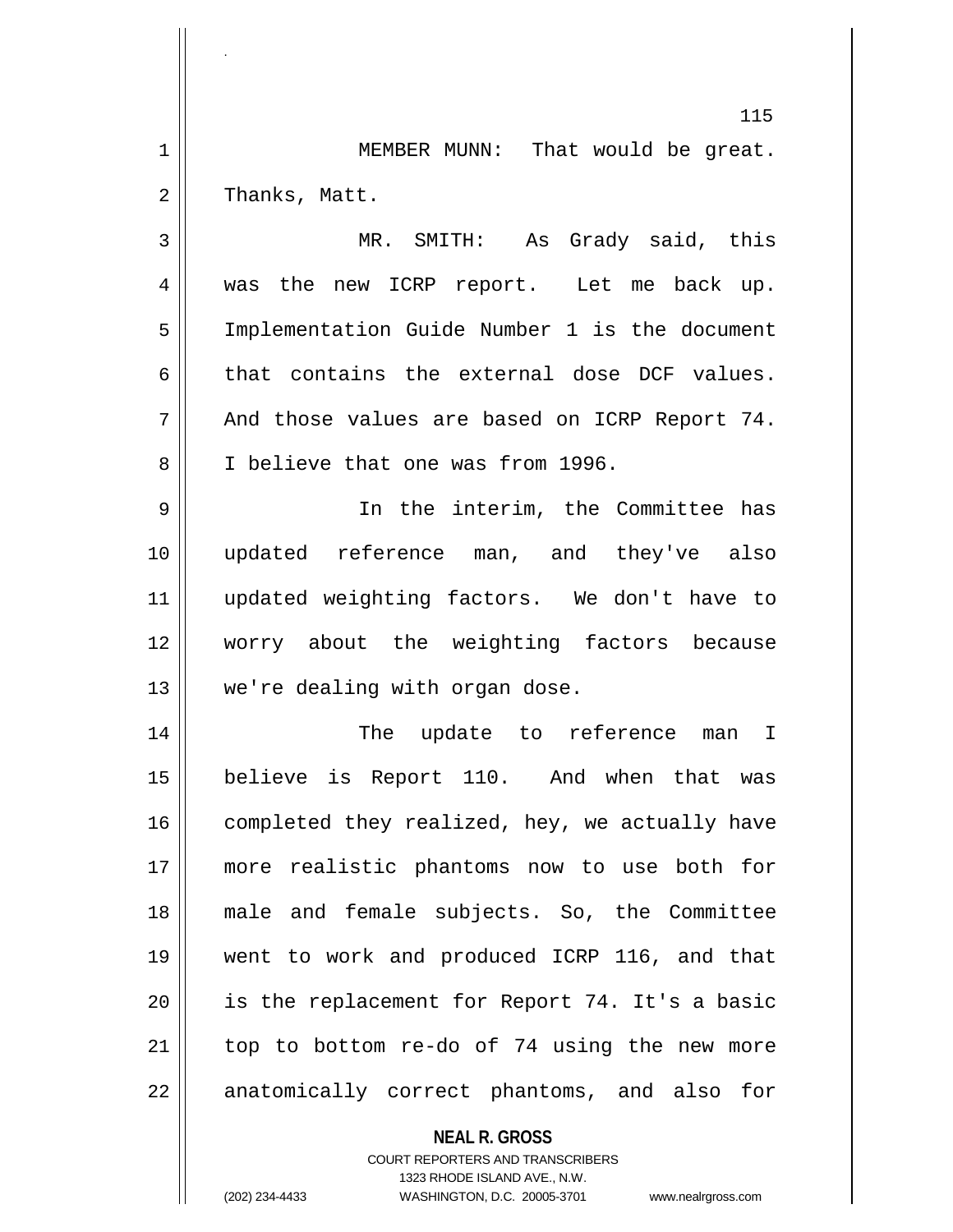MEMBER MUNN: That would be great. Thanks, Matt.

MR. SMITH: As Grady said, this was the new ICRP report. Let me back up. Implementation Guide Number 1 is the document that contains the external dose DCF values. And those values are based on ICRP Report 74. I believe that one was from 1996.

In the interim, the Committee has updated reference man, and they've also updated weighting factors. We don't have to worry about the weighting factors because we're dealing with organ dose.

The update to reference man I believe is Report 110. And when that was completed they realized, hey, we actually have more realistic phantoms now to use both for male and female subjects. So, the Committee went to work and produced ICRP 116, and that is the replacement for Report 74. It's a basic top to bottom re-do of 74 using the new more anatomically correct phantoms, and also for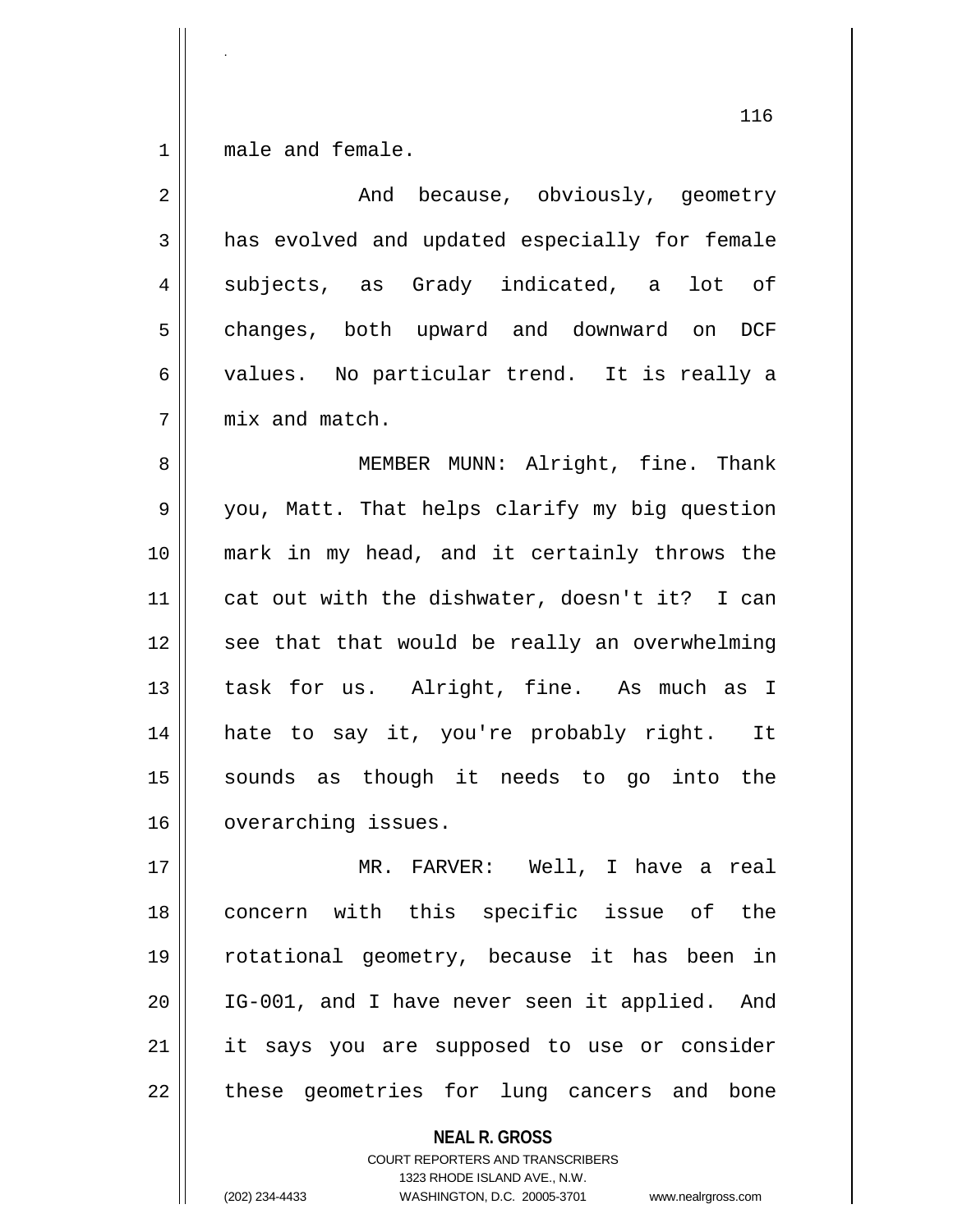male and female.

And because, obviously, geometry has evolved and updated especially for female subjects, as Grady indicated, a lot of changes, both upward and downward on DCF values. No particular trend. It is really a mix and match.

MEMBER MUNN: Alright, fine. Thank you, Matt. That helps clarify my big question mark in my head, and it certainly throws the cat out with the dishwater, doesn't it? I can see that that would be really an overwhelming task for us. Alright, fine. As much as I hate to say it, you're probably right. It sounds as though it needs to go into the overarching issues.

MR. FARVER: Well, I have a real concern with this specific issue of the rotational geometry, because it has been in IG-001, and I have never seen it applied. And it says you are supposed to use or consider these geometries for lung cancers and bone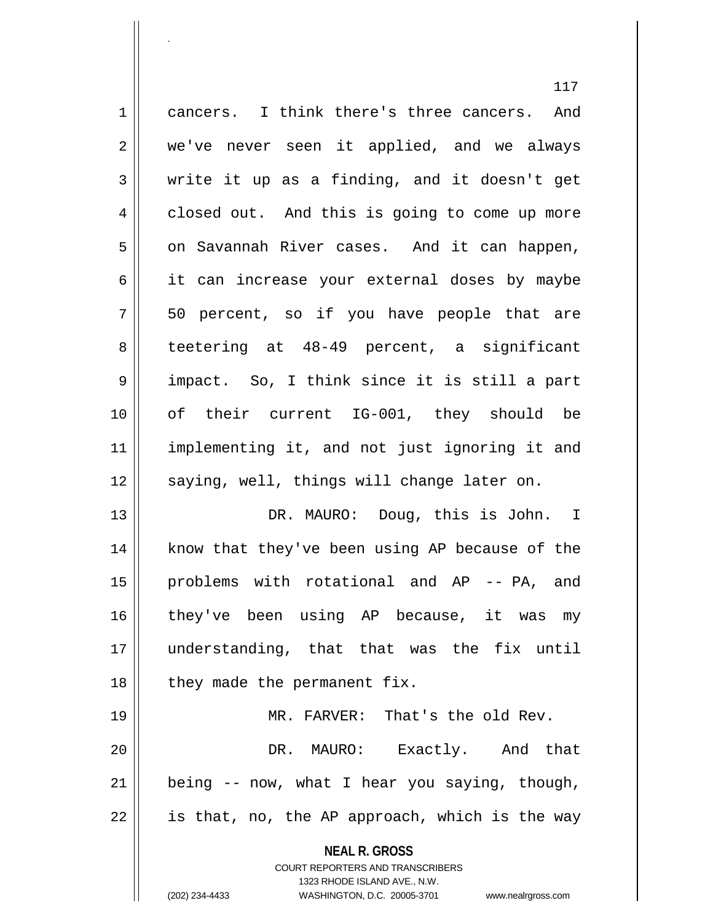cancers. I think there's three cancers. And we've never seen it applied, and we always write it up as a finding, and it doesn't get closed out. And this is going to come up more on Savannah River cases. And it can happen, it can increase your external doses by maybe 50 percent, so if you have people that are teetering at 48-49 percent, a significant impact. So, I think since it is still a part of their current IG-001, they should be implementing it, and not just ignoring it and saying, well, things will change later on.

DR. MAURO: Doug, this is John. I know that they've been using AP because of the problems with rotational and AP -- PA, and they've been using AP because, it was my understanding, that that was the fix until they made the permanent fix.

MR. FARVER: That's the old Rev.

DR. MAURO: Exactly. And that being -- now, what I hear you saying, though, is that, no, the AP approach, which is the way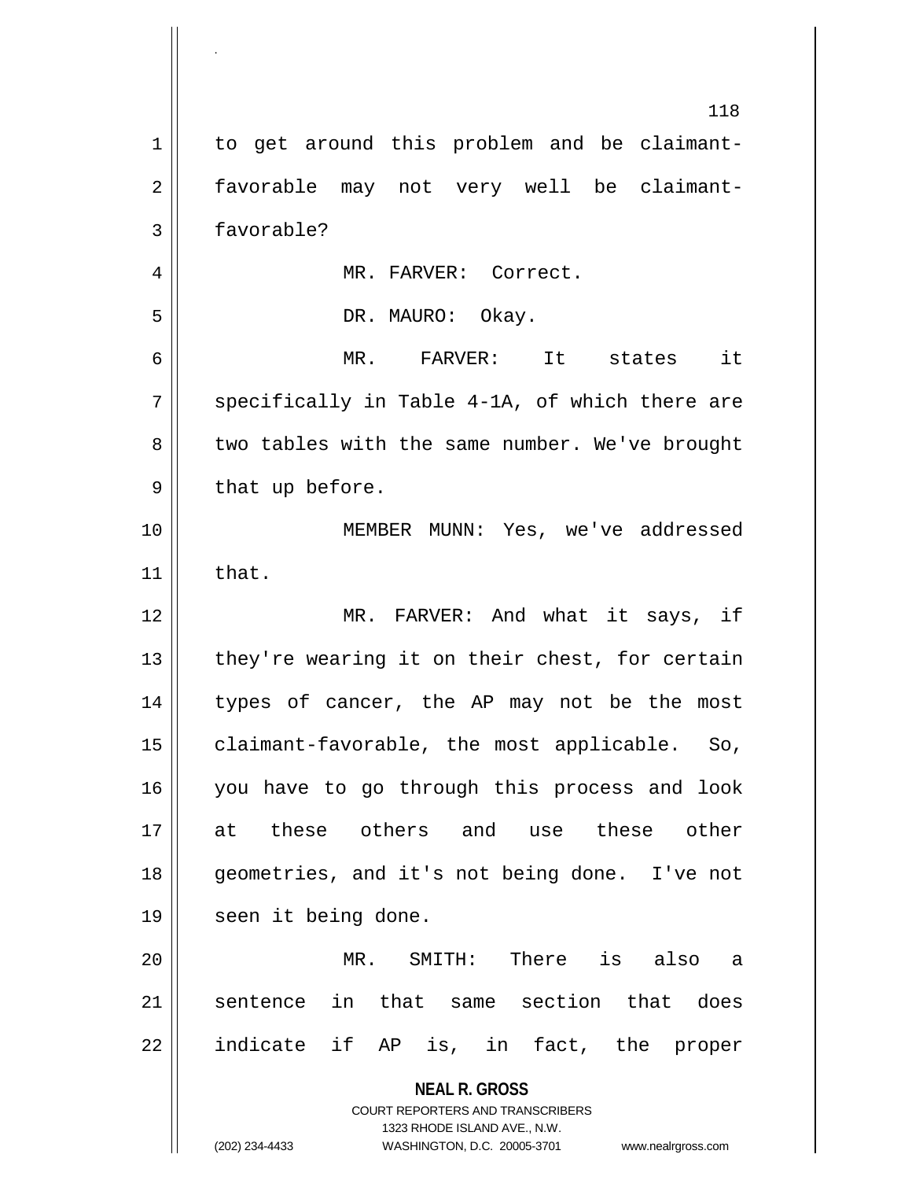to get around this problem and be claimant-favorable may not very well be claimant-favorable?

MR. FARVER: Correct.

DR. MAURO: Okay.

MR. FARVER: It states it specifically in Table 4-1A, of which there are two tables with the same number. We've brought that up before.

MEMBER MUNN: Yes, we've addressed that.

MR. FARVER: And what it says, if they're wearing it on their chest, for certain types of cancer, the AP may not be the most claimant-favorable, the most applicable. So, you have to go through this process and look at these others and use these other geometries, and it's not being done. I've not seen it being done.

MR. SMITH: There is also a sentence in that same section that does indicate if AP is, in fact, the proper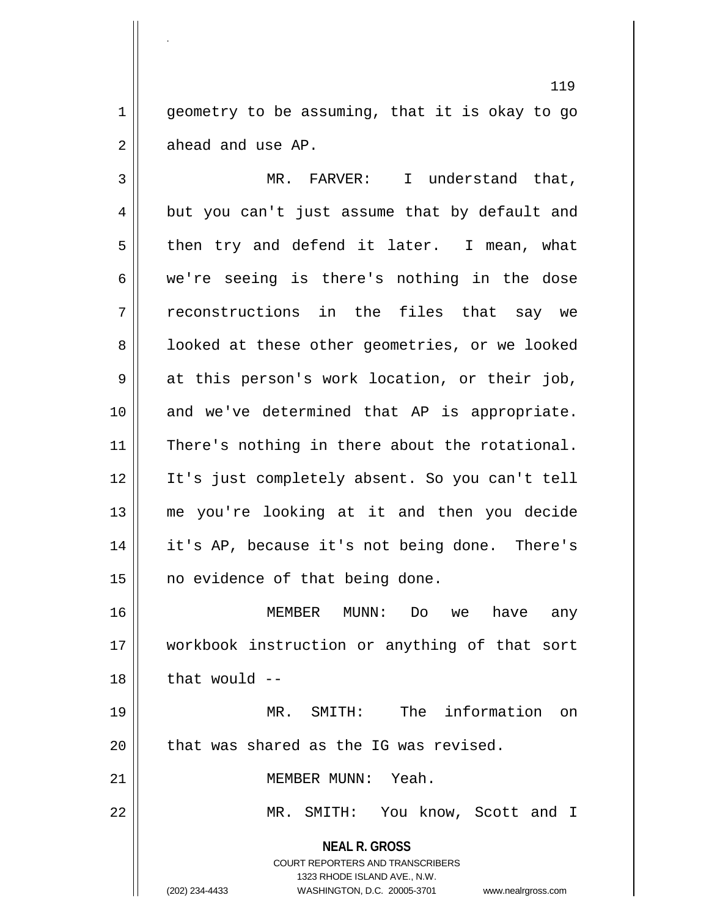geometry to be assuming, that it is okay to go ahead and use AP.

MR. FARVER: I understand that, but you can't just assume that by default and then try and defend it later. I mean, what we're seeing is there's nothing in the dose reconstructions in the files that say we looked at these other geometries, or we looked at this person's work location, or their job, and we've determined that AP is appropriate. There's nothing in there about the rotational. It's just completely absent. So you can't tell me you're looking at it and then you decide it's AP, because it's not being done. There's no evidence of that being done.

MEMBER MUNN: Do we have any workbook instruction or anything of that sort that would --

MR. SMITH: The information on that was shared as the IG was revised.

MEMBER MUNN: Yeah.

MR. SMITH: You know, Scott and I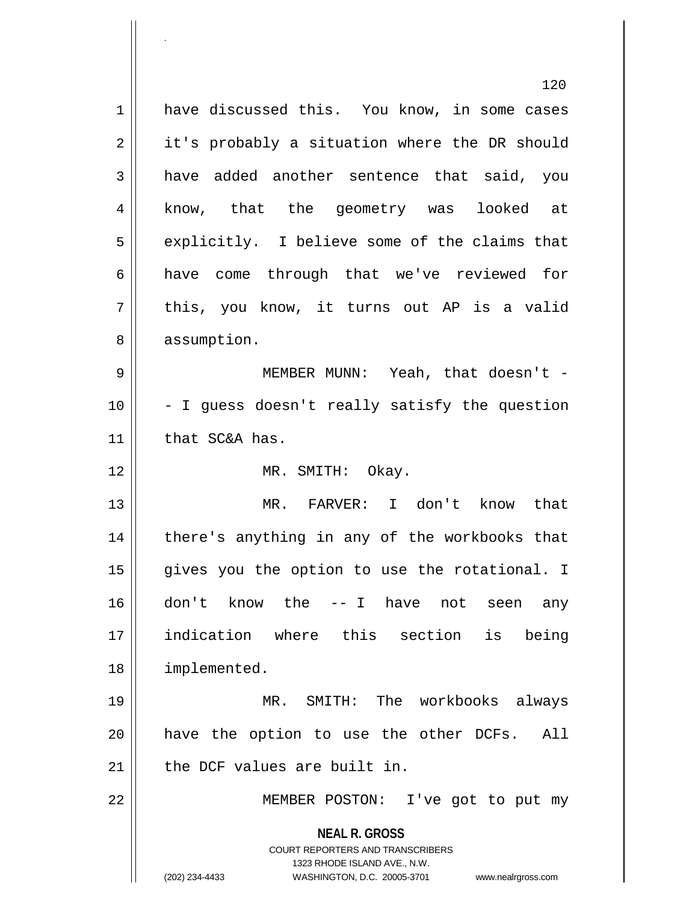have discussed this. You know, in some cases it's probably a situation where the DR should have added another sentence that said, you know, that the geometry was looked at explicitly. I believe some of the claims that have come through that we've reviewed for this, you know, it turns out AP is a valid assumption.

MEMBER MUNN: Yeah, that doesn't -- I guess doesn't really satisfy the question that SC&A has.

MR. SMITH: Okay.

MR. FARVER: I don't know that there's anything in any of the workbooks that gives you the option to use the rotational. I don't know the -- I have not seen any indication where this section is being implemented.

MR. SMITH: The workbooks always have the option to use the other DCFs. All the DCF values are built in.

MEMBER POSTON: I've got to put my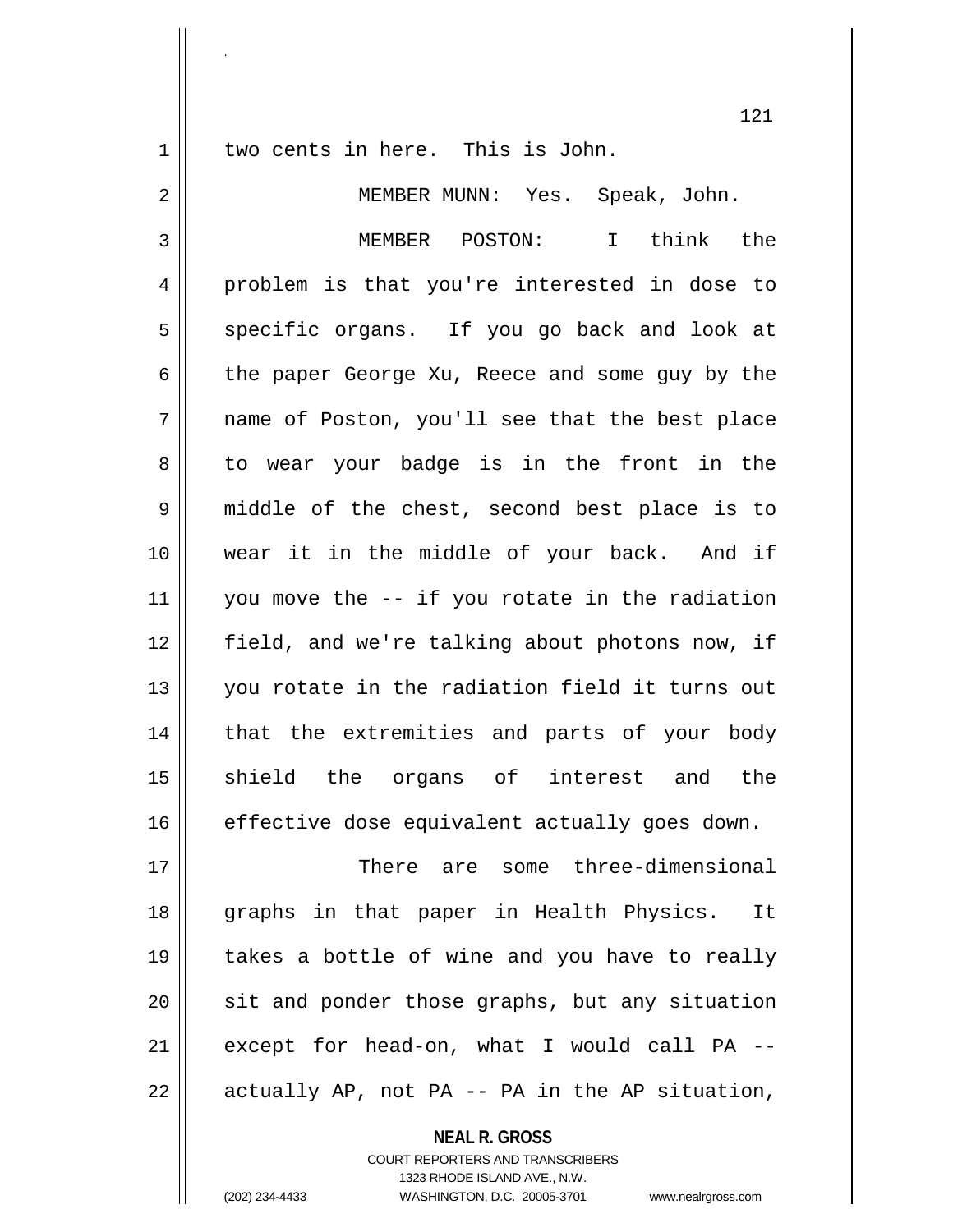two cents in here. This is John.

MEMBER MUNN: Yes. Speak, John.

MEMBER POSTON: I think the problem is that you're interested in dose to specific organs. If you go back and look at the paper George Xu, Reece and some guy by the name of Poston, you'll see that the best place to wear your badge is in the front in the middle of the chest, second best place is to wear it in the middle of your back. And if you move the -- if you rotate in the radiation field, and we're talking about photons now, if you rotate in the radiation field it turns out that the extremities and parts of your body shield the organs of interest and the effective dose equivalent actually goes down.

There are some three-dimensional graphs in that paper in Health Physics. It takes a bottle of wine and you have to really sit and ponder those graphs, but any situation except for head-on, what I would call PA -- actually AP, not PA -- PA in the AP situation,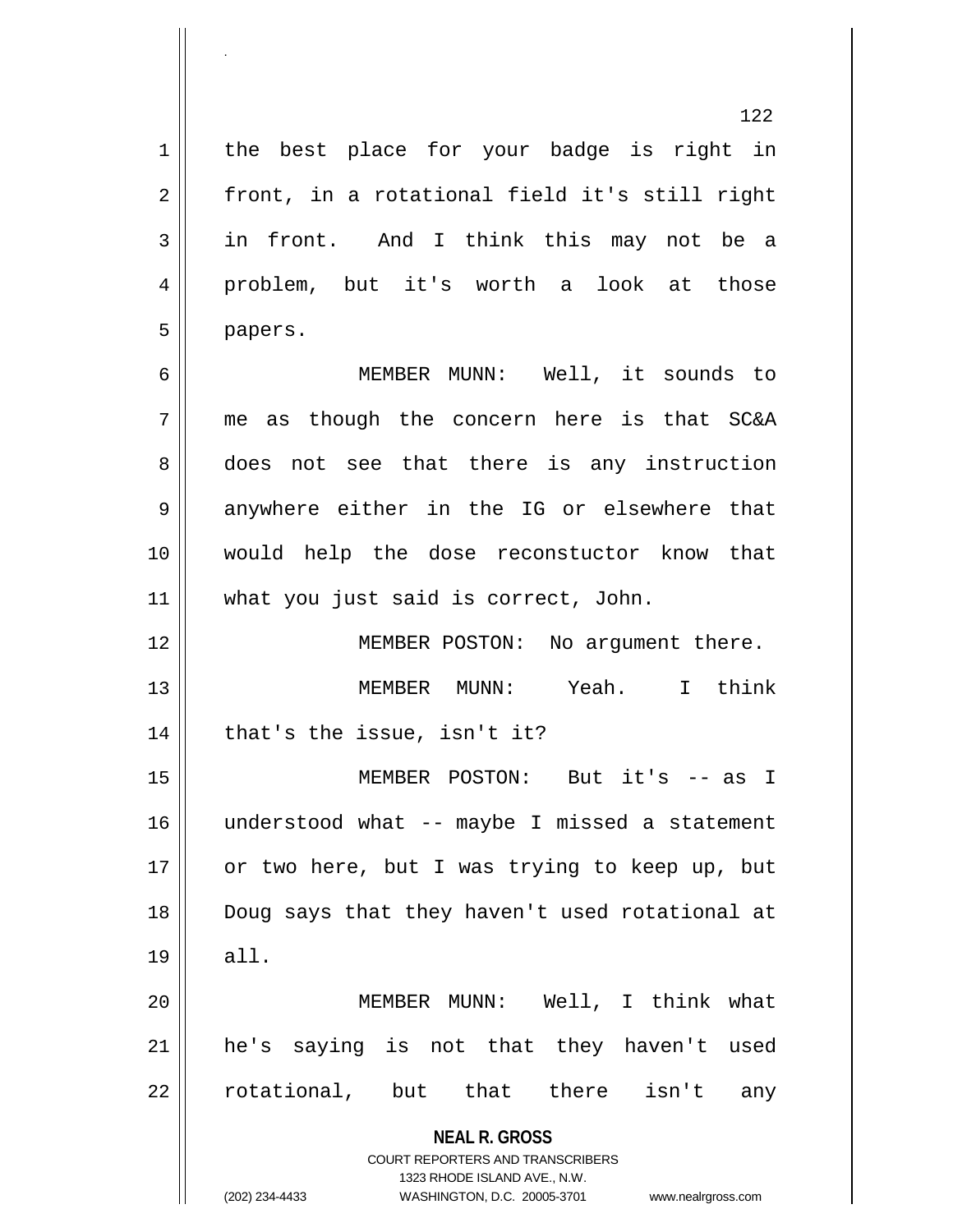the best place for your badge is right in front, in a rotational field it's still right in front. And I think this may not be a problem, but it's worth a look at those papers.

MEMBER MUNN: Well, it sounds to me as though the concern here is that SC&A does not see that there is any instruction anywhere either in the IG or elsewhere that would help the dose reconstuctor know that what you just said is correct, John.

MEMBER POSTON: No argument there.

MEMBER MUNN: Yeah. I think that's the issue, isn't it?

MEMBER POSTON: But it's -- as I understood what -- maybe I missed a statement or two here, but I was trying to keep up, but Doug says that they haven't used rotational at all.

MEMBER MUNN: Well, I think what he's saying is not that they haven't used rotational, but that there isn't any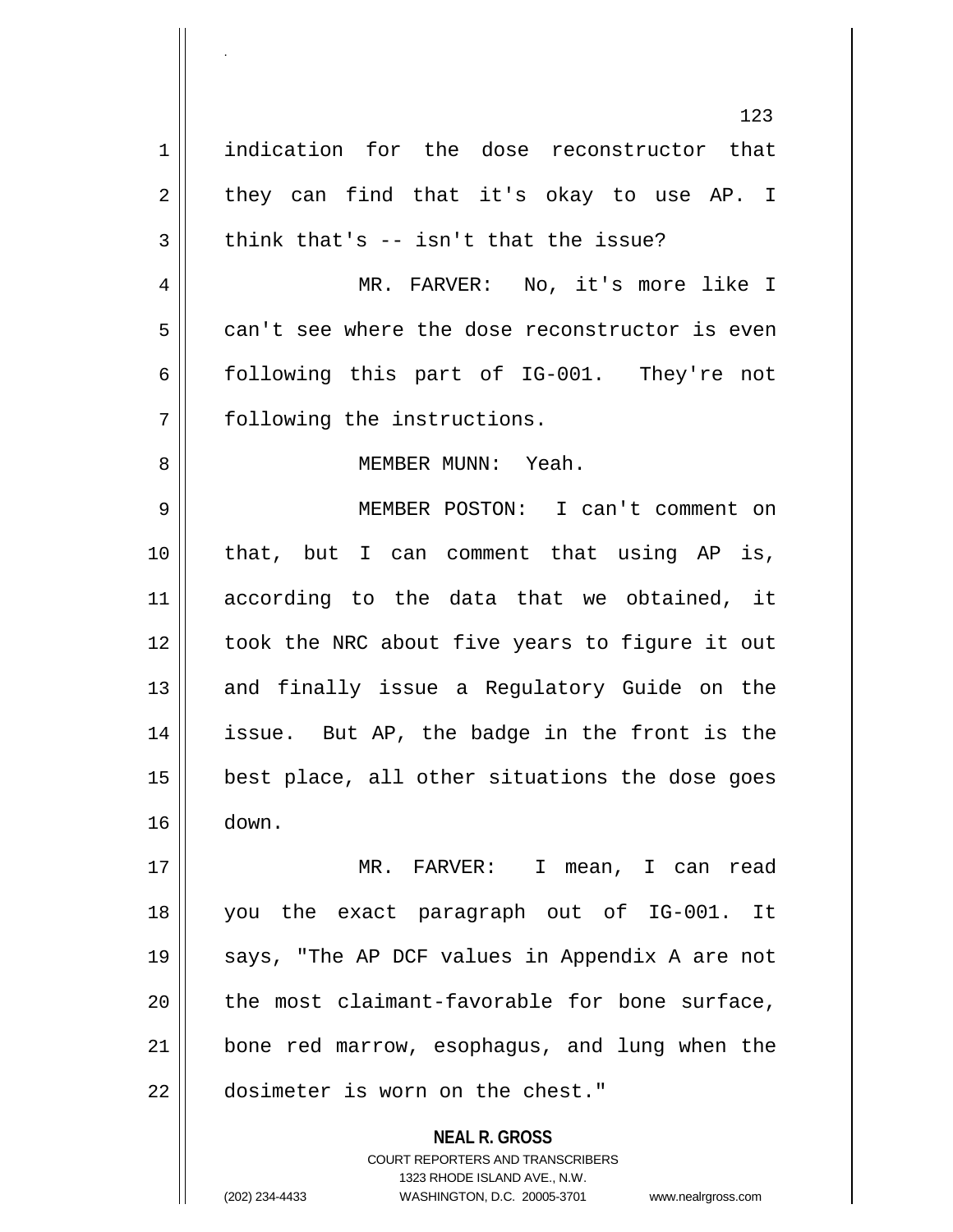indication for the dose reconstructor that they can find that it's okay to use AP. I think that's -- isn't that the issue?

MR. FARVER: No, it's more like I can't see where the dose reconstructor is even following this part of IG-001. They're not following the instructions.

MEMBER MUNN: Yeah.

MEMBER POSTON: I can't comment on that, but I can comment that using AP is, according to the data that we obtained, it took the NRC about five years to figure it out and finally issue a Regulatory Guide on the issue. But AP, the badge in the front is the best place, all other situations the dose goes down.

MR. FARVER: I mean, I can read you the exact paragraph out of IG-001. It says, "The AP DCF values in Appendix A are not the most claimant-favorable for bone surface, bone red marrow, esophagus, and lung when the dosimeter is worn on the chest."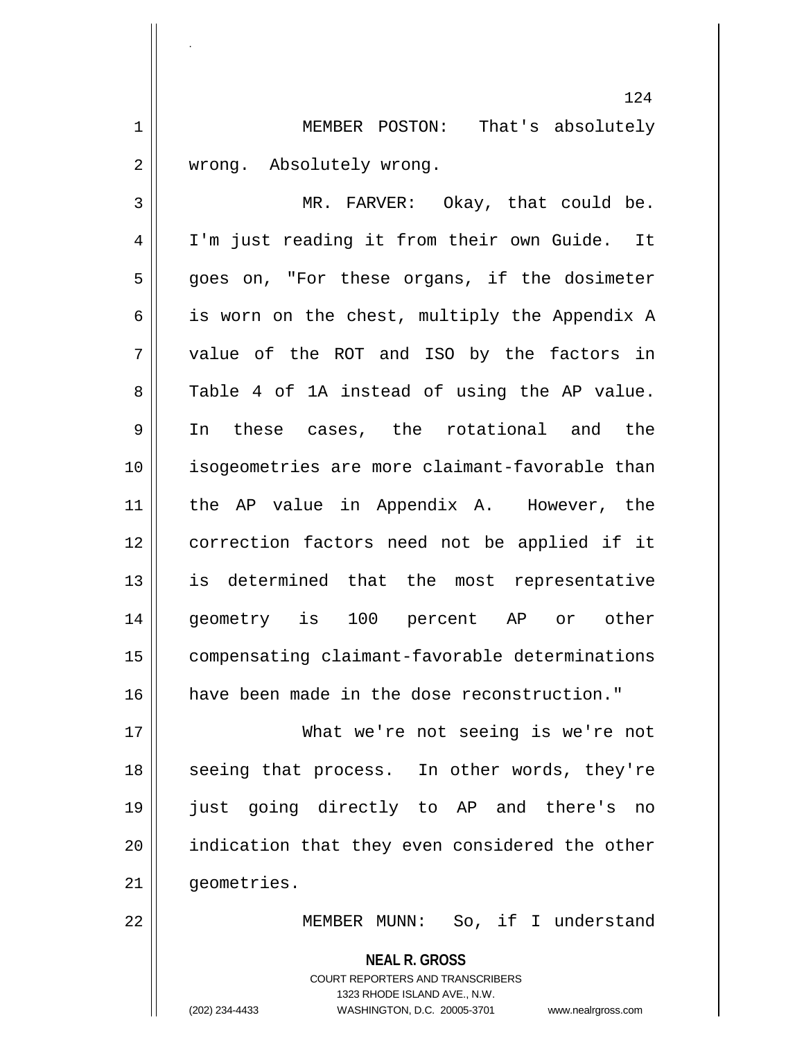MEMBER POSTON: That's absolutely wrong. Absolutely wrong.

MR. FARVER: Okay, that could be. I'm just reading it from their own Guide. It goes on, "For these organs, if the dosimeter is worn on the chest, multiply the Appendix A value of the ROT and ISO by the factors in Table 4 of 1A instead of using the AP value. In these cases, the rotational and the isogeometries are more claimant-favorable than the AP value in Appendix A. However, the correction factors need not be applied if it is determined that the most representative geometry is 100 percent AP or other compensating claimant-favorable determinations have been made in the dose reconstruction."

What we're not seeing is we're not seeing that process. In other words, they're just going directly to AP and there's no indication that they even considered the other geometries.

MEMBER MUNN: So, if I understand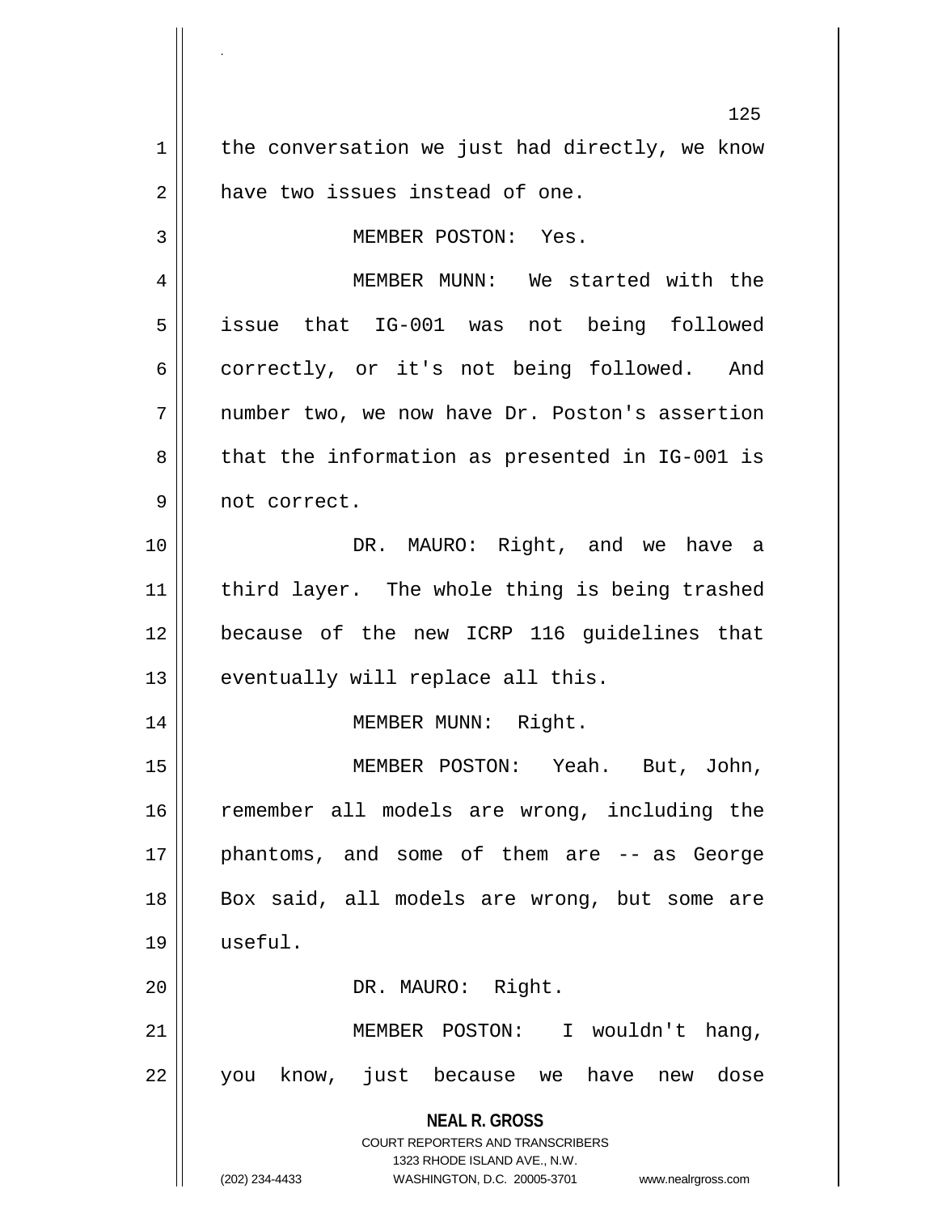the conversation we just had directly, we know have two issues instead of one.

MEMBER POSTON: Yes.

MEMBER MUNN: We started with the issue that IG-001 was not being followed correctly, or it's not being followed. And number two, we now have Dr. Poston's assertion that the information as presented in IG-001 is not correct.

DR. MAURO: Right, and we have a third layer. The whole thing is being trashed because of the new ICRP 116 guidelines that eventually will replace all this.

MEMBER MUNN: Right.

MEMBER POSTON: Yeah. But, John, remember all models are wrong, including the phantoms, and some of them are -- as George Box said, all models are wrong, but some are useful.

DR. MAURO: Right.

MEMBER POSTON: I wouldn't hang, you know, just because we have new dose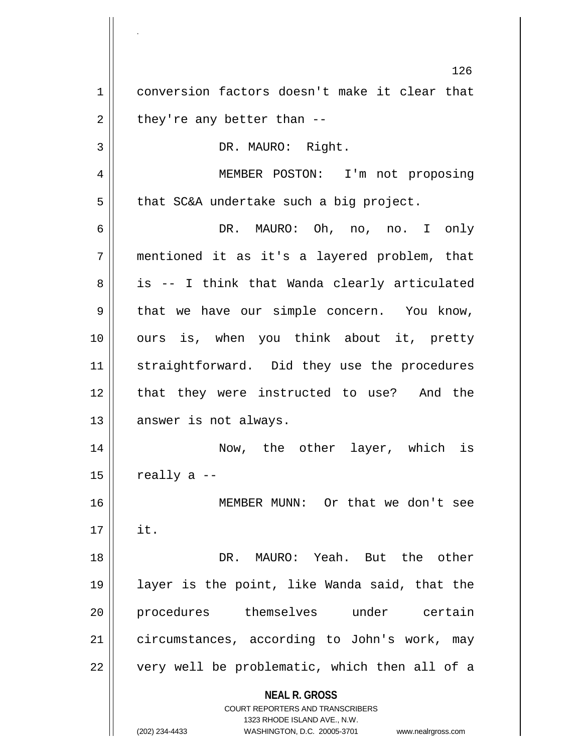conversion factors doesn't make it clear that they're any better than --

DR. MAURO: Right.

MEMBER POSTON: I'm not proposing that SC&A undertake such a big project.

DR. MAURO: Oh, no, no. I only mentioned it as it's a layered problem, that is -- I think that Wanda clearly articulated that we have our simple concern. You know, ours is, when you think about it, pretty straightforward. Did they use the procedures that they were instructed to use? And the answer is not always.

Now, the other layer, which is really a --

MEMBER MUNN: Or that we don't see it.

DR. MAURO: Yeah. But the other layer is the point, like Wanda said, that the procedures themselves under certain circumstances, according to John's work, may very well be problematic, which then all of a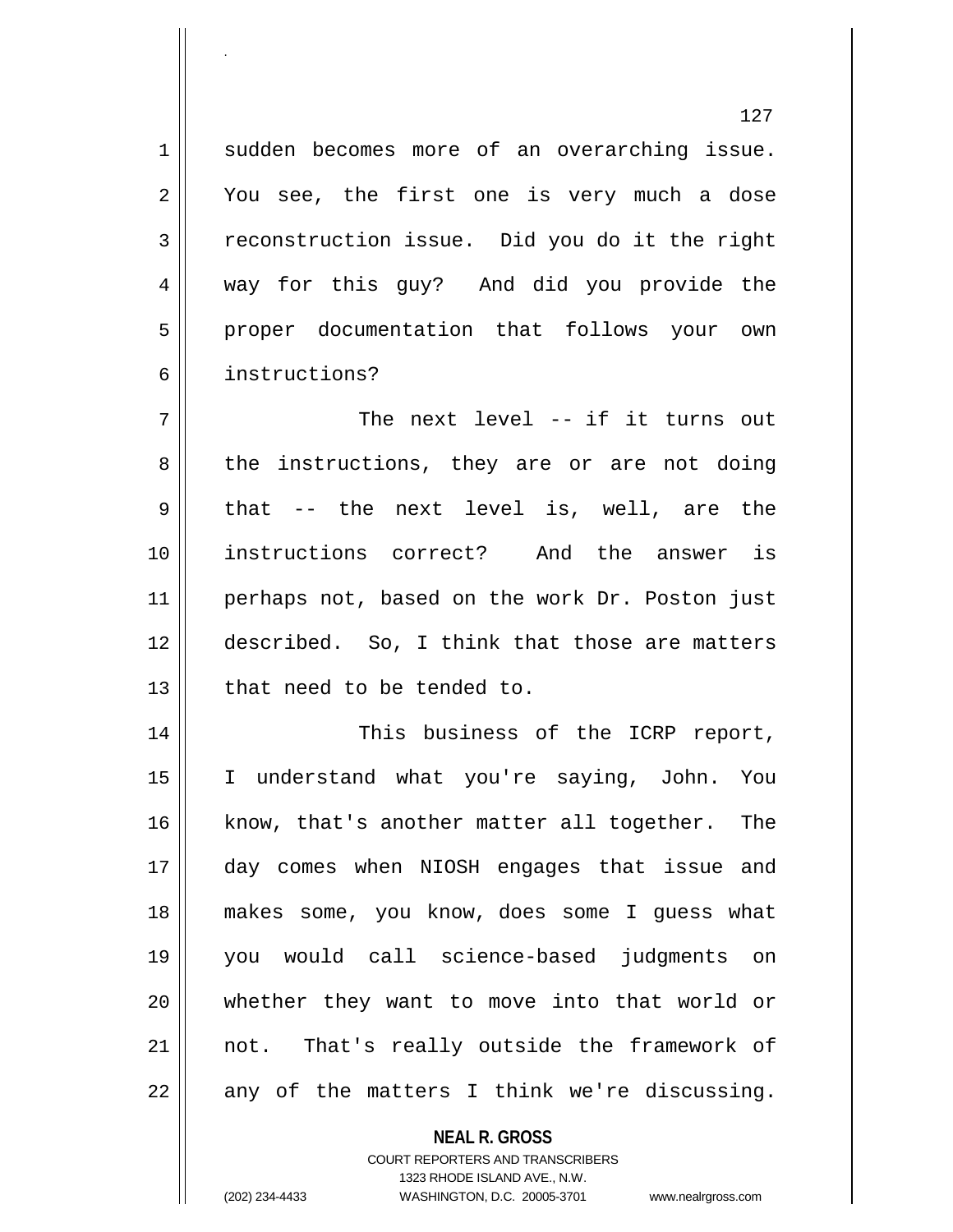sudden becomes more of an overarching issue. You see, the first one is very much a dose reconstruction issue. Did you do it the right way for this guy? And did you provide the proper documentation that follows your own instructions?

The next level -- if it turns out the instructions, they are or are not doing that -- the next level is, well, are the instructions correct? And the answer is perhaps not, based on the work Dr. Poston just described. So, I think that those are matters that need to be tended to.

This business of the ICRP report, I understand what you're saying, John. You know, that's another matter all together. The day comes when NIOSH engages that issue and makes some, you know, does some I guess what you would call science-based judgments on whether they want to move into that world or not. That's really outside the framework of any of the matters I think we're discussing.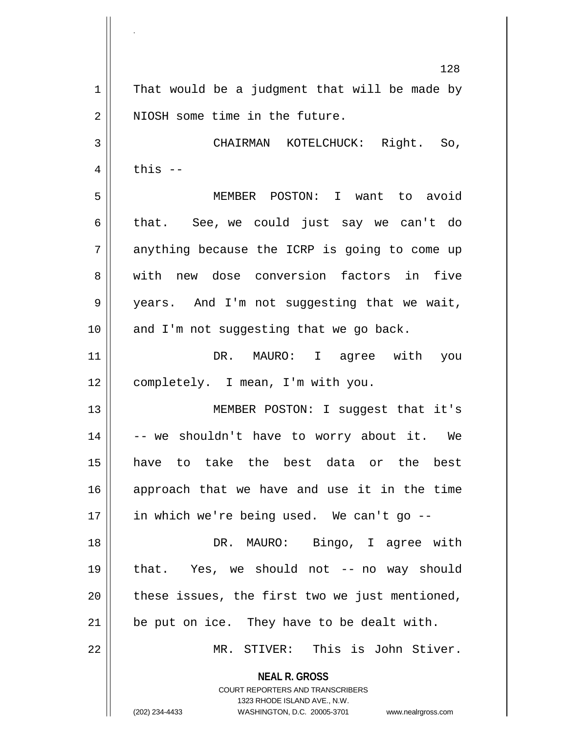That would be a judgment that will be made by NIOSH some time in the future.

CHAIRMAN KOTELCHUCK: Right. So, this --

MEMBER POSTON: I want to avoid that. See, we could just say we can't do anything because the ICRP is going to come up with new dose conversion factors in five years. And I'm not suggesting that we wait, and I'm not suggesting that we go back.

DR. MAURO: I agree with you completely. I mean, I'm with you.

MEMBER POSTON: I suggest that it's -- we shouldn't have to worry about it. We have to take the best data or the best approach that we have and use it in the time in which we're being used. We can't go --

DR. MAURO: Bingo, I agree with that. Yes, we should not -- no way should these issues, the first two we just mentioned, be put on ice. They have to be dealt with.

MR. STIVER: This is John Stiver.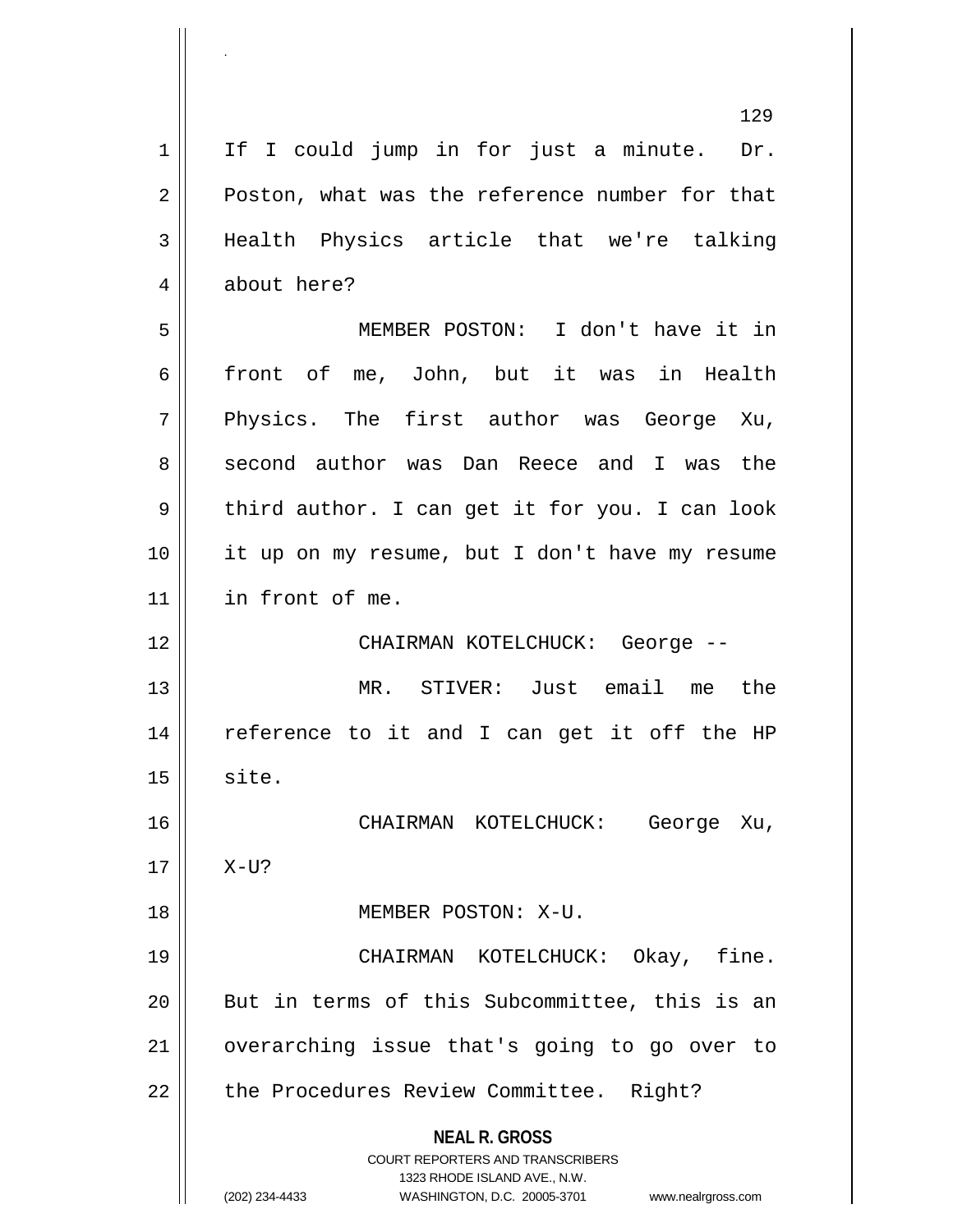If I could jump in for just a minute. Dr. Poston, what was the reference number for that Health Physics article that we're talking about here?

MEMBER POSTON: I don't have it in front of me, John, but it was in Health Physics. The first author was George Xu, second author was Dan Reece and I was the third author. I can get it for you. I can look it up on my resume, but I don't have my resume in front of me.

CHAIRMAN KOTELCHUCK: George --

MR. STIVER: Just email me the reference to it and I can get it off the HP site.

CHAIRMAN KOTELCHUCK: George Xu, X-U?

MEMBER POSTON: X-U.

CHAIRMAN KOTELCHUCK: Okay, fine. But in terms of this Subcommittee, this is an overarching issue that's going to go over to the Procedures Review Committee. Right?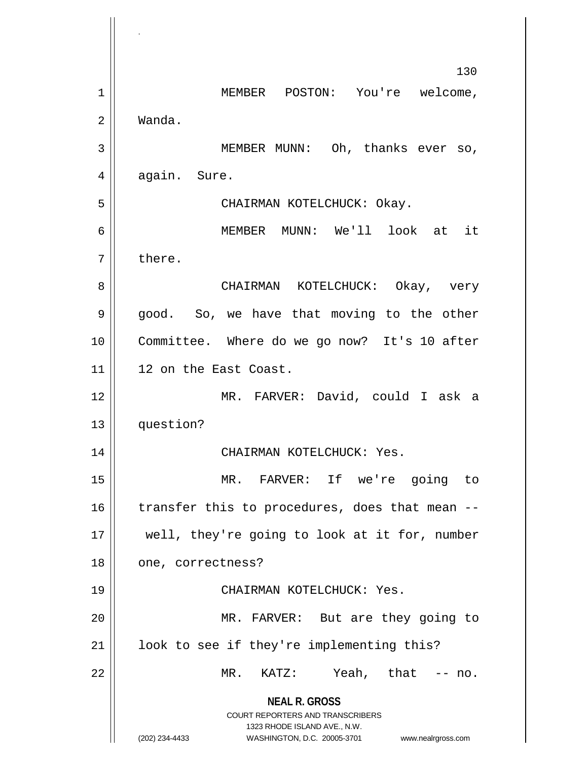MEMBER POSTON: You're welcome, Wanda.

MEMBER MUNN: Oh, thanks ever so, again. Sure.

CHAIRMAN KOTELCHUCK: Okay.

MEMBER MUNN: We'll look at it there.

CHAIRMAN KOTELCHUCK: Okay, very good. So, we have that moving to the other Committee. Where do we go now? It's 10 after 12 on the East Coast.

MR. FARVER: David, could I ask a question?

CHAIRMAN KOTELCHUCK: Yes.

MR. FARVER: If we're going to transfer this to procedures, does that mean -- well, they're going to look at it for, number one, correctness?

CHAIRMAN KOTELCHUCK: Yes.

MR. FARVER: But are they going to look to see if they're implementing this?

MR. KATZ: Yeah, that -- no.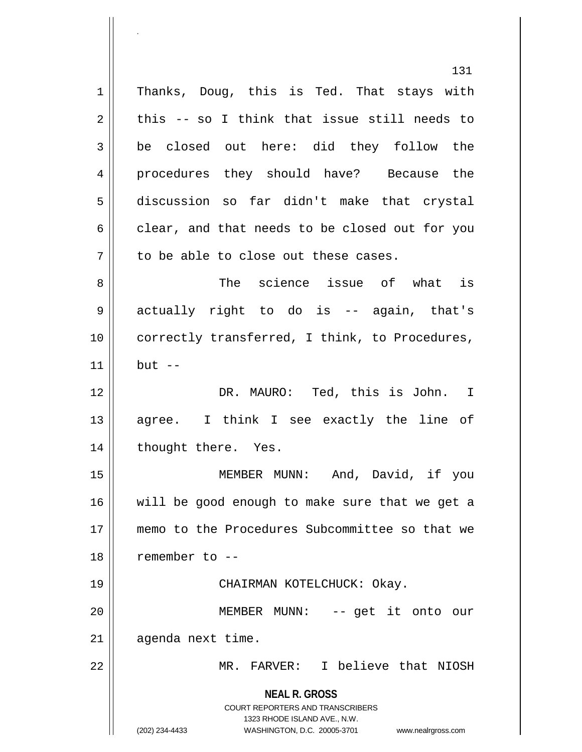Thanks, Doug, this is Ted. That stays with this -- so I think that issue still needs to be closed out here: did they follow the procedures they should have? Because the discussion so far didn't make that crystal clear, and that needs to be closed out for you to be able to close out these cases.

The science issue of what is actually right to do is -- again, that's correctly transferred, I think, to Procedures, but --

DR. MAURO: Ted, this is John. I agree. I think I see exactly the line of thought there. Yes.

MEMBER MUNN: And, David, if you will be good enough to make sure that we get a memo to the Procedures Subcommittee so that we remember to --

CHAIRMAN KOTELCHUCK: Okay.

MEMBER MUNN: -- get it onto our agenda next time.

MR. FARVER: I believe that NIOSH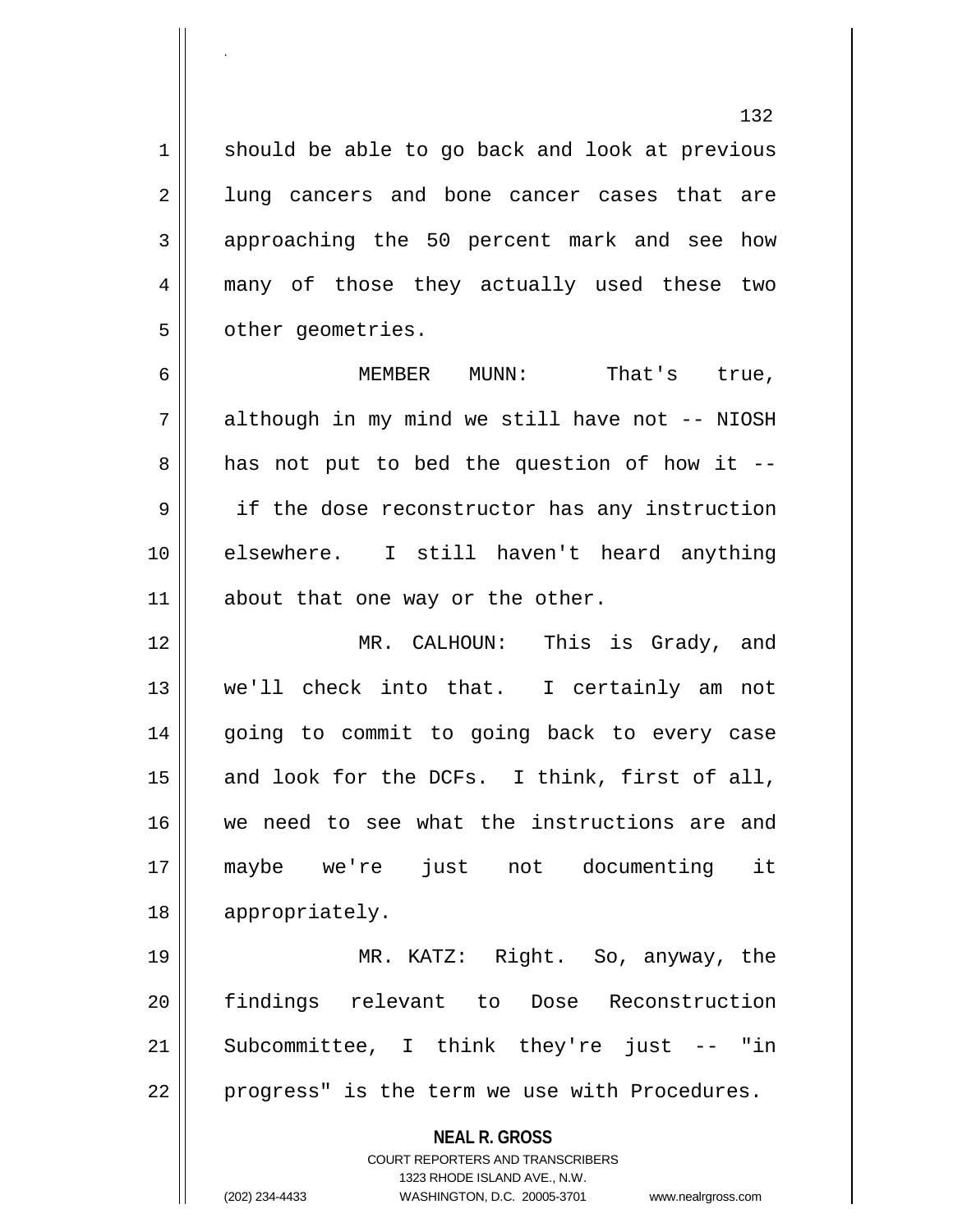should be able to go back and look at previous lung cancers and bone cancer cases that are approaching the 50 percent mark and see how many of those they actually used these two other geometries.

MEMBER MUNN: That's true, although in my mind we still have not -- NIOSH has not put to bed the question of how it -- if the dose reconstructor has any instruction elsewhere. I still haven't heard anything about that one way or the other.

MR. CALHOUN: This is Grady, and we'll check into that. I certainly am not going to commit to going back to every case and look for the DCFs. I think, first of all, we need to see what the instructions are and maybe we're just not documenting it appropriately.

MR. KATZ: Right. So, anyway, the findings relevant to Dose Reconstruction Subcommittee, I think they're just -- "in progress" is the term we use with Procedures.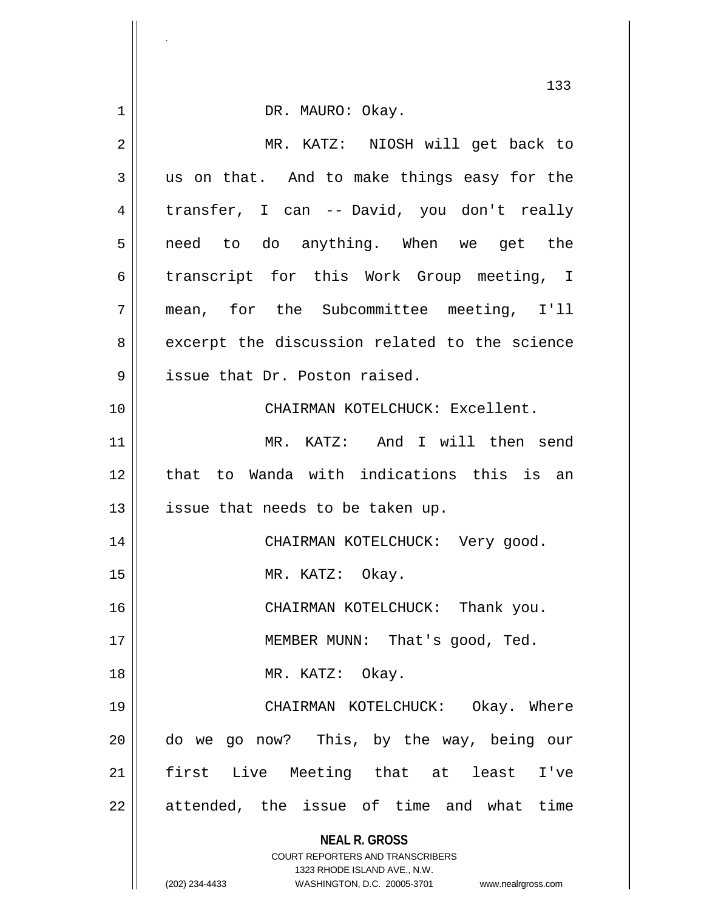DR. MAURO: Okay.

MR. KATZ: NIOSH will get back to us on that. And to make things easy for the transfer, I can -- David, you don't really need to do anything. When we get the transcript for this Work Group meeting, I mean, for the Subcommittee meeting, I'll excerpt the discussion related to the science issue that Dr. Poston raised.

CHAIRMAN KOTELCHUCK: Excellent.

MR. KATZ: And I will then send that to Wanda with indications this is an issue that needs to be taken up.

CHAIRMAN KOTELCHUCK: Very good.

MR. KATZ: Okay.

CHAIRMAN KOTELCHUCK: Thank you.

MEMBER MUNN: That's good, Ted.

MR. KATZ: Okay.

CHAIRMAN KOTELCHUCK: Okay. Where do we go now? This, by the way, being our first Live Meeting that at least I've attended, the issue of time and what time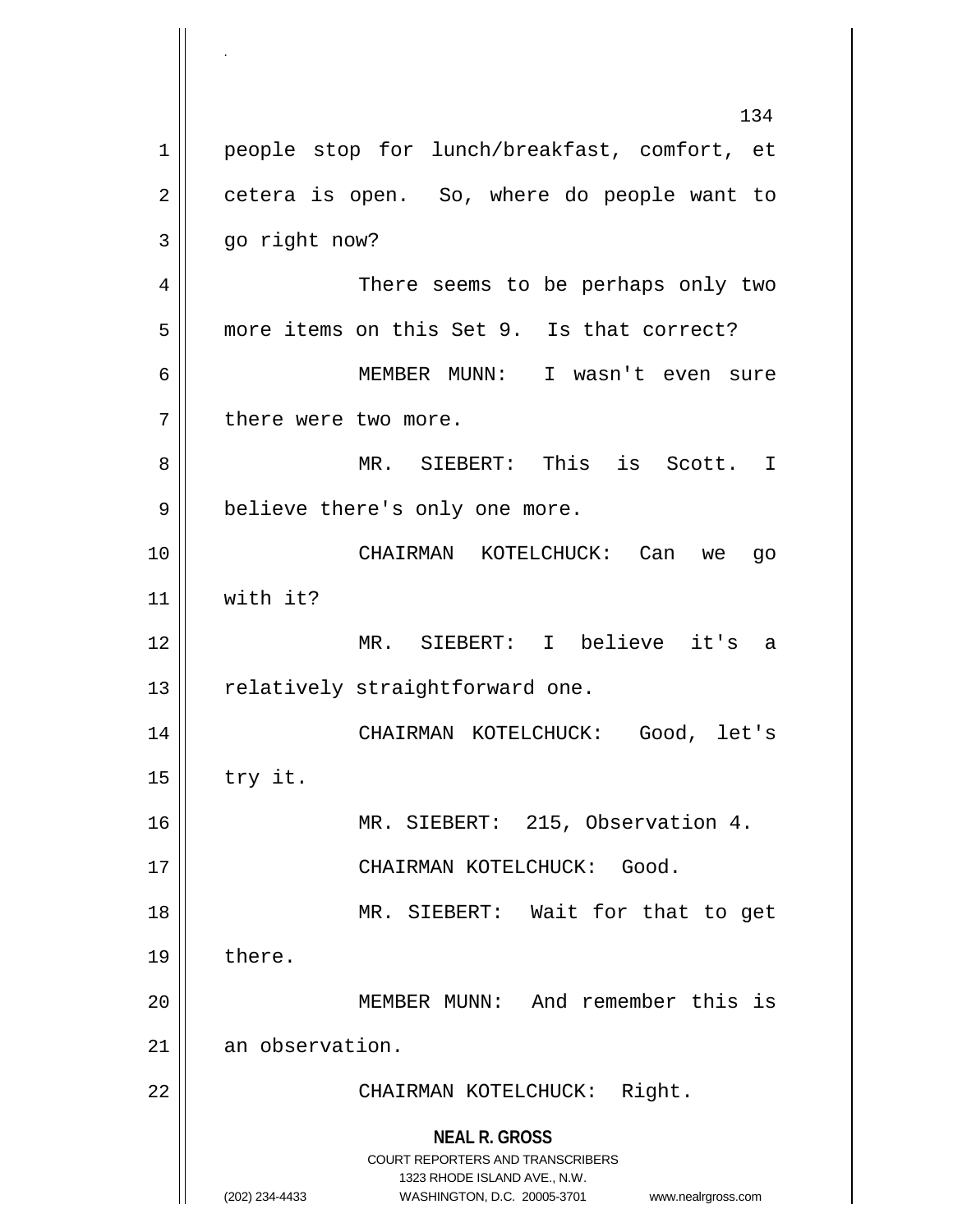people stop for lunch/breakfast, comfort, et cetera is open. So, where do people want to go right now?

There seems to be perhaps only two more items on this Set 9. Is that correct?

MEMBER MUNN: I wasn't even sure there were two more.

MR. SIEBERT: This is Scott. I believe there's only one more.

CHAIRMAN KOTELCHUCK: Can we go with it?

MR. SIEBERT: I believe it's a relatively straightforward one.

CHAIRMAN KOTELCHUCK: Good, let's try it.

MR. SIEBERT: 215, Observation 4.

CHAIRMAN KOTELCHUCK: Good.

MR. SIEBERT: Wait for that to get there.

MEMBER MUNN: And remember this is an observation.

CHAIRMAN KOTELCHUCK: Right.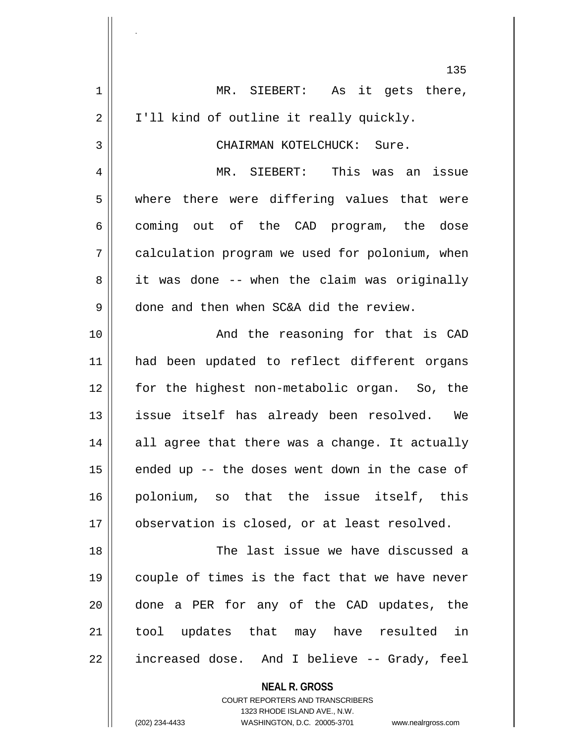MR. SIEBERT: As it gets there, I'll kind of outline it really quickly.

CHAIRMAN KOTELCHUCK: Sure.

MR. SIEBERT: This was an issue where there were differing values that were coming out of the CAD program, the dose calculation program we used for polonium, when it was done -- when the claim was originally done and then when SC&A did the review.

And the reasoning for that is CAD had been updated to reflect different organs for the highest non-metabolic organ. So, the issue itself has already been resolved. We all agree that there was a change. It actually ended up -- the doses went down in the case of polonium, so that the issue itself, this observation is closed, or at least resolved.

The last issue we have discussed a couple of times is the fact that we have never done a PER for any of the CAD updates, the tool updates that may have resulted in increased dose. And I believe -- Grady, feel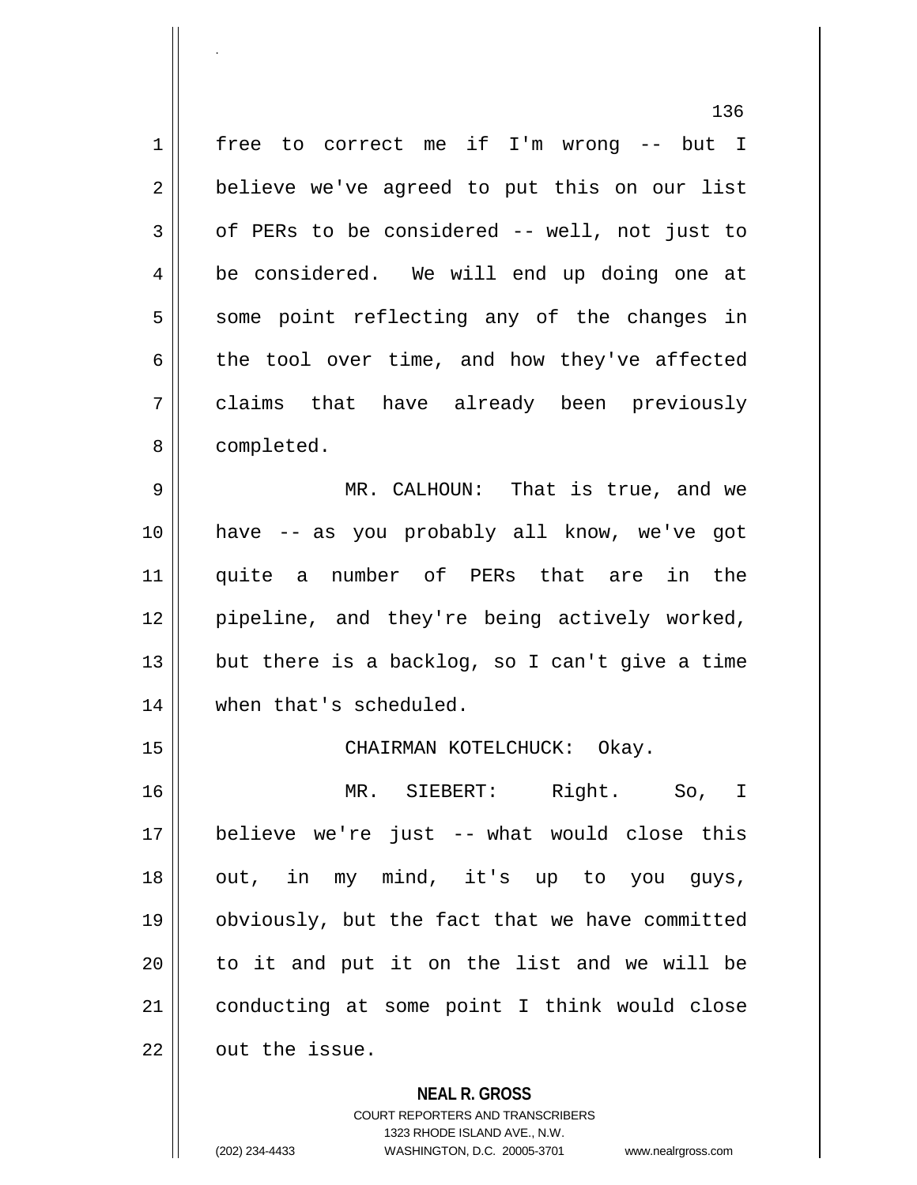free to correct me if I'm wrong -- but I believe we've agreed to put this on our list of PERs to be considered -- well, not just to be considered. We will end up doing one at some point reflecting any of the changes in the tool over time, and how they've affected claims that have already been previously completed.

MR. CALHOUN: That is true, and we have -- as you probably all know, we've got quite a number of PERs that are in the pipeline, and they're being actively worked, but there is a backlog, so I can't give a time when that's scheduled.

CHAIRMAN KOTELCHUCK: Okay.

MR. SIEBERT: Right. So, I believe we're just -- what would close this out, in my mind, it's up to you guys, obviously, but the fact that we have committed to it and put it on the list and we will be conducting at some point I think would close out the issue.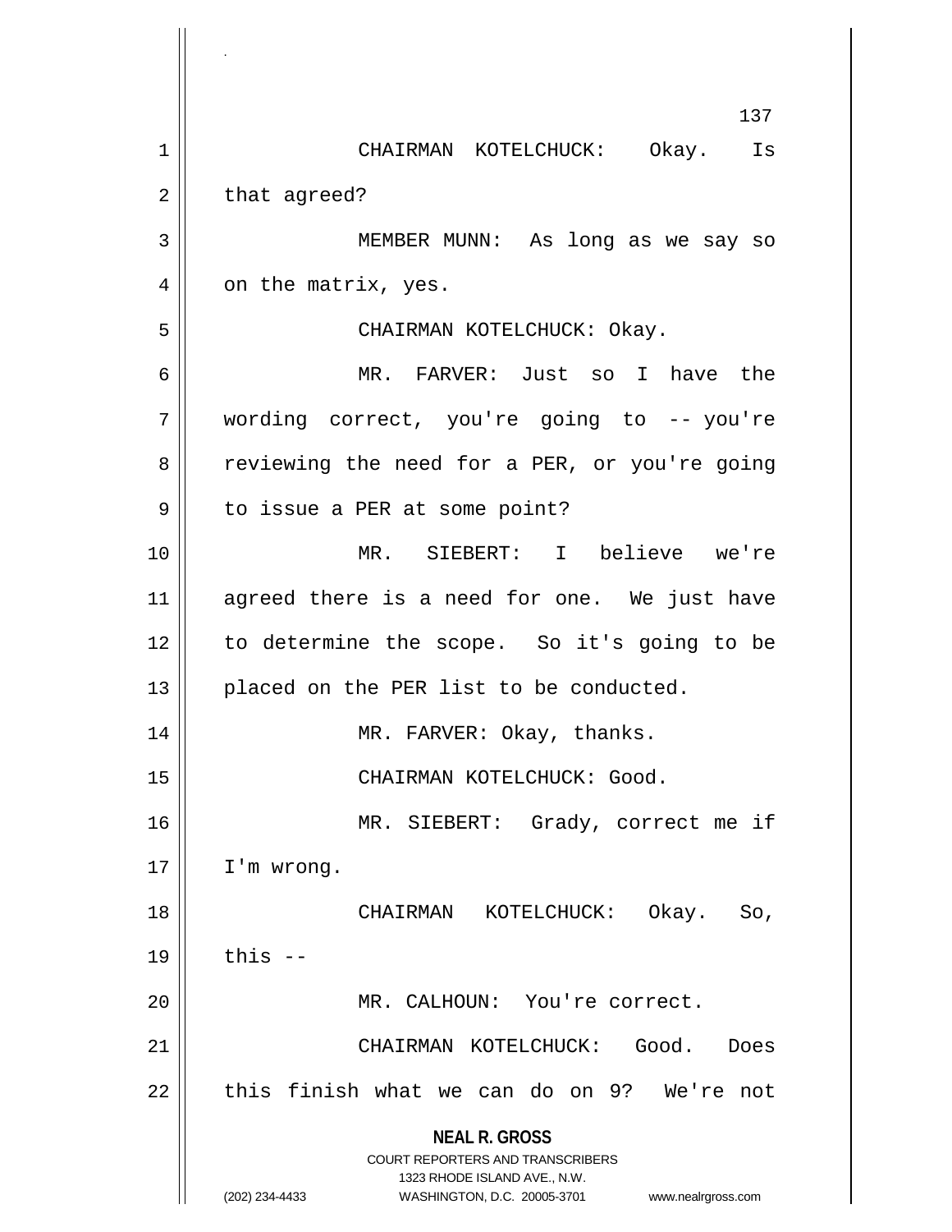CHAIRMAN KOTELCHUCK: Okay. Is that agreed?

MEMBER MUNN: As long as we say so on the matrix, yes.

CHAIRMAN KOTELCHUCK: Okay.

MR. FARVER: Just so I have the wording correct, you're going to -- you're reviewing the need for a PER, or you're going to issue a PER at some point?

MR. SIEBERT: I believe we're agreed there is a need for one. We just have to determine the scope. So it's going to be placed on the PER list to be conducted.

MR. FARVER: Okay, thanks.

CHAIRMAN KOTELCHUCK: Good.

MR. SIEBERT: Grady, correct me if I'm wrong.

CHAIRMAN KOTELCHUCK: Okay. So, this --

MR. CALHOUN: You're correct.

CHAIRMAN KOTELCHUCK: Good. Does this finish what we can do on 9? We're not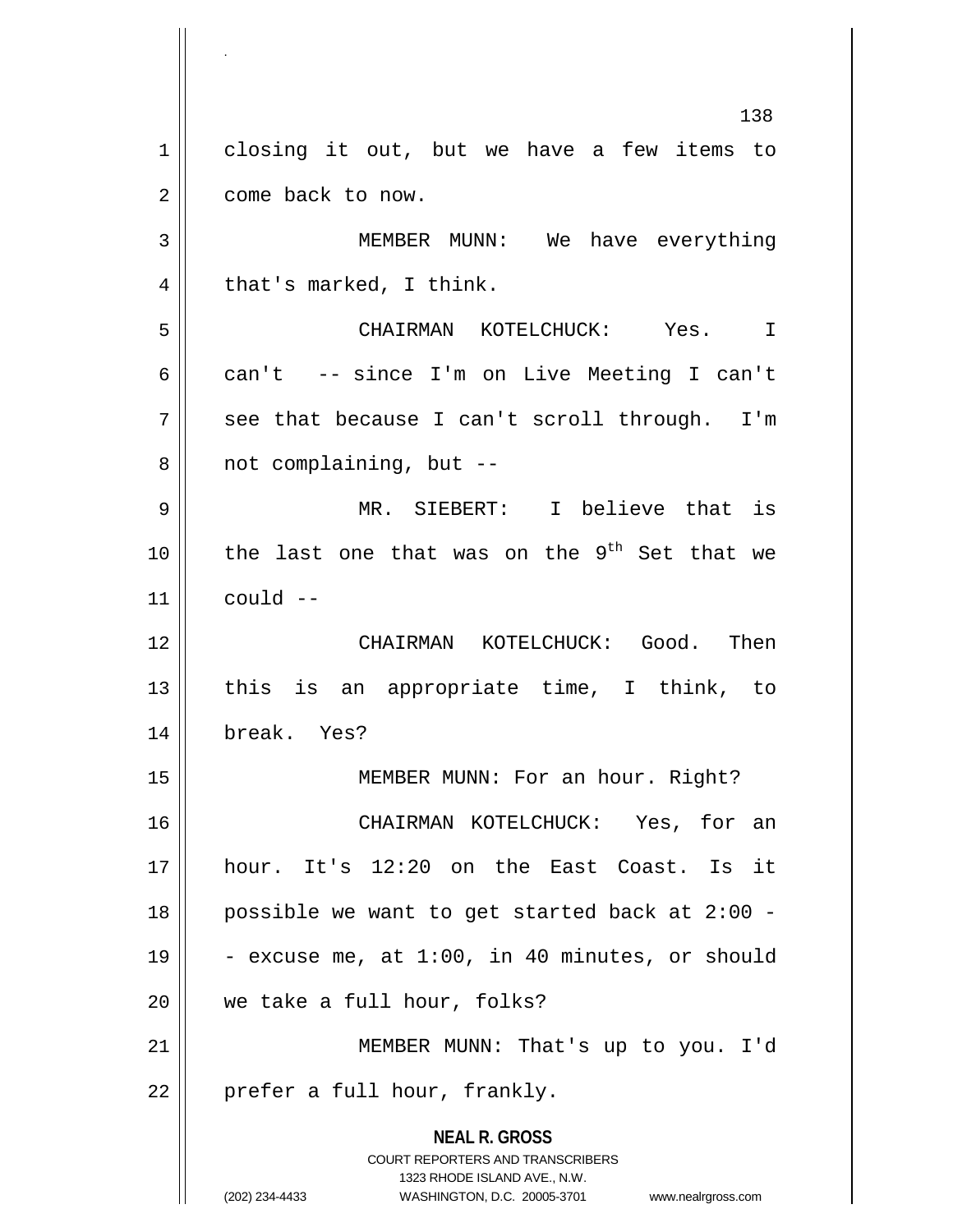closing it out, but we have a few items to come back to now.

MEMBER MUNN: We have everything that's marked, I think.

CHAIRMAN KOTELCHUCK: Yes. I can't -- since I'm on Live Meeting I can't see that because I can't scroll through. I'm not complaining, but --

MR. SIEBERT: I believe that is the last one that was on the 9th Set that we could --

CHAIRMAN KOTELCHUCK: Good. Then this is an appropriate time, I think, to break. Yes?

MEMBER MUNN: For an hour. Right?

CHAIRMAN KOTELCHUCK: Yes, for an hour. It's 12:20 on the East Coast. Is it possible we want to get started back at 2:00 -- excuse me, at 1:00, in 40 minutes, or should we take a full hour, folks?

MEMBER MUNN: That's up to you. I'd prefer a full hour, frankly.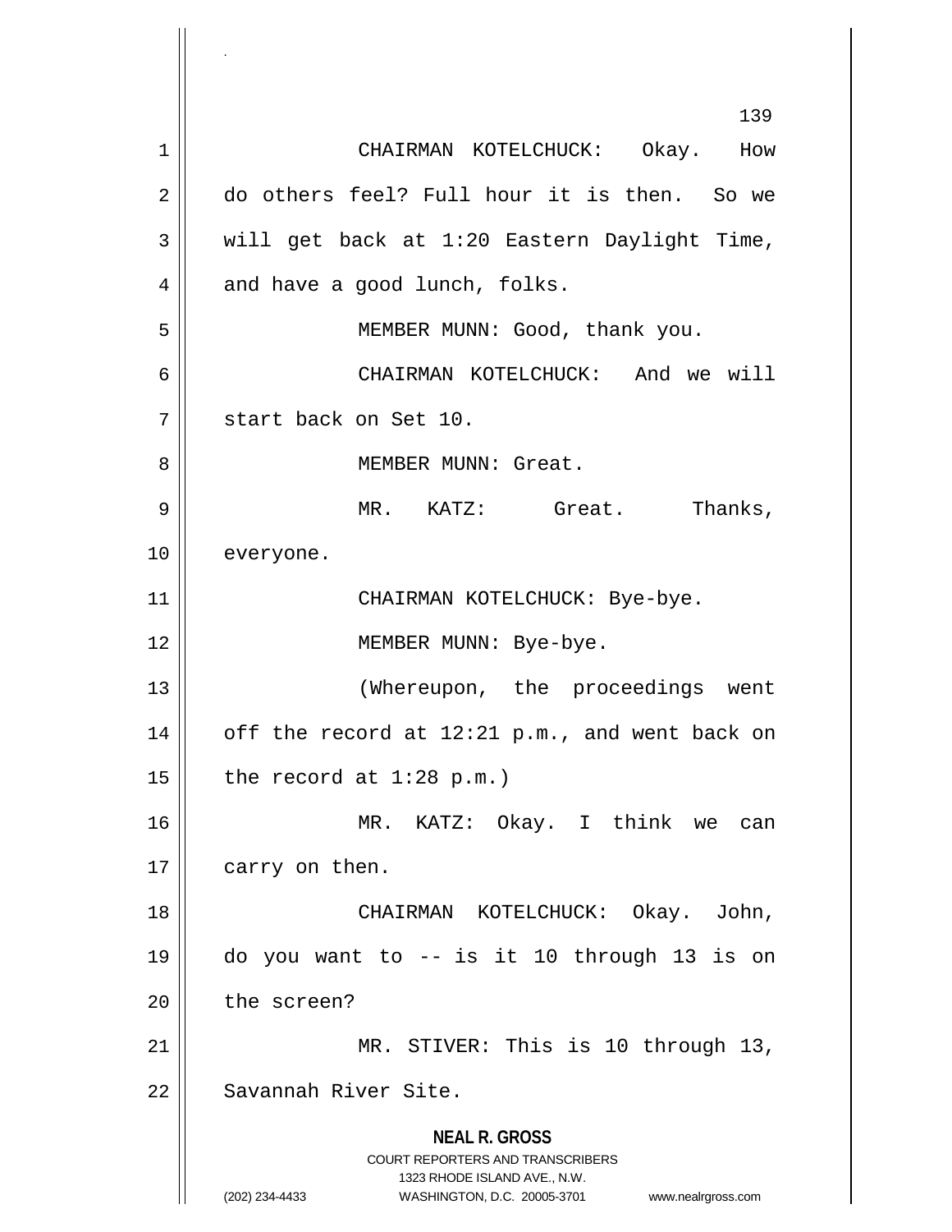CHAIRMAN KOTELCHUCK: Okay. How do others feel? Full hour it is then. So we will get back at 1:20 Eastern Daylight Time, and have a good lunch, folks.

MEMBER MUNN: Good, thank you.

CHAIRMAN KOTELCHUCK: And we will start back on Set 10.

MEMBER MUNN: Great.

MR. KATZ: Great. Thanks, everyone.

CHAIRMAN KOTELCHUCK: Bye-bye.

MEMBER MUNN: Bye-bye.

(Whereupon, the proceedings went off the record at 12:21 p.m., and went back on the record at 1:28 p.m.)

MR. KATZ: Okay. I think we can carry on then.

CHAIRMAN KOTELCHUCK: Okay. John, do you want to -- is it 10 through 13 is on the screen?

MR. STIVER: This is 10 through 13, Savannah River Site.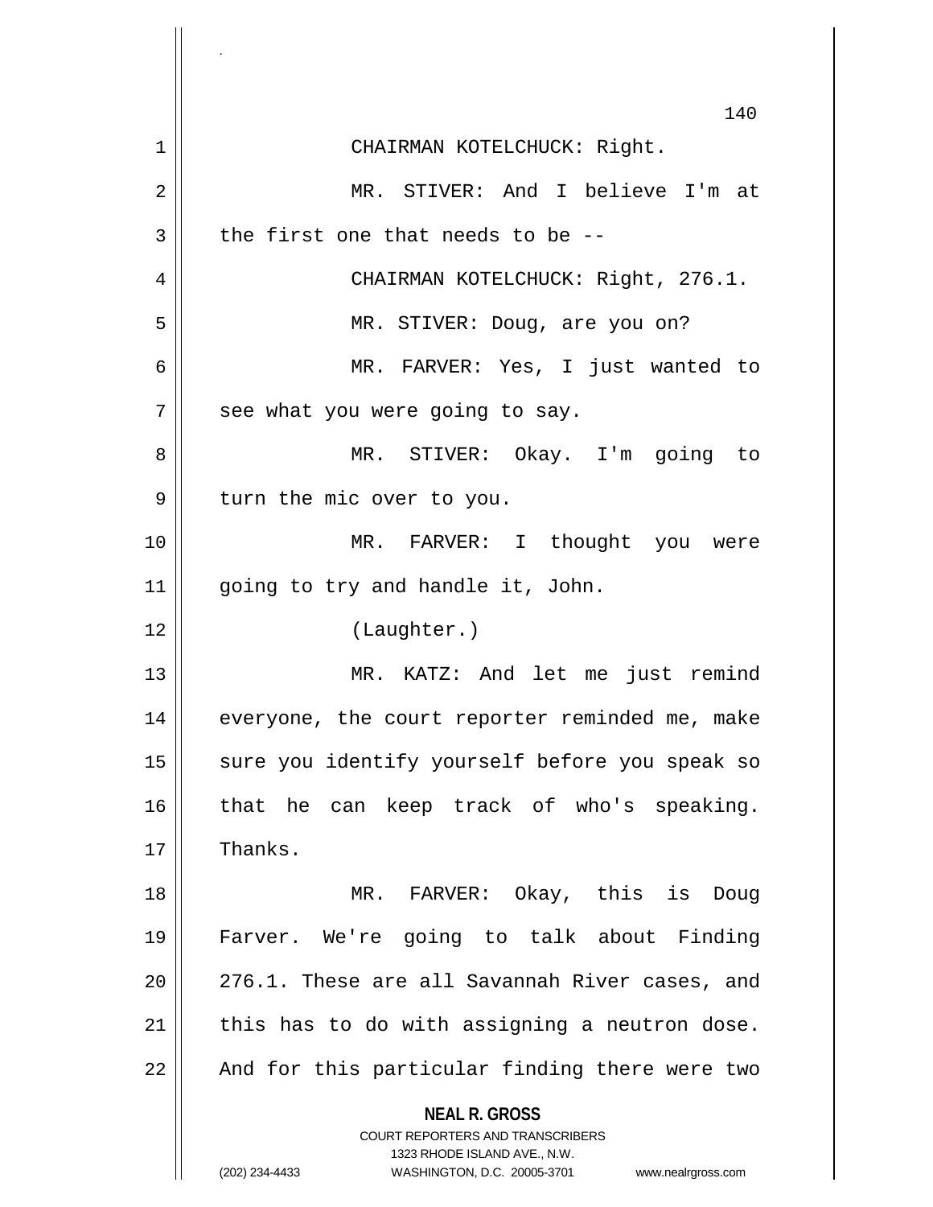CHAIRMAN KOTELCHUCK: Right.

MR. STIVER: And I believe I'm at the first one that needs to be --

CHAIRMAN KOTELCHUCK: Right, 276.1.

MR. STIVER: Doug, are you on?

MR. FARVER: Yes, I just wanted to see what you were going to say.

MR. STIVER: Okay. I'm going to turn the mic over to you.

MR. FARVER: I thought you were going to try and handle it, John.

(Laughter.)

MR. KATZ: And let me just remind everyone, the court reporter reminded me, make sure you identify yourself before you speak so that he can keep track of who's speaking. Thanks.

MR. FARVER: Okay, this is Doug Farver. We're going to talk about Finding 276.1. These are all Savannah River cases, and this has to do with assigning a neutron dose. And for this particular finding there were two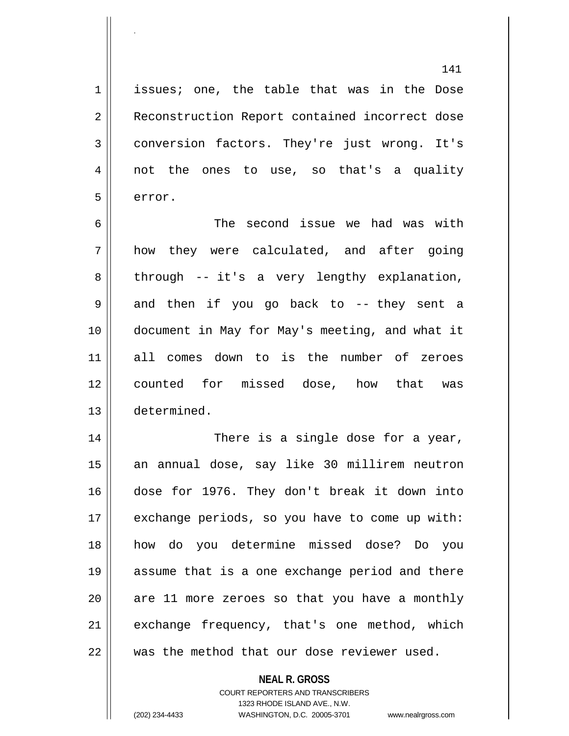issues; one, the table that was in the Dose Reconstruction Report contained incorrect dose conversion factors. They're just wrong. It's not the ones to use, so that's a quality error.

The second issue we had was with how they were calculated, and after going through -- it's a very lengthy explanation, and then if you go back to -- they sent a document in May for May's meeting, and what it all comes down to is the number of zeroes counted for missed dose, how that was determined.

There is a single dose for a year, an annual dose, say like 30 millirem neutron dose for 1976. They don't break it down into exchange periods, so you have to come up with: how do you determine missed dose? Do you assume that is a one exchange period and there are 11 more zeroes so that you have a monthly exchange frequency, that's one method, which was the method that our dose reviewer used.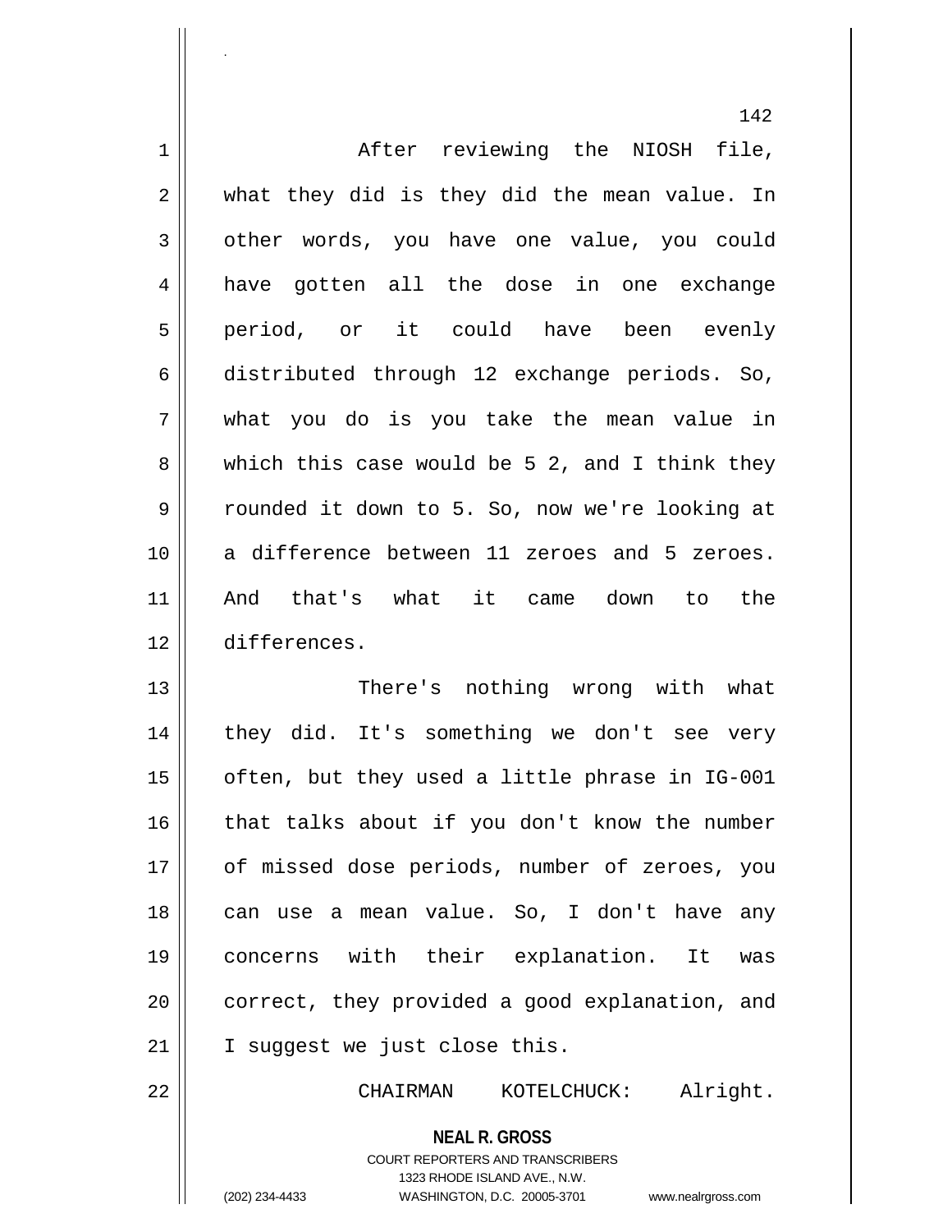After reviewing the NIOSH file, what they did is they did the mean value. In other words, you have one value, you could have gotten all the dose in one exchange period, or it could have been evenly distributed through 12 exchange periods. So, what you do is you take the mean value in which this case would be 5 2, and I think they rounded it down to 5. So, now we're looking at a difference between 11 zeroes and 5 zeroes. And that's what it came down to the differences.

There's nothing wrong with what they did. It's something we don't see very often, but they used a little phrase in IG-001 that talks about if you don't know the number of missed dose periods, number of zeroes, you can use a mean value. So, I don't have any concerns with their explanation. It was correct, they provided a good explanation, and I suggest we just close this.

CHAIRMAN KOTELCHUCK: Alright.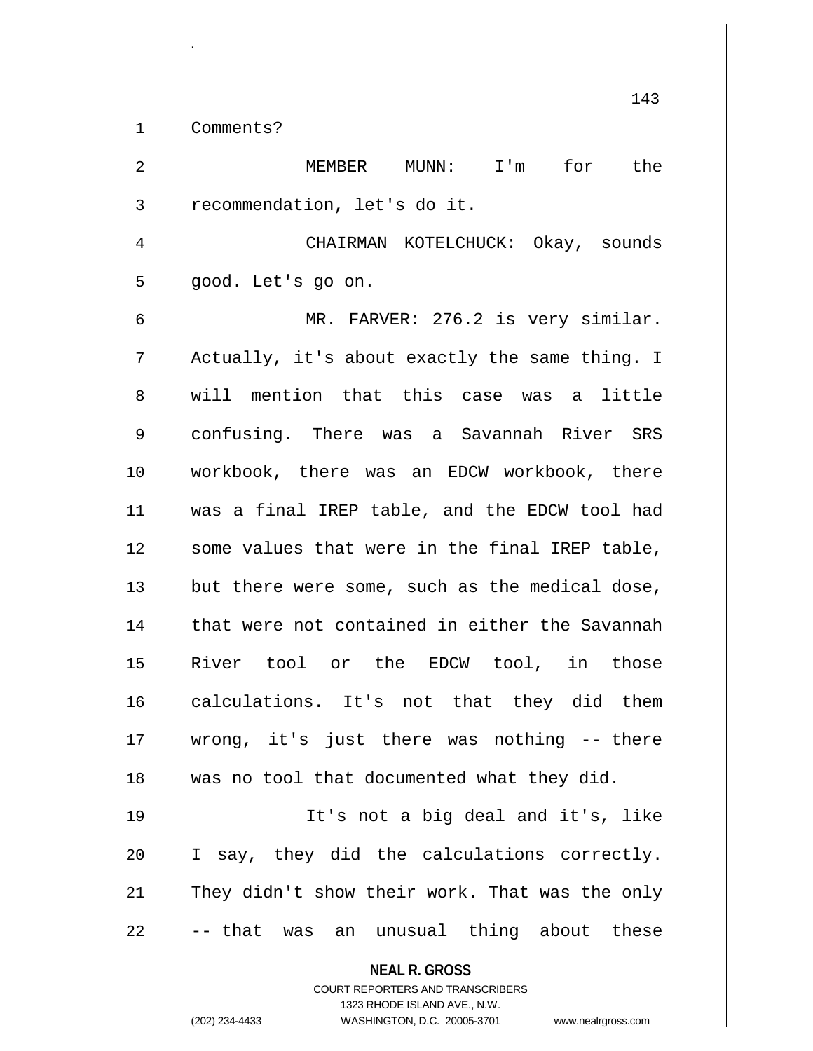Comments?

MEMBER MUNN: I'm for the recommendation, let's do it.

CHAIRMAN KOTELCHUCK: Okay, sounds good. Let's go on.

MR. FARVER: 276.2 is very similar. Actually, it's about exactly the same thing. I will mention that this case was a little confusing. There was a Savannah River SRS workbook, there was an EDCW workbook, there was a final IREP table, and the EDCW tool had some values that were in the final IREP table, but there were some, such as the medical dose, that were not contained in either the Savannah River tool or the EDCW tool, in those calculations. It's not that they did them wrong, it's just there was nothing -- there was no tool that documented what they did.

It's not a big deal and it's, like I say, they did the calculations correctly. They didn't show their work. That was the only -- that was an unusual thing about these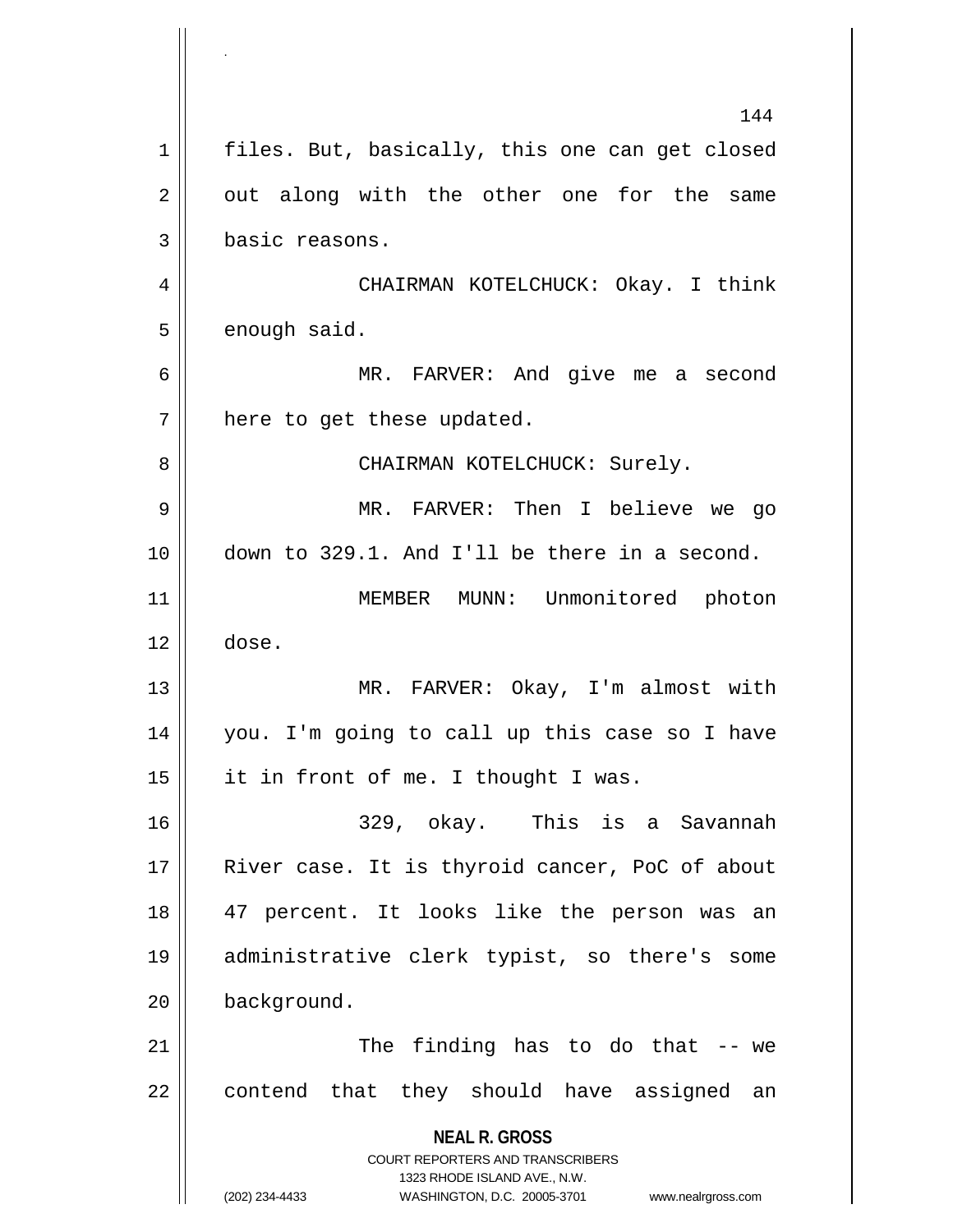files. But, basically, this one can get closed out along with the other one for the same basic reasons.

CHAIRMAN KOTELCHUCK: Okay. I think enough said.

MR. FARVER: And give me a second here to get these updated.

CHAIRMAN KOTELCHUCK: Surely.

MR. FARVER: Then I believe we go down to 329.1. And I'll be there in a second.

MEMBER MUNN: Unmonitored photon dose.

MR. FARVER: Okay, I'm almost with you. I'm going to call up this case so I have it in front of me. I thought I was.

329, okay. This is a Savannah River case. It is thyroid cancer, PoC of about 47 percent. It looks like the person was an administrative clerk typist, so there's some background.

The finding has to do that -- we contend that they should have assigned an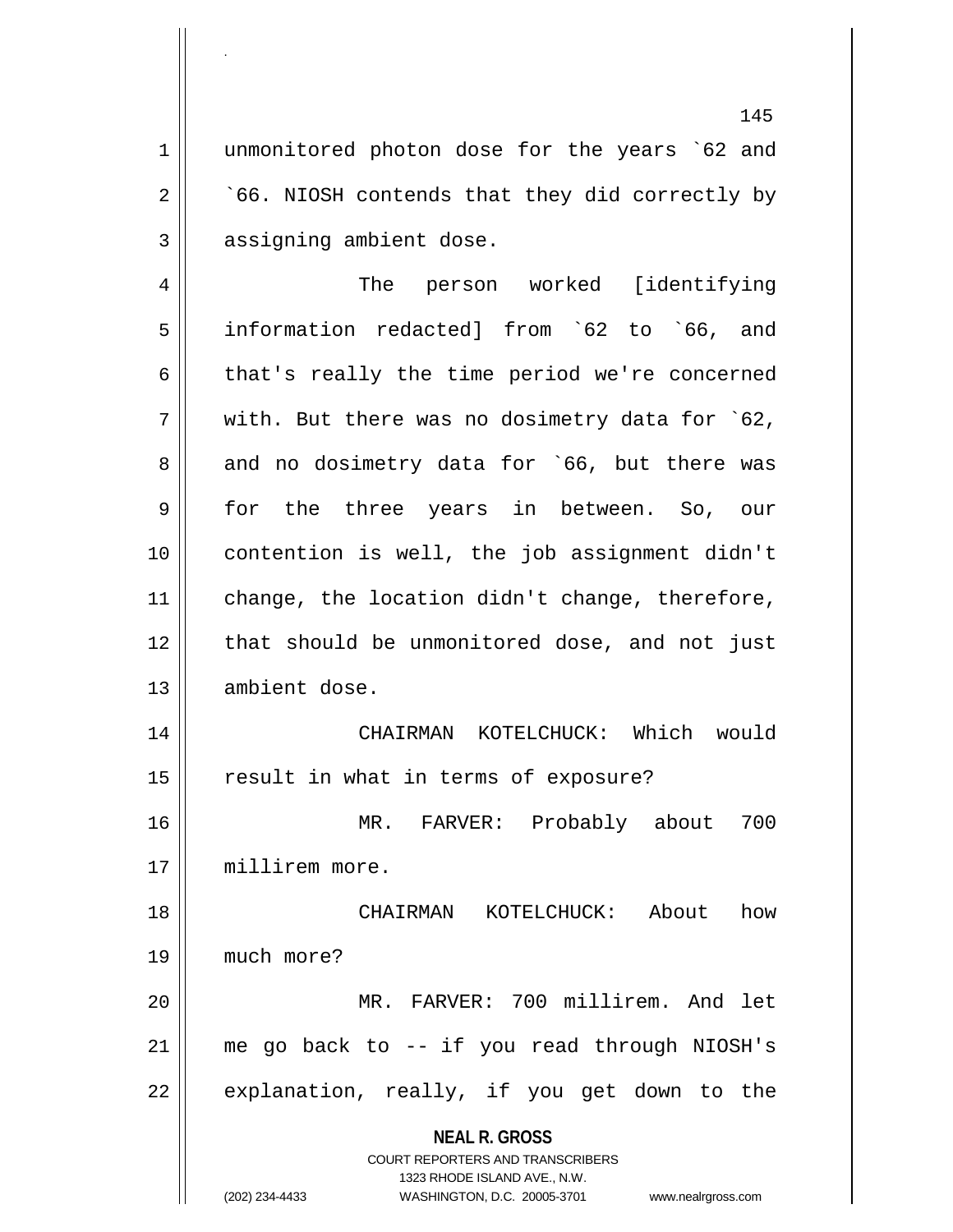unmonitored photon dose for the years `62 and `66. NIOSH contends that they did correctly by assigning ambient dose.

The person worked [identifying information redacted] from `62 to `66, and that's really the time period we're concerned with. But there was no dosimetry data for `62, and no dosimetry data for `66, but there was for the three years in between. So, our contention is well, the job assignment didn't change, the location didn't change, therefore, that should be unmonitored dose, and not just ambient dose.

CHAIRMAN KOTELCHUCK: Which would result in what in terms of exposure?

MR. FARVER: Probably about 700 millirem more.

CHAIRMAN KOTELCHUCK: About how much more?

MR. FARVER: 700 millirem. And let me go back to -- if you read through NIOSH's explanation, really, if you get down to the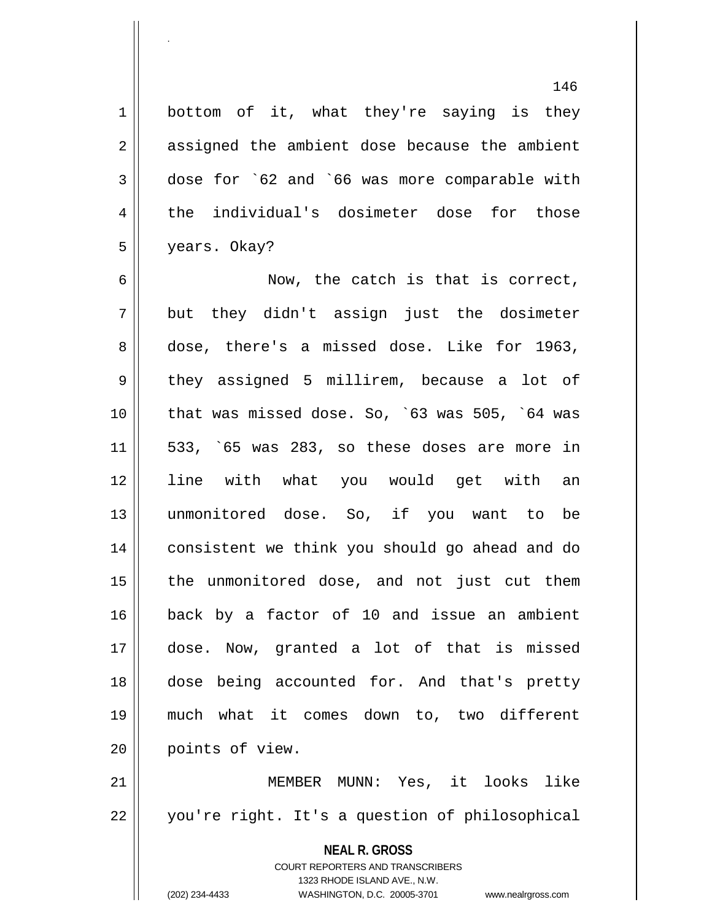bottom of it, what they're saying is they assigned the ambient dose because the ambient dose for `62 and `66 was more comparable with the individual's dosimeter dose for those years. Okay?

Now, the catch is that is correct, but they didn't assign just the dosimeter dose, there's a missed dose. Like for 1963, they assigned 5 millirem, because a lot of that was missed dose. So, `63 was 505, `64 was 533, `65 was 283, so these doses are more in line with what you would get with an unmonitored dose. So, if you want to be consistent we think you should go ahead and do the unmonitored dose, and not just cut them back by a factor of 10 and issue an ambient dose. Now, granted a lot of that is missed dose being accounted for. And that's pretty much what it comes down to, two different points of view.

MEMBER MUNN: Yes, it looks like you're right. It's a question of philosophical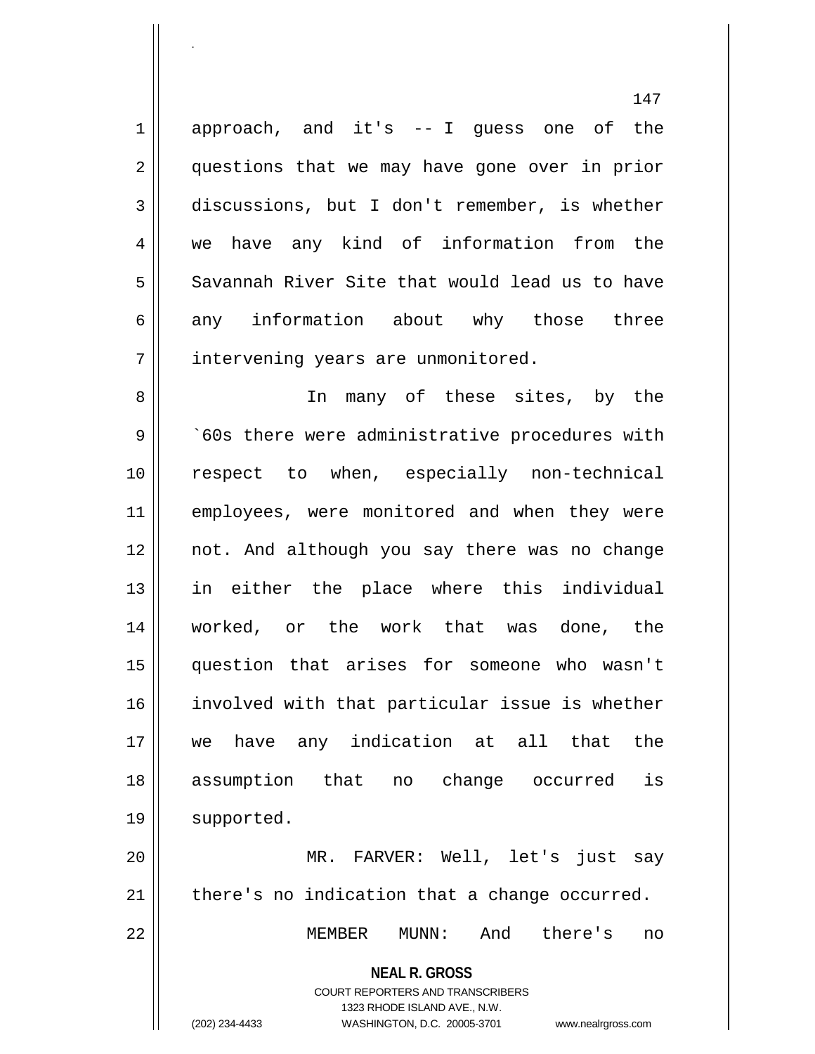approach, and it's -- I guess one of the questions that we may have gone over in prior discussions, but I don't remember, is whether we have any kind of information from the Savannah River Site that would lead us to have any information about why those three intervening years are unmonitored.

In many of these sites, by the `60s there were administrative procedures with respect to when, especially non-technical employees, were monitored and when they were not. And although you say there was no change in either the place where this individual worked, or the work that was done, the question that arises for someone who wasn't involved with that particular issue is whether we have any indication at all that the assumption that no change occurred is supported.

MR. FARVER: Well, let's just say there's no indication that a change occurred.

MEMBER MUNN: And there's no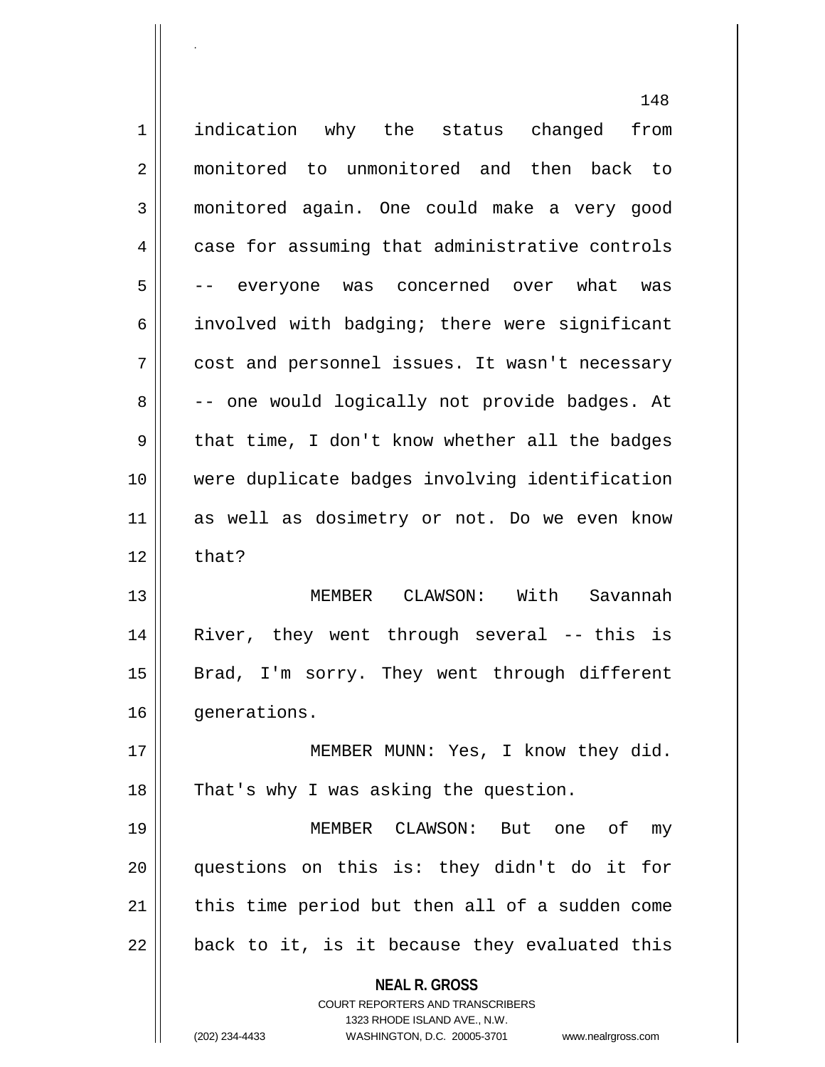indication why the status changed from monitored to unmonitored and then back to monitored again. One could make a very good case for assuming that administrative controls -- everyone was concerned over what was involved with badging; there were significant cost and personnel issues. It wasn't necessary -- one would logically not provide badges. At that time, I don't know whether all the badges were duplicate badges involving identification as well as dosimetry or not. Do we even know that?

MEMBER CLAWSON: With Savannah River, they went through several -- this is Brad, I'm sorry. They went through different generations.

MEMBER MUNN: Yes, I know they did. That's why I was asking the question.

MEMBER CLAWSON: But one of my questions on this is: they didn't do it for this time period but then all of a sudden come back to it, is it because they evaluated this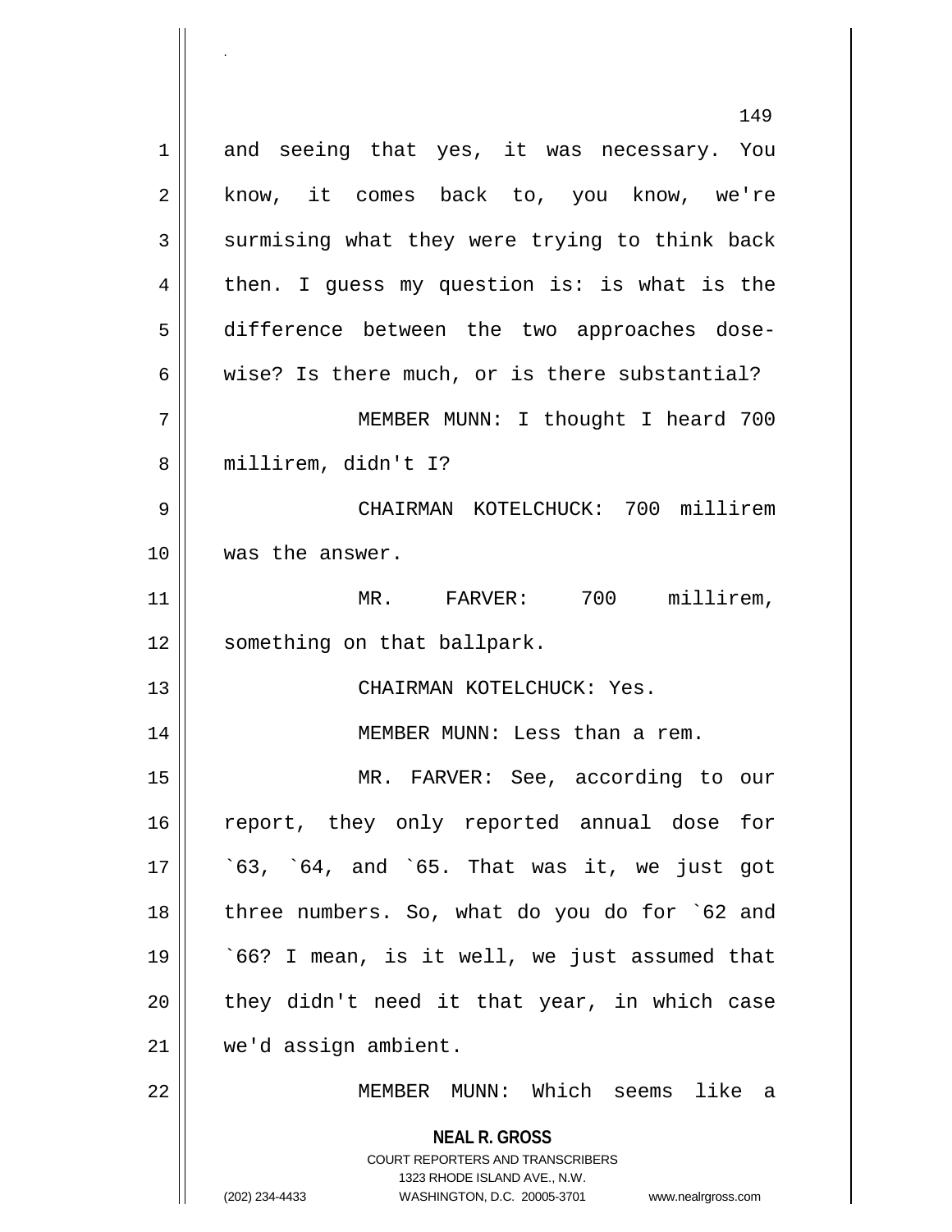and seeing that yes, it was necessary. You know, it comes back to, you know, we're surmising what they were trying to think back then. I guess my question is: is what is the difference between the two approaches dose-wise? Is there much, or is there substantial?

MEMBER MUNN: I thought I heard 700 millirem, didn't I?

CHAIRMAN KOTELCHUCK: 700 millirem was the answer.

MR. FARVER: 700 millirem, something on that ballpark.

CHAIRMAN KOTELCHUCK: Yes.

MEMBER MUNN: Less than a rem.

MR. FARVER: See, according to our report, they only reported annual dose for \`63, \`64, and \`65. That was it, we just got three numbers. So, what do you do for \`62 and \`66? I mean, is it well, we just assumed that they didn't need it that year, in which case we'd assign ambient.

MEMBER MUNN: Which seems like a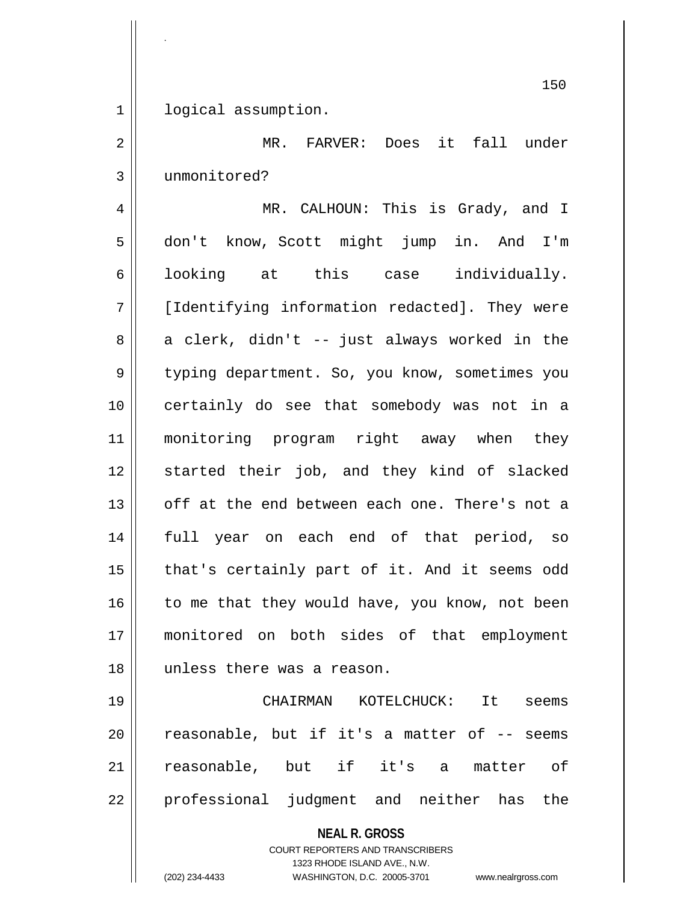logical assumption.

MR. FARVER: Does it fall under unmonitored?

MR. CALHOUN: This is Grady, and I don't know, Scott might jump in. And I'm looking at this case individually. [Identifying information redacted]. They were a clerk, didn't -- just always worked in the typing department. So, you know, sometimes you certainly do see that somebody was not in a monitoring program right away when they started their job, and they kind of slacked off at the end between each one. There's not a full year on each end of that period, so that's certainly part of it. And it seems odd to me that they would have, you know, not been monitored on both sides of that employment unless there was a reason.

CHAIRMAN KOTELCHUCK: It seems reasonable, but if it's a matter of -- seems reasonable, but if it's a matter of professional judgment and neither has the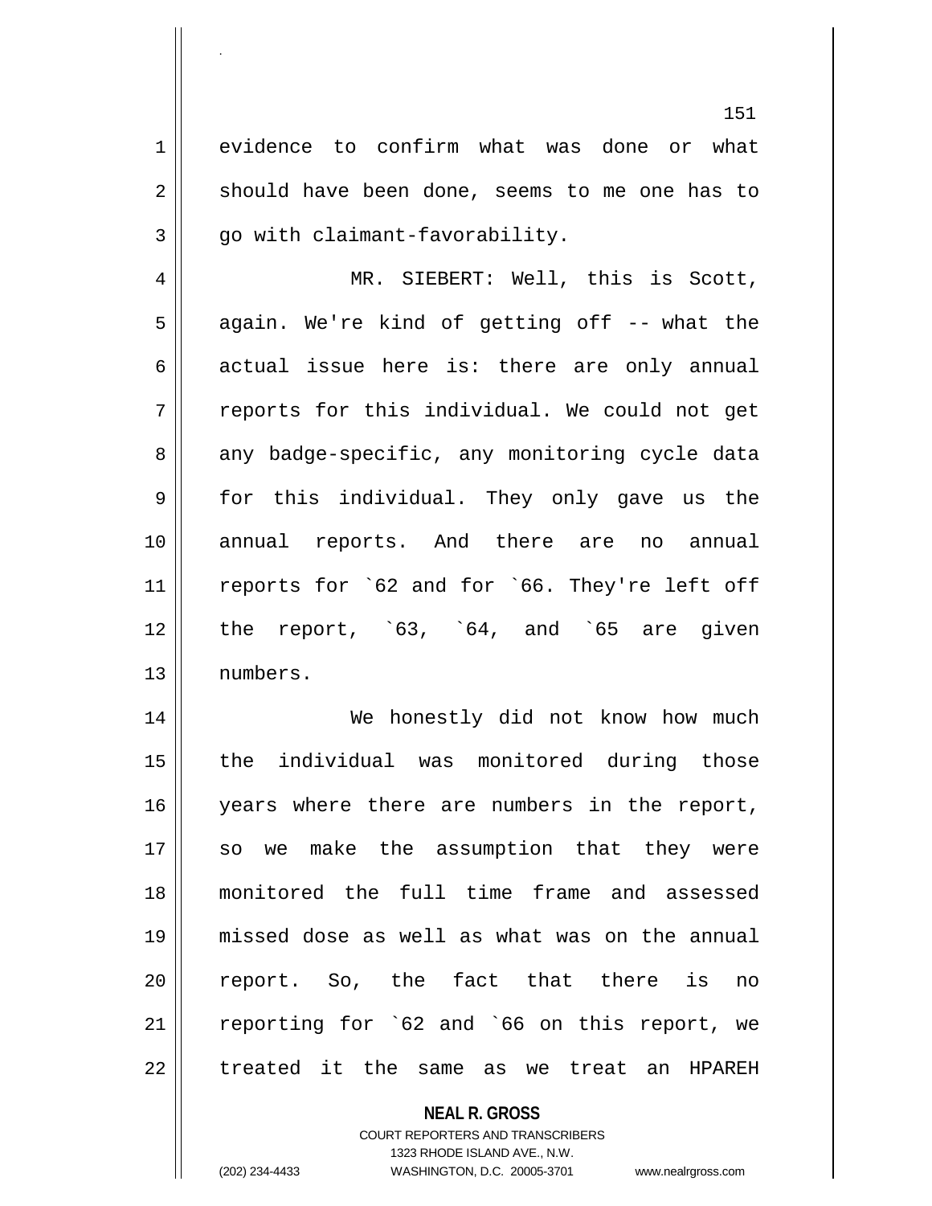evidence to confirm what was done or what should have been done, seems to me one has to go with claimant-favorability.

MR. SIEBERT: Well, this is Scott, again. We're kind of getting off -- what the actual issue here is: there are only annual reports for this individual. We could not get any badge-specific, any monitoring cycle data for this individual. They only gave us the annual reports. And there are no annual reports for `62 and for `66. They're left off the report, `63, `64, and `65 are given numbers.

We honestly did not know how much the individual was monitored during those years where there are numbers in the report, so we make the assumption that they were monitored the full time frame and assessed missed dose as well as what was on the annual report. So, the fact that there is no reporting for `62 and `66 on this report, we treated it the same as we treat an HPAREH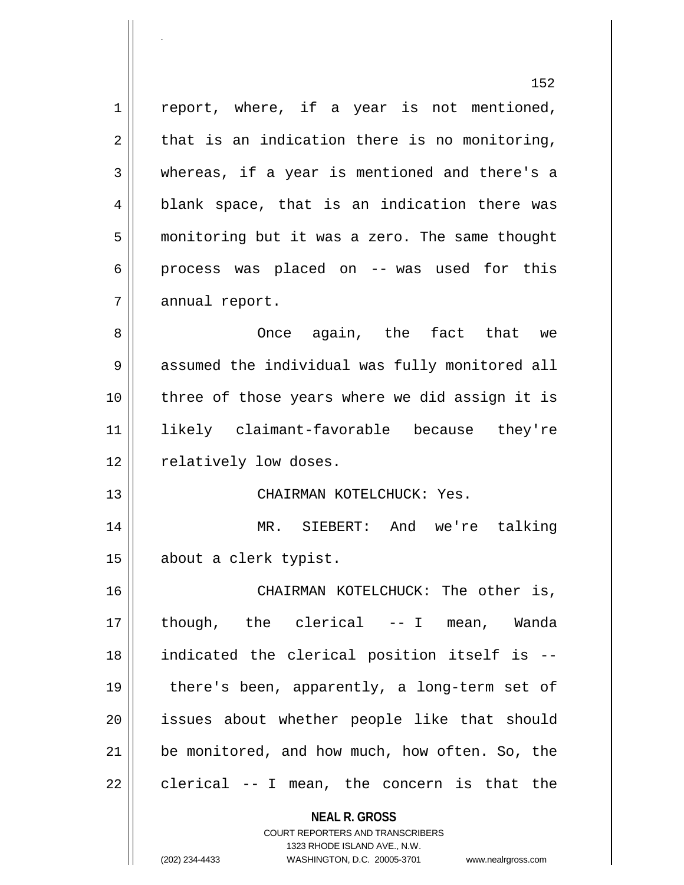report, where, if a year is not mentioned, that is an indication there is no monitoring, whereas, if a year is mentioned and there's a blank space, that is an indication there was monitoring but it was a zero. The same thought process was placed on -- was used for this annual report.

Once again, the fact that we assumed the individual was fully monitored all three of those years where we did assign it is likely claimant-favorable because they're relatively low doses.

CHAIRMAN KOTELCHUCK: Yes.

MR. SIEBERT: And we're talking about a clerk typist.

CHAIRMAN KOTELCHUCK: The other is, though, the clerical -- I mean, Wanda indicated the clerical position itself is -- there's been, apparently, a long-term set of issues about whether people like that should be monitored, and how much, how often. So, the clerical -- I mean, the concern is that the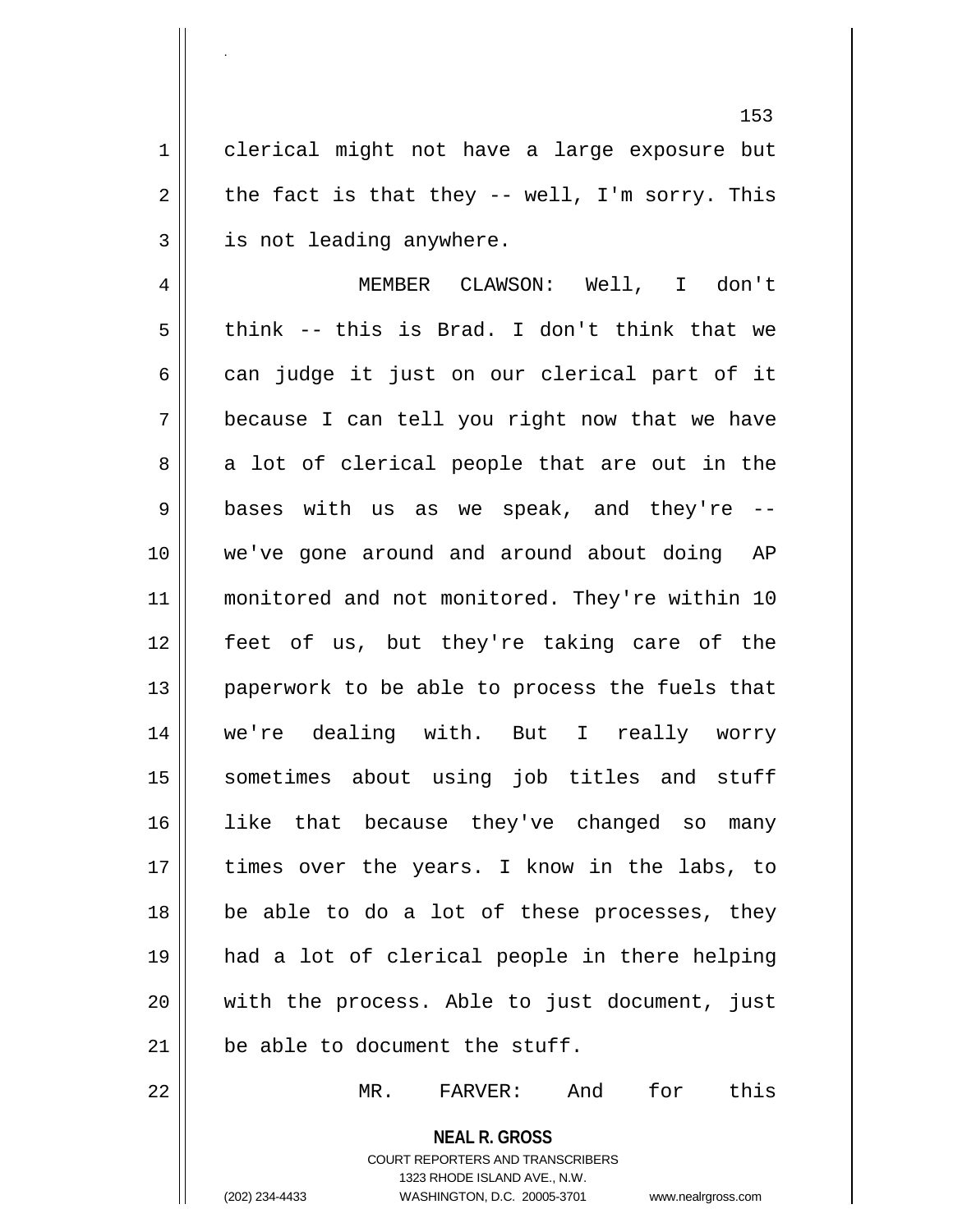clerical might not have a large exposure but the fact is that they -- well, I'm sorry. This is not leading anywhere.

MEMBER CLAWSON: Well, I don't think -- this is Brad. I don't think that we can judge it just on our clerical part of it because I can tell you right now that we have a lot of clerical people that are out in the bases with us as we speak, and they're -- we've gone around and around about doing AP monitored and not monitored. They're within 10 feet of us, but they're taking care of the paperwork to be able to process the fuels that we're dealing with. But I really worry sometimes about using job titles and stuff like that because they've changed so many times over the years. I know in the labs, to be able to do a lot of these processes, they had a lot of clerical people in there helping with the process. Able to just document, just be able to document the stuff.

MR. FARVER: And for this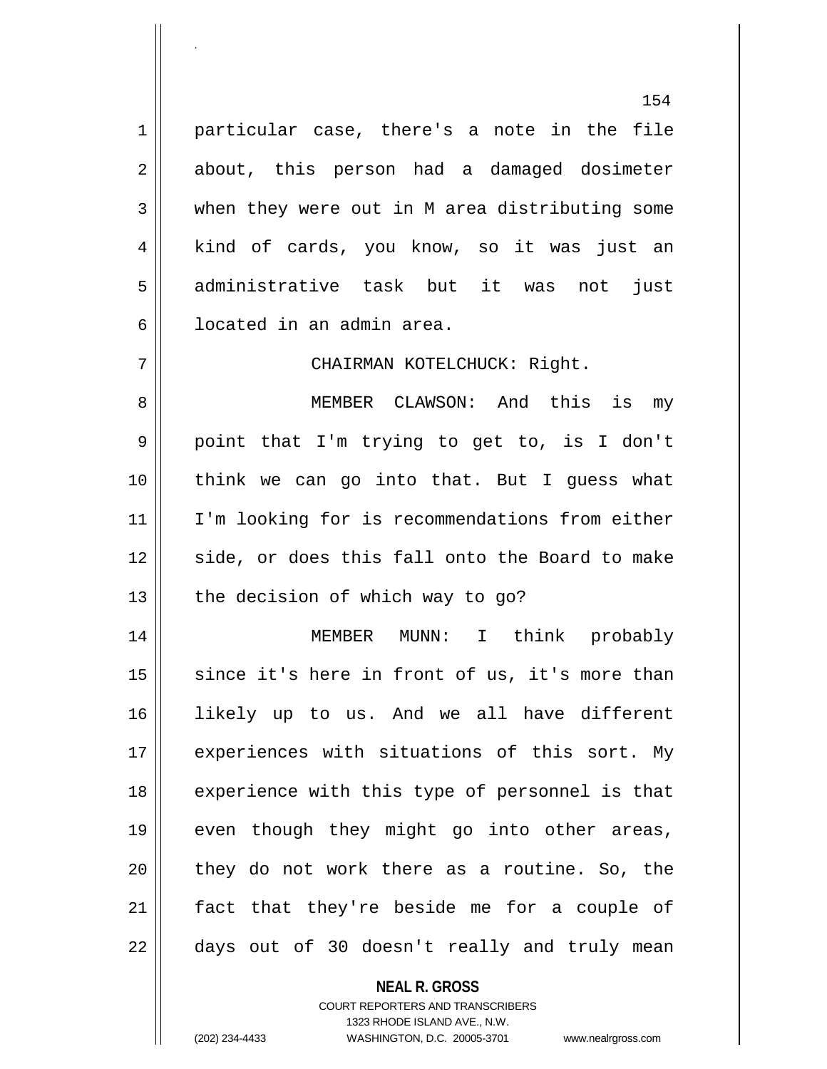particular case, there's a note in the file about, this person had a damaged dosimeter when they were out in M area distributing some kind of cards, you know, so it was just an administrative task but it was not just located in an admin area.

CHAIRMAN KOTELCHUCK: Right.

MEMBER CLAWSON: And this is my point that I'm trying to get to, is I don't think we can go into that. But I guess what I'm looking for is recommendations from either side, or does this fall onto the Board to make the decision of which way to go?

MEMBER MUNN: I think probably since it's here in front of us, it's more than likely up to us. And we all have different experiences with situations of this sort. My experience with this type of personnel is that even though they might go into other areas, they do not work there as a routine. So, the fact that they're beside me for a couple of days out of 30 doesn't really and truly mean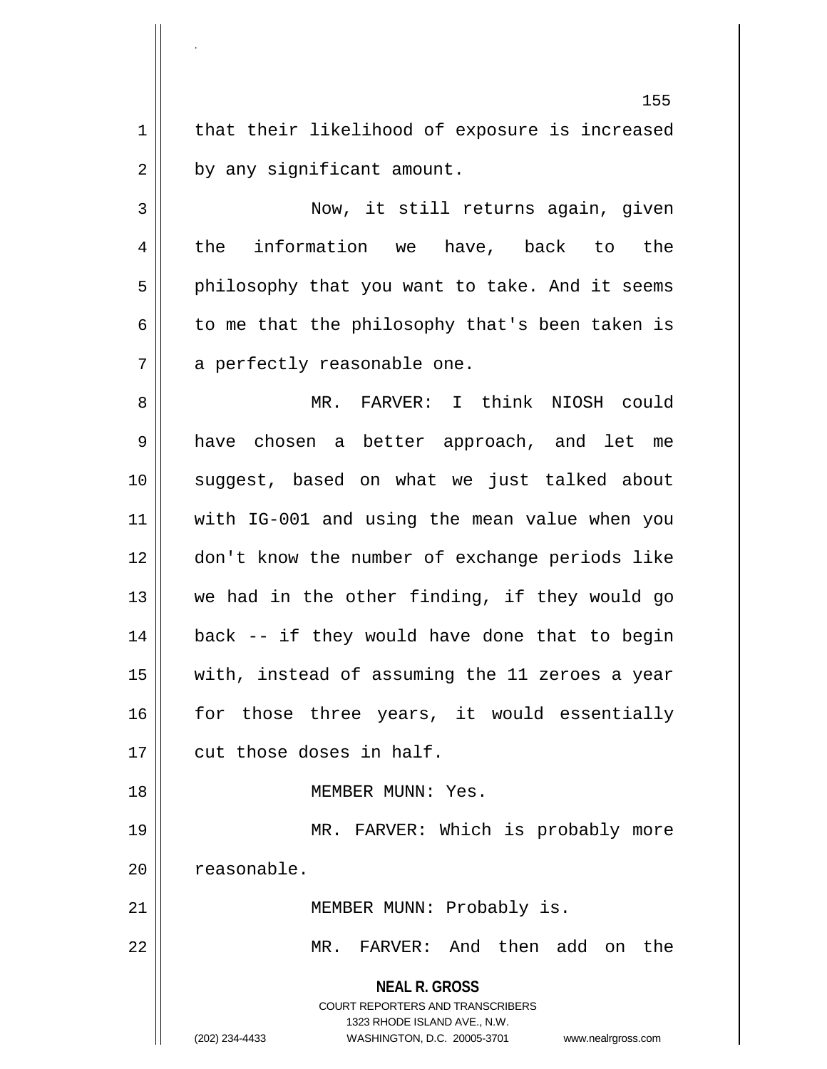that their likelihood of exposure is increased by any significant amount.

Now, it still returns again, given the information we have, back to the philosophy that you want to take. And it seems to me that the philosophy that's been taken is a perfectly reasonable one.

MR. FARVER: I think NIOSH could have chosen a better approach, and let me suggest, based on what we just talked about with IG-001 and using the mean value when you don't know the number of exchange periods like we had in the other finding, if they would go back -- if they would have done that to begin with, instead of assuming the 11 zeroes a year for those three years, it would essentially cut those doses in half.

MEMBER MUNN: Yes.

MR. FARVER: Which is probably more reasonable.

MEMBER MUNN: Probably is.

MR. FARVER: And then add on the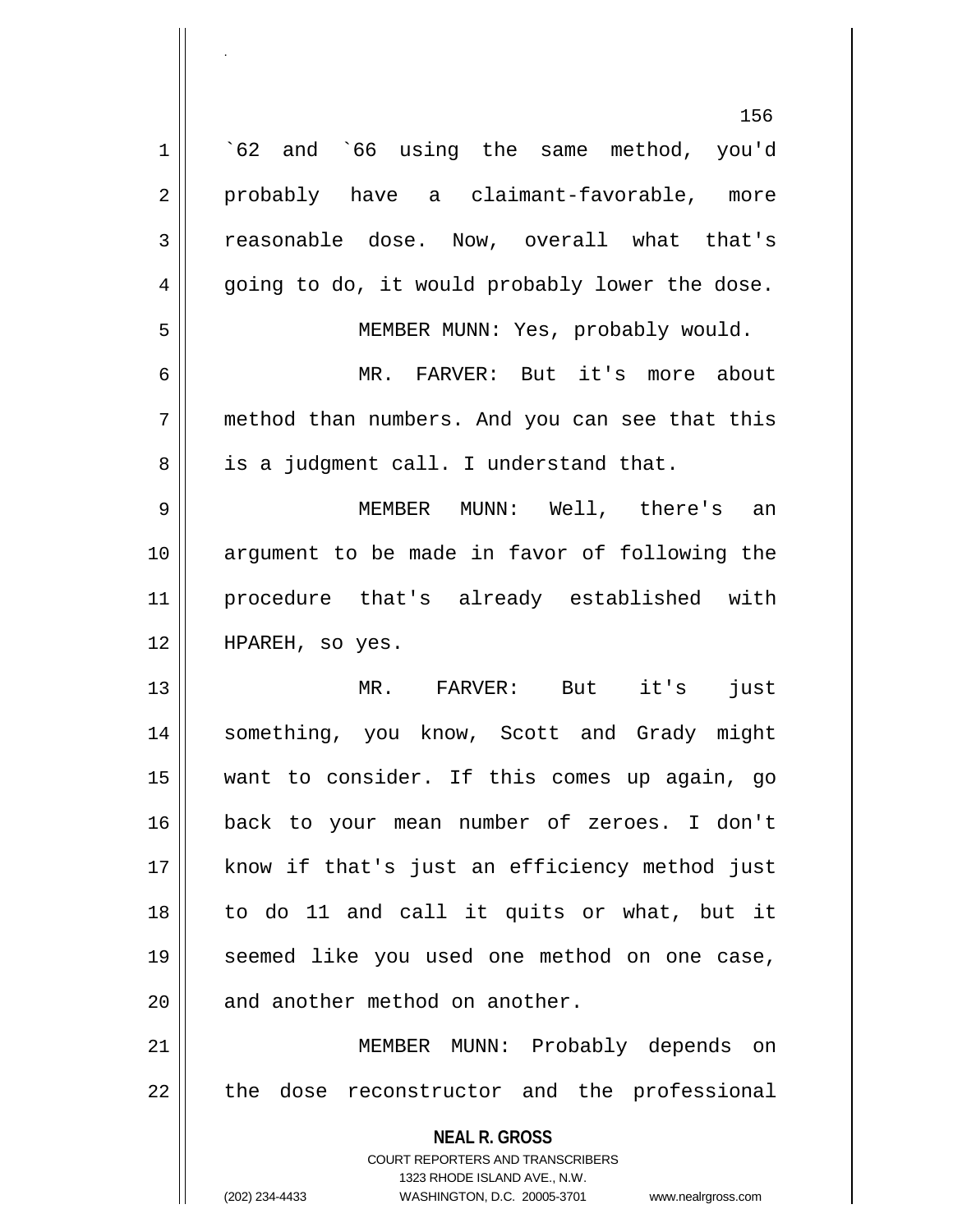`62 and `66 using the same method, you'd probably have a claimant-favorable, more reasonable dose. Now, overall what that's going to do, it would probably lower the dose.

MEMBER MUNN: Yes, probably would.

MR. FARVER: But it's more about method than numbers. And you can see that this is a judgment call. I understand that.

MEMBER MUNN: Well, there's an argument to be made in favor of following the procedure that's already established with HPAREH, so yes.

MR. FARVER: But it's just something, you know, Scott and Grady might want to consider. If this comes up again, go back to your mean number of zeroes. I don't know if that's just an efficiency method just to do 11 and call it quits or what, but it seemed like you used one method on one case, and another method on another.

MEMBER MUNN: Probably depends on the dose reconstructor and the professional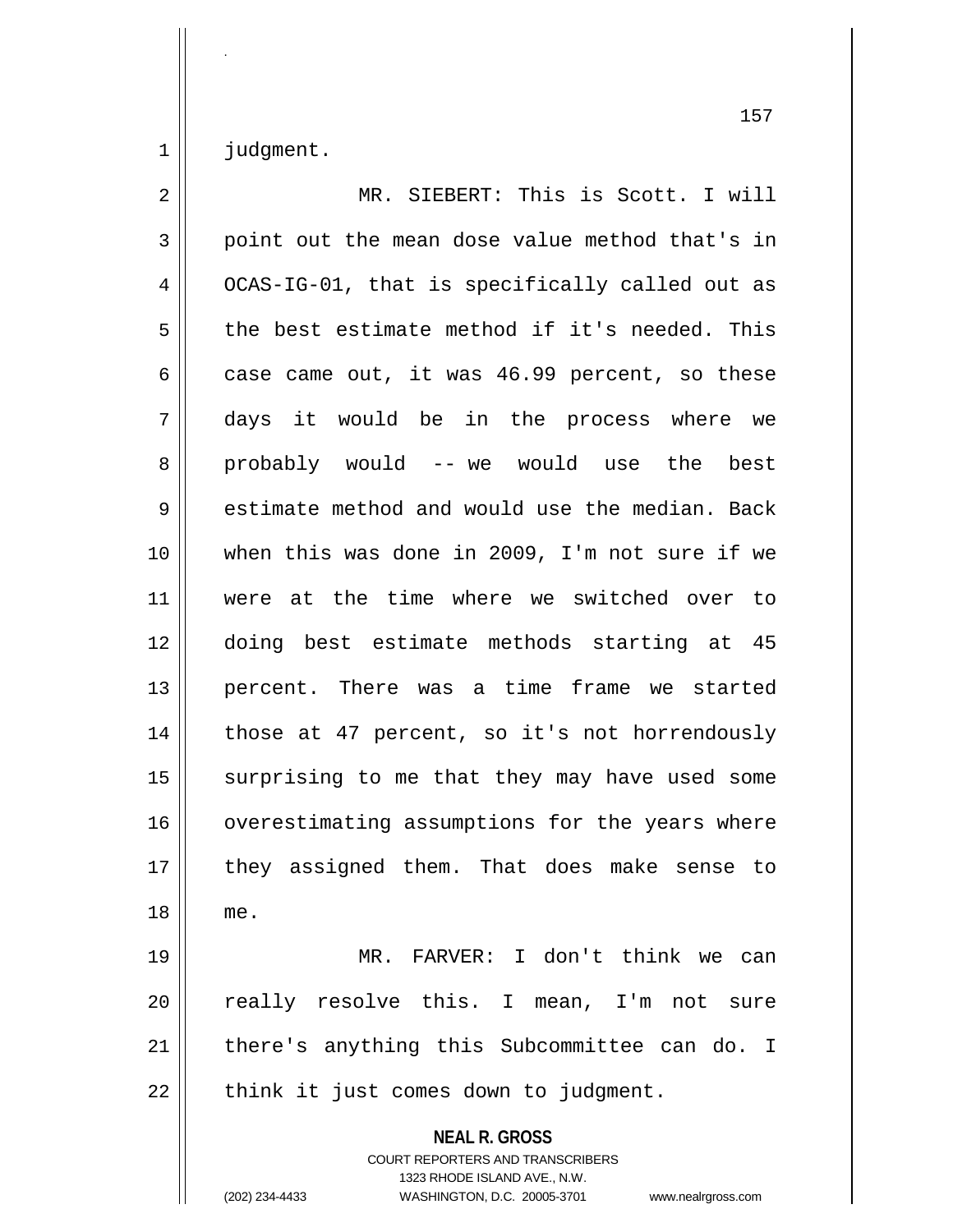judgment.

MR. SIEBERT: This is Scott. I will point out the mean dose value method that's in OCAS-IG-01, that is specifically called out as the best estimate method if it's needed. This case came out, it was 46.99 percent, so these days it would be in the process where we probably would -- we would use the best estimate method and would use the median. Back when this was done in 2009, I'm not sure if we were at the time where we switched over to doing best estimate methods starting at 45 percent. There was a time frame we started those at 47 percent, so it's not horrendously surprising to me that they may have used some overestimating assumptions for the years where they assigned them. That does make sense to me.

MR. FARVER: I don't think we can really resolve this. I mean, I'm not sure there's anything this Subcommittee can do. I think it just comes down to judgment.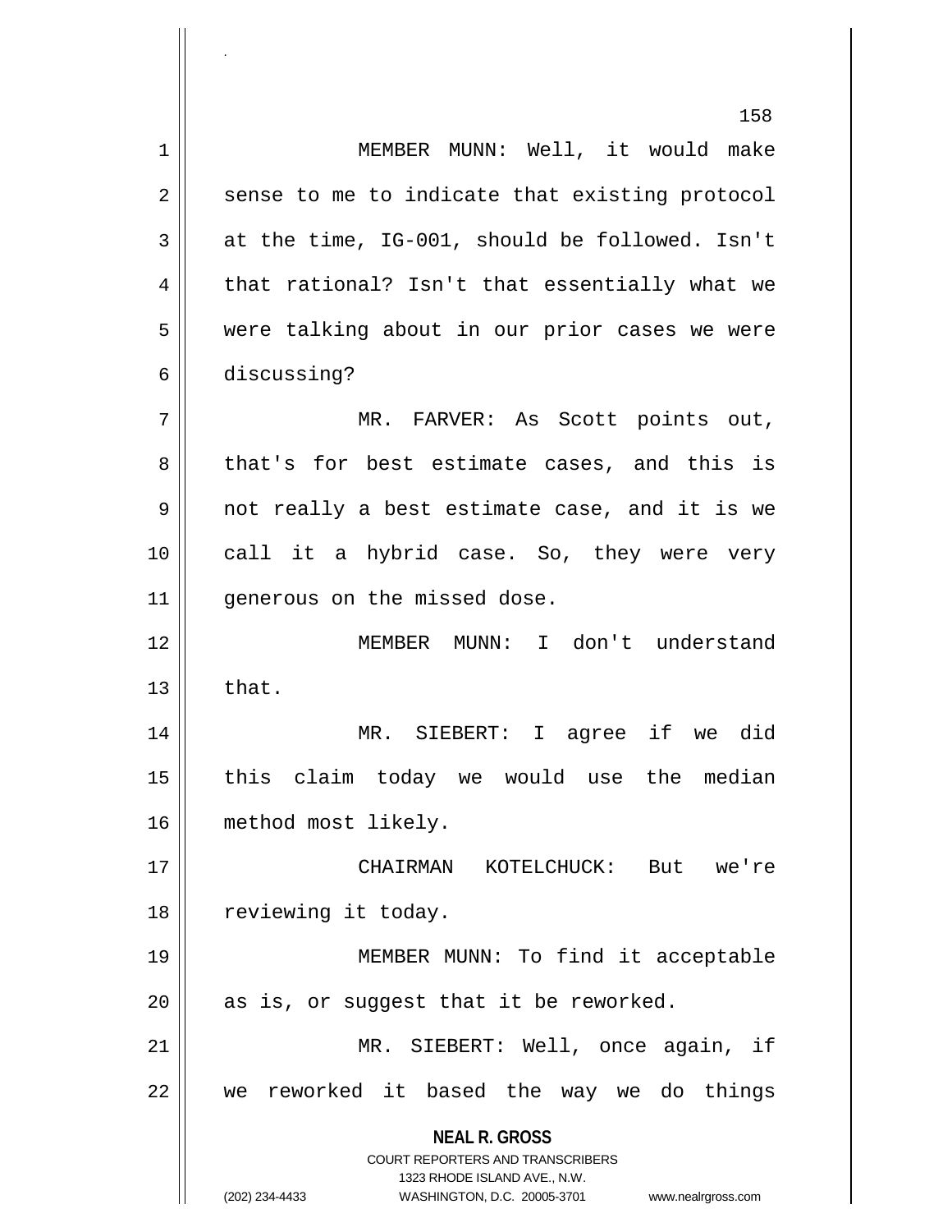MEMBER MUNN: Well, it would make sense to me to indicate that existing protocol at the time, IG-001, should be followed. Isn't that rational? Isn't that essentially what we were talking about in our prior cases we were discussing?

MR. FARVER: As Scott points out, that's for best estimate cases, and this is not really a best estimate case, and it is we call it a hybrid case. So, they were very generous on the missed dose.

MEMBER MUNN: I don't understand that.

MR. SIEBERT: I agree if we did this claim today we would use the median method most likely.

CHAIRMAN KOTELCHUCK: But we're reviewing it today.

MEMBER MUNN: To find it acceptable as is, or suggest that it be reworked.

MR. SIEBERT: Well, once again, if we reworked it based the way we do things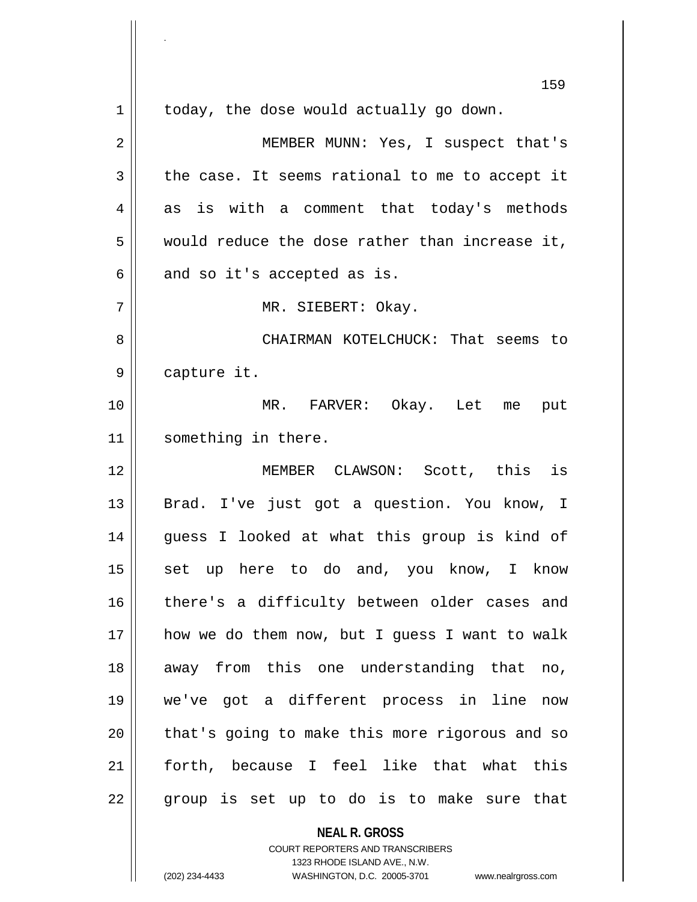today, the dose would actually go down.

MEMBER MUNN: Yes, I suspect that's the case. It seems rational to me to accept it as is with a comment that today's methods would reduce the dose rather than increase it, and so it's accepted as is.

MR. SIEBERT: Okay.

CHAIRMAN KOTELCHUCK: That seems to capture it.

MR. FARVER: Okay. Let me put something in there.

MEMBER CLAWSON: Scott, this is Brad. I've just got a question. You know, I guess I looked at what this group is kind of set up here to do and, you know, I know there's a difficulty between older cases and how we do them now, but I guess I want to walk away from this one understanding that no, we've got a different process in line now that's going to make this more rigorous and so forth, because I feel like that what this group is set up to do is to make sure that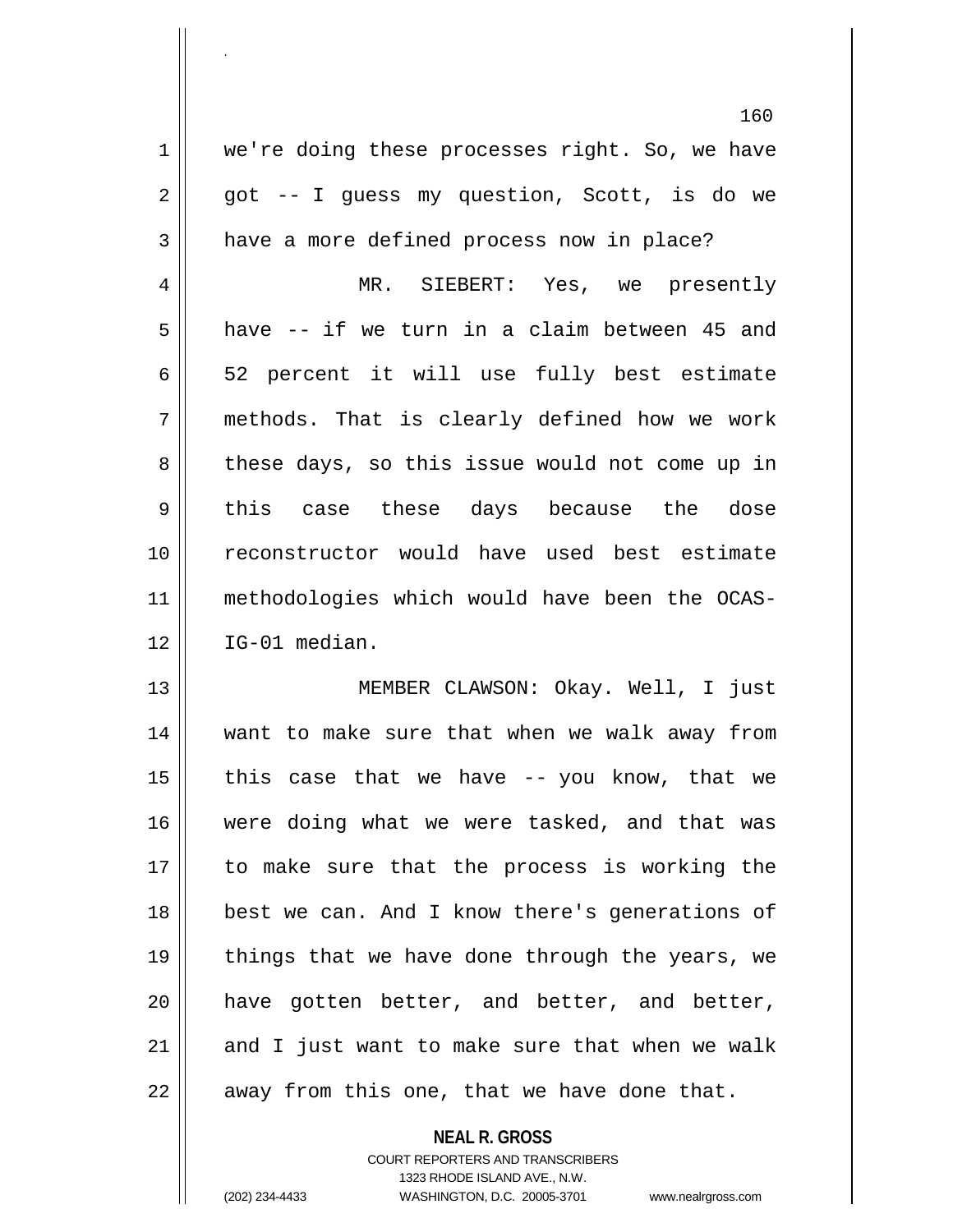we're doing these processes right. So, we have got -- I guess my question, Scott, is do we have a more defined process now in place?

MR. SIEBERT: Yes, we presently have -- if we turn in a claim between 45 and 52 percent it will use fully best estimate methods. That is clearly defined how we work these days, so this issue would not come up in this case these days because the dose reconstructor would have used best estimate methodologies which would have been the OCAS-IG-01 median.

MEMBER CLAWSON: Okay. Well, I just want to make sure that when we walk away from this case that we have -- you know, that we were doing what we were tasked, and that was to make sure that the process is working the best we can. And I know there's generations of things that we have done through the years, we have gotten better, and better, and better, and I just want to make sure that when we walk away from this one, that we have done that.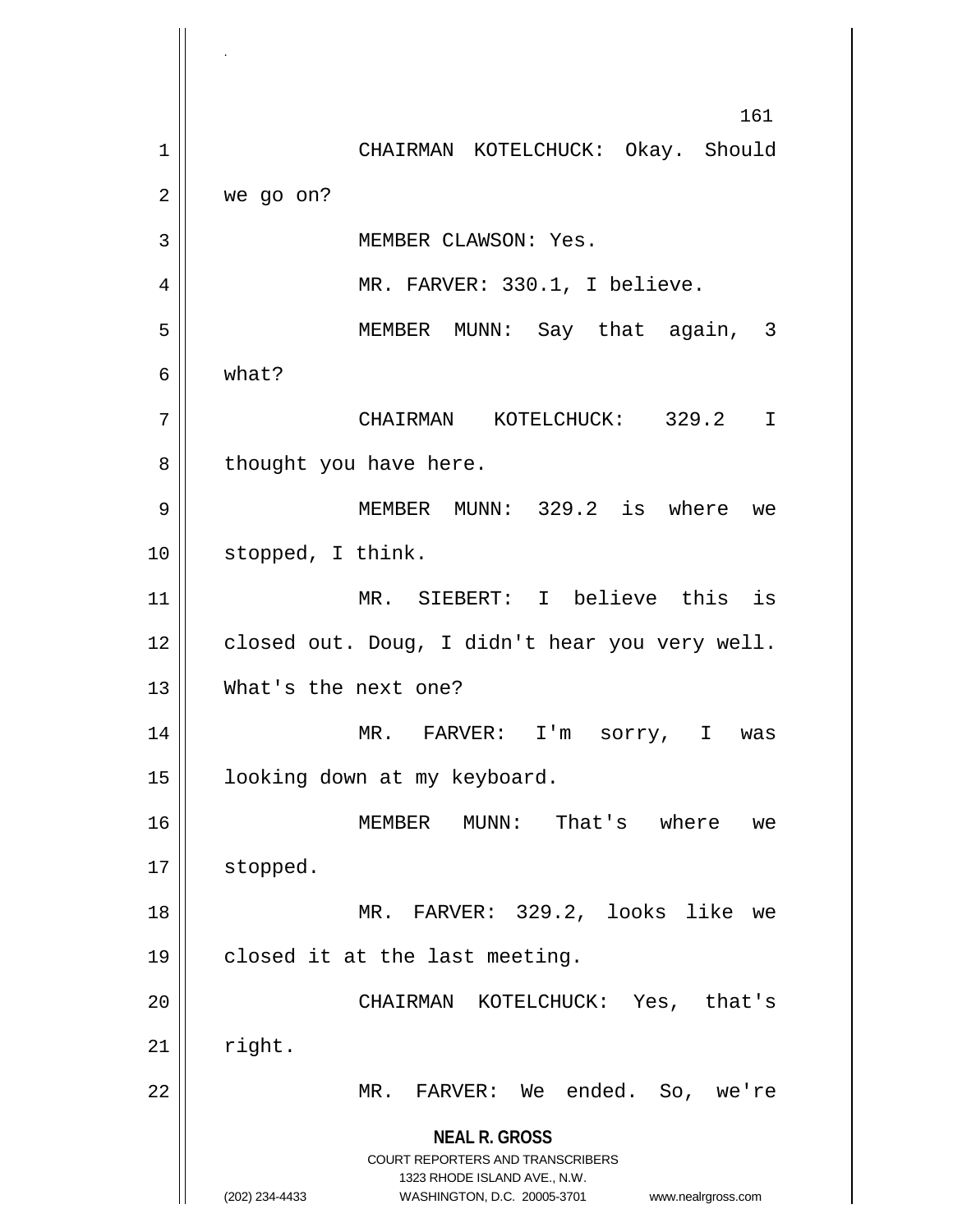CHAIRMAN KOTELCHUCK: Okay. Should we go on?

MEMBER CLAWSON: Yes.

MR. FARVER: 330.1, I believe.

MEMBER MUNN: Say that again, 3 what?

CHAIRMAN KOTELCHUCK: 329.2 I thought you have here.

MEMBER MUNN: 329.2 is where we stopped, I think.

MR. SIEBERT: I believe this is closed out. Doug, I didn't hear you very well. What's the next one?

MR. FARVER: I'm sorry, I was looking down at my keyboard.

MEMBER MUNN: That's where we stopped.

MR. FARVER: 329.2, looks like we closed it at the last meeting.

CHAIRMAN KOTELCHUCK: Yes, that's right.

MR. FARVER: We ended. So, we're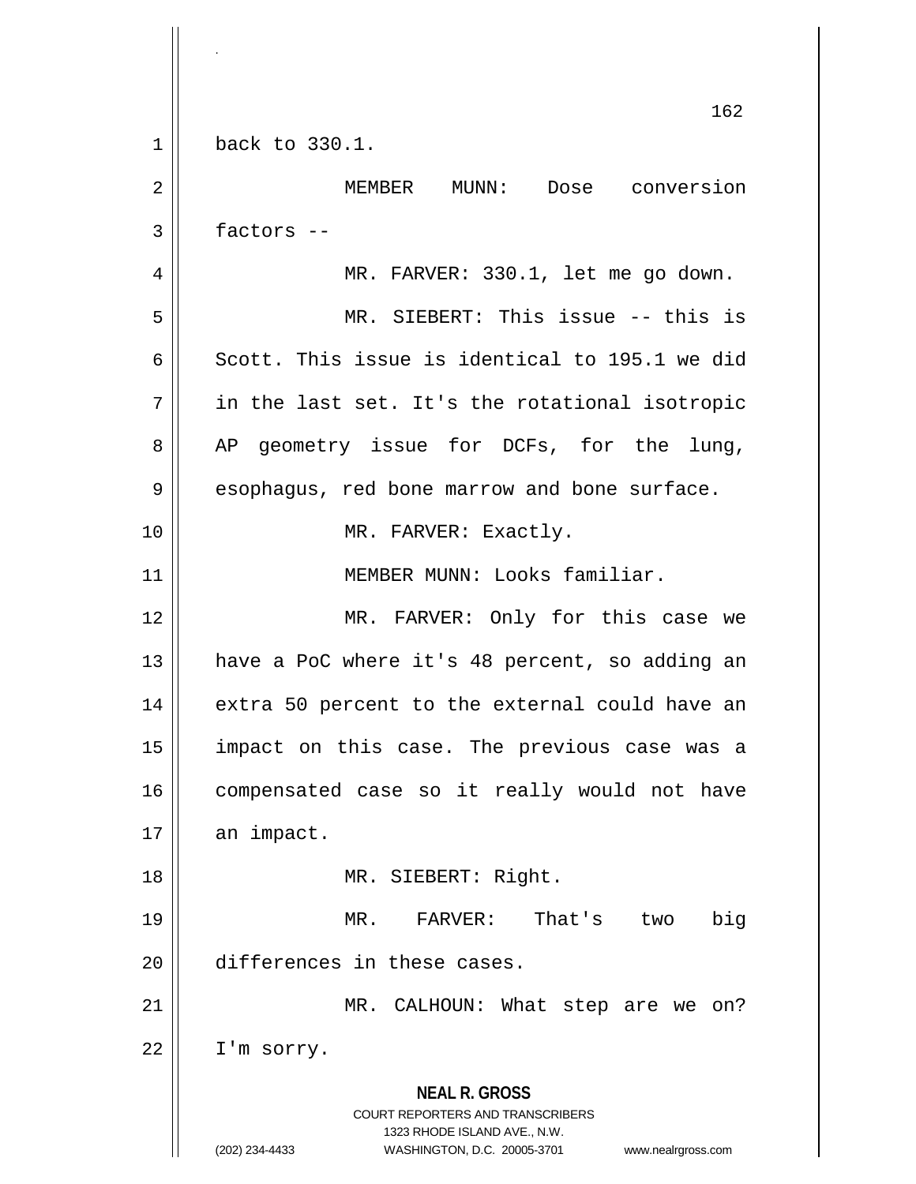back to 330.1.

MEMBER MUNN: Dose conversion factors --

MR. FARVER: 330.1, let me go down.

MR. SIEBERT: This issue -- this is Scott. This issue is identical to 195.1 we did in the last set. It's the rotational isotropic AP geometry issue for DCFs, for the lung, esophagus, red bone marrow and bone surface.

MR. FARVER: Exactly.

MEMBER MUNN: Looks familiar.

MR. FARVER: Only for this case we have a PoC where it's 48 percent, so adding an extra 50 percent to the external could have an impact on this case. The previous case was a compensated case so it really would not have an impact.

MR. SIEBERT: Right.

MR. FARVER: That's two big differences in these cases.

MR. CALHOUN: What step are we on? I'm sorry.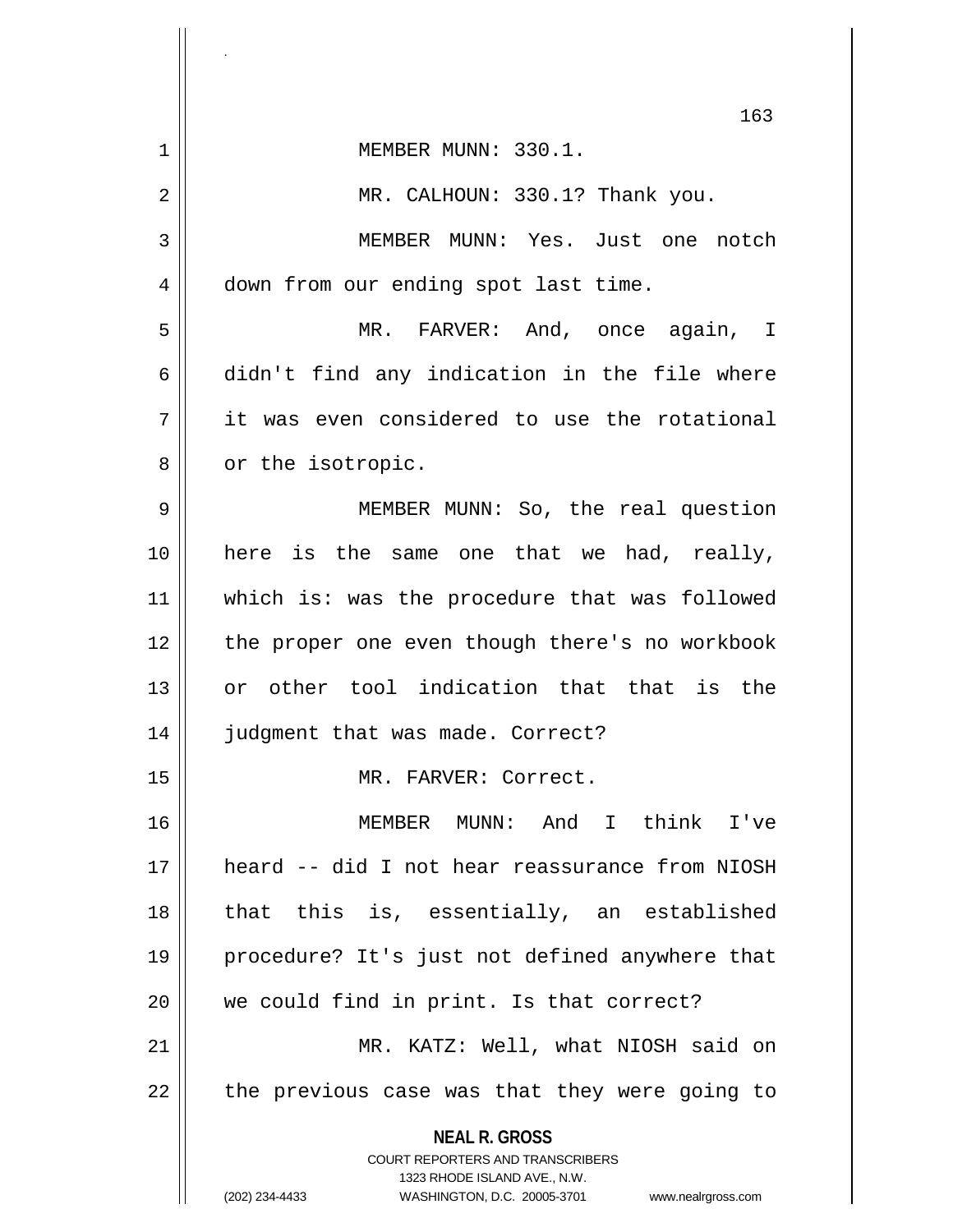MEMBER MUNN: 330.1.

MR. CALHOUN: 330.1? Thank you.

MEMBER MUNN: Yes. Just one notch down from our ending spot last time.

MR. FARVER: And, once again, I didn't find any indication in the file where it was even considered to use the rotational or the isotropic.

MEMBER MUNN: So, the real question here is the same one that we had, really, which is: was the procedure that was followed the proper one even though there's no workbook or other tool indication that that is the judgment that was made. Correct?

MR. FARVER: Correct.

MEMBER MUNN: And I think I've heard -- did I not hear reassurance from NIOSH that this is, essentially, an established procedure? It's just not defined anywhere that we could find in print. Is that correct?

MR. KATZ: Well, what NIOSH said on the previous case was that they were going to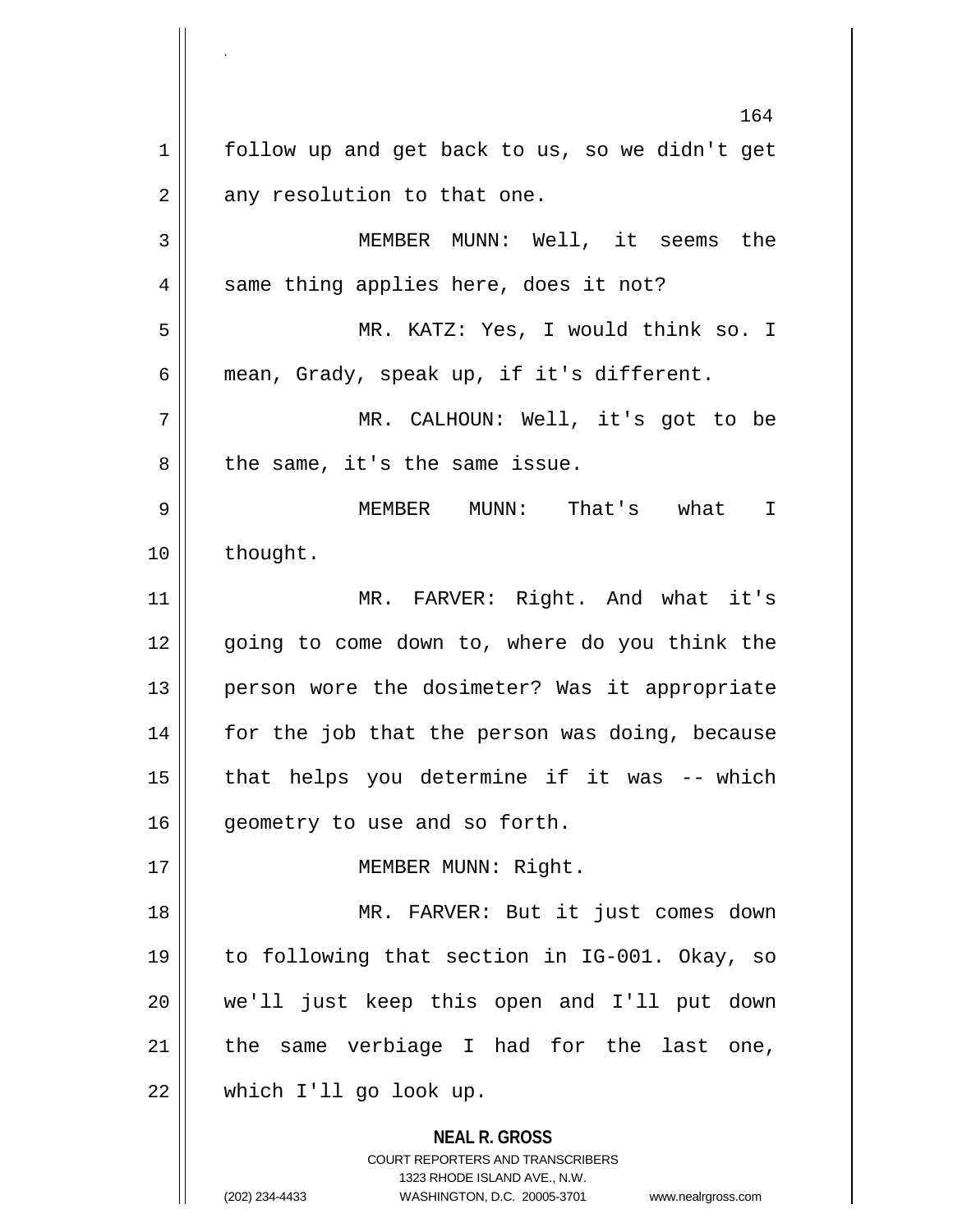follow up and get back to us, so we didn't get any resolution to that one.

MEMBER MUNN: Well, it seems the same thing applies here, does it not?

MR. KATZ: Yes, I would think so. I mean, Grady, speak up, if it's different.

MR. CALHOUN: Well, it's got to be the same, it's the same issue.

MEMBER MUNN: That's what I thought.

MR. FARVER: Right. And what it's going to come down to, where do you think the person wore the dosimeter? Was it appropriate for the job that the person was doing, because that helps you determine if it was -- which geometry to use and so forth.

MEMBER MUNN: Right.

MR. FARVER: But it just comes down to following that section in IG-001. Okay, so we'll just keep this open and I'll put down the same verbiage I had for the last one, which I'll go look up.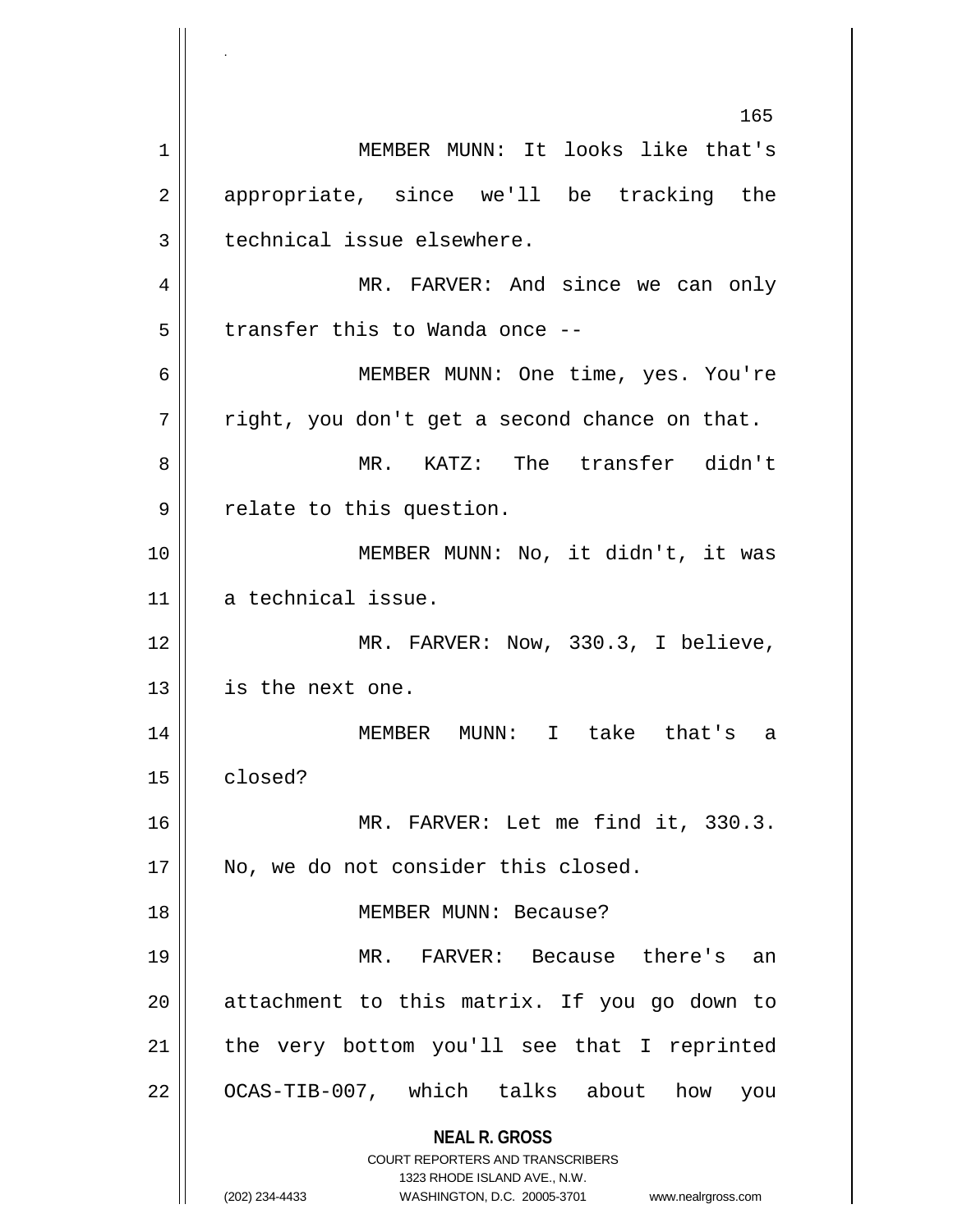MEMBER MUNN: It looks like that's appropriate, since we'll be tracking the technical issue elsewhere.

MR. FARVER: And since we can only transfer this to Wanda once --

MEMBER MUNN: One time, yes. You're right, you don't get a second chance on that.

MR. KATZ: The transfer didn't relate to this question.

MEMBER MUNN: No, it didn't, it was a technical issue.

MR. FARVER: Now, 330.3, I believe, is the next one.

MEMBER MUNN: I take that's a closed?

MR. FARVER: Let me find it, 330.3. No, we do not consider this closed.

MEMBER MUNN: Because?

MR. FARVER: Because there's an attachment to this matrix. If you go down to the very bottom you'll see that I reprinted OCAS-TIB-007, which talks about how you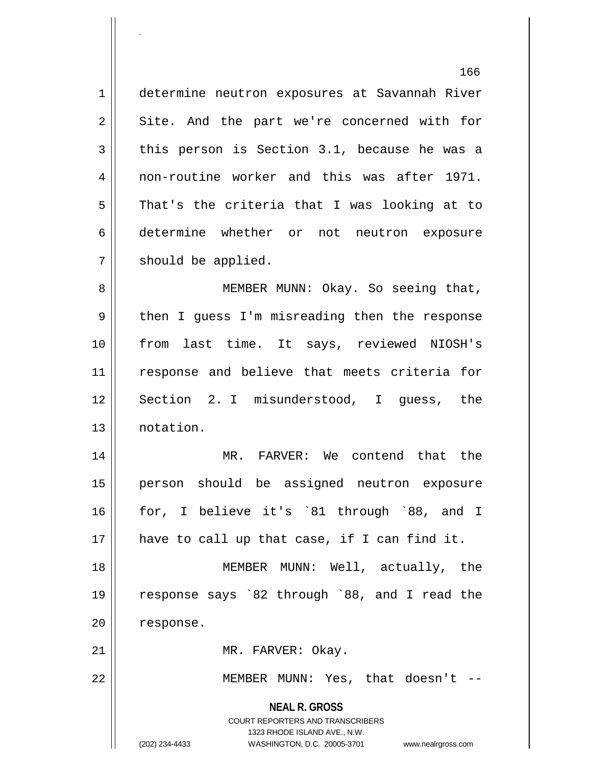determine neutron exposures at Savannah River Site. And the part we're concerned with for this person is Section 3.1, because he was a non-routine worker and this was after 1971. That's the criteria that I was looking at to determine whether or not neutron exposure should be applied.

MEMBER MUNN: Okay. So seeing that, then I guess I'm misreading then the response from last time. It says, reviewed NIOSH's response and believe that meets criteria for Section 2. I misunderstood, I guess, the notation.

MR. FARVER: We contend that the person should be assigned neutron exposure for, I believe it's `81 through `88, and I have to call up that case, if I can find it.

MEMBER MUNN: Well, actually, the response says `82 through `88, and I read the response.

MR. FARVER: Okay.

MEMBER MUNN: Yes, that doesn't --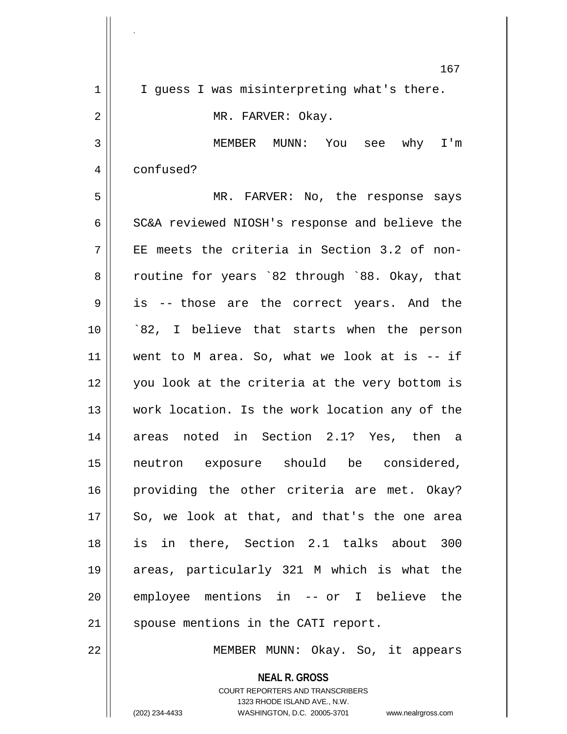I guess I was misinterpreting what's there.

MR. FARVER: Okay.

MEMBER MUNN: You see why I'm confused?

MR. FARVER: No, the response says SC&A reviewed NIOSH's response and believe the EE meets the criteria in Section 3.2 of non-routine for years `82 through `88. Okay, that is -- those are the correct years. And the `82, I believe that starts when the person went to M area. So, what we look at is -- if you look at the criteria at the very bottom is work location. Is the work location any of the areas noted in Section 2.1? Yes, then a neutron exposure should be considered, providing the other criteria are met. Okay? So, we look at that, and that's the one area is in there, Section 2.1 talks about 300 areas, particularly 321 M which is what the employee mentions in -- or I believe the spouse mentions in the CATI report.

MEMBER MUNN: Okay. So, it appears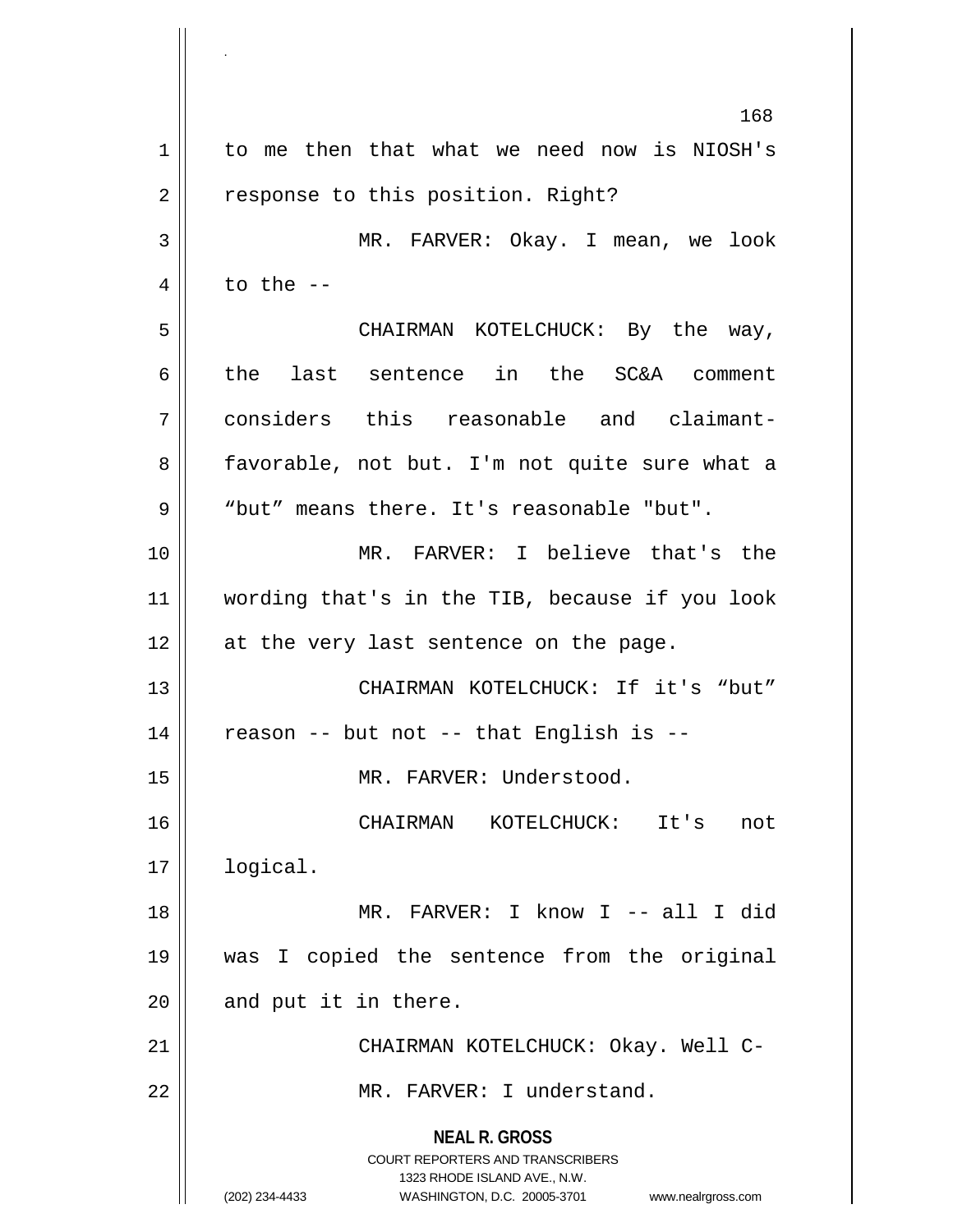to me then that what we need now is NIOSH's response to this position. Right?

MR. FARVER: Okay. I mean, we look to the --

CHAIRMAN KOTELCHUCK: By the way, the last sentence in the SC&A comment considers this reasonable and claimant-favorable, not but. I'm not quite sure what a “but” means there. It's reasonable "but".

MR. FARVER: I believe that's the wording that's in the TIB, because if you look at the very last sentence on the page.

CHAIRMAN KOTELCHUCK: If it's “but” reason -- but not -- that English is --

MR. FARVER: Understood.

CHAIRMAN KOTELCHUCK: It's not logical.

MR. FARVER: I know I -- all I did was I copied the sentence from the original and put it in there.

CHAIRMAN KOTELCHUCK: Okay. Well C-

MR. FARVER: I understand.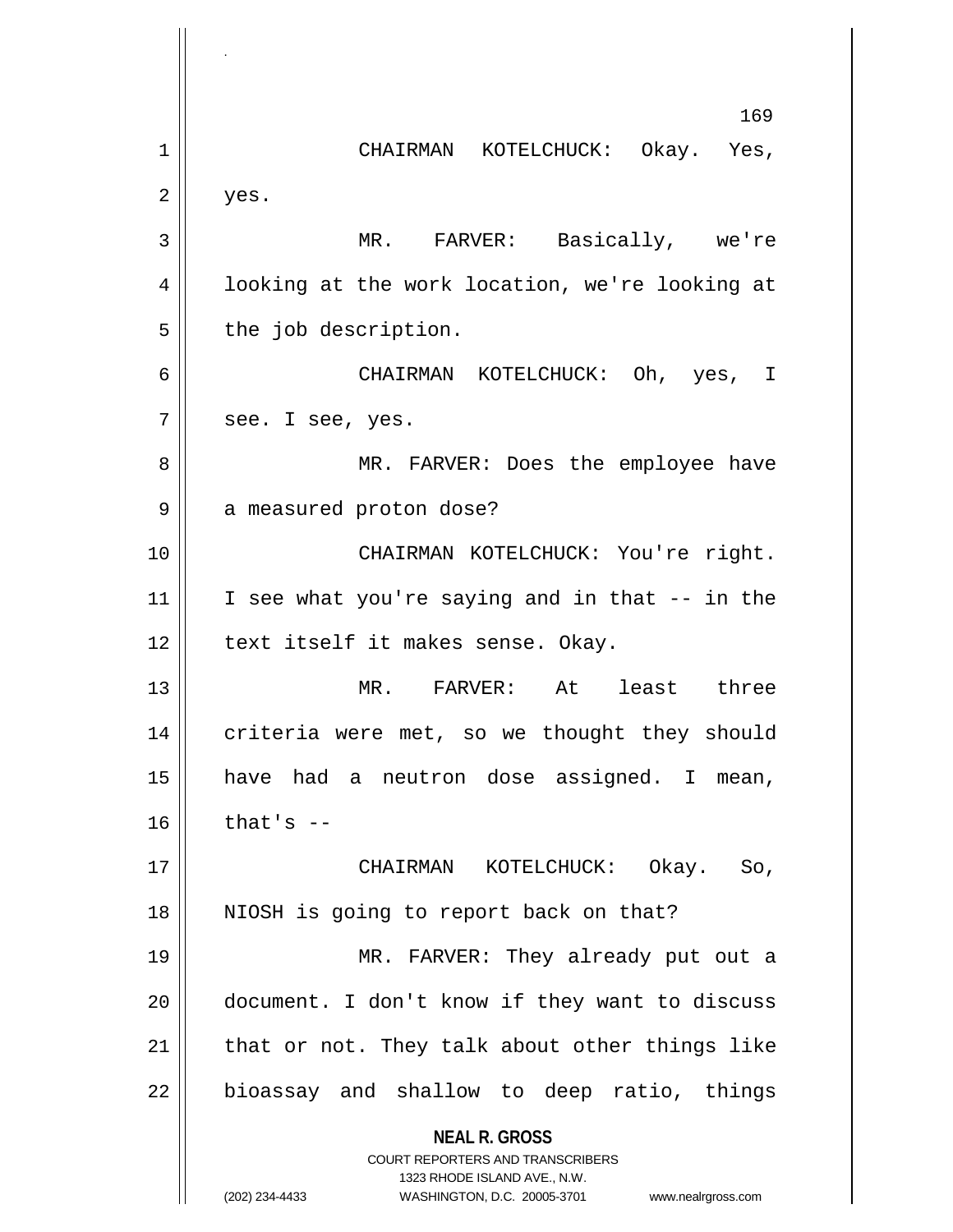CHAIRMAN KOTELCHUCK: Okay. Yes, yes.

MR. FARVER: Basically, we're looking at the work location, we're looking at the job description.

CHAIRMAN KOTELCHUCK: Oh, yes, I see. I see, yes.

MR. FARVER: Does the employee have a measured proton dose?

CHAIRMAN KOTELCHUCK: You're right. I see what you're saying and in that -- in the text itself it makes sense. Okay.

MR. FARVER: At least three criteria were met, so we thought they should have had a neutron dose assigned. I mean, that's --

CHAIRMAN KOTELCHUCK: Okay. So, NIOSH is going to report back on that?

MR. FARVER: They already put out a document. I don't know if they want to discuss that or not. They talk about other things like bioassay and shallow to deep ratio, things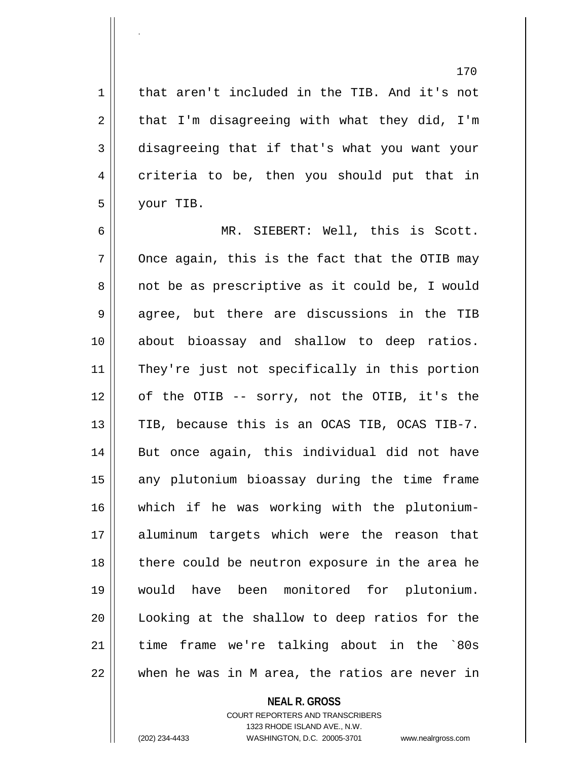that aren't included in the TIB. And it's not that I'm disagreeing with what they did, I'm disagreeing that if that's what you want your criteria to be, then you should put that in your TIB.

MR. SIEBERT: Well, this is Scott. Once again, this is the fact that the OTIB may not be as prescriptive as it could be, I would agree, but there are discussions in the TIB about bioassay and shallow to deep ratios. They're just not specifically in this portion of the OTIB -- sorry, not the OTIB, it's the TIB, because this is an OCAS TIB, OCAS TIB-7. But once again, this individual did not have any plutonium bioassay during the time frame which if he was working with the plutonium-aluminum targets which were the reason that there could be neutron exposure in the area he would have been monitored for plutonium. Looking at the shallow to deep ratios for the time frame we're talking about in the `80s when he was in M area, the ratios are never in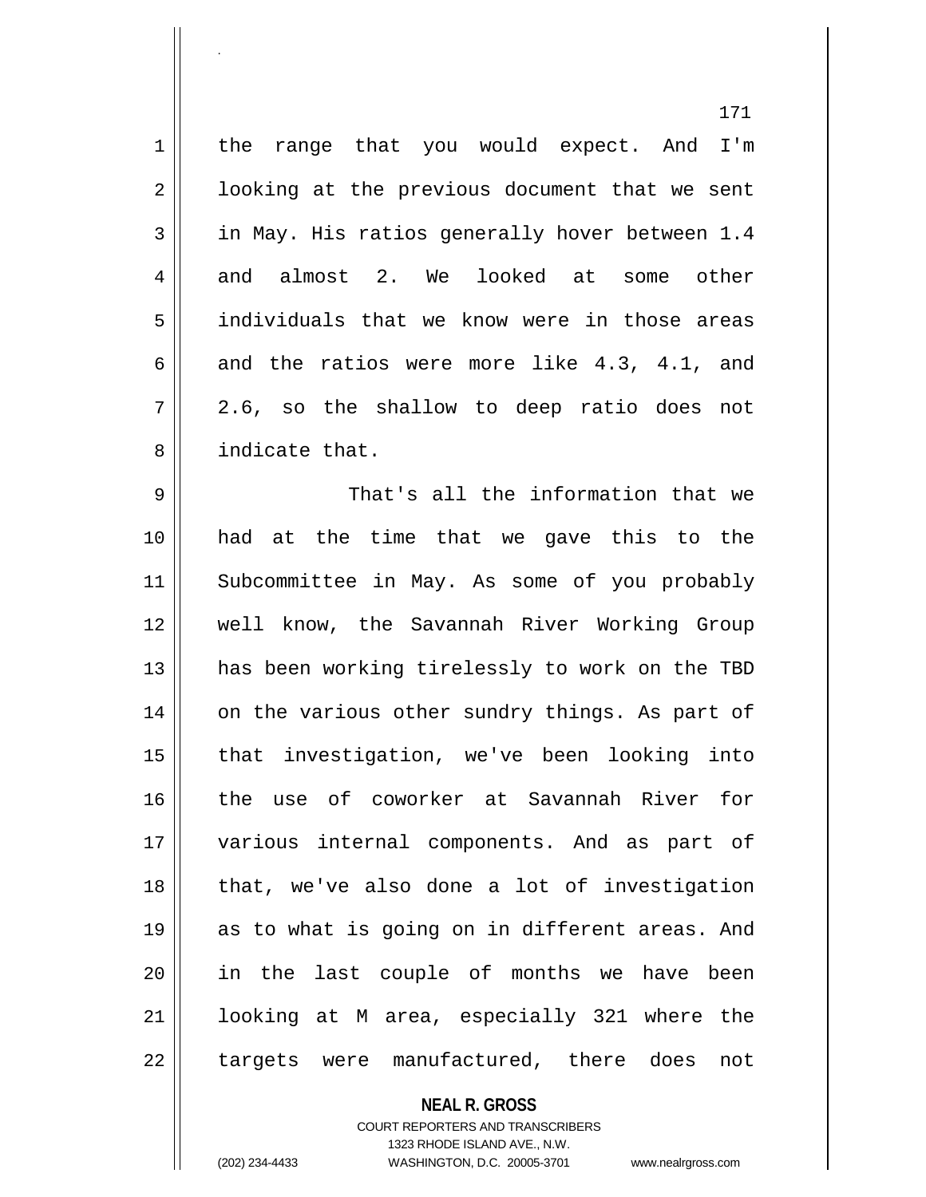the range that you would expect. And I'm looking at the previous document that we sent in May. His ratios generally hover between 1.4 and almost 2. We looked at some other individuals that we know were in those areas and the ratios were more like 4.3, 4.1, and 2.6, so the shallow to deep ratio does not indicate that.

That's all the information that we had at the time that we gave this to the Subcommittee in May. As some of you probably well know, the Savannah River Working Group has been working tirelessly to work on the TBD on the various other sundry things. As part of that investigation, we've been looking into the use of coworker at Savannah River for various internal components. And as part of that, we've also done a lot of investigation as to what is going on in different areas. And in the last couple of months we have been looking at M area, especially 321 where the targets were manufactured, there does not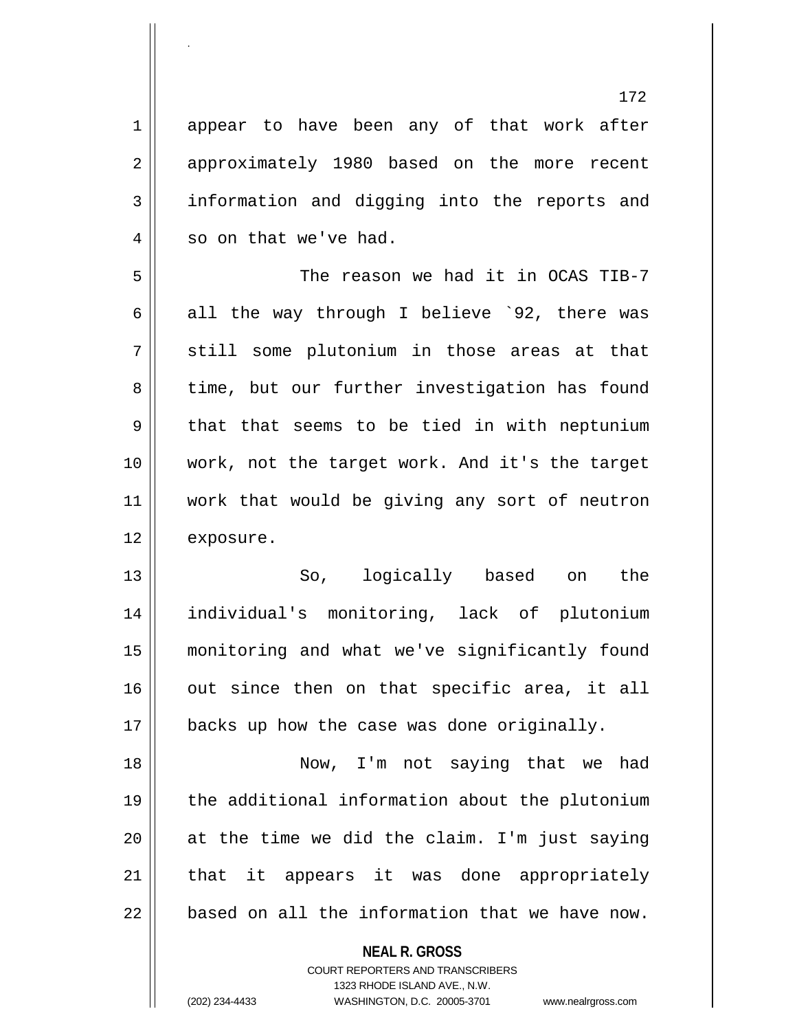appear to have been any of that work after approximately 1980 based on the more recent information and digging into the reports and so on that we've had.

The reason we had it in OCAS TIB-7 all the way through I believe `92, there was still some plutonium in those areas at that time, but our further investigation has found that that seems to be tied in with neptunium work, not the target work. And it's the target work that would be giving any sort of neutron exposure.

So, logically based on the individual's monitoring, lack of plutonium monitoring and what we've significantly found out since then on that specific area, it all backs up how the case was done originally.

Now, I'm not saying that we had the additional information about the plutonium at the time we did the claim. I'm just saying that it appears it was done appropriately based on all the information that we have now.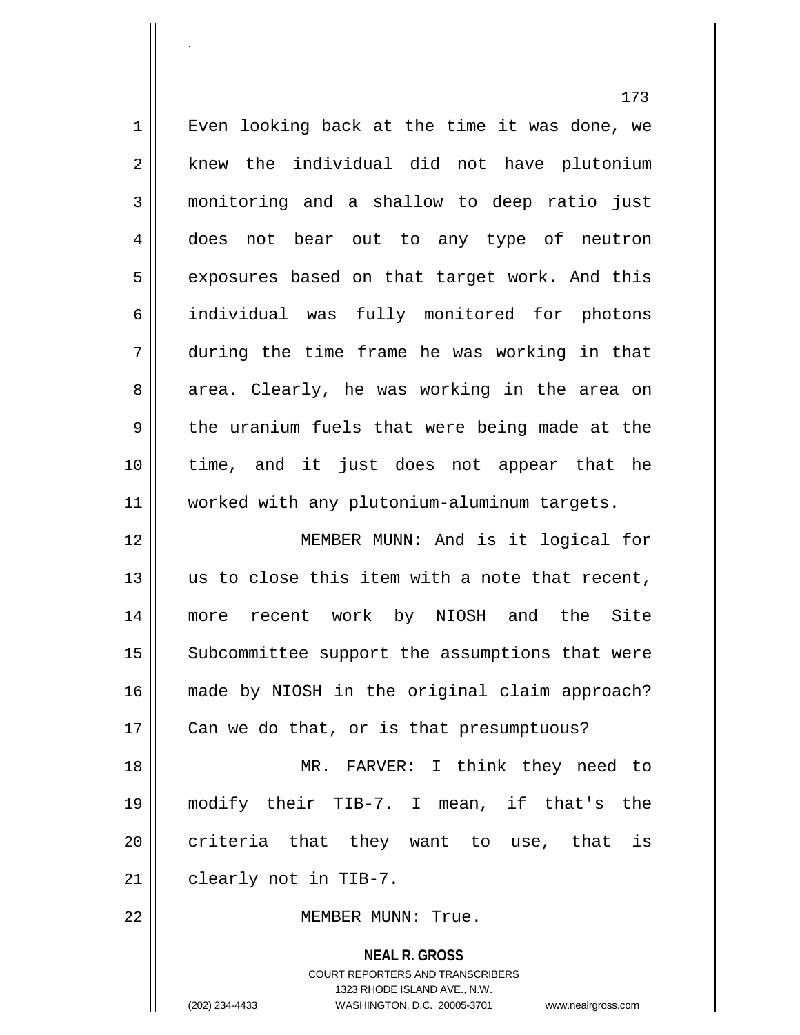Even looking back at the time it was done, we knew the individual did not have plutonium monitoring and a shallow to deep ratio just does not bear out to any type of neutron exposures based on that target work. And this individual was fully monitored for photons during the time frame he was working in that area. Clearly, he was working in the area on the uranium fuels that were being made at the time, and it just does not appear that he worked with any plutonium-aluminum targets.

MEMBER MUNN: And is it logical for us to close this item with a note that recent, more recent work by NIOSH and the Site Subcommittee support the assumptions that were made by NIOSH in the original claim approach? Can we do that, or is that presumptuous?

MR. FARVER: I think they need to modify their TIB-7. I mean, if that's the criteria that they want to use, that is clearly not in TIB-7.

MEMBER MUNN: True.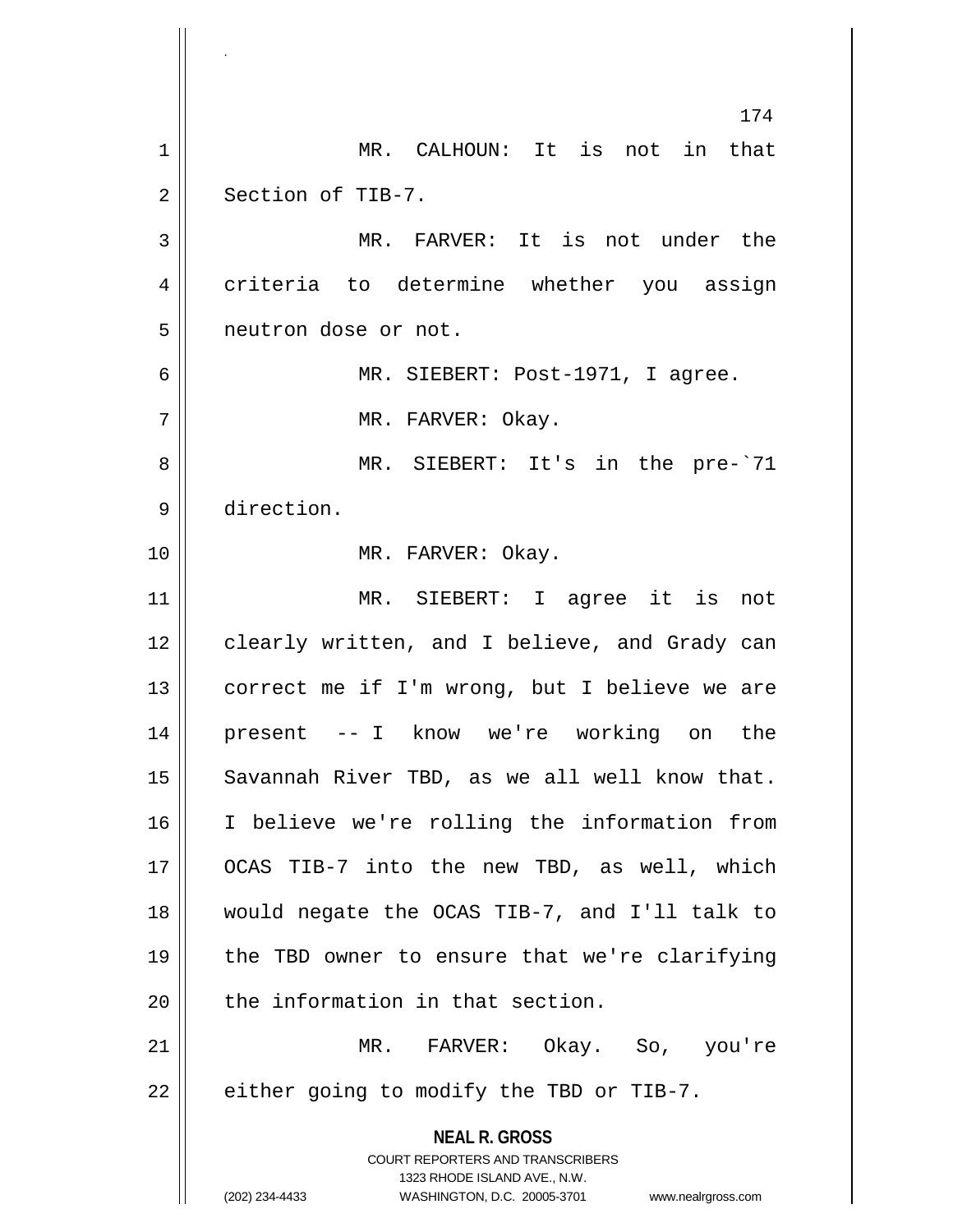MR. CALHOUN: It is not in that Section of TIB-7.

MR. FARVER: It is not under the criteria to determine whether you assign neutron dose or not.

MR. SIEBERT: Post-1971, I agree.

MR. FARVER: Okay.

MR. SIEBERT: It's in the pre-`71 direction.

MR. FARVER: Okay.

MR. SIEBERT: I agree it is not clearly written, and I believe, and Grady can correct me if I'm wrong, but I believe we are present -- I know we're working on the Savannah River TBD, as we all well know that. I believe we're rolling the information from OCAS TIB-7 into the new TBD, as well, which would negate the OCAS TIB-7, and I'll talk to the TBD owner to ensure that we're clarifying the information in that section.

MR. FARVER: Okay. So, you're either going to modify the TBD or TIB-7.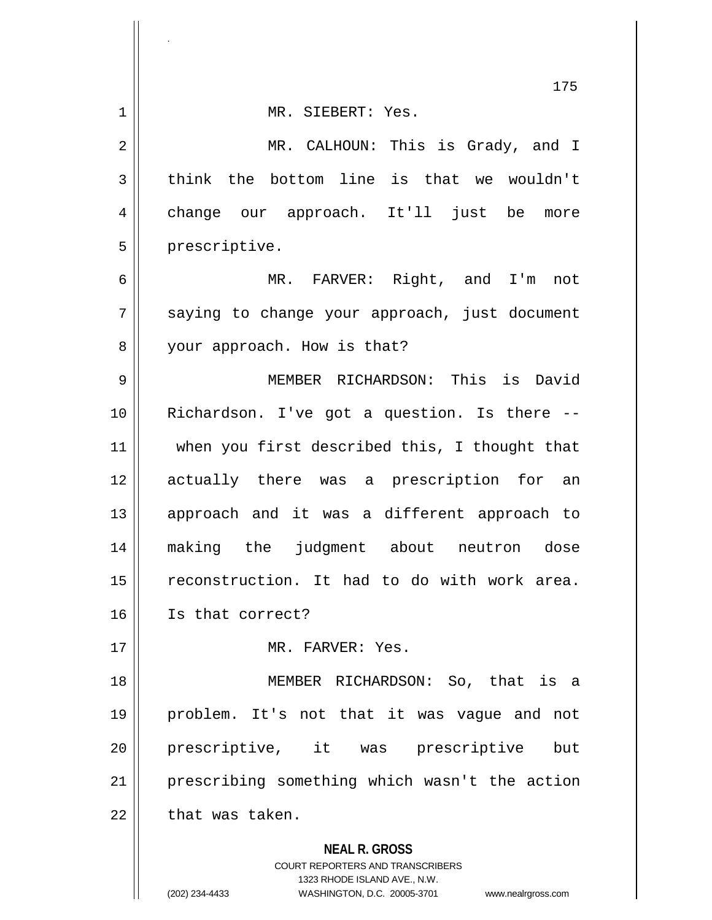MR. SIEBERT: Yes.

MR. CALHOUN: This is Grady, and I think the bottom line is that we wouldn't change our approach. It'll just be more prescriptive.

MR. FARVER: Right, and I'm not saying to change your approach, just document your approach. How is that?

MEMBER RICHARDSON: This is David Richardson. I've got a question. Is there -- when you first described this, I thought that actually there was a prescription for an approach and it was a different approach to making the judgment about neutron dose reconstruction. It had to do with work area. Is that correct?

MR. FARVER: Yes.

MEMBER RICHARDSON: So, that is a problem. It's not that it was vague and not prescriptive, it was prescriptive but prescribing something which wasn't the action that was taken.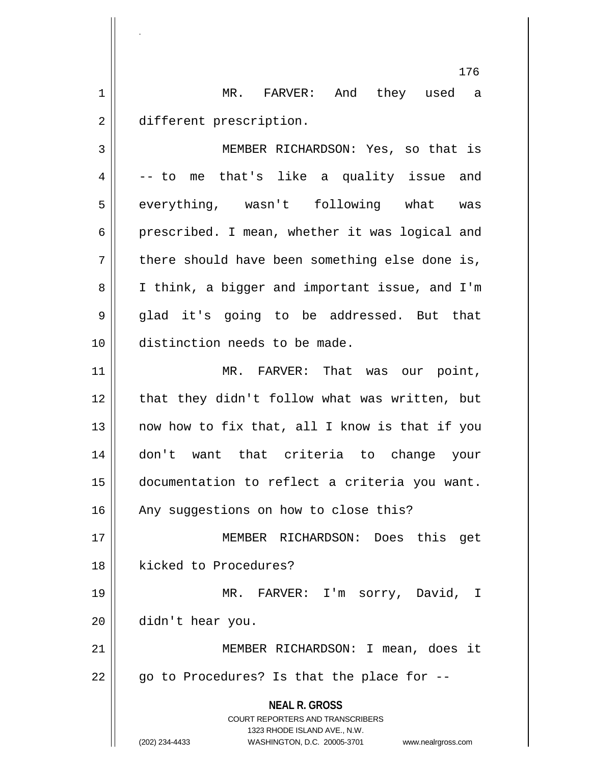MR. FARVER: And they used a different prescription.

MEMBER RICHARDSON: Yes, so that is -- to me that's like a quality issue and everything, wasn't following what was prescribed. I mean, whether it was logical and there should have been something else done is, I think, a bigger and important issue, and I'm glad it's going to be addressed. But that distinction needs to be made.

MR. FARVER: That was our point, that they didn't follow what was written, but now how to fix that, all I know is that if you don't want that criteria to change your documentation to reflect a criteria you want. Any suggestions on how to close this?

MEMBER RICHARDSON: Does this get kicked to Procedures?

MR. FARVER: I'm sorry, David, I didn't hear you.

MEMBER RICHARDSON: I mean, does it go to Procedures? Is that the place for --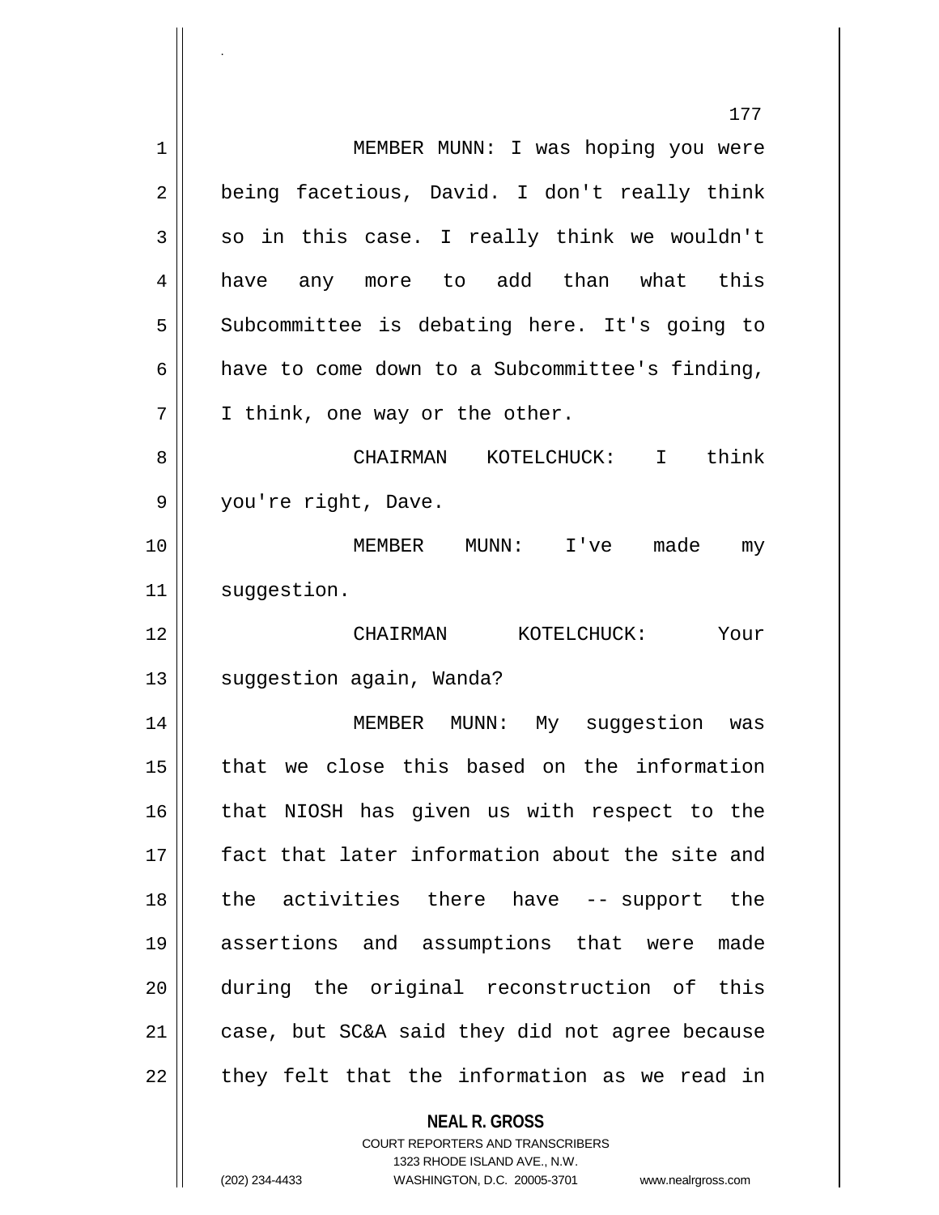MEMBER MUNN: I was hoping you were being facetious, David. I don't really think so in this case. I really think we wouldn't have any more to add than what this Subcommittee is debating here. It's going to have to come down to a Subcommittee's finding, I think, one way or the other.

CHAIRMAN KOTELCHUCK: I think you're right, Dave.

MEMBER MUNN: I've made my suggestion.

CHAIRMAN KOTELCHUCK: Your suggestion again, Wanda?

MEMBER MUNN: My suggestion was that we close this based on the information that NIOSH has given us with respect to the fact that later information about the site and the activities there have -- support the assertions and assumptions that were made during the original reconstruction of this case, but SC&A said they did not agree because they felt that the information as we read in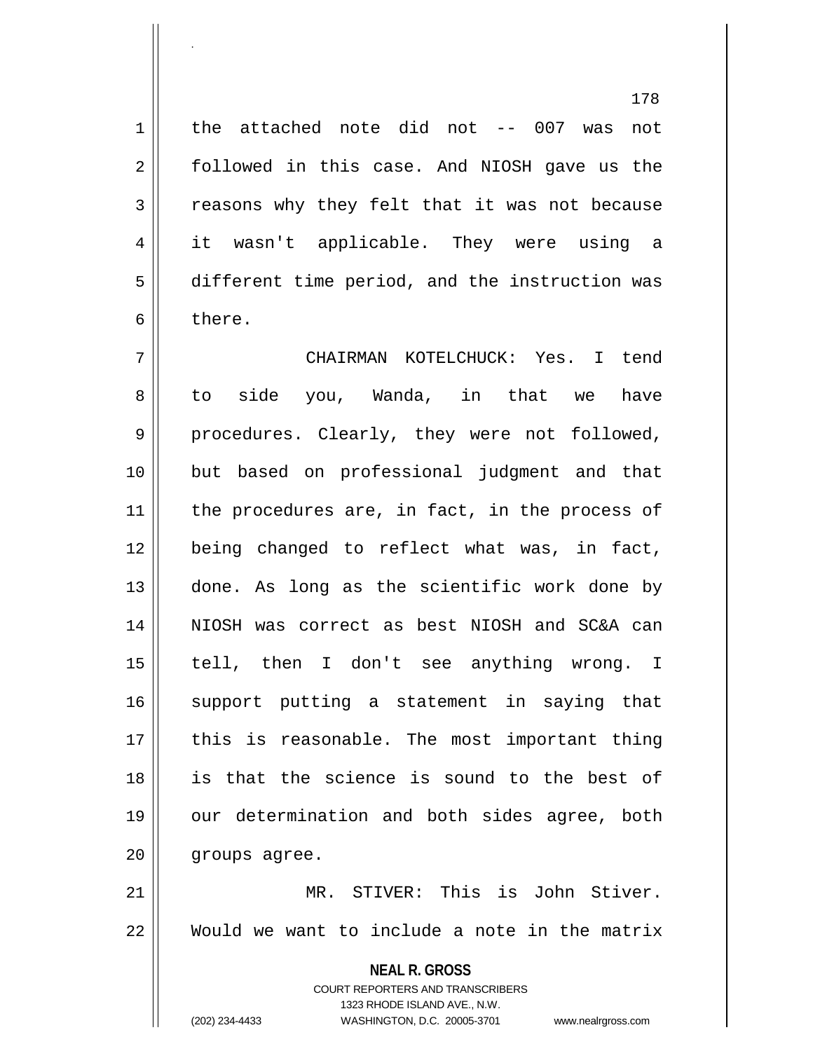the attached note did not -- 007 was not followed in this case. And NIOSH gave us the reasons why they felt that it was not because it wasn't applicable. They were using a different time period, and the instruction was there.

CHAIRMAN KOTELCHUCK: Yes. I tend to side you, Wanda, in that we have procedures. Clearly, they were not followed, but based on professional judgment and that the procedures are, in fact, in the process of being changed to reflect what was, in fact, done. As long as the scientific work done by NIOSH was correct as best NIOSH and SC&A can tell, then I don't see anything wrong. I support putting a statement in saying that this is reasonable. The most important thing is that the science is sound to the best of our determination and both sides agree, both groups agree.

MR. STIVER: This is John Stiver. Would we want to include a note in the matrix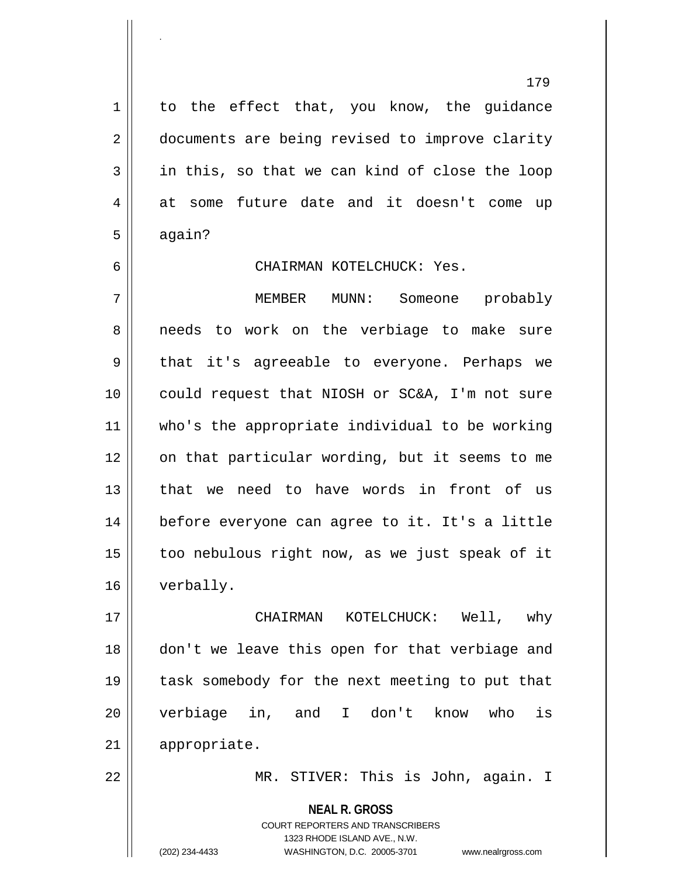to the effect that, you know, the guidance documents are being revised to improve clarity in this, so that we can kind of close the loop at some future date and it doesn't come up again?

CHAIRMAN KOTELCHUCK: Yes.

MEMBER MUNN: Someone probably needs to work on the verbiage to make sure that it's agreeable to everyone. Perhaps we could request that NIOSH or SC&A, I'm not sure who's the appropriate individual to be working on that particular wording, but it seems to me that we need to have words in front of us before everyone can agree to it. It's a little too nebulous right now, as we just speak of it verbally.

CHAIRMAN KOTELCHUCK: Well, why don't we leave this open for that verbiage and task somebody for the next meeting to put that verbiage in, and I don't know who is appropriate.

MR. STIVER: This is John, again. I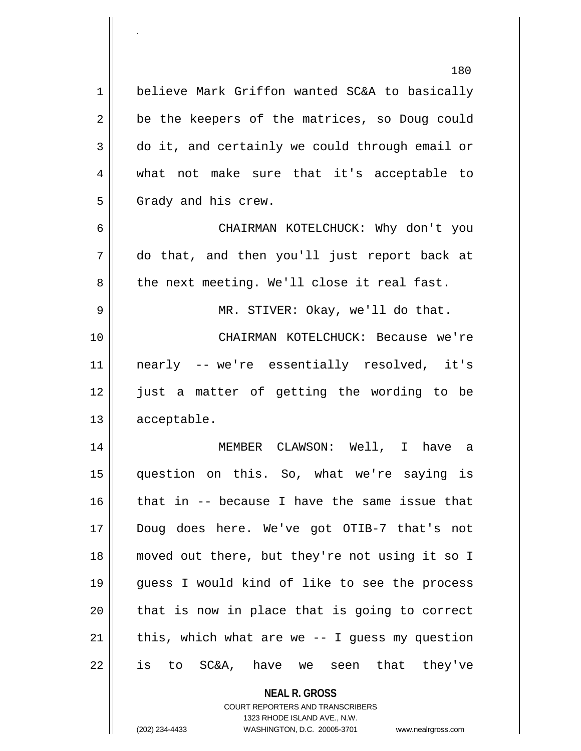believe Mark Griffon wanted SC&A to basically be the keepers of the matrices, so Doug could do it, and certainly we could through email or what not make sure that it's acceptable to Grady and his crew.

CHAIRMAN KOTELCHUCK: Why don't you do that, and then you'll just report back at the next meeting. We'll close it real fast.

MR. STIVER: Okay, we'll do that.

CHAIRMAN KOTELCHUCK: Because we're nearly -- we're essentially resolved, it's just a matter of getting the wording to be acceptable.

MEMBER CLAWSON: Well, I have a question on this. So, what we're saying is that in -- because I have the same issue that Doug does here. We've got OTIB-7 that's not moved out there, but they're not using it so I guess I would kind of like to see the process that is now in place that is going to correct this, which what are we -- I guess my question is to SC&A, have we seen that they've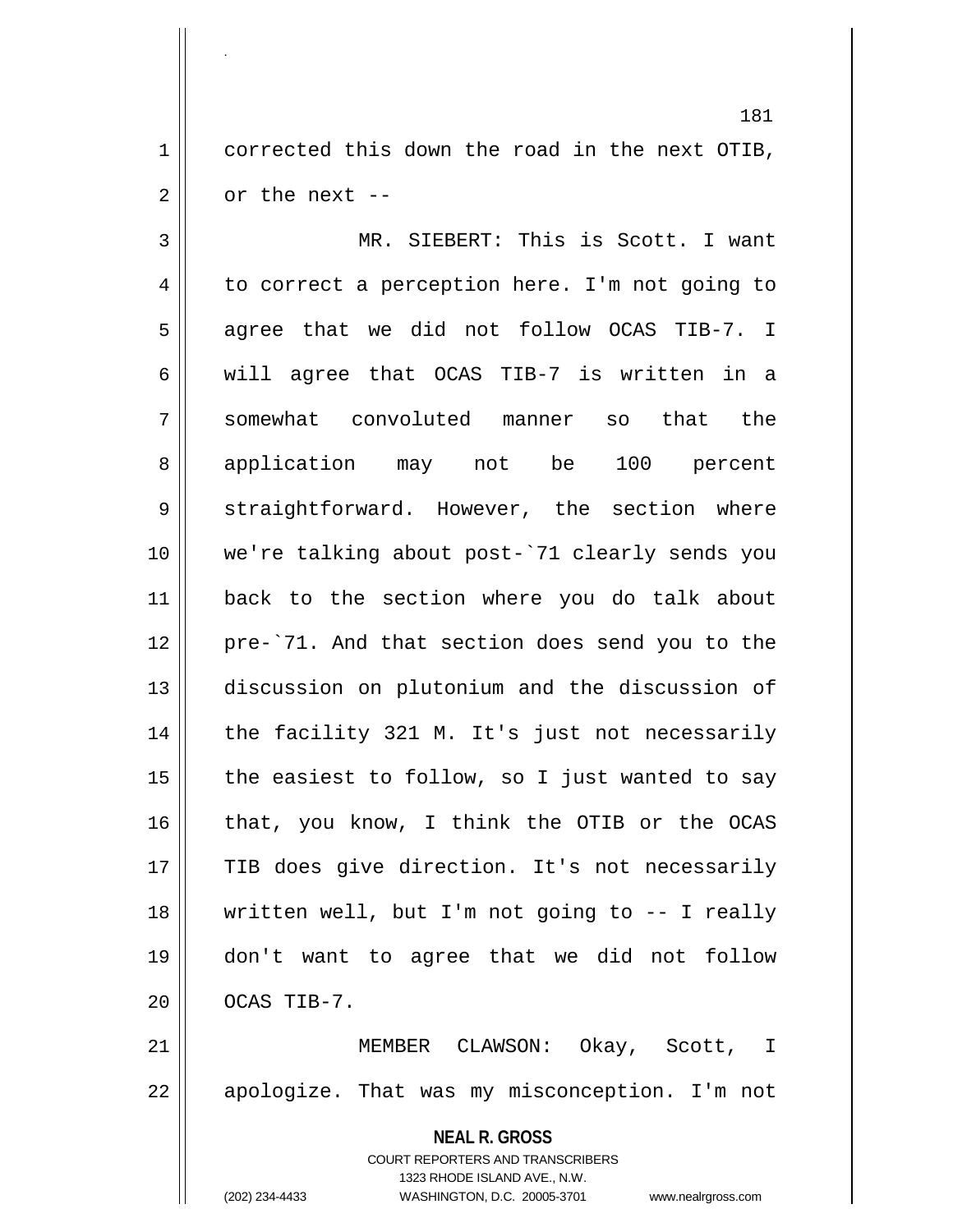corrected this down the road in the next OTIB, or the next --

MR. SIEBERT: This is Scott. I want to correct a perception here. I'm not going to agree that we did not follow OCAS TIB-7. I will agree that OCAS TIB-7 is written in a somewhat convoluted manner so that the application may not be 100 percent straightforward. However, the section where we're talking about post-`71 clearly sends you back to the section where you do talk about pre-`71. And that section does send you to the discussion on plutonium and the discussion of the facility 321 M. It's just not necessarily the easiest to follow, so I just wanted to say that, you know, I think the OTIB or the OCAS TIB does give direction. It's not necessarily written well, but I'm not going to -- I really don't want to agree that we did not follow OCAS TIB-7.

MEMBER CLAWSON: Okay, Scott, I apologize. That was my misconception. I'm not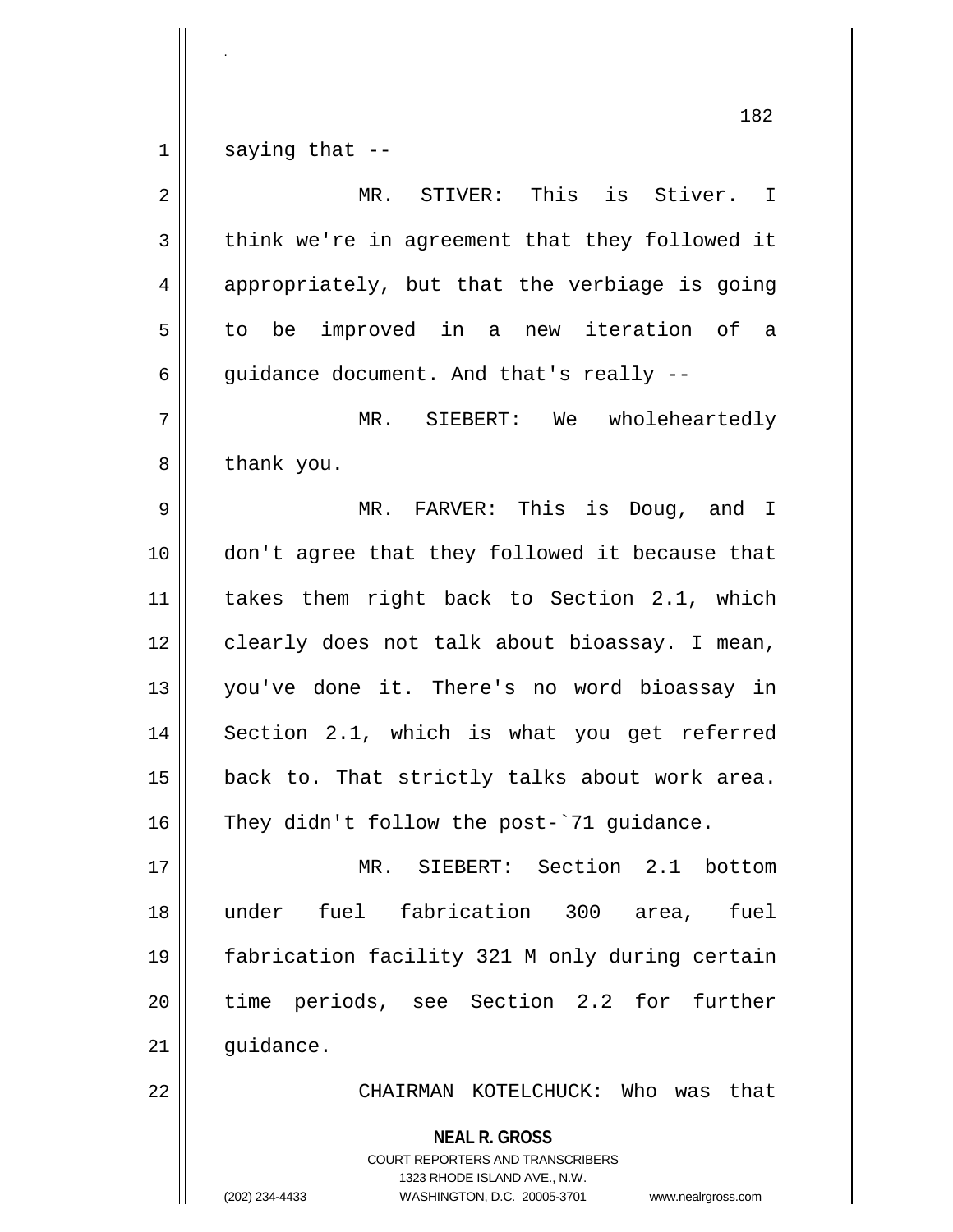saying that --

MR. STIVER: This is Stiver. I think we're in agreement that they followed it appropriately, but that the verbiage is going to be improved in a new iteration of a guidance document. And that's really --

MR. SIEBERT: We wholeheartedly thank you.

MR. FARVER: This is Doug, and I don't agree that they followed it because that takes them right back to Section 2.1, which clearly does not talk about bioassay. I mean, you've done it. There's no word bioassay in Section 2.1, which is what you get referred back to. That strictly talks about work area. They didn't follow the post-`71 guidance.

MR. SIEBERT: Section 2.1 bottom under fuel fabrication 300 area, fuel fabrication facility 321 M only during certain time periods, see Section 2.2 for further guidance.

CHAIRMAN KOTELCHUCK: Who was that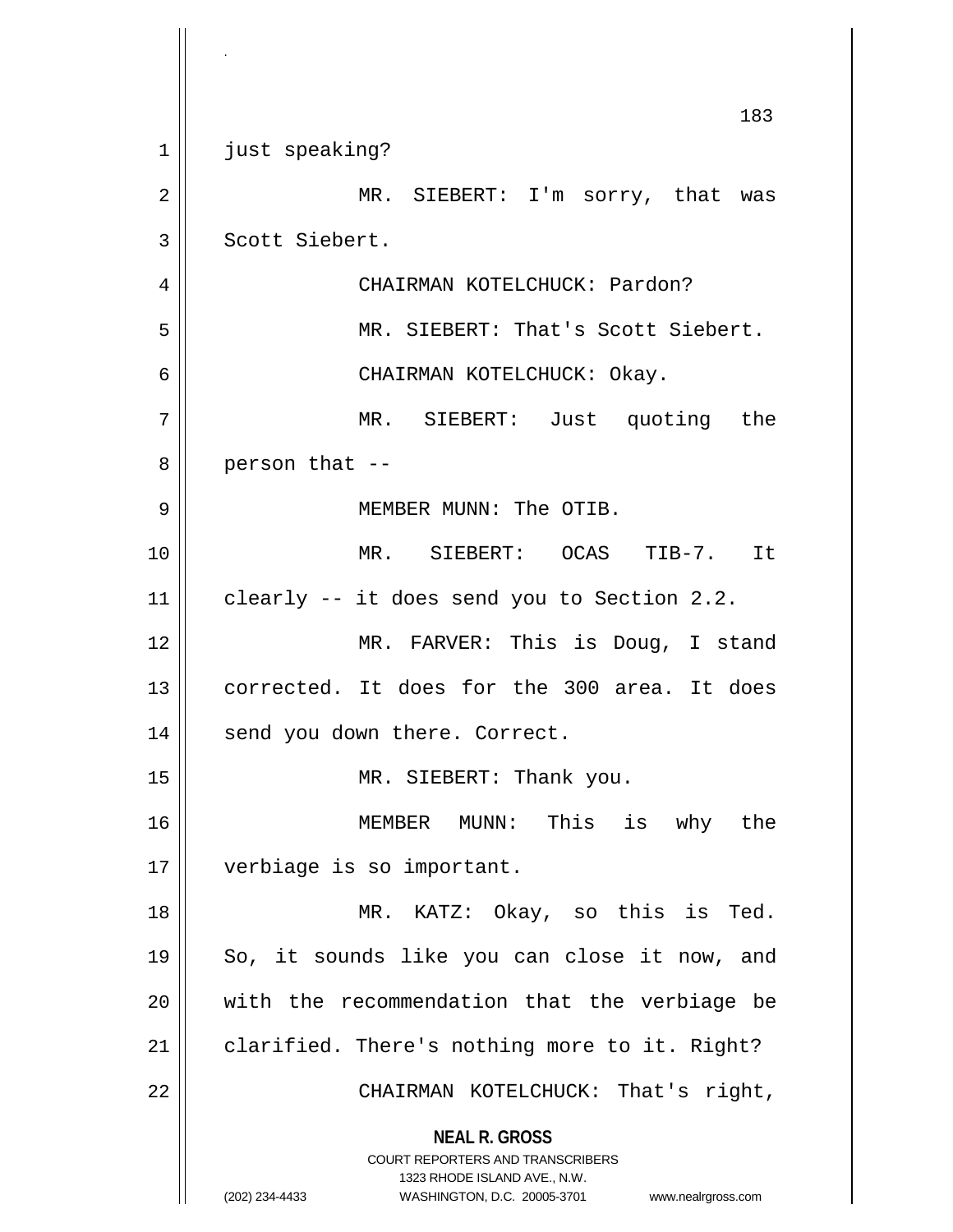just speaking?

MR. SIEBERT: I'm sorry, that was Scott Siebert.

CHAIRMAN KOTELCHUCK: Pardon?

MR. SIEBERT: That's Scott Siebert.

CHAIRMAN KOTELCHUCK: Okay.

MR. SIEBERT: Just quoting the person that --

MEMBER MUNN: The OTIB.

MR. SIEBERT: OCAS TIB-7. It clearly -- it does send you to Section 2.2.

MR. FARVER: This is Doug, I stand corrected. It does for the 300 area. It does send you down there. Correct.

MR. SIEBERT: Thank you.

MEMBER MUNN: This is why the verbiage is so important.

MR. KATZ: Okay, so this is Ted. So, it sounds like you can close it now, and with the recommendation that the verbiage be clarified. There's nothing more to it. Right?

CHAIRMAN KOTELCHUCK: That's right,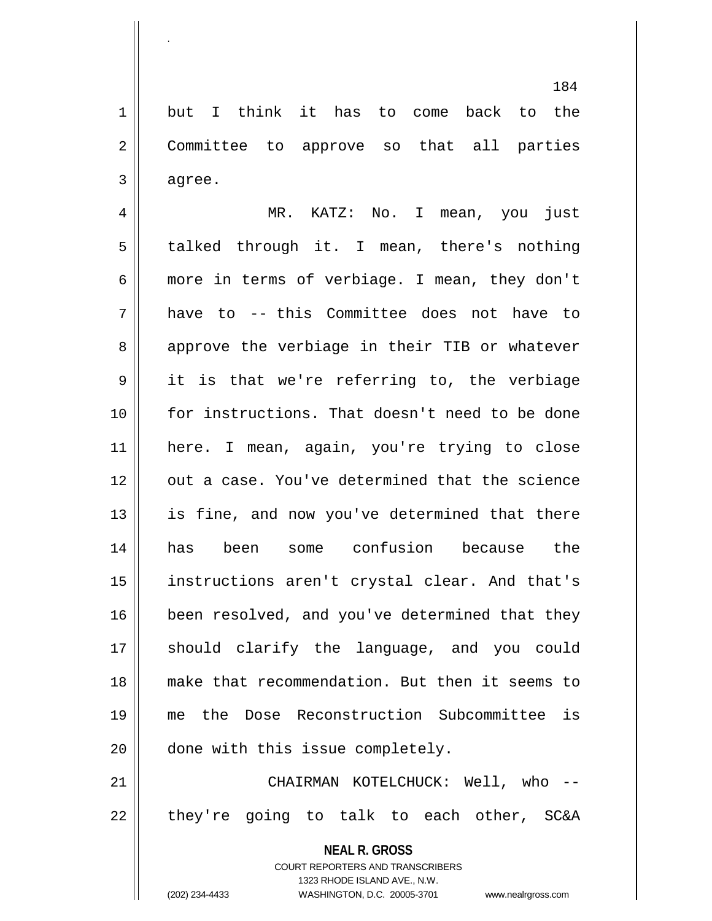but I think it has to come back to the Committee to approve so that all parties agree.

MR. KATZ: No. I mean, you just talked through it. I mean, there's nothing more in terms of verbiage. I mean, they don't have to -- this Committee does not have to approve the verbiage in their TIB or whatever it is that we're referring to, the verbiage for instructions. That doesn't need to be done here. I mean, again, you're trying to close out a case. You've determined that the science is fine, and now you've determined that there has been some confusion because the instructions aren't crystal clear. And that's been resolved, and you've determined that they should clarify the language, and you could make that recommendation. But then it seems to me the Dose Reconstruction Subcommittee is done with this issue completely.

CHAIRMAN KOTELCHUCK: Well, who -- they're going to talk to each other, SC&A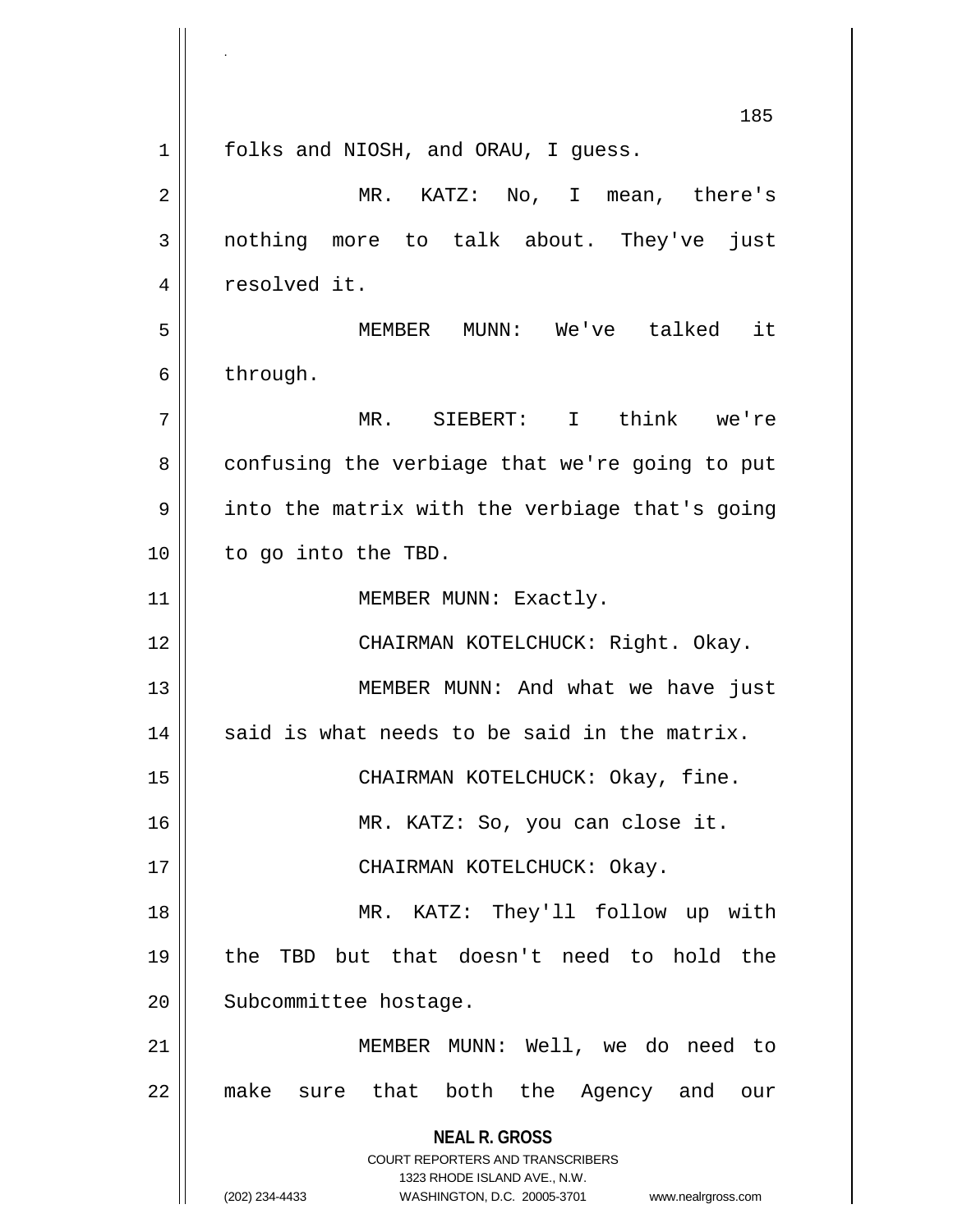folks and NIOSH, and ORAU, I guess.

MR. KATZ: No, I mean, there's nothing more to talk about. They've just resolved it.

MEMBER MUNN: We've talked it through.

MR. SIEBERT: I think we're confusing the verbiage that we're going to put into the matrix with the verbiage that's going to go into the TBD.

MEMBER MUNN: Exactly.

CHAIRMAN KOTELCHUCK: Right. Okay.

MEMBER MUNN: And what we have just said is what needs to be said in the matrix.

CHAIRMAN KOTELCHUCK: Okay, fine.

MR. KATZ: So, you can close it.

CHAIRMAN KOTELCHUCK: Okay.

MR. KATZ: They'll follow up with the TBD but that doesn't need to hold the Subcommittee hostage.

MEMBER MUNN: Well, we do need to make sure that both the Agency and our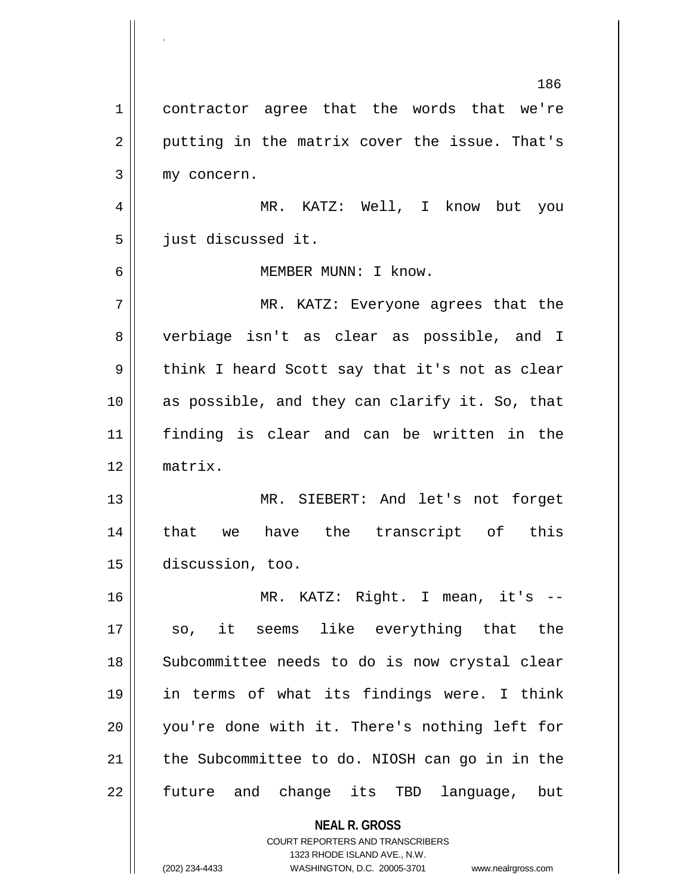contractor agree that the words that we're putting in the matrix cover the issue. That's my concern.

MR. KATZ: Well, I know but you just discussed it.

MEMBER MUNN: I know.

MR. KATZ: Everyone agrees that the verbiage isn't as clear as possible, and I think I heard Scott say that it's not as clear as possible, and they can clarify it. So, that finding is clear and can be written in the matrix.

MR. SIEBERT: And let's not forget that we have the transcript of this discussion, too.

MR. KATZ: Right. I mean, it's -- so, it seems like everything that the Subcommittee needs to do is now crystal clear in terms of what its findings were. I think you're done with it. There's nothing left for the Subcommittee to do. NIOSH can go in in the future and change its TBD language, but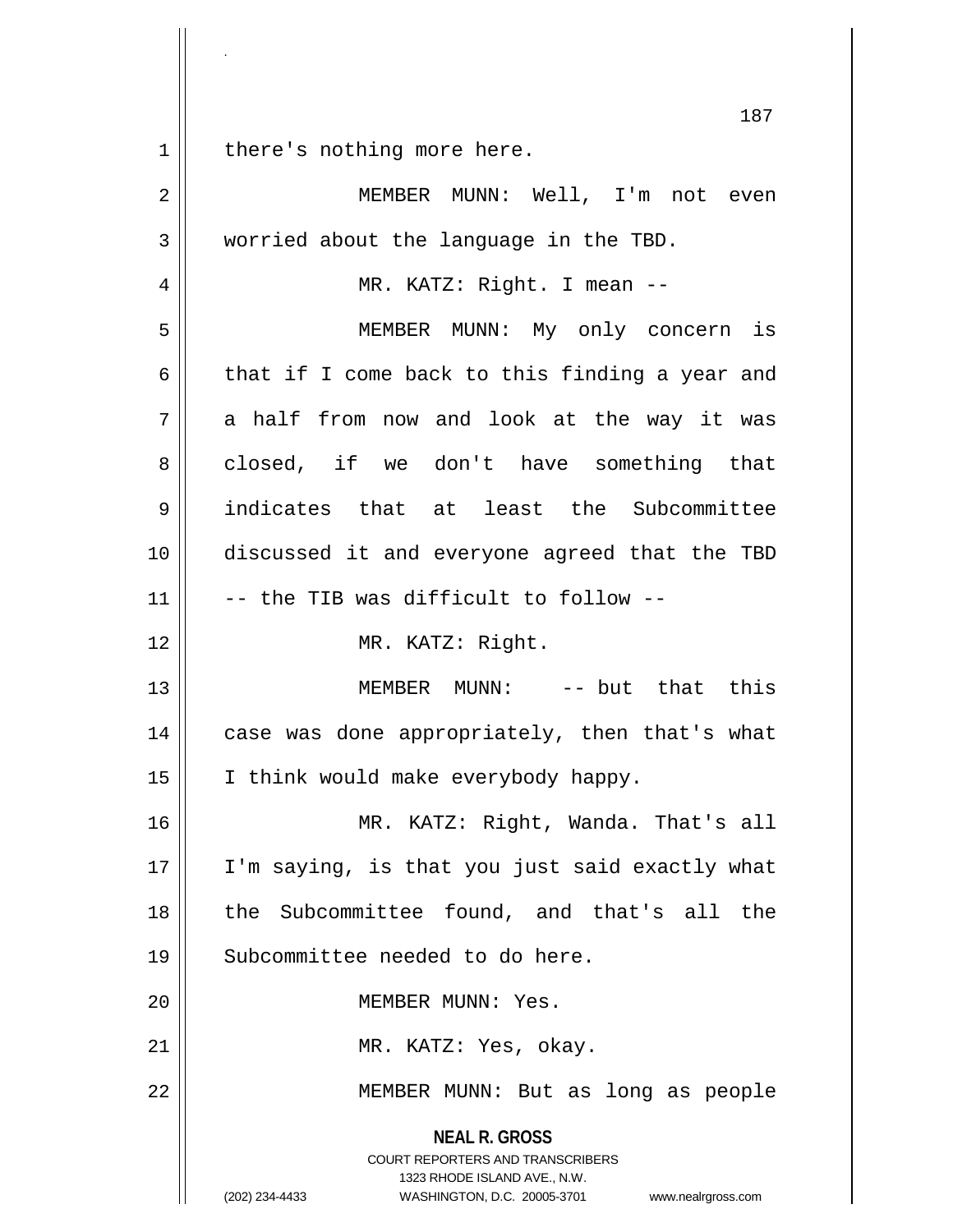there's nothing more here.

MEMBER MUNN: Well, I'm not even worried about the language in the TBD.

MR. KATZ: Right. I mean --

MEMBER MUNN: My only concern is that if I come back to this finding a year and a half from now and look at the way it was closed, if we don't have something that indicates that at least the Subcommittee discussed it and everyone agreed that the TBD -- the TIB was difficult to follow --

MR. KATZ: Right.

MEMBER MUNN: -- but that this case was done appropriately, then that's what I think would make everybody happy.

MR. KATZ: Right, Wanda. That's all I'm saying, is that you just said exactly what the Subcommittee found, and that's all the Subcommittee needed to do here.

MEMBER MUNN: Yes.

MR. KATZ: Yes, okay.

MEMBER MUNN: But as long as people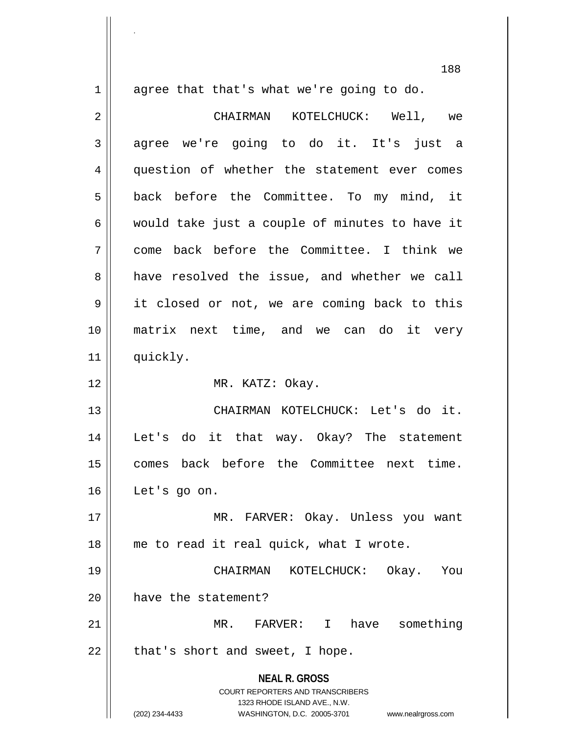agree that that's what we're going to do.

CHAIRMAN KOTELCHUCK: Well, we agree we're going to do it. It's just a question of whether the statement ever comes back before the Committee. To my mind, it would take just a couple of minutes to have it come back before the Committee. I think we have resolved the issue, and whether we call it closed or not, we are coming back to this matrix next time, and we can do it very quickly.

MR. KATZ: Okay.

CHAIRMAN KOTELCHUCK: Let's do it. Let's do it that way. Okay? The statement comes back before the Committee next time. Let's go on.

MR. FARVER: Okay. Unless you want me to read it real quick, what I wrote.

CHAIRMAN KOTELCHUCK: Okay. You have the statement?

MR. FARVER: I have something that's short and sweet, I hope.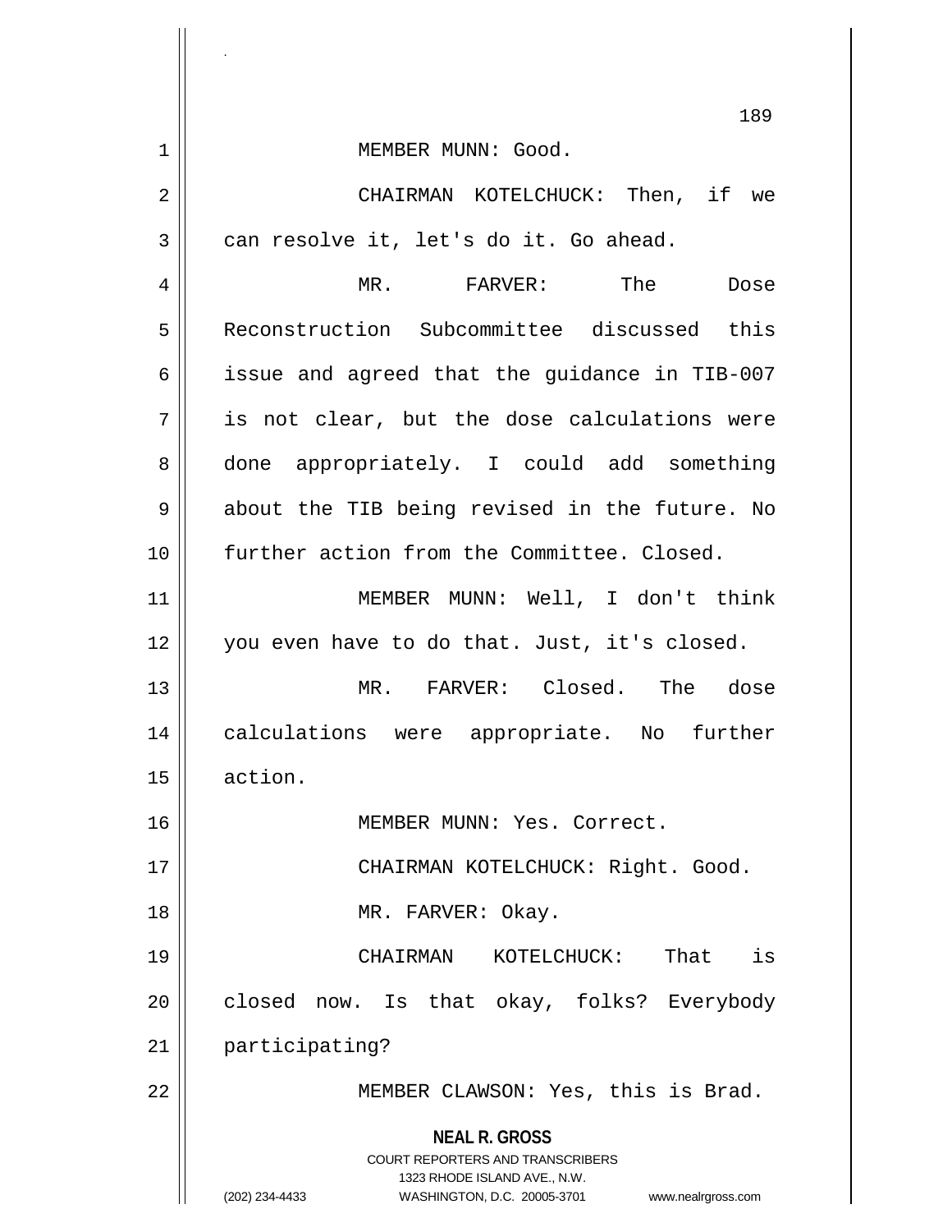MEMBER MUNN: Good.

CHAIRMAN KOTELCHUCK: Then, if we can resolve it, let's do it. Go ahead.

MR. FARVER: The Dose Reconstruction Subcommittee discussed this issue and agreed that the guidance in TIB-007 is not clear, but the dose calculations were done appropriately. I could add something about the TIB being revised in the future. No further action from the Committee. Closed.

MEMBER MUNN: Well, I don't think you even have to do that. Just, it's closed.

MR. FARVER: Closed. The dose calculations were appropriate. No further action.

MEMBER MUNN: Yes. Correct.

CHAIRMAN KOTELCHUCK: Right. Good.

MR. FARVER: Okay.

CHAIRMAN KOTELCHUCK: That is closed now. Is that okay, folks? Everybody participating?

MEMBER CLAWSON: Yes, this is Brad.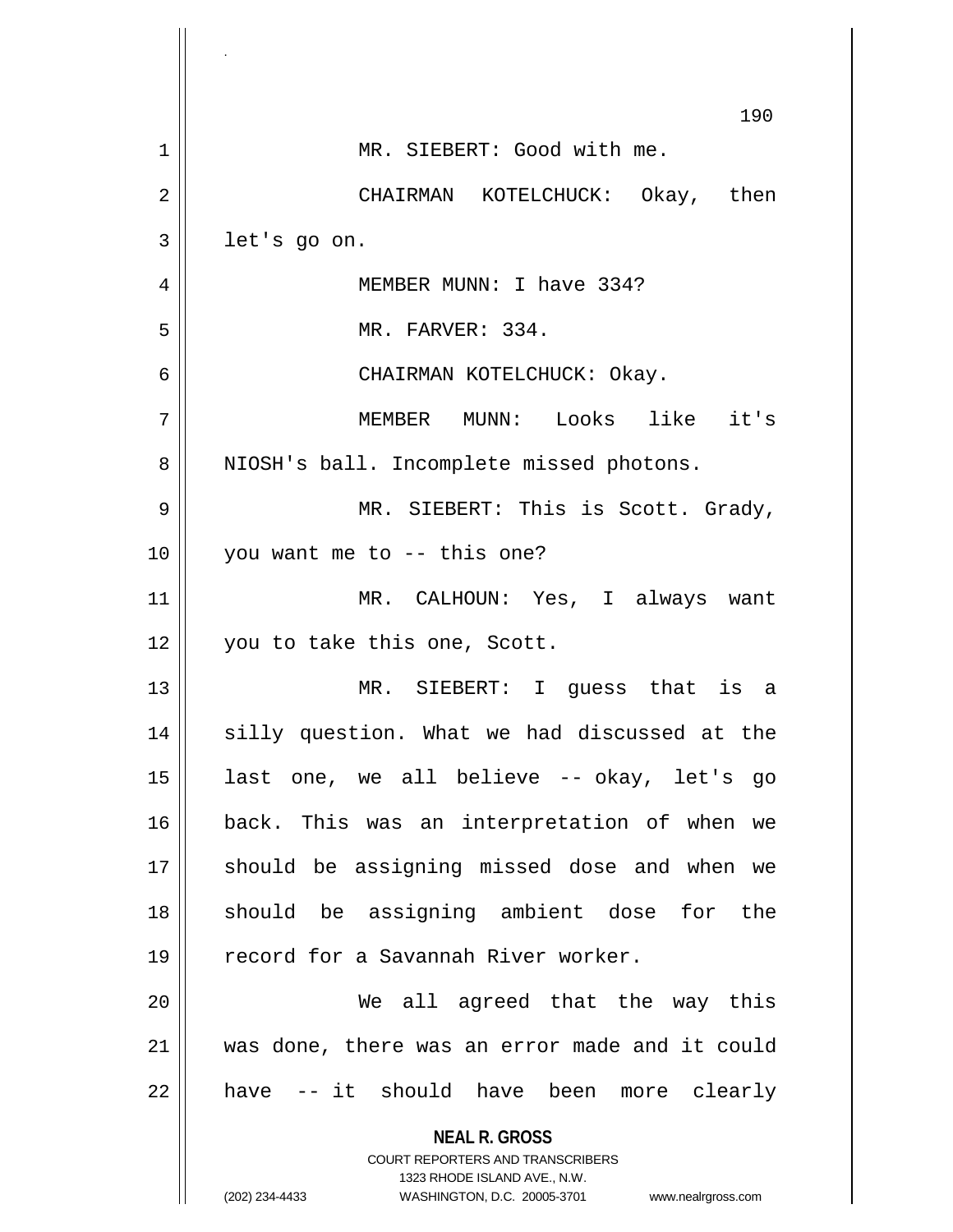MR. SIEBERT: Good with me.

CHAIRMAN KOTELCHUCK: Okay, then let's go on.

MEMBER MUNN: I have 334?

MR. FARVER: 334.

CHAIRMAN KOTELCHUCK: Okay.

MEMBER MUNN: Looks like it's NIOSH's ball. Incomplete missed photons.

MR. SIEBERT: This is Scott. Grady, you want me to -- this one?

MR. CALHOUN: Yes, I always want you to take this one, Scott.

MR. SIEBERT: I guess that is a silly question. What we had discussed at the last one, we all believe -- okay, let's go back. This was an interpretation of when we should be assigning missed dose and when we should be assigning ambient dose for the record for a Savannah River worker.

We all agreed that the way this was done, there was an error made and it could have -- it should have been more clearly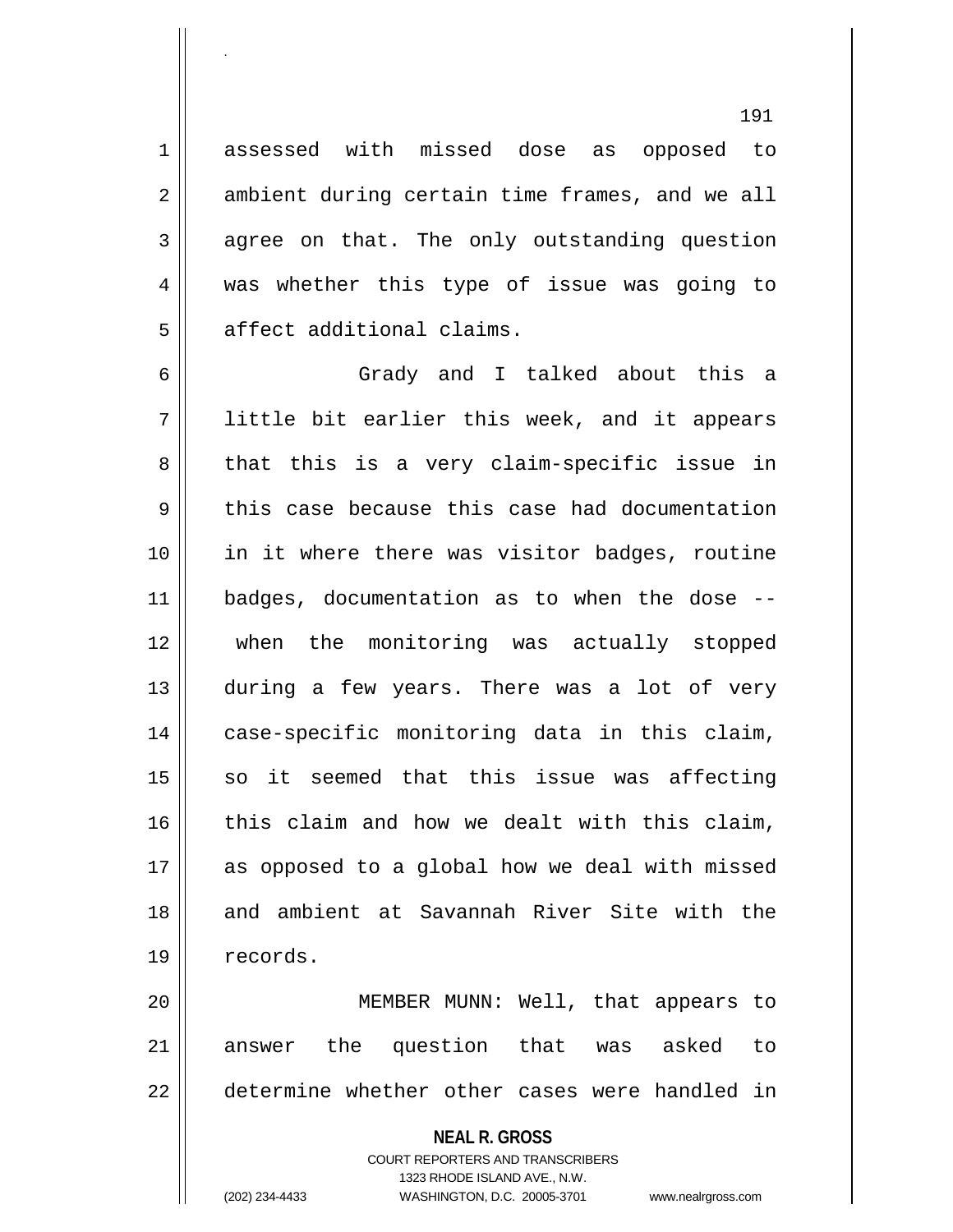assessed with missed dose as opposed to ambient during certain time frames, and we all agree on that. The only outstanding question was whether this type of issue was going to affect additional claims.

Grady and I talked about this a little bit earlier this week, and it appears that this is a very claim-specific issue in this case because this case had documentation in it where there was visitor badges, routine badges, documentation as to when the dose -- when the monitoring was actually stopped during a few years. There was a lot of very case-specific monitoring data in this claim, so it seemed that this issue was affecting this claim and how we dealt with this claim, as opposed to a global how we deal with missed and ambient at Savannah River Site with the records.

MEMBER MUNN: Well, that appears to answer the question that was asked to determine whether other cases were handled in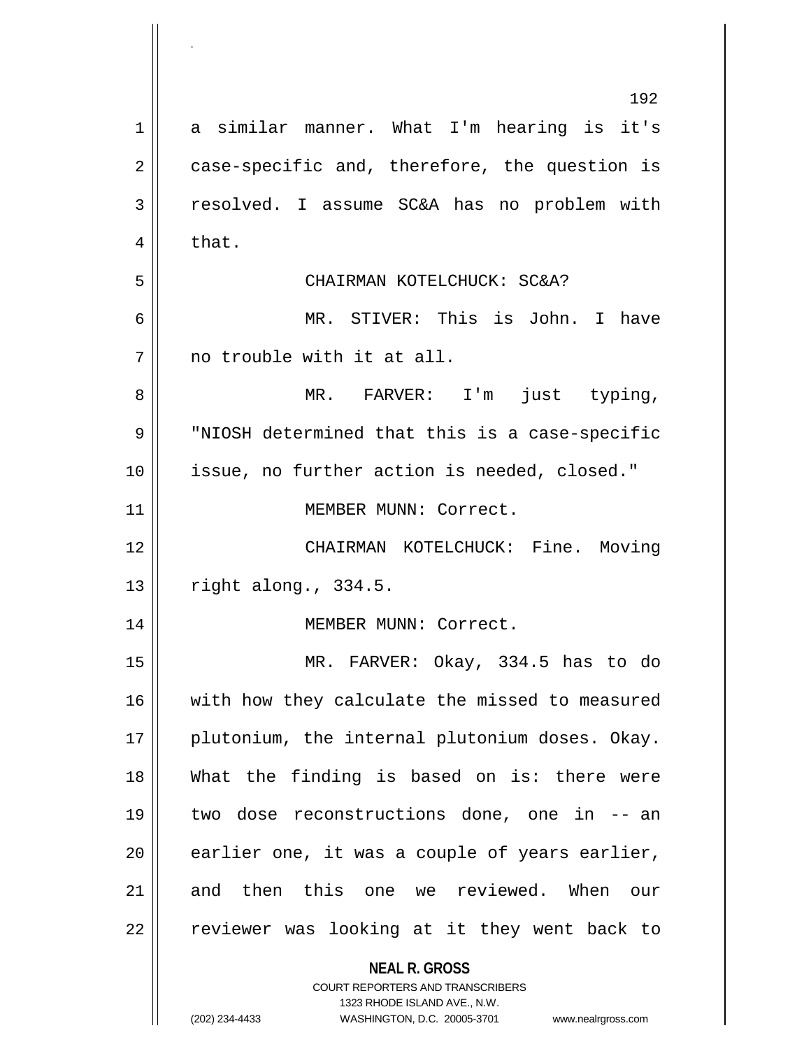a similar manner. What I'm hearing is it's case-specific and, therefore, the question is resolved. I assume SC&A has no problem with that.

CHAIRMAN KOTELCHUCK: SC&A?

MR. STIVER: This is John. I have no trouble with it at all.

MR. FARVER: I'm just typing, "NIOSH determined that this is a case-specific issue, no further action is needed, closed."

MEMBER MUNN: Correct.

CHAIRMAN KOTELCHUCK: Fine. Moving right along., 334.5.

MEMBER MUNN: Correct.

MR. FARVER: Okay, 334.5 has to do with how they calculate the missed to measured plutonium, the internal plutonium doses. Okay. What the finding is based on is: there were two dose reconstructions done, one in -- an earlier one, it was a couple of years earlier, and then this one we reviewed. When our reviewer was looking at it they went back to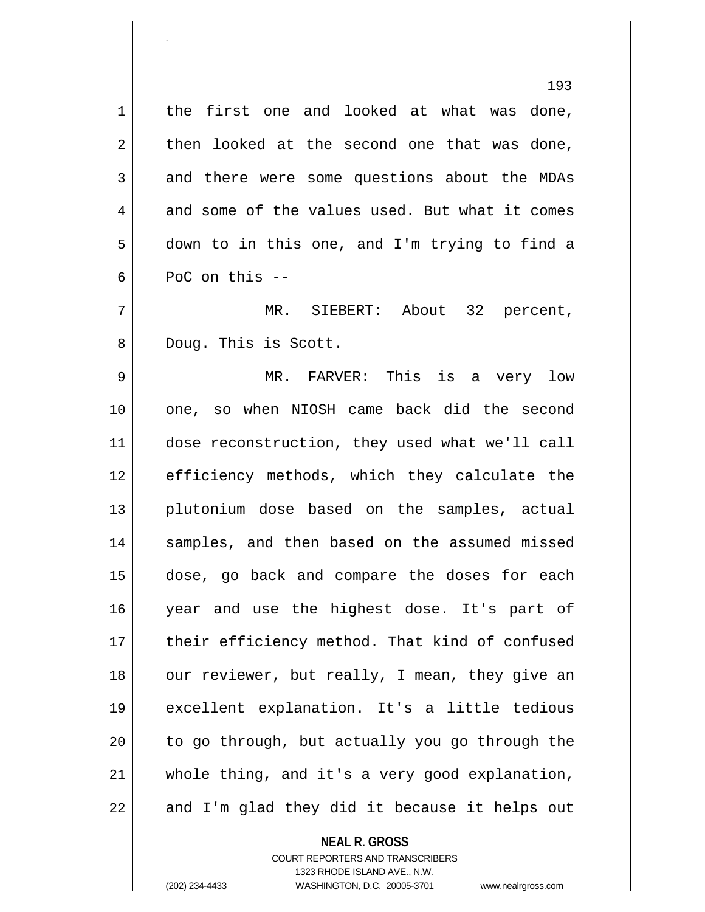the first one and looked at what was done, then looked at the second one that was done, and there were some questions about the MDAs and some of the values used. But what it comes down to in this one, and I'm trying to find a PoC on this --

MR. SIEBERT: About 32 percent, Doug. This is Scott.

MR. FARVER: This is a very low one, so when NIOSH came back did the second dose reconstruction, they used what we'll call efficiency methods, which they calculate the plutonium dose based on the samples, actual samples, and then based on the assumed missed dose, go back and compare the doses for each year and use the highest dose. It's part of their efficiency method. That kind of confused our reviewer, but really, I mean, they give an excellent explanation. It's a little tedious to go through, but actually you go through the whole thing, and it's a very good explanation, and I'm glad they did it because it helps out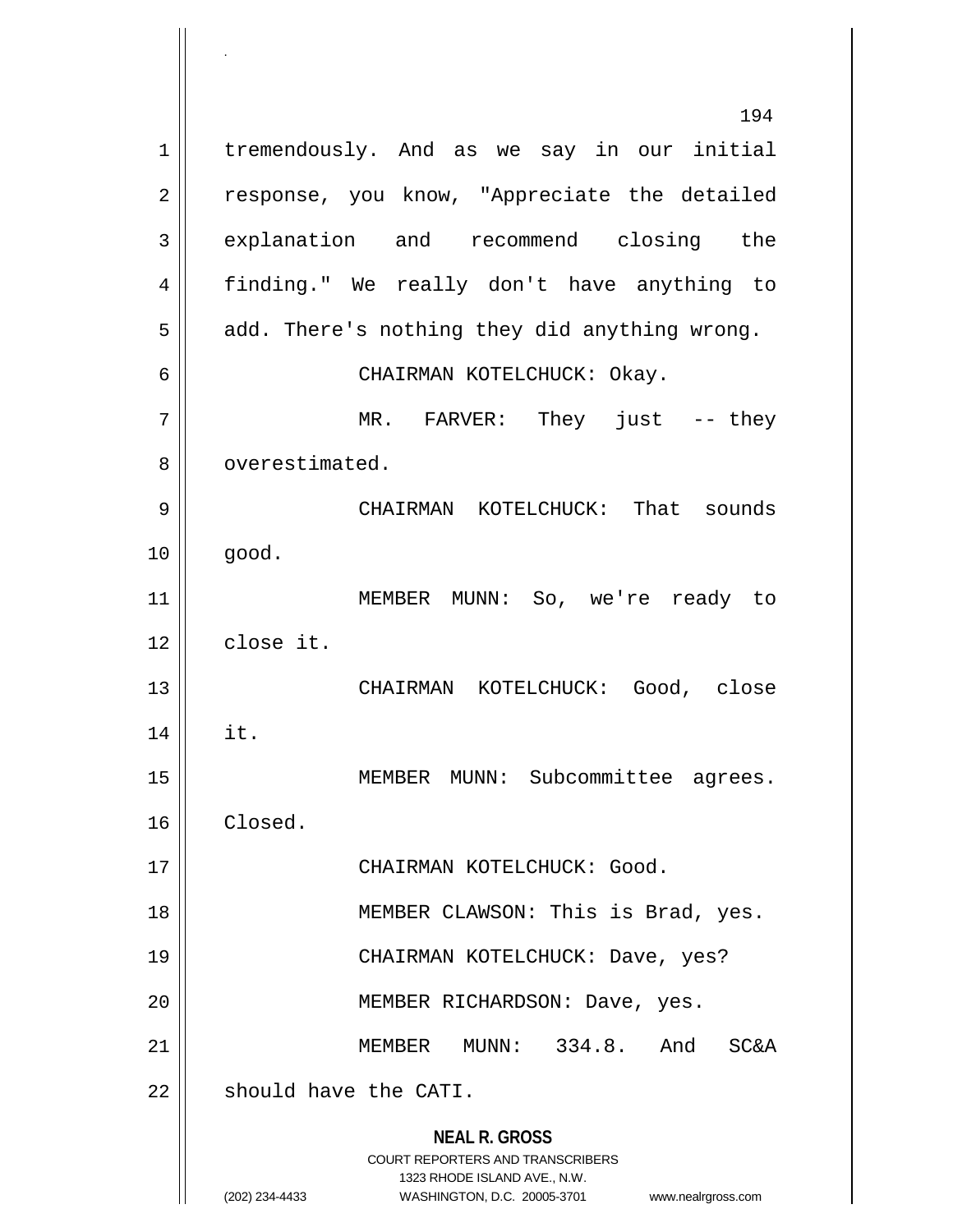tremendously. And as we say in our initial response, you know, "Appreciate the detailed explanation and recommend closing the finding." We really don't have anything to add. There's nothing they did anything wrong.

CHAIRMAN KOTELCHUCK: Okay.

MR. FARVER: They just -- they overestimated.

CHAIRMAN KOTELCHUCK: That sounds good.

MEMBER MUNN: So, we're ready to close it.

CHAIRMAN KOTELCHUCK: Good, close it.

MEMBER MUNN: Subcommittee agrees. Closed.

CHAIRMAN KOTELCHUCK: Good.

MEMBER CLAWSON: This is Brad, yes.

CHAIRMAN KOTELCHUCK: Dave, yes?

MEMBER RICHARDSON: Dave, yes.

MEMBER MUNN: 334.8. And SC&A should have the CATI.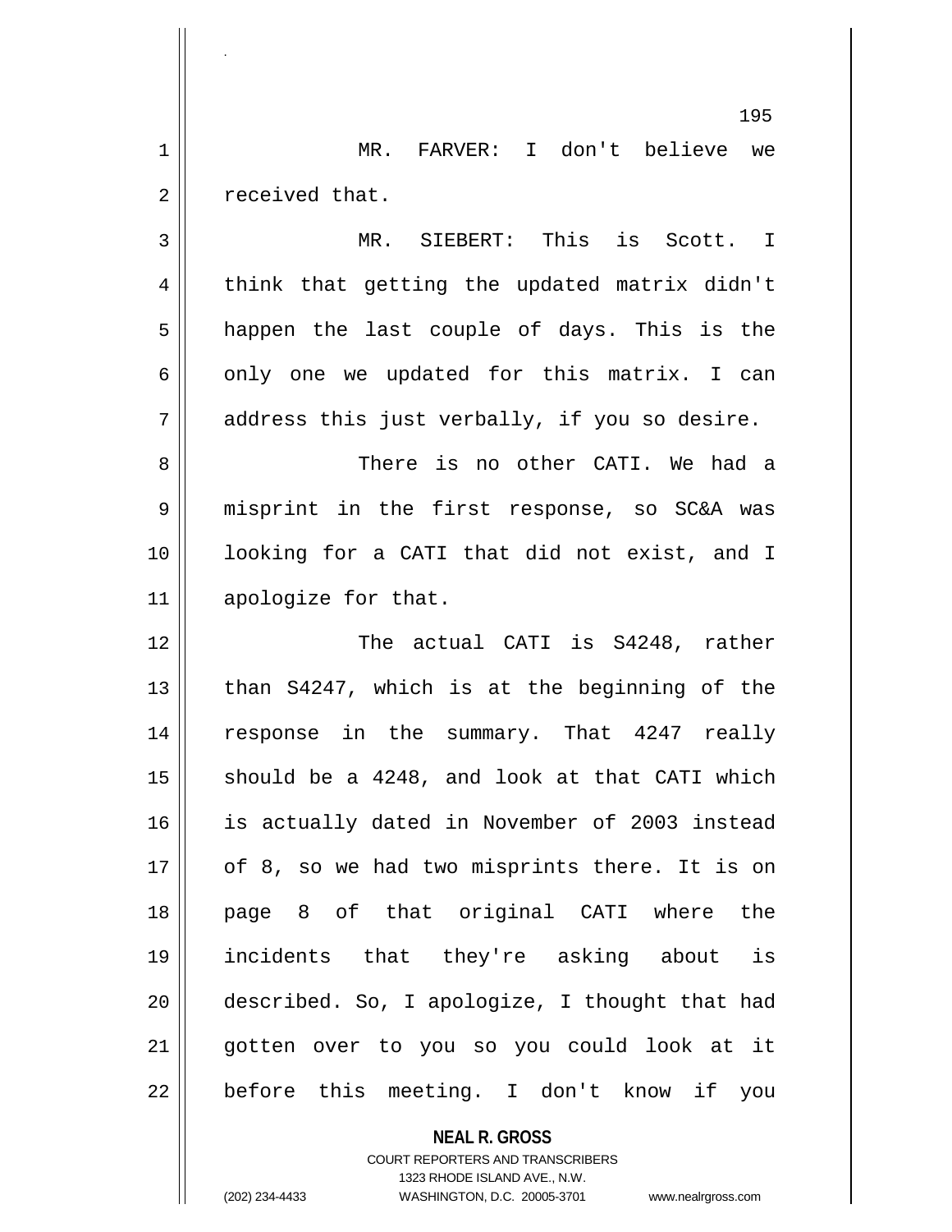MR. FARVER: I don't believe we received that.

MR. SIEBERT: This is Scott. I think that getting the updated matrix didn't happen the last couple of days. This is the only one we updated for this matrix. I can address this just verbally, if you so desire.

There is no other CATI. We had a misprint in the first response, so SC&A was looking for a CATI that did not exist, and I apologize for that.

The actual CATI is S4248, rather than S4247, which is at the beginning of the response in the summary. That 4247 really should be a 4248, and look at that CATI which is actually dated in November of 2003 instead of 8, so we had two misprints there. It is on page 8 of that original CATI where the incidents that they're asking about is described. So, I apologize, I thought that had gotten over to you so you could look at it before this meeting. I don't know if you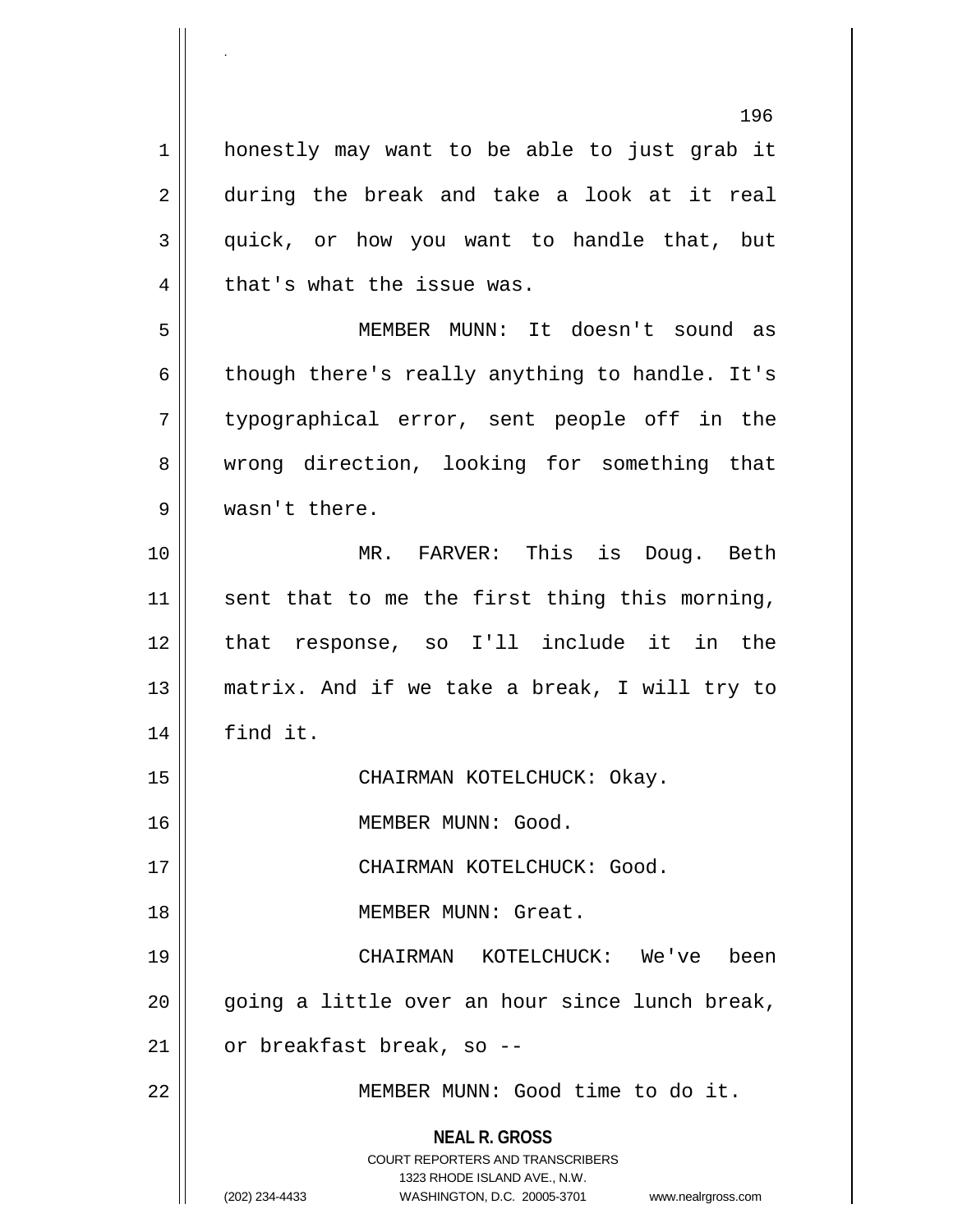honestly may want to be able to just grab it during the break and take a look at it real quick, or how you want to handle that, but that's what the issue was.

MEMBER MUNN: It doesn't sound as though there's really anything to handle. It's typographical error, sent people off in the wrong direction, looking for something that wasn't there.

MR. FARVER: This is Doug. Beth sent that to me the first thing this morning, that response, so I'll include it in the matrix. And if we take a break, I will try to find it.

CHAIRMAN KOTELCHUCK: Okay.

MEMBER MUNN: Good.

CHAIRMAN KOTELCHUCK: Good.

MEMBER MUNN: Great.

CHAIRMAN KOTELCHUCK: We've been going a little over an hour since lunch break, or breakfast break, so --

MEMBER MUNN: Good time to do it.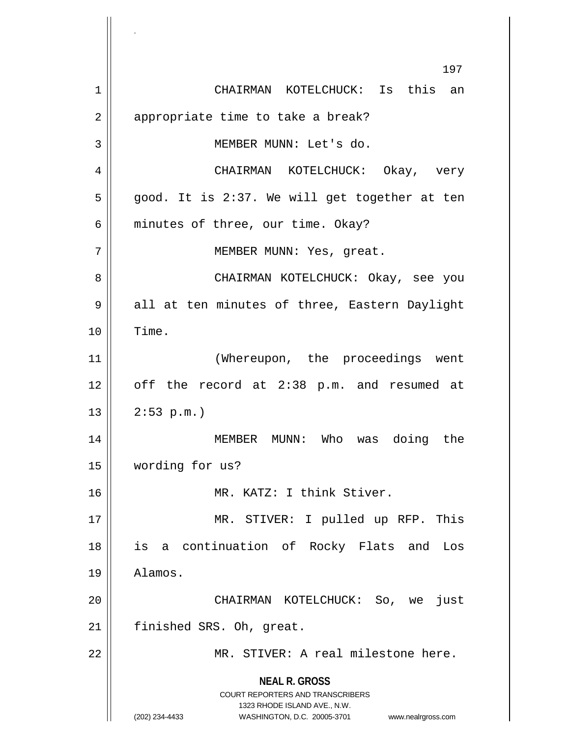CHAIRMAN KOTELCHUCK: Is this an appropriate time to take a break?

MEMBER MUNN: Let's do.

CHAIRMAN KOTELCHUCK: Okay, very good. It is 2:37. We will get together at ten minutes of three, our time. Okay?

MEMBER MUNN: Yes, great.

CHAIRMAN KOTELCHUCK: Okay, see you all at ten minutes of three, Eastern Daylight Time.

(Whereupon, the proceedings went off the record at 2:38 p.m. and resumed at 2:53 p.m.)

MEMBER MUNN: Who was doing the wording for us?

MR. KATZ: I think Stiver.

MR. STIVER: I pulled up RFP. This is a continuation of Rocky Flats and Los Alamos.

CHAIRMAN KOTELCHUCK: So, we just finished SRS. Oh, great.

MR. STIVER: A real milestone here.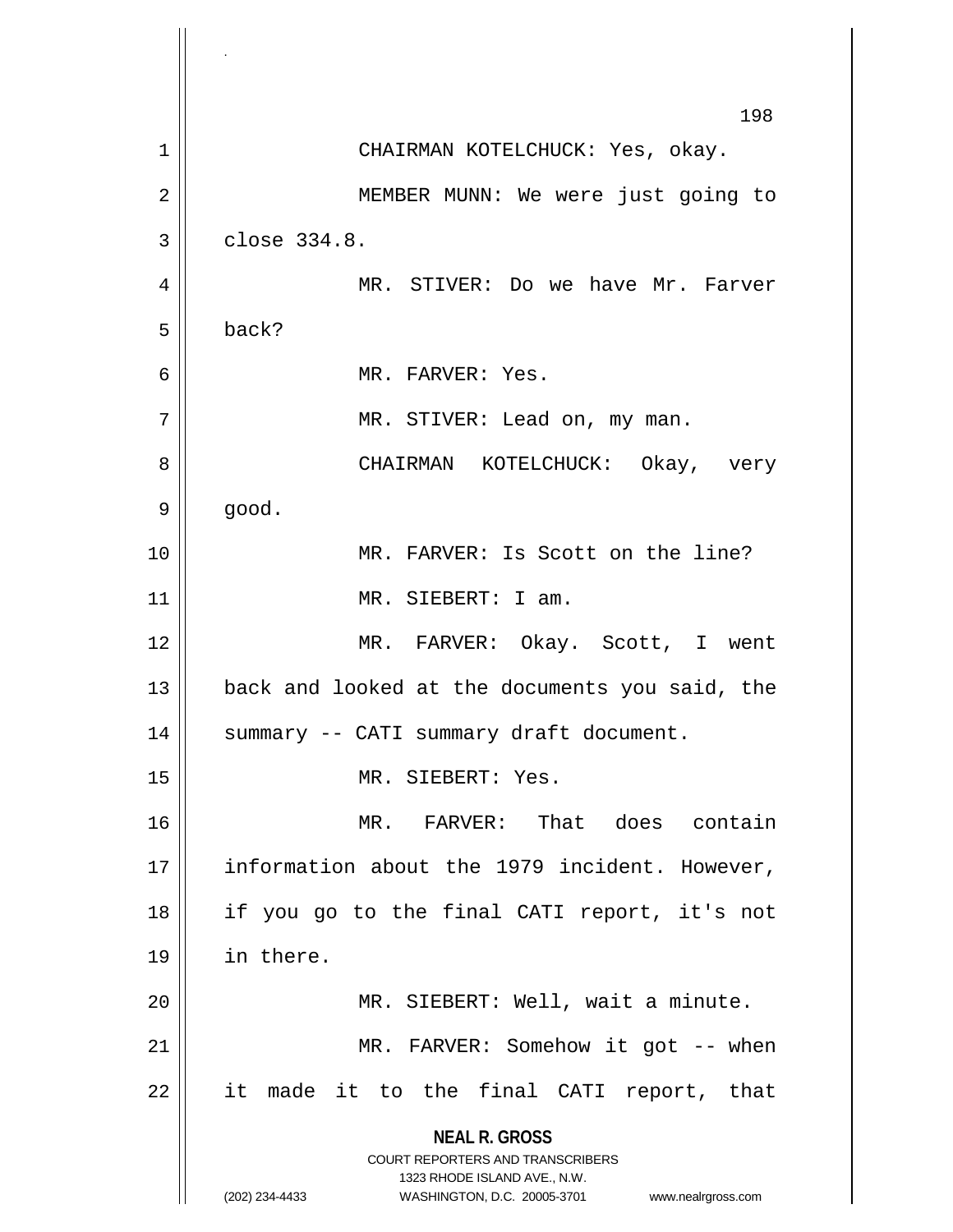CHAIRMAN KOTELCHUCK: Yes, okay.

MEMBER MUNN: We were just going to close 334.8.

MR. STIVER: Do we have Mr. Farver back?

MR. FARVER: Yes.

MR. STIVER: Lead on, my man.

CHAIRMAN KOTELCHUCK: Okay, very good.

MR. FARVER: Is Scott on the line?

MR. SIEBERT: I am.

MR. FARVER: Okay. Scott, I went back and looked at the documents you said, the summary -- CATI summary draft document.

MR. SIEBERT: Yes.

MR. FARVER: That does contain information about the 1979 incident. However, if you go to the final CATI report, it's not in there.

MR. SIEBERT: Well, wait a minute.

MR. FARVER: Somehow it got -- when it made it to the final CATI report, that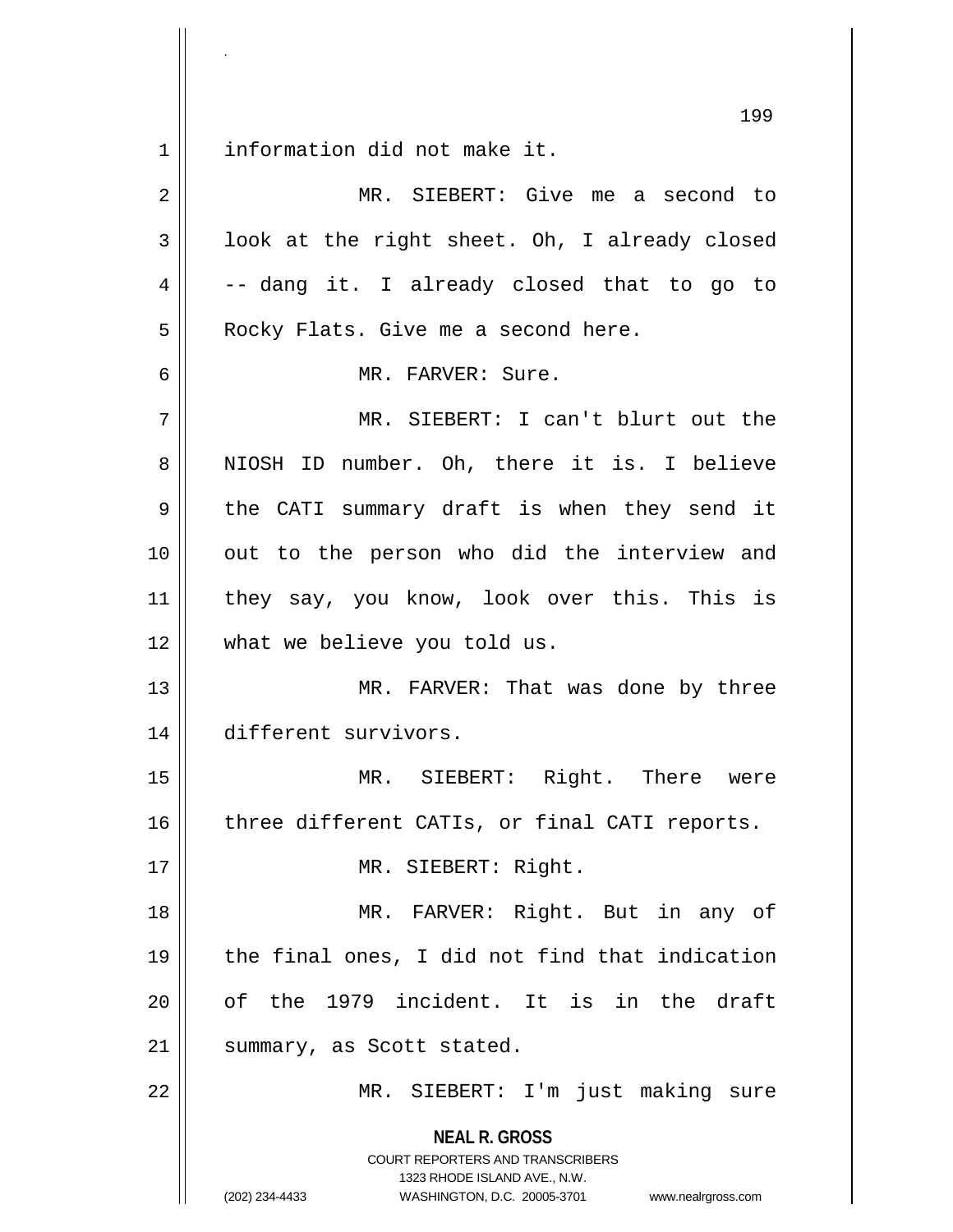information did not make it.

MR. SIEBERT: Give me a second to look at the right sheet. Oh, I already closed -- dang it. I already closed that to go to Rocky Flats. Give me a second here.

MR. FARVER: Sure.

MR. SIEBERT: I can't blurt out the NIOSH ID number. Oh, there it is. I believe the CATI summary draft is when they send it out to the person who did the interview and they say, you know, look over this. This is what we believe you told us.

MR. FARVER: That was done by three different survivors.

MR. SIEBERT: Right. There were three different CATIs, or final CATI reports.

MR. SIEBERT: Right.

MR. FARVER: Right. But in any of the final ones, I did not find that indication of the 1979 incident. It is in the draft summary, as Scott stated.

MR. SIEBERT: I'm just making sure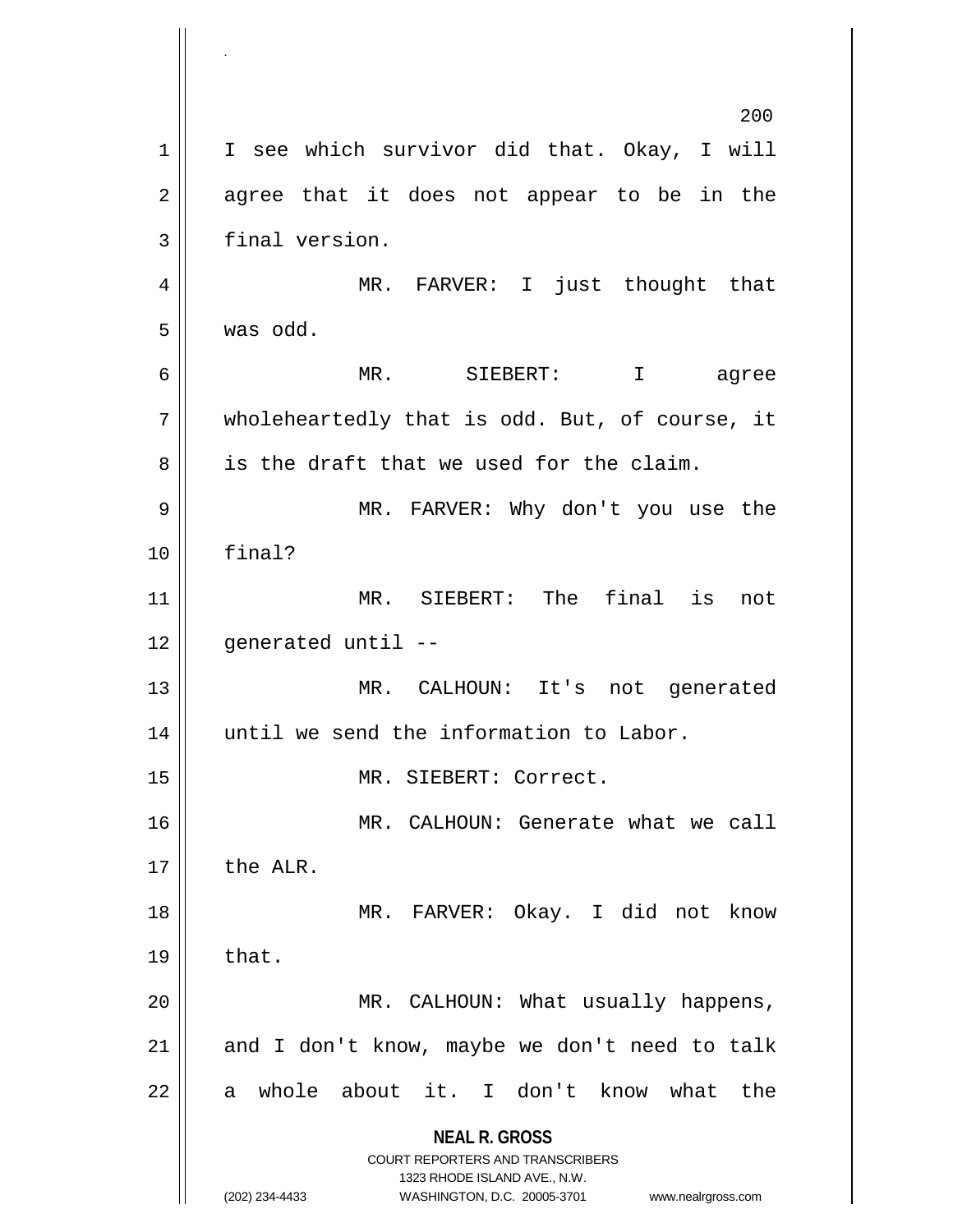I see which survivor did that. Okay, I will agree that it does not appear to be in the final version.

MR. FARVER: I just thought that was odd.

MR. SIEBERT: I agree wholeheartedly that is odd. But, of course, it is the draft that we used for the claim.

MR. FARVER: Why don't you use the final?

MR. SIEBERT: The final is not generated until --

MR. CALHOUN: It's not generated until we send the information to Labor.

MR. SIEBERT: Correct.

MR. CALHOUN: Generate what we call the ALR.

MR. FARVER: Okay. I did not know that.

MR. CALHOUN: What usually happens, and I don't know, maybe we don't need to talk a whole about it. I don't know what the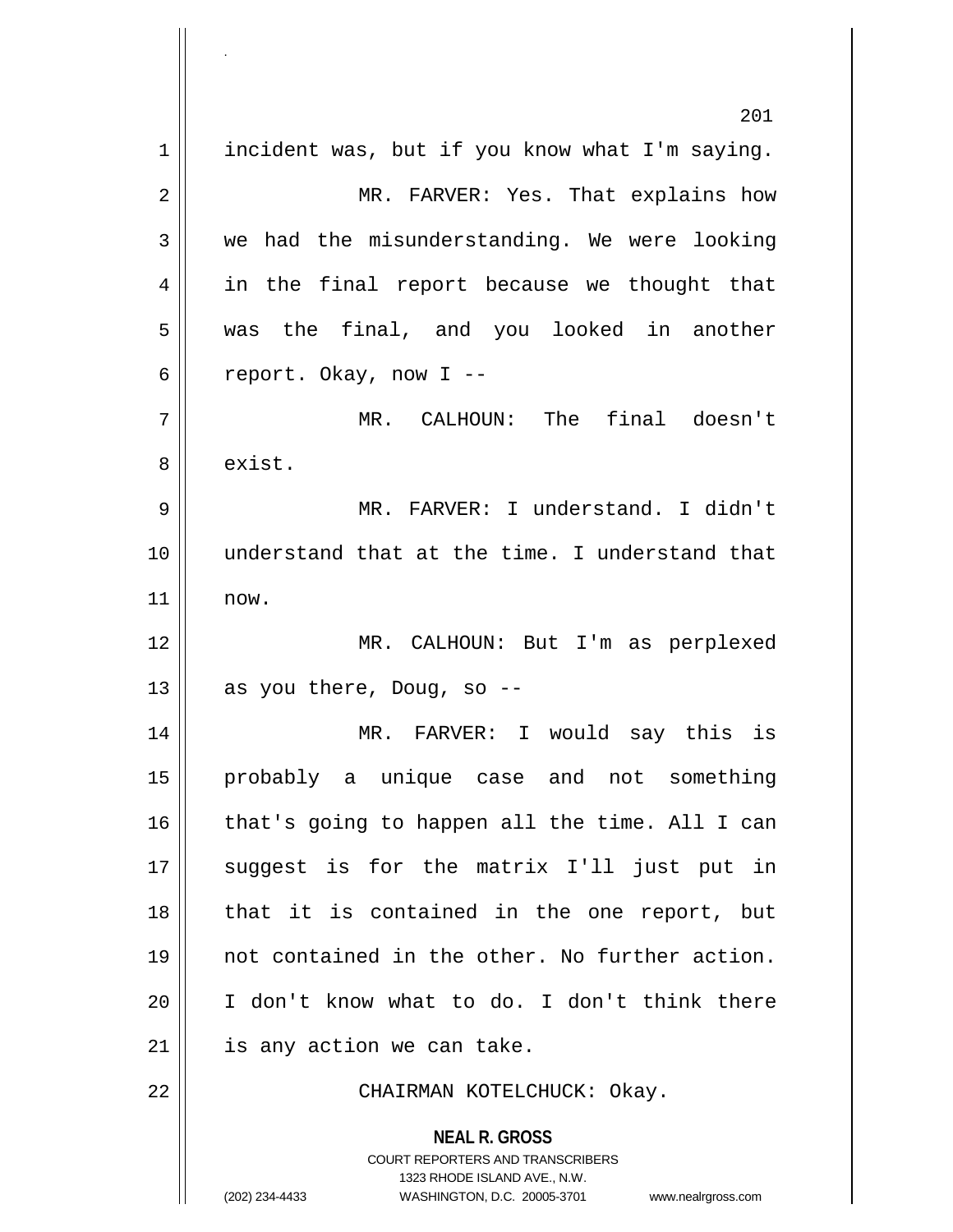incident was, but if you know what I'm saying.

MR. FARVER: Yes. That explains how we had the misunderstanding. We were looking in the final report because we thought that was the final, and you looked in another report. Okay, now I --

MR. CALHOUN: The final doesn't exist.

MR. FARVER: I understand. I didn't understand that at the time. I understand that now.

MR. CALHOUN: But I'm as perplexed as you there, Doug, so --

MR. FARVER: I would say this is probably a unique case and not something that's going to happen all the time. All I can suggest is for the matrix I'll just put in that it is contained in the one report, but not contained in the other. No further action. I don't know what to do. I don't think there is any action we can take.

CHAIRMAN KOTELCHUCK: Okay.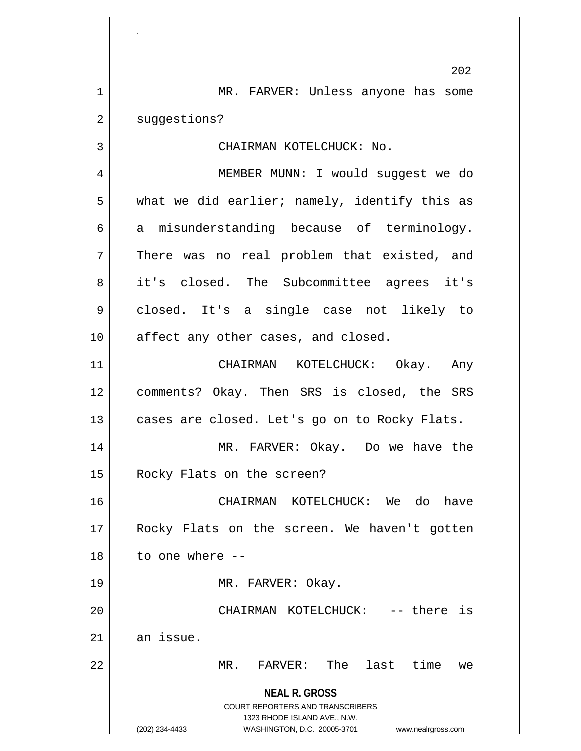MR. FARVER: Unless anyone has some suggestions?

CHAIRMAN KOTELCHUCK: No.

MEMBER MUNN: I would suggest we do what we did earlier; namely, identify this as a misunderstanding because of terminology. There was no real problem that existed, and it's closed. The Subcommittee agrees it's closed. It's a single case not likely to affect any other cases, and closed.

CHAIRMAN KOTELCHUCK: Okay. Any comments? Okay. Then SRS is closed, the SRS cases are closed. Let's go on to Rocky Flats.

MR. FARVER: Okay. Do we have the Rocky Flats on the screen?

CHAIRMAN KOTELCHUCK: We do have Rocky Flats on the screen. We haven't gotten to one where --

MR. FARVER: Okay.

CHAIRMAN KOTELCHUCK: -- there is an issue.

MR. FARVER: The last time we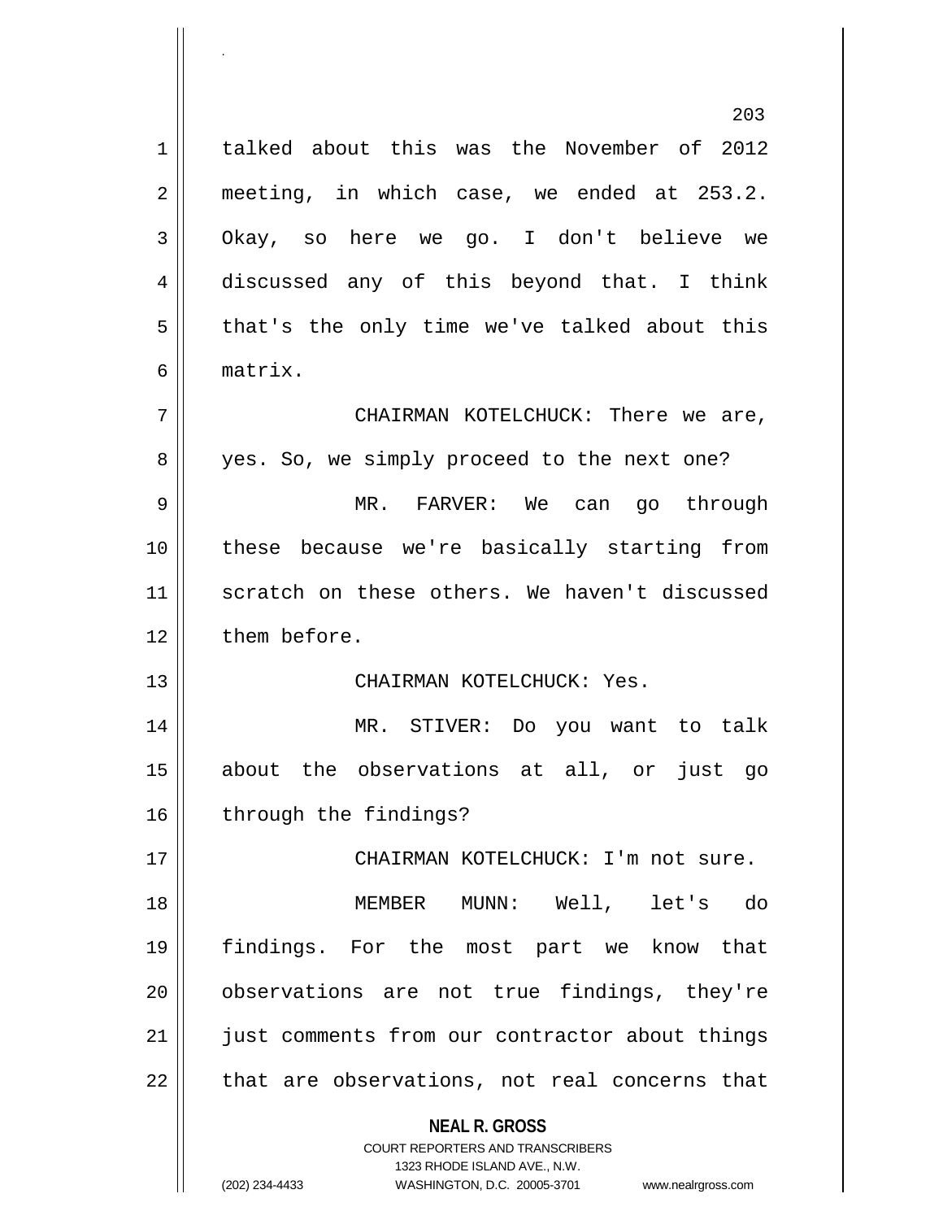talked about this was the November of 2012 meeting, in which case, we ended at 253.2. Okay, so here we go. I don't believe we discussed any of this beyond that. I think that's the only time we've talked about this matrix.

CHAIRMAN KOTELCHUCK: There we are, yes. So, we simply proceed to the next one?

MR. FARVER: We can go through these because we're basically starting from scratch on these others. We haven't discussed them before.

CHAIRMAN KOTELCHUCK: Yes.

MR. STIVER: Do you want to talk about the observations at all, or just go through the findings?

CHAIRMAN KOTELCHUCK: I'm not sure.

MEMBER MUNN: Well, let's do findings. For the most part we know that observations are not true findings, they're just comments from our contractor about things that are observations, not real concerns that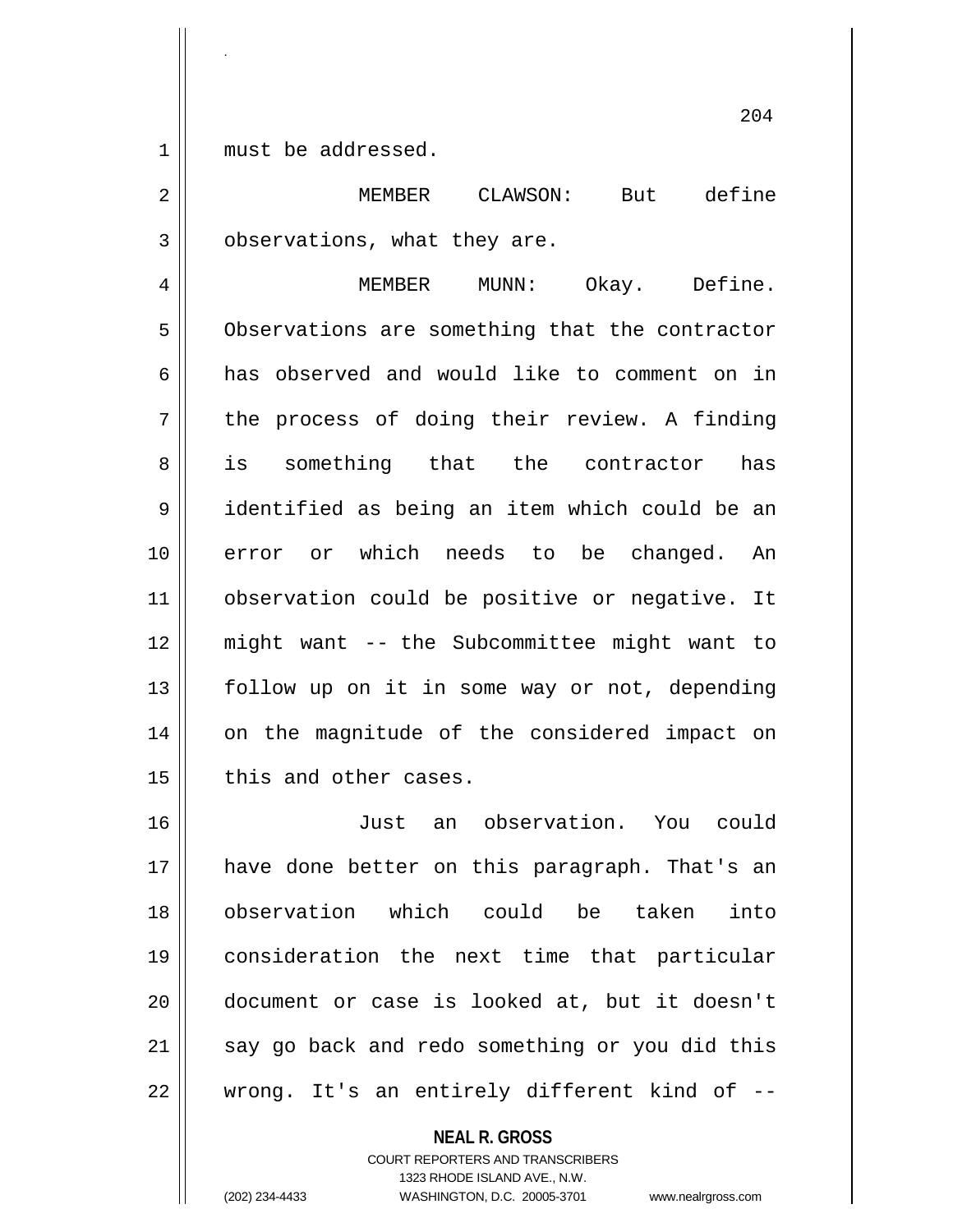must be addressed.

MEMBER CLAWSON: But define observations, what they are.

MEMBER MUNN: Okay. Define. Observations are something that the contractor has observed and would like to comment on in the process of doing their review. A finding is something that the contractor has identified as being an item which could be an error or which needs to be changed. An observation could be positive or negative. It might want -- the Subcommittee might want to follow up on it in some way or not, depending on the magnitude of the considered impact on this and other cases.

Just an observation. You could have done better on this paragraph. That's an observation which could be taken into consideration the next time that particular document or case is looked at, but it doesn't say go back and redo something or you did this wrong. It's an entirely different kind of --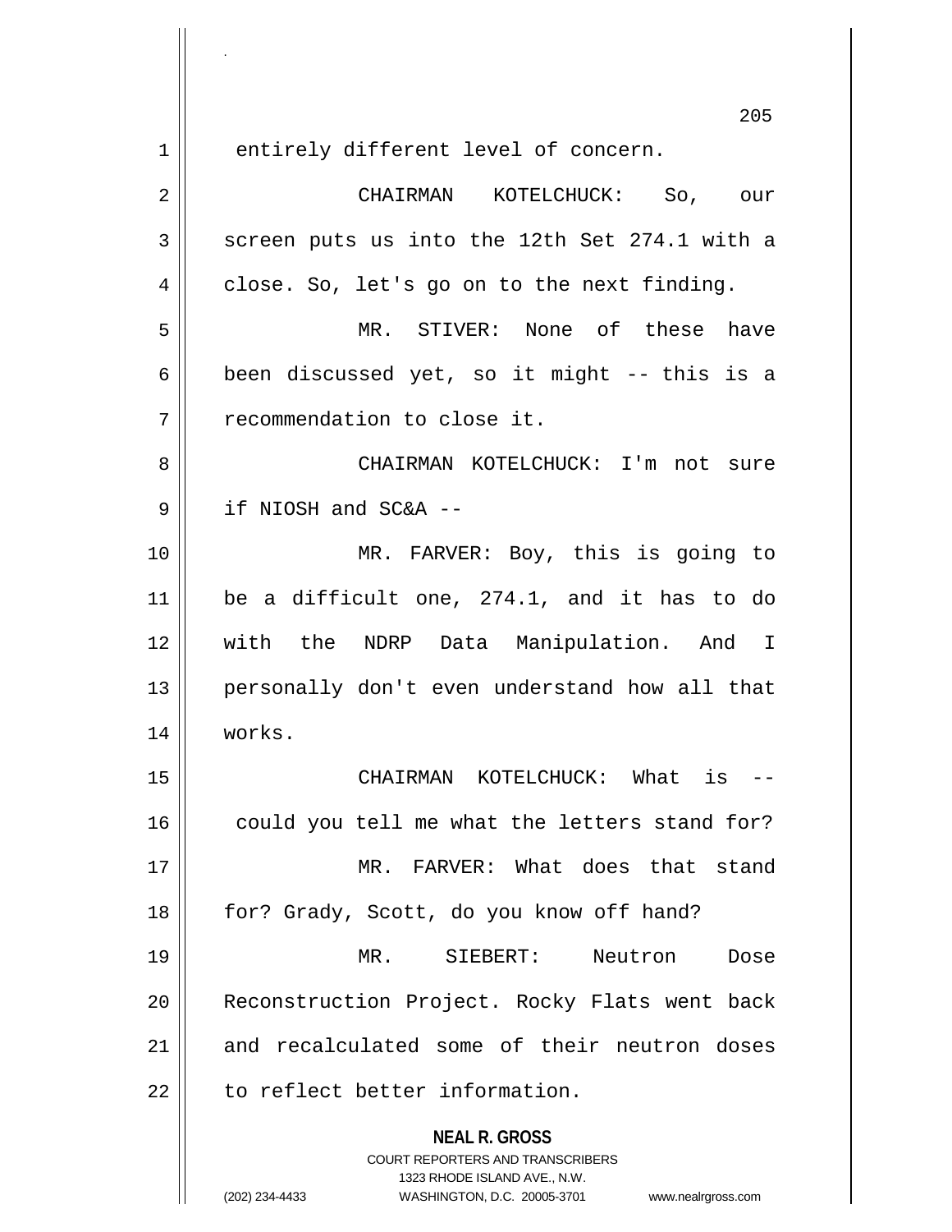entirely different level of concern.

CHAIRMAN KOTELCHUCK: So, our screen puts us into the 12th Set 274.1 with a close. So, let's go on to the next finding.

MR. STIVER: None of these have been discussed yet, so it might -- this is a recommendation to close it.

CHAIRMAN KOTELCHUCK: I'm not sure if NIOSH and SC&A --

MR. FARVER: Boy, this is going to be a difficult one, 274.1, and it has to do with the NDRP Data Manipulation. And I personally don't even understand how all that works.

CHAIRMAN KOTELCHUCK: What is -- could you tell me what the letters stand for?

MR. FARVER: What does that stand for? Grady, Scott, do you know off hand?

MR. SIEBERT: Neutron Dose Reconstruction Project. Rocky Flats went back and recalculated some of their neutron doses to reflect better information.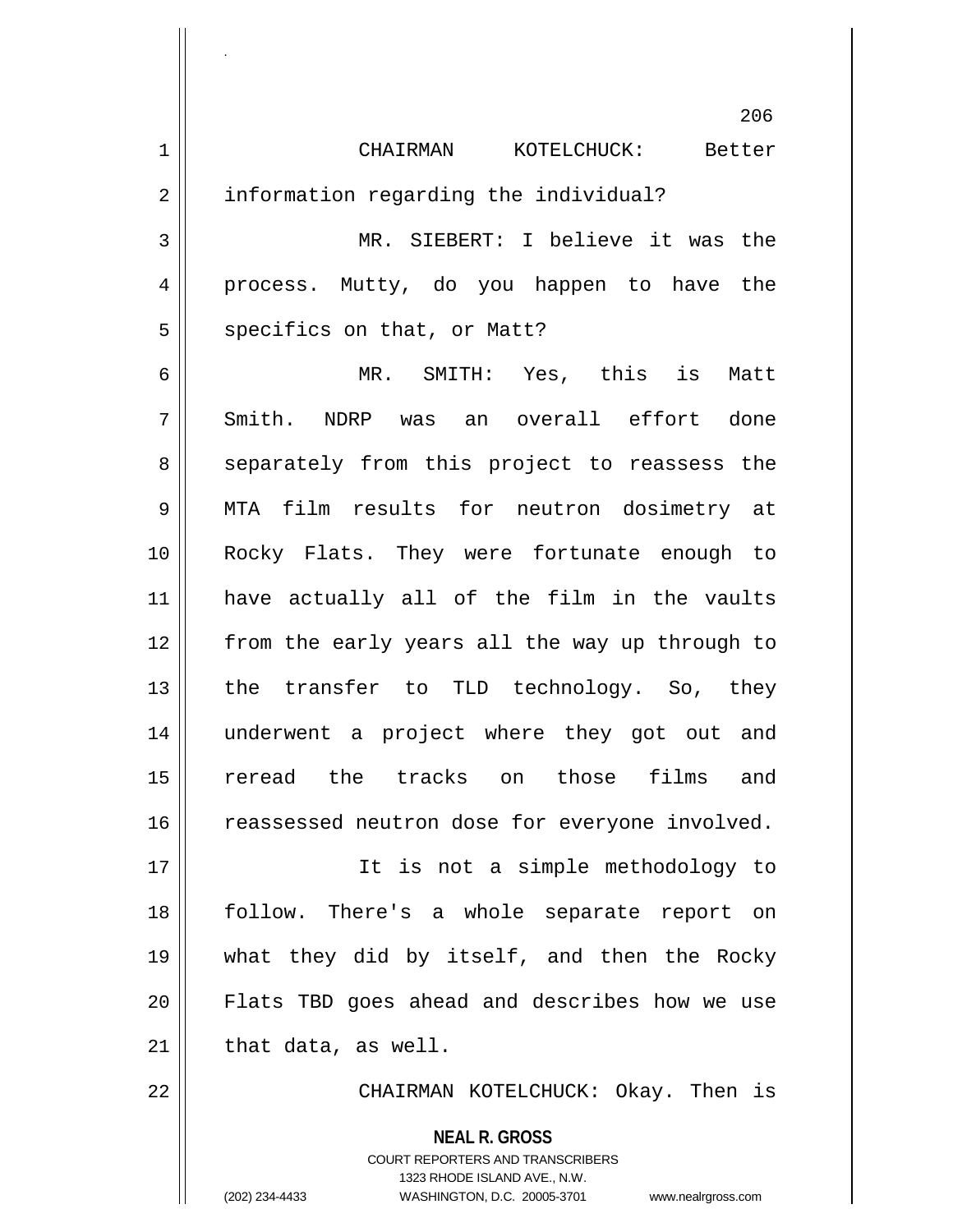CHAIRMAN KOTELCHUCK: Better information regarding the individual?

MR. SIEBERT: I believe it was the process. Mutty, do you happen to have the specifics on that, or Matt?

MR. SMITH: Yes, this is Matt Smith. NDRP was an overall effort done separately from this project to reassess the MTA film results for neutron dosimetry at Rocky Flats. They were fortunate enough to have actually all of the film in the vaults from the early years all the way up through to the transfer to TLD technology. So, they underwent a project where they got out and reread the tracks on those films and reassessed neutron dose for everyone involved.

It is not a simple methodology to follow. There's a whole separate report on what they did by itself, and then the Rocky Flats TBD goes ahead and describes how we use that data, as well.

CHAIRMAN KOTELCHUCK: Okay. Then is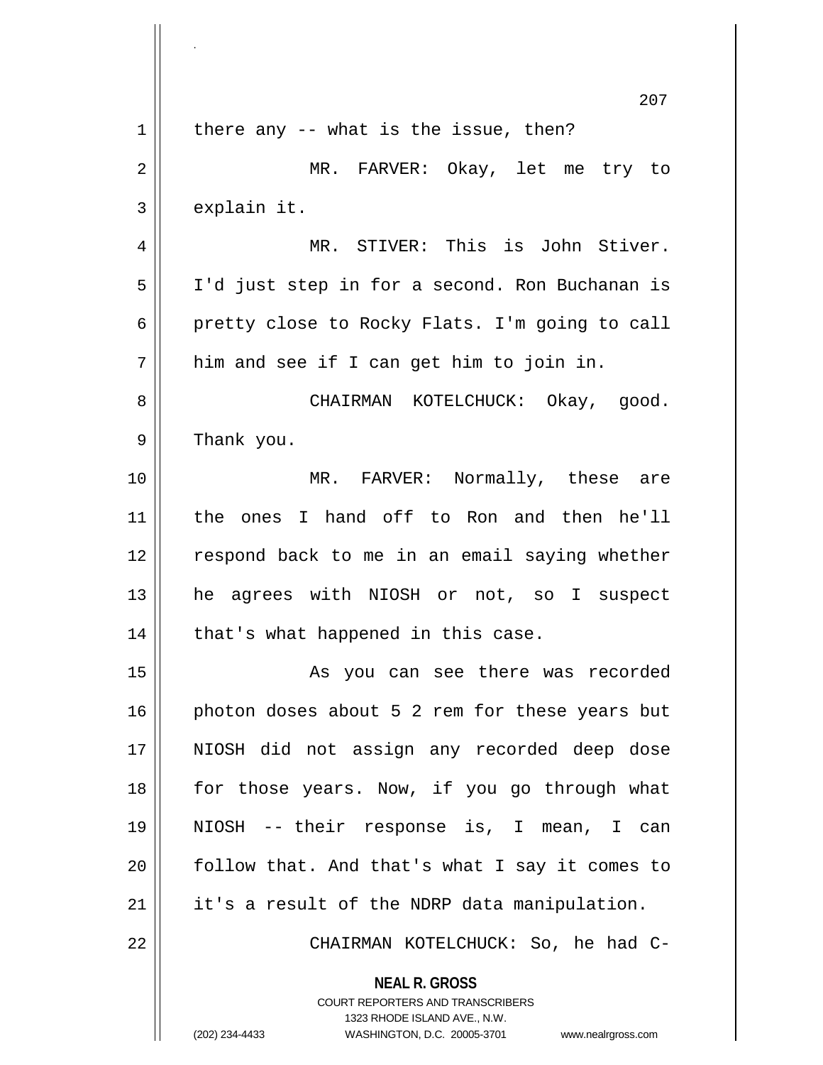there any -- what is the issue, then?

MR. FARVER: Okay, let me try to explain it.

MR. STIVER: This is John Stiver. I'd just step in for a second. Ron Buchanan is pretty close to Rocky Flats. I'm going to call him and see if I can get him to join in.

CHAIRMAN KOTELCHUCK: Okay, good. Thank you.

MR. FARVER: Normally, these are the ones I hand off to Ron and then he'll respond back to me in an email saying whether he agrees with NIOSH or not, so I suspect that's what happened in this case.

As you can see there was recorded photon doses about 5 2 rem for these years but NIOSH did not assign any recorded deep dose for those years. Now, if you go through what NIOSH -- their response is, I mean, I can follow that. And that's what I say it comes to it's a result of the NDRP data manipulation.

CHAIRMAN KOTELCHUCK: So, he had C-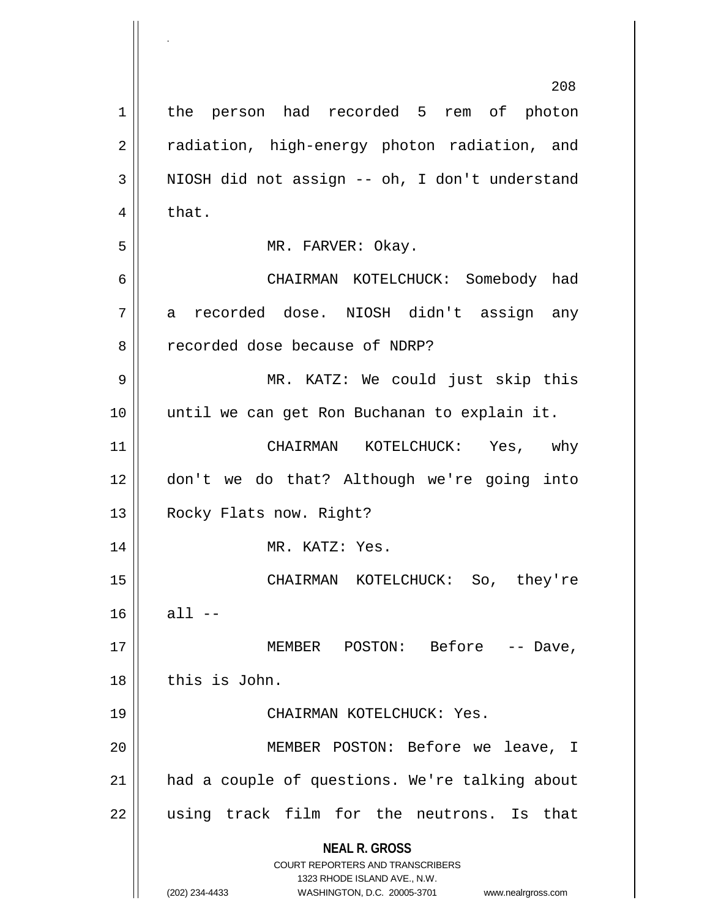the person had recorded 5 rem of photon radiation, high-energy photon radiation, and NIOSH did not assign -- oh, I don't understand that.

MR. FARVER: Okay.

CHAIRMAN KOTELCHUCK: Somebody had a recorded dose. NIOSH didn't assign any recorded dose because of NDRP?

MR. KATZ: We could just skip this until we can get Ron Buchanan to explain it.

CHAIRMAN KOTELCHUCK: Yes, why don't we do that? Although we're going into Rocky Flats now. Right?

MR. KATZ: Yes.

CHAIRMAN KOTELCHUCK: So, they're all --

MEMBER POSTON: Before -- Dave, this is John.

CHAIRMAN KOTELCHUCK: Yes.

MEMBER POSTON: Before we leave, I had a couple of questions. We're talking about using track film for the neutrons. Is that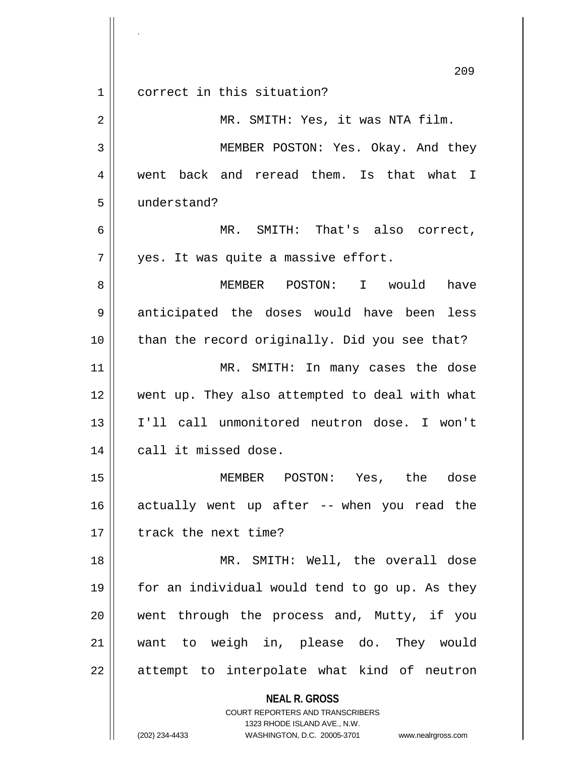correct in this situation?

MR. SMITH: Yes, it was NTA film.

MEMBER POSTON: Yes. Okay. And they went back and reread them. Is that what I understand?

MR. SMITH: That's also correct, yes. It was quite a massive effort.

MEMBER POSTON: I would have anticipated the doses would have been less than the record originally. Did you see that?

MR. SMITH: In many cases the dose went up. They also attempted to deal with what I'll call unmonitored neutron dose. I won't call it missed dose.

MEMBER POSTON: Yes, the dose actually went up after -- when you read the track the next time?

MR. SMITH: Well, the overall dose for an individual would tend to go up. As they went through the process and, Mutty, if you want to weigh in, please do. They would attempt to interpolate what kind of neutron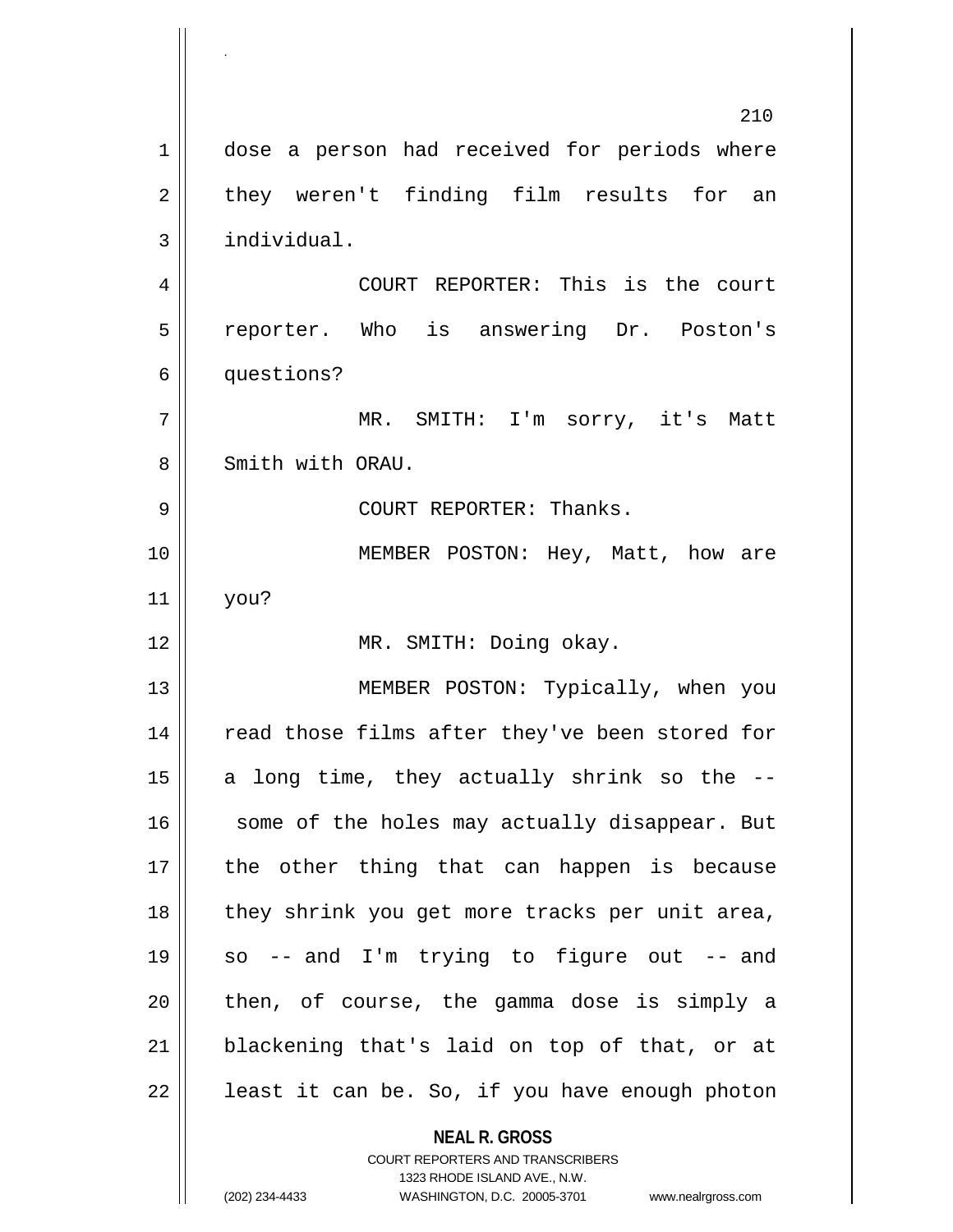dose a person had received for periods where they weren't finding film results for an individual.

COURT REPORTER: This is the court reporter. Who is answering Dr. Poston's questions?

MR. SMITH: I'm sorry, it's Matt Smith with ORAU.

COURT REPORTER: Thanks.

MEMBER POSTON: Hey, Matt, how are you?

MR. SMITH: Doing okay.

MEMBER POSTON: Typically, when you read those films after they've been stored for a long time, they actually shrink so the -- some of the holes may actually disappear. But the other thing that can happen is because they shrink you get more tracks per unit area, so -- and I'm trying to figure out -- and then, of course, the gamma dose is simply a blackening that's laid on top of that, or at least it can be. So, if you have enough photon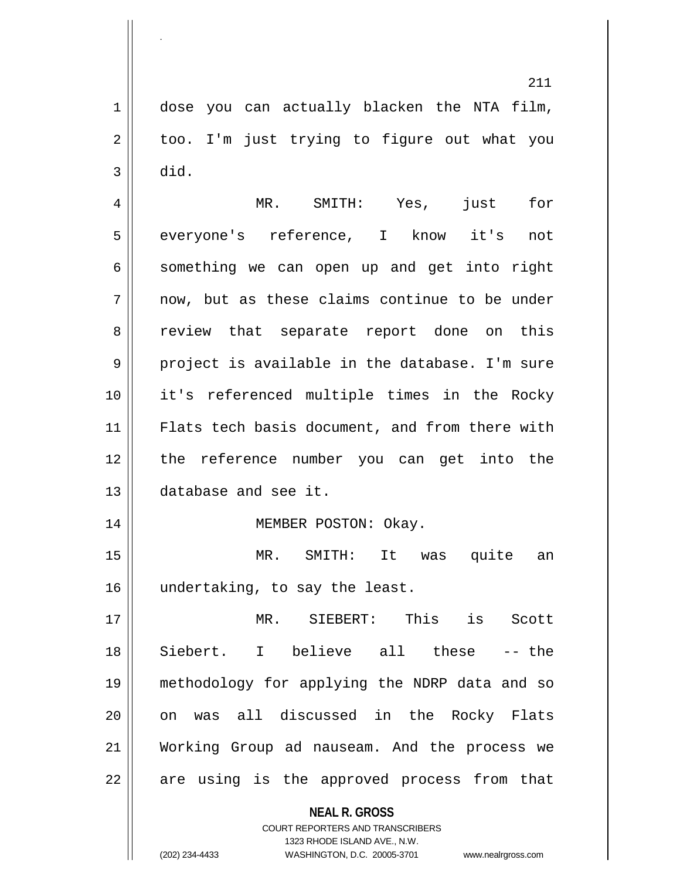dose you can actually blacken the NTA film, too. I'm just trying to figure out what you did.

MR. SMITH: Yes, just for everyone's reference, I know it's not something we can open up and get into right now, but as these claims continue to be under review that separate report done on this project is available in the database. I'm sure it's referenced multiple times in the Rocky Flats tech basis document, and from there with the reference number you can get into the database and see it.

MEMBER POSTON: Okay.

MR. SMITH: It was quite an undertaking, to say the least.

MR. SIEBERT: This is Scott Siebert. I believe all these -- the methodology for applying the NDRP data and so on was all discussed in the Rocky Flats Working Group ad nauseam. And the process we are using is the approved process from that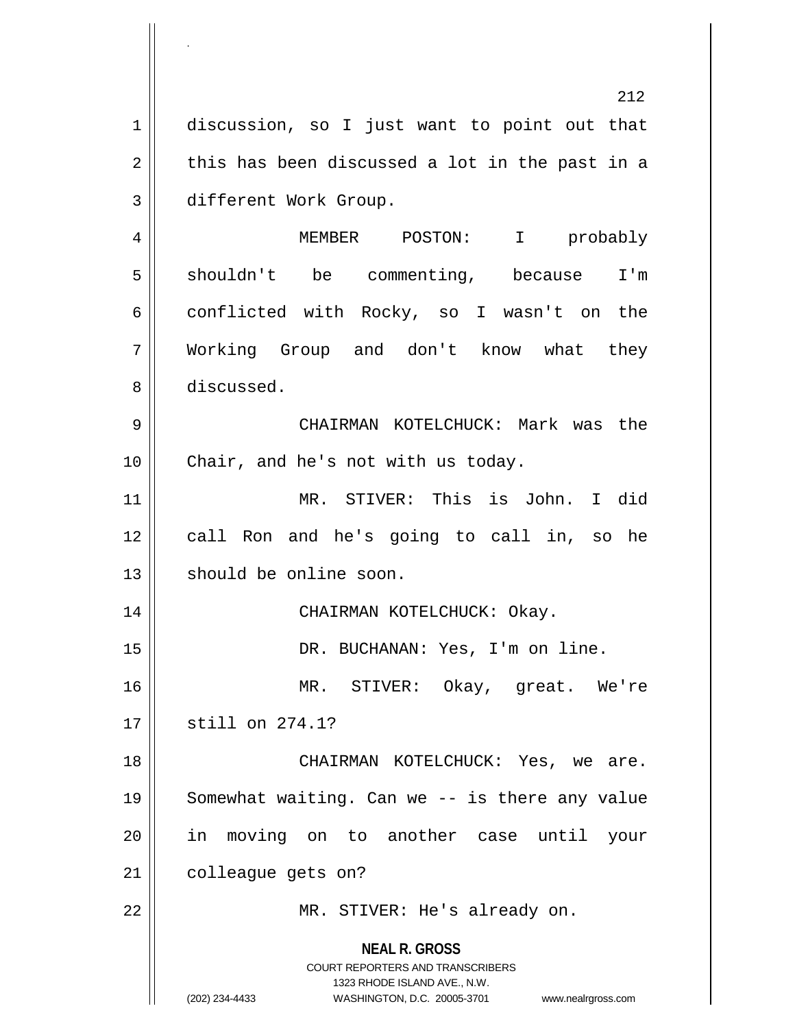discussion, so I just want to point out that this has been discussed a lot in the past in a different Work Group.

MEMBER POSTON: I probably shouldn't be commenting, because I'm conflicted with Rocky, so I wasn't on the Working Group and don't know what they discussed.

CHAIRMAN KOTELCHUCK: Mark was the Chair, and he's not with us today.

MR. STIVER: This is John. I did call Ron and he's going to call in, so he should be online soon.

CHAIRMAN KOTELCHUCK: Okay.

DR. BUCHANAN: Yes, I'm on line.

MR. STIVER: Okay, great. We're still on 274.1?

CHAIRMAN KOTELCHUCK: Yes, we are. Somewhat waiting. Can we -- is there any value in moving on to another case until your colleague gets on?

MR. STIVER: He's already on.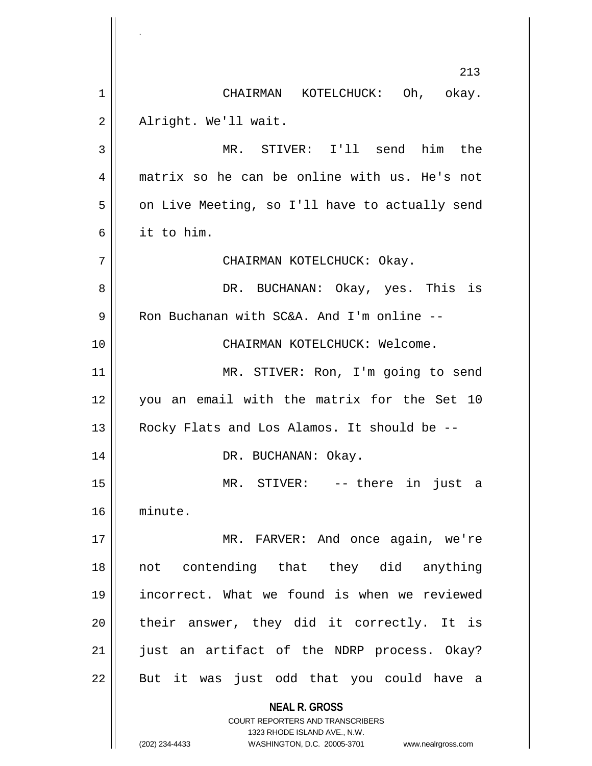CHAIRMAN KOTELCHUCK: Oh, okay. Alright. We'll wait.

MR. STIVER: I'll send him the matrix so he can be online with us. He's not on Live Meeting, so I'll have to actually send it to him.

CHAIRMAN KOTELCHUCK: Okay.

DR. BUCHANAN: Okay, yes. This is Ron Buchanan with SC&A. And I'm online --

CHAIRMAN KOTELCHUCK: Welcome.

MR. STIVER: Ron, I'm going to send you an email with the matrix for the Set 10 Rocky Flats and Los Alamos. It should be --

DR. BUCHANAN: Okay.

MR. STIVER: -- there in just a minute.

MR. FARVER: And once again, we're not contending that they did anything incorrect. What we found is when we reviewed their answer, they did it correctly. It is just an artifact of the NDRP process. Okay? But it was just odd that you could have a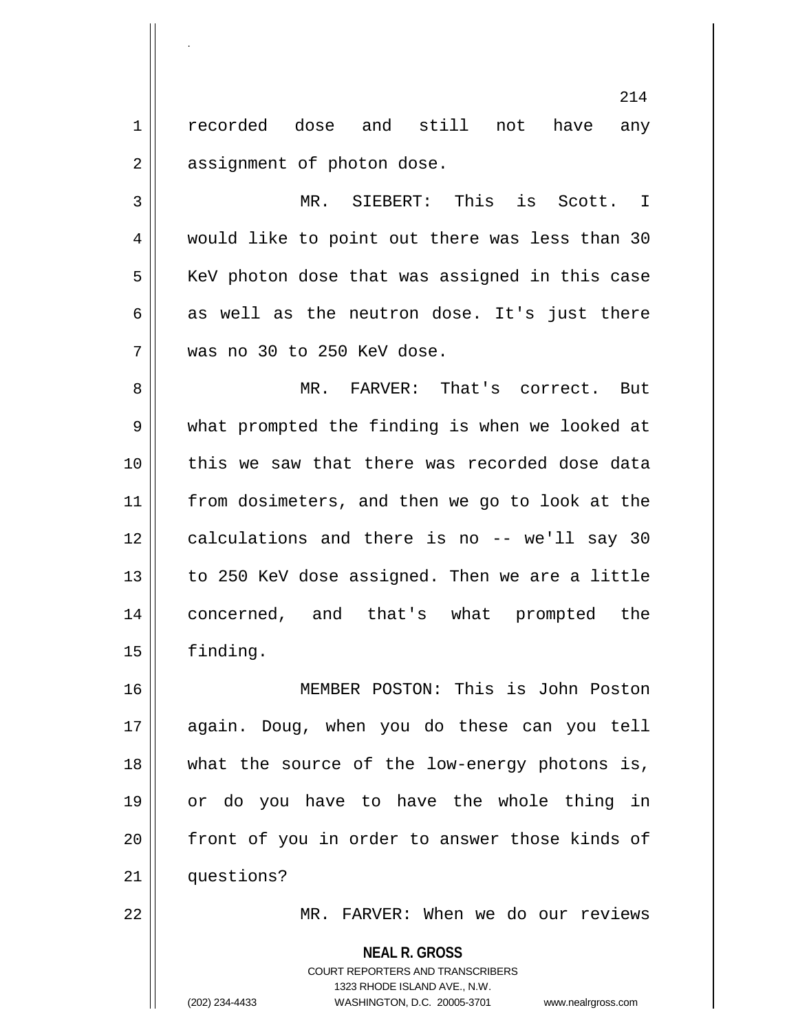recorded dose and still not have any assignment of photon dose.

MR. SIEBERT: This is Scott. I would like to point out there was less than 30 KeV photon dose that was assigned in this case as well as the neutron dose. It's just there was no 30 to 250 KeV dose.

MR. FARVER: That's correct. But what prompted the finding is when we looked at this we saw that there was recorded dose data from dosimeters, and then we go to look at the calculations and there is no -- we'll say 30 to 250 KeV dose assigned. Then we are a little concerned, and that's what prompted the finding.

MEMBER POSTON: This is John Poston again. Doug, when you do these can you tell what the source of the low-energy photons is, or do you have to have the whole thing in front of you in order to answer those kinds of questions?

MR. FARVER: When we do our reviews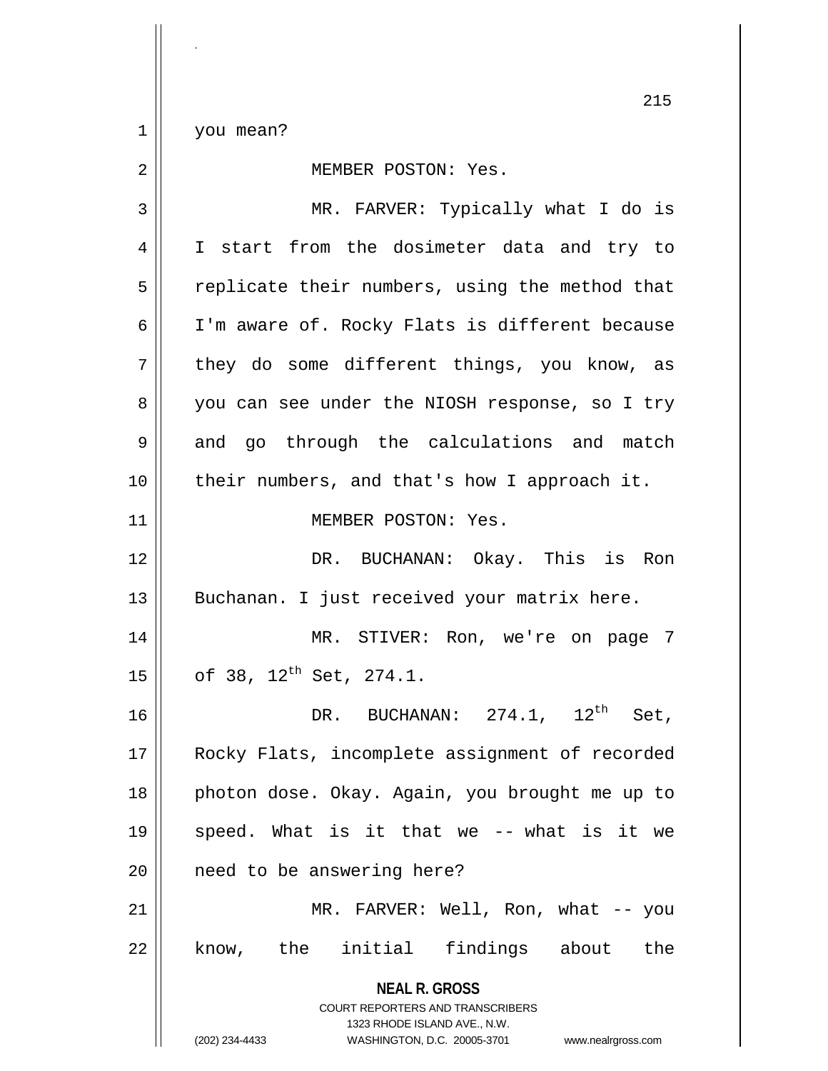you mean?

MEMBER POSTON: Yes.

MR. FARVER: Typically what I do is I start from the dosimeter data and try to replicate their numbers, using the method that I'm aware of. Rocky Flats is different because they do some different things, you know, as you can see under the NIOSH response, so I try and go through the calculations and match their numbers, and that's how I approach it.

MEMBER POSTON: Yes.

DR. BUCHANAN: Okay. This is Ron Buchanan. I just received your matrix here.

MR. STIVER: Ron, we're on page 7 of 38, 12th Set, 274.1.

DR. BUCHANAN: 274.1, 12th Set, Rocky Flats, incomplete assignment of recorded photon dose. Okay. Again, you brought me up to speed. What is it that we -- what is it we need to be answering here?

MR. FARVER: Well, Ron, what -- you know, the initial findings about the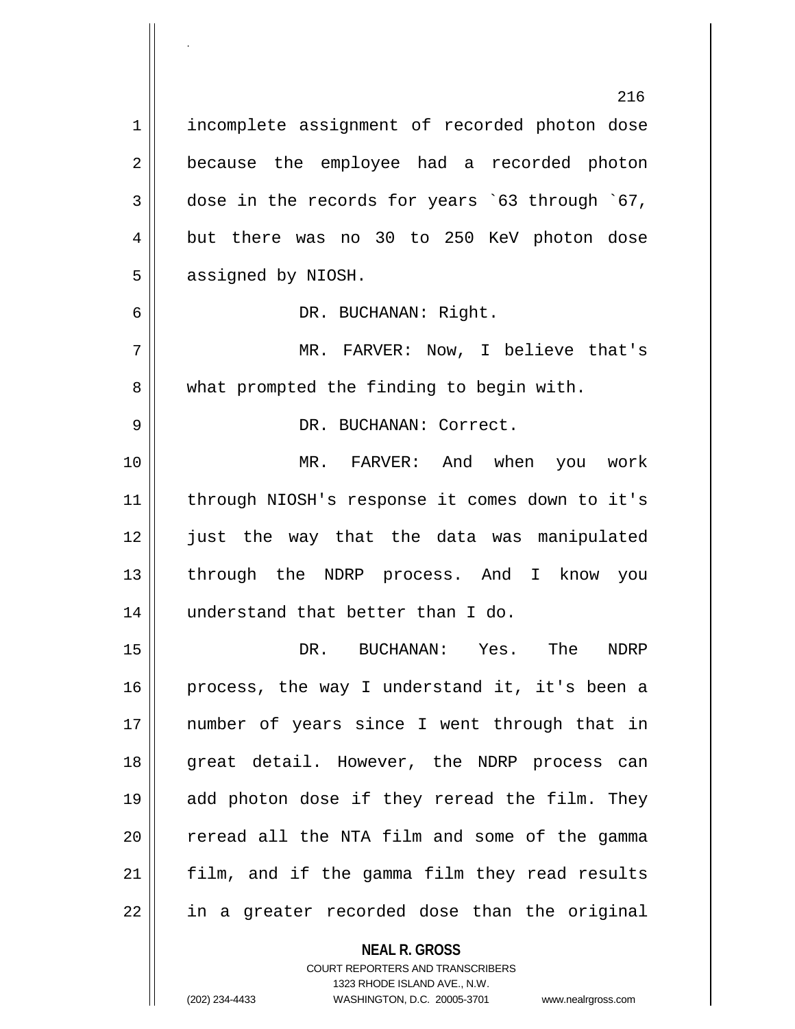incomplete assignment of recorded photon dose because the employee had a recorded photon dose in the records for years `63 through `67, but there was no 30 to 250 KeV photon dose assigned by NIOSH.

DR. BUCHANAN: Right.

MR. FARVER: Now, I believe that's what prompted the finding to begin with.

DR. BUCHANAN: Correct.

MR. FARVER: And when you work through NIOSH's response it comes down to it's just the way that the data was manipulated through the NDRP process. And I know you understand that better than I do.

DR. BUCHANAN: Yes. The NDRP process, the way I understand it, it's been a number of years since I went through that in great detail. However, the NDRP process can add photon dose if they reread the film. They reread all the NTA film and some of the gamma film, and if the gamma film they read results in a greater recorded dose than the original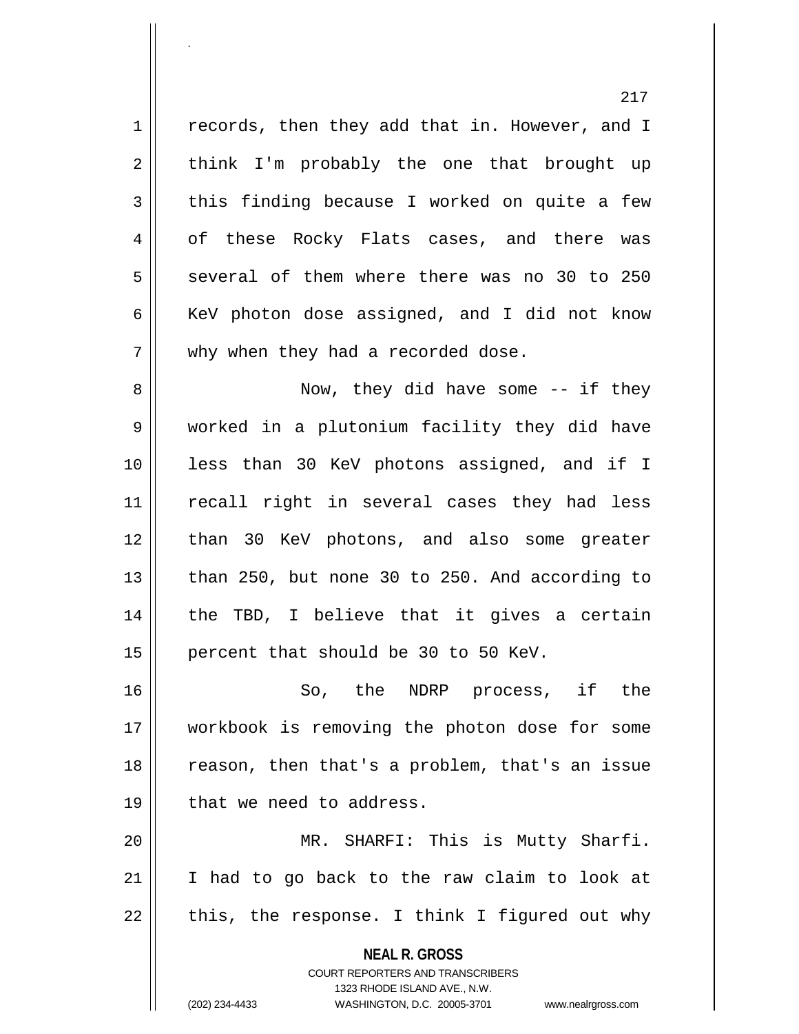records, then they add that in. However, and I think I'm probably the one that brought up this finding because I worked on quite a few of these Rocky Flats cases, and there was several of them where there was no 30 to 250 KeV photon dose assigned, and I did not know why when they had a recorded dose.

Now, they did have some -- if they worked in a plutonium facility they did have less than 30 KeV photons assigned, and if I recall right in several cases they had less than 30 KeV photons, and also some greater than 250, but none 30 to 250. And according to the TBD, I believe that it gives a certain percent that should be 30 to 50 KeV.

So, the NDRP process, if the workbook is removing the photon dose for some reason, then that's a problem, that's an issue that we need to address.

MR. SHARFI: This is Mutty Sharfi. I had to go back to the raw claim to look at this, the response. I think I figured out why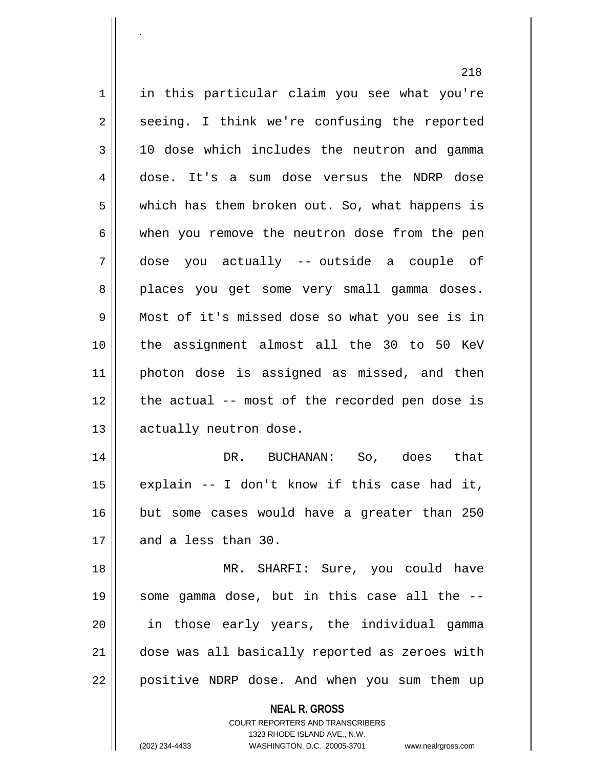in this particular claim you see what you're seeing. I think we're confusing the reported 10 dose which includes the neutron and gamma dose. It's a sum dose versus the NDRP dose which has them broken out. So, what happens is when you remove the neutron dose from the pen dose you actually -- outside a couple of places you get some very small gamma doses. Most of it's missed dose so what you see is in the assignment almost all the 30 to 50 KeV photon dose is assigned as missed, and then the actual -- most of the recorded pen dose is actually neutron dose.

DR. BUCHANAN: So, does that explain -- I don't know if this case had it, but some cases would have a greater than 250 and a less than 30.

MR. SHARFI: Sure, you could have some gamma dose, but in this case all the -- in those early years, the individual gamma dose was all basically reported as zeroes with positive NDRP dose. And when you sum them up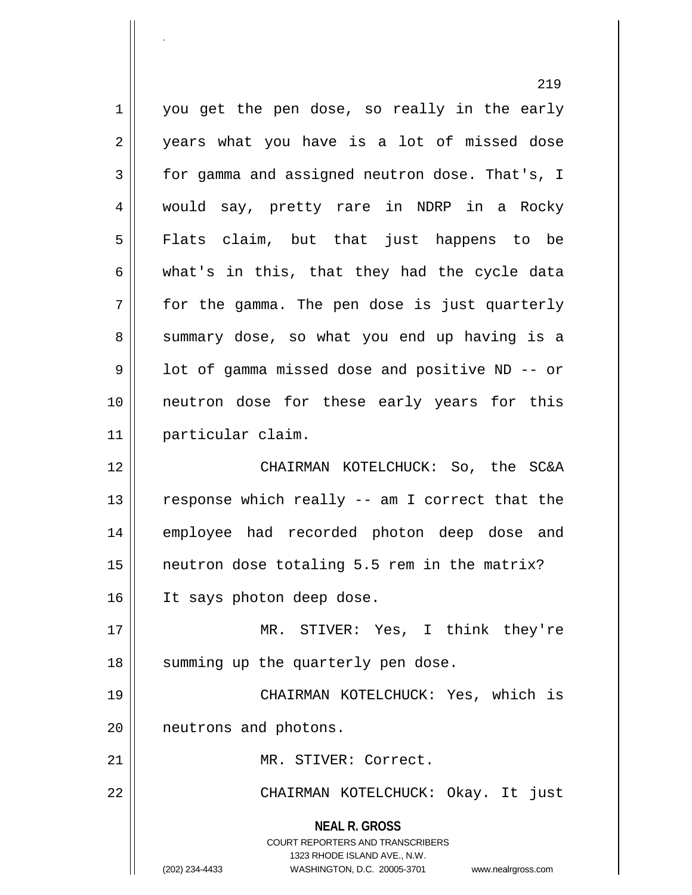you get the pen dose, so really in the early years what you have is a lot of missed dose for gamma and assigned neutron dose. That's, I would say, pretty rare in NDRP in a Rocky Flats claim, but that just happens to be what's in this, that they had the cycle data for the gamma. The pen dose is just quarterly summary dose, so what you end up having is a lot of gamma missed dose and positive ND -- or neutron dose for these early years for this particular claim.

CHAIRMAN KOTELCHUCK: So, the SC&A response which really -- am I correct that the employee had recorded photon deep dose and neutron dose totaling 5.5 rem in the matrix? It says photon deep dose.

MR. STIVER: Yes, I think they're summing up the quarterly pen dose.

CHAIRMAN KOTELCHUCK: Yes, which is neutrons and photons.

MR. STIVER: Correct.

CHAIRMAN KOTELCHUCK: Okay. It just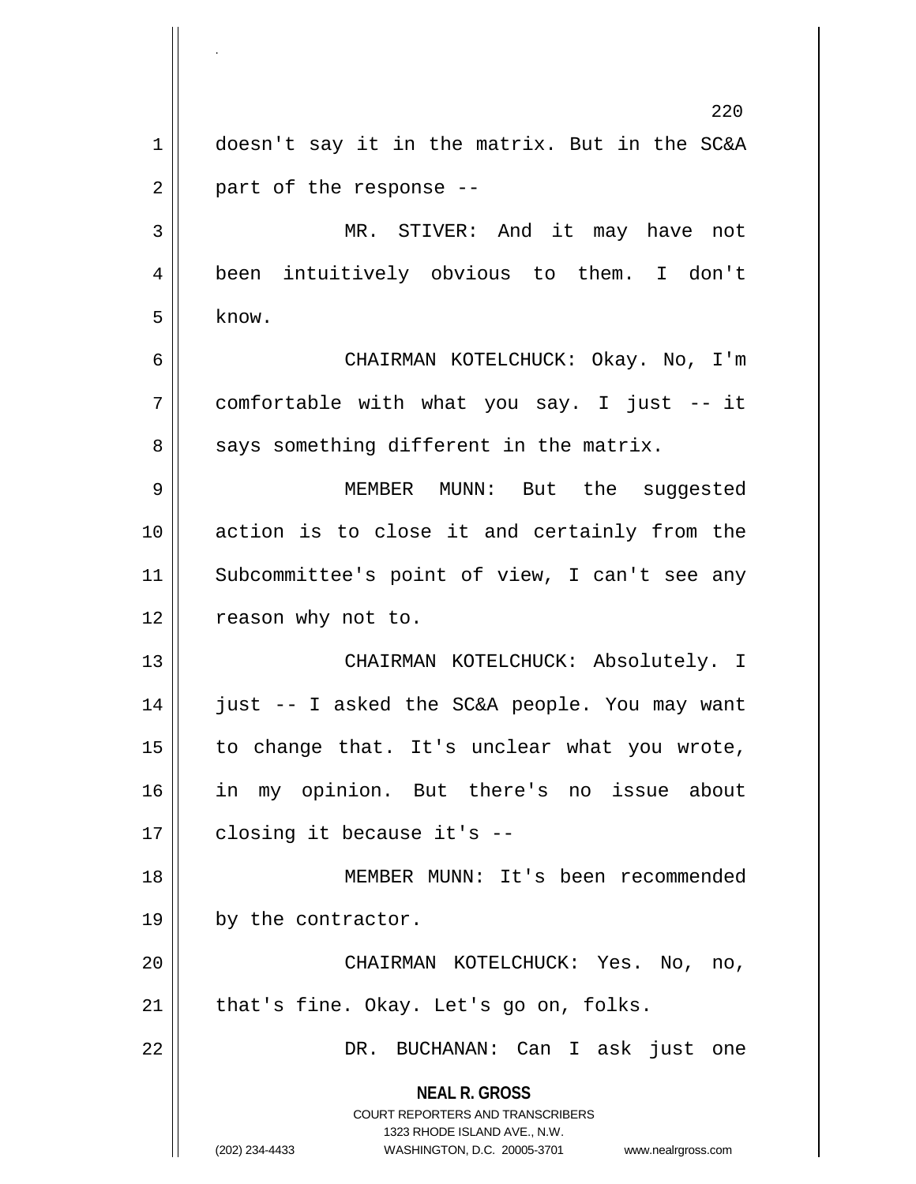doesn't say it in the matrix. But in the SC&A part of the response --

MR. STIVER: And it may have not been intuitively obvious to them. I don't know.

CHAIRMAN KOTELCHUCK: Okay. No, I'm comfortable with what you say. I just -- it says something different in the matrix.

MEMBER MUNN: But the suggested action is to close it and certainly from the Subcommittee's point of view, I can't see any reason why not to.

CHAIRMAN KOTELCHUCK: Absolutely. I just -- I asked the SC&A people. You may want to change that. It's unclear what you wrote, in my opinion. But there's no issue about closing it because it's --

MEMBER MUNN: It's been recommended by the contractor.

CHAIRMAN KOTELCHUCK: Yes. No, no, that's fine. Okay. Let's go on, folks.

DR. BUCHANAN: Can I ask just one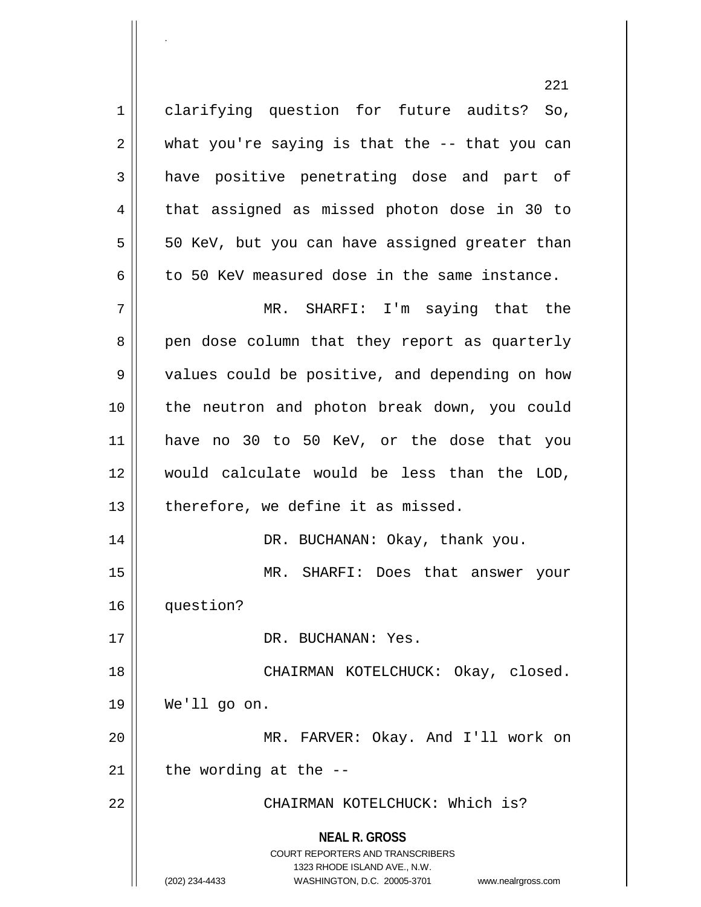clarifying question for future audits? So, what you're saying is that the -- that you can have positive penetrating dose and part of that assigned as missed photon dose in 30 to 50 KeV, but you can have assigned greater than to 50 KeV measured dose in the same instance.

MR. SHARFI: I'm saying that the pen dose column that they report as quarterly values could be positive, and depending on how the neutron and photon break down, you could have no 30 to 50 KeV, or the dose that you would calculate would be less than the LOD, therefore, we define it as missed.

DR. BUCHANAN: Okay, thank you.

MR. SHARFI: Does that answer your question?

DR. BUCHANAN: Yes.

CHAIRMAN KOTELCHUCK: Okay, closed. We'll go on.

MR. FARVER: Okay. And I'll work on the wording at the --

CHAIRMAN KOTELCHUCK: Which is?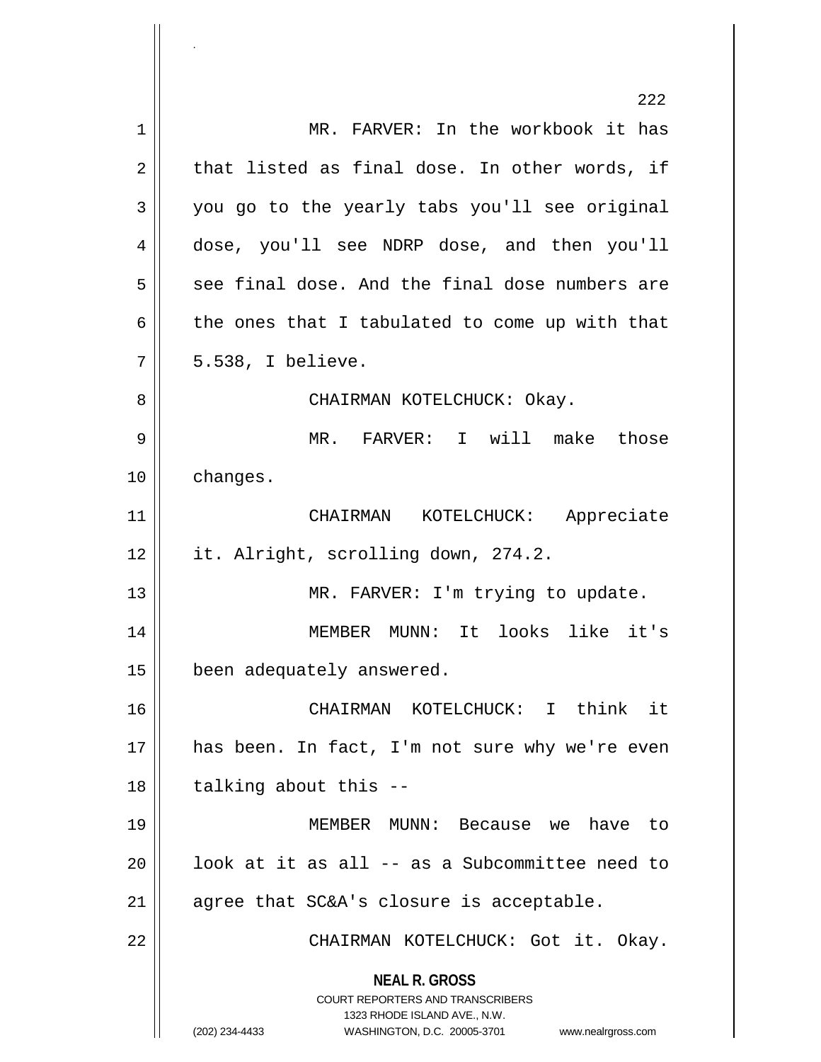MR. FARVER: In the workbook it has that listed as final dose. In other words, if you go to the yearly tabs you'll see original dose, you'll see NDRP dose, and then you'll see final dose. And the final dose numbers are the ones that I tabulated to come up with that 5.538, I believe.

CHAIRMAN KOTELCHUCK: Okay.

MR. FARVER: I will make those changes.

CHAIRMAN KOTELCHUCK: Appreciate it. Alright, scrolling down, 274.2.

MR. FARVER: I'm trying to update.

MEMBER MUNN: It looks like it's been adequately answered.

CHAIRMAN KOTELCHUCK: I think it has been. In fact, I'm not sure why we're even talking about this --

MEMBER MUNN: Because we have to look at it as all -- as a Subcommittee need to agree that SC&A's closure is acceptable.

CHAIRMAN KOTELCHUCK: Got it. Okay.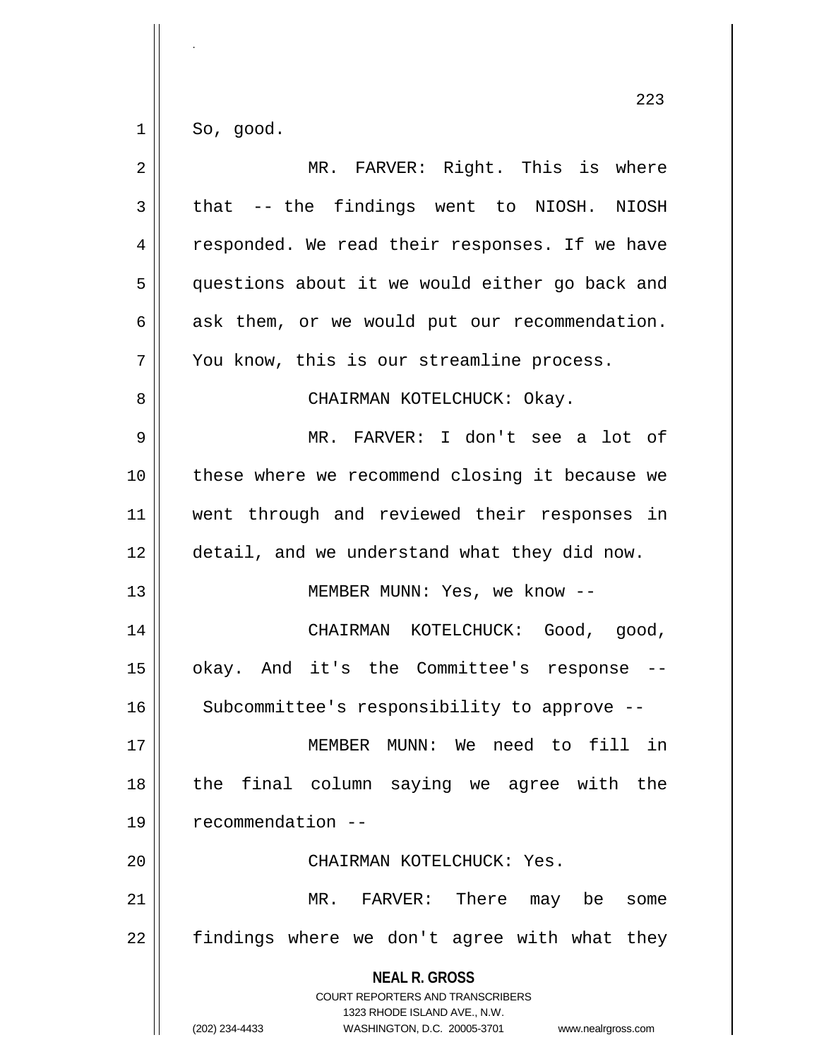So, good.

MR. FARVER: Right. This is where that -- the findings went to NIOSH. NIOSH responded. We read their responses. If we have questions about it we would either go back and ask them, or we would put our recommendation. You know, this is our streamline process.

CHAIRMAN KOTELCHUCK: Okay.

MR. FARVER: I don't see a lot of these where we recommend closing it because we went through and reviewed their responses in detail, and we understand what they did now.

MEMBER MUNN: Yes, we know --

CHAIRMAN KOTELCHUCK: Good, good, okay. And it's the Committee's response -- Subcommittee's responsibility to approve --

MEMBER MUNN: We need to fill in the final column saying we agree with the recommendation --

CHAIRMAN KOTELCHUCK: Yes.

MR. FARVER: There may be some findings where we don't agree with what they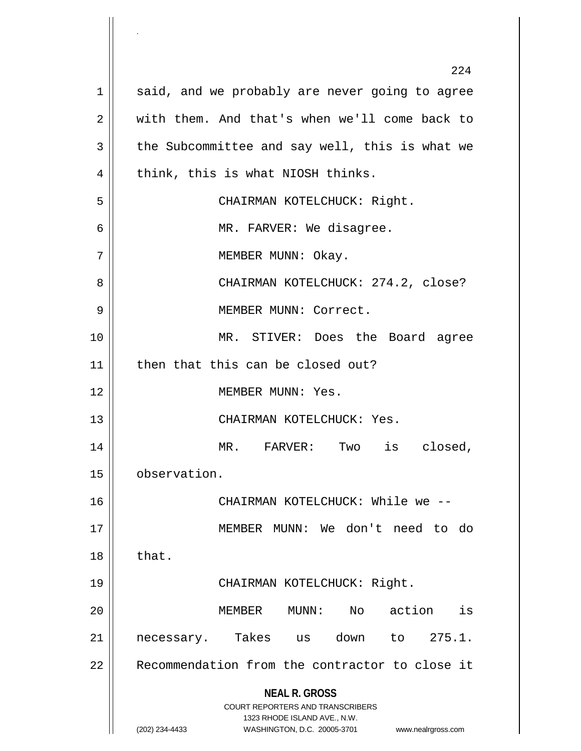said, and we probably are never going to agree with them. And that's when we'll come back to the Subcommittee and say well, this is what we think, this is what NIOSH thinks.

CHAIRMAN KOTELCHUCK: Right.

MR. FARVER: We disagree.

MEMBER MUNN: Okay.

CHAIRMAN KOTELCHUCK: 274.2, close?

MEMBER MUNN: Correct.

MR. STIVER: Does the Board agree then that this can be closed out?

MEMBER MUNN: Yes.

CHAIRMAN KOTELCHUCK: Yes.

MR. FARVER: Two is closed, observation.

CHAIRMAN KOTELCHUCK: While we --

MEMBER MUNN: We don't need to do that.

CHAIRMAN KOTELCHUCK: Right.

MEMBER MUNN: No action is necessary. Takes us down to 275.1. Recommendation from the contractor to close it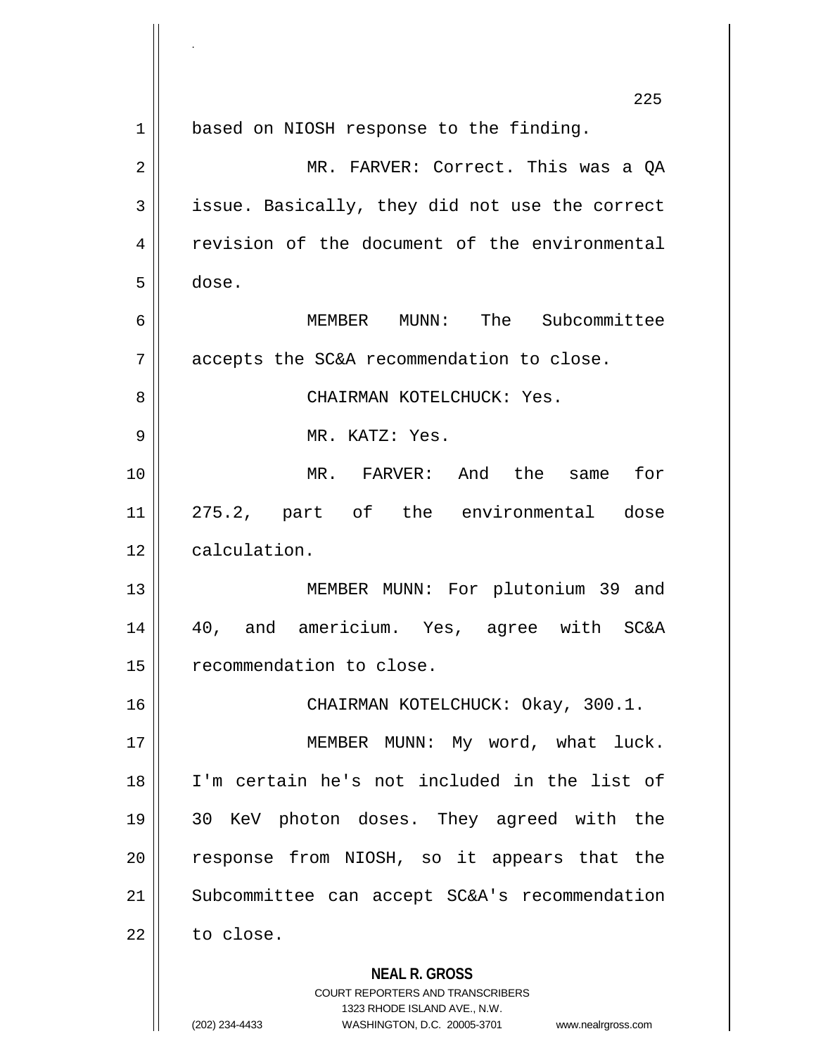based on NIOSH response to the finding.

MR. FARVER: Correct. This was a QA issue. Basically, they did not use the correct revision of the document of the environmental dose.

MEMBER MUNN: The Subcommittee accepts the SC&A recommendation to close.

CHAIRMAN KOTELCHUCK: Yes.

MR. KATZ: Yes.

MR. FARVER: And the same for 275.2, part of the environmental dose calculation.

MEMBER MUNN: For plutonium 39 and 40, and americium. Yes, agree with SC&A recommendation to close.

CHAIRMAN KOTELCHUCK: Okay, 300.1.

MEMBER MUNN: My word, what luck. I'm certain he's not included in the list of 30 KeV photon doses. They agreed with the response from NIOSH, so it appears that the Subcommittee can accept SC&A's recommendation to close.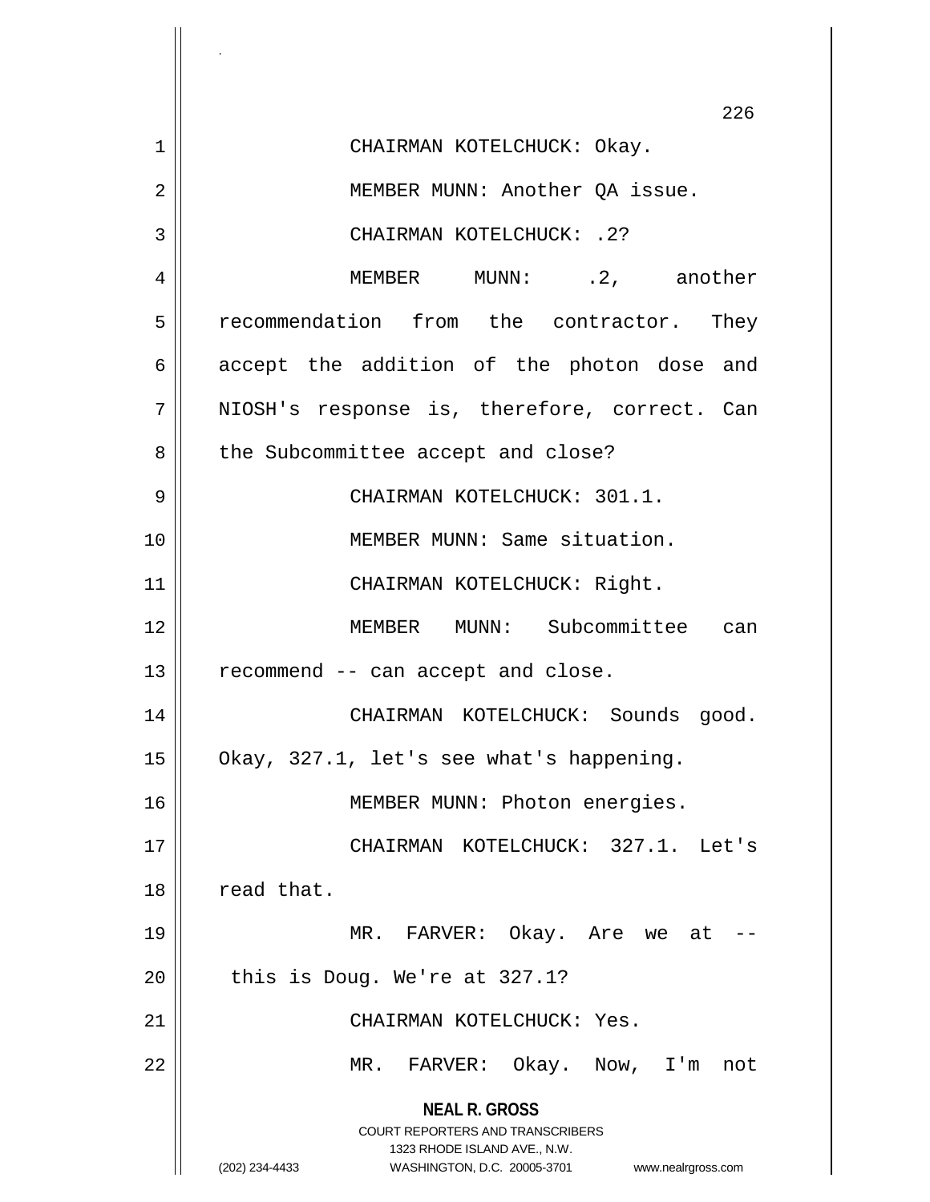CHAIRMAN KOTELCHUCK: Okay.

MEMBER MUNN: Another QA issue.

CHAIRMAN KOTELCHUCK: .2?

MEMBER MUNN: .2, another recommendation from the contractor. They accept the addition of the photon dose and NIOSH's response is, therefore, correct. Can the Subcommittee accept and close?

CHAIRMAN KOTELCHUCK: 301.1.

MEMBER MUNN: Same situation.

CHAIRMAN KOTELCHUCK: Right.

MEMBER MUNN: Subcommittee can recommend -- can accept and close.

CHAIRMAN KOTELCHUCK: Sounds good. Okay, 327.1, let's see what's happening.

MEMBER MUNN: Photon energies.

CHAIRMAN KOTELCHUCK: 327.1. Let's read that.

MR. FARVER: Okay. Are we at -- this is Doug. We're at 327.1?

CHAIRMAN KOTELCHUCK: Yes.

MR. FARVER: Okay. Now, I'm not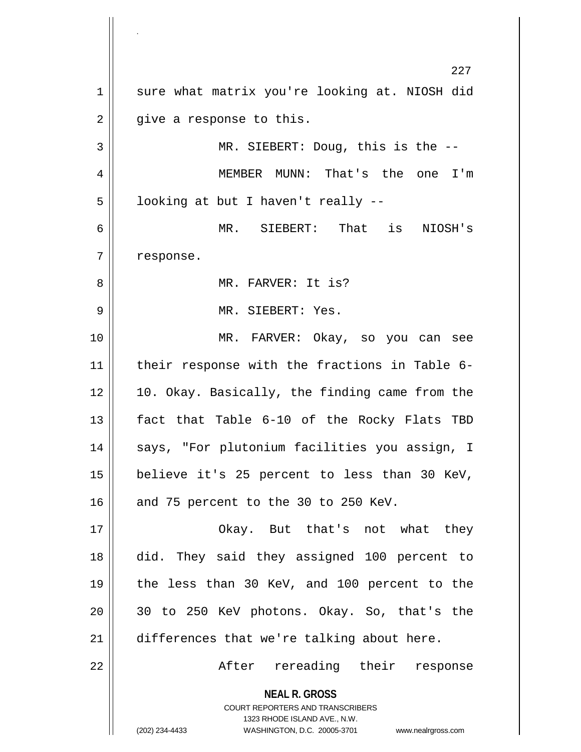sure what matrix you're looking at. NIOSH did give a response to this.

MR. SIEBERT: Doug, this is the --

MEMBER MUNN: That's the one I'm looking at but I haven't really --

MR. SIEBERT: That is NIOSH's response.

MR. FARVER: It is?

MR. SIEBERT: Yes.

MR. FARVER: Okay, so you can see their response with the fractions in Table 6-10. Okay. Basically, the finding came from the fact that Table 6-10 of the Rocky Flats TBD says, "For plutonium facilities you assign, I believe it's 25 percent to less than 30 KeV, and 75 percent to the 30 to 250 KeV.

Okay. But that's not what they did. They said they assigned 100 percent to the less than 30 KeV, and 100 percent to the 30 to 250 KeV photons. Okay. So, that's the differences that we're talking about here.

After rereading their response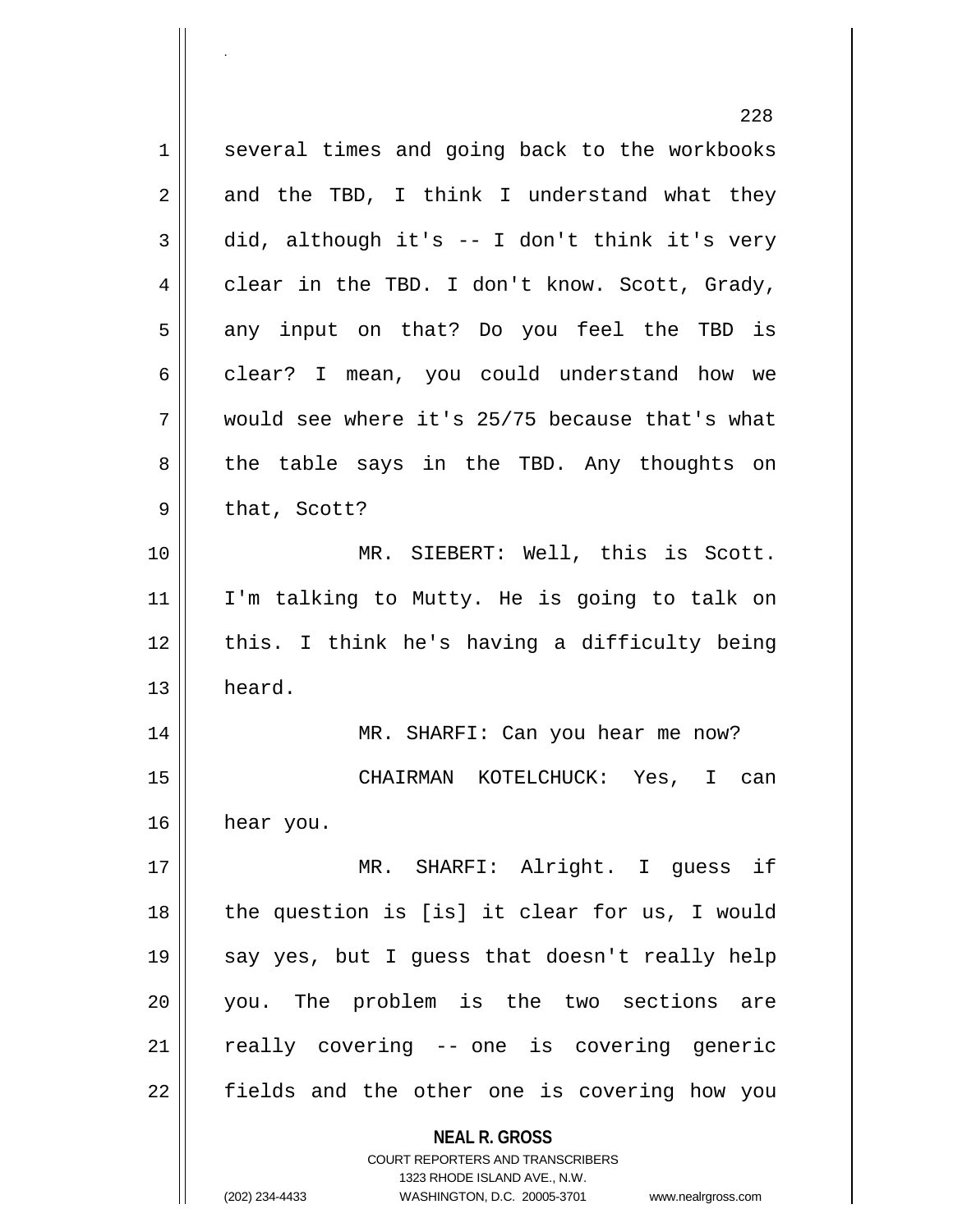several times and going back to the workbooks and the TBD, I think I understand what they did, although it's -- I don't think it's very clear in the TBD. I don't know. Scott, Grady, any input on that? Do you feel the TBD is clear? I mean, you could understand how we would see where it's 25/75 because that's what the table says in the TBD. Any thoughts on that, Scott?

MR. SIEBERT: Well, this is Scott. I'm talking to Mutty. He is going to talk on this. I think he's having a difficulty being heard.

MR. SHARFI: Can you hear me now?

CHAIRMAN KOTELCHUCK: Yes, I can hear you.

MR. SHARFI: Alright. I guess if the question is [is] it clear for us, I would say yes, but I guess that doesn't really help you. The problem is the two sections are really covering -- one is covering generic fields and the other one is covering how you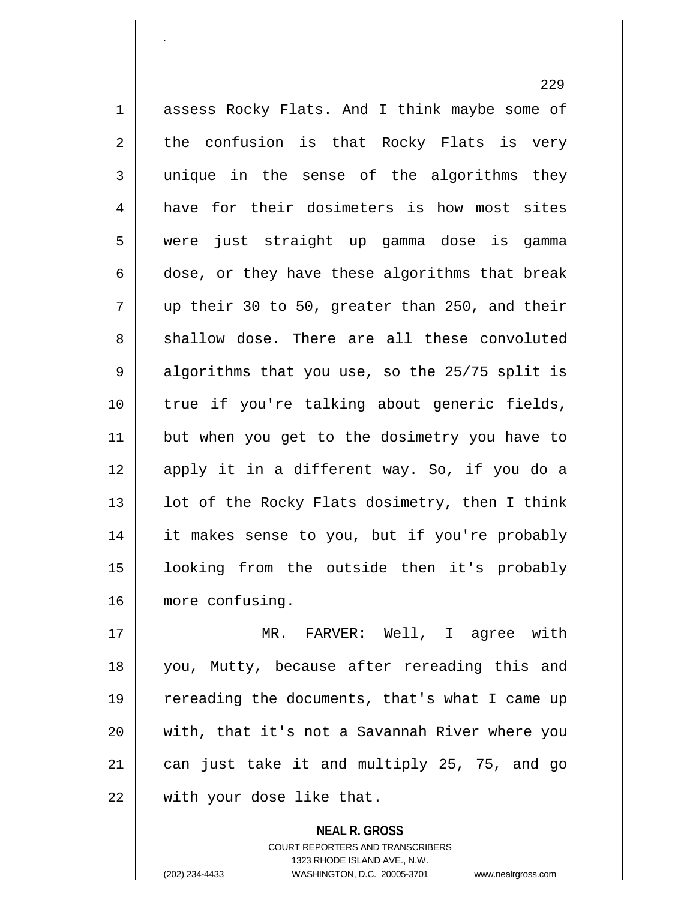assess Rocky Flats. And I think maybe some of the confusion is that Rocky Flats is very unique in the sense of the algorithms they have for their dosimeters is how most sites were just straight up gamma dose is gamma dose, or they have these algorithms that break up their 30 to 50, greater than 250, and their shallow dose. There are all these convoluted algorithms that you use, so the 25/75 split is true if you're talking about generic fields, but when you get to the dosimetry you have to apply it in a different way. So, if you do a lot of the Rocky Flats dosimetry, then I think it makes sense to you, but if you're probably looking from the outside then it's probably more confusing.

MR. FARVER: Well, I agree with you, Mutty, because after rereading this and rereading the documents, that's what I came up with, that it's not a Savannah River where you can just take it and multiply 25, 75, and go with your dose like that.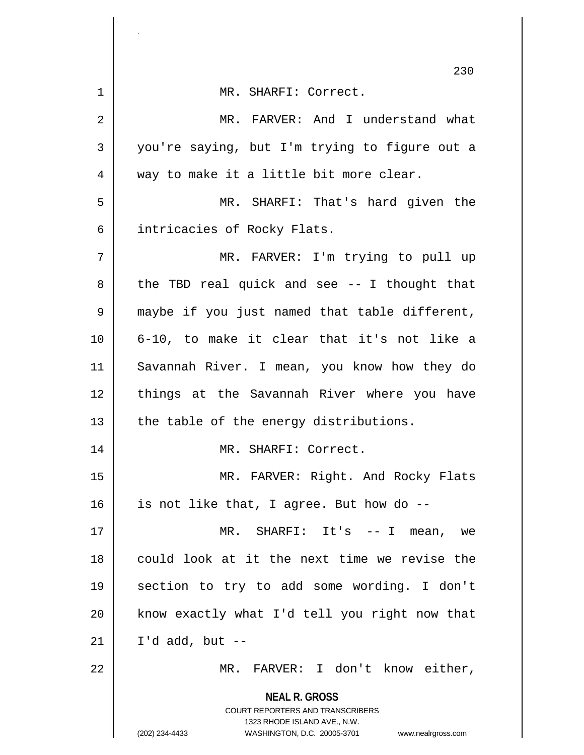MR. SHARFI: Correct.

MR. FARVER: And I understand what you're saying, but I'm trying to figure out a way to make it a little bit more clear.

MR. SHARFI: That's hard given the intricacies of Rocky Flats.

MR. FARVER: I'm trying to pull up the TBD real quick and see -- I thought that maybe if you just named that table different, 6-10, to make it clear that it's not like a Savannah River. I mean, you know how they do things at the Savannah River where you have the table of the energy distributions.

MR. SHARFI: Correct.

MR. FARVER: Right. And Rocky Flats is not like that, I agree. But how do --

MR. SHARFI: It's -- I mean, we could look at it the next time we revise the section to try to add some wording. I don't know exactly what I'd tell you right now that I'd add, but --

MR. FARVER: I don't know either,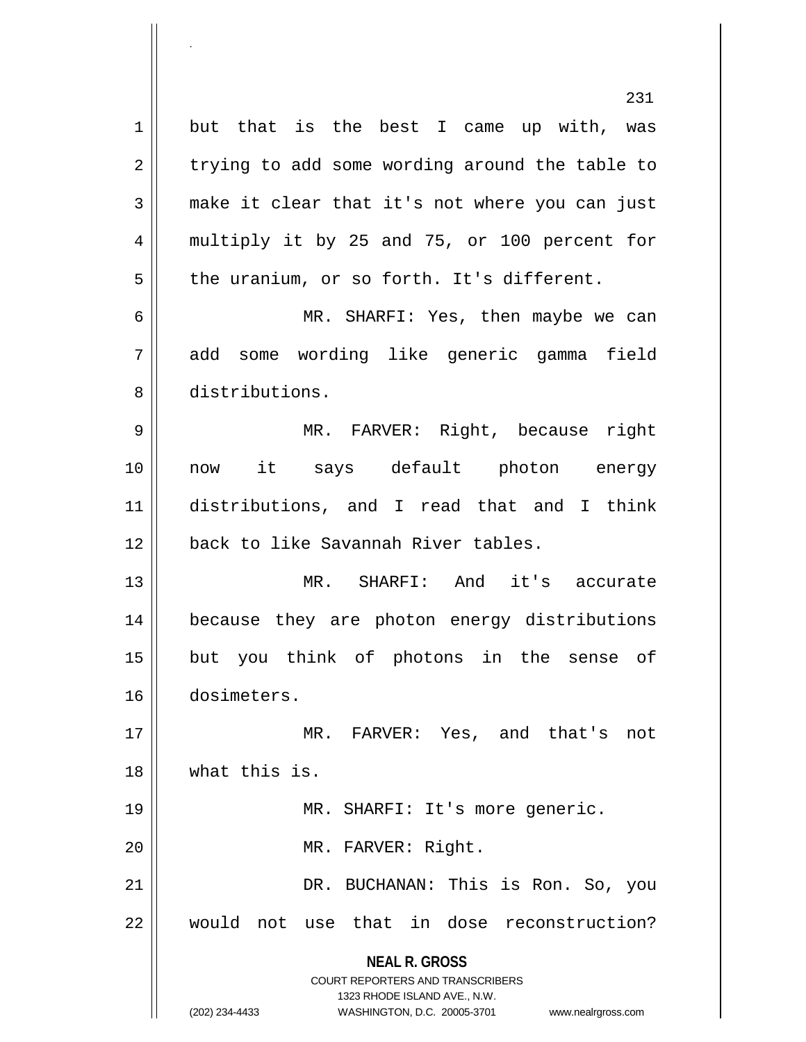but that is the best I came up with, was trying to add some wording around the table to make it clear that it's not where you can just multiply it by 25 and 75, or 100 percent for the uranium, or so forth. It's different.

MR. SHARFI: Yes, then maybe we can add some wording like generic gamma field distributions.

MR. FARVER: Right, because right now it says default photon energy distributions, and I read that and I think back to like Savannah River tables.

MR. SHARFI: And it's accurate because they are photon energy distributions but you think of photons in the sense of dosimeters.

MR. FARVER: Yes, and that's not what this is.

MR. SHARFI: It's more generic.

MR. FARVER: Right.

DR. BUCHANAN: This is Ron. So, you would not use that in dose reconstruction?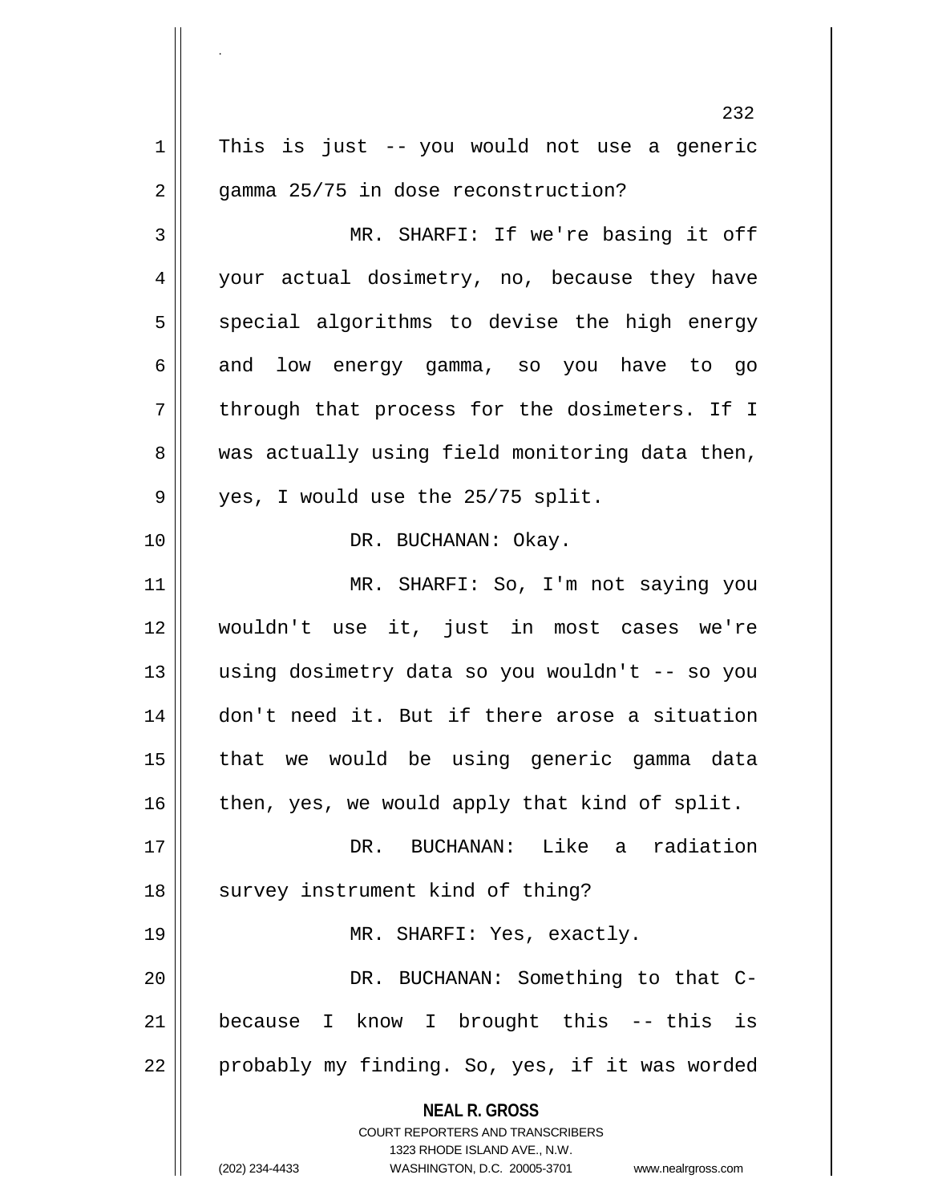This is just -- you would not use a generic gamma 25/75 in dose reconstruction?

MR. SHARFI: If we're basing it off your actual dosimetry, no, because they have special algorithms to devise the high energy and low energy gamma, so you have to go through that process for the dosimeters. If I was actually using field monitoring data then, yes, I would use the 25/75 split.

DR. BUCHANAN: Okay.

MR. SHARFI: So, I'm not saying you wouldn't use it, just in most cases we're using dosimetry data so you wouldn't -- so you don't need it. But if there arose a situation that we would be using generic gamma data then, yes, we would apply that kind of split.

DR. BUCHANAN: Like a radiation survey instrument kind of thing?

MR. SHARFI: Yes, exactly.

DR. BUCHANAN: Something to that C- because I know I brought this -- this is probably my finding. So, yes, if it was worded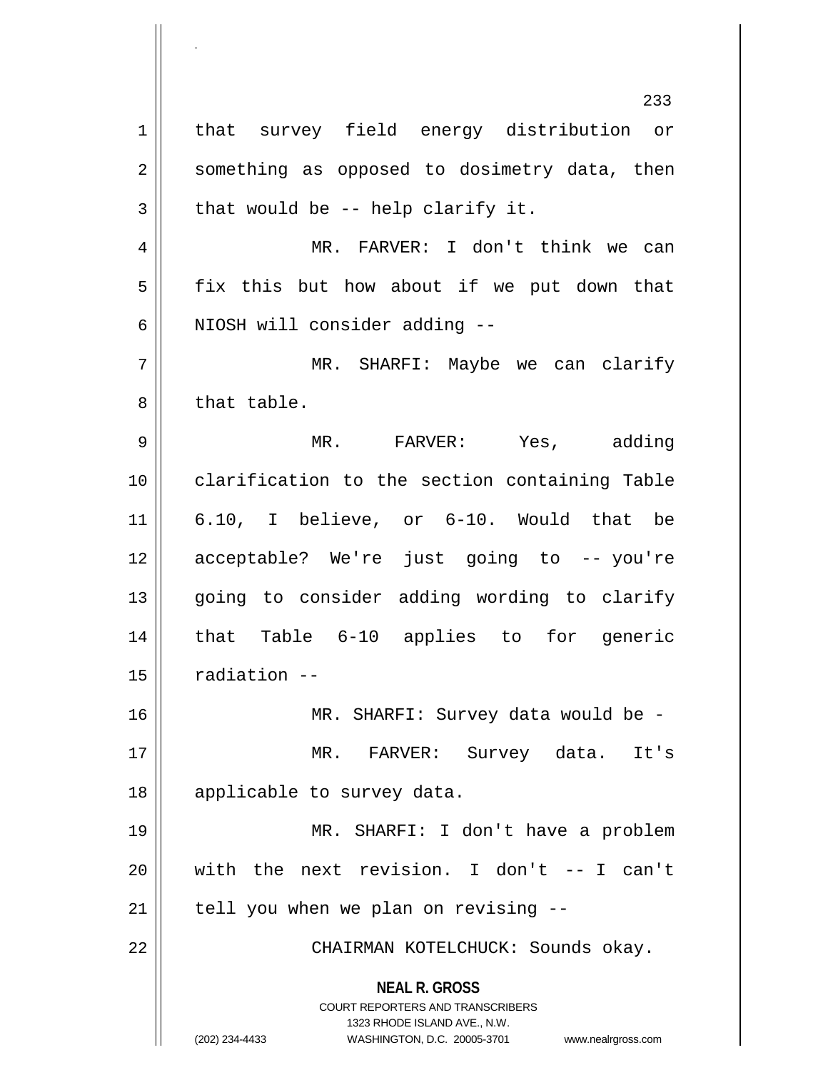that survey field energy distribution or something as opposed to dosimetry data, then that would be -- help clarify it.

MR. FARVER: I don't think we can fix this but how about if we put down that NIOSH will consider adding --

MR. SHARFI: Maybe we can clarify that table.

MR. FARVER: Yes, adding clarification to the section containing Table 6.10, I believe, or 6-10. Would that be acceptable? We're just going to -- you're going to consider adding wording to clarify that Table 6-10 applies to for generic radiation --

MR. SHARFI: Survey data would be -

MR. FARVER: Survey data. It's applicable to survey data.

MR. SHARFI: I don't have a problem with the next revision. I don't -- I can't tell you when we plan on revising --

CHAIRMAN KOTELCHUCK: Sounds okay.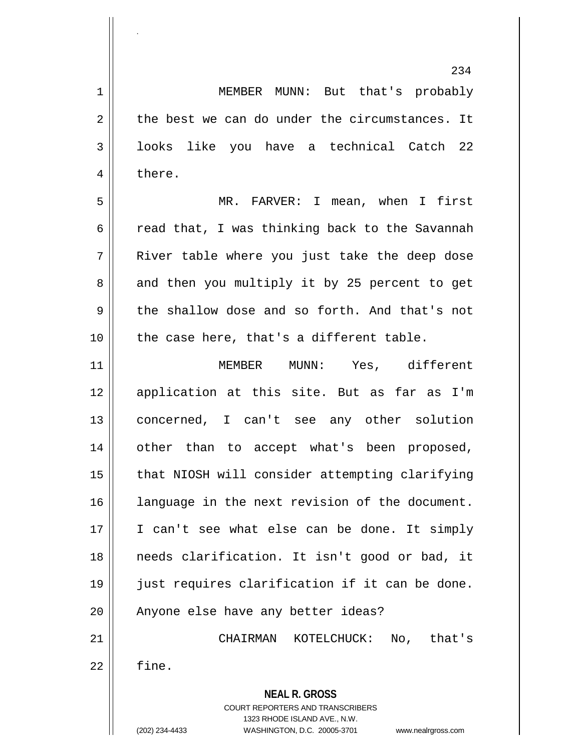MEMBER MUNN: But that's probably the best we can do under the circumstances. It looks like you have a technical Catch 22 there.

MR. FARVER: I mean, when I first read that, I was thinking back to the Savannah River table where you just take the deep dose and then you multiply it by 25 percent to get the shallow dose and so forth. And that's not the case here, that's a different table.

MEMBER MUNN: Yes, different application at this site. But as far as I'm concerned, I can't see any other solution other than to accept what's been proposed, that NIOSH will consider attempting clarifying language in the next revision of the document. I can't see what else can be done. It simply needs clarification. It isn't good or bad, it just requires clarification if it can be done. Anyone else have any better ideas?

CHAIRMAN KOTELCHUCK: No, that's fine.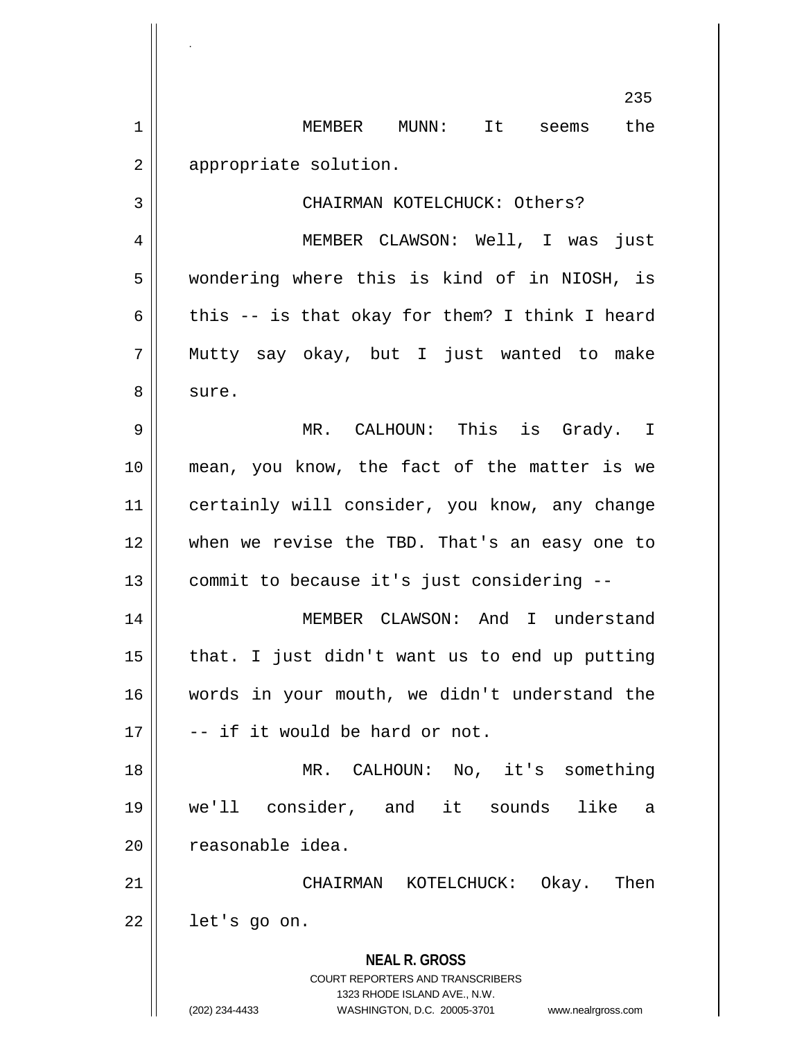MEMBER MUNN: It seems the appropriate solution.

CHAIRMAN KOTELCHUCK: Others?

MEMBER CLAWSON: Well, I was just wondering where this is kind of in NIOSH, is this -- is that okay for them? I think I heard Mutty say okay, but I just wanted to make sure.

MR. CALHOUN: This is Grady. I mean, you know, the fact of the matter is we certainly will consider, you know, any change when we revise the TBD. That's an easy one to commit to because it's just considering --

MEMBER CLAWSON: And I understand that. I just didn't want us to end up putting words in your mouth, we didn't understand the -- if it would be hard or not.

MR. CALHOUN: No, it's something we'll consider, and it sounds like a reasonable idea.

CHAIRMAN KOTELCHUCK: Okay. Then let's go on.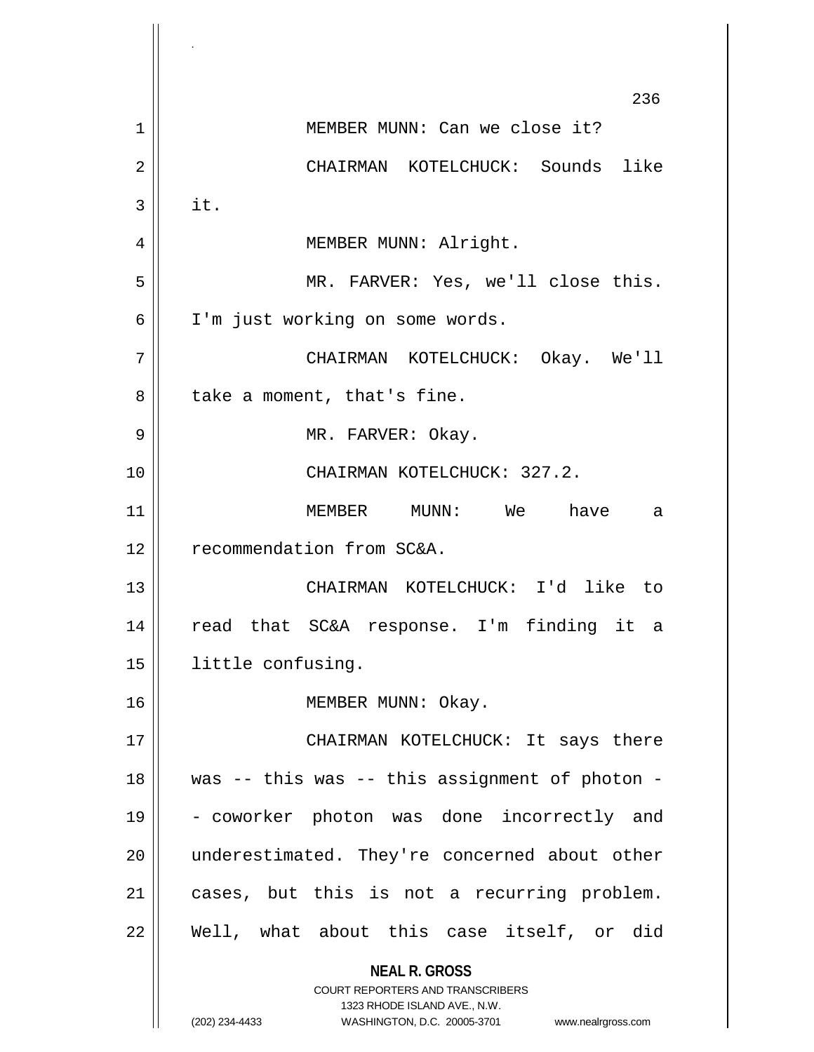MEMBER MUNN: Can we close it?

CHAIRMAN KOTELCHUCK: Sounds like it.

MEMBER MUNN: Alright.

MR. FARVER: Yes, we'll close this. I'm just working on some words.

CHAIRMAN KOTELCHUCK: Okay. We'll take a moment, that's fine.

MR. FARVER: Okay.

CHAIRMAN KOTELCHUCK: 327.2.

MEMBER MUNN: We have a recommendation from SC&A.

CHAIRMAN KOTELCHUCK: I'd like to read that SC&A response. I'm finding it a little confusing.

MEMBER MUNN: Okay.

CHAIRMAN KOTELCHUCK: It says there was -- this was -- this assignment of photon -- coworker photon was done incorrectly and underestimated. They're concerned about other cases, but this is not a recurring problem. Well, what about this case itself, or did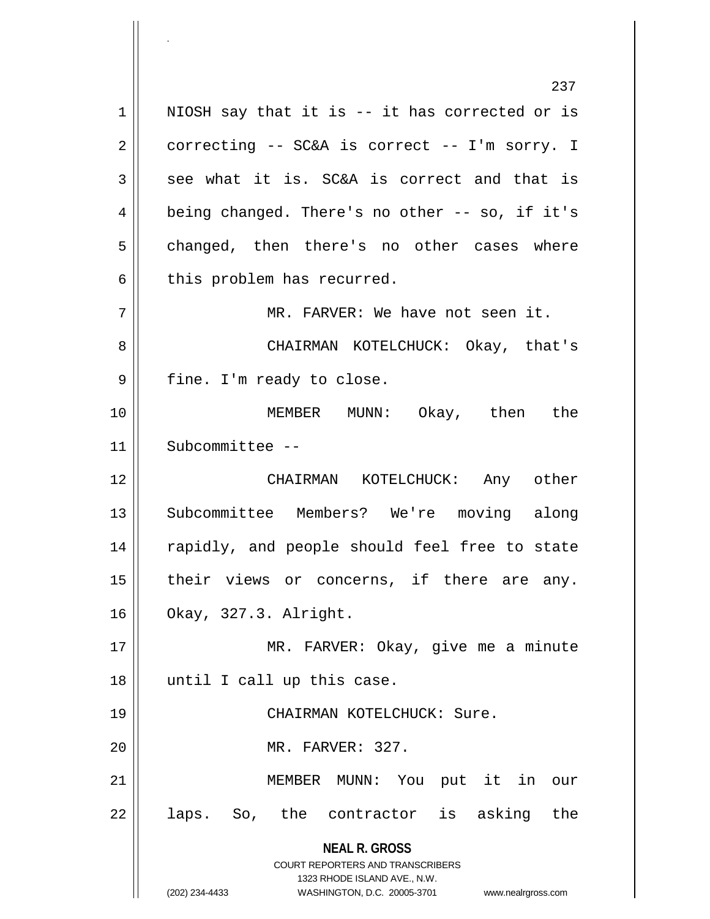NIOSH say that it is -- it has corrected or is correcting -- SC&A is correct -- I'm sorry. I see what it is. SC&A is correct and that is being changed. There's no other -- so, if it's changed, then there's no other cases where this problem has recurred.

MR. FARVER: We have not seen it.

CHAIRMAN KOTELCHUCK: Okay, that's fine. I'm ready to close.

MEMBER MUNN: Okay, then the Subcommittee --

CHAIRMAN KOTELCHUCK: Any other Subcommittee Members? We're moving along rapidly, and people should feel free to state their views or concerns, if there are any. Okay, 327.3. Alright.

MR. FARVER: Okay, give me a minute until I call up this case.

CHAIRMAN KOTELCHUCK: Sure.

MR. FARVER: 327.

MEMBER MUNN: You put it in our laps. So, the contractor is asking the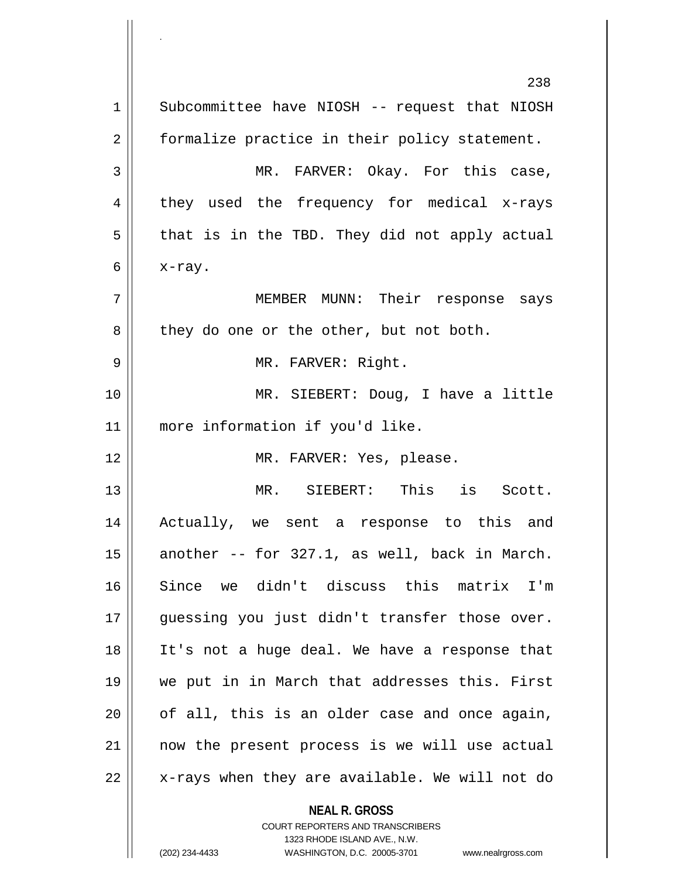Subcommittee have NIOSH -- request that NIOSH formalize practice in their policy statement.

MR. FARVER: Okay. For this case, they used the frequency for medical x-rays that is in the TBD. They did not apply actual x-ray.

MEMBER MUNN: Their response says they do one or the other, but not both.

MR. FARVER: Right.

MR. SIEBERT: Doug, I have a little more information if you'd like.

MR. FARVER: Yes, please.

MR. SIEBERT: This is Scott. Actually, we sent a response to this and another -- for 327.1, as well, back in March. Since we didn't discuss this matrix I'm guessing you just didn't transfer those over. It's not a huge deal. We have a response that we put in in March that addresses this. First of all, this is an older case and once again, now the present process is we will use actual x-rays when they are available. We will not do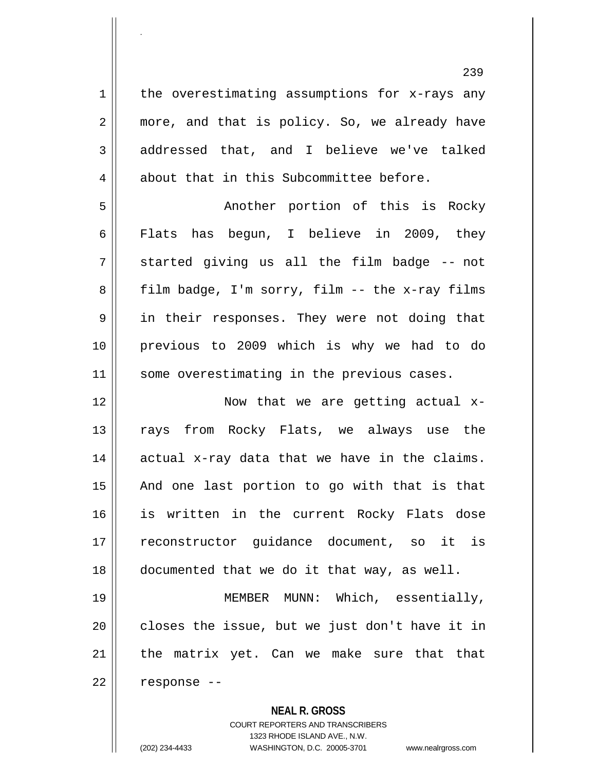the overestimating assumptions for x-rays any more, and that is policy. So, we already have addressed that, and I believe we've talked about that in this Subcommittee before.

Another portion of this is Rocky Flats has begun, I believe in 2009, they started giving us all the film badge -- not film badge, I'm sorry, film -- the x-ray films in their responses. They were not doing that previous to 2009 which is why we had to do some overestimating in the previous cases.

Now that we are getting actual x-rays from Rocky Flats, we always use the actual x-ray data that we have in the claims. And one last portion to go with that is that is written in the current Rocky Flats dose reconstructor guidance document, so it is documented that we do it that way, as well.

MEMBER MUNN: Which, essentially, closes the issue, but we just don't have it in the matrix yet. Can we make sure that that response --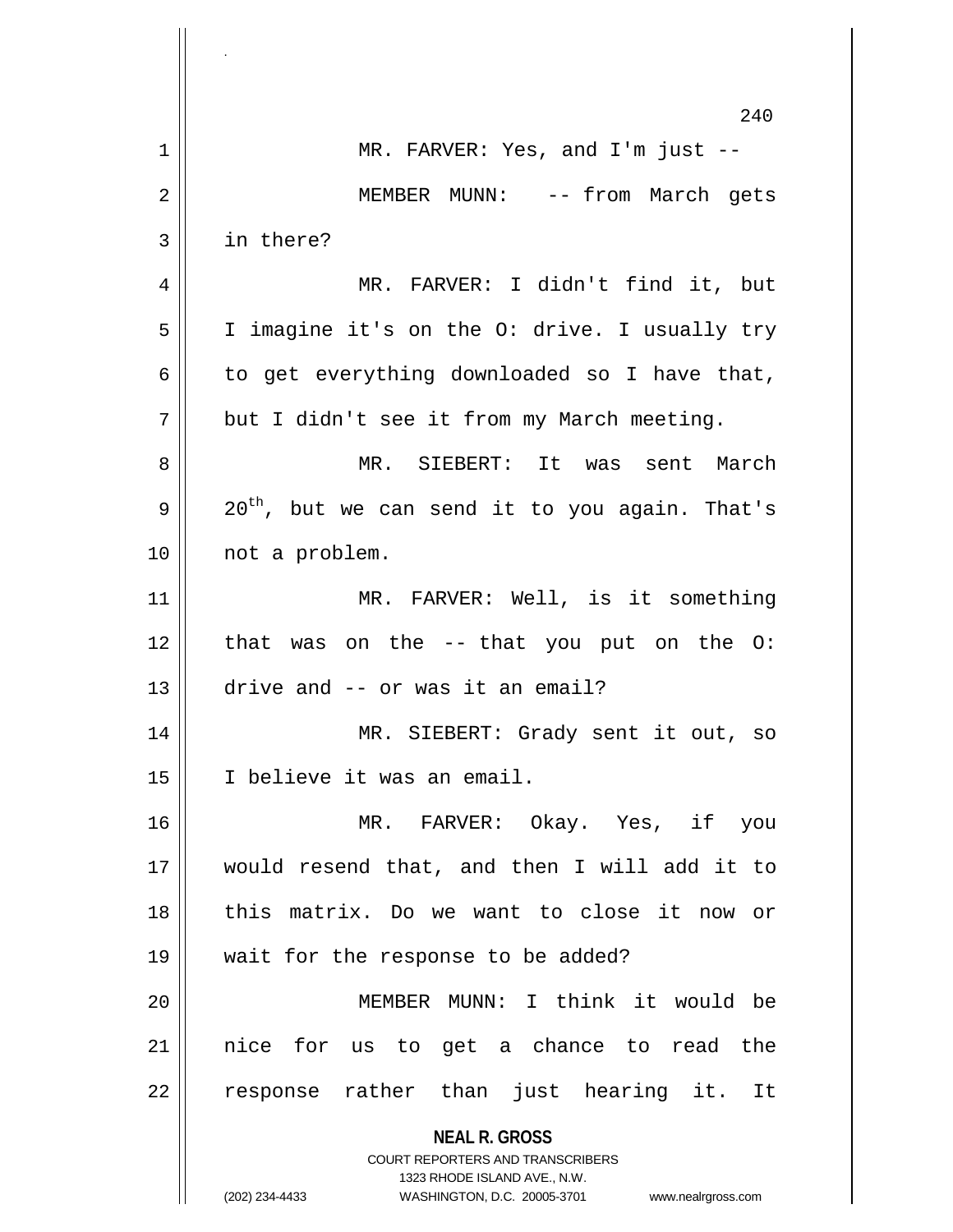MR. FARVER: Yes, and I'm just --

MEMBER MUNN: -- from March gets in there?

MR. FARVER: I didn't find it, but I imagine it's on the O: drive. I usually try to get everything downloaded so I have that, but I didn't see it from my March meeting.

MR. SIEBERT: It was sent March 20th, but we can send it to you again. That's not a problem.

MR. FARVER: Well, is it something that was on the -- that you put on the O: drive and -- or was it an email?

MR. SIEBERT: Grady sent it out, so I believe it was an email.

MR. FARVER: Okay. Yes, if you would resend that, and then I will add it to this matrix. Do we want to close it now or wait for the response to be added?

MEMBER MUNN: I think it would be nice for us to get a chance to read the response rather than just hearing it. It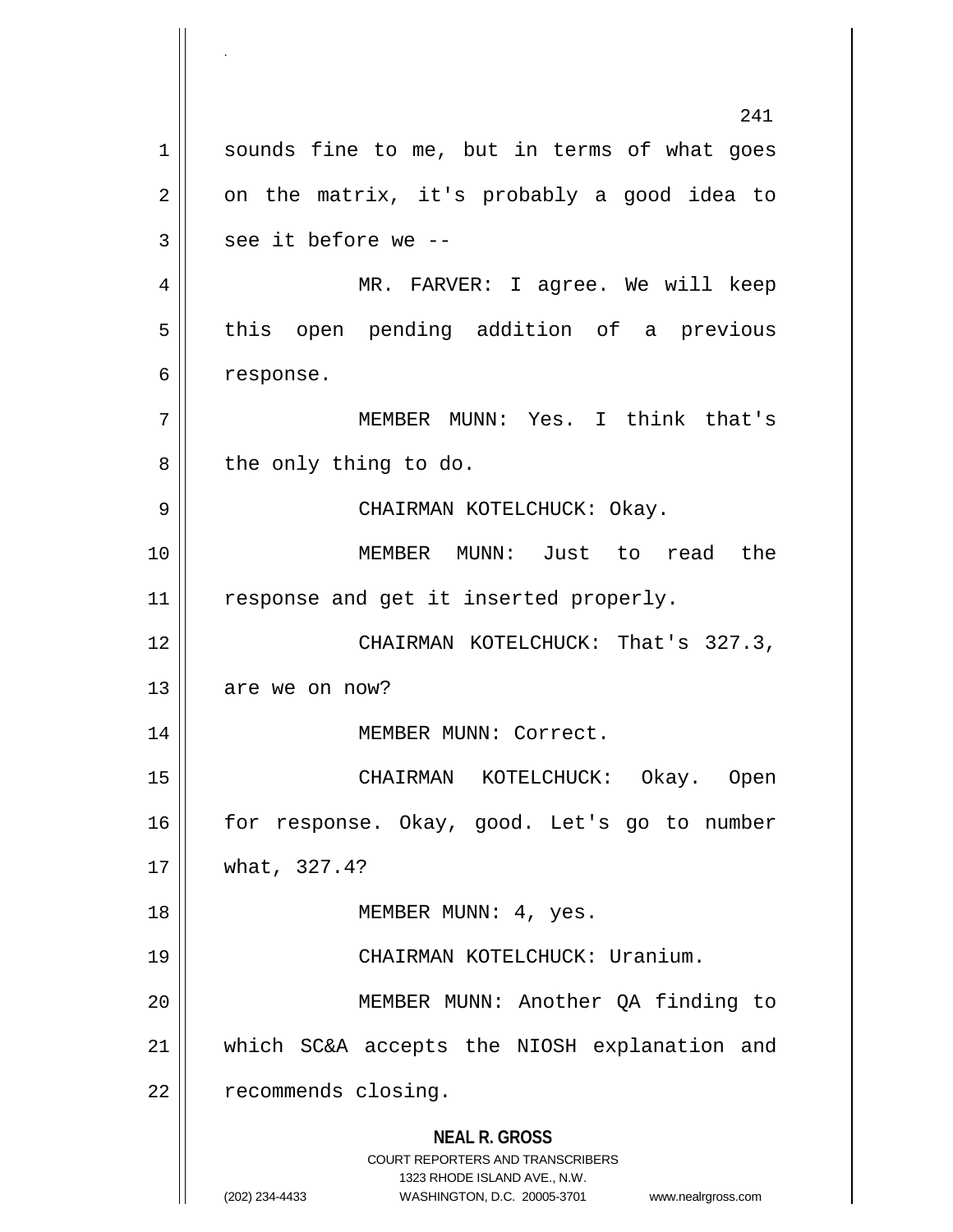sounds fine to me, but in terms of what goes on the matrix, it's probably a good idea to see it before we --

MR. FARVER: I agree. We will keep this open pending addition of a previous response.

MEMBER MUNN: Yes. I think that's the only thing to do.

CHAIRMAN KOTELCHUCK: Okay.

MEMBER MUNN: Just to read the response and get it inserted properly.

CHAIRMAN KOTELCHUCK: That's 327.3, are we on now?

MEMBER MUNN: Correct.

CHAIRMAN KOTELCHUCK: Okay. Open for response. Okay, good. Let's go to number what, 327.4?

MEMBER MUNN: 4, yes.

CHAIRMAN KOTELCHUCK: Uranium.

MEMBER MUNN: Another QA finding to which SC&A accepts the NIOSH explanation and recommends closing.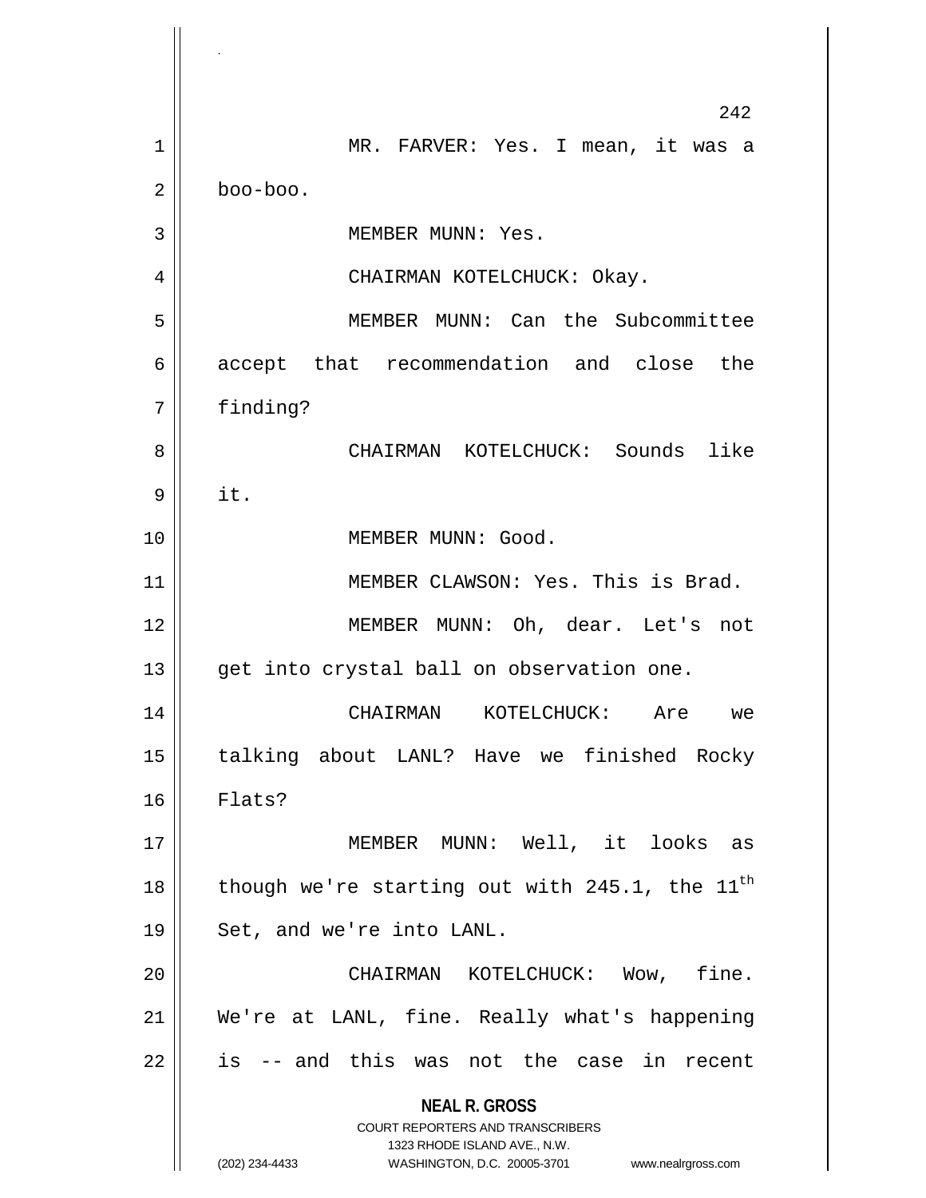MR. FARVER: Yes. I mean, it was a boo-boo.

MEMBER MUNN: Yes.

CHAIRMAN KOTELCHUCK: Okay.

MEMBER MUNN: Can the Subcommittee accept that recommendation and close the finding?

CHAIRMAN KOTELCHUCK: Sounds like it.

MEMBER MUNN: Good.

MEMBER CLAWSON: Yes. This is Brad.

MEMBER MUNN: Oh, dear. Let's not get into crystal ball on observation one.

CHAIRMAN KOTELCHUCK: Are we talking about LANL? Have we finished Rocky Flats?

MEMBER MUNN: Well, it looks as though we're starting out with 245.1, the 11th Set, and we're into LANL.

CHAIRMAN KOTELCHUCK: Wow, fine. We're at LANL, fine. Really what's happening is -- and this was not the case in recent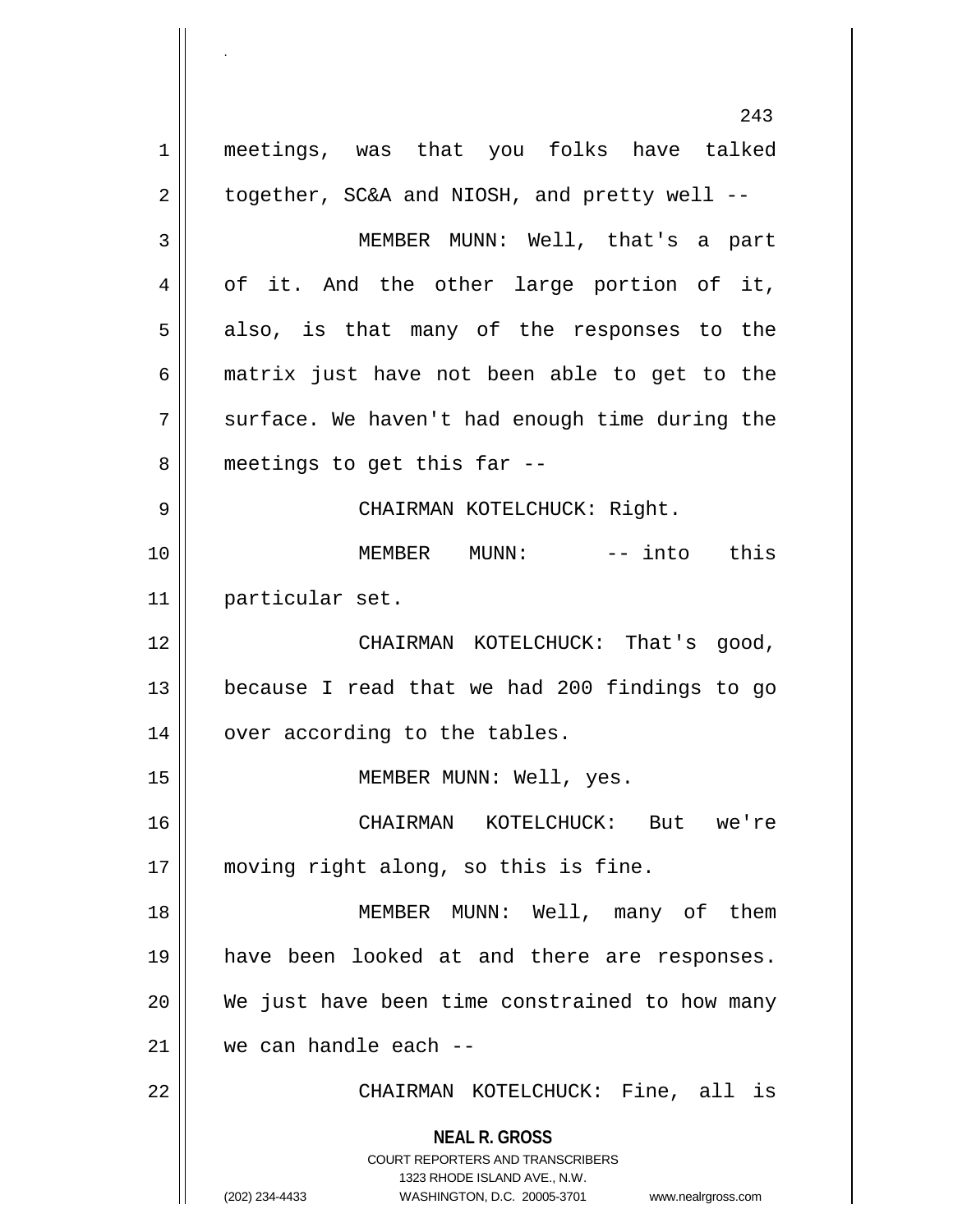meetings, was that you folks have talked together, SC&A and NIOSH, and pretty well --

MEMBER MUNN: Well, that's a part of it. And the other large portion of it, also, is that many of the responses to the matrix just have not been able to get to the surface. We haven't had enough time during the meetings to get this far --

CHAIRMAN KOTELCHUCK: Right.

MEMBER MUNN: -- into this particular set.

CHAIRMAN KOTELCHUCK: That's good, because I read that we had 200 findings to go over according to the tables.

MEMBER MUNN: Well, yes.

CHAIRMAN KOTELCHUCK: But we're moving right along, so this is fine.

MEMBER MUNN: Well, many of them have been looked at and there are responses. We just have been time constrained to how many we can handle each --

CHAIRMAN KOTELCHUCK: Fine, all is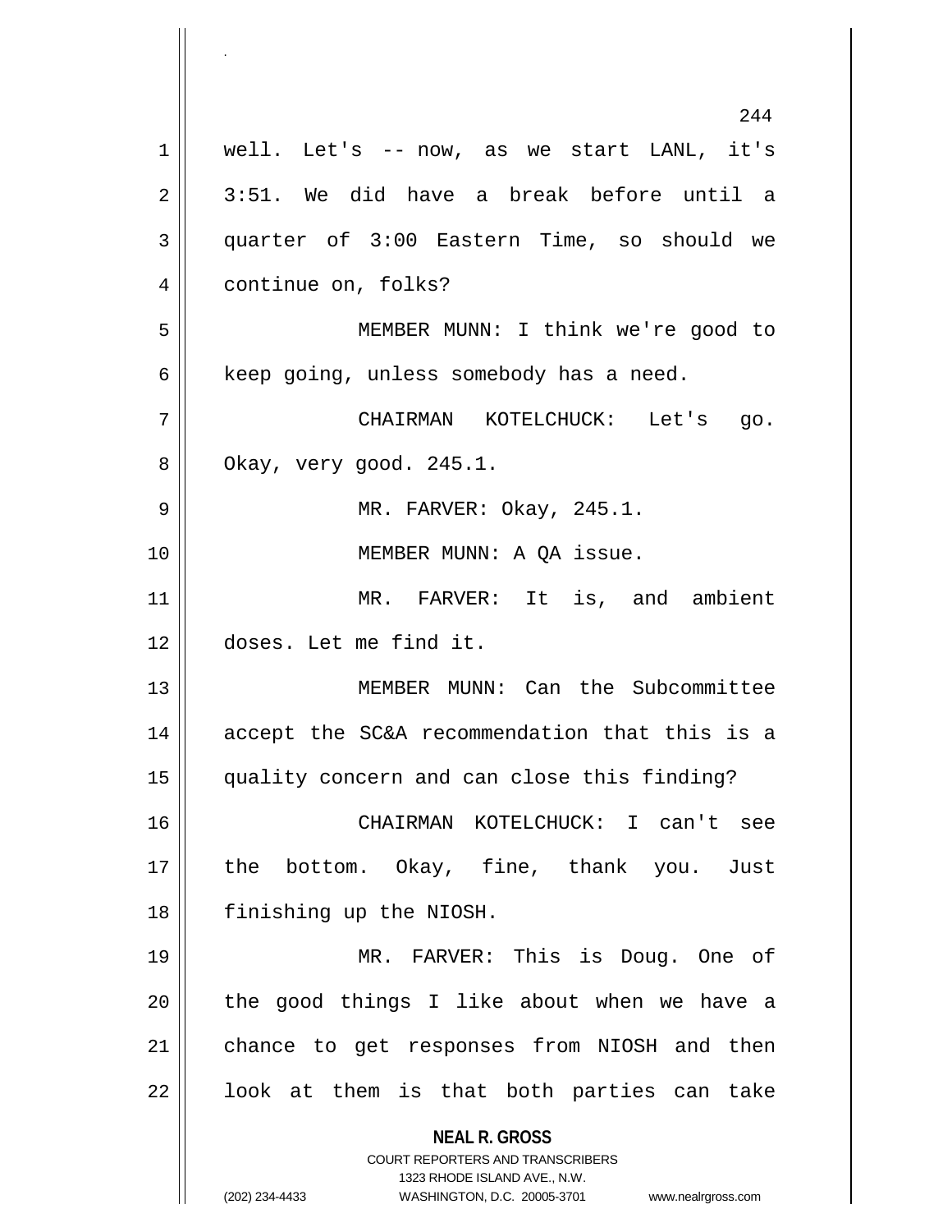well. Let's -- now, as we start LANL, it's 3:51. We did have a break before until a quarter of 3:00 Eastern Time, so should we continue on, folks?

MEMBER MUNN: I think we're good to keep going, unless somebody has a need.

CHAIRMAN KOTELCHUCK: Let's go. Okay, very good. 245.1.

MR. FARVER: Okay, 245.1.

MEMBER MUNN: A QA issue.

MR. FARVER: It is, and ambient doses. Let me find it.

MEMBER MUNN: Can the Subcommittee accept the SC&A recommendation that this is a quality concern and can close this finding?

CHAIRMAN KOTELCHUCK: I can't see the bottom. Okay, fine, thank you. Just finishing up the NIOSH.

MR. FARVER: This is Doug. One of the good things I like about when we have a chance to get responses from NIOSH and then look at them is that both parties can take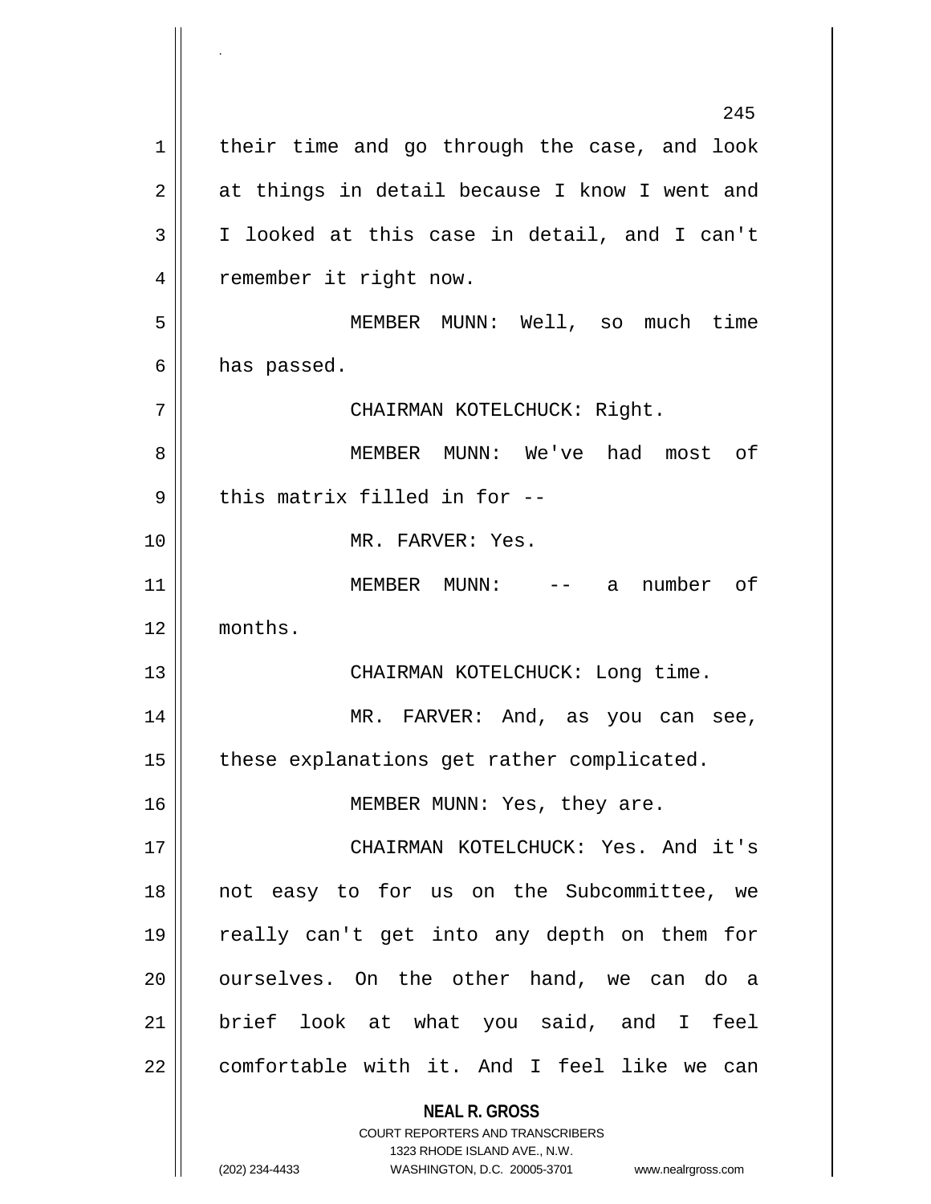their time and go through the case, and look at things in detail because I know I went and I looked at this case in detail, and I can't remember it right now.

MEMBER MUNN: Well, so much time has passed.

CHAIRMAN KOTELCHUCK: Right.

MEMBER MUNN: We've had most of this matrix filled in for --

MR. FARVER: Yes.

MEMBER MUNN: -- a number of months.

CHAIRMAN KOTELCHUCK: Long time.

MR. FARVER: And, as you can see, these explanations get rather complicated.

MEMBER MUNN: Yes, they are.

CHAIRMAN KOTELCHUCK: Yes. And it's not easy to for us on the Subcommittee, we really can't get into any depth on them for ourselves. On the other hand, we can do a brief look at what you said, and I feel comfortable with it. And I feel like we can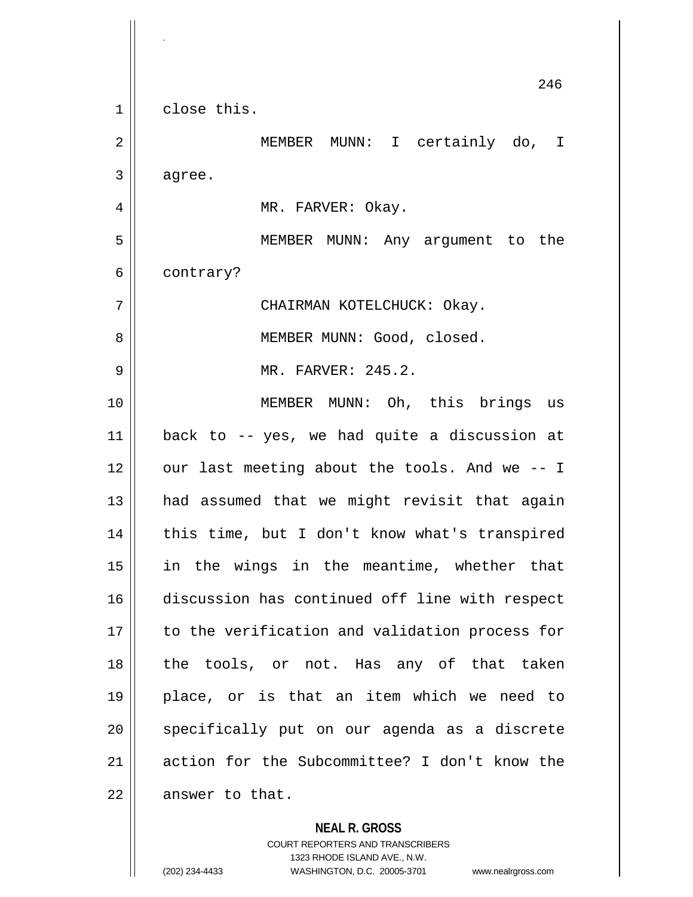close this.

MEMBER MUNN: I certainly do, I agree.

MR. FARVER: Okay.

MEMBER MUNN: Any argument to the contrary?

CHAIRMAN KOTELCHUCK: Okay.

MEMBER MUNN: Good, closed.

MR. FARVER: 245.2.

MEMBER MUNN: Oh, this brings us back to -- yes, we had quite a discussion at our last meeting about the tools. And we -- I had assumed that we might revisit that again this time, but I don't know what's transpired in the wings in the meantime, whether that discussion has continued off line with respect to the verification and validation process for the tools, or not. Has any of that taken place, or is that an item which we need to specifically put on our agenda as a discrete action for the Subcommittee? I don't know the answer to that.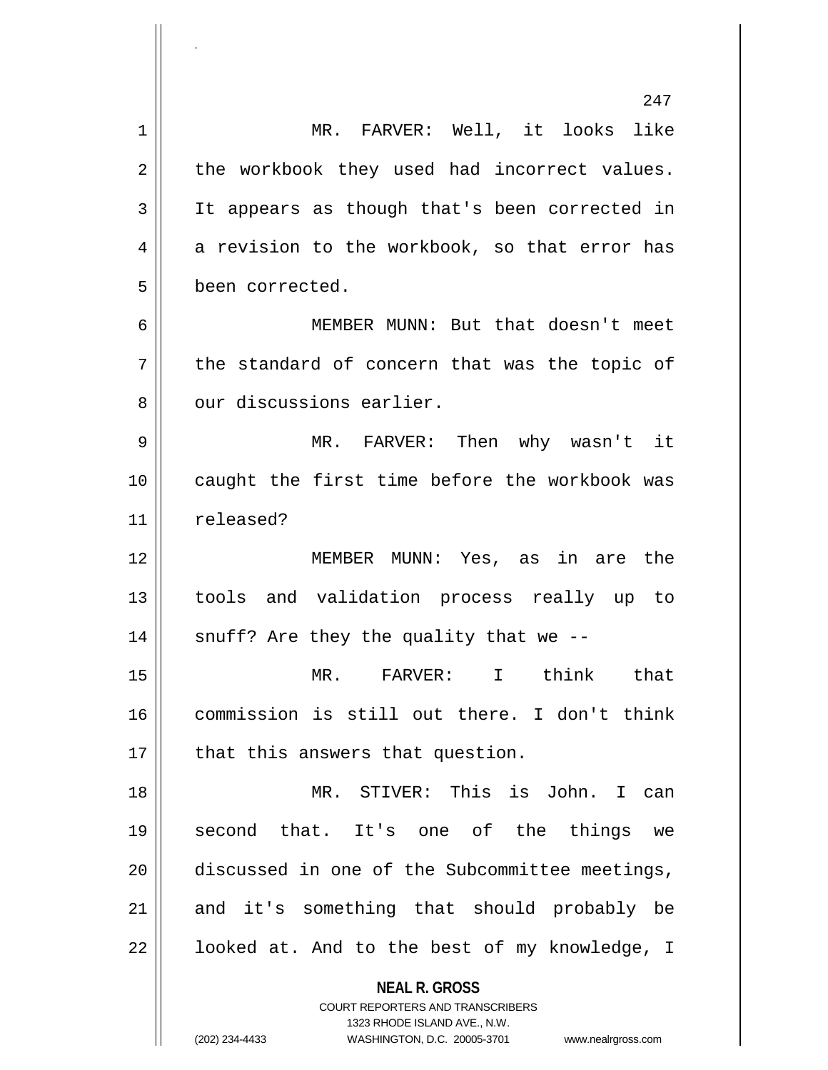MR. FARVER: Well, it looks like the workbook they used had incorrect values. It appears as though that's been corrected in a revision to the workbook, so that error has been corrected.

MEMBER MUNN: But that doesn't meet the standard of concern that was the topic of our discussions earlier.

MR. FARVER: Then why wasn't it caught the first time before the workbook was released?

MEMBER MUNN: Yes, as in are the tools and validation process really up to snuff? Are they the quality that we --

MR. FARVER: I think that commission is still out there. I don't think that this answers that question.

MR. STIVER: This is John. I can second that. It's one of the things we discussed in one of the Subcommittee meetings, and it's something that should probably be looked at. And to the best of my knowledge, I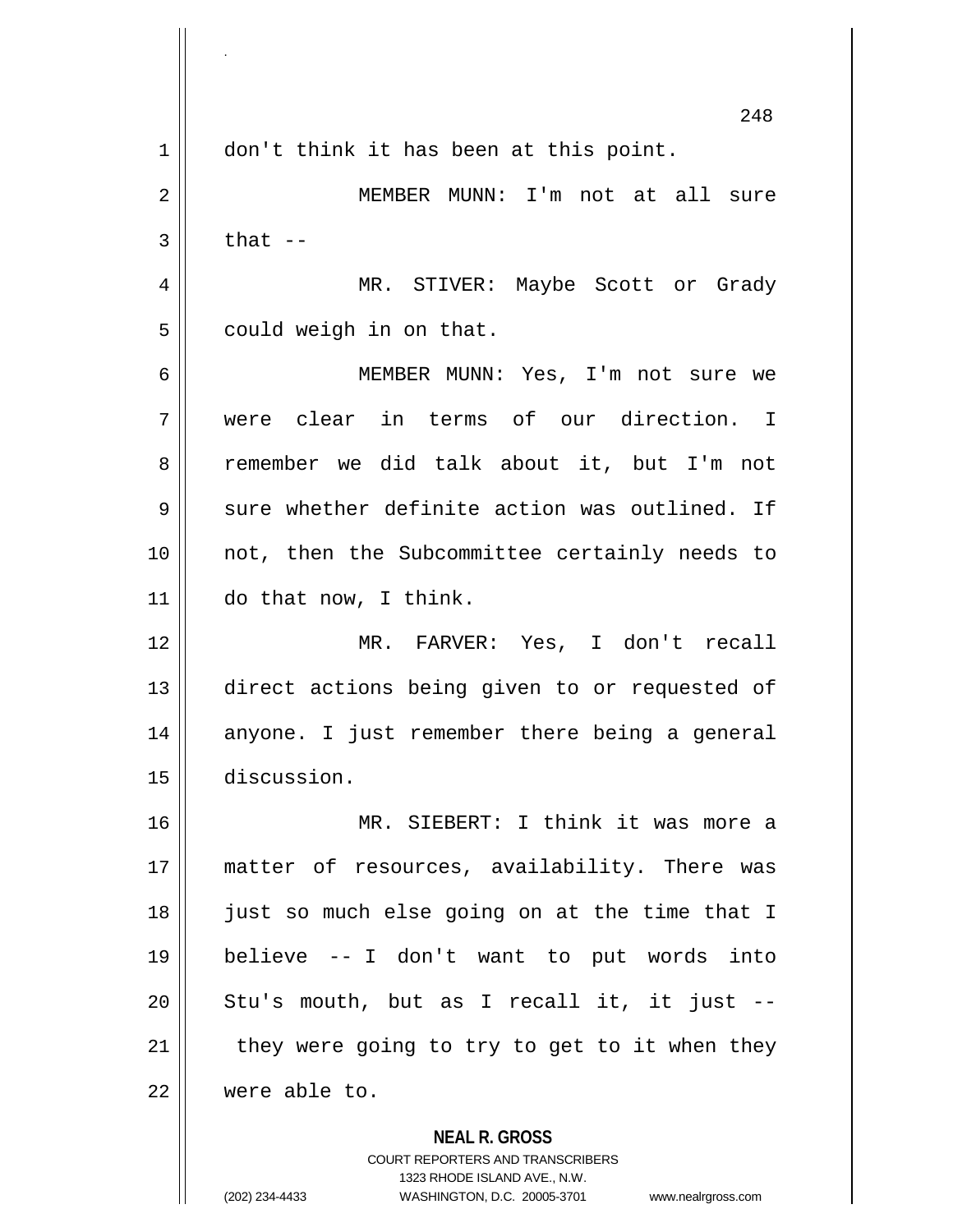don't think it has been at this point.

MEMBER MUNN: I'm not at all sure that --

MR. STIVER: Maybe Scott or Grady could weigh in on that.

MEMBER MUNN: Yes, I'm not sure we were clear in terms of our direction. I remember we did talk about it, but I'm not sure whether definite action was outlined. If not, then the Subcommittee certainly needs to do that now, I think.

MR. FARVER: Yes, I don't recall direct actions being given to or requested of anyone. I just remember there being a general discussion.

MR. SIEBERT: I think it was more a matter of resources, availability. There was just so much else going on at the time that I believe -- I don't want to put words into Stu's mouth, but as I recall it, it just -- they were going to try to get to it when they were able to.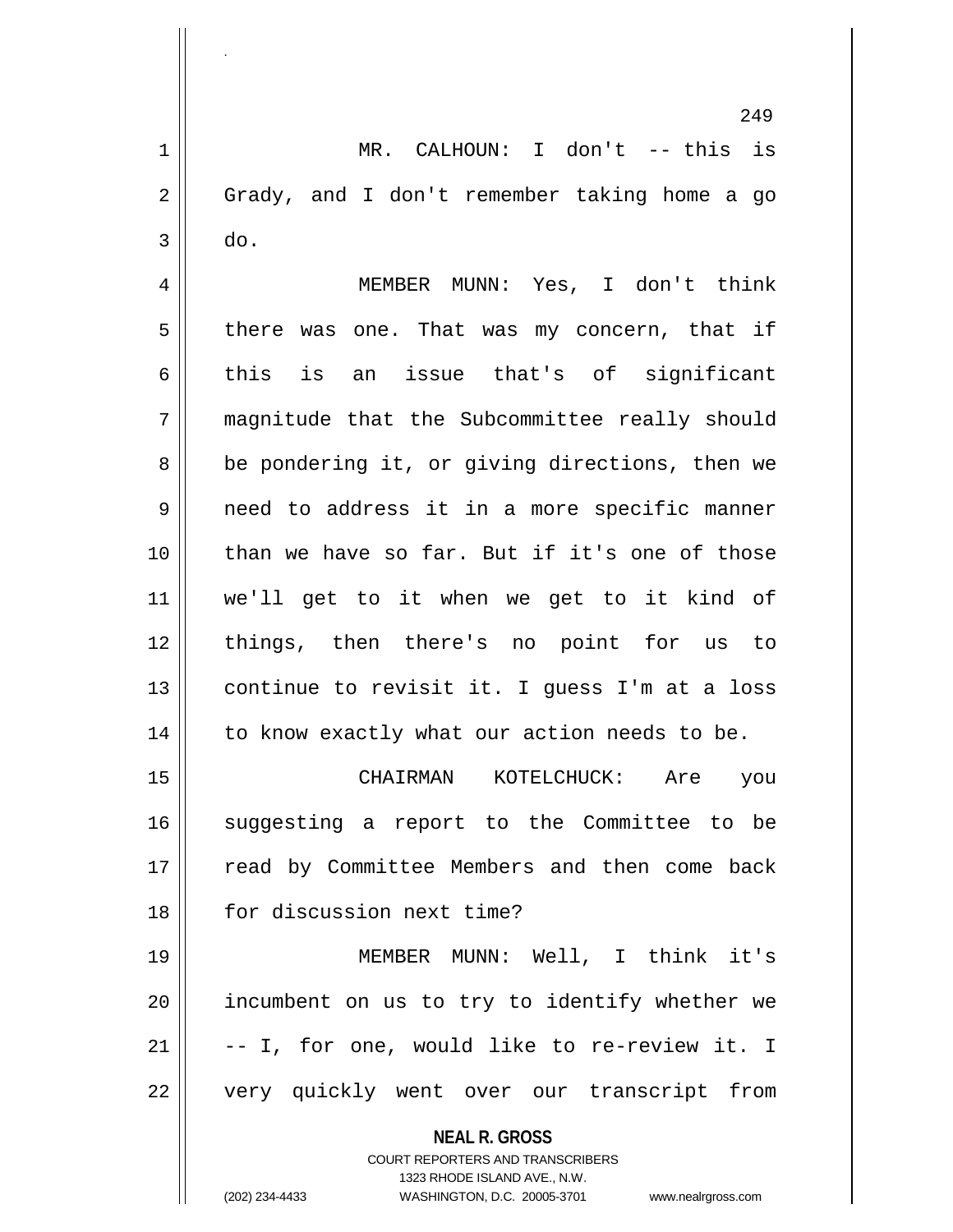MR. CALHOUN: I don't -- this is Grady, and I don't remember taking home a go do.

MEMBER MUNN: Yes, I don't think there was one. That was my concern, that if this is an issue that's of significant magnitude that the Subcommittee really should be pondering it, or giving directions, then we need to address it in a more specific manner than we have so far. But if it's one of those we'll get to it when we get to it kind of things, then there's no point for us to continue to revisit it. I guess I'm at a loss to know exactly what our action needs to be.

CHAIRMAN KOTELCHUCK: Are you suggesting a report to the Committee to be read by Committee Members and then come back for discussion next time?

MEMBER MUNN: Well, I think it's incumbent on us to try to identify whether we -- I, for one, would like to re-review it. I very quickly went over our transcript from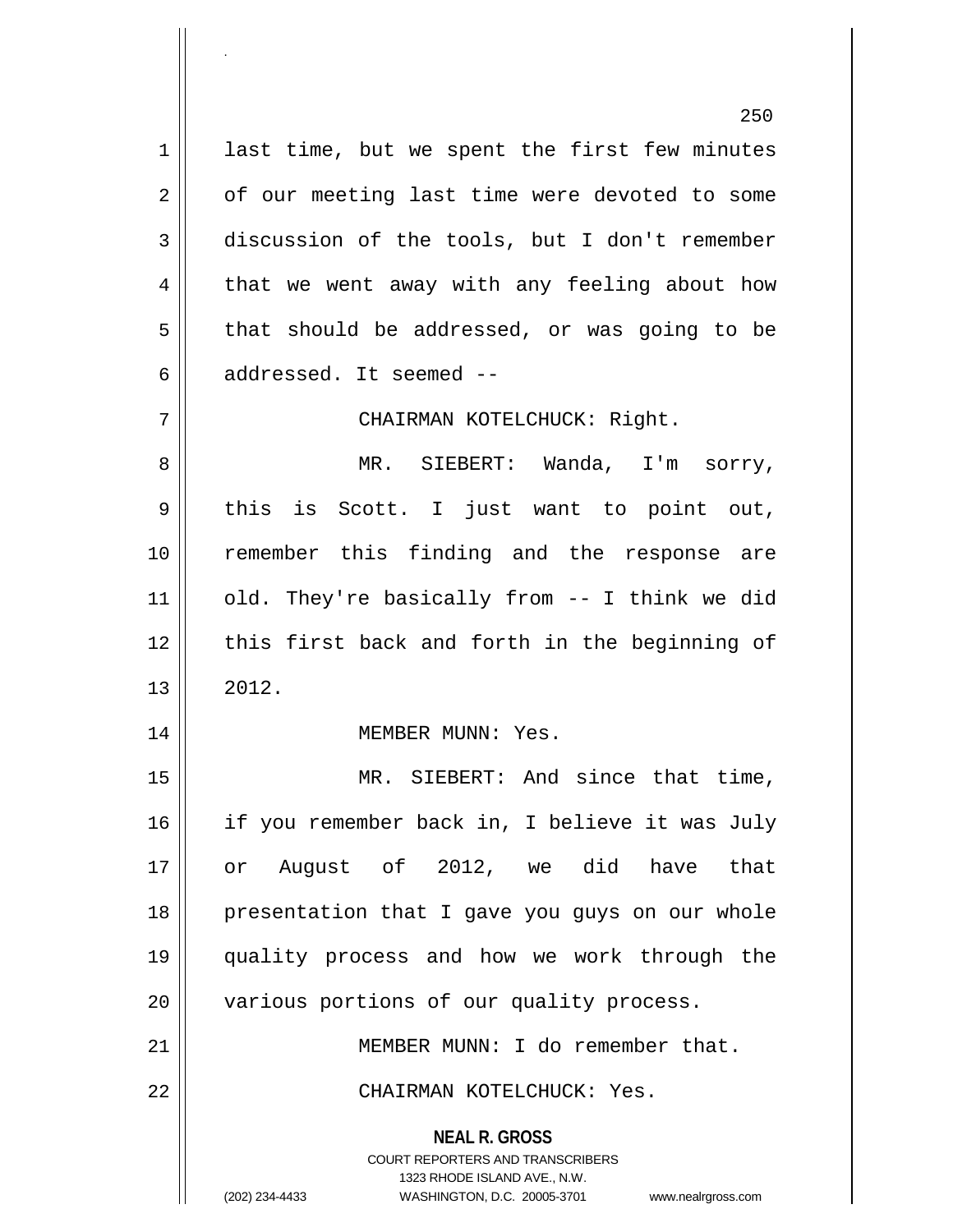last time, but we spent the first few minutes of our meeting last time were devoted to some discussion of the tools, but I don't remember that we went away with any feeling about how that should be addressed, or was going to be addressed. It seemed --

CHAIRMAN KOTELCHUCK: Right.

MR. SIEBERT: Wanda, I'm sorry, this is Scott. I just want to point out, remember this finding and the response are old. They're basically from -- I think we did this first back and forth in the beginning of 2012.

MEMBER MUNN: Yes.

MR. SIEBERT: And since that time, if you remember back in, I believe it was July or August of 2012, we did have that presentation that I gave you guys on our whole quality process and how we work through the various portions of our quality process.

MEMBER MUNN: I do remember that.

CHAIRMAN KOTELCHUCK: Yes.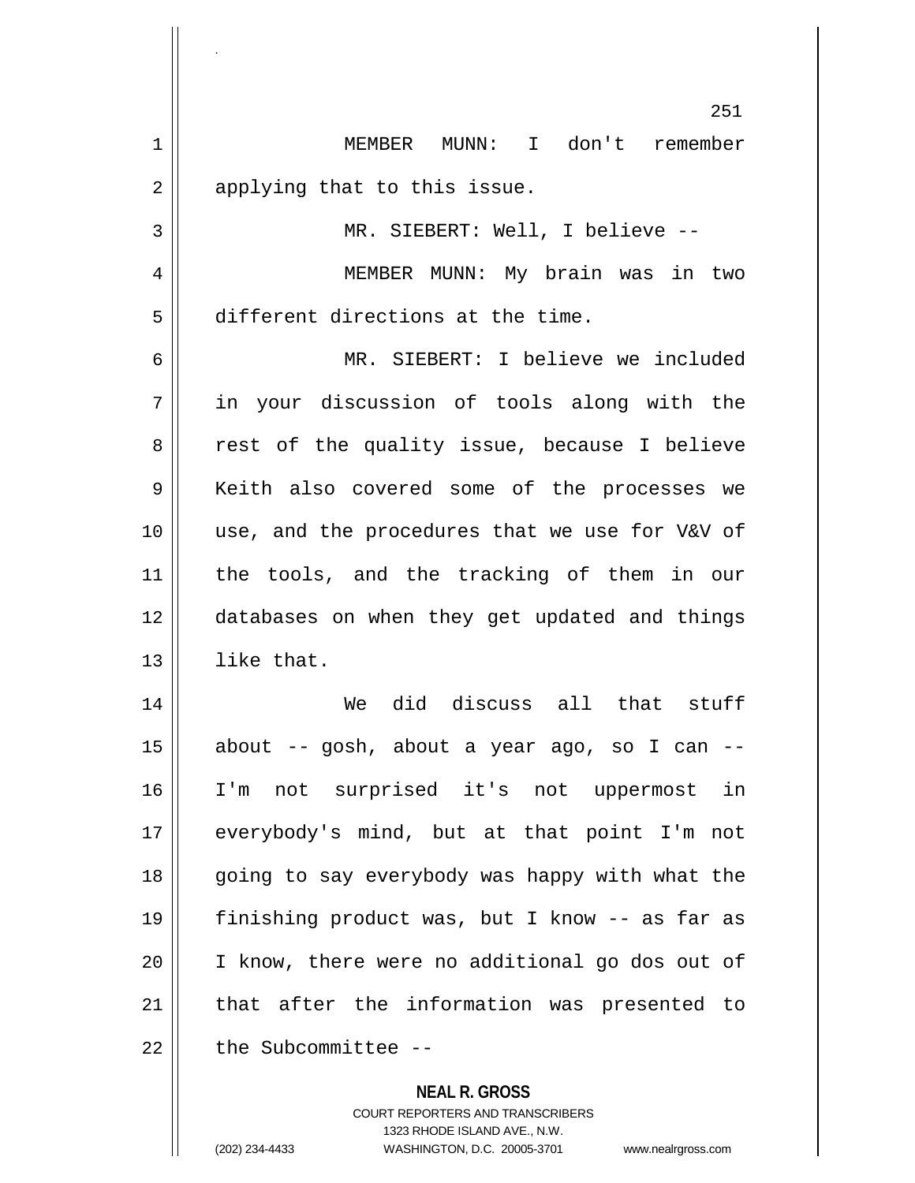MEMBER MUNN: I don't remember applying that to this issue.

MR. SIEBERT: Well, I believe --

MEMBER MUNN: My brain was in two different directions at the time.

MR. SIEBERT: I believe we included in your discussion of tools along with the rest of the quality issue, because I believe Keith also covered some of the processes we use, and the procedures that we use for V&V of the tools, and the tracking of them in our databases on when they get updated and things like that.

We did discuss all that stuff about -- gosh, about a year ago, so I can -- I'm not surprised it's not uppermost in everybody's mind, but at that point I'm not going to say everybody was happy with what the finishing product was, but I know -- as far as I know, there were no additional go dos out of that after the information was presented to the Subcommittee --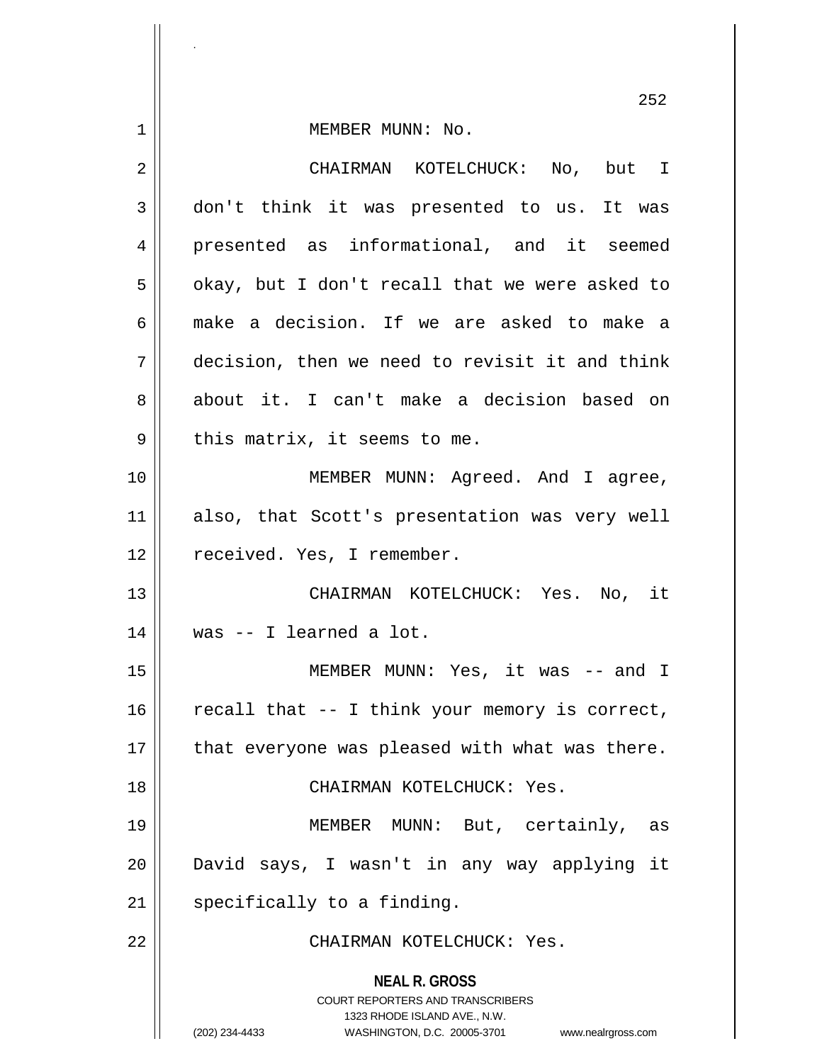MEMBER MUNN: No.

CHAIRMAN KOTELCHUCK: No, but I don't think it was presented to us. It was presented as informational, and it seemed okay, but I don't recall that we were asked to make a decision. If we are asked to make a decision, then we need to revisit it and think about it. I can't make a decision based on this matrix, it seems to me.

MEMBER MUNN: Agreed. And I agree, also, that Scott's presentation was very well received. Yes, I remember.

CHAIRMAN KOTELCHUCK: Yes. No, it was -- I learned a lot.

MEMBER MUNN: Yes, it was -- and I recall that -- I think your memory is correct, that everyone was pleased with what was there.

CHAIRMAN KOTELCHUCK: Yes.

MEMBER MUNN: But, certainly, as David says, I wasn't in any way applying it specifically to a finding.

CHAIRMAN KOTELCHUCK: Yes.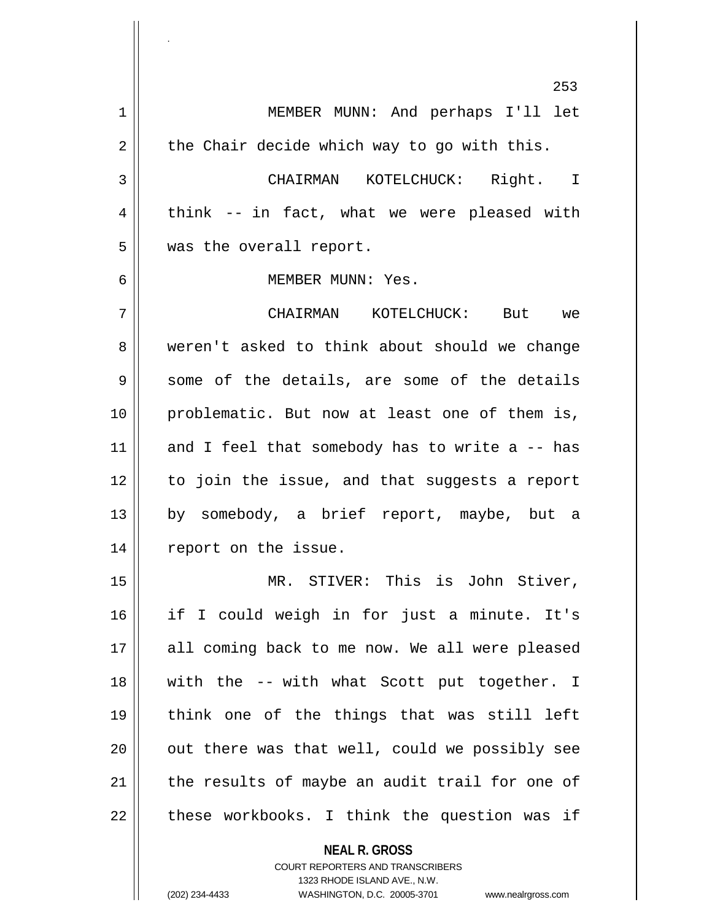MEMBER MUNN: And perhaps I'll let the Chair decide which way to go with this.

CHAIRMAN KOTELCHUCK: Right. I think -- in fact, what we were pleased with was the overall report.

MEMBER MUNN: Yes.

CHAIRMAN KOTELCHUCK: But we weren't asked to think about should we change some of the details, are some of the details problematic. But now at least one of them is, and I feel that somebody has to write a -- has to join the issue, and that suggests a report by somebody, a brief report, maybe, but a report on the issue.

MR. STIVER: This is John Stiver, if I could weigh in for just a minute. It's all coming back to me now. We all were pleased with the -- with what Scott put together. I think one of the things that was still left out there was that well, could we possibly see the results of maybe an audit trail for one of these workbooks. I think the question was if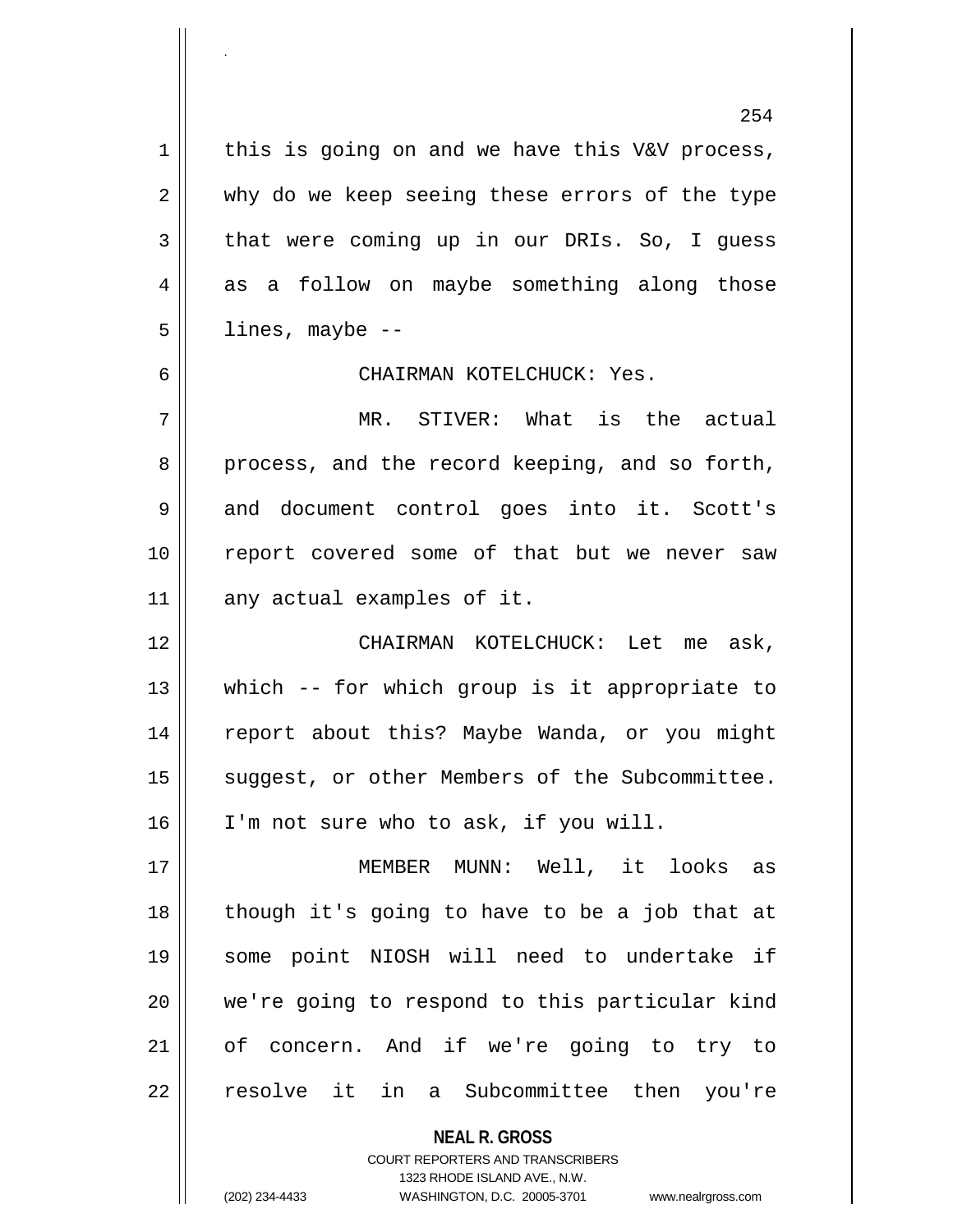this is going on and we have this V&V process, why do we keep seeing these errors of the type that were coming up in our DRIs. So, I guess as a follow on maybe something along those lines, maybe --

CHAIRMAN KOTELCHUCK: Yes.

MR. STIVER: What is the actual process, and the record keeping, and so forth, and document control goes into it. Scott's report covered some of that but we never saw any actual examples of it.

CHAIRMAN KOTELCHUCK: Let me ask, which -- for which group is it appropriate to report about this? Maybe Wanda, or you might suggest, or other Members of the Subcommittee. I'm not sure who to ask, if you will.

MEMBER MUNN: Well, it looks as though it's going to have to be a job that at some point NIOSH will need to undertake if we're going to respond to this particular kind of concern. And if we're going to try to resolve it in a Subcommittee then you're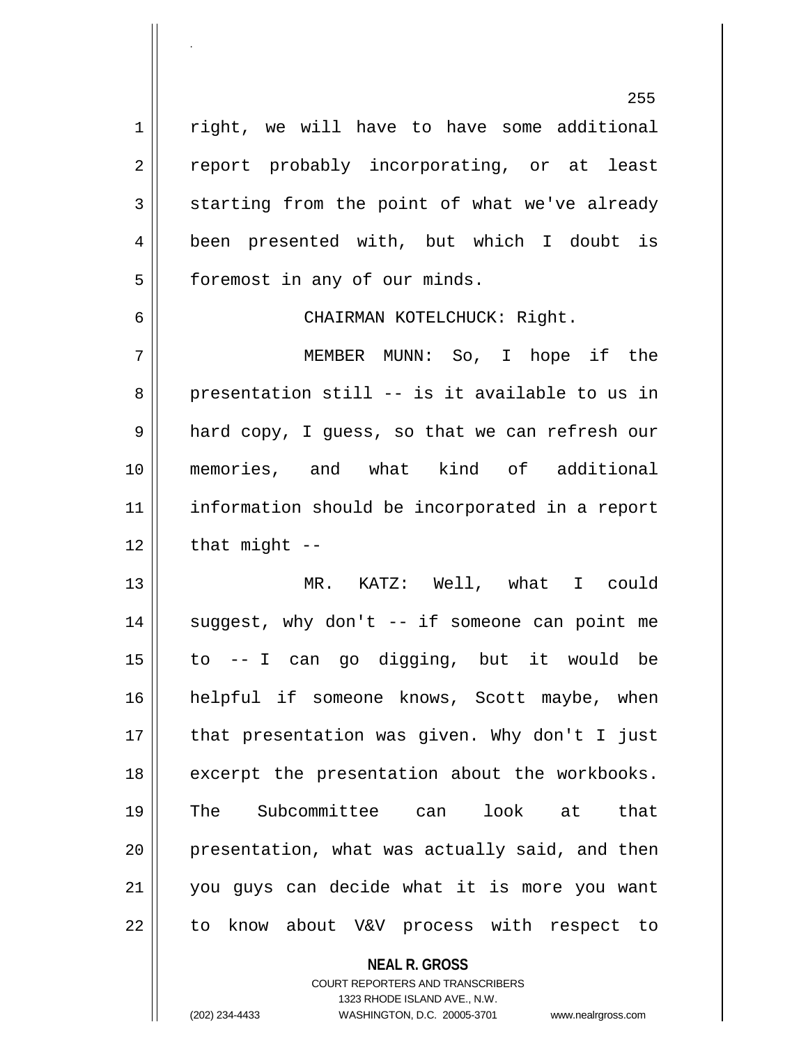right, we will have to have some additional report probably incorporating, or at least starting from the point of what we've already been presented with, but which I doubt is foremost in any of our minds.

CHAIRMAN KOTELCHUCK: Right.

MEMBER MUNN: So, I hope if the presentation still -- is it available to us in hard copy, I guess, so that we can refresh our memories, and what kind of additional information should be incorporated in a report that might --

MR. KATZ: Well, what I could suggest, why don't -- if someone can point me to -- I can go digging, but it would be helpful if someone knows, Scott maybe, when that presentation was given. Why don't I just excerpt the presentation about the workbooks. The Subcommittee can look at that presentation, what was actually said, and then you guys can decide what it is more you want to know about V&V process with respect to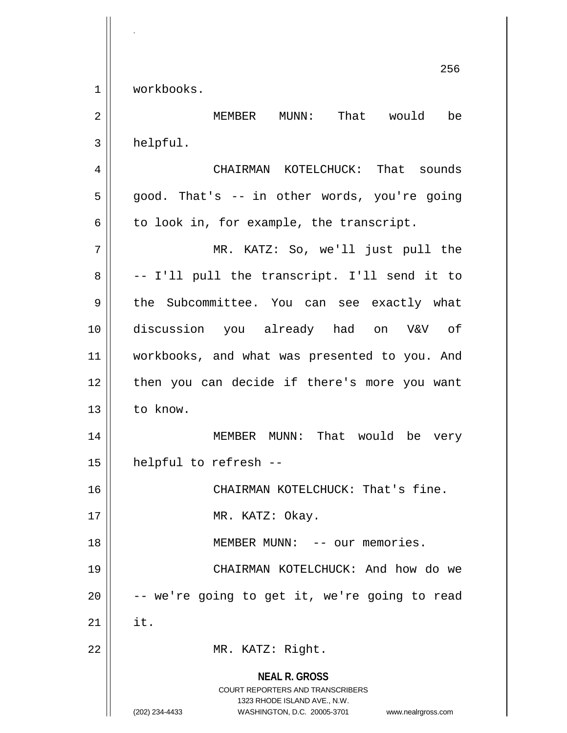workbooks.

MEMBER MUNN: That would be helpful.

CHAIRMAN KOTELCHUCK: That sounds good. That's -- in other words, you're going to look in, for example, the transcript.

MR. KATZ: So, we'll just pull the -- I'll pull the transcript. I'll send it to the Subcommittee. You can see exactly what discussion you already had on V&V of workbooks, and what was presented to you. And then you can decide if there's more you want to know.

MEMBER MUNN: That would be very helpful to refresh --

CHAIRMAN KOTELCHUCK: That's fine.

MR. KATZ: Okay.

MEMBER MUNN: -- our memories.

CHAIRMAN KOTELCHUCK: And how do we -- we're going to get it, we're going to read it.

MR. KATZ: Right.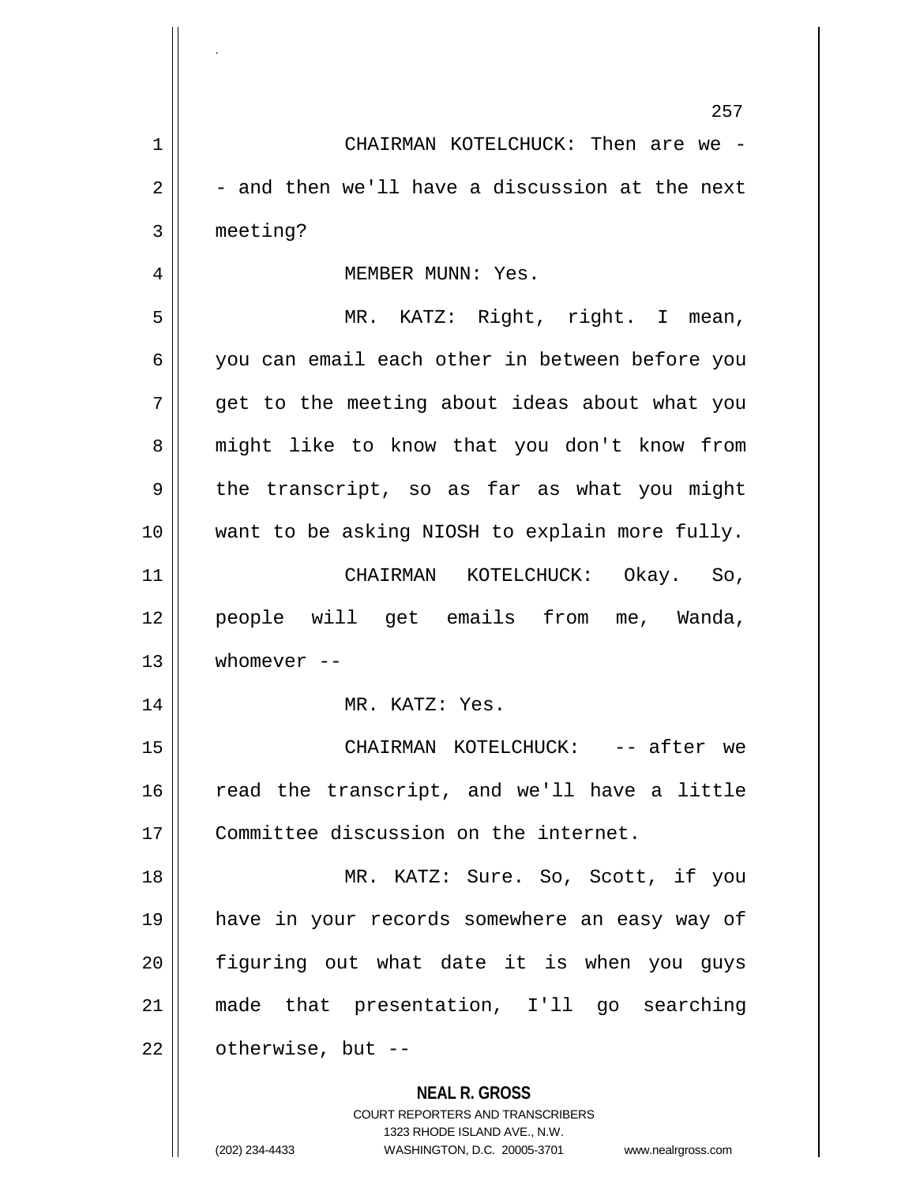CHAIRMAN KOTELCHUCK: Then are we - - and then we'll have a discussion at the next meeting?

MEMBER MUNN: Yes.

MR. KATZ: Right, right. I mean, you can email each other in between before you get to the meeting about ideas about what you might like to know that you don't know from the transcript, so as far as what you might want to be asking NIOSH to explain more fully.

CHAIRMAN KOTELCHUCK: Okay. So, people will get emails from me, Wanda, whomever --

MR. KATZ: Yes.

CHAIRMAN KOTELCHUCK: -- after we read the transcript, and we'll have a little Committee discussion on the internet.

MR. KATZ: Sure. So, Scott, if you have in your records somewhere an easy way of figuring out what date it is when you guys made that presentation, I'll go searching otherwise, but --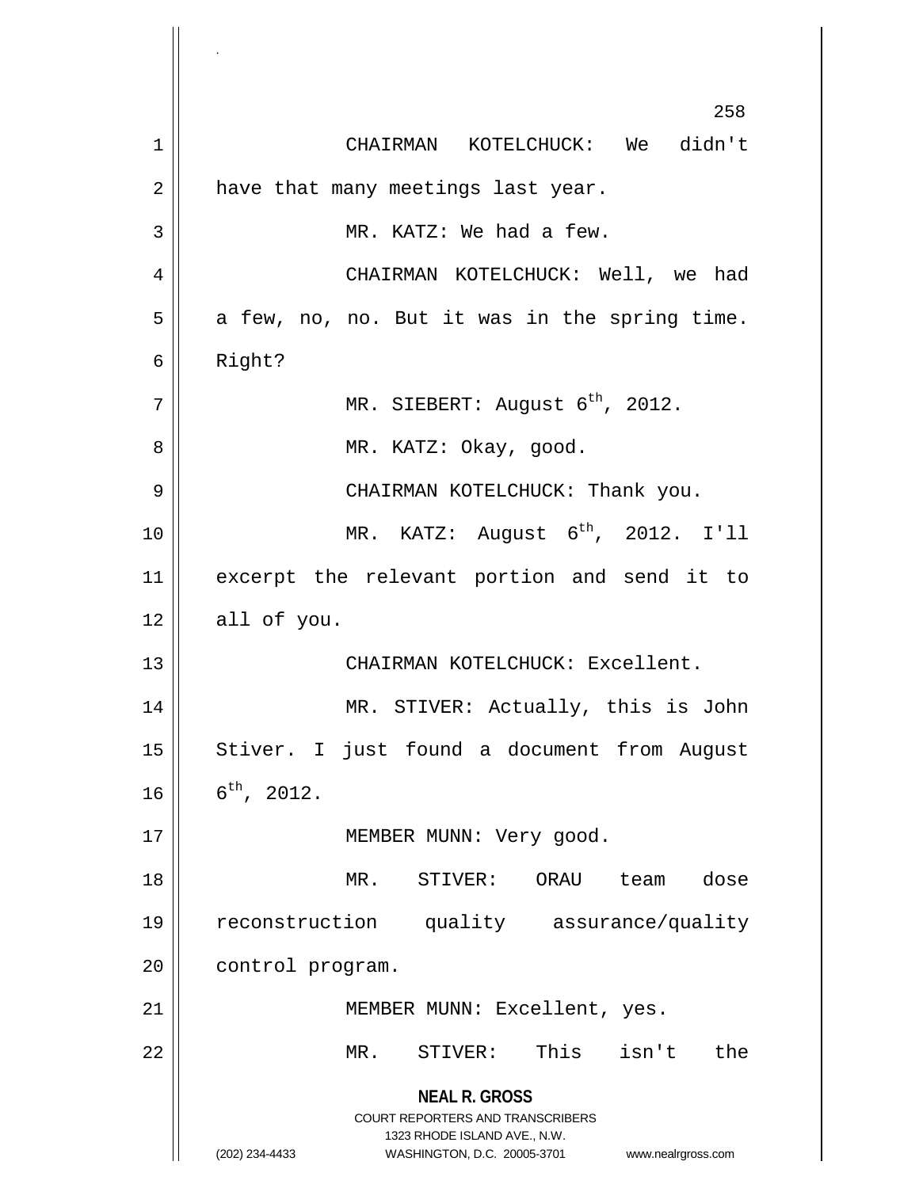CHAIRMAN KOTELCHUCK: We didn't have that many meetings last year.

MR. KATZ: We had a few.

CHAIRMAN KOTELCHUCK: Well, we had a few, no, no. But it was in the spring time. Right?

MR. SIEBERT: August 6th, 2012.

MR. KATZ: Okay, good.

CHAIRMAN KOTELCHUCK: Thank you.

MR. KATZ: August 6th, 2012. I'll excerpt the relevant portion and send it to all of you.

CHAIRMAN KOTELCHUCK: Excellent.

MR. STIVER: Actually, this is John Stiver. I just found a document from August 6th, 2012.

MEMBER MUNN: Very good.

MR. STIVER: ORAU team dose reconstruction quality assurance/quality control program.

MEMBER MUNN: Excellent, yes.

MR. STIVER: This isn't the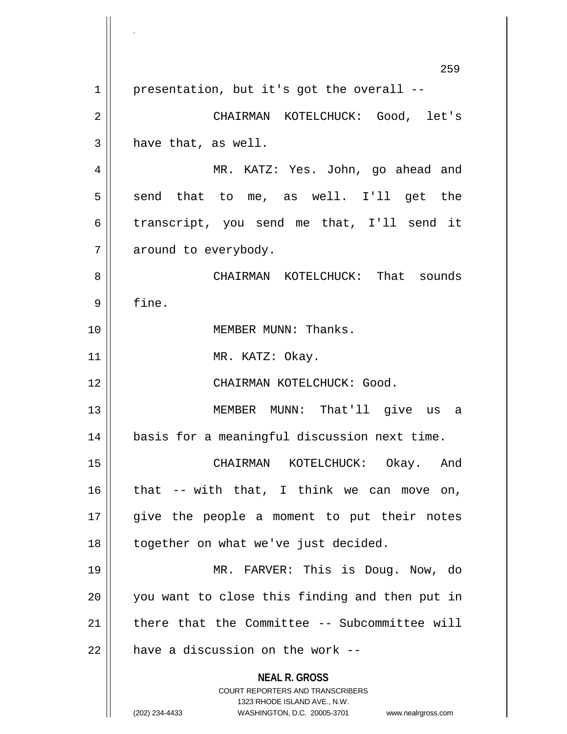presentation, but it's got the overall --

CHAIRMAN KOTELCHUCK: Good, let's have that, as well.

MR. KATZ: Yes. John, go ahead and send that to me, as well. I'll get the transcript, you send me that, I'll send it around to everybody.

CHAIRMAN KOTELCHUCK: That sounds fine.

MEMBER MUNN: Thanks.

MR. KATZ: Okay.

CHAIRMAN KOTELCHUCK: Good.

MEMBER MUNN: That'll give us a basis for a meaningful discussion next time.

CHAIRMAN KOTELCHUCK: Okay. And that -- with that, I think we can move on, give the people a moment to put their notes together on what we've just decided.

MR. FARVER: This is Doug. Now, do you want to close this finding and then put in there that the Committee -- Subcommittee will have a discussion on the work --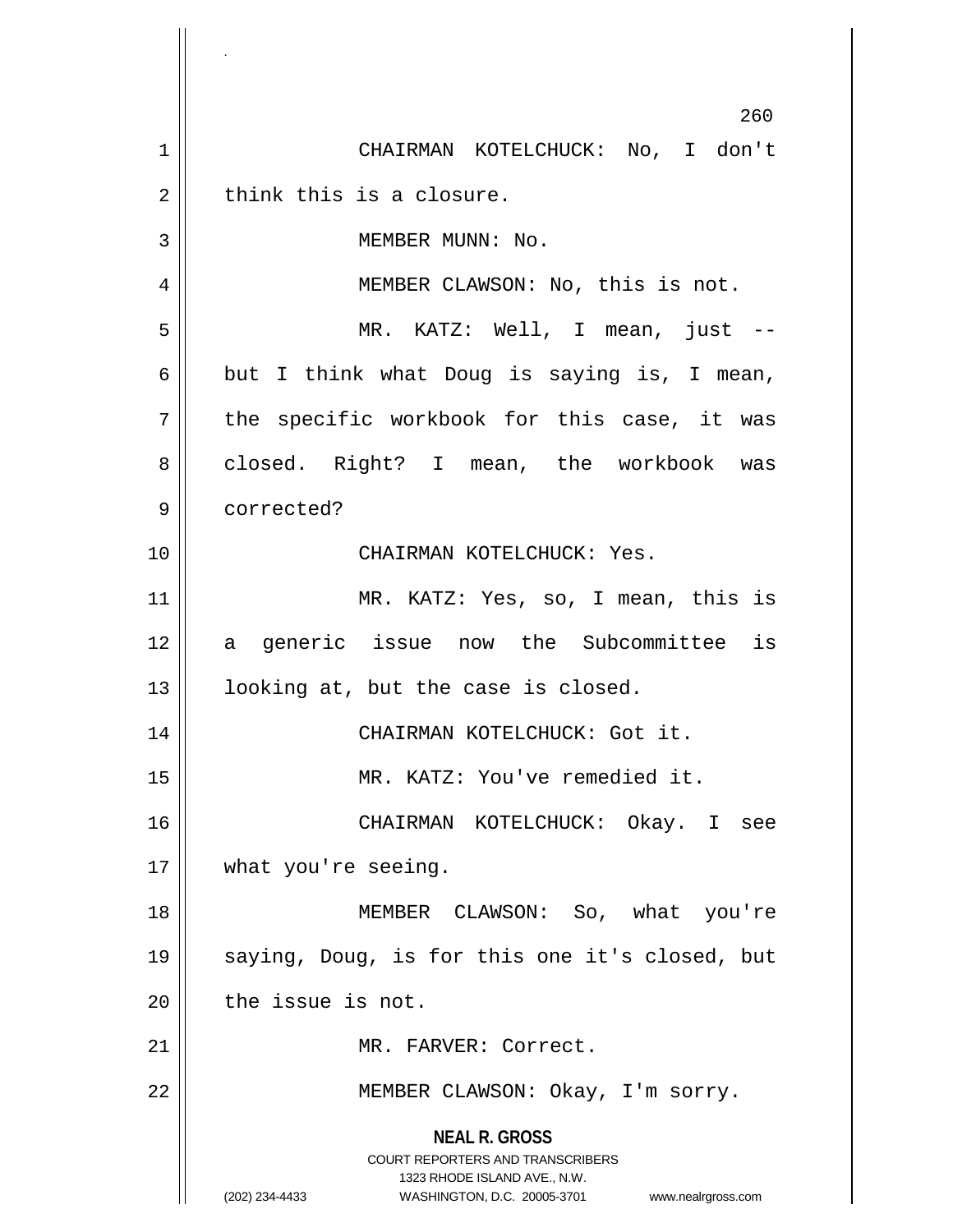CHAIRMAN KOTELCHUCK: No, I don't think this is a closure.

MEMBER MUNN: No.

MEMBER CLAWSON: No, this is not.

MR. KATZ: Well, I mean, just -- but I think what Doug is saying is, I mean, the specific workbook for this case, it was closed. Right? I mean, the workbook was corrected?

CHAIRMAN KOTELCHUCK: Yes.

MR. KATZ: Yes, so, I mean, this is a generic issue now the Subcommittee is looking at, but the case is closed.

CHAIRMAN KOTELCHUCK: Got it.

MR. KATZ: You've remedied it.

CHAIRMAN KOTELCHUCK: Okay. I see what you're seeing.

MEMBER CLAWSON: So, what you're saying, Doug, is for this one it's closed, but the issue is not.

MR. FARVER: Correct.

MEMBER CLAWSON: Okay, I'm sorry.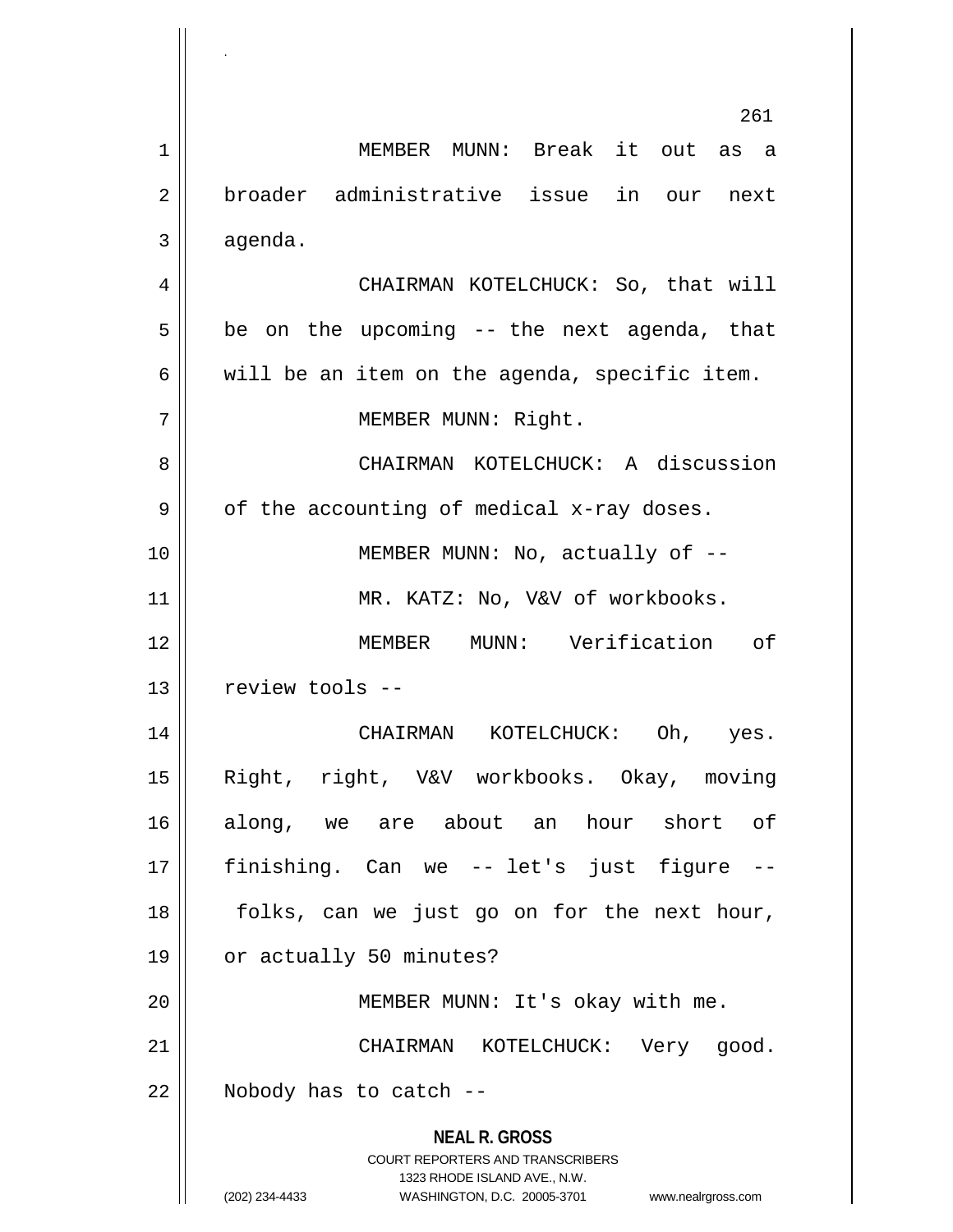MEMBER MUNN: Break it out as a broader administrative issue in our next agenda.

CHAIRMAN KOTELCHUCK: So, that will be on the upcoming -- the next agenda, that will be an item on the agenda, specific item.

MEMBER MUNN: Right.

CHAIRMAN KOTELCHUCK: A discussion of the accounting of medical x-ray doses.

MEMBER MUNN: No, actually of --

MR. KATZ: No, V&V of workbooks.

MEMBER MUNN: Verification of review tools --

CHAIRMAN KOTELCHUCK: Oh, yes. Right, right, V&V workbooks. Okay, moving along, we are about an hour short of finishing. Can we -- let's just figure -- folks, can we just go on for the next hour, or actually 50 minutes?

MEMBER MUNN: It's okay with me.

CHAIRMAN KOTELCHUCK: Very good. Nobody has to catch --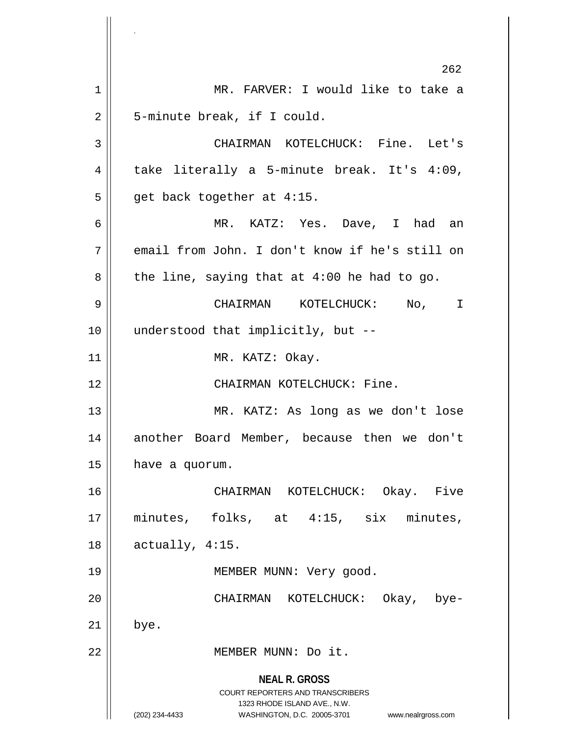MR. FARVER: I would like to take a 5-minute break, if I could.

CHAIRMAN KOTELCHUCK: Fine. Let's take literally a 5-minute break. It's 4:09, get back together at 4:15.

MR. KATZ: Yes. Dave, I had an email from John. I don't know if he's still on the line, saying that at 4:00 he had to go.

CHAIRMAN KOTELCHUCK: No, I understood that implicitly, but --

MR. KATZ: Okay.

CHAIRMAN KOTELCHUCK: Fine.

MR. KATZ: As long as we don't lose another Board Member, because then we don't have a quorum.

CHAIRMAN KOTELCHUCK: Okay. Five minutes, folks, at 4:15, six minutes, actually, 4:15.

MEMBER MUNN: Very good.

CHAIRMAN KOTELCHUCK: Okay, bye-bye.

MEMBER MUNN: Do it.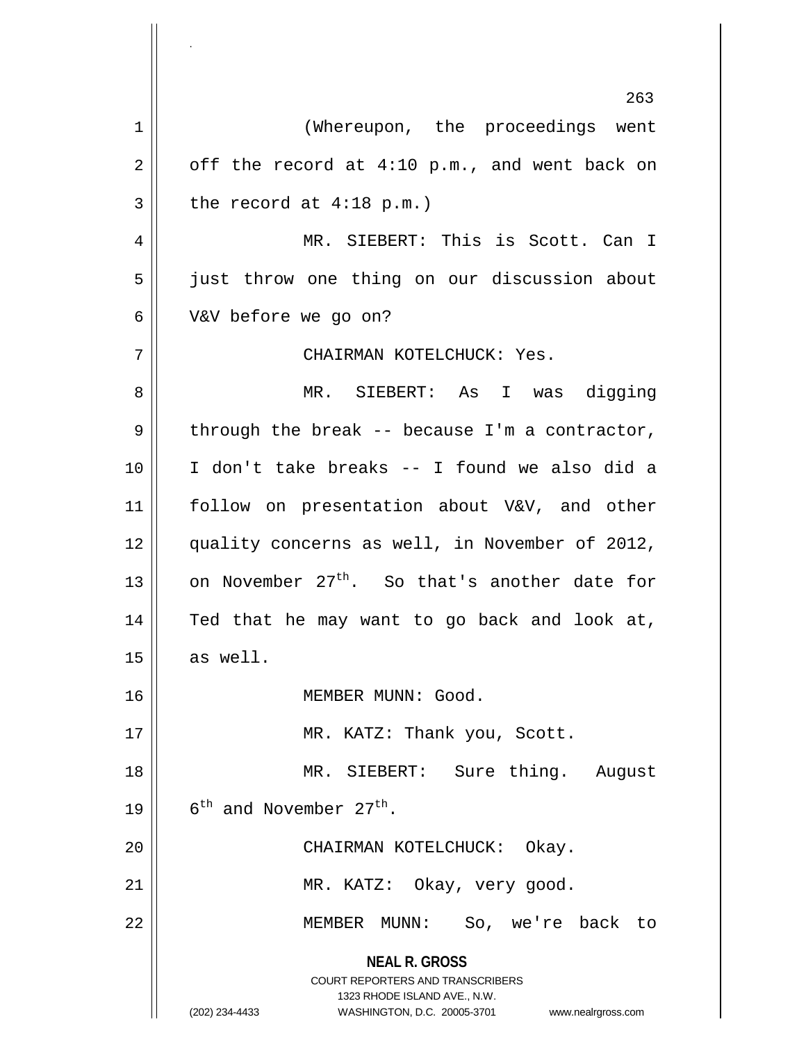(Whereupon, the proceedings went off the record at 4:10 p.m., and went back on the record at 4:18 p.m.)

MR. SIEBERT: This is Scott. Can I just throw one thing on our discussion about V&V before we go on?

CHAIRMAN KOTELCHUCK: Yes.

MR. SIEBERT: As I was digging through the break -- because I'm a contractor, I don't take breaks -- I found we also did a follow on presentation about V&V, and other quality concerns as well, in November of 2012, on November 27th. So that's another date for Ted that he may want to go back and look at, as well.

MEMBER MUNN: Good.

MR. KATZ: Thank you, Scott.

MR. SIEBERT: Sure thing. August 6th and November 27th.

CHAIRMAN KOTELCHUCK: Okay.

MR. KATZ: Okay, very good.

MEMBER MUNN: So, we're back to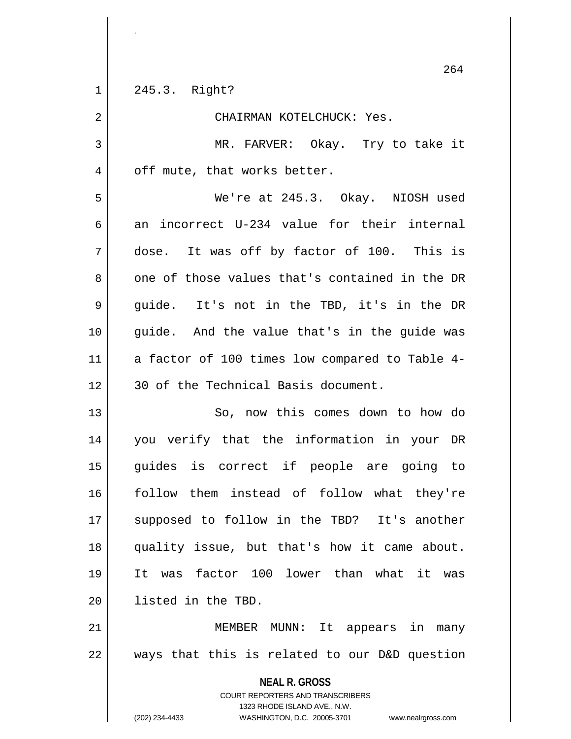245.3. Right?

CHAIRMAN KOTELCHUCK: Yes.

MR. FARVER: Okay. Try to take it off mute, that works better.

We're at 245.3. Okay. NIOSH used an incorrect U-234 value for their internal dose. It was off by factor of 100. This is one of those values that's contained in the DR guide. It's not in the TBD, it's in the DR guide. And the value that's in the guide was a factor of 100 times low compared to Table 4-30 of the Technical Basis document.

So, now this comes down to how do you verify that the information in your DR guides is correct if people are going to follow them instead of follow what they're supposed to follow in the TBD? It's another quality issue, but that's how it came about. It was factor 100 lower than what it was listed in the TBD.

MEMBER MUNN: It appears in many ways that this is related to our D&D question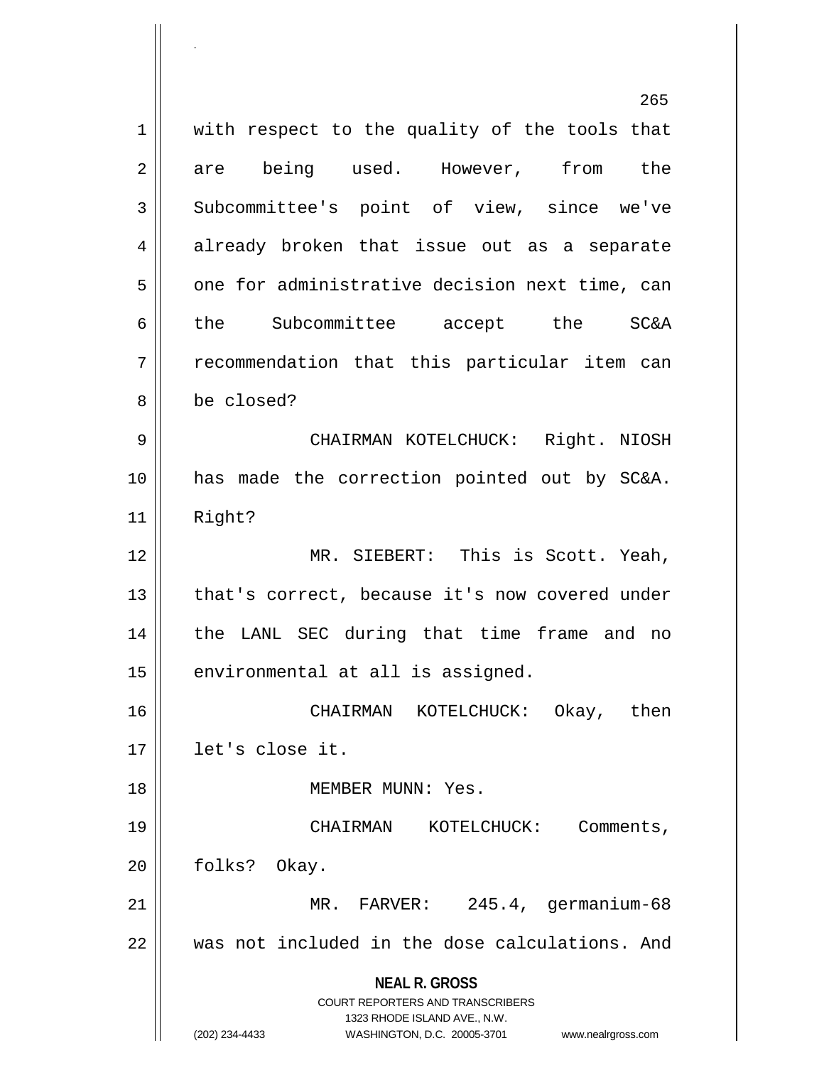with respect to the quality of the tools that are being used. However, from the Subcommittee's point of view, since we've already broken that issue out as a separate one for administrative decision next time, can the Subcommittee accept the SC&A recommendation that this particular item can be closed?

CHAIRMAN KOTELCHUCK: Right. NIOSH has made the correction pointed out by SC&A. Right?

MR. SIEBERT: This is Scott. Yeah, that's correct, because it's now covered under the LANL SEC during that time frame and no environmental at all is assigned.

CHAIRMAN KOTELCHUCK: Okay, then let's close it.

MEMBER MUNN: Yes.

CHAIRMAN KOTELCHUCK: Comments, folks? Okay.

MR. FARVER: 245.4, germanium-68 was not included in the dose calculations. And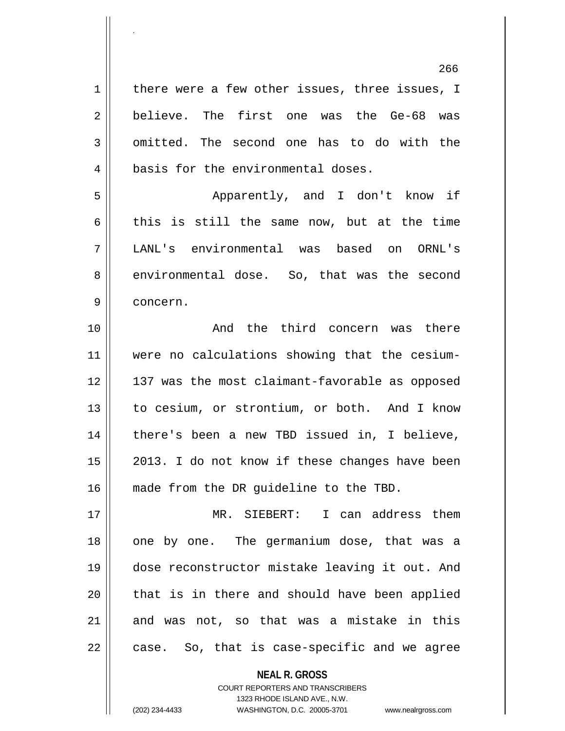there were a few other issues, three issues, I believe. The first one was the Ge-68 was omitted. The second one has to do with the basis for the environmental doses.

Apparently, and I don't know if this is still the same now, but at the time LANL's environmental was based on ORNL's environmental dose. So, that was the second concern.

And the third concern was there were no calculations showing that the cesium-137 was the most claimant-favorable as opposed to cesium, or strontium, or both. And I know there's been a new TBD issued in, I believe, 2013. I do not know if these changes have been made from the DR guideline to the TBD.

MR. SIEBERT: I can address them one by one. The germanium dose, that was a dose reconstructor mistake leaving it out. And that is in there and should have been applied and was not, so that was a mistake in this case. So, that is case-specific and we agree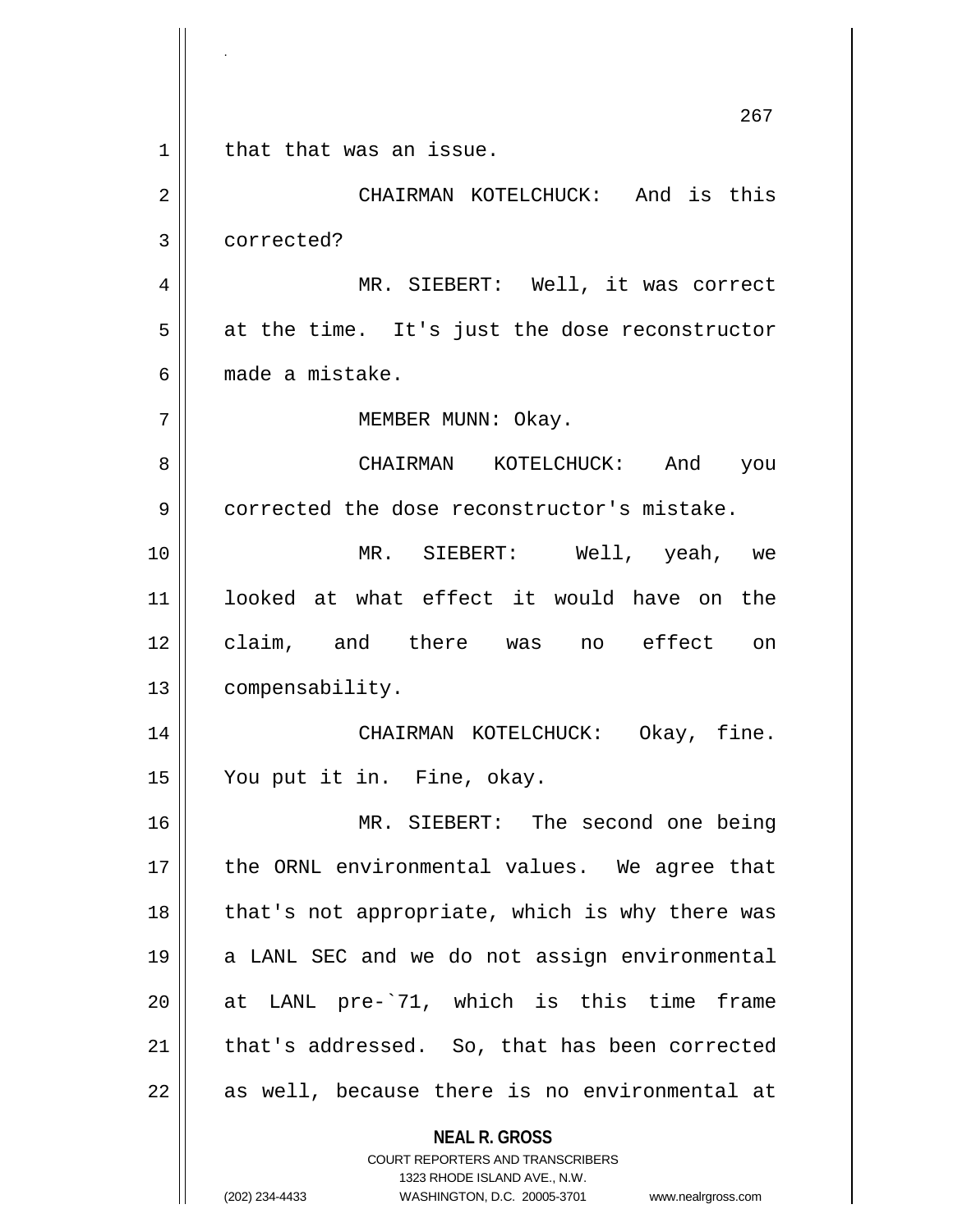that that was an issue.

CHAIRMAN KOTELCHUCK: And is this corrected?

MR. SIEBERT: Well, it was correct at the time. It's just the dose reconstructor made a mistake.

MEMBER MUNN: Okay.

CHAIRMAN KOTELCHUCK: And you corrected the dose reconstructor's mistake.

MR. SIEBERT: Well, yeah, we looked at what effect it would have on the claim, and there was no effect on compensability.

CHAIRMAN KOTELCHUCK: Okay, fine. You put it in. Fine, okay.

MR. SIEBERT: The second one being the ORNL environmental values. We agree that that's not appropriate, which is why there was a LANL SEC and we do not assign environmental at LANL pre-`71, which is this time frame that's addressed. So, that has been corrected as well, because there is no environmental at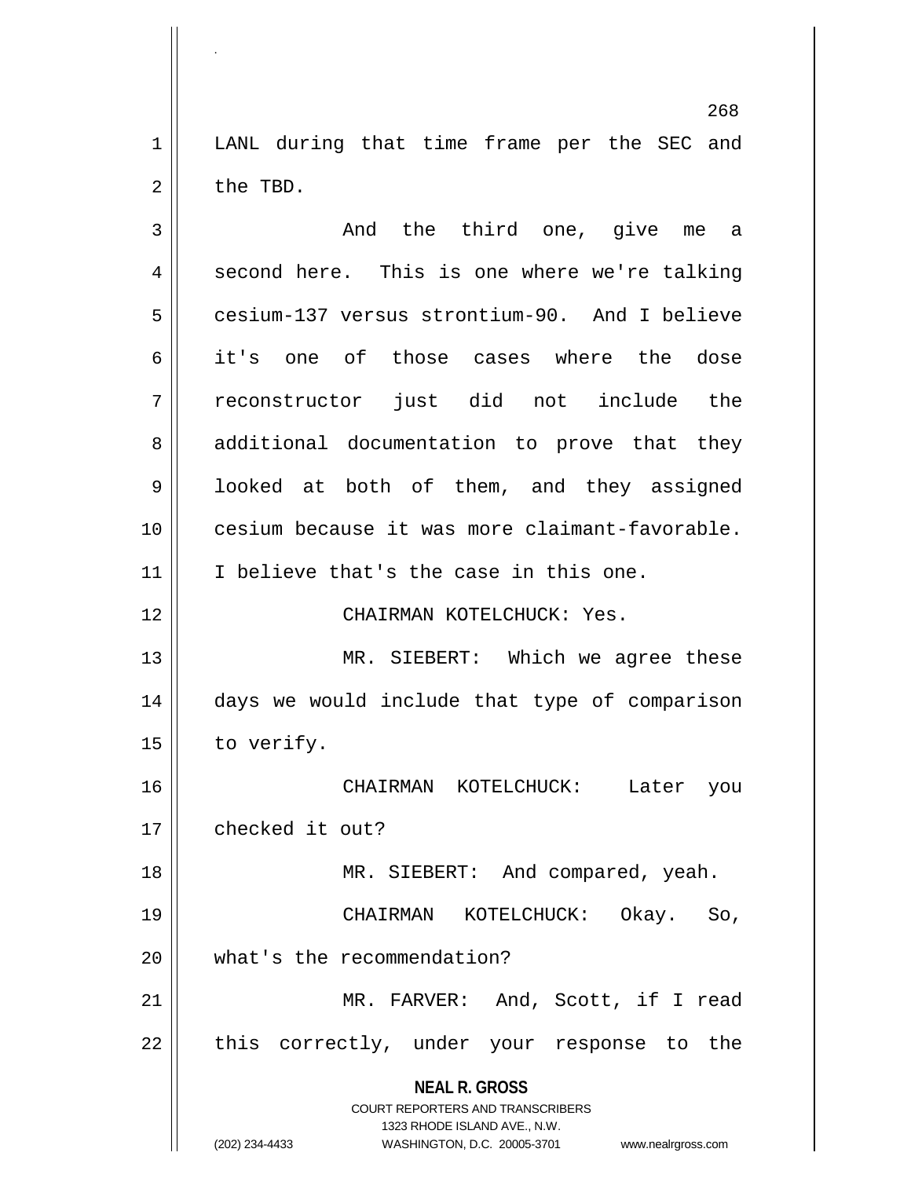LANL during that time frame per the SEC and the TBD.

And the third one, give me a second here. This is one where we're talking cesium-137 versus strontium-90. And I believe it's one of those cases where the dose reconstructor just did not include the additional documentation to prove that they looked at both of them, and they assigned cesium because it was more claimant-favorable. I believe that's the case in this one.

CHAIRMAN KOTELCHUCK: Yes.

MR. SIEBERT: Which we agree these days we would include that type of comparison to verify.

CHAIRMAN KOTELCHUCK: Later you checked it out?

MR. SIEBERT: And compared, yeah.

CHAIRMAN KOTELCHUCK: Okay. So, what's the recommendation?

MR. FARVER: And, Scott, if I read this correctly, under your response to the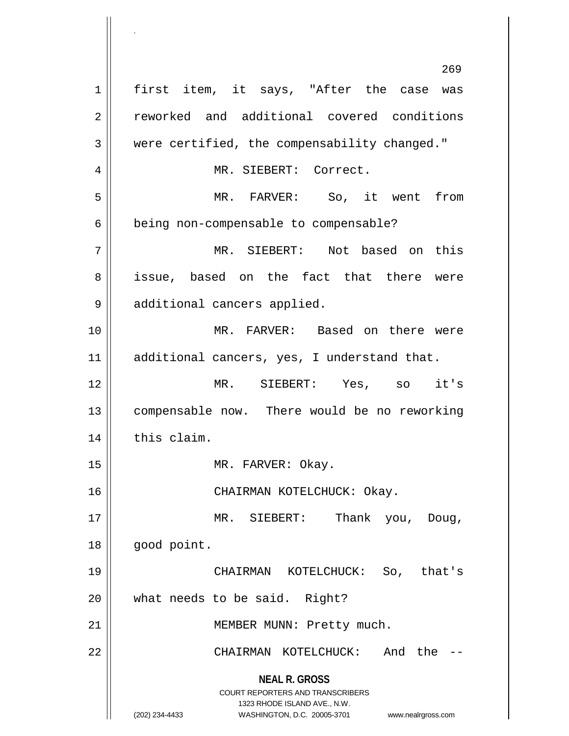first item, it says, "After the case was reworked and additional covered conditions were certified, the compensability changed."

MR. SIEBERT: Correct.

MR. FARVER: So, it went from being non-compensable to compensable?

MR. SIEBERT: Not based on this issue, based on the fact that there were additional cancers applied.

MR. FARVER: Based on there were additional cancers, yes, I understand that.

MR. SIEBERT: Yes, so it's compensable now. There would be no reworking this claim.

MR. FARVER: Okay.

CHAIRMAN KOTELCHUCK: Okay.

MR. SIEBERT: Thank you, Doug, good point.

CHAIRMAN KOTELCHUCK: So, that's what needs to be said. Right?

MEMBER MUNN: Pretty much.

CHAIRMAN KOTELCHUCK: And the --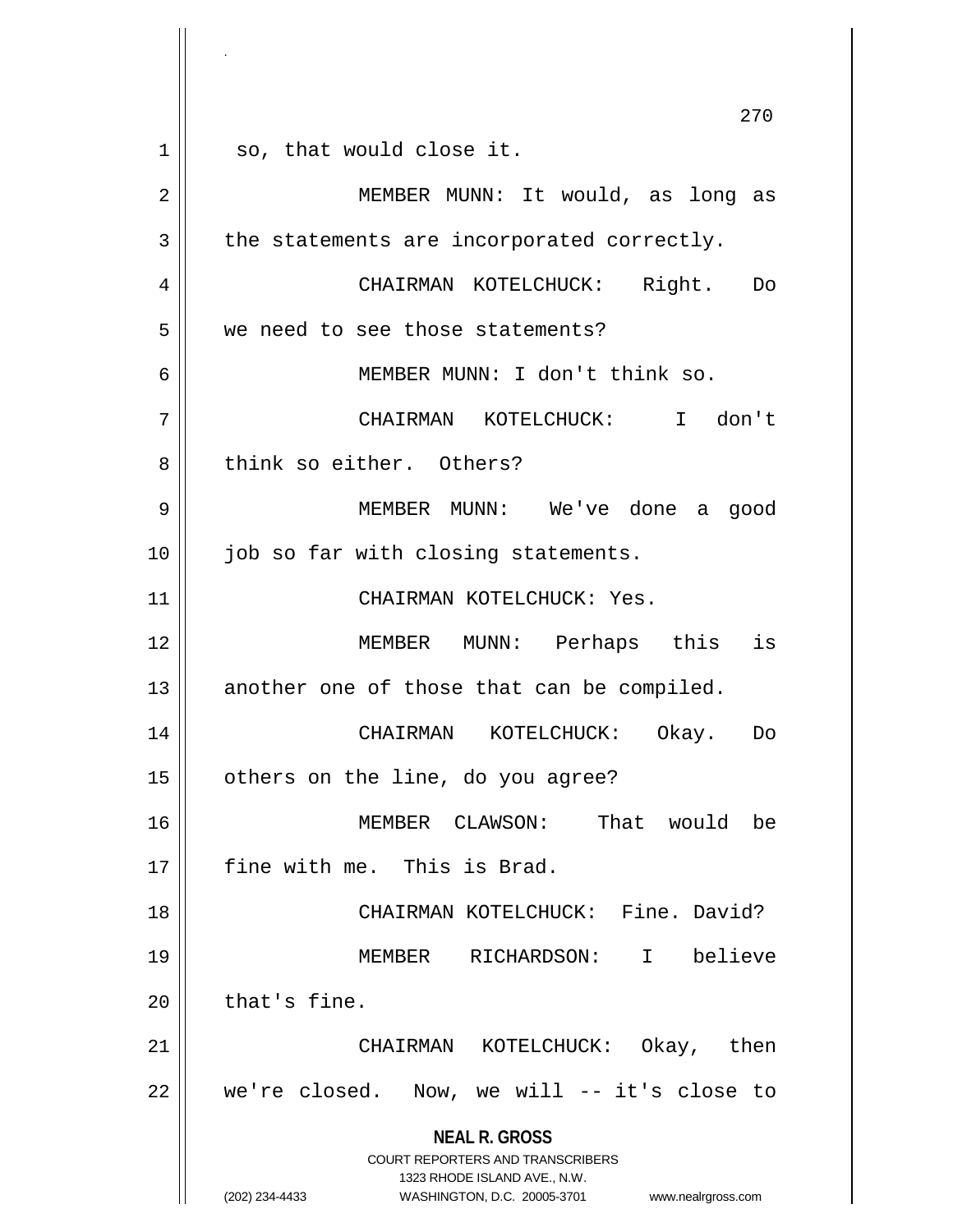so, that would close it.

MEMBER MUNN: It would, as long as the statements are incorporated correctly.

CHAIRMAN KOTELCHUCK: Right. Do we need to see those statements?

MEMBER MUNN: I don't think so.

CHAIRMAN KOTELCHUCK: I don't think so either. Others?

MEMBER MUNN: We've done a good job so far with closing statements.

CHAIRMAN KOTELCHUCK: Yes.

MEMBER MUNN: Perhaps this is another one of those that can be compiled.

CHAIRMAN KOTELCHUCK: Okay. Do others on the line, do you agree?

MEMBER CLAWSON: That would be fine with me. This is Brad.

CHAIRMAN KOTELCHUCK: Fine. David?

MEMBER RICHARDSON: I believe that's fine.

CHAIRMAN KOTELCHUCK: Okay, then we're closed. Now, we will -- it's close to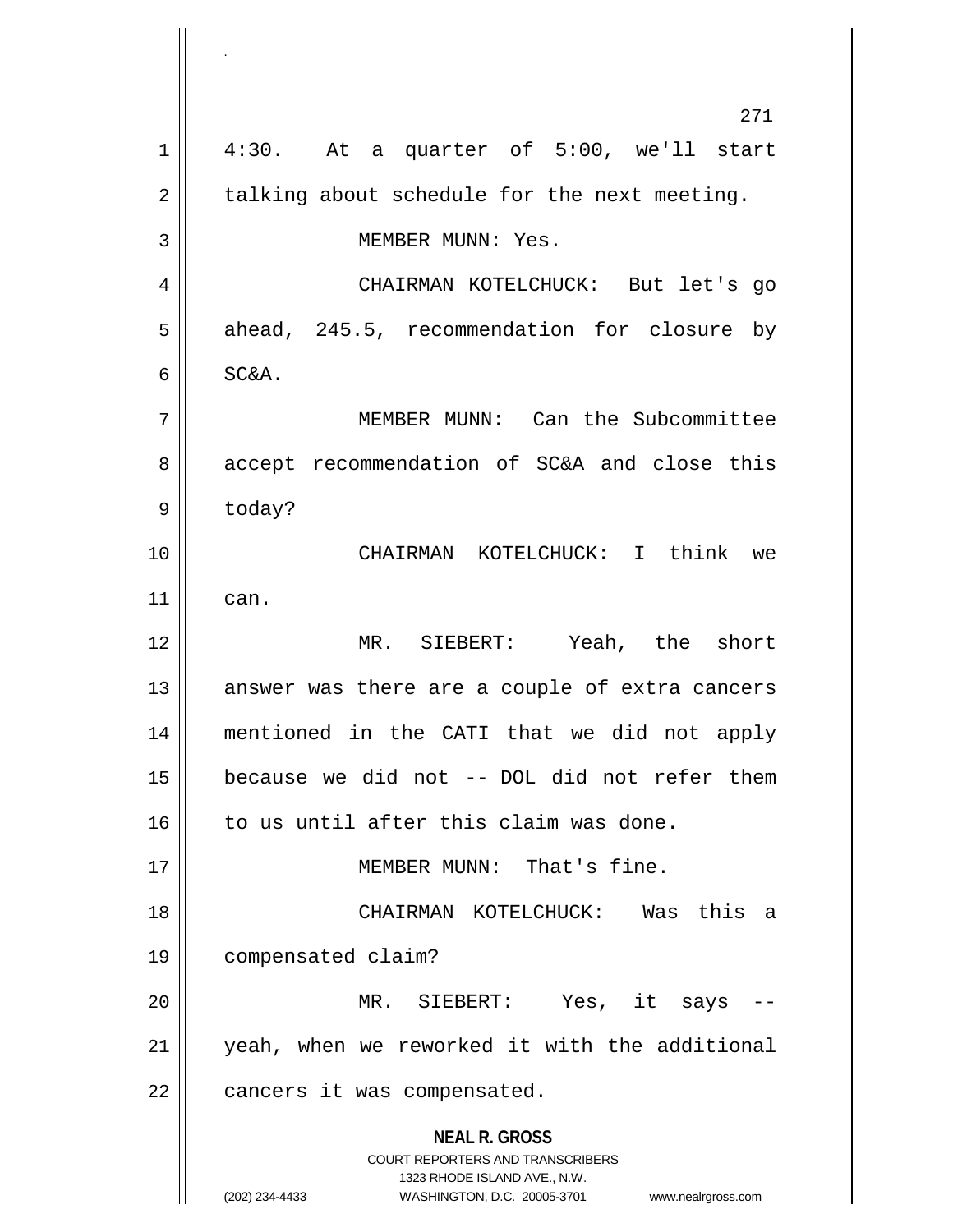4:30. At a quarter of 5:00, we'll start talking about schedule for the next meeting.

MEMBER MUNN: Yes.

CHAIRMAN KOTELCHUCK: But let's go ahead, 245.5, recommendation for closure by SC&A.

MEMBER MUNN: Can the Subcommittee accept recommendation of SC&A and close this today?

CHAIRMAN KOTELCHUCK: I think we can.

MR. SIEBERT: Yeah, the short answer was there are a couple of extra cancers mentioned in the CATI that we did not apply because we did not -- DOL did not refer them to us until after this claim was done.

MEMBER MUNN: That's fine.

CHAIRMAN KOTELCHUCK: Was this a compensated claim?

MR. SIEBERT: Yes, it says -- yeah, when we reworked it with the additional cancers it was compensated.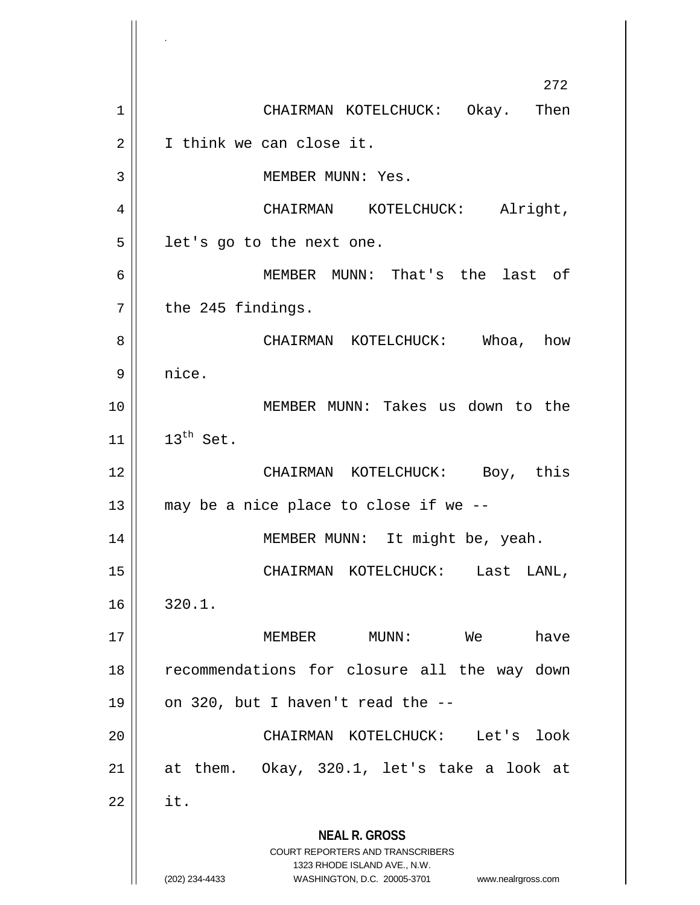CHAIRMAN KOTELCHUCK: Okay. Then I think we can close it.

MEMBER MUNN: Yes.

CHAIRMAN KOTELCHUCK: Alright, let's go to the next one.

MEMBER MUNN: That's the last of the 245 findings.

CHAIRMAN KOTELCHUCK: Whoa, how nice.

MEMBER MUNN: Takes us down to the $13^{th}$ Set.

CHAIRMAN KOTELCHUCK: Boy, this may be a nice place to close if we --

MEMBER MUNN: It might be, yeah.

CHAIRMAN KOTELCHUCK: Last LANL, 320.1.

MEMBER MUNN: We have recommendations for closure all the way down on 320, but I haven't read the --

CHAIRMAN KOTELCHUCK: Let's look at them. Okay, 320.1, let's take a look at it.

**NEAL R. GROSS**
COURT REPORTERS AND TRANSCRIBERS
1323 RHODE ISLAND AVE., N.W.
(202) 234-4433 WASHINGTON, D.C. 20005-3701 www.nealrgross.com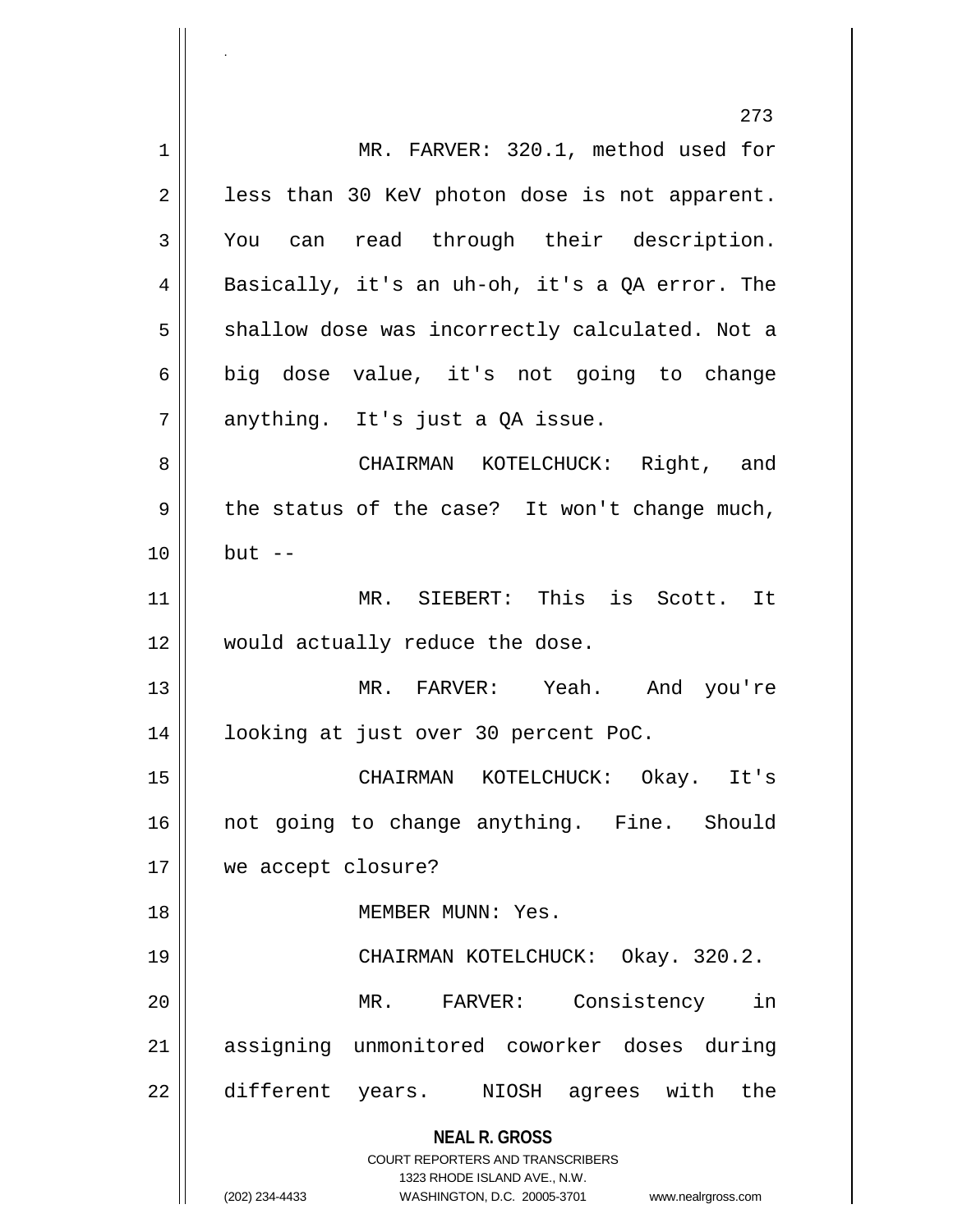MR. FARVER: 320.1, method used for less than 30 KeV photon dose is not apparent. You can read through their description. Basically, it's an uh-oh, it's a QA error. The shallow dose was incorrectly calculated. Not a big dose value, it's not going to change anything. It's just a QA issue.

CHAIRMAN KOTELCHUCK: Right, and the status of the case? It won't change much, but --

MR. SIEBERT: This is Scott. It would actually reduce the dose.

MR. FARVER: Yeah. And you're looking at just over 30 percent PoC.

CHAIRMAN KOTELCHUCK: Okay. It's not going to change anything. Fine. Should we accept closure?

MEMBER MUNN: Yes.

CHAIRMAN KOTELCHUCK: Okay. 320.2.

MR. FARVER: Consistency in assigning unmonitored coworker doses during different years. NIOSH agrees with the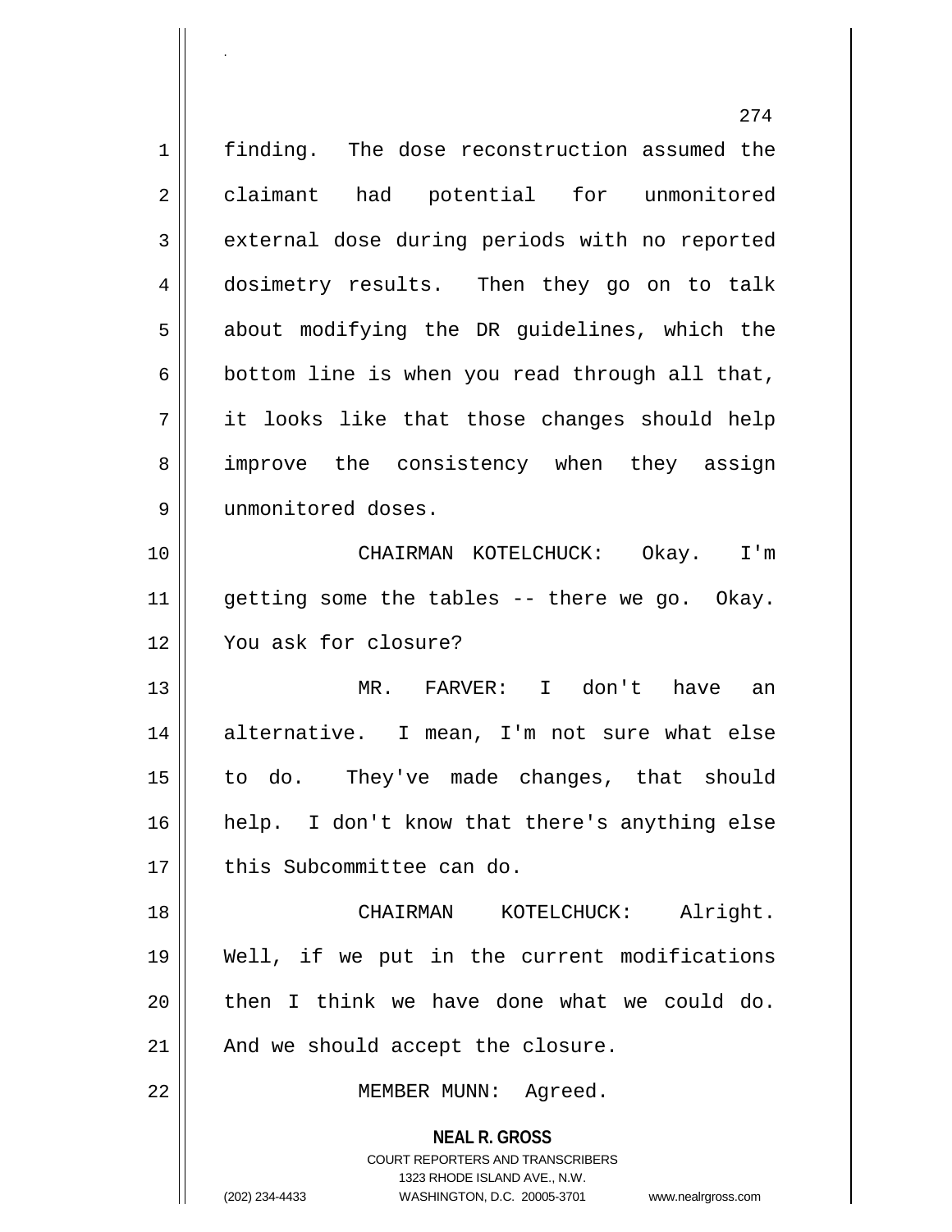finding. The dose reconstruction assumed the claimant had potential for unmonitored external dose during periods with no reported dosimetry results. Then they go on to talk about modifying the DR guidelines, which the bottom line is when you read through all that, it looks like that those changes should help improve the consistency when they assign unmonitored doses.

CHAIRMAN KOTELCHUCK: Okay. I'm getting some the tables -- there we go. Okay. You ask for closure?

MR. FARVER: I don't have an alternative. I mean, I'm not sure what else to do. They've made changes, that should help. I don't know that there's anything else this Subcommittee can do.

CHAIRMAN KOTELCHUCK: Alright. Well, if we put in the current modifications then I think we have done what we could do. And we should accept the closure.

MEMBER MUNN: Agreed.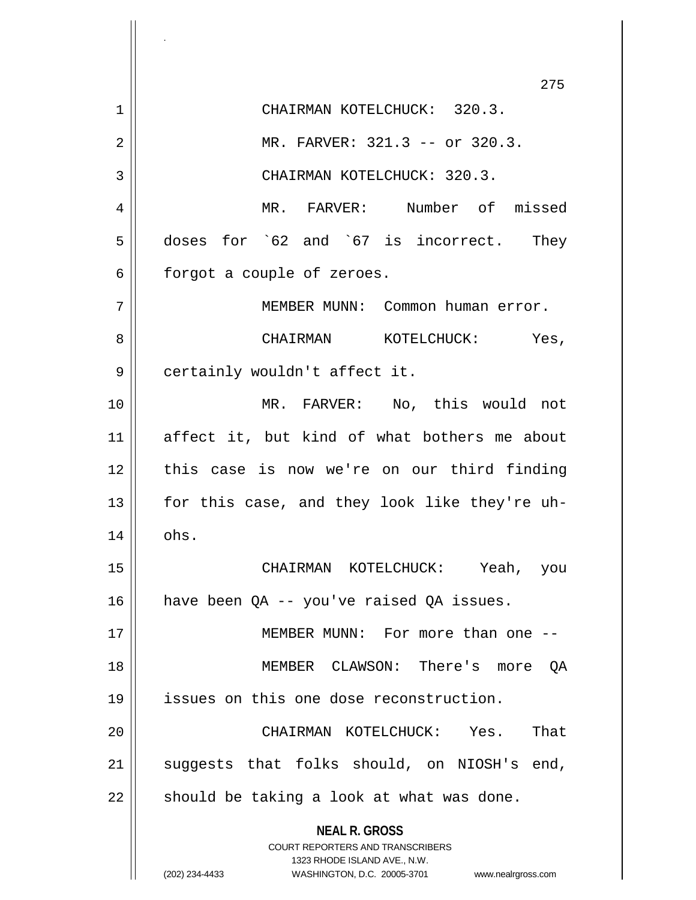CHAIRMAN KOTELCHUCK: 320.3.

MR. FARVER: 321.3 -- or 320.3.

CHAIRMAN KOTELCHUCK: 320.3.

MR. FARVER: Number of missed doses for `62 and `67 is incorrect. They forgot a couple of zeroes.

MEMBER MUNN: Common human error.

CHAIRMAN KOTELCHUCK: Yes, certainly wouldn't affect it.

MR. FARVER: No, this would not affect it, but kind of what bothers me about this case is now we're on our third finding for this case, and they look like they're uh-ohs.

CHAIRMAN KOTELCHUCK: Yeah, you have been QA -- you've raised QA issues.

MEMBER MUNN: For more than one --

MEMBER CLAWSON: There's more QA issues on this one dose reconstruction.

CHAIRMAN KOTELCHUCK: Yes. That suggests that folks should, on NIOSH's end, should be taking a look at what was done.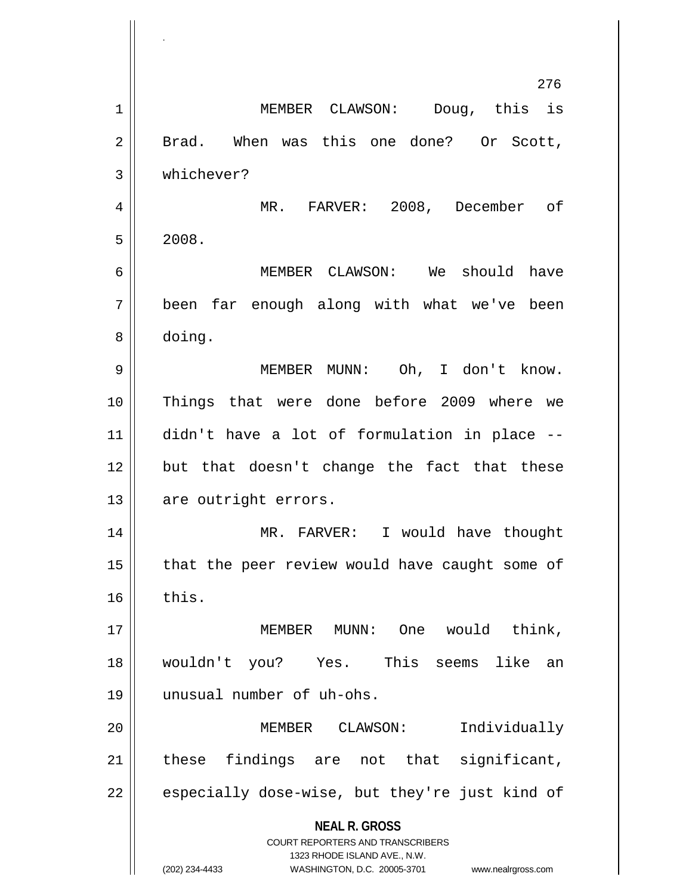MEMBER CLAWSON: Doug, this is Brad. When was this one done? Or Scott, whichever?

MR. FARVER: 2008, December of 2008.

MEMBER CLAWSON: We should have been far enough along with what we've been doing.

MEMBER MUNN: Oh, I don't know. Things that were done before 2009 where we didn't have a lot of formulation in place -- but that doesn't change the fact that these are outright errors.

MR. FARVER: I would have thought that the peer review would have caught some of this.

MEMBER MUNN: One would think, wouldn't you? Yes. This seems like an unusual number of uh-ohs.

MEMBER CLAWSON: Individually these findings are not that significant, especially dose-wise, but they're just kind of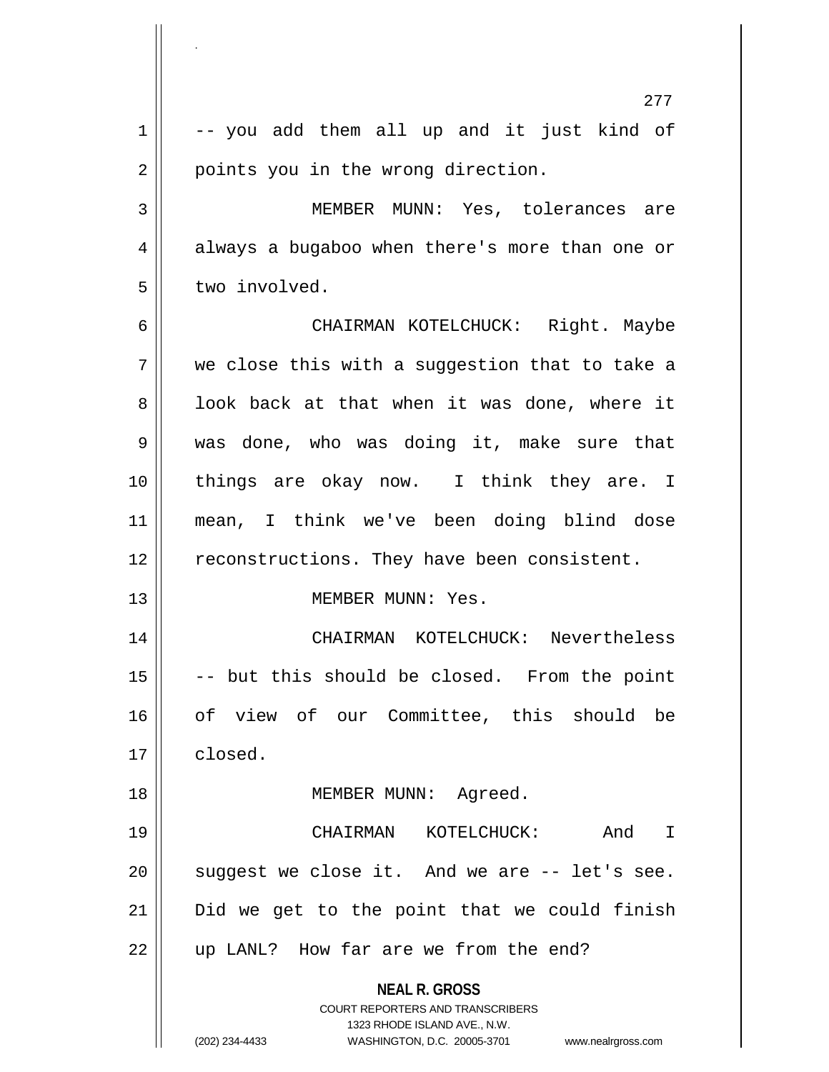-- you add them all up and it just kind of points you in the wrong direction.

MEMBER MUNN: Yes, tolerances are always a bugaboo when there's more than one or two involved.

CHAIRMAN KOTELCHUCK: Right. Maybe we close this with a suggestion that to take a look back at that when it was done, where it was done, who was doing it, make sure that things are okay now. I think they are. I mean, I think we've been doing blind dose reconstructions. They have been consistent.

MEMBER MUNN: Yes.

CHAIRMAN KOTELCHUCK: Nevertheless -- but this should be closed. From the point of view of our Committee, this should be closed.

MEMBER MUNN: Agreed.

CHAIRMAN KOTELCHUCK: And I suggest we close it. And we are -- let's see. Did we get to the point that we could finish up LANL? How far are we from the end?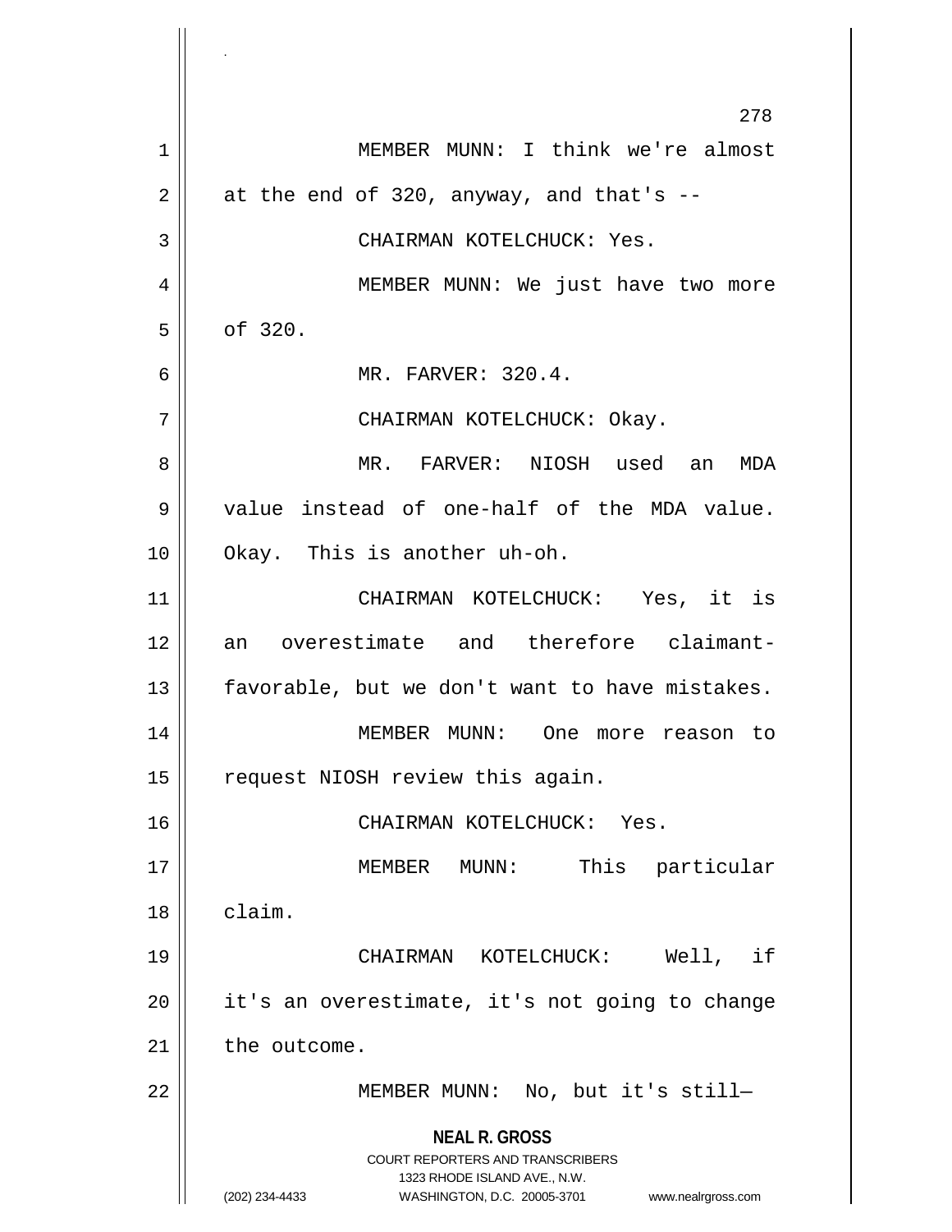MEMBER MUNN: I think we're almost at the end of 320, anyway, and that's --

CHAIRMAN KOTELCHUCK: Yes.

MEMBER MUNN: We just have two more of 320.

MR. FARVER: 320.4.

CHAIRMAN KOTELCHUCK: Okay.

MR. FARVER: NIOSH used an MDA value instead of one-half of the MDA value. Okay. This is another uh-oh.

CHAIRMAN KOTELCHUCK: Yes, it is an overestimate and therefore claimant-favorable, but we don't want to have mistakes.

MEMBER MUNN: One more reason to request NIOSH review this again.

CHAIRMAN KOTELCHUCK: Yes.

MEMBER MUNN: This particular claim.

CHAIRMAN KOTELCHUCK: Well, if it's an overestimate, it's not going to change the outcome.

MEMBER MUNN: No, but it's still—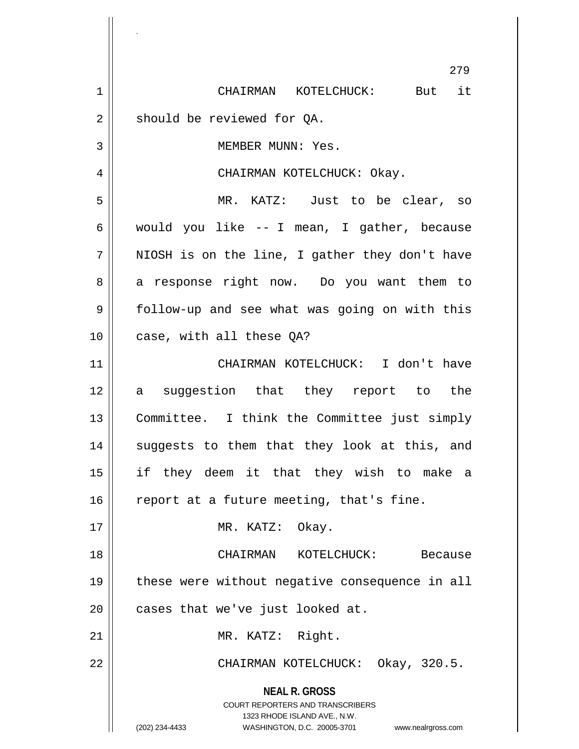CHAIRMAN KOTELCHUCK: But it should be reviewed for QA.

MEMBER MUNN: Yes.

CHAIRMAN KOTELCHUCK: Okay.

MR. KATZ: Just to be clear, so would you like -- I mean, I gather, because NIOSH is on the line, I gather they don't have a response right now. Do you want them to follow-up and see what was going on with this case, with all these QA?

CHAIRMAN KOTELCHUCK: I don't have a suggestion that they report to the Committee. I think the Committee just simply suggests to them that they look at this, and if they deem it that they wish to make a report at a future meeting, that's fine.

MR. KATZ: Okay.

CHAIRMAN KOTELCHUCK: Because these were without negative consequence in all cases that we've just looked at.

MR. KATZ: Right.

CHAIRMAN KOTELCHUCK: Okay, 320.5.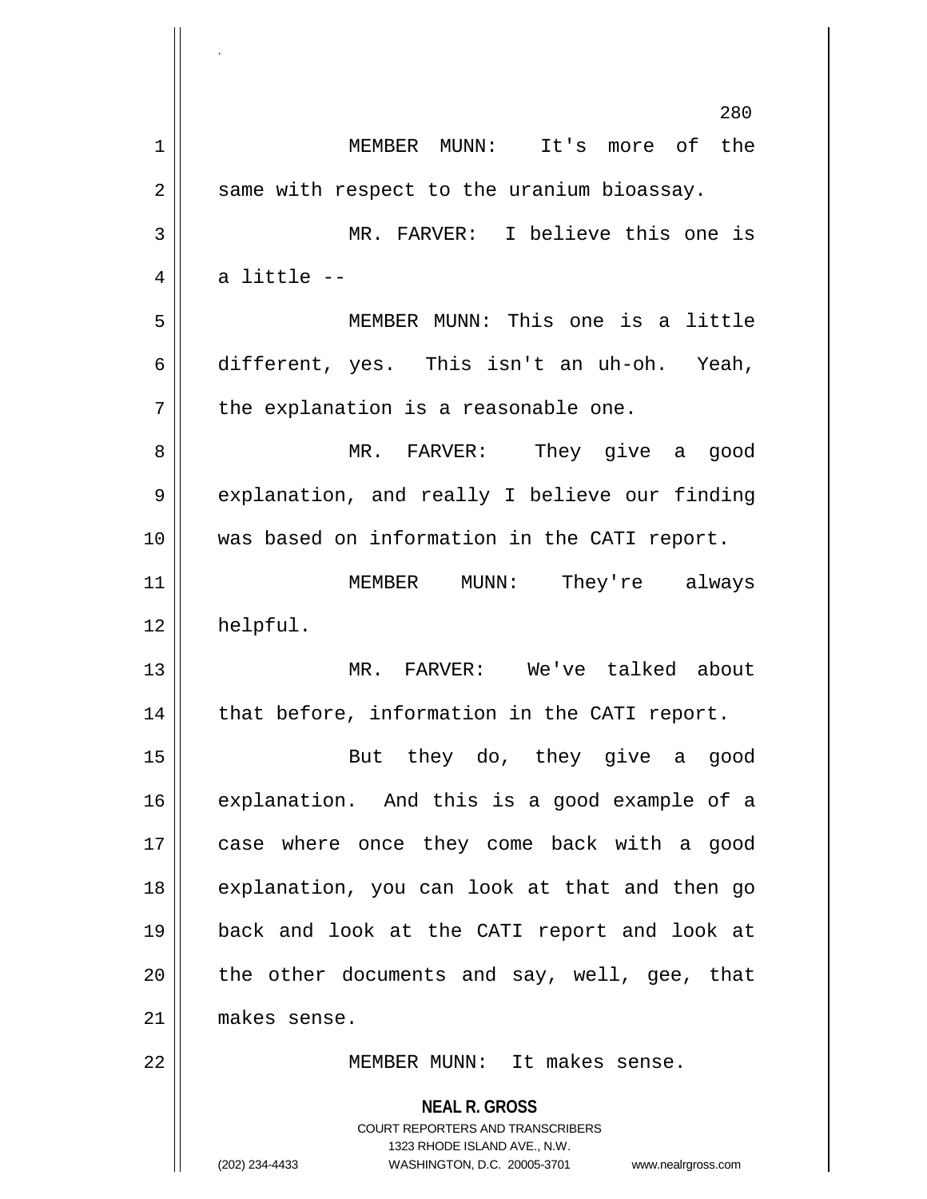MEMBER MUNN: It's more of the same with respect to the uranium bioassay.

MR. FARVER: I believe this one is a little --

MEMBER MUNN: This one is a little different, yes. This isn't an uh-oh. Yeah, the explanation is a reasonable one.

MR. FARVER: They give a good explanation, and really I believe our finding was based on information in the CATI report.

MEMBER MUNN: They're always helpful.

MR. FARVER: We've talked about that before, information in the CATI report.

But they do, they give a good explanation. And this is a good example of a case where once they come back with a good explanation, you can look at that and then go back and look at the CATI report and look at the other documents and say, well, gee, that makes sense.

MEMBER MUNN: It makes sense.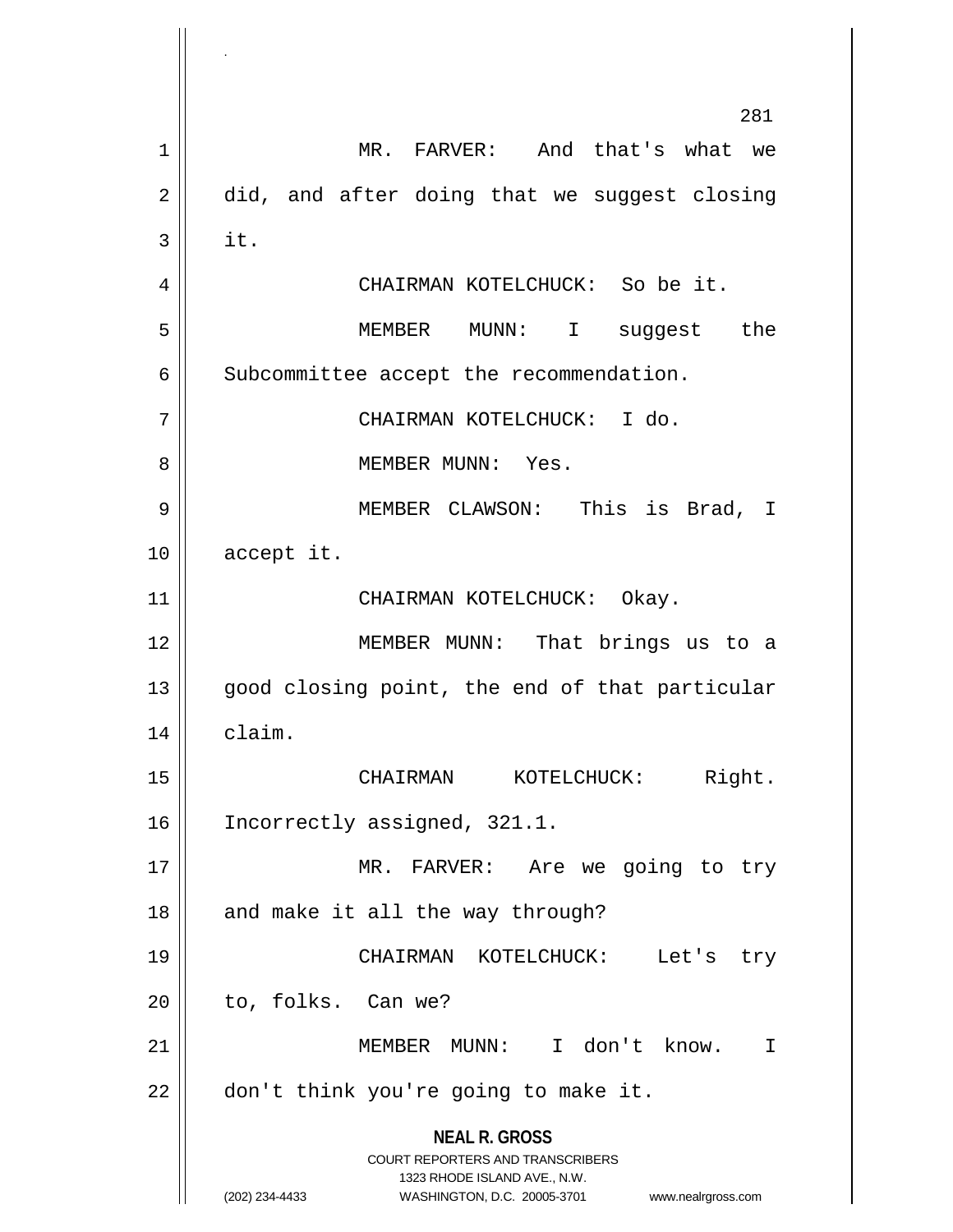MR. FARVER: And that's what we did, and after doing that we suggest closing it.

CHAIRMAN KOTELCHUCK: So be it.

MEMBER MUNN: I suggest the Subcommittee accept the recommendation.

CHAIRMAN KOTELCHUCK: I do.

MEMBER MUNN: Yes.

MEMBER CLAWSON: This is Brad, I accept it.

CHAIRMAN KOTELCHUCK: Okay.

MEMBER MUNN: That brings us to a good closing point, the end of that particular claim.

CHAIRMAN KOTELCHUCK: Right. Incorrectly assigned, 321.1.

MR. FARVER: Are we going to try and make it all the way through?

CHAIRMAN KOTELCHUCK: Let's try to, folks. Can we?

MEMBER MUNN: I don't know. I don't think you're going to make it.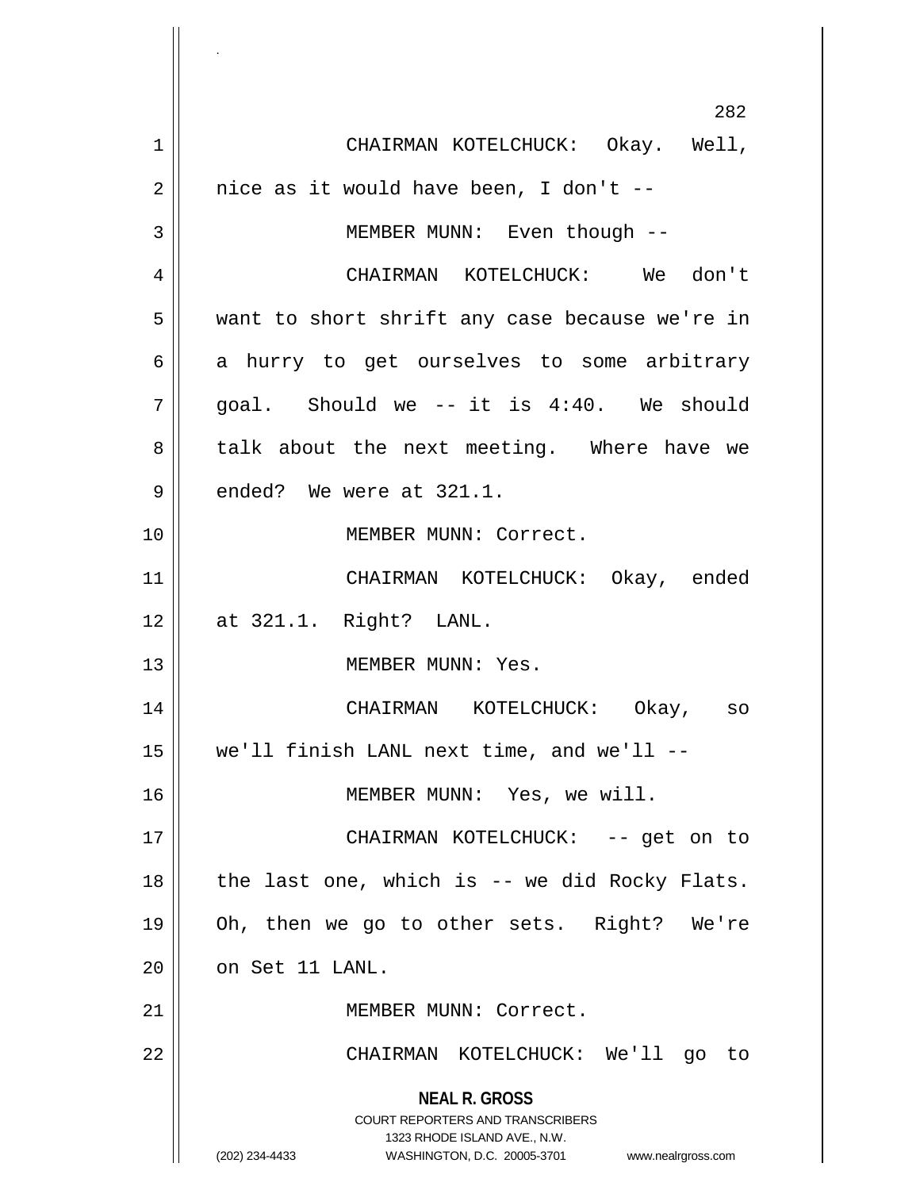CHAIRMAN KOTELCHUCK: Okay. Well, nice as it would have been, I don't --

MEMBER MUNN: Even though --

CHAIRMAN KOTELCHUCK: We don't want to short shrift any case because we're in a hurry to get ourselves to some arbitrary goal. Should we -- it is 4:40. We should talk about the next meeting. Where have we ended? We were at 321.1.

MEMBER MUNN: Correct.

CHAIRMAN KOTELCHUCK: Okay, ended at 321.1. Right? LANL.

MEMBER MUNN: Yes.

CHAIRMAN KOTELCHUCK: Okay, so we'll finish LANL next time, and we'll --

MEMBER MUNN: Yes, we will.

CHAIRMAN KOTELCHUCK: -- get on to the last one, which is -- we did Rocky Flats. Oh, then we go to other sets. Right? We're on Set 11 LANL.

MEMBER MUNN: Correct.

CHAIRMAN KOTELCHUCK: We'll go to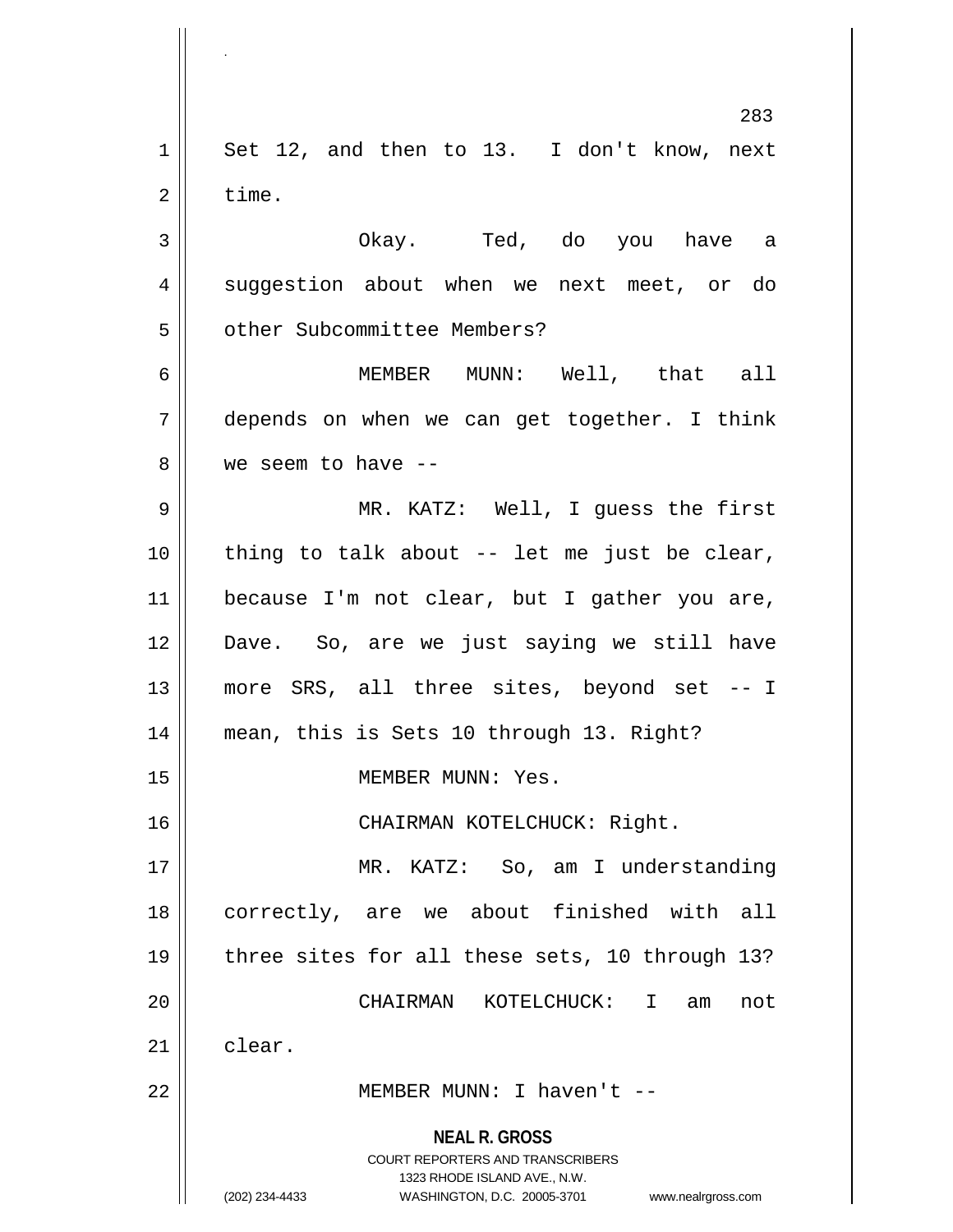Set 12, and then to 13. I don't know, next time.

Okay. Ted, do you have a suggestion about when we next meet, or do other Subcommittee Members?

MEMBER MUNN: Well, that all depends on when we can get together. I think we seem to have --

MR. KATZ: Well, I guess the first thing to talk about -- let me just be clear, because I'm not clear, but I gather you are, Dave. So, are we just saying we still have more SRS, all three sites, beyond set -- I mean, this is Sets 10 through 13. Right?

MEMBER MUNN: Yes.

CHAIRMAN KOTELCHUCK: Right.

MR. KATZ: So, am I understanding correctly, are we about finished with all three sites for all these sets, 10 through 13?

CHAIRMAN KOTELCHUCK: I am not clear.

MEMBER MUNN: I haven't --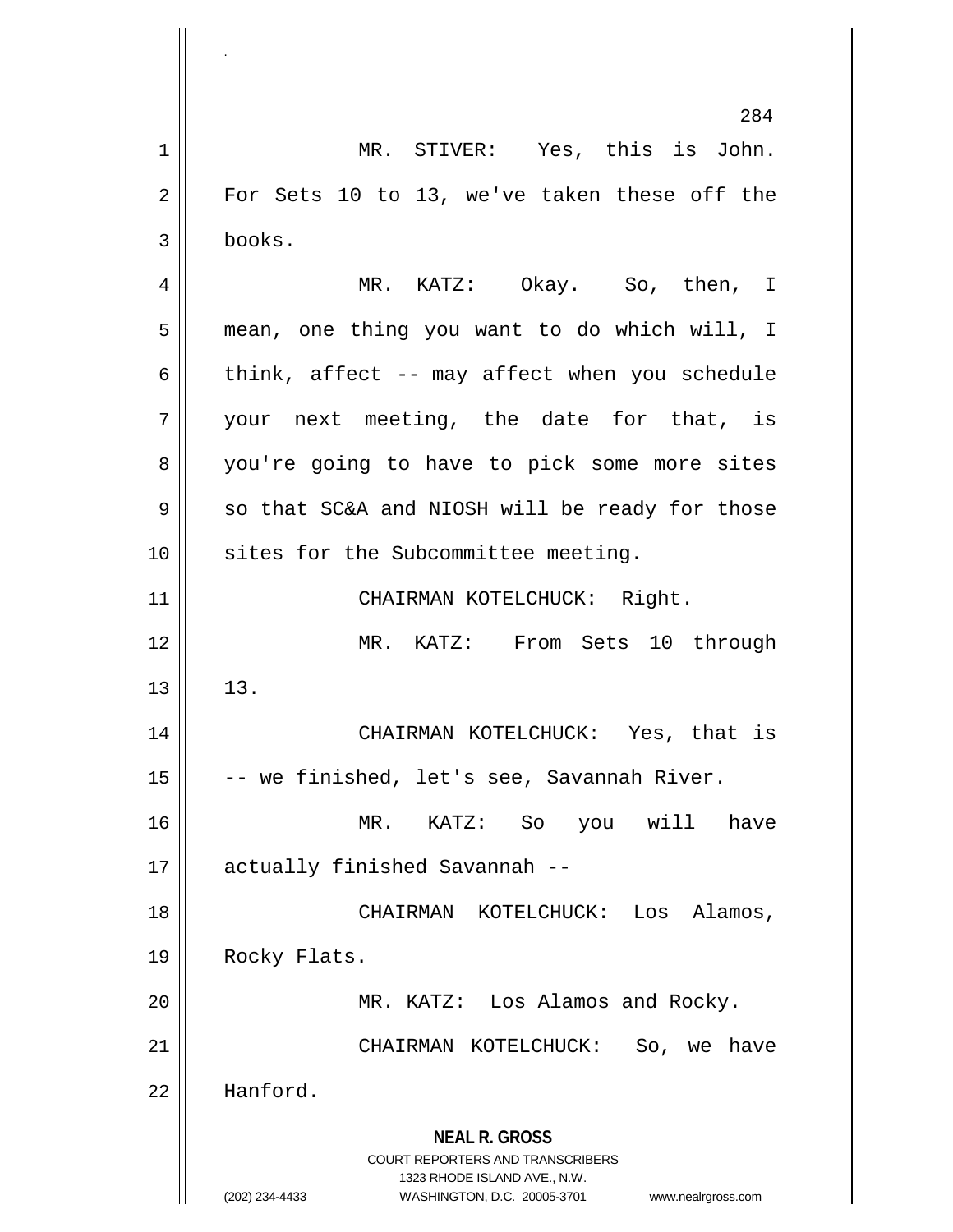MR. STIVER: Yes, this is John. For Sets 10 to 13, we've taken these off the books.

MR. KATZ: Okay. So, then, I mean, one thing you want to do which will, I think, affect -- may affect when you schedule your next meeting, the date for that, is you're going to have to pick some more sites so that SC&A and NIOSH will be ready for those sites for the Subcommittee meeting.

CHAIRMAN KOTELCHUCK: Right.

MR. KATZ: From Sets 10 through 13.

CHAIRMAN KOTELCHUCK: Yes, that is -- we finished, let's see, Savannah River.

MR. KATZ: So you will have actually finished Savannah --

CHAIRMAN KOTELCHUCK: Los Alamos, Rocky Flats.

MR. KATZ: Los Alamos and Rocky.

CHAIRMAN KOTELCHUCK: So, we have Hanford.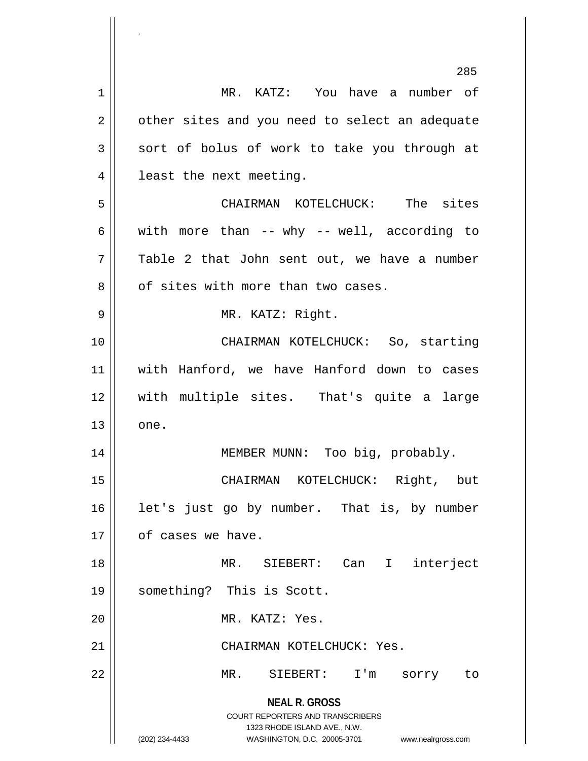MR. KATZ: You have a number of other sites and you need to select an adequate sort of bolus of work to take you through at least the next meeting.

CHAIRMAN KOTELCHUCK: The sites with more than -- why -- well, according to Table 2 that John sent out, we have a number of sites with more than two cases.

MR. KATZ: Right.

CHAIRMAN KOTELCHUCK: So, starting with Hanford, we have Hanford down to cases with multiple sites. That's quite a large one.

MEMBER MUNN: Too big, probably.

CHAIRMAN KOTELCHUCK: Right, but let's just go by number. That is, by number of cases we have.

MR. SIEBERT: Can I interject something? This is Scott.

MR. KATZ: Yes.

CHAIRMAN KOTELCHUCK: Yes.

MR. SIEBERT: I'm sorry to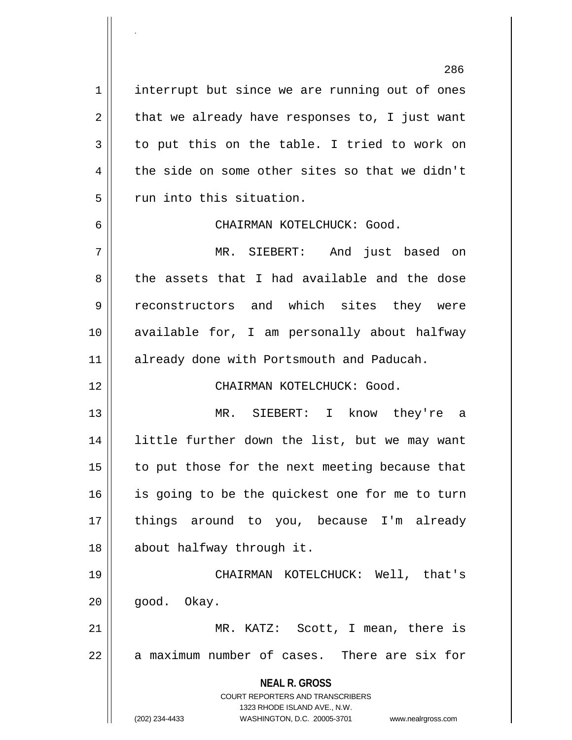interrupt but since we are running out of ones that we already have responses to, I just want to put this on the table. I tried to work on the side on some other sites so that we didn't run into this situation.

CHAIRMAN KOTELCHUCK: Good.

MR. SIEBERT: And just based on the assets that I had available and the dose reconstructors and which sites they were available for, I am personally about halfway already done with Portsmouth and Paducah.

CHAIRMAN KOTELCHUCK: Good.

MR. SIEBERT: I know they're a little further down the list, but we may want to put those for the next meeting because that is going to be the quickest one for me to turn things around to you, because I'm already about halfway through it.

CHAIRMAN KOTELCHUCK: Well, that's good. Okay.

MR. KATZ: Scott, I mean, there is a maximum number of cases. There are six for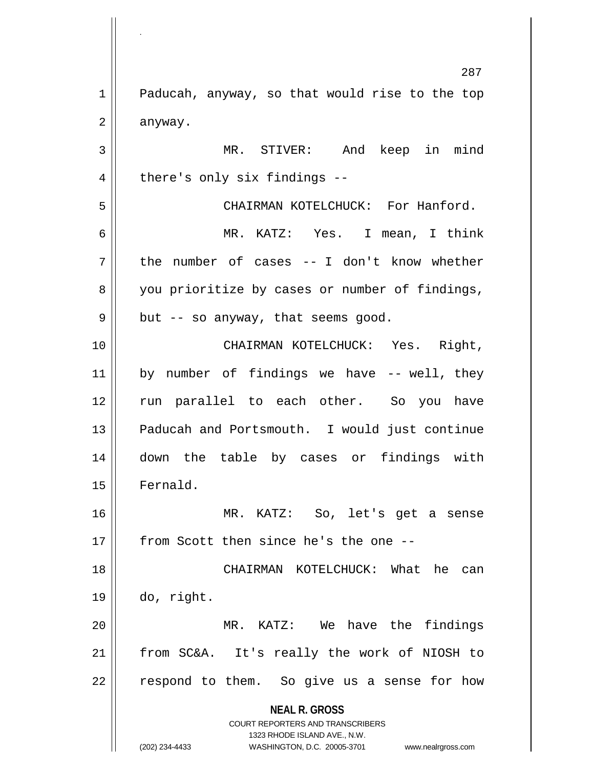Paducah, anyway, so that would rise to the top anyway.

MR. STIVER: And keep in mind there's only six findings --

CHAIRMAN KOTELCHUCK: For Hanford.

MR. KATZ: Yes. I mean, I think the number of cases -- I don't know whether you prioritize by cases or number of findings, but -- so anyway, that seems good.

CHAIRMAN KOTELCHUCK: Yes. Right, by number of findings we have -- well, they run parallel to each other. So you have Paducah and Portsmouth. I would just continue down the table by cases or findings with Fernald.

MR. KATZ: So, let's get a sense from Scott then since he's the one --

CHAIRMAN KOTELCHUCK: What he can do, right.

MR. KATZ: We have the findings from SC&A. It's really the work of NIOSH to respond to them. So give us a sense for how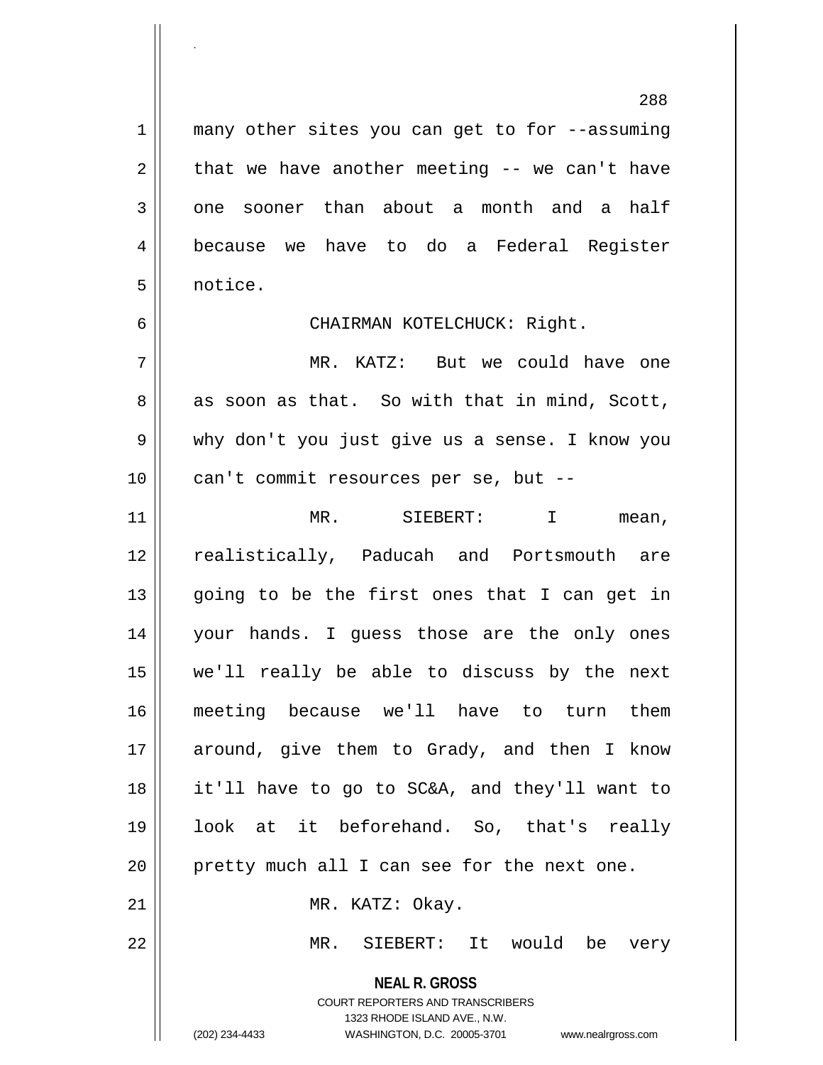many other sites you can get to for --assuming that we have another meeting -- we can't have one sooner than about a month and a half because we have to do a Federal Register notice.

CHAIRMAN KOTELCHUCK: Right.

MR. KATZ: But we could have one as soon as that. So with that in mind, Scott, why don't you just give us a sense. I know you can't commit resources per se, but --

MR. SIEBERT: I mean, realistically, Paducah and Portsmouth are going to be the first ones that I can get in your hands. I guess those are the only ones we'll really be able to discuss by the next meeting because we'll have to turn them around, give them to Grady, and then I know it'll have to go to SC&A, and they'll want to look at it beforehand. So, that's really pretty much all I can see for the next one.

MR. KATZ: Okay.

MR. SIEBERT: It would be very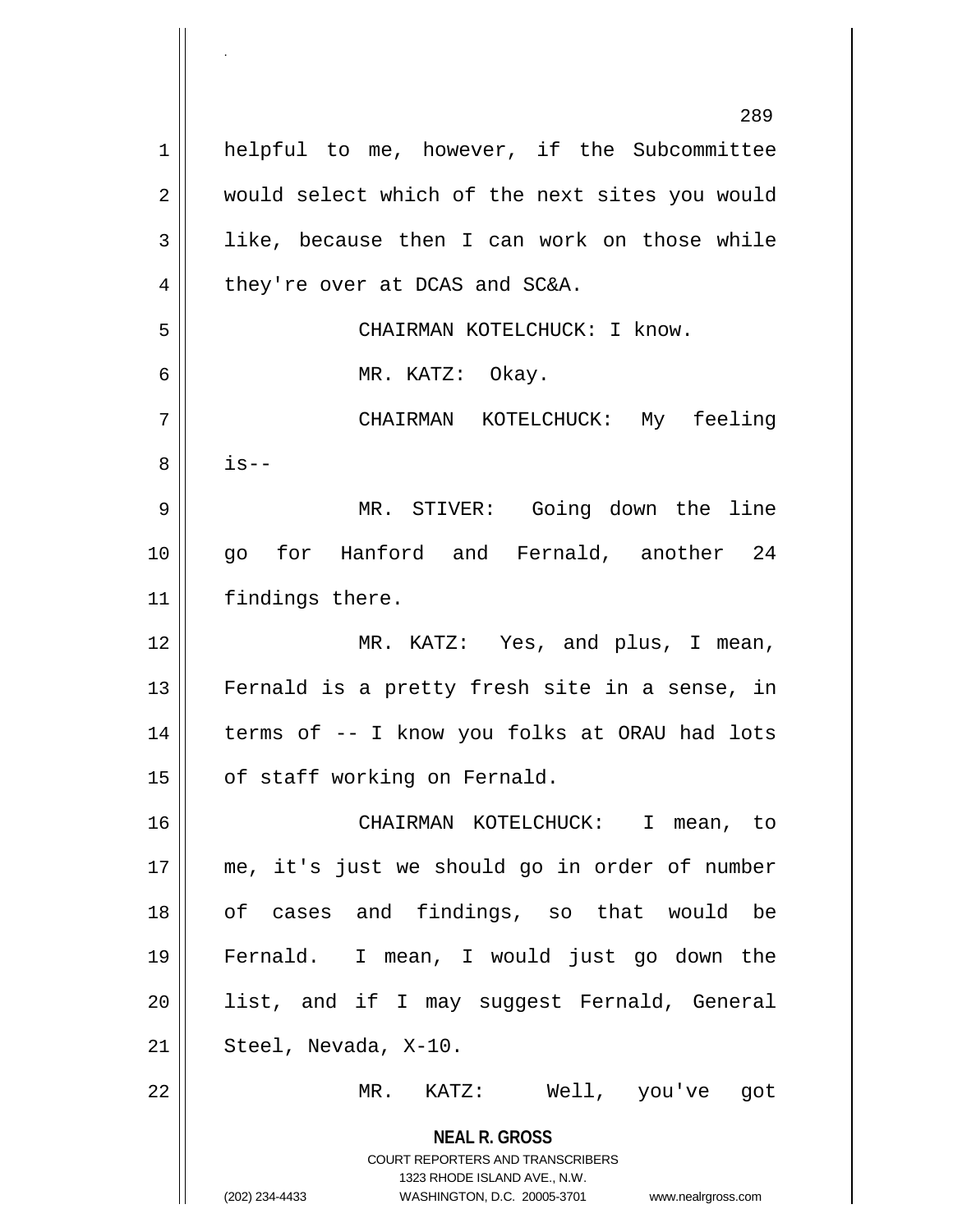helpful to me, however, if the Subcommittee would select which of the next sites you would like, because then I can work on those while they're over at DCAS and SC&A.

CHAIRMAN KOTELCHUCK: I know.

MR. KATZ: Okay.

CHAIRMAN KOTELCHUCK: My feeling is--

MR. STIVER: Going down the line go for Hanford and Fernald, another 24 findings there.

MR. KATZ: Yes, and plus, I mean, Fernald is a pretty fresh site in a sense, in terms of -- I know you folks at ORAU had lots of staff working on Fernald.

CHAIRMAN KOTELCHUCK: I mean, to me, it's just we should go in order of number of cases and findings, so that would be Fernald. I mean, I would just go down the list, and if I may suggest Fernald, General Steel, Nevada, X-10.

MR. KATZ: Well, you've got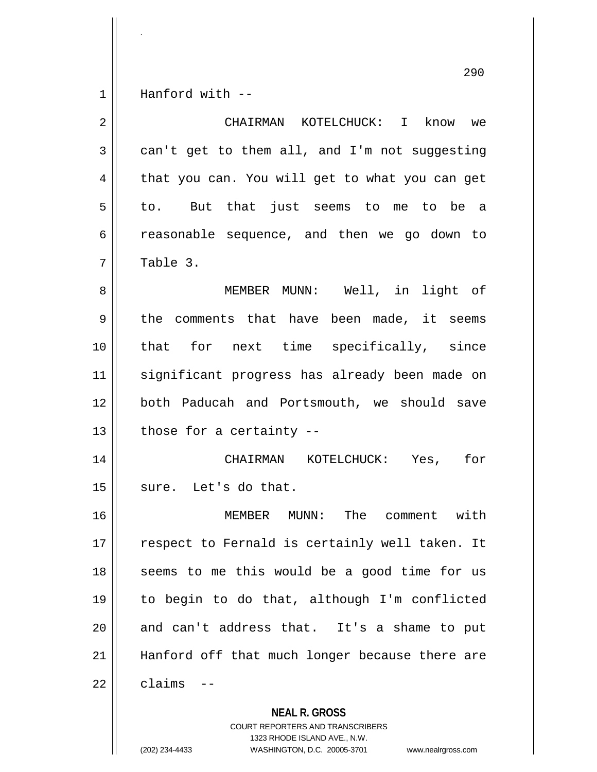Hanford with --

CHAIRMAN KOTELCHUCK: I know we can't get to them all, and I'm not suggesting that you can. You will get to what you can get to. But that just seems to me to be a reasonable sequence, and then we go down to Table 3.

MEMBER MUNN: Well, in light of the comments that have been made, it seems that for next time specifically, since significant progress has already been made on both Paducah and Portsmouth, we should save those for a certainty --

CHAIRMAN KOTELCHUCK: Yes, for sure. Let's do that.

MEMBER MUNN: The comment with respect to Fernald is certainly well taken. It seems to me this would be a good time for us to begin to do that, although I'm conflicted and can't address that. It's a shame to put Hanford off that much longer because there are claims --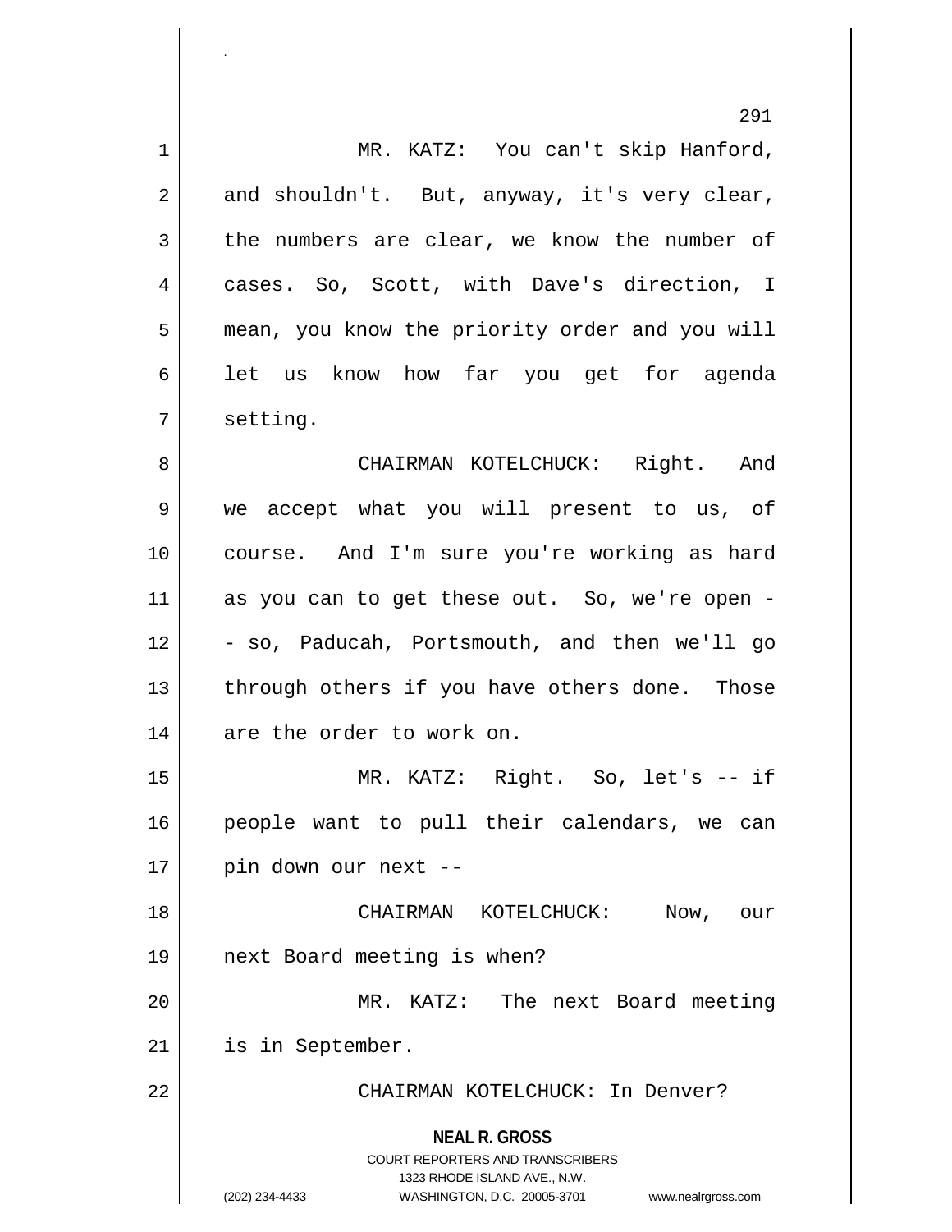MR. KATZ: You can't skip Hanford, and shouldn't. But, anyway, it's very clear, the numbers are clear, we know the number of cases. So, Scott, with Dave's direction, I mean, you know the priority order and you will let us know how far you get for agenda setting.

CHAIRMAN KOTELCHUCK: Right. And we accept what you will present to us, of course. And I'm sure you're working as hard as you can to get these out. So, we're open -- so, Paducah, Portsmouth, and then we'll go through others if you have others done. Those are the order to work on.

MR. KATZ: Right. So, let's -- if people want to pull their calendars, we can pin down our next --

CHAIRMAN KOTELCHUCK: Now, our next Board meeting is when?

MR. KATZ: The next Board meeting is in September.

CHAIRMAN KOTELCHUCK: In Denver?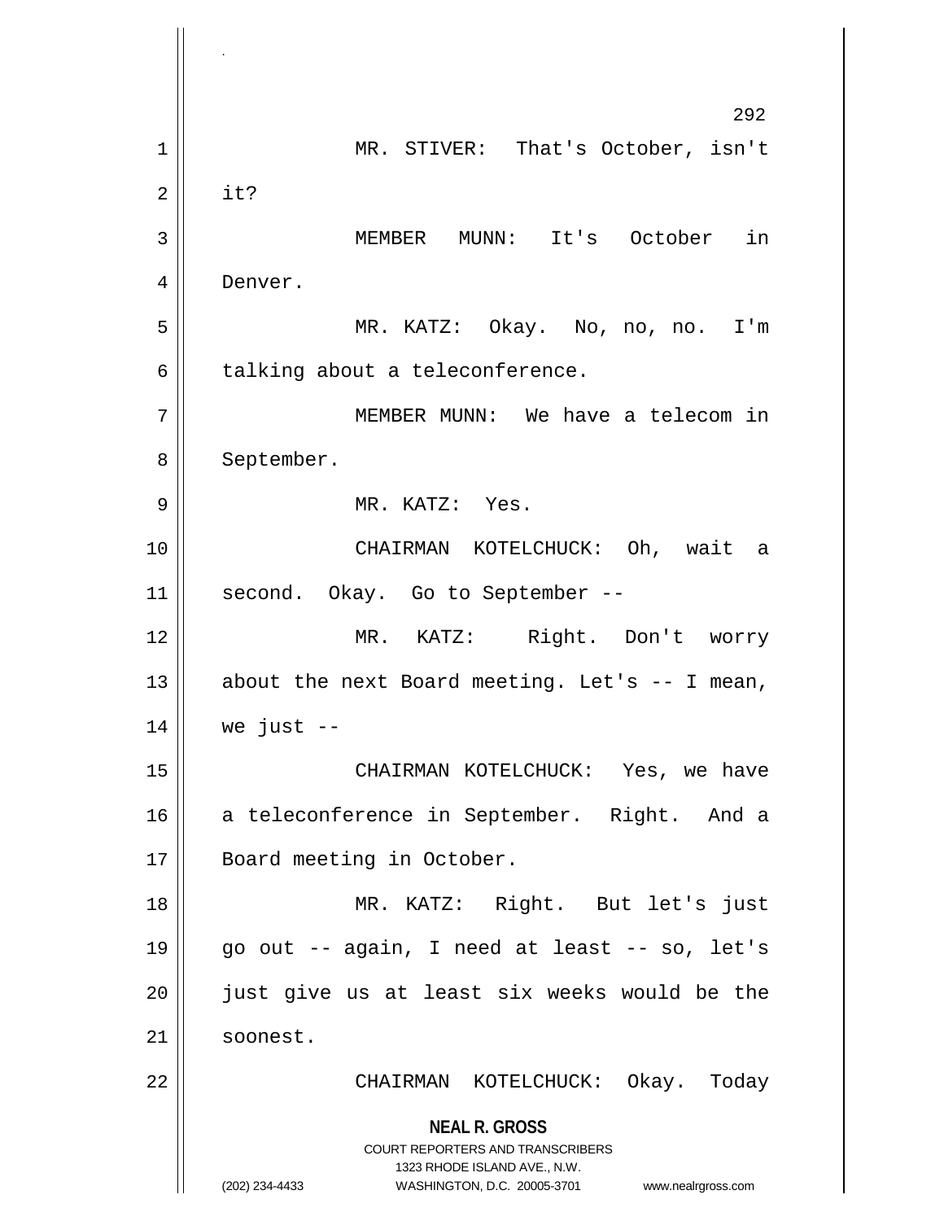MR. STIVER: That's October, isn't it?

MEMBER MUNN: It's October in Denver.

MR. KATZ: Okay. No, no, no. I'm talking about a teleconference.

MEMBER MUNN: We have a telecom in September.

MR. KATZ: Yes.

CHAIRMAN KOTELCHUCK: Oh, wait a second. Okay. Go to September --

MR. KATZ: Right. Don't worry about the next Board meeting. Let's -- I mean, we just --

CHAIRMAN KOTELCHUCK: Yes, we have a teleconference in September. Right. And a Board meeting in October.

MR. KATZ: Right. But let's just go out -- again, I need at least -- so, let's just give us at least six weeks would be the soonest.

CHAIRMAN KOTELCHUCK: Okay. Today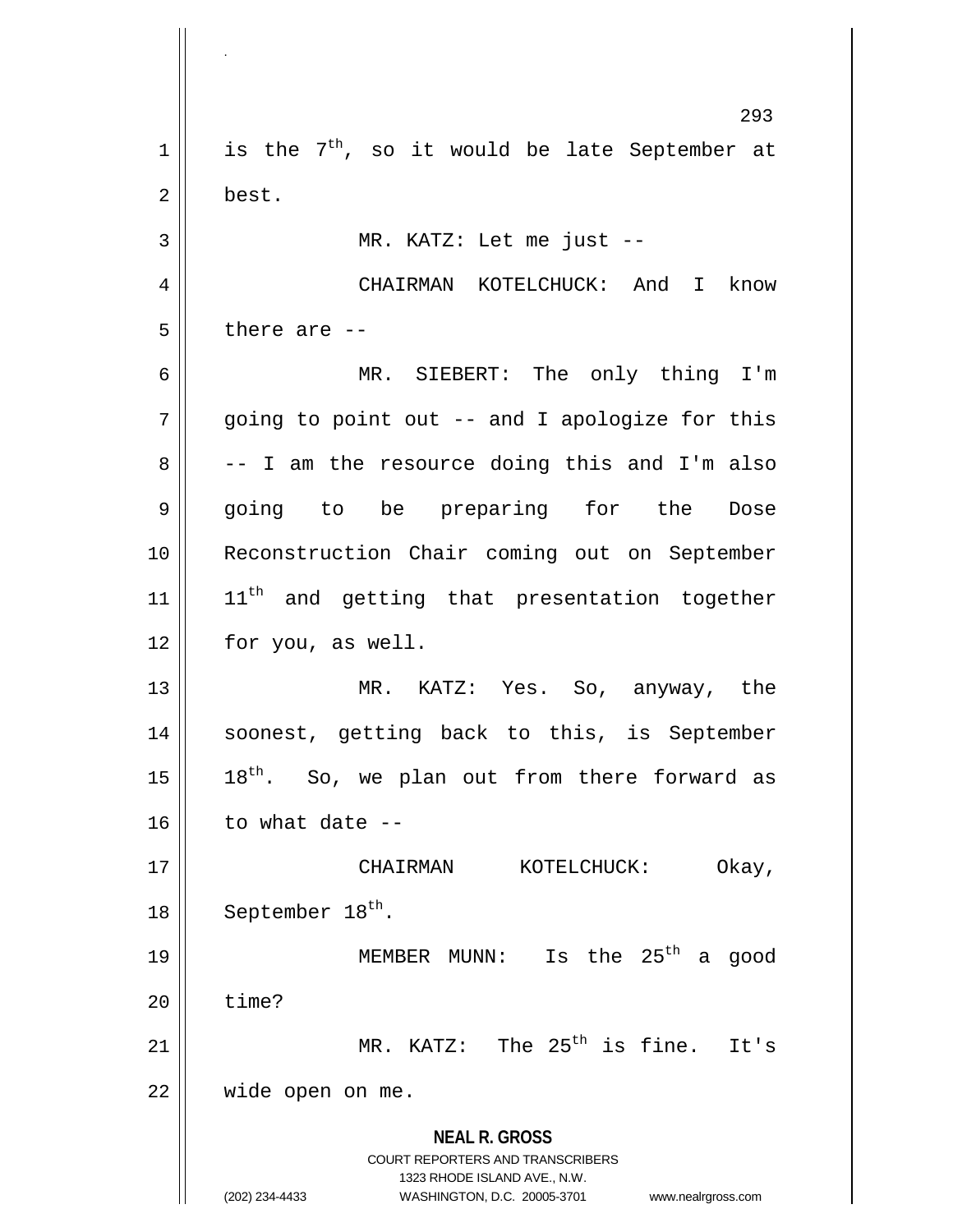is the $7^{th}$, so it would be late September at best.

MR. KATZ: Let me just --

CHAIRMAN KOTELCHUCK: And I know there are --

MR. SIEBERT: The only thing I'm going to point out -- and I apologize for this -- I am the resource doing this and I'm also going to be preparing for the Dose Reconstruction Chair coming out on September $11^{th}$ and getting that presentation together for you, as well.

MR. KATZ: Yes. So, anyway, the soonest, getting back to this, is September $18^{th}$. So, we plan out from there forward as to what date --

CHAIRMAN KOTELCHUCK: Okay, September $18^{th}$.

MEMBER MUNN: Is the $25^{th}$ a good time?

MR. KATZ: The $25^{th}$ is fine. It's wide open on me.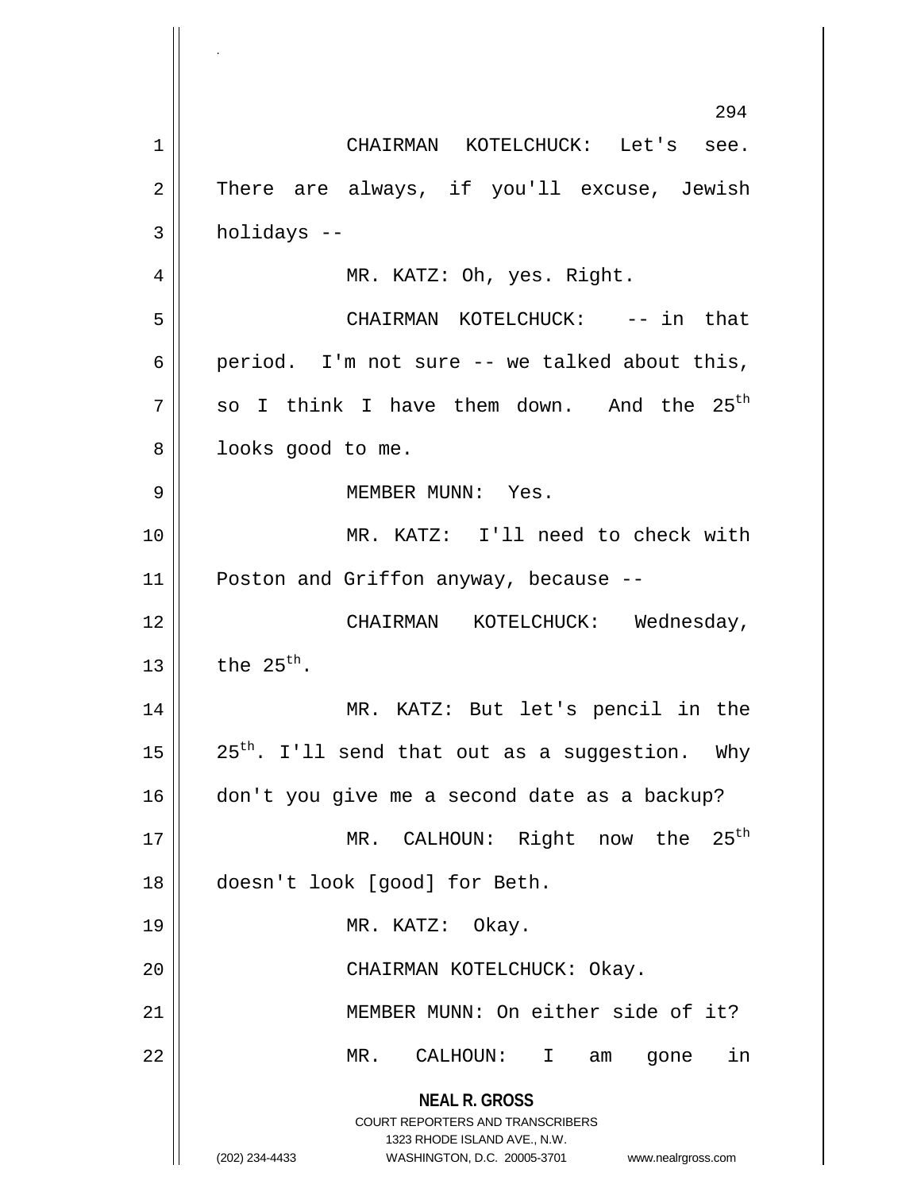CHAIRMAN KOTELCHUCK: Let's see. There are always, if you'll excuse, Jewish holidays --

MR. KATZ: Oh, yes. Right.

CHAIRMAN KOTELCHUCK: -- in that period. I'm not sure -- we talked about this, so I think I have them down. And the 25th looks good to me.

MEMBER MUNN: Yes.

MR. KATZ: I'll need to check with Poston and Griffon anyway, because --

CHAIRMAN KOTELCHUCK: Wednesday, the 25th.

MR. KATZ: But let's pencil in the 25th. I'll send that out as a suggestion. Why don't you give me a second date as a backup?

MR. CALHOUN: Right now the 25th doesn't look [good] for Beth.

MR. KATZ: Okay.

CHAIRMAN KOTELCHUCK: Okay.

MEMBER MUNN: On either side of it?

MR. CALHOUN: I am gone in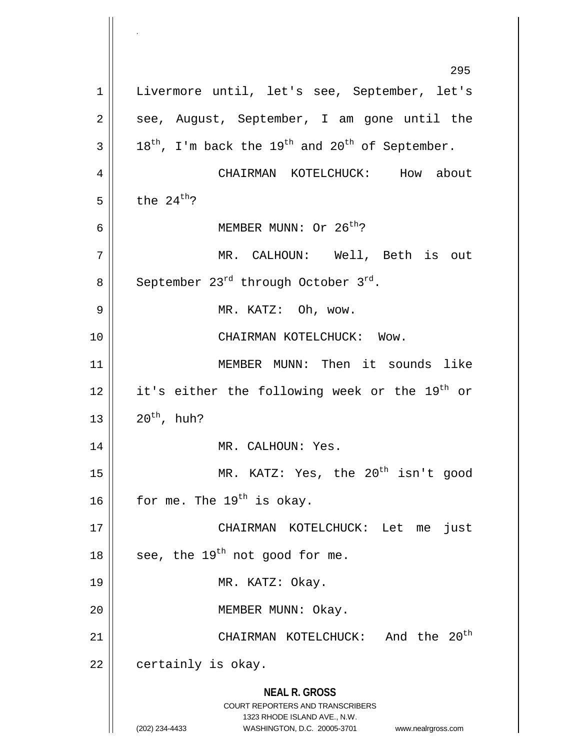Livermore until, let's see, September, let's see, August, September, I am gone until the $18^{th}$, I'm back the $19^{th}$ and $20^{th}$ of September.

CHAIRMAN KOTELCHUCK: How about the $24^{th}$?

MEMBER MUNN: Or $26^{th}$?

MR. CALHOUN: Well, Beth is out September $23^{rd}$ through October $3^{rd}$.

MR. KATZ: Oh, wow.

CHAIRMAN KOTELCHUCK: Wow.

MEMBER MUNN: Then it sounds like it's either the following week or the $19^{th}$ or $20^{th}$, huh?

MR. CALHOUN: Yes.

MR. KATZ: Yes, the $20^{th}$ isn't good for me. The $19^{th}$ is okay.

CHAIRMAN KOTELCHUCK: Let me just see, the $19^{th}$ not good for me.

MR. KATZ: Okay.

MEMBER MUNN: Okay.

CHAIRMAN KOTELCHUCK: And the $20^{th}$ certainly is okay.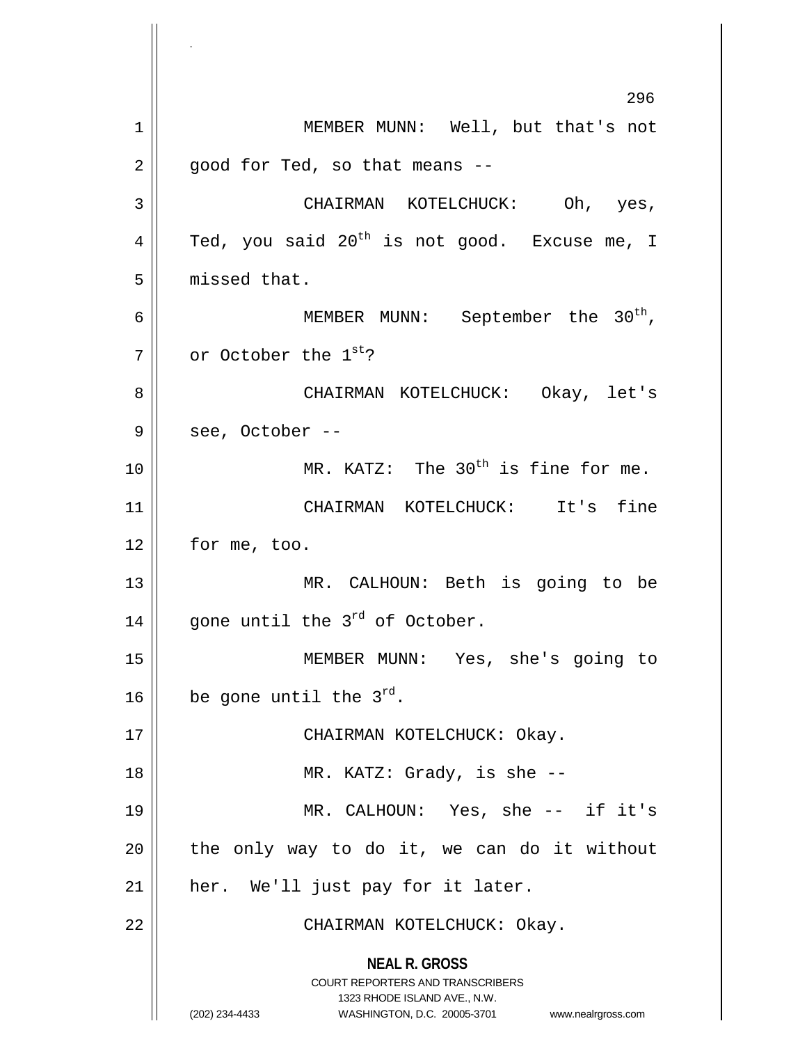MEMBER MUNN: Well, but that's not good for Ted, so that means --

CHAIRMAN KOTELCHUCK: Oh, yes, Ted, you said $20^{th}$ is not good. Excuse me, I missed that.

MEMBER MUNN: September the $30^{th}$, or October the $1^{st}$?

CHAIRMAN KOTELCHUCK: Okay, let's see, October --

MR. KATZ: The $30^{th}$ is fine for me.

CHAIRMAN KOTELCHUCK: It's fine for me, too.

MR. CALHOUN: Beth is going to be gone until the $3^{rd}$ of October.

MEMBER MUNN: Yes, she's going to be gone until the $3^{rd}$.

CHAIRMAN KOTELCHUCK: Okay.

MR. KATZ: Grady, is she --

MR. CALHOUN: Yes, she -- if it's the only way to do it, we can do it without her. We'll just pay for it later.

CHAIRMAN KOTELCHUCK: Okay.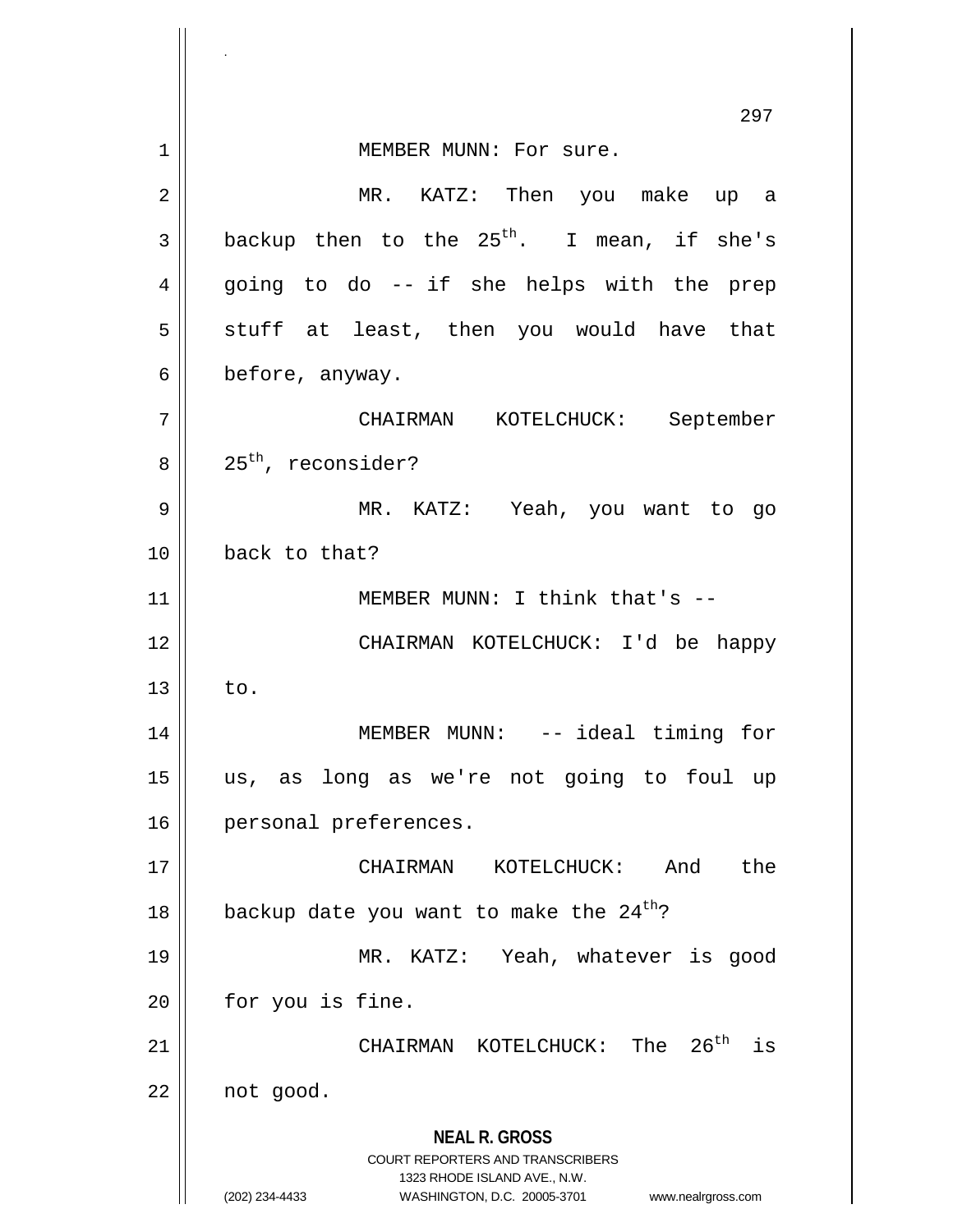MEMBER MUNN: For sure.

MR. KATZ: Then you make up a backup then to the 25th. I mean, if she's going to do -- if she helps with the prep stuff at least, then you would have that before, anyway.

CHAIRMAN KOTELCHUCK: September 25th, reconsider?

MR. KATZ: Yeah, you want to go back to that?

MEMBER MUNN: I think that's --

CHAIRMAN KOTELCHUCK: I'd be happy to.

MEMBER MUNN: -- ideal timing for us, as long as we're not going to foul up personal preferences.

CHAIRMAN KOTELCHUCK: And the backup date you want to make the 24th?

MR. KATZ: Yeah, whatever is good for you is fine.

CHAIRMAN KOTELCHUCK: The 26th is not good.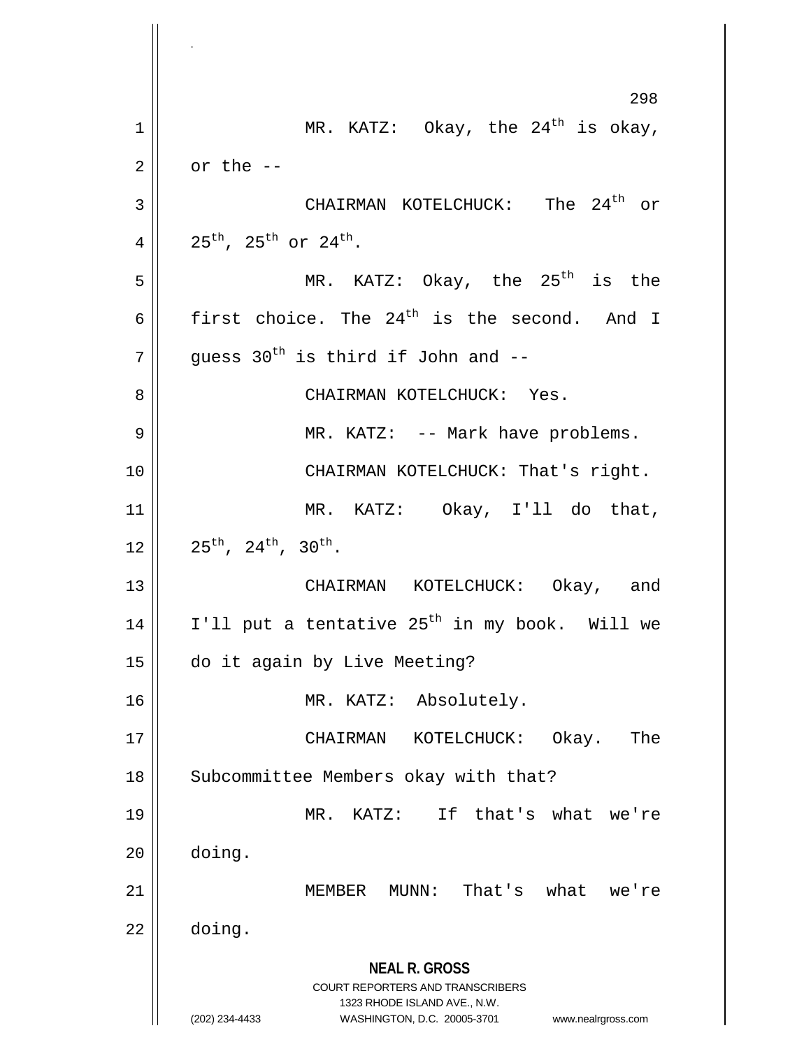MR. KATZ: Okay, the $24^{th}$ is okay, or the --

CHAIRMAN KOTELCHUCK: The $24^{th}$ or $25^{th}$, $25^{th}$ or $24^{th}$.

MR. KATZ: Okay, the $25^{th}$ is the first choice. The $24^{th}$ is the second. And I guess $30^{th}$ is third if John and --

CHAIRMAN KOTELCHUCK: Yes.

MR. KATZ: -- Mark have problems.

CHAIRMAN KOTELCHUCK: That's right.

MR. KATZ: Okay, I'll do that, $25^{th}$, $24^{th}$, $30^{th}$.

CHAIRMAN KOTELCHUCK: Okay, and I'll put a tentative $25^{th}$ in my book. Will we do it again by Live Meeting?

MR. KATZ: Absolutely.

CHAIRMAN KOTELCHUCK: Okay. The Subcommittee Members okay with that?

MR. KATZ: If that's what we're doing.

MEMBER MUNN: That's what we're doing.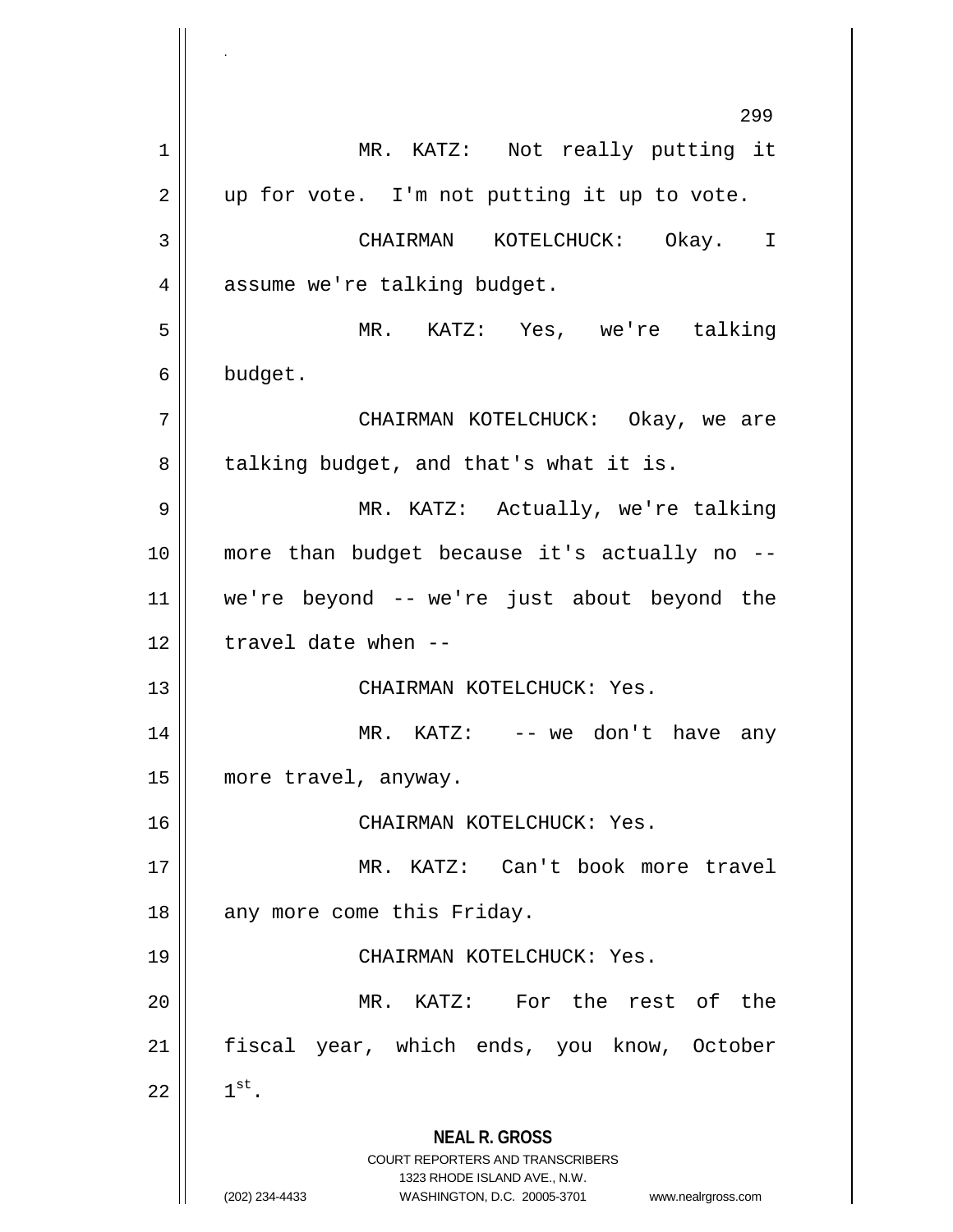MR. KATZ: Not really putting it up for vote. I'm not putting it up to vote.

CHAIRMAN KOTELCHUCK: Okay. I assume we're talking budget.

MR. KATZ: Yes, we're talking budget.

CHAIRMAN KOTELCHUCK: Okay, we are talking budget, and that's what it is.

MR. KATZ: Actually, we're talking more than budget because it's actually no -- we're beyond -- we're just about beyond the travel date when --

CHAIRMAN KOTELCHUCK: Yes.

MR. KATZ: -- we don't have any more travel, anyway.

CHAIRMAN KOTELCHUCK: Yes.

MR. KATZ: Can't book more travel any more come this Friday.

CHAIRMAN KOTELCHUCK: Yes.

MR. KATZ: For the rest of the fiscal year, which ends, you know, October 1st.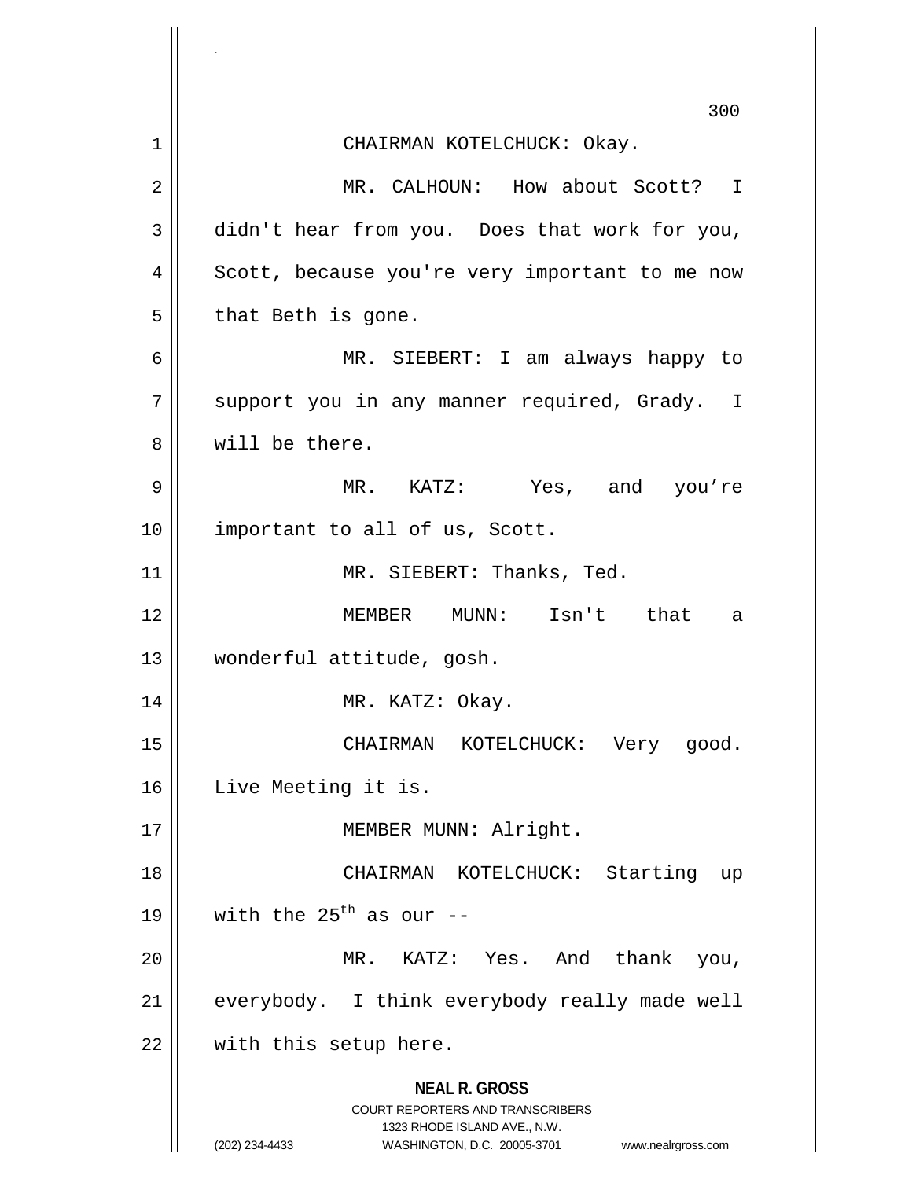CHAIRMAN KOTELCHUCK: Okay.

MR. CALHOUN: How about Scott? I didn't hear from you. Does that work for you, Scott, because you're very important to me now that Beth is gone.

MR. SIEBERT: I am always happy to support you in any manner required, Grady. I will be there.

MR. KATZ: Yes, and you’re important to all of us, Scott.

MR. SIEBERT: Thanks, Ted.

MEMBER MUNN: Isn't that a wonderful attitude, gosh.

MR. KATZ: Okay.

CHAIRMAN KOTELCHUCK: Very good. Live Meeting it is.

MEMBER MUNN: Alright.

CHAIRMAN KOTELCHUCK: Starting up with the 25th as our --

MR. KATZ: Yes. And thank you, everybody. I think everybody really made well with this setup here.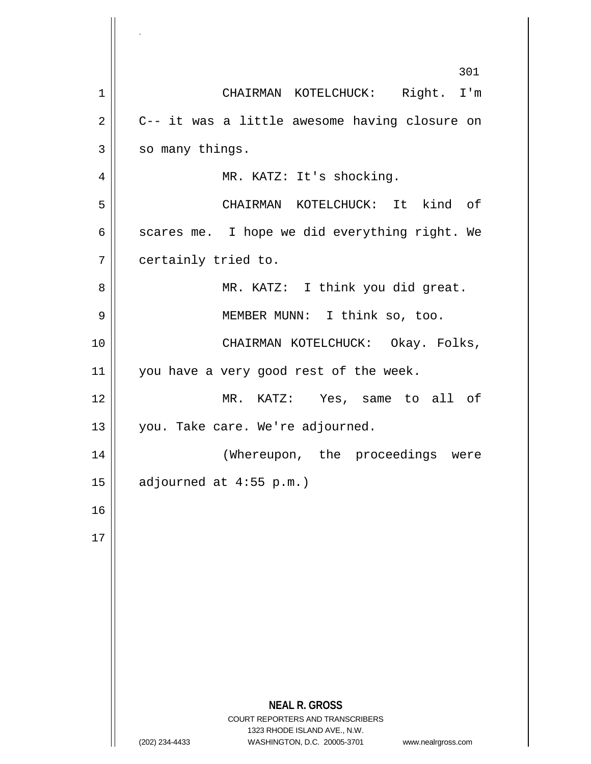CHAIRMAN KOTELCHUCK: Right. I'm C-- it was a little awesome having closure on so many things.

MR. KATZ: It's shocking.

CHAIRMAN KOTELCHUCK: It kind of scares me. I hope we did everything right. We certainly tried to.

MR. KATZ: I think you did great.

MEMBER MUNN: I think so, too.

CHAIRMAN KOTELCHUCK: Okay. Folks, you have a very good rest of the week.

MR. KATZ: Yes, same to all of you. Take care. We're adjourned.

(Whereupon, the proceedings were adjourned at 4:55 p.m.)